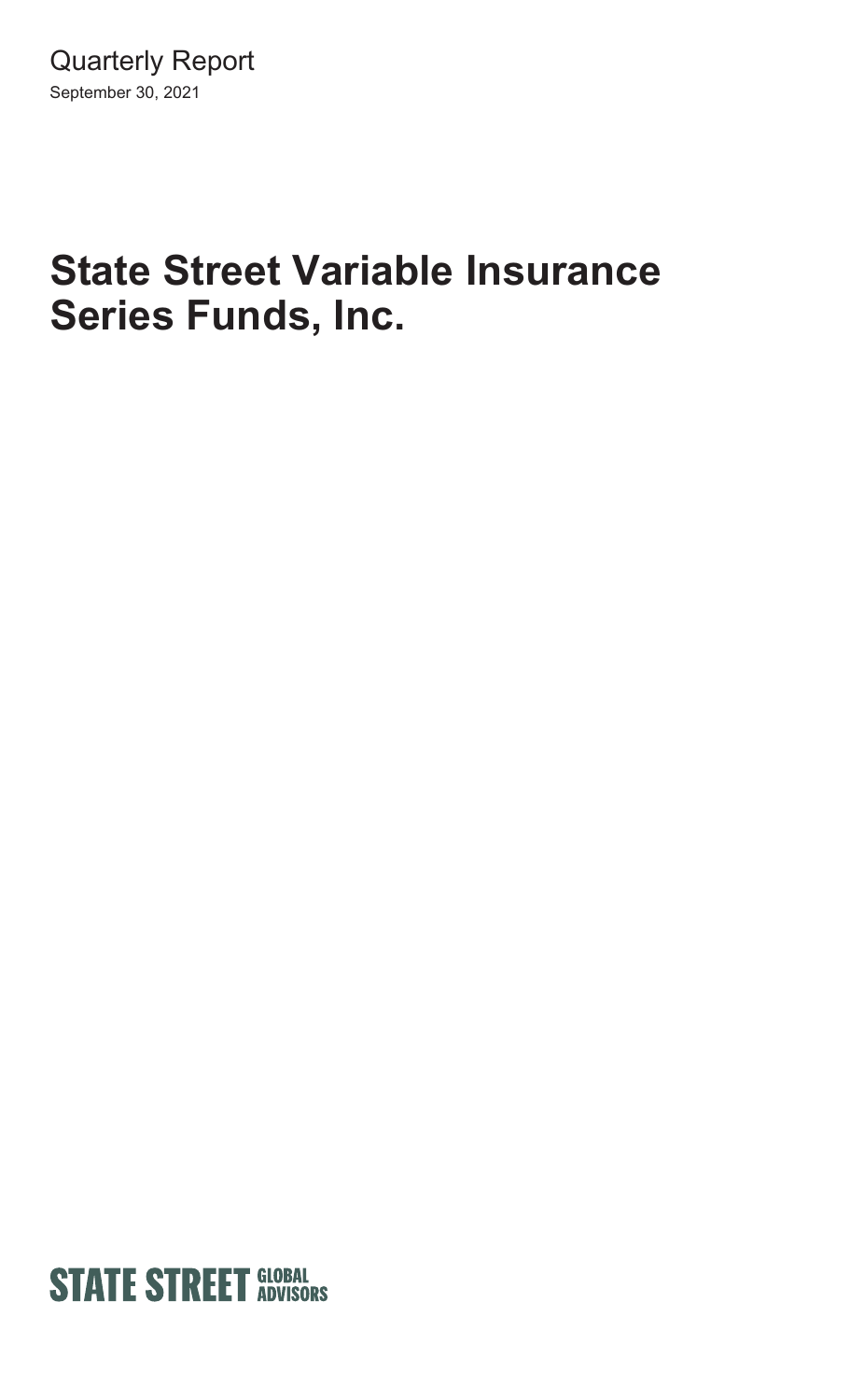Quarterly Report

September 30, 2021

# State Street Variable Insurance Series Funds, Inc.

STATE STREET GLOBAL ADVISORS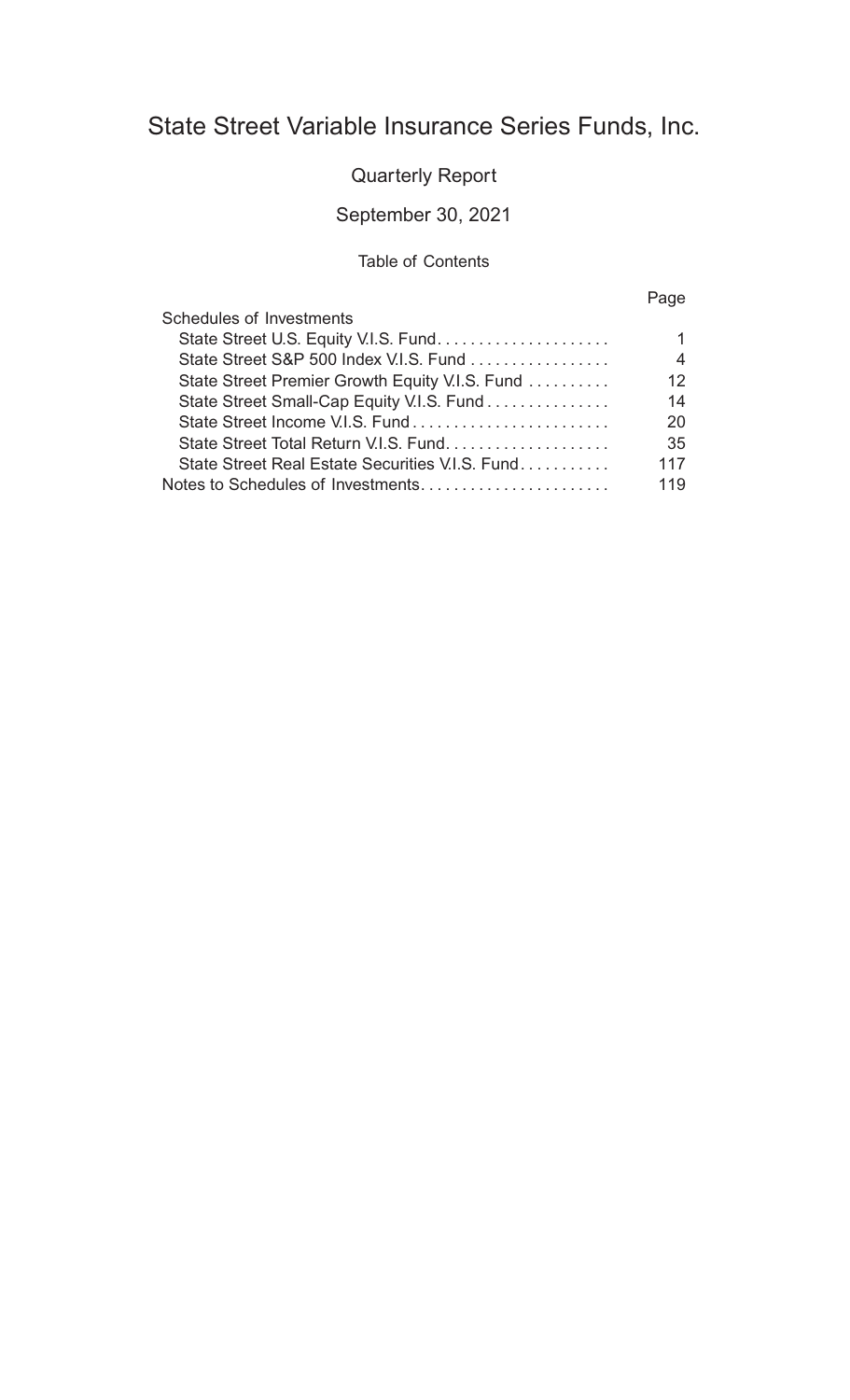# State Street Variable Insurance Series Funds, Inc.

## Quarterly Report

## September 30, 2021

### Table of Contents

| | Page |
|---|---|
| Schedules of Investments | |
| State Street U.S. Equity V.I.S. Fund | 1 |
| State Street S&P 500 Index V.I.S. Fund | 4 |
| State Street Premier Growth Equity V.I.S. Fund | 12 |
| State Street Small-Cap Equity V.I.S. Fund | 14 |
| State Street Income V.I.S. Fund | 20 |
| State Street Total Return V.I.S. Fund | 35 |
| State Street Real Estate Securities V.I.S. Fund | 117 |
| Notes to Schedules of Investments | 119 |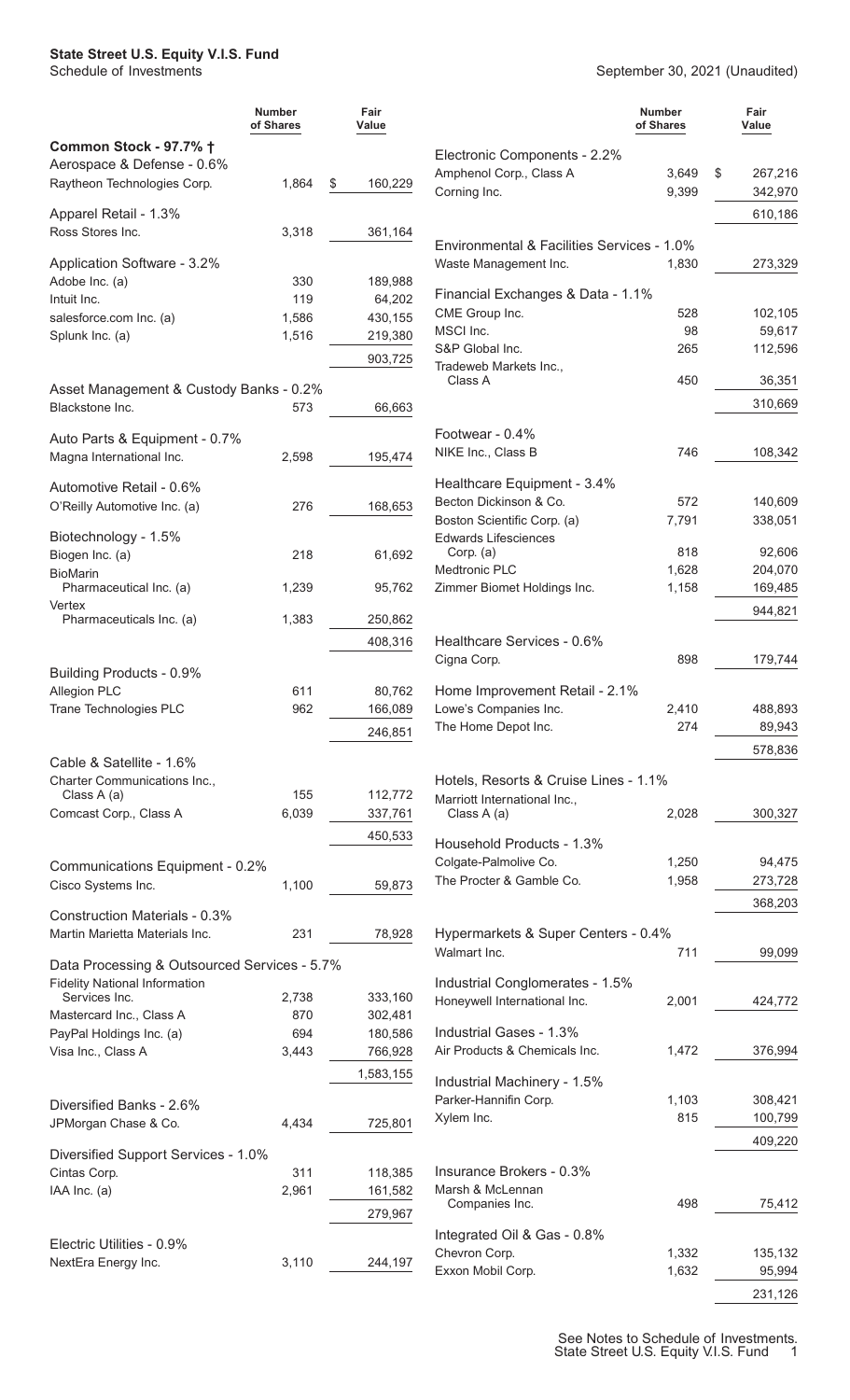**State Street U.S. Equity V.I.S. Fund**
Schedule of Investments

September 30, 2021 (Unaudited)

| | Number of Shares | Fair Value |
|---|---|---|
| **Common Stock - 97.7% †** | | |
| Aerospace & Defense - 0.6% | | |
| Raytheon Technologies Corp. | 1,864 | $ 160,229 |
| Apparel Retail - 1.3% | | |
| Ross Stores Inc. | 3,318 | 361,164 |
| Application Software - 3.2% | | |
| Adobe Inc. (a) | 330 | 189,988 |
| Intuit Inc. | 119 | 64,202 |
| salesforce.com Inc. (a) | 1,586 | 430,155 |
| Splunk Inc. (a) | 1,516 | 219,380 |
| | | 903,725 |
| Asset Management & Custody Banks - 0.2% | | |
| Blackstone Inc. | 573 | 66,663 |
| Auto Parts & Equipment - 0.7% | | |
| Magna International Inc. | 2,598 | 195,474 |
| Automotive Retail - 0.6% | | |
| O'Reilly Automotive Inc. (a) | 276 | 168,653 |
| Biotechnology - 1.5% | | |
| Biogen Inc. (a) | 218 | 61,692 |
| BioMarin Pharmaceutical Inc. (a) | 1,239 | 95,762 |
| Vertex Pharmaceuticals Inc. (a) | 1,383 | 250,862 |
| | | 408,316 |
| Building Products - 0.9% | | |
| Allegion PLC | 611 | 80,762 |
| Trane Technologies PLC | 962 | 166,089 |
| | | 246,851 |
| Cable & Satellite - 1.6% | | |
| Charter Communications Inc., Class A (a) | 155 | 112,772 |
| Comcast Corp., Class A | 6,039 | 337,761 |
| | | 450,533 |
| Communications Equipment - 0.2% | | |
| Cisco Systems Inc. | 1,100 | 59,873 |
| Construction Materials - 0.3% | | |
| Martin Marietta Materials Inc. | 231 | 78,928 |
| Data Processing & Outsourced Services - 5.7% | | |
| Fidelity National Information Services Inc. | 2,738 | 333,160 |
| Mastercard Inc., Class A | 870 | 302,481 |
| PayPal Holdings Inc. (a) | 694 | 180,586 |
| Visa Inc., Class A | 3,443 | 766,928 |
| | | 1,583,155 |
| Diversified Banks - 2.6% | | |
| JPMorgan Chase & Co. | 4,434 | 725,801 |
| Diversified Support Services - 1.0% | | |
| Cintas Corp. | 311 | 118,385 |
| IAA Inc. (a) | 2,961 | 161,582 |
| | | 279,967 |
| Electric Utilities - 0.9% | | |
| NextEra Energy Inc. | 3,110 | 244,197 |
| Electronic Components - 2.2% | | |
| Amphenol Corp., Class A | 3,649 | $ 267,216 |
| Corning Inc. | 9,399 | 342,970 |
| | | 610,186 |
| Environmental & Facilities Services - 1.0% | | |
| Waste Management Inc. | 1,830 | 273,329 |
| Financial Exchanges & Data - 1.1% | | |
| CME Group Inc. | 528 | 102,105 |
| MSCI Inc. | 98 | 59,617 |
| S&P Global Inc. | 265 | 112,596 |
| Tradeweb Markets Inc., Class A | 450 | 36,351 |
| | | 310,669 |
| Footwear - 0.4% | | |
| NIKE Inc., Class B | 746 | 108,342 |
| Healthcare Equipment - 3.4% | | |
| Becton Dickinson & Co. | 572 | 140,609 |
| Boston Scientific Corp. (a) | 7,791 | 338,051 |
| Edwards Lifesciences Corp. (a) | 818 | 92,606 |
| Medtronic PLC | 1,628 | 204,070 |
| Zimmer Biomet Holdings Inc. | 1,158 | 169,485 |
| | | 944,821 |
| Healthcare Services - 0.6% | | |
| Cigna Corp. | 898 | 179,744 |
| Home Improvement Retail - 2.1% | | |
| Lowe's Companies Inc. | 2,410 | 488,893 |
| The Home Depot Inc. | 274 | 89,943 |
| | | 578,836 |
| Hotels, Resorts & Cruise Lines - 1.1% | | |
| Marriott International Inc., Class A (a) | 2,028 | 300,327 |
| Household Products - 1.3% | | |
| Colgate-Palmolive Co. | 1,250 | 94,475 |
| The Procter & Gamble Co. | 1,958 | 273,728 |
| | | 368,203 |
| Hypermarkets & Super Centers - 0.4% | | |
| Walmart Inc. | 711 | 99,099 |
| Industrial Conglomerates - 1.5% | | |
| Honeywell International Inc. | 2,001 | 424,772 |
| Industrial Gases - 1.3% | | |
| Air Products & Chemicals Inc. | 1,472 | 376,994 |
| Industrial Machinery - 1.5% | | |
| Parker-Hannifin Corp. | 1,103 | 308,421 |
| Xylem Inc. | 815 | 100,799 |
| | | 409,220 |
| Insurance Brokers - 0.3% | | |
| Marsh & McLennan Companies Inc. | 498 | 75,412 |
| Integrated Oil & Gas - 0.8% | | |
| Chevron Corp. | 1,332 | 135,132 |
| Exxon Mobil Corp. | 1,632 | 95,994 |
| | | 231,126 |

See Notes to Schedule of Investments.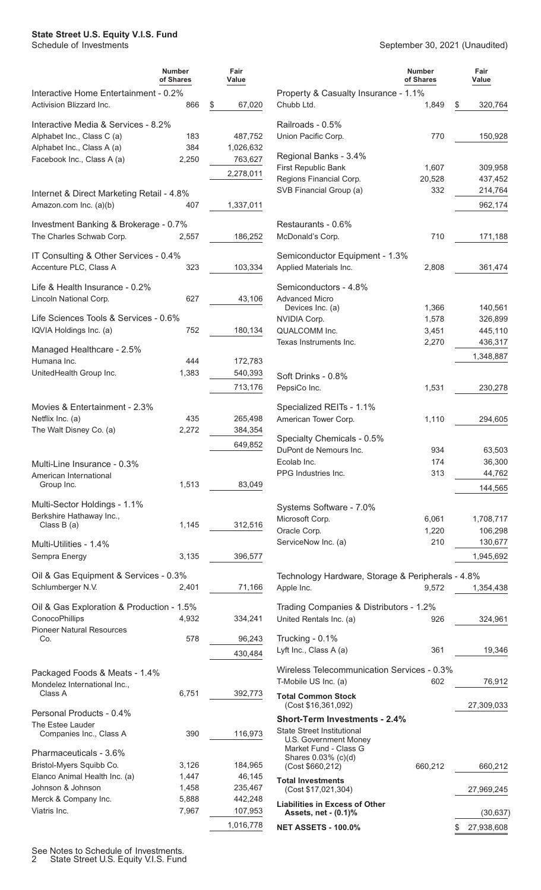# State Street U.S. Equity V.I.S. Fund

Schedule of Investments

September 30, 2021 (Unaudited)

| | Number of Shares | Fair Value |
|---|---|---|
| **Interactive Home Entertainment - 0.2%** | | |
| Activision Blizzard Inc. | 866 | $ 67,020 |
| **Interactive Media & Services - 8.2%** | | |
| Alphabet Inc., Class C (a) | 183 | 487,752 |
| Alphabet Inc., Class A (a) | 384 | 1,026,632 |
| Facebook Inc., Class A (a) | 2,250 | 763,627 |
| | | 2,278,011 |
| **Internet & Direct Marketing Retail - 4.8%** | | |
| Amazon.com Inc. (a)(b) | 407 | 1,337,011 |
| **Investment Banking & Brokerage - 0.7%** | | |
| The Charles Schwab Corp. | 2,557 | 186,252 |
| **IT Consulting & Other Services - 0.4%** | | |
| Accenture PLC, Class A | 323 | 103,334 |
| **Life & Health Insurance - 0.2%** | | |
| Lincoln National Corp. | 627 | 43,106 |
| **Life Sciences Tools & Services - 0.6%** | | |
| IQVIA Holdings Inc. (a) | 752 | 180,134 |
| **Managed Healthcare - 2.5%** | | |
| Humana Inc. | 444 | 172,783 |
| UnitedHealth Group Inc. | 1,383 | 540,393 |
| | | 713,176 |
| **Movies & Entertainment - 2.3%** | | |
| Netflix Inc. (a) | 435 | 265,498 |
| The Walt Disney Co. (a) | 2,272 | 384,354 |
| | | 649,852 |
| **Multi-Line Insurance - 0.3%** | | |
| American International Group Inc. | 1,513 | 83,049 |
| **Multi-Sector Holdings - 1.1%** | | |
| Berkshire Hathaway Inc., Class B (a) | 1,145 | 312,516 |
| **Multi-Utilities - 1.4%** | | |
| Sempra Energy | 3,135 | 396,577 |
| **Oil & Gas Equipment & Services - 0.3%** | | |
| Schlumberger N.V. | 2,401 | 71,166 |
| **Oil & Gas Exploration & Production - 1.5%** | | |
| ConocoPhillips | 4,932 | 334,241 |
| Pioneer Natural Resources Co. | 578 | 96,243 |
| | | 430,484 |
| **Packaged Foods & Meats - 1.4%** | | |
| Mondelez International Inc., Class A | 6,751 | 392,773 |
| **Personal Products - 0.4%** | | |
| The Estee Lauder Companies Inc., Class A | 390 | 116,973 |
| **Pharmaceuticals - 3.6%** | | |
| Bristol-Myers Squibb Co. | 3,126 | 184,965 |
| Elanco Animal Health Inc. (a) | 1,447 | 46,145 |
| Johnson & Johnson | 1,458 | 235,467 |
| Merck & Company Inc. | 5,888 | 442,248 |
| Viatris Inc. | 7,967 | 107,953 |
| | | 1,016,778 |
| **Property & Casualty Insurance - 1.1%** | | |
| Chubb Ltd. | 1,849 | $ 320,764 |
| **Railroads - 0.5%** | | |
| Union Pacific Corp. | 770 | 150,928 |
| **Regional Banks - 3.4%** | | |
| First Republic Bank | 1,607 | 309,958 |
| Regions Financial Corp. | 20,528 | 437,452 |
| SVB Financial Group (a) | 332 | 214,764 |
| | | 962,174 |
| **Restaurants - 0.6%** | | |
| McDonald's Corp. | 710 | 171,188 |
| **Semiconductor Equipment - 1.3%** | | |
| Applied Materials Inc. | 2,808 | 361,474 |
| **Semiconductors - 4.8%** | | |
| Advanced Micro Devices Inc. (a) | 1,366 | 140,561 |
| NVIDIA Corp. | 1,578 | 326,899 |
| QUALCOMM Inc. | 3,451 | 445,110 |
| Texas Instruments Inc. | 2,270 | 436,317 |
| | | 1,348,887 |
| **Soft Drinks - 0.8%** | | |
| PepsiCo Inc. | 1,531 | 230,278 |
| **Specialized REITs - 1.1%** | | |
| American Tower Corp. | 1,110 | 294,605 |
| **Specialty Chemicals - 0.5%** | | |
| DuPont de Nemours Inc. | 934 | 63,503 |
| Ecolab Inc. | 174 | 36,300 |
| PPG Industries Inc. | 313 | 44,762 |
| | | 144,565 |
| **Systems Software - 7.0%** | | |
| Microsoft Corp. | 6,061 | 1,708,717 |
| Oracle Corp. | 1,220 | 106,298 |
| ServiceNow Inc. (a) | 210 | 130,677 |
| | | 1,945,692 |
| **Technology Hardware, Storage & Peripherals - 4.8%** | | |
| Apple Inc. | 9,572 | 1,354,438 |
| **Trading Companies & Distributors - 1.2%** | | |
| United Rentals Inc. (a) | 926 | 324,961 |
| **Trucking - 0.1%** | | |
| Lyft Inc., Class A (a) | 361 | 19,346 |
| **Wireless Telecommunication Services - 0.3%** | | |
| T-Mobile US Inc. (a) | 602 | 76,912 |
| **Total Common Stock** (Cost $16,361,092) | | 27,309,033 |
| **Short-Term Investments - 2.4%** | | |
| State Street Institutional U.S. Government Money Market Fund - Class G Shares 0.03% (c)(d) (Cost $660,212) | 660,212 | 660,212 |
| **Total Investments** (Cost $17,021,304) | | 27,969,245 |
| **Liabilities in Excess of Other Assets, net - (0.1)%** | | (30,637) |
| **NET ASSETS - 100.0%** | | $ 27,938,608 |

See Notes to Schedule of Investments.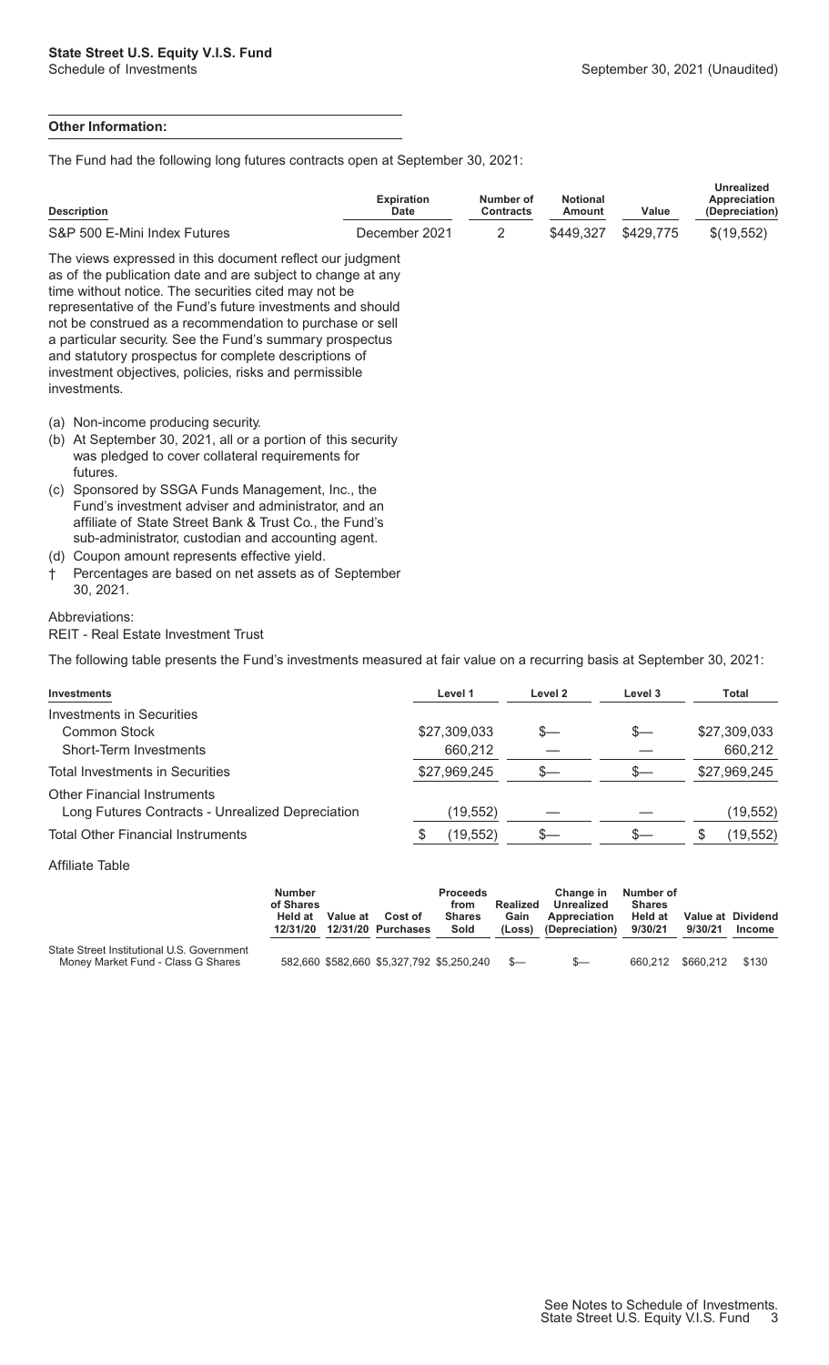**Other Information:**

The Fund had the following long futures contracts open at September 30, 2021:

| Description | Expiration Date | Number of Contracts | Notional Amount | Value | Unrealized Appreciation (Depreciation) |
|---|---|---|---|---|---|
| S&P 500 E-Mini Index Futures | December 2021 | 2 | $449,327 | $429,775 | $(19,552) |

The views expressed in this document reflect our judgment as of the publication date and are subject to change at any time without notice. The securities cited may not be representative of the Fund's future investments and should not be construed as a recommendation to purchase or sell a particular security. See the Fund's summary prospectus and statutory prospectus for complete descriptions of investment objectives, policies, risks and permissible investments.

(a) Non-income producing security.
(b) At September 30, 2021, all or a portion of this security was pledged to cover collateral requirements for futures.
(c) Sponsored by SSGA Funds Management, Inc., the Fund's investment adviser and administrator, and an affiliate of State Street Bank & Trust Co., the Fund's sub-administrator, custodian and accounting agent.
(d) Coupon amount represents effective yield.
† Percentages are based on net assets as of September 30, 2021.

Abbreviations:
REIT - Real Estate Investment Trust

The following table presents the Fund's investments measured at fair value on a recurring basis at September 30, 2021:

| Investments | Level 1 | Level 2 | Level 3 | Total |
|---|---|---|---|---|
| Investments in Securities | | | | |
| Common Stock | $27,309,033 | $— | $— | $27,309,033 |
| Short-Term Investments | 660,212 | — | — | 660,212 |
| Total Investments in Securities | $27,969,245 | $— | $— | $27,969,245 |
| Other Financial Instruments | | | | |
| Long Futures Contracts - Unrealized Depreciation | (19,552) | — | — | (19,552) |
| Total Other Financial Instruments | $ (19,552) | $— | $— | $ (19,552) |

Affiliate Table

| | Number of Shares Held at 12/31/20 | Value at 12/31/20 | Cost of Purchases | Proceeds from Shares Sold | Realized Gain (Loss) | Change in Unrealized Appreciation (Depreciation) | Number of Shares Held at 9/30/21 | Value at 9/30/21 | Dividend Income |
|---|---|---|---|---|---|---|---|---|---|
| State Street Institutional U.S. Government Money Market Fund - Class G Shares | 582,660 | $582,660 | $5,327,792 | $5,250,240 | $— | $— | 660,212 | $660,212 | $130 |

See Notes to Schedule of Investments.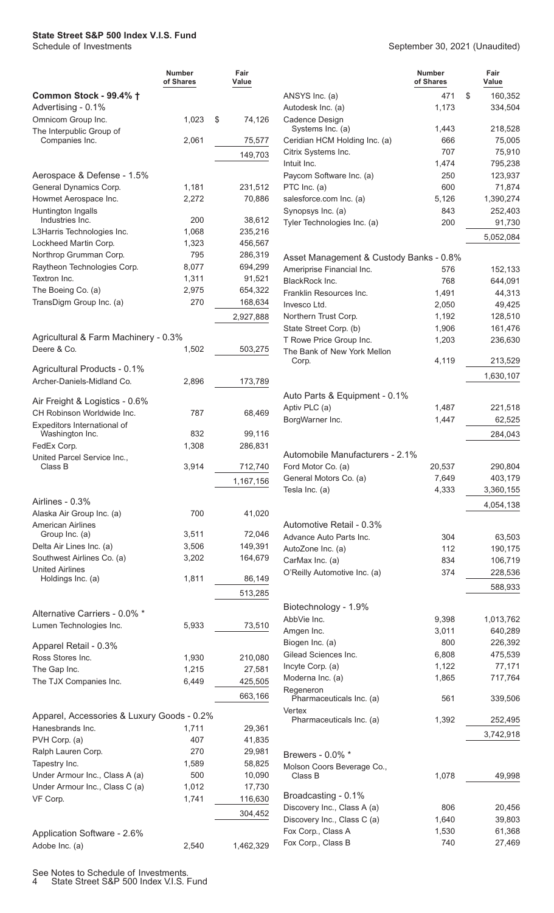# State Street S&P 500 Index V.I.S. Fund

Schedule of Investments

September 30, 2021 (Unaudited)

| | Number of Shares | Fair Value |
|---|---|---|
| **Common Stock - 99.4% †** | | |
| Advertising - 0.1% | | |
| Omnicom Group Inc. | 1,023 | $ 74,126 |
| The Interpublic Group of Companies Inc. | 2,061 | 75,577 |
| | | 149,703 |
| Aerospace & Defense - 1.5% | | |
| General Dynamics Corp. | 1,181 | 231,512 |
| Howmet Aerospace Inc. | 2,272 | 70,886 |
| Huntington Ingalls Industries Inc. | 200 | 38,612 |
| L3Harris Technologies Inc. | 1,068 | 235,216 |
| Lockheed Martin Corp. | 1,323 | 456,567 |
| Northrop Grumman Corp. | 795 | 286,319 |
| Raytheon Technologies Corp. | 8,077 | 694,299 |
| Textron Inc. | 1,311 | 91,521 |
| The Boeing Co. (a) | 2,975 | 654,322 |
| TransDigm Group Inc. (a) | 270 | 168,634 |
| | | 2,927,888 |
| Agricultural & Farm Machinery - 0.3% | | |
| Deere & Co. | 1,502 | 503,275 |
| Agricultural Products - 0.1% | | |
| Archer-Daniels-Midland Co. | 2,896 | 173,789 |
| Air Freight & Logistics - 0.6% | | |
| CH Robinson Worldwide Inc. | 787 | 68,469 |
| Expeditors International of Washington Inc. | 832 | 99,116 |
| FedEx Corp. | 1,308 | 286,831 |
| United Parcel Service Inc., Class B | 3,914 | 712,740 |
| | | 1,167,156 |
| Airlines - 0.3% | | |
| Alaska Air Group Inc. (a) | 700 | 41,020 |
| American Airlines Group Inc. (a) | 3,511 | 72,046 |
| Delta Air Lines Inc. (a) | 3,506 | 149,391 |
| Southwest Airlines Co. (a) | 3,202 | 164,679 |
| United Airlines Holdings Inc. (a) | 1,811 | 86,149 |
| | | 513,285 |
| Alternative Carriers - 0.0% * | | |
| Lumen Technologies Inc. | 5,933 | 73,510 |
| Apparel Retail - 0.3% | | |
| Ross Stores Inc. | 1,930 | 210,080 |
| The Gap Inc. | 1,215 | 27,581 |
| The TJX Companies Inc. | 6,449 | 425,505 |
| | | 663,166 |
| Apparel, Accessories & Luxury Goods - 0.2% | | |
| Hanesbrands Inc. | 1,711 | 29,361 |
| PVH Corp. (a) | 407 | 41,835 |
| Ralph Lauren Corp. | 270 | 29,981 |
| Tapestry Inc. | 1,589 | 58,825 |
| Under Armour Inc., Class A (a) | 500 | 10,090 |
| Under Armour Inc., Class C (a) | 1,012 | 17,730 |
| VF Corp. | 1,741 | 116,630 |
| | | 304,452 |
| Application Software - 2.6% | | |
| Adobe Inc. (a) | 2,540 | 1,462,329 |
| ANSYS Inc. (a) | 471 | $ 160,352 |
| Autodesk Inc. (a) | 1,173 | 334,504 |
| Cadence Design Systems Inc. (a) | 1,443 | 218,528 |
| Ceridian HCM Holding Inc. (a) | 666 | 75,005 |
| Citrix Systems Inc. | 707 | 75,910 |
| Intuit Inc. | 1,474 | 795,238 |
| Paycom Software Inc. (a) | 250 | 123,937 |
| PTC Inc. (a) | 600 | 71,874 |
| salesforce.com Inc. (a) | 5,126 | 1,390,274 |
| Synopsys Inc. (a) | 843 | 252,403 |
| Tyler Technologies Inc. (a) | 200 | 91,730 |
| | | 5,052,084 |
| Asset Management & Custody Banks - 0.8% | | |
| Ameriprise Financial Inc. | 576 | 152,133 |
| BlackRock Inc. | 768 | 644,091 |
| Franklin Resources Inc. | 1,491 | 44,313 |
| Invesco Ltd. | 2,050 | 49,425 |
| Northern Trust Corp. | 1,192 | 128,510 |
| State Street Corp. (b) | 1,906 | 161,476 |
| T Rowe Price Group Inc. | 1,203 | 236,630 |
| The Bank of New York Mellon Corp. | 4,119 | 213,529 |
| | | 1,630,107 |
| Auto Parts & Equipment - 0.1% | | |
| Aptiv PLC (a) | 1,487 | 221,518 |
| BorgWarner Inc. | 1,447 | 62,525 |
| | | 284,043 |
| Automobile Manufacturers - 2.1% | | |
| Ford Motor Co. (a) | 20,537 | 290,804 |
| General Motors Co. (a) | 7,649 | 403,179 |
| Tesla Inc. (a) | 4,333 | 3,360,155 |
| | | 4,054,138 |
| Automotive Retail - 0.3% | | |
| Advance Auto Parts Inc. | 304 | 63,503 |
| AutoZone Inc. (a) | 112 | 190,175 |
| CarMax Inc. (a) | 834 | 106,719 |
| O'Reilly Automotive Inc. (a) | 374 | 228,536 |
| | | 588,933 |
| Biotechnology - 1.9% | | |
| AbbVie Inc. | 9,398 | 1,013,762 |
| Amgen Inc. | 3,011 | 640,289 |
| Biogen Inc. (a) | 800 | 226,392 |
| Gilead Sciences Inc. | 6,808 | 475,539 |
| Incyte Corp. (a) | 1,122 | 77,171 |
| Moderna Inc. (a) | 1,865 | 717,764 |
| Regeneron Pharmaceuticals Inc. (a) | 561 | 339,506 |
| Vertex Pharmaceuticals Inc. (a) | 1,392 | 252,495 |
| | | 3,742,918 |
| Brewers - 0.0% * | | |
| Molson Coors Beverage Co., Class B | 1,078 | 49,998 |
| Broadcasting - 0.1% | | |
| Discovery Inc., Class A (a) | 806 | 20,456 |
| Discovery Inc., Class C (a) | 1,640 | 39,803 |
| Fox Corp., Class A | 1,530 | 61,368 |
| Fox Corp., Class B | 740 | 27,469 |

See Notes to Schedule of Investments.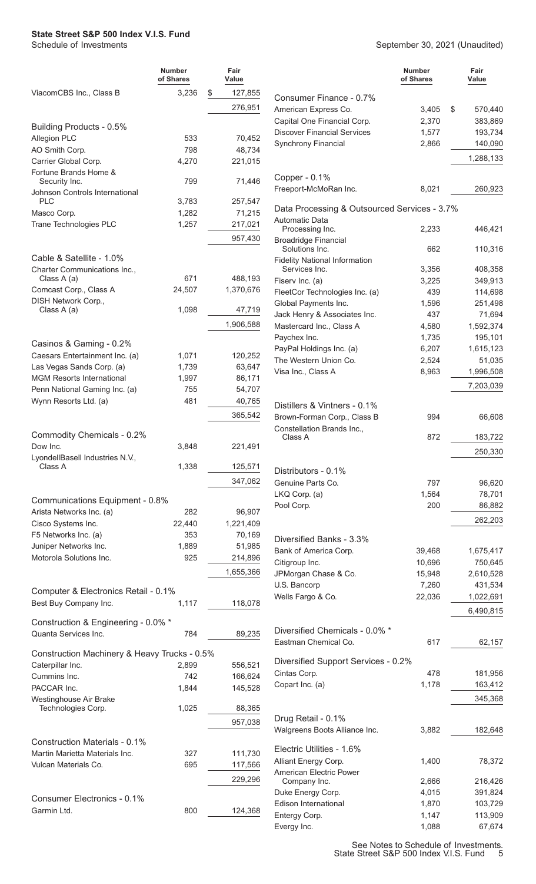# State State S&P 500 Index V.I.S. Fund

Schedule of Investments

September 30, 2021 (Unaudited)

| | Number of Shares | Fair Value |
|---|---|---|
| ViacomCBS Inc., Class B | 3,236 | $ 127,855 |
| | | 276,951 |
| **Building Products - 0.5%** | | |
| Allegion PLC | 533 | 70,452 |
| AO Smith Corp. | 798 | 48,734 |
| Carrier Global Corp. | 4,270 | 221,015 |
| Fortune Brands Home & Security Inc. | 799 | 71,446 |
| Johnson Controls International PLC | 3,783 | 257,547 |
| Masco Corp. | 1,282 | 71,215 |
| Trane Technologies PLC | 1,257 | 217,021 |
| | | 957,430 |
| **Cable & Satellite - 1.0%** | | |
| Charter Communications Inc., Class A (a) | 671 | 488,193 |
| Comcast Corp., Class A | 24,507 | 1,370,676 |
| DISH Network Corp., Class A (a) | 1,098 | 47,719 |
| | | 1,906,588 |
| **Casinos & Gaming - 0.2%** | | |
| Caesars Entertainment Inc. (a) | 1,071 | 120,252 |
| Las Vegas Sands Corp. (a) | 1,739 | 63,647 |
| MGM Resorts International | 1,997 | 86,171 |
| Penn National Gaming Inc. (a) | 755 | 54,707 |
| Wynn Resorts Ltd. (a) | 481 | 40,765 |
| | | 365,542 |
| **Commodity Chemicals - 0.2%** | | |
| Dow Inc. | 3,848 | 221,491 |
| LyondellBasell Industries N.V., Class A | 1,338 | 125,571 |
| | | 347,062 |
| **Communications Equipment - 0.8%** | | |
| Arista Networks Inc. (a) | 282 | 96,907 |
| Cisco Systems Inc. | 22,440 | 1,221,409 |
| F5 Networks Inc. (a) | 353 | 70,169 |
| Juniper Networks Inc. | 1,889 | 51,985 |
| Motorola Solutions Inc. | 925 | 214,896 |
| | | 1,655,366 |
| **Computer & Electronics Retail - 0.1%** | | |
| Best Buy Company Inc. | 1,117 | 118,078 |
| **Construction & Engineering - 0.0% \*** | | |
| Quanta Services Inc. | 784 | 89,235 |
| **Construction Machinery & Heavy Trucks - 0.5%** | | |
| Caterpillar Inc. | 2,899 | 556,521 |
| Cummins Inc. | 742 | 166,624 |
| PACCAR Inc. | 1,844 | 145,528 |
| Westinghouse Air Brake Technologies Corp. | 1,025 | 88,365 |
| | | 957,038 |
| **Construction Materials - 0.1%** | | |
| Martin Marietta Materials Inc. | 327 | 111,730 |
| Vulcan Materials Co. | 695 | 117,566 |
| | | 229,296 |
| **Consumer Electronics - 0.1%** | | |
| Garmin Ltd. | 800 | 124,368 |
| **Consumer Finance - 0.7%** | | |
| American Express Co. | 3,405 | $ 570,440 |
| Capital One Financial Corp. | 2,370 | 383,869 |
| Discover Financial Services | 1,577 | 193,734 |
| Synchrony Financial | 2,866 | 140,090 |
| | | 1,288,133 |
| **Copper - 0.1%** | | |
| Freeport-McMoRan Inc. | 8,021 | 260,923 |
| **Data Processing & Outsourced Services - 3.7%** | | |
| Automatic Data Processing Inc. | 2,233 | 446,421 |
| Broadridge Financial Solutions Inc. | 662 | 110,316 |
| Fidelity National Information Services Inc. | 3,356 | 408,358 |
| Fiserv Inc. (a) | 3,225 | 349,913 |
| FleetCor Technologies Inc. (a) | 439 | 114,698 |
| Global Payments Inc. | 1,596 | 251,498 |
| Jack Henry & Associates Inc. | 437 | 71,694 |
| Mastercard Inc., Class A | 4,580 | 1,592,374 |
| Paychex Inc. | 1,735 | 195,101 |
| PayPal Holdings Inc. (a) | 6,207 | 1,615,123 |
| The Western Union Co. | 2,524 | 51,035 |
| Visa Inc., Class A | 8,963 | 1,996,508 |
| | | 7,203,039 |
| **Distillers & Vintners - 0.1%** | | |
| Brown-Forman Corp., Class B | 994 | 66,608 |
| Constellation Brands Inc., Class A | 872 | 183,722 |
| | | 250,330 |
| **Distributors - 0.1%** | | |
| Genuine Parts Co. | 797 | 96,620 |
| LKQ Corp. (a) | 1,564 | 78,701 |
| Pool Corp. | 200 | 86,882 |
| | | 262,203 |
| **Diversified Banks - 3.3%** | | |
| Bank of America Corp. | 39,468 | 1,675,417 |
| Citigroup Inc. | 10,696 | 750,645 |
| JPMorgan Chase & Co. | 15,948 | 2,610,528 |
| U.S. Bancorp | 7,260 | 431,534 |
| Wells Fargo & Co. | 22,036 | 1,022,691 |
| | | 6,490,815 |
| **Diversified Chemicals - 0.0% \*** | | |
| Eastman Chemical Co. | 617 | 62,157 |
| **Diversified Support Services - 0.2%** | | |
| Cintas Corp. | 478 | 181,956 |
| Copart Inc. (a) | 1,178 | 163,412 |
| | | 345,368 |
| **Drug Retail - 0.1%** | | |
| Walgreens Boots Alliance Inc. | 3,882 | 182,648 |
| **Electric Utilities - 1.6%** | | |
| Alliant Energy Corp. | 1,400 | 78,372 |
| American Electric Power Company Inc. | 2,666 | 216,426 |
| Duke Energy Corp. | 4,015 | 391,824 |
| Edison International | 1,870 | 103,729 |
| Entergy Corp. | 1,147 | 113,909 |
| Evergy Inc. | 1,088 | 67,674 |

See Notes to Schedule of Investments.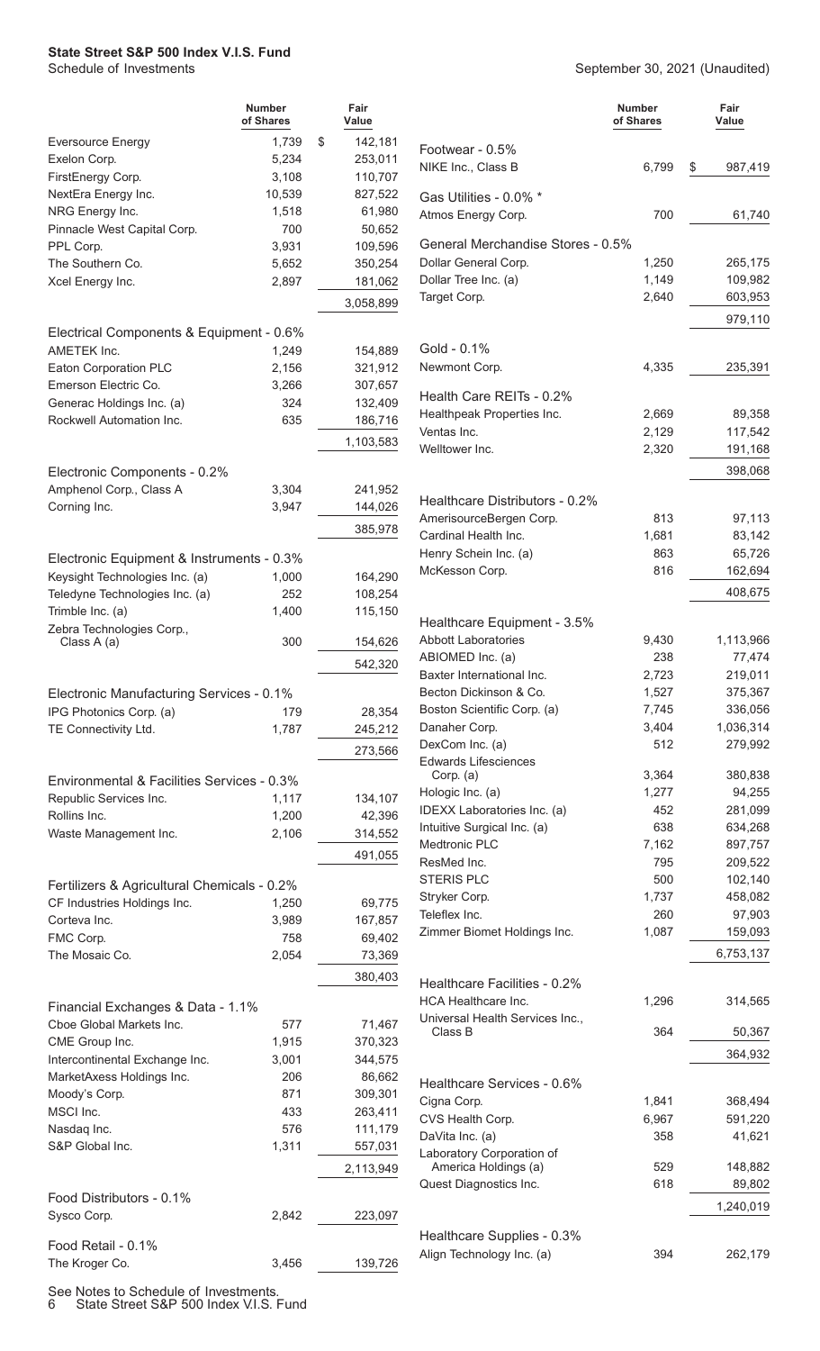# State Street S&P 500 Index V.I.S. Fund

Schedule of Investments

September 30, 2021 (Unaudited)

| | Number of Shares | Fair Value |
|---|---|---|
| Eversource Energy | 1,739 | $ 142,181 |
| Exelon Corp. | 5,234 | 253,011 |
| FirstEnergy Corp. | 3,108 | 110,707 |
| NextEra Energy Inc. | 10,539 | 827,522 |
| NRG Energy Inc. | 1,518 | 61,980 |
| Pinnacle West Capital Corp. | 700 | 50,652 |
| PPL Corp. | 3,931 | 109,596 |
| The Southern Co. | 5,652 | 350,254 |
| Xcel Energy Inc. | 2,897 | 181,062 |
| | | 3,058,899 |
| **Electrical Components & Equipment - 0.6%** | | |
| AMETEK Inc. | 1,249 | 154,889 |
| Eaton Corporation PLC | 2,156 | 321,912 |
| Emerson Electric Co. | 3,266 | 307,657 |
| Generac Holdings Inc. (a) | 324 | 132,409 |
| Rockwell Automation Inc. | 635 | 186,716 |
| | | 1,103,583 |
| **Electronic Components - 0.2%** | | |
| Amphenol Corp., Class A | 3,304 | 241,952 |
| Corning Inc. | 3,947 | 144,026 |
| | | 385,978 |
| **Electronic Equipment & Instruments - 0.3%** | | |
| Keysight Technologies Inc. (a) | 1,000 | 164,290 |
| Teledyne Technologies Inc. (a) | 252 | 108,254 |
| Trimble Inc. (a) | 1,400 | 115,150 |
| Zebra Technologies Corp., Class A (a) | 300 | 154,626 |
| | | 542,320 |
| **Electronic Manufacturing Services - 0.1%** | | |
| IPG Photonics Corp. (a) | 179 | 28,354 |
| TE Connectivity Ltd. | 1,787 | 245,212 |
| | | 273,566 |
| **Environmental & Facilities Services - 0.3%** | | |
| Republic Services Inc. | 1,117 | 134,107 |
| Rollins Inc. | 1,200 | 42,396 |
| Waste Management Inc. | 2,106 | 314,552 |
| | | 491,055 |
| **Fertilizers & Agricultural Chemicals - 0.2%** | | |
| CF Industries Holdings Inc. | 1,250 | 69,775 |
| Corteva Inc. | 3,989 | 167,857 |
| FMC Corp. | 758 | 69,402 |
| The Mosaic Co. | 2,054 | 73,369 |
| | | 380,403 |
| **Financial Exchanges & Data - 1.1%** | | |
| Cboe Global Markets Inc. | 577 | 71,467 |
| CME Group Inc. | 1,915 | 370,323 |
| Intercontinental Exchange Inc. | 3,001 | 344,575 |
| MarketAxess Holdings Inc. | 206 | 86,662 |
| Moody's Corp. | 871 | 309,301 |
| MSCI Inc. | 433 | 263,411 |
| Nasdaq Inc. | 576 | 111,179 |
| S&P Global Inc. | 1,311 | 557,031 |
| | | 2,113,949 |
| **Food Distributors - 0.1%** | | |
| Sysco Corp. | 2,842 | 223,097 |
| **Food Retail - 0.1%** | | |
| The Kroger Co. | 3,456 | 139,726 |
| **Footwear - 0.5%** | | |
| NIKE Inc., Class B | 6,799 | $ 987,419 |
| **Gas Utilities - 0.0% *** | | |
| Atmos Energy Corp. | 700 | 61,740 |
| **General Merchandise Stores - 0.5%** | | |
| Dollar General Corp. | 1,250 | 265,175 |
| Dollar Tree Inc. (a) | 1,149 | 109,982 |
| Target Corp. | 2,640 | 603,953 |
| | | 979,110 |
| **Gold - 0.1%** | | |
| Newmont Corp. | 4,335 | 235,391 |
| **Health Care REITs - 0.2%** | | |
| Healthpeak Properties Inc. | 2,669 | 89,358 |
| Ventas Inc. | 2,129 | 117,542 |
| Welltower Inc. | 2,320 | 191,168 |
| | | 398,068 |
| **Healthcare Distributors - 0.2%** | | |
| AmerisourceBergen Corp. | 813 | 97,113 |
| Cardinal Health Inc. | 1,681 | 83,142 |
| Henry Schein Inc. (a) | 863 | 65,726 |
| McKesson Corp. | 816 | 162,694 |
| | | 408,675 |
| **Healthcare Equipment - 3.5%** | | |
| Abbott Laboratories | 9,430 | 1,113,966 |
| ABIOMED Inc. (a) | 238 | 77,474 |
| Baxter International Inc. | 2,723 | 219,011 |
| Becton Dickinson & Co. | 1,527 | 375,367 |
| Boston Scientific Corp. (a) | 7,745 | 336,056 |
| Danaher Corp. | 3,404 | 1,036,314 |
| DexCom Inc. (a) | 512 | 279,992 |
| Edwards Lifesciences Corp. (a) | 3,364 | 380,838 |
| Hologic Inc. (a) | 1,277 | 94,255 |
| IDEXX Laboratories Inc. (a) | 452 | 281,099 |
| Intuitive Surgical Inc. (a) | 638 | 634,268 |
| Medtronic PLC | 7,162 | 897,757 |
| ResMed Inc. | 795 | 209,522 |
| STERIS PLC | 500 | 102,140 |
| Stryker Corp. | 1,737 | 458,082 |
| Teleflex Inc. | 260 | 97,903 |
| Zimmer Biomet Holdings Inc. | 1,087 | 159,093 |
| | | 6,753,137 |
| **Healthcare Facilities - 0.2%** | | |
| HCA Healthcare Inc. | 1,296 | 314,565 |
| Universal Health Services Inc., Class B | 364 | 50,367 |
| | | 364,932 |
| **Healthcare Services - 0.6%** | | |
| Cigna Corp. | 1,841 | 368,494 |
| CVS Health Corp. | 6,967 | 591,220 |
| DaVita Inc. (a) | 358 | 41,621 |
| Laboratory Corporation of America Holdings (a) | 529 | 148,882 |
| Quest Diagnostics Inc. | 618 | 89,802 |
| | | 1,240,019 |
| **Healthcare Supplies - 0.3%** | | |
| Align Technology Inc. (a) | 394 | 262,179 |

See Notes to Schedule of Investments.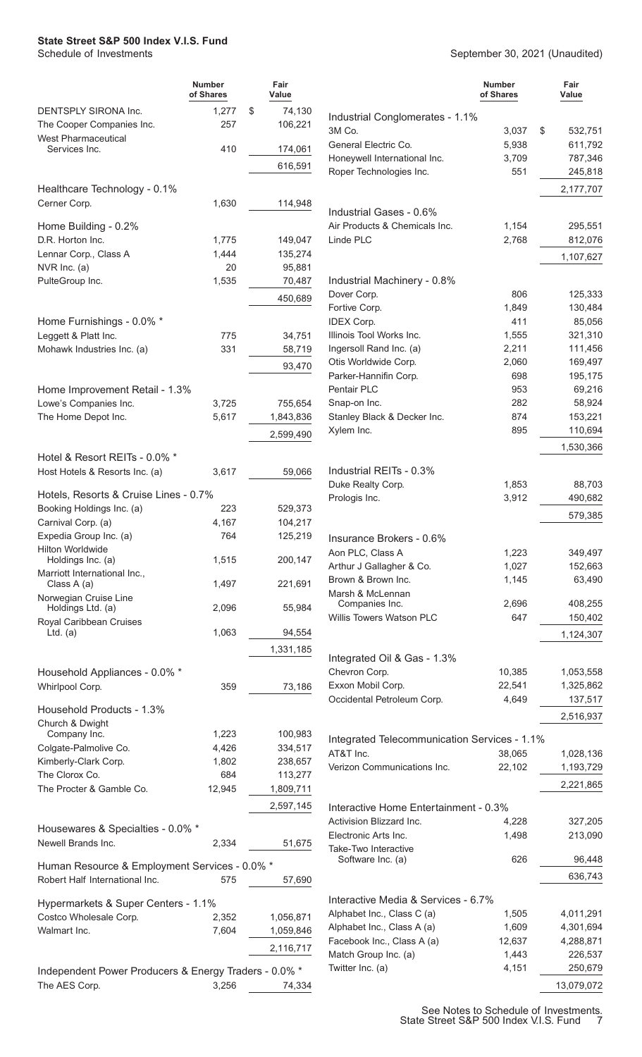**State State Street S&P 500 Index V.I.S. Fund**

Schedule of Investments

September 30, 2021 (Unaudited)

| | Number of Shares | Fair Value |
|---|---|---|
| DENTSPLY SIRONA Inc. | 1,277 | $ 74,130 |
| The Cooper Companies Inc. | 257 | 106,221 |
| West Pharmaceutical Services Inc. | 410 | 174,061 |
| | | 616,591 |
| **Healthcare Technology - 0.1%** | | |
| Cerner Corp. | 1,630 | 114,948 |
| **Home Building - 0.2%** | | |
| D.R. Horton Inc. | 1,775 | 149,047 |
| Lennar Corp., Class A | 1,444 | 135,274 |
| NVR Inc. (a) | 20 | 95,881 |
| PulteGroup Inc. | 1,535 | 70,487 |
| | | 450,689 |
| **Home Furnishings - 0.0% *** | | |
| Leggett & Platt Inc. | 775 | 34,751 |
| Mohawk Industries Inc. (a) | 331 | 58,719 |
| | | 93,470 |
| **Home Improvement Retail - 1.3%** | | |
| Lowe's Companies Inc. | 3,725 | 755,654 |
| The Home Depot Inc. | 5,617 | 1,843,836 |
| | | 2,599,490 |
| **Hotel & Resort REITs - 0.0% *** | | |
| Host Hotels & Resorts Inc. (a) | 3,617 | 59,066 |
| **Hotels, Resorts & Cruise Lines - 0.7%** | | |
| Booking Holdings Inc. (a) | 223 | 529,373 |
| Carnival Corp. (a) | 4,167 | 104,217 |
| Expedia Group Inc. (a) | 764 | 125,219 |
| Hilton Worldwide Holdings Inc. (a) | 1,515 | 200,147 |
| Marriott International Inc., Class A (a) | 1,497 | 221,691 |
| Norwegian Cruise Line Holdings Ltd. (a) | 2,096 | 55,984 |
| Royal Caribbean Cruises Ltd. (a) | 1,063 | 94,554 |
| | | 1,331,185 |
| **Household Appliances - 0.0% *** | | |
| Whirlpool Corp. | 359 | 73,186 |
| **Household Products - 1.3%** | | |
| Church & Dwight Company Inc. | 1,223 | 100,983 |
| Colgate-Palmolive Co. | 4,426 | 334,517 |
| Kimberly-Clark Corp. | 1,802 | 238,657 |
| The Clorox Co. | 684 | 113,277 |
| The Procter & Gamble Co. | 12,945 | 1,809,711 |
| | | 2,597,145 |
| **Housewares & Specialties - 0.0% *** | | |
| Newell Brands Inc. | 2,334 | 51,675 |
| **Human Resource & Employment Services - 0.0% *** | | |
| Robert Half International Inc. | 575 | 57,690 |
| **Hypermarkets & Super Centers - 1.1%** | | |
| Costco Wholesale Corp. | 2,352 | 1,056,871 |
| Walmart Inc. | 7,604 | 1,059,846 |
| | | 2,116,717 |
| **Independent Power Producers & Energy Traders - 0.0% *** | | |
| The AES Corp. | 3,256 | 74,334 |
| **Industrial Conglomerates - 1.1%** | | |
| 3M Co. | 3,037 | $ 532,751 |
| General Electric Co. | 5,938 | 611,792 |
| Honeywell International Inc. | 3,709 | 787,346 |
| Roper Technologies Inc. | 551 | 245,818 |
| | | 2,177,707 |
| **Industrial Gases - 0.6%** | | |
| Air Products & Chemicals Inc. | 1,154 | 295,551 |
| Linde PLC | 2,768 | 812,076 |
| | | 1,107,627 |
| **Industrial Machinery - 0.8%** | | |
| Dover Corp. | 806 | 125,333 |
| Fortive Corp. | 1,849 | 130,484 |
| IDEX Corp. | 411 | 85,056 |
| Illinois Tool Works Inc. | 1,555 | 321,310 |
| Ingersoll Rand Inc. (a) | 2,211 | 111,456 |
| Otis Worldwide Corp. | 2,060 | 169,497 |
| Parker-Hannifin Corp. | 698 | 195,175 |
| Pentair PLC | 953 | 69,216 |
| Snap-on Inc. | 282 | 58,924 |
| Stanley Black & Decker Inc. | 874 | 153,221 |
| Xylem Inc. | 895 | 110,694 |
| | | 1,530,366 |
| **Industrial REITs - 0.3%** | | |
| Duke Realty Corp. | 1,853 | 88,703 |
| Prologis Inc. | 3,912 | 490,682 |
| | | 579,385 |
| **Insurance Brokers - 0.6%** | | |
| Aon PLC, Class A | 1,223 | 349,497 |
| Arthur J Gallagher & Co. | 1,027 | 152,663 |
| Brown & Brown Inc. | 1,145 | 63,490 |
| Marsh & McLennan Companies Inc. | 2,696 | 408,255 |
| Willis Towers Watson PLC | 647 | 150,402 |
| | | 1,124,307 |
| **Integrated Oil & Gas - 1.3%** | | |
| Chevron Corp. | 10,385 | 1,053,558 |
| Exxon Mobil Corp. | 22,541 | 1,325,862 |
| Occidental Petroleum Corp. | 4,649 | 137,517 |
| | | 2,516,937 |
| **Integrated Telecommunication Services - 1.1%** | | |
| AT&T Inc. | 38,065 | 1,028,136 |
| Verizon Communications Inc. | 22,102 | 1,193,729 |
| | | 2,221,865 |
| **Interactive Home Entertainment - 0.3%** | | |
| Activision Blizzard Inc. | 4,228 | 327,205 |
| Electronic Arts Inc. | 1,498 | 213,090 |
| Take-Two Interactive Software Inc. (a) | 626 | 96,448 |
| | | 636,743 |
| **Interactive Media & Services - 6.7%** | | |
| Alphabet Inc., Class C (a) | 1,505 | 4,011,291 |
| Alphabet Inc., Class A (a) | 1,609 | 4,301,694 |
| Facebook Inc., Class A (a) | 12,637 | 4,288,871 |
| Match Group Inc. (a) | 1,443 | 226,537 |
| Twitter Inc. (a) | 4,151 | 250,679 |
| | | 13,079,072 |

See Notes to Schedule of Investments.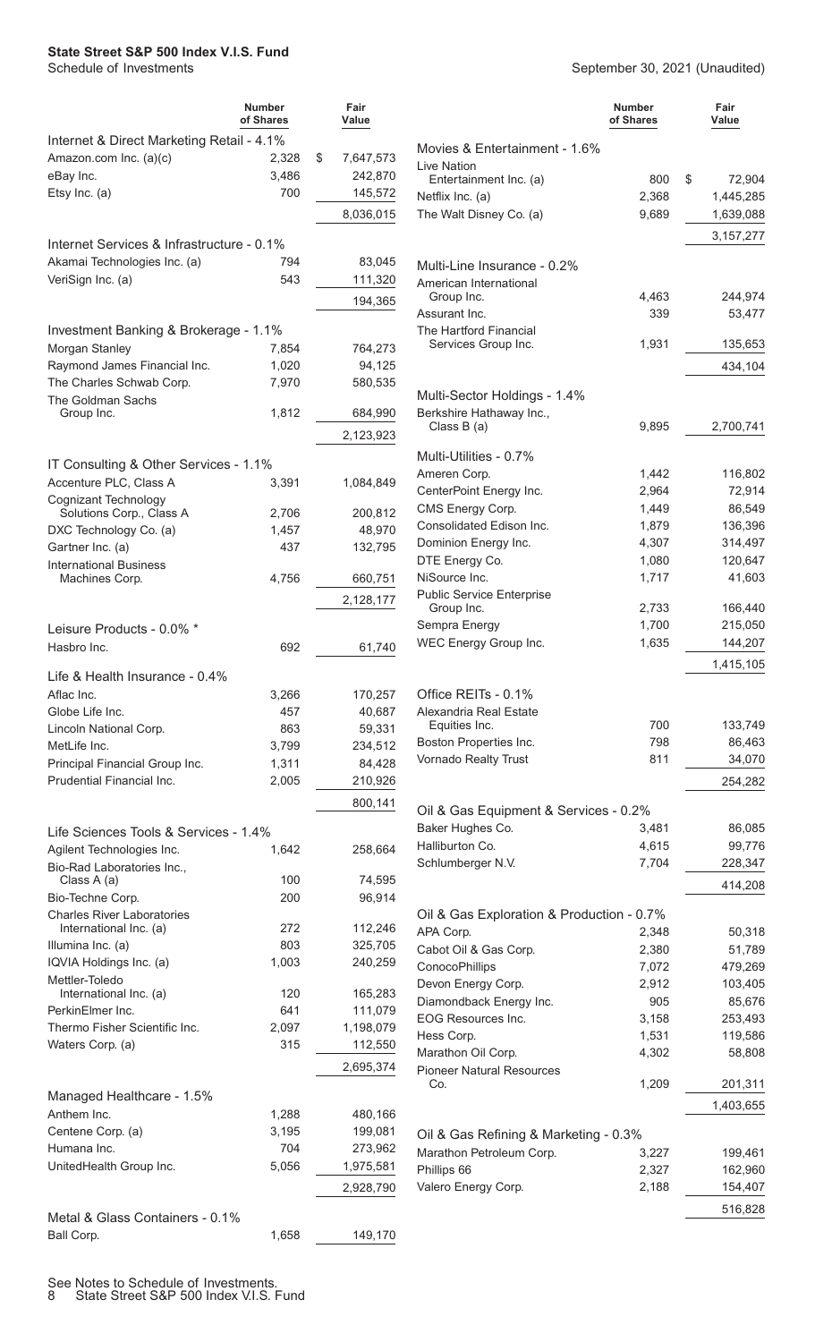**State State S&P 500 Index V.I.S. Fund**
Schedule of Investments

September 30, 2021 (Unaudited)

| | Number of Shares | Fair Value |
|---|---|---|
| **Internet & Direct Marketing Retail - 4.1%** | | |
| Amazon.com Inc. (a)(c) | 2,328 | $ 7,647,573 |
| eBay Inc. | 3,486 | 242,870 |
| Etsy Inc. (a) | 700 | 145,572 |
| | | 8,036,015 |
| **Internet Services & Infrastructure - 0.1%** | | |
| Akamai Technologies Inc. (a) | 794 | 83,045 |
| VeriSign Inc. (a) | 543 | 111,320 |
| | | 194,365 |
| **Investment Banking & Brokerage - 1.1%** | | |
| Morgan Stanley | 7,854 | 764,273 |
| Raymond James Financial Inc. | 1,020 | 94,125 |
| The Charles Schwab Corp. | 7,970 | 580,535 |
| The Goldman Sachs Group Inc. | 1,812 | 684,990 |
| | | 2,123,923 |
| **IT Consulting & Other Services - 1.1%** | | |
| Accenture PLC, Class A | 3,391 | 1,084,849 |
| Cognizant Technology Solutions Corp., Class A | 2,706 | 200,812 |
| DXC Technology Co. (a) | 1,457 | 48,970 |
| Gartner Inc. (a) | 437 | 132,795 |
| International Business Machines Corp. | 4,756 | 660,751 |
| | | 2,128,177 |
| **Leisure Products - 0.0% \*** | | |
| Hasbro Inc. | 692 | 61,740 |
| **Life & Health Insurance - 0.4%** | | |
| Aflac Inc. | 3,266 | 170,257 |
| Globe Life Inc. | 457 | 40,687 |
| Lincoln National Corp. | 863 | 59,331 |
| MetLife Inc. | 3,799 | 234,512 |
| Principal Financial Group Inc. | 1,311 | 84,428 |
| Prudential Financial Inc. | 2,005 | 210,926 |
| | | 800,141 |
| **Life Sciences Tools & Services - 1.4%** | | |
| Agilent Technologies Inc. | 1,642 | 258,664 |
| Bio-Rad Laboratories Inc., Class A (a) | 100 | 74,595 |
| Bio-Techne Corp. | 200 | 96,914 |
| Charles River Laboratories International Inc. (a) | 272 | 112,246 |
| Illumina Inc. (a) | 803 | 325,705 |
| IQVIA Holdings Inc. (a) | 1,003 | 240,259 |
| Mettler-Toledo International Inc. (a) | 120 | 165,283 |
| PerkinElmer Inc. | 641 | 111,079 |
| Thermo Fisher Scientific Inc. | 2,097 | 1,198,079 |
| Waters Corp. (a) | 315 | 112,550 |
| | | 2,695,374 |
| **Managed Healthcare - 1.5%** | | |
| Anthem Inc. | 1,288 | 480,166 |
| Centene Corp. (a) | 3,195 | 199,081 |
| Humana Inc. | 704 | 273,962 |
| UnitedHealth Group Inc. | 5,056 | 1,975,581 |
| | | 2,928,790 |
| **Metal & Glass Containers - 0.1%** | | |
| Ball Corp. | 1,658 | 149,170 |
| **Movies & Entertainment - 1.6%** | | |
| Live Nation Entertainment Inc. (a) | 800 | $ 72,904 |
| Netflix Inc. (a) | 2,368 | 1,445,285 |
| The Walt Disney Co. (a) | 9,689 | 1,639,088 |
| | | 3,157,277 |
| **Multi-Line Insurance - 0.2%** | | |
| American International Group Inc. | 4,463 | 244,974 |
| Assurant Inc. | 339 | 53,477 |
| The Hartford Financial Services Group Inc. | 1,931 | 135,653 |
| | | 434,104 |
| **Multi-Sector Holdings - 1.4%** | | |
| Berkshire Hathaway Inc., Class B (a) | 9,895 | 2,700,741 |
| **Multi-Utilities - 0.7%** | | |
| Ameren Corp. | 1,442 | 116,802 |
| CenterPoint Energy Inc. | 2,964 | 72,914 |
| CMS Energy Corp. | 1,449 | 86,549 |
| Consolidated Edison Inc. | 1,879 | 136,396 |
| Dominion Energy Inc. | 4,307 | 314,497 |
| DTE Energy Co. | 1,080 | 120,647 |
| NiSource Inc. | 1,717 | 41,603 |
| Public Service Enterprise Group Inc. | 2,733 | 166,440 |
| Sempra Energy | 1,700 | 215,050 |
| WEC Energy Group Inc. | 1,635 | 144,207 |
| | | 1,415,105 |
| **Office REITs - 0.1%** | | |
| Alexandria Real Estate Equities Inc. | 700 | 133,749 |
| Boston Properties Inc. | 798 | 86,463 |
| Vornado Realty Trust | 811 | 34,070 |
| | | 254,282 |
| **Oil & Gas Equipment & Services - 0.2%** | | |
| Baker Hughes Co. | 3,481 | 86,085 |
| Halliburton Co. | 4,615 | 99,776 |
| Schlumberger N.V. | 7,704 | 228,347 |
| | | 414,208 |
| **Oil & Gas Exploration & Production - 0.7%** | | |
| APA Corp. | 2,348 | 50,318 |
| Cabot Oil & Gas Corp. | 2,380 | 51,789 |
| ConocoPhillips | 7,072 | 479,269 |
| Devon Energy Corp. | 2,912 | 103,405 |
| Diamondback Energy Inc. | 905 | 85,676 |
| EOG Resources Inc. | 3,158 | 253,493 |
| Hess Corp. | 1,531 | 119,586 |
| Marathon Oil Corp. | 4,302 | 58,808 |
| Pioneer Natural Resources Co. | 1,209 | 201,311 |
| | | 1,403,655 |
| **Oil & Gas Refining & Marketing - 0.3%** | | |
| Marathon Petroleum Corp. | 3,227 | 199,461 |
| Phillips 66 | 2,327 | 162,960 |
| Valero Energy Corp. | 2,188 | 154,407 |
| | | 516,828 |

See Notes to Schedule of Investments.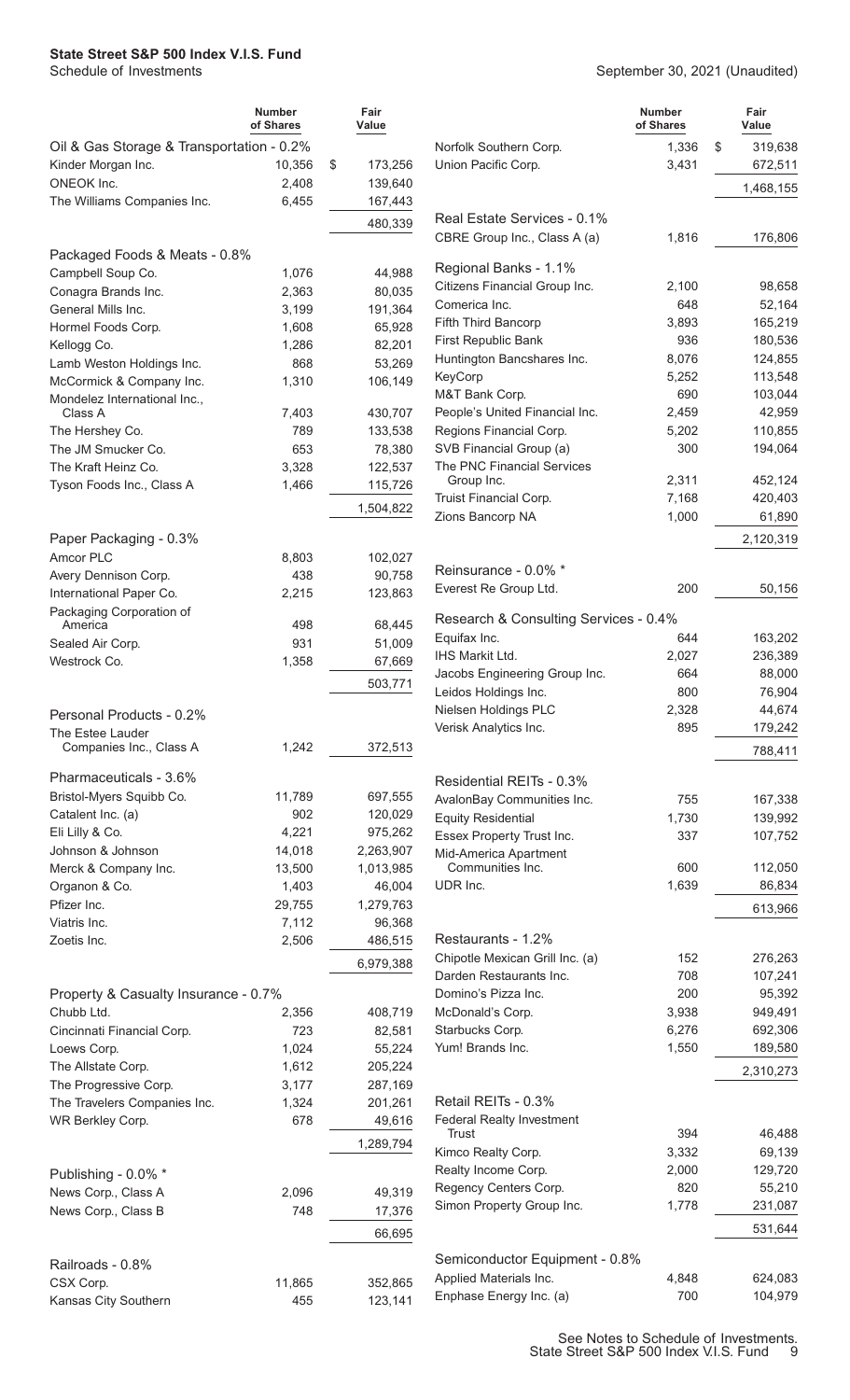# State Street S&P 500 Index V.I.S. Fund

Schedule of Investments

September 30, 2021 (Unaudited)

| | Number of Shares | Fair Value |
|---|---|---|
| **Oil & Gas Storage & Transportation - 0.2%** | | |
| Kinder Morgan Inc. | 10,356 | $ 173,256 |
| ONEOK Inc. | 2,408 | 139,640 |
| The Williams Companies Inc. | 6,455 | 167,443 |
| | | 480,339 |
| **Packaged Foods & Meats - 0.8%** | | |
| Campbell Soup Co. | 1,076 | 44,988 |
| Conagra Brands Inc. | 2,363 | 80,035 |
| General Mills Inc. | 3,199 | 191,364 |
| Hormel Foods Corp. | 1,608 | 65,928 |
| Kellogg Co. | 1,286 | 82,201 |
| Lamb Weston Holdings Inc. | 868 | 53,269 |
| McCormick & Company Inc. | 1,310 | 106,149 |
| Mondelez International Inc., Class A | 7,403 | 430,707 |
| The Hershey Co. | 789 | 133,538 |
| The JM Smucker Co. | 653 | 78,380 |
| The Kraft Heinz Co. | 3,328 | 122,537 |
| Tyson Foods Inc., Class A | 1,466 | 115,726 |
| | | 1,504,822 |
| **Paper Packaging - 0.3%** | | |
| Amcor PLC | 8,803 | 102,027 |
| Avery Dennison Corp. | 438 | 90,758 |
| International Paper Co. | 2,215 | 123,863 |
| Packaging Corporation of America | 498 | 68,445 |
| Sealed Air Corp. | 931 | 51,009 |
| Westrock Co. | 1,358 | 67,669 |
| | | 503,771 |
| **Personal Products - 0.2%** | | |
| The Estee Lauder Companies Inc., Class A | 1,242 | 372,513 |
| **Pharmaceuticals - 3.6%** | | |
| Bristol-Myers Squibb Co. | 11,789 | 697,555 |
| Catalent Inc. (a) | 902 | 120,029 |
| Eli Lilly & Co. | 4,221 | 975,262 |
| Johnson & Johnson | 14,018 | 2,263,907 |
| Merck & Company Inc. | 13,500 | 1,013,985 |
| Organon & Co. | 1,403 | 46,004 |
| Pfizer Inc. | 29,755 | 1,279,763 |
| Viatris Inc. | 7,112 | 96,368 |
| Zoetis Inc. | 2,506 | 486,515 |
| | | 6,979,388 |
| **Property & Casualty Insurance - 0.7%** | | |
| Chubb Ltd. | 2,356 | 408,719 |
| Cincinnati Financial Corp. | 723 | 82,581 |
| Loews Corp. | 1,024 | 55,224 |
| The Allstate Corp. | 1,612 | 205,224 |
| The Progressive Corp. | 3,177 | 287,169 |
| The Travelers Companies Inc. | 1,324 | 201,261 |
| WR Berkley Corp. | 678 | 49,616 |
| | | 1,289,794 |
| **Publishing - 0.0% *** | | |
| News Corp., Class A | 2,096 | 49,319 |
| News Corp., Class B | 748 | 17,376 |
| | | 66,695 |
| **Railroads - 0.8%** | | |
| CSX Corp. | 11,865 | 352,865 |
| Kansas City Southern | 455 | 123,141 |
| Norfolk Southern Corp. | 1,336 | $ 319,638 |
| Union Pacific Corp. | 3,431 | 672,511 |
| | | 1,468,155 |
| **Real Estate Services - 0.1%** | | |
| CBRE Group Inc., Class A (a) | 1,816 | 176,806 |
| **Regional Banks - 1.1%** | | |
| Citizens Financial Group Inc. | 2,100 | 98,658 |
| Comerica Inc. | 648 | 52,164 |
| Fifth Third Bancorp | 3,893 | 165,219 |
| First Republic Bank | 936 | 180,536 |
| Huntington Bancshares Inc. | 8,076 | 124,855 |
| KeyCorp | 5,252 | 113,548 |
| M&T Bank Corp. | 690 | 103,044 |
| People's United Financial Inc. | 2,459 | 42,959 |
| Regions Financial Corp. | 5,202 | 110,855 |
| SVB Financial Group (a) | 300 | 194,064 |
| The PNC Financial Services Group Inc. | 2,311 | 452,124 |
| Truist Financial Corp. | 7,168 | 420,403 |
| Zions Bancorp NA | 1,000 | 61,890 |
| | | 2,120,319 |
| **Reinsurance - 0.0% *** | | |
| Everest Re Group Ltd. | 200 | 50,156 |
| **Research & Consulting Services - 0.4%** | | |
| Equifax Inc. | 644 | 163,202 |
| IHS Markit Ltd. | 2,027 | 236,389 |
| Jacobs Engineering Group Inc. | 664 | 88,000 |
| Leidos Holdings Inc. | 800 | 76,904 |
| Nielsen Holdings PLC | 2,328 | 44,674 |
| Verisk Analytics Inc. | 895 | 179,242 |
| | | 788,411 |
| **Residential REITs - 0.3%** | | |
| AvalonBay Communities Inc. | 755 | 167,338 |
| Equity Residential | 1,730 | 139,992 |
| Essex Property Trust Inc. | 337 | 107,752 |
| Mid-America Apartment Communities Inc. | 600 | 112,050 |
| UDR Inc. | 1,639 | 86,834 |
| | | 613,966 |
| **Restaurants - 1.2%** | | |
| Chipotle Mexican Grill Inc. (a) | 152 | 276,263 |
| Darden Restaurants Inc. | 708 | 107,241 |
| Domino's Pizza Inc. | 200 | 95,392 |
| McDonald's Corp. | 3,938 | 949,491 |
| Starbucks Corp. | 6,276 | 692,306 |
| Yum! Brands Inc. | 1,550 | 189,580 |
| | | 2,310,273 |
| **Retail REITs - 0.3%** | | |
| Federal Realty Investment Trust | 394 | 46,488 |
| Kimco Realty Corp. | 3,332 | 69,139 |
| Realty Income Corp. | 2,000 | 129,720 |
| Regency Centers Corp. | 820 | 55,210 |
| Simon Property Group Inc. | 1,778 | 231,087 |
| | | 531,644 |
| **Semiconductor Equipment - 0.8%** | | |
| Applied Materials Inc. | 4,848 | 624,083 |
| Enphase Energy Inc. (a) | 700 | 104,979 |

See Notes to Schedule of Investments.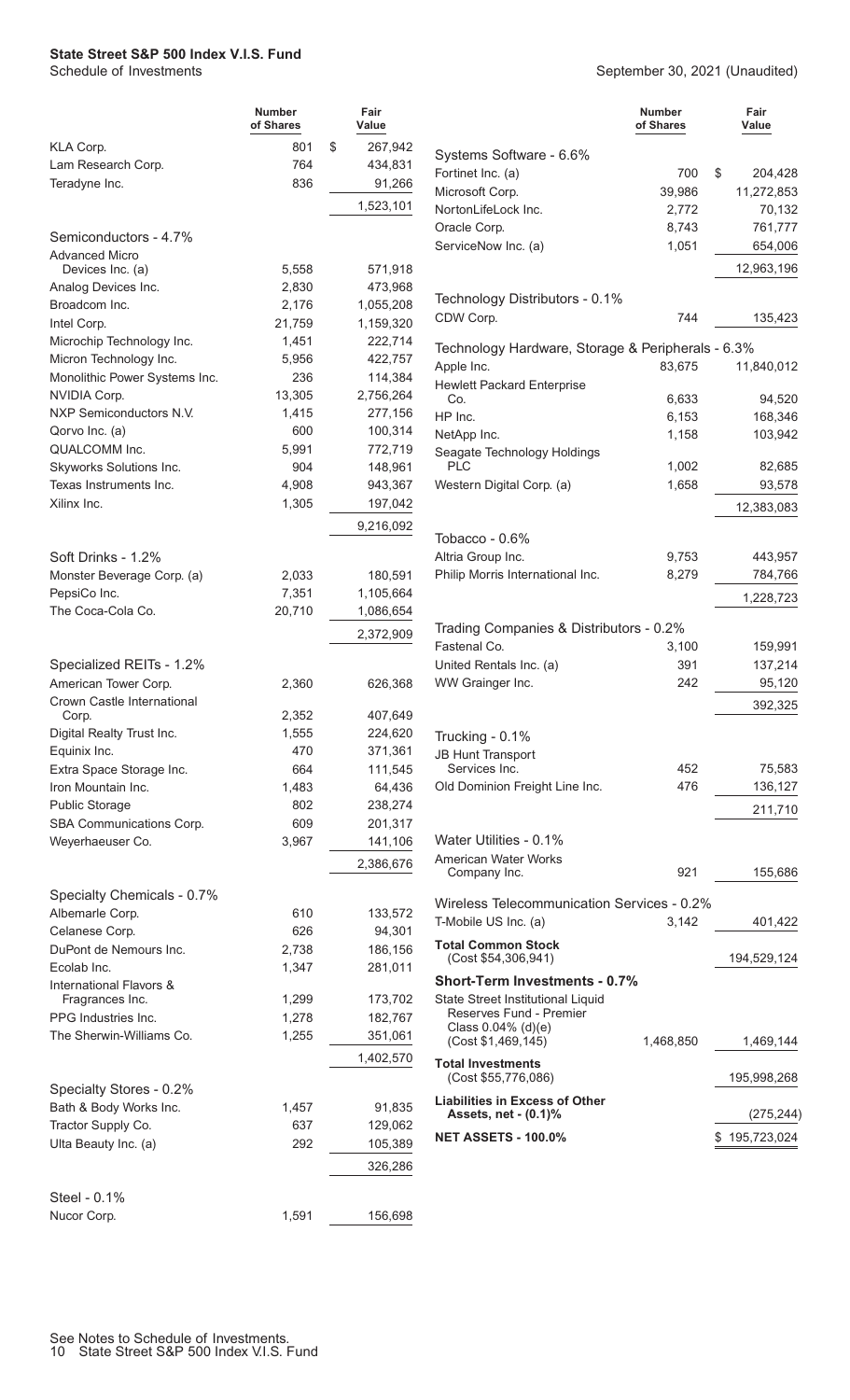**State State Street S&P 500 Index V.I.S. Fund**

Schedule of Investments

September 30, 2021 (Unaudited)

| | Number of Shares | Fair Value |
|---|---|---|
| KLA Corp. | 801 | $ 267,942 |
| Lam Research Corp. | 764 | 434,831 |
| Teradyne Inc. | 836 | 91,266 |
| | | 1,523,101 |
| **Semiconductors - 4.7%** | | |
| Advanced Micro Devices Inc. (a) | 5,558 | 571,918 |
| Analog Devices Inc. | 2,830 | 473,968 |
| Broadcom Inc. | 2,176 | 1,055,208 |
| Intel Corp. | 21,759 | 1,159,320 |
| Microchip Technology Inc. | 1,451 | 222,714 |
| Micron Technology Inc. | 5,956 | 422,757 |
| Monolithic Power Systems Inc. | 236 | 114,384 |
| NVIDIA Corp. | 13,305 | 2,756,264 |
| NXP Semiconductors N.V. | 1,415 | 277,156 |
| Qorvo Inc. (a) | 600 | 100,314 |
| QUALCOMM Inc. | 5,991 | 772,719 |
| Skyworks Solutions Inc. | 904 | 148,961 |
| Texas Instruments Inc. | 4,908 | 943,367 |
| Xilinx Inc. | 1,305 | 197,042 |
| | | 9,216,092 |
| **Soft Drinks - 1.2%** | | |
| Monster Beverage Corp. (a) | 2,033 | 180,591 |
| PepsiCo Inc. | 7,351 | 1,105,664 |
| The Coca-Cola Co. | 20,710 | 1,086,654 |
| | | 2,372,909 |
| **Specialized REITs - 1.2%** | | |
| American Tower Corp. | 2,360 | 626,368 |
| Crown Castle International Corp. | 2,352 | 407,649 |
| Digital Realty Trust Inc. | 1,555 | 224,620 |
| Equinix Inc. | 470 | 371,361 |
| Extra Space Storage Inc. | 664 | 111,545 |
| Iron Mountain Inc. | 1,483 | 64,436 |
| Public Storage | 802 | 238,274 |
| SBA Communications Corp. | 609 | 201,317 |
| Weyerhaeuser Co. | 3,967 | 141,106 |
| | | 2,386,676 |
| **Specialty Chemicals - 0.7%** | | |
| Albemarle Corp. | 610 | 133,572 |
| Celanese Corp. | 626 | 94,301 |
| DuPont de Nemours Inc. | 2,738 | 186,156 |
| Ecolab Inc. | 1,347 | 281,011 |
| International Flavors & Fragrances Inc. | 1,299 | 173,702 |
| PPG Industries Inc. | 1,278 | 182,767 |
| The Sherwin-Williams Co. | 1,255 | 351,061 |
| | | 1,402,570 |
| **Specialty Stores - 0.2%** | | |
| Bath & Body Works Inc. | 1,457 | 91,835 |
| Tractor Supply Co. | 637 | 129,062 |
| Ulta Beauty Inc. (a) | 292 | 105,389 |
| | | 326,286 |
| **Steel - 0.1%** | | |
| Nucor Corp. | 1,591 | 156,698 |
| **Systems Software - 6.6%** | | |
| Fortinet Inc. (a) | 700 | $ 204,428 |
| Microsoft Corp. | 39,986 | 11,272,853 |
| NortonLifeLock Inc. | 2,772 | 70,132 |
| Oracle Corp. | 8,743 | 761,777 |
| ServiceNow Inc. (a) | 1,051 | 654,006 |
| | | 12,963,196 |
| **Technology Distributors - 0.1%** | | |
| CDW Corp. | 744 | 135,423 |
| **Technology Hardware, Storage & Peripherals - 6.3%** | | |
| Apple Inc. | 83,675 | 11,840,012 |
| Hewlett Packard Enterprise Co. | 6,633 | 94,520 |
| HP Inc. | 6,153 | 168,346 |
| NetApp Inc. | 1,158 | 103,942 |
| Seagate Technology Holdings PLC | 1,002 | 82,685 |
| Western Digital Corp. (a) | 1,658 | 93,578 |
| | | 12,383,083 |
| **Tobacco - 0.6%** | | |
| Altria Group Inc. | 9,753 | 443,957 |
| Philip Morris International Inc. | 8,279 | 784,766 |
| | | 1,228,723 |
| **Trading Companies & Distributors - 0.2%** | | |
| Fastenal Co. | 3,100 | 159,991 |
| United Rentals Inc. (a) | 391 | 137,214 |
| WW Grainger Inc. | 242 | 95,120 |
| | | 392,325 |
| **Trucking - 0.1%** | | |
| JB Hunt Transport Services Inc. | 452 | 75,583 |
| Old Dominion Freight Line Inc. | 476 | 136,127 |
| | | 211,710 |
| **Water Utilities - 0.1%** | | |
| American Water Works Company Inc. | 921 | 155,686 |
| **Wireless Telecommunication Services - 0.2%** | | |
| T-Mobile US Inc. (a) | 3,142 | 401,422 |
| **Total Common Stock** (Cost $54,306,941) | | 194,529,124 |
| **Short-Term Investments - 0.7%** | | |
| State Street Institutional Liquid Reserves Fund - Premier Class 0.04% (d)(e) (Cost $1,469,145) | 1,468,850 | 1,469,144 |
| **Total Investments** (Cost $55,776,086) | | 195,998,268 |
| **Liabilities in Excess of Other Assets, net - (0.1)%** | | (275,244) |
| **NET ASSETS - 100.0%** | | $ 195,723,024 |

See Notes to Schedule of Investments.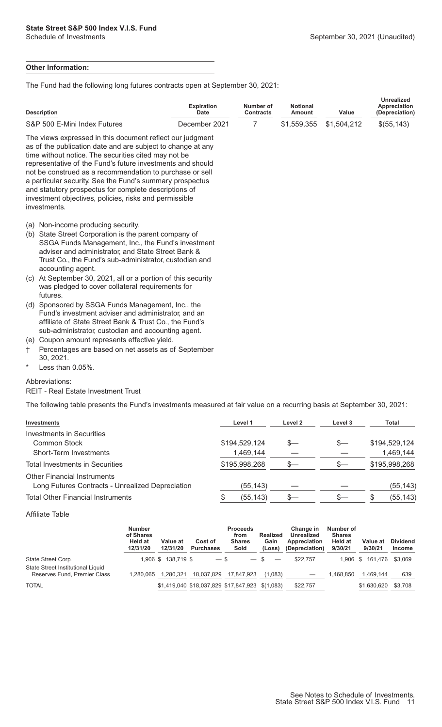**State Street S&P 500 Index V.I.S. Fund**
Schedule of Investments — September 30, 2021 (Unaudited)

**Other Information:**

The Fund had the following long futures contracts open at September 30, 2021:

| Description | Expiration Date | Number of Contracts | Notional Amount | Value | Unrealized Appreciation (Depreciation) |
|---|---|---|---|---|---|
| S&P 500 E-Mini Index Futures | December 2021 | 7 | $1,559,355 | $1,504,212 | $(55,143) |

The views expressed in this document reflect our judgment as of the publication date and are subject to change at any time without notice. The securities cited may not be representative of the Fund's future investments and should not be construed as a recommendation to purchase or sell a particular security. See the Fund's summary prospectus and statutory prospectus for complete descriptions of investment objectives, policies, risks and permissible investments.

(a) Non-income producing security.
(b) State Street Corporation is the parent company of SSGA Funds Management, Inc., the Fund's investment adviser and administrator, and State Street Bank & Trust Co., the Fund's sub-administrator, custodian and accounting agent.
(c) At September 30, 2021, all or a portion of this security was pledged to cover collateral requirements for futures.
(d) Sponsored by SSGA Funds Management, Inc., the Fund's investment adviser and administrator, and an affiliate of State Street Bank & Trust Co., the Fund's sub-administrator, custodian and accounting agent.
(e) Coupon amount represents effective yield.
† Percentages are based on net assets as of September 30, 2021.
* Less than 0.05%.

Abbreviations:
REIT - Real Estate Investment Trust

The following table presents the Fund's investments measured at fair value on a recurring basis at September 30, 2021:

| Investments | Level 1 | Level 2 | Level 3 | Total |
|---|---|---|---|---|
| Investments in Securities | | | | |
| Common Stock | $194,529,124 | $— | $— | $194,529,124 |
| Short-Term Investments | 1,469,144 | — | — | 1,469,144 |
| Total Investments in Securities | $195,998,268 | $— | $— | $195,998,268 |
| Other Financial Instruments | | | | |
| Long Futures Contracts - Unrealized Depreciation | (55,143) | — | — | (55,143) |
| Total Other Financial Instruments | $ (55,143) | $— | $— | $ (55,143) |

Affiliate Table

| | Number of Shares Held at 12/31/20 | Value at 12/31/20 | Cost of Purchases | Proceeds from Shares Sold | Realized Gain (Loss) | Change in Unrealized Appreciation (Depreciation) | Number of Shares Held at 9/30/21 | Value at 9/30/21 | Dividend Income |
|---|---|---|---|---|---|---|---|---|---|
| State Street Corp. | 1,906 | $ 138,719 | $ — | $ — | $ — | $22,757 | 1,906 | $ 161,476 | $3,069 |
| State Street Institutional Liquid Reserves Fund, Premier Class | 1,280,065 | 1,280,321 | 18,037,829 | 17,847,923 | (1,083) | — | 1,468,850 | 1,469,144 | 639 |
| TOTAL | | $1,419,040 | $18,037,829 | $17,847,923 | $(1,083) | $22,757 | | $1,630,620 | $3,708 |

See Notes to Schedule of Investments.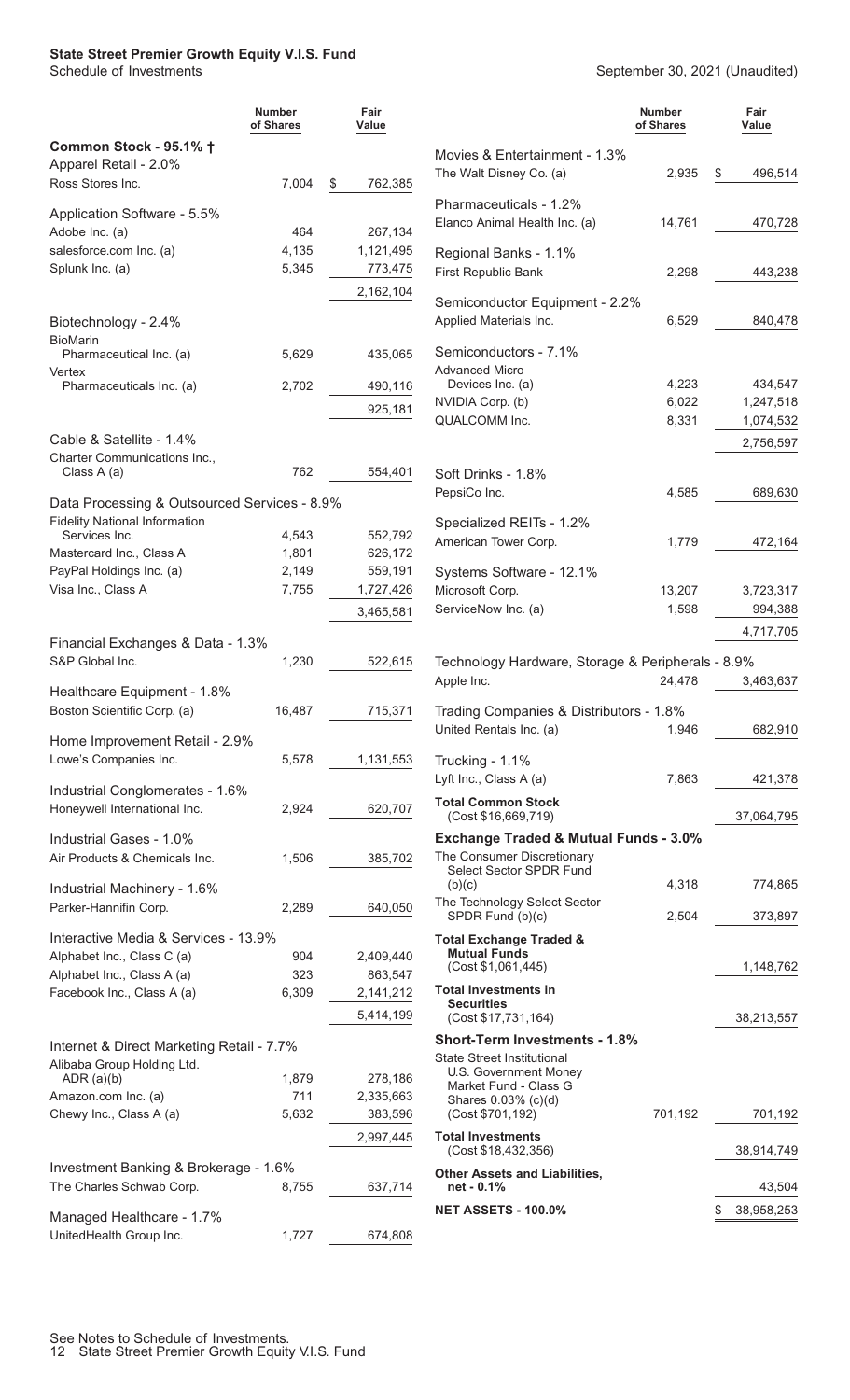# State Street Premier Growth Equity V.I.S. Fund

Schedule of Investments

September 30, 2021 (Unaudited)

| | Number of Shares | Fair Value |
|---|---|---|
| **Common Stock - 95.1% †** | | |
| Apparel Retail - 2.0% | | |
| Ross Stores Inc. | 7,004 | $ 762,385 |
| Application Software - 5.5% | | |
| Adobe Inc. (a) | 464 | 267,134 |
| salesforce.com Inc. (a) | 4,135 | 1,121,495 |
| Splunk Inc. (a) | 5,345 | 773,475 |
| | | 2,162,104 |
| Biotechnology - 2.4% | | |
| BioMarin Pharmaceutical Inc. (a) | 5,629 | 435,065 |
| Vertex Pharmaceuticals Inc. (a) | 2,702 | 490,116 |
| | | 925,181 |
| Cable & Satellite - 1.4% | | |
| Charter Communications Inc., Class A (a) | 762 | 554,401 |
| Data Processing & Outsourced Services - 8.9% | | |
| Fidelity National Information Services Inc. | 4,543 | 552,792 |
| Mastercard Inc., Class A | 1,801 | 626,172 |
| PayPal Holdings Inc. (a) | 2,149 | 559,191 |
| Visa Inc., Class A | 7,755 | 1,727,426 |
| | | 3,465,581 |
| Financial Exchanges & Data - 1.3% | | |
| S&P Global Inc. | 1,230 | 522,615 |
| Healthcare Equipment - 1.8% | | |
| Boston Scientific Corp. (a) | 16,487 | 715,371 |
| Home Improvement Retail - 2.9% | | |
| Lowe's Companies Inc. | 5,578 | 1,131,553 |
| Industrial Conglomerates - 1.6% | | |
| Honeywell International Inc. | 2,924 | 620,707 |
| Industrial Gases - 1.0% | | |
| Air Products & Chemicals Inc. | 1,506 | 385,702 |
| Industrial Machinery - 1.6% | | |
| Parker-Hannifin Corp. | 2,289 | 640,050 |
| Interactive Media & Services - 13.9% | | |
| Alphabet Inc., Class C (a) | 904 | 2,409,440 |
| Alphabet Inc., Class A (a) | 323 | 863,547 |
| Facebook Inc., Class A (a) | 6,309 | 2,141,212 |
| | | 5,414,199 |
| Internet & Direct Marketing Retail - 7.7% | | |
| Alibaba Group Holding Ltd. ADR (a)(b) | 1,879 | 278,186 |
| Amazon.com Inc. (a) | 711 | 2,335,663 |
| Chewy Inc., Class A (a) | 5,632 | 383,596 |
| | | 2,997,445 |
| Investment Banking & Brokerage - 1.6% | | |
| The Charles Schwab Corp. | 8,755 | 637,714 |
| Managed Healthcare - 1.7% | | |
| UnitedHealth Group Inc. | 1,727 | 674,808 |
| Movies & Entertainment - 1.3% | | |
| The Walt Disney Co. (a) | 2,935 | $ 496,514 |
| Pharmaceuticals - 1.2% | | |
| Elanco Animal Health Inc. (a) | 14,761 | 470,728 |
| Regional Banks - 1.1% | | |
| First Republic Bank | 2,298 | 443,238 |
| Semiconductor Equipment - 2.2% | | |
| Applied Materials Inc. | 6,529 | 840,478 |
| Semiconductors - 7.1% | | |
| Advanced Micro Devices Inc. (a) | 4,223 | 434,547 |
| NVIDIA Corp. (b) | 6,022 | 1,247,518 |
| QUALCOMM Inc. | 8,331 | 1,074,532 |
| | | 2,756,597 |
| Soft Drinks - 1.8% | | |
| PepsiCo Inc. | 4,585 | 689,630 |
| Specialized REITs - 1.2% | | |
| American Tower Corp. | 1,779 | 472,164 |
| Systems Software - 12.1% | | |
| Microsoft Corp. | 13,207 | 3,723,317 |
| ServiceNow Inc. (a) | 1,598 | 994,388 |
| | | 4,717,705 |
| Technology Hardware, Storage & Peripherals - 8.9% | | |
| Apple Inc. | 24,478 | 3,463,637 |
| Trading Companies & Distributors - 1.8% | | |
| United Rentals Inc. (a) | 1,946 | 682,910 |
| Trucking - 1.1% | | |
| Lyft Inc., Class A (a) | 7,863 | 421,378 |
| **Total Common Stock** (Cost $16,669,719) | | 37,064,795 |
| **Exchange Traded & Mutual Funds - 3.0%** | | |
| The Consumer Discretionary Select Sector SPDR Fund (b)(c) | 4,318 | 774,865 |
| The Technology Select Sector SPDR Fund (b)(c) | 2,504 | 373,897 |
| **Total Exchange Traded & Mutual Funds** (Cost $1,061,445) | | 1,148,762 |
| **Total Investments in Securities** (Cost $17,731,164) | | 38,213,557 |
| **Short-Term Investments - 1.8%** | | |
| State Street Institutional U.S. Government Money Market Fund - Class G Shares 0.03% (c)(d) (Cost $701,192) | 701,192 | 701,192 |
| **Total Investments** (Cost $18,432,356) | | 38,914,749 |
| **Other Assets and Liabilities, net - 0.1%** | | 43,504 |
| **NET ASSETS - 100.0%** | | $ 38,958,253 |

See Notes to Schedule of Investments.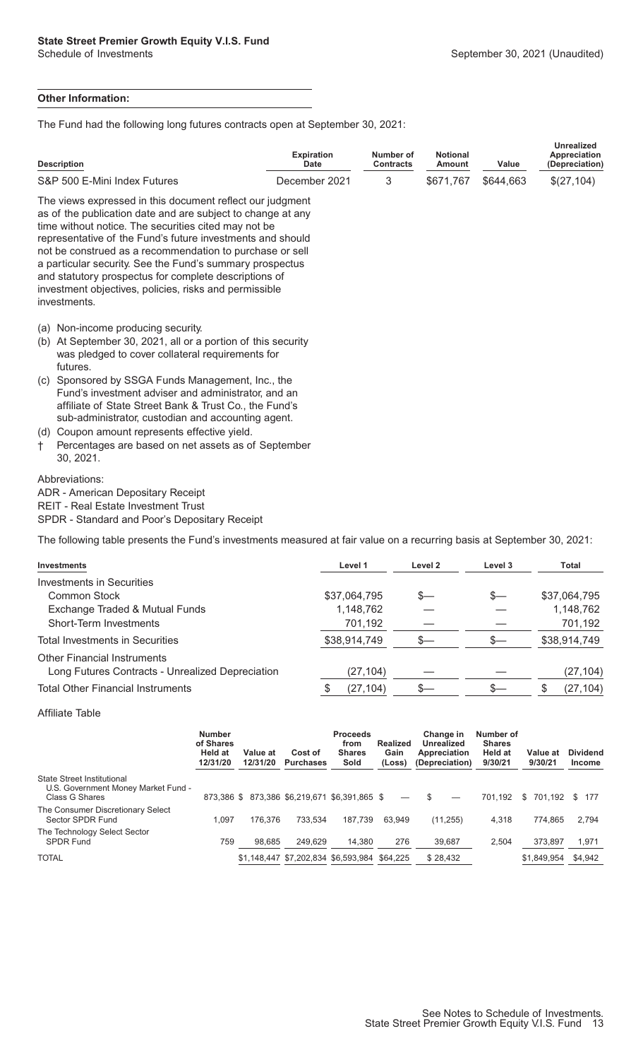**Other Information:**

The Fund had the following long futures contracts open at September 30, 2021:

| Description | Expiration Date | Number of Contracts | Notional Amount | Value | Unrealized Appreciation (Depreciation) |
|---|---|---|---|---|---|
| S&P 500 E-Mini Index Futures | December 2021 | 3 | $671,767 | $644,663 | $(27,104) |

The views expressed in this document reflect our judgment as of the publication date and are subject to change at any time without notice. The securities cited may not be representative of the Fund's future investments and should not be construed as a recommendation to purchase or sell a particular security. See the Fund's summary prospectus and statutory prospectus for complete descriptions of investment objectives, policies, risks and permissible investments.

(a) Non-income producing security.
(b) At September 30, 2021, all or a portion of this security was pledged to cover collateral requirements for futures.
(c) Sponsored by SSGA Funds Management, Inc., the Fund's investment adviser and administrator, and an affiliate of State Street Bank & Trust Co., the Fund's sub-administrator, custodian and accounting agent.
(d) Coupon amount represents effective yield.
† Percentages are based on net assets as of September 30, 2021.

Abbreviations:
ADR - American Depositary Receipt
REIT - Real Estate Investment Trust
SPDR - Standard and Poor's Depositary Receipt

The following table presents the Fund's investments measured at fair value on a recurring basis at September 30, 2021:

| Investments | Level 1 | Level 2 | Level 3 | Total |
|---|---|---|---|---|
| Investments in Securities | | | | |
| Common Stock | $37,064,795 | $— | $— | $37,064,795 |
| Exchange Traded & Mutual Funds | 1,148,762 | — | — | 1,148,762 |
| Short-Term Investments | 701,192 | — | — | 701,192 |
| Total Investments in Securities | $38,914,749 | $— | $— | $38,914,749 |
| Other Financial Instruments | | | | |
| Long Futures Contracts - Unrealized Depreciation | (27,104) | — | — | (27,104) |
| Total Other Financial Instruments | $ (27,104) | $— | $— | $ (27,104) |

Affiliate Table

| | Number of Shares Held at 12/31/20 | Value at 12/31/20 | Cost of Purchases | Proceeds from Shares Sold | Realized Gain (Loss) | Change in Unrealized Appreciation (Depreciation) | Number of Shares Held at 9/30/21 | Value at 9/30/21 | Dividend Income |
|---|---|---|---|---|---|---|---|---|---|
| State Street Institutional U.S. Government Money Market Fund - Class G Shares | 873,386 | $ 873,386 | $6,219,671 | $6,391,865 | $ — | $ — | 701,192 | $ 701,192 | $ 177 |
| The Consumer Discretionary Select Sector SPDR Fund | 1,097 | 176,376 | 733,534 | 187,739 | 63,949 | (11,255) | 4,318 | 774,865 | 2,794 |
| The Technology Select Sector SPDR Fund | 759 | 98,685 | 249,629 | 14,380 | 276 | 39,687 | 2,504 | 373,897 | 1,971 |
| TOTAL | | $1,148,447 | $7,202,834 | $6,593,984 | $64,225 | $ 28,432 | | $1,849,954 | $4,942 |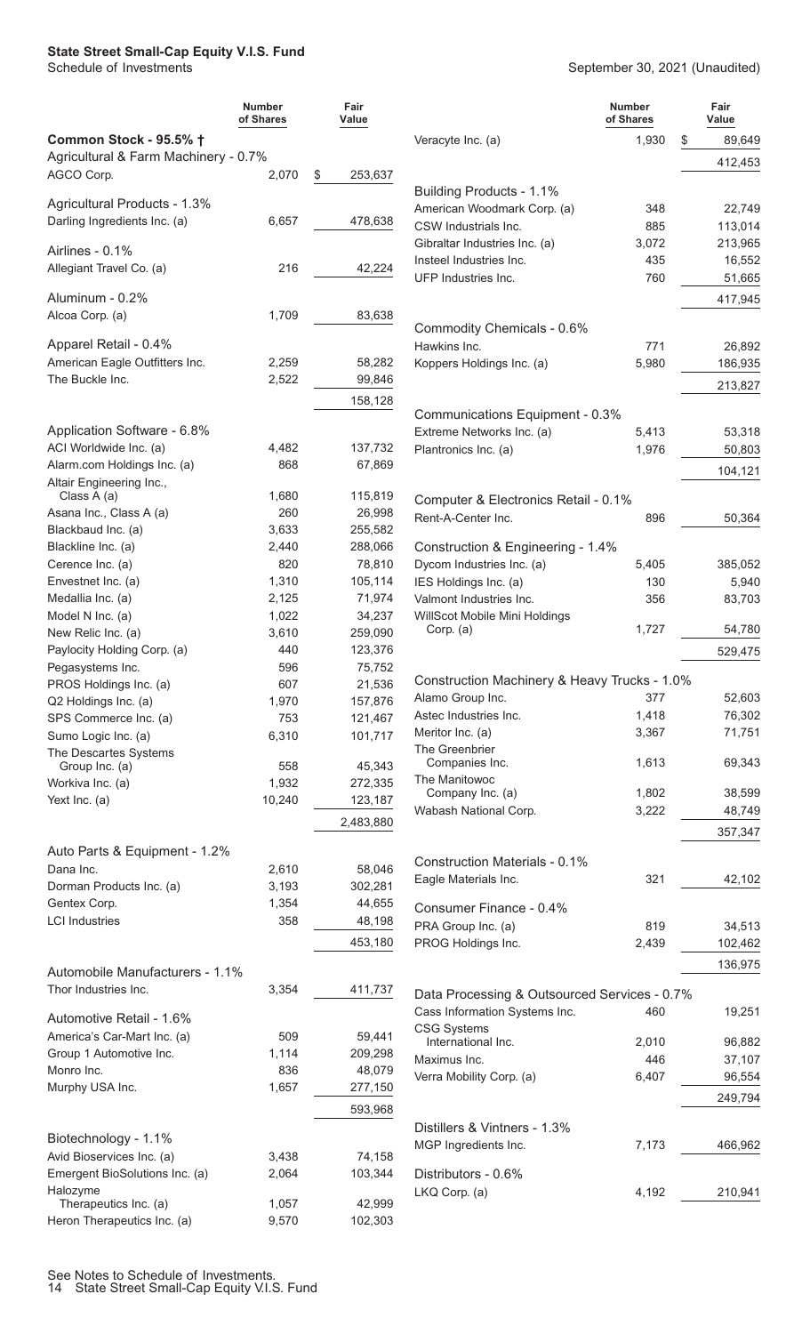# State Street Small-Cap Equity V.I.S. Fund

Schedule of Investments

September 30, 2021 (Unaudited)

| | Number of Shares | Fair Value |
|---|---|---|
| **Common Stock - 95.5% †** | | |
| Agricultural & Farm Machinery - 0.7% | | |
| AGCO Corp. | 2,070 | $ 253,637 |
| Agricultural Products - 1.3% | | |
| Darling Ingredients Inc. (a) | 6,657 | 478,638 |
| Airlines - 0.1% | | |
| Allegiant Travel Co. (a) | 216 | 42,224 |
| Aluminum - 0.2% | | |
| Alcoa Corp. (a) | 1,709 | 83,638 |
| Apparel Retail - 0.4% | | |
| American Eagle Outfitters Inc. | 2,259 | 58,282 |
| The Buckle Inc. | 2,522 | 99,846 |
| | | 158,128 |
| Application Software - 6.8% | | |
| ACI Worldwide Inc. (a) | 4,482 | 137,732 |
| Alarm.com Holdings Inc. (a) | 868 | 67,869 |
| Altair Engineering Inc., Class A (a) | 1,680 | 115,819 |
| Asana Inc., Class A (a) | 260 | 26,998 |
| Blackbaud Inc. (a) | 3,633 | 255,582 |
| Blackline Inc. (a) | 2,440 | 288,066 |
| Cerence Inc. (a) | 820 | 78,810 |
| Envestnet Inc. (a) | 1,310 | 105,114 |
| Medallia Inc. (a) | 2,125 | 71,974 |
| Model N Inc. (a) | 1,022 | 34,237 |
| New Relic Inc. (a) | 3,610 | 259,090 |
| Paylocity Holding Corp. (a) | 440 | 123,376 |
| Pegasystems Inc. | 596 | 75,752 |
| PROS Holdings Inc. (a) | 607 | 21,536 |
| Q2 Holdings Inc. (a) | 1,970 | 157,876 |
| SPS Commerce Inc. (a) | 753 | 121,467 |
| Sumo Logic Inc. (a) | 6,310 | 101,717 |
| The Descartes Systems Group Inc. (a) | 558 | 45,343 |
| Workiva Inc. (a) | 1,932 | 272,335 |
| Yext Inc. (a) | 10,240 | 123,187 |
| | | 2,483,880 |
| Auto Parts & Equipment - 1.2% | | |
| Dana Inc. | 2,610 | 58,046 |
| Dorman Products Inc. (a) | 3,193 | 302,281 |
| Gentex Corp. | 1,354 | 44,655 |
| LCI Industries | 358 | 48,198 |
| | | 453,180 |
| Automobile Manufacturers - 1.1% | | |
| Thor Industries Inc. | 3,354 | 411,737 |
| Automotive Retail - 1.6% | | |
| America's Car-Mart Inc. (a) | 509 | 59,441 |
| Group 1 Automotive Inc. | 1,114 | 209,298 |
| Monro Inc. | 836 | 48,079 |
| Murphy USA Inc. | 1,657 | 277,150 |
| | | 593,968 |
| Biotechnology - 1.1% | | |
| Avid Bioservices Inc. (a) | 3,438 | 74,158 |
| Emergent BioSolutions Inc. (a) | 2,064 | 103,344 |
| Halozyme Therapeutics Inc. (a) | 1,057 | 42,999 |
| Heron Therapeutics Inc. (a) | 9,570 | 102,303 |
| Veracyte Inc. (a) | 1,930 | $ 89,649 |
| | | 412,453 |
| Building Products - 1.1% | | |
| American Woodmark Corp. (a) | 348 | 22,749 |
| CSW Industrials Inc. | 885 | 113,014 |
| Gibraltar Industries Inc. (a) | 3,072 | 213,965 |
| Insteel Industries Inc. | 435 | 16,552 |
| UFP Industries Inc. | 760 | 51,665 |
| | | 417,945 |
| Commodity Chemicals - 0.6% | | |
| Hawkins Inc. | 771 | 26,892 |
| Koppers Holdings Inc. (a) | 5,980 | 186,935 |
| | | 213,827 |
| Communications Equipment - 0.3% | | |
| Extreme Networks Inc. (a) | 5,413 | 53,318 |
| Plantronics Inc. (a) | 1,976 | 50,803 |
| | | 104,121 |
| Computer & Electronics Retail - 0.1% | | |
| Rent-A-Center Inc. | 896 | 50,364 |
| Construction & Engineering - 1.4% | | |
| Dycom Industries Inc. (a) | 5,405 | 385,052 |
| IES Holdings Inc. (a) | 130 | 5,940 |
| Valmont Industries Inc. | 356 | 83,703 |
| WillScot Mobile Mini Holdings Corp. (a) | 1,727 | 54,780 |
| | | 529,475 |
| Construction Machinery & Heavy Trucks - 1.0% | | |
| Alamo Group Inc. | 377 | 52,603 |
| Astec Industries Inc. | 1,418 | 76,302 |
| Meritor Inc. (a) | 3,367 | 71,751 |
| The Greenbrier Companies Inc. | 1,613 | 69,343 |
| The Manitowoc Company Inc. (a) | 1,802 | 38,599 |
| Wabash National Corp. | 3,222 | 48,749 |
| | | 357,347 |
| Construction Materials - 0.1% | | |
| Eagle Materials Inc. | 321 | 42,102 |
| Consumer Finance - 0.4% | | |
| PRA Group Inc. (a) | 819 | 34,513 |
| PROG Holdings Inc. | 2,439 | 102,462 |
| | | 136,975 |
| Data Processing & Outsourced Services - 0.7% | | |
| Cass Information Systems Inc. | 460 | 19,251 |
| CSG Systems International Inc. | 2,010 | 96,882 |
| Maximus Inc. | 446 | 37,107 |
| Verra Mobility Corp. (a) | 6,407 | 96,554 |
| | | 249,794 |
| Distillers & Vintners - 1.3% | | |
| MGP Ingredients Inc. | 7,173 | 466,962 |
| Distributors - 0.6% | | |
| LKQ Corp. (a) | 4,192 | 210,941 |

See Notes to Schedule of Investments.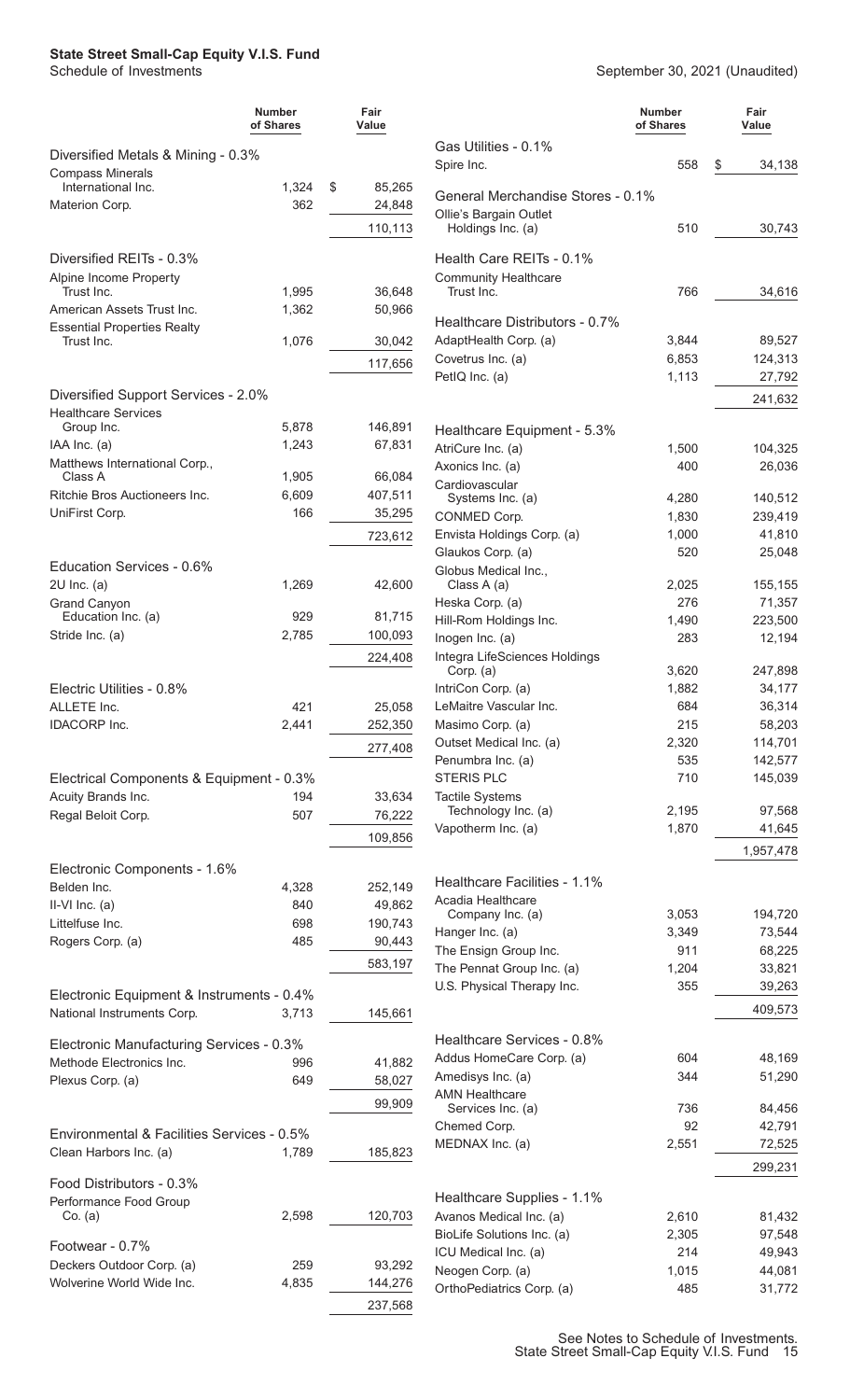# State Street Small-Cap Equity V.I.S. Fund

Schedule of Investments

September 30, 2021 (Unaudited)

| | Number of Shares | Fair Value |
|---|---|---|
| **Diversified Metals & Mining - 0.3%** | | |
| Compass Minerals International Inc. | 1,324 | $ 85,265 |
| Materion Corp. | 362 | 24,848 |
| | | 110,113 |
| **Diversified REITs - 0.3%** | | |
| Alpine Income Property Trust Inc. | 1,995 | 36,648 |
| American Assets Trust Inc. | 1,362 | 50,966 |
| Essential Properties Realty Trust Inc. | 1,076 | 30,042 |
| | | 117,656 |
| **Diversified Support Services - 2.0%** | | |
| Healthcare Services Group Inc. | 5,878 | 146,891 |
| IAA Inc. (a) | 1,243 | 67,831 |
| Matthews International Corp., Class A | 1,905 | 66,084 |
| Ritchie Bros Auctioneers Inc. | 6,609 | 407,511 |
| UniFirst Corp. | 166 | 35,295 |
| | | 723,612 |
| **Education Services - 0.6%** | | |
| 2U Inc. (a) | 1,269 | 42,600 |
| Grand Canyon Education Inc. (a) | 929 | 81,715 |
| Stride Inc. (a) | 2,785 | 100,093 |
| | | 224,408 |
| **Electric Utilities - 0.8%** | | |
| ALLETE Inc. | 421 | 25,058 |
| IDACORP Inc. | 2,441 | 252,350 |
| | | 277,408 |
| **Electrical Components & Equipment - 0.3%** | | |
| Acuity Brands Inc. | 194 | 33,634 |
| Regal Beloit Corp. | 507 | 76,222 |
| | | 109,856 |
| **Electronic Components - 1.6%** | | |
| Belden Inc. | 4,328 | 252,149 |
| II-VI Inc. (a) | 840 | 49,862 |
| Littelfuse Inc. | 698 | 190,743 |
| Rogers Corp. (a) | 485 | 90,443 |
| | | 583,197 |
| **Electronic Equipment & Instruments - 0.4%** | | |
| National Instruments Corp. | 3,713 | 145,661 |
| **Electronic Manufacturing Services - 0.3%** | | |
| Methode Electronics Inc. | 996 | 41,882 |
| Plexus Corp. (a) | 649 | 58,027 |
| | | 99,909 |
| **Environmental & Facilities Services - 0.5%** | | |
| Clean Harbors Inc. (a) | 1,789 | 185,823 |
| **Food Distributors - 0.3%** | | |
| Performance Food Group Co. (a) | 2,598 | 120,703 |
| **Footwear - 0.7%** | | |
| Deckers Outdoor Corp. (a) | 259 | 93,292 |
| Wolverine World Wide Inc. | 4,835 | 144,276 |
| | | 237,568 |
| **Gas Utilities - 0.1%** | | |
| Spire Inc. | 558 | $ 34,138 |
| **General Merchandise Stores - 0.1%** | | |
| Ollie's Bargain Outlet Holdings Inc. (a) | 510 | 30,743 |
| **Health Care REITs - 0.1%** | | |
| Community Healthcare Trust Inc. | 766 | 34,616 |
| **Healthcare Distributors - 0.7%** | | |
| AdaptHealth Corp. (a) | 3,844 | 89,527 |
| Covetrus Inc. (a) | 6,853 | 124,313 |
| PetIQ Inc. (a) | 1,113 | 27,792 |
| | | 241,632 |
| **Healthcare Equipment - 5.3%** | | |
| AtriCure Inc. (a) | 1,500 | 104,325 |
| Axonics Inc. (a) | 400 | 26,036 |
| Cardiovascular Systems Inc. (a) | 4,280 | 140,512 |
| CONMED Corp. | 1,830 | 239,419 |
| Envista Holdings Corp. (a) | 1,000 | 41,810 |
| Glaukos Corp. (a) | 520 | 25,048 |
| Globus Medical Inc., Class A (a) | 2,025 | 155,155 |
| Heska Corp. (a) | 276 | 71,357 |
| Hill-Rom Holdings Inc. | 1,490 | 223,500 |
| Inogen Inc. (a) | 283 | 12,194 |
| Integra LifeSciences Holdings Corp. (a) | 3,620 | 247,898 |
| IntriCon Corp. (a) | 1,882 | 34,177 |
| LeMaitre Vascular Inc. | 684 | 36,314 |
| Masimo Corp. (a) | 215 | 58,203 |
| Outset Medical Inc. (a) | 2,320 | 114,701 |
| Penumbra Inc. (a) | 535 | 142,577 |
| STERIS PLC | 710 | 145,039 |
| Tactile Systems Technology Inc. (a) | 2,195 | 97,568 |
| Vapotherm Inc. (a) | 1,870 | 41,645 |
| | | 1,957,478 |
| **Healthcare Facilities - 1.1%** | | |
| Acadia Healthcare Company Inc. (a) | 3,053 | 194,720 |
| Hanger Inc. (a) | 3,349 | 73,544 |
| The Ensign Group Inc. | 911 | 68,225 |
| The Pennat Group Inc. (a) | 1,204 | 33,821 |
| U.S. Physical Therapy Inc. | 355 | 39,263 |
| | | 409,573 |
| **Healthcare Services - 0.8%** | | |
| Addus HomeCare Corp. (a) | 604 | 48,169 |
| Amedisys Inc. (a) | 344 | 51,290 |
| AMN Healthcare Services Inc. (a) | 736 | 84,456 |
| Chemed Corp. | 92 | 42,791 |
| MEDNAX Inc. (a) | 2,551 | 72,525 |
| | | 299,231 |
| **Healthcare Supplies - 1.1%** | | |
| Avanos Medical Inc. (a) | 2,610 | 81,432 |
| BioLife Solutions Inc. (a) | 2,305 | 97,548 |
| ICU Medical Inc. (a) | 214 | 49,943 |
| Neogen Corp. (a) | 1,015 | 44,081 |
| OrthoPediatrics Corp. (a) | 485 | 31,772 |

See Notes to Schedule of Investments.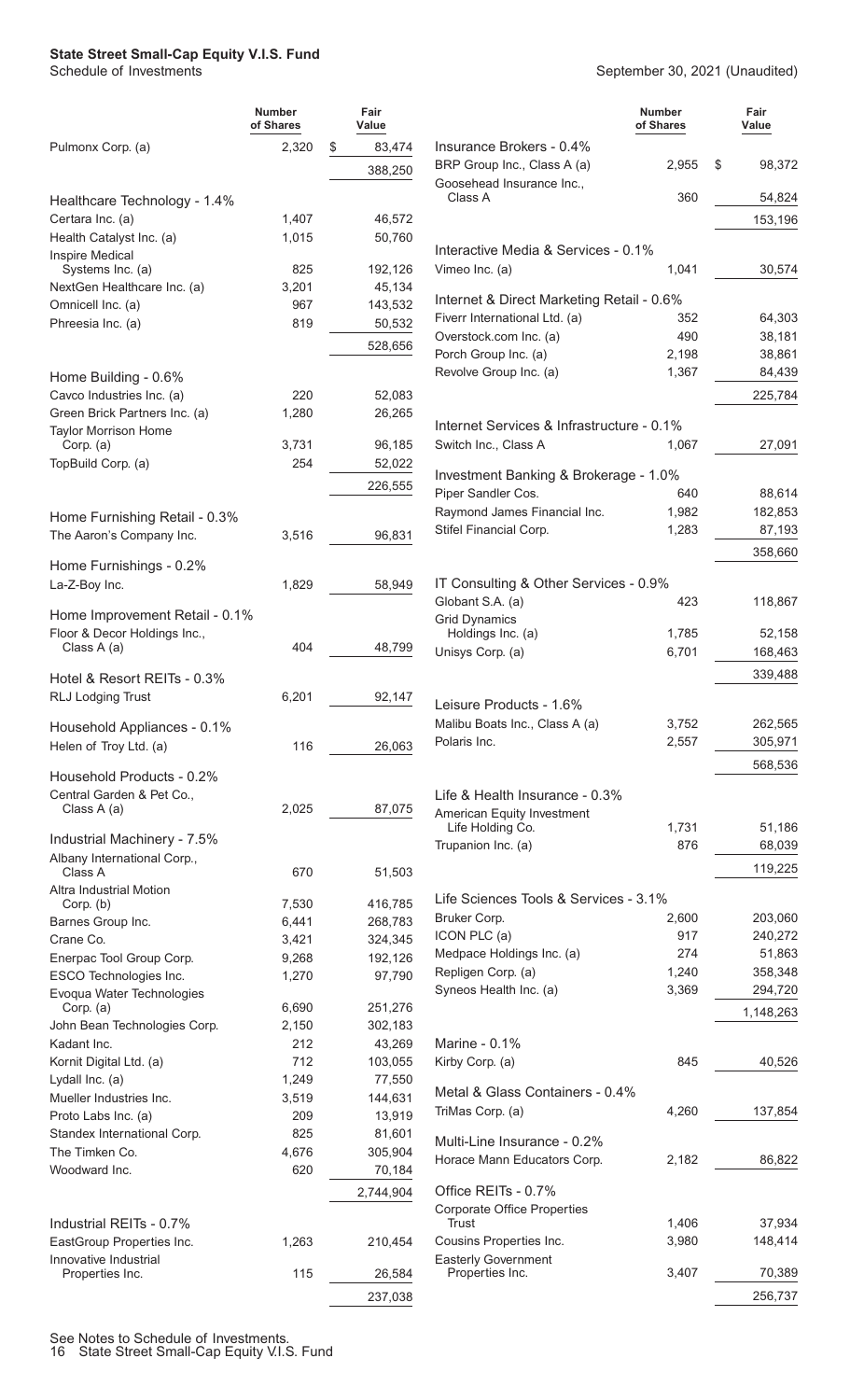**State Street Small-Cap Equity V.I.S. Fund**
Schedule of Investments

September 30, 2021 (Unaudited)

| | Number of Shares | Fair Value |
|---|---|---|
| Pulmonx Corp. (a) | 2,320 | $ 83,474 |
| | | 388,250 |
| **Healthcare Technology - 1.4%** | | |
| Certara Inc. (a) | 1,407 | 46,572 |
| Health Catalyst Inc. (a) | 1,015 | 50,760 |
| Inspire Medical Systems Inc. (a) | 825 | 192,126 |
| NextGen Healthcare Inc. (a) | 3,201 | 45,134 |
| Omnicell Inc. (a) | 967 | 143,532 |
| Phreesia Inc. (a) | 819 | 50,532 |
| | | 528,656 |
| **Home Building - 0.6%** | | |
| Cavco Industries Inc. (a) | 220 | 52,083 |
| Green Brick Partners Inc. (a) | 1,280 | 26,265 |
| Taylor Morrison Home Corp. (a) | 3,731 | 96,185 |
| TopBuild Corp. (a) | 254 | 52,022 |
| | | 226,555 |
| **Home Furnishing Retail - 0.3%** | | |
| The Aaron's Company Inc. | 3,516 | 96,831 |
| **Home Furnishings - 0.2%** | | |
| La-Z-Boy Inc. | 1,829 | 58,949 |
| **Home Improvement Retail - 0.1%** | | |
| Floor & Decor Holdings Inc., Class A (a) | 404 | 48,799 |
| **Hotel & Resort REITs - 0.3%** | | |
| RLJ Lodging Trust | 6,201 | 92,147 |
| **Household Appliances - 0.1%** | | |
| Helen of Troy Ltd. (a) | 116 | 26,063 |
| **Household Products - 0.2%** | | |
| Central Garden & Pet Co., Class A (a) | 2,025 | 87,075 |
| **Industrial Machinery - 7.5%** | | |
| Albany International Corp., Class A | 670 | 51,503 |
| Altra Industrial Motion Corp. (b) | 7,530 | 416,785 |
| Barnes Group Inc. | 6,441 | 268,783 |
| Crane Co. | 3,421 | 324,345 |
| Enerpac Tool Group Corp. | 9,268 | 192,126 |
| ESCO Technologies Inc. | 1,270 | 97,790 |
| Evoqua Water Technologies Corp. (a) | 6,690 | 251,276 |
| John Bean Technologies Corp. | 2,150 | 302,183 |
| Kadant Inc. | 212 | 43,269 |
| Kornit Digital Ltd. (a) | 712 | 103,055 |
| Lydall Inc. (a) | 1,249 | 77,550 |
| Mueller Industries Inc. | 3,519 | 144,631 |
| Proto Labs Inc. (a) | 209 | 13,919 |
| Standex International Corp. | 825 | 81,601 |
| The Timken Co. | 4,676 | 305,904 |
| Woodward Inc. | 620 | 70,184 |
| | | 2,744,904 |
| **Industrial REITs - 0.7%** | | |
| EastGroup Properties Inc. | 1,263 | 210,454 |
| Innovative Industrial Properties Inc. | 115 | 26,584 |
| | | 237,038 |
| **Insurance Brokers - 0.4%** | | |
| BRP Group Inc., Class A (a) | 2,955 | $ 98,372 |
| Goosehead Insurance Inc., Class A | 360 | 54,824 |
| | | 153,196 |
| **Interactive Media & Services - 0.1%** | | |
| Vimeo Inc. (a) | 1,041 | 30,574 |
| **Internet & Direct Marketing Retail - 0.6%** | | |
| Fiverr International Ltd. (a) | 352 | 64,303 |
| Overstock.com Inc. (a) | 490 | 38,181 |
| Porch Group Inc. (a) | 2,198 | 38,861 |
| Revolve Group Inc. (a) | 1,367 | 84,439 |
| | | 225,784 |
| **Internet Services & Infrastructure - 0.1%** | | |
| Switch Inc., Class A | 1,067 | 27,091 |
| **Investment Banking & Brokerage - 1.0%** | | |
| Piper Sandler Cos. | 640 | 88,614 |
| Raymond James Financial Inc. | 1,982 | 182,853 |
| Stifel Financial Corp. | 1,283 | 87,193 |
| | | 358,660 |
| **IT Consulting & Other Services - 0.9%** | | |
| Globant S.A. (a) | 423 | 118,867 |
| Grid Dynamics Holdings Inc. (a) | 1,785 | 52,158 |
| Unisys Corp. (a) | 6,701 | 168,463 |
| | | 339,488 |
| **Leisure Products - 1.6%** | | |
| Malibu Boats Inc., Class A (a) | 3,752 | 262,565 |
| Polaris Inc. | 2,557 | 305,971 |
| | | 568,536 |
| **Life & Health Insurance - 0.3%** | | |
| American Equity Investment Life Holding Co. | 1,731 | 51,186 |
| Trupanion Inc. (a) | 876 | 68,039 |
| | | 119,225 |
| **Life Sciences Tools & Services - 3.1%** | | |
| Bruker Corp. | 2,600 | 203,060 |
| ICON PLC (a) | 917 | 240,272 |
| Medpace Holdings Inc. (a) | 274 | 51,863 |
| Repligen Corp. (a) | 1,240 | 358,348 |
| Syneos Health Inc. (a) | 3,369 | 294,720 |
| | | 1,148,263 |
| **Marine - 0.1%** | | |
| Kirby Corp. (a) | 845 | 40,526 |
| **Metal & Glass Containers - 0.4%** | | |
| TriMas Corp. (a) | 4,260 | 137,854 |
| **Multi-Line Insurance - 0.2%** | | |
| Horace Mann Educators Corp. | 2,182 | 86,822 |
| **Office REITs - 0.7%** | | |
| Corporate Office Properties Trust | 1,406 | 37,934 |
| Cousins Properties Inc. | 3,980 | 148,414 |
| Easterly Government Properties Inc. | 3,407 | 70,389 |
| | | 256,737 |

See Notes to Schedule of Investments.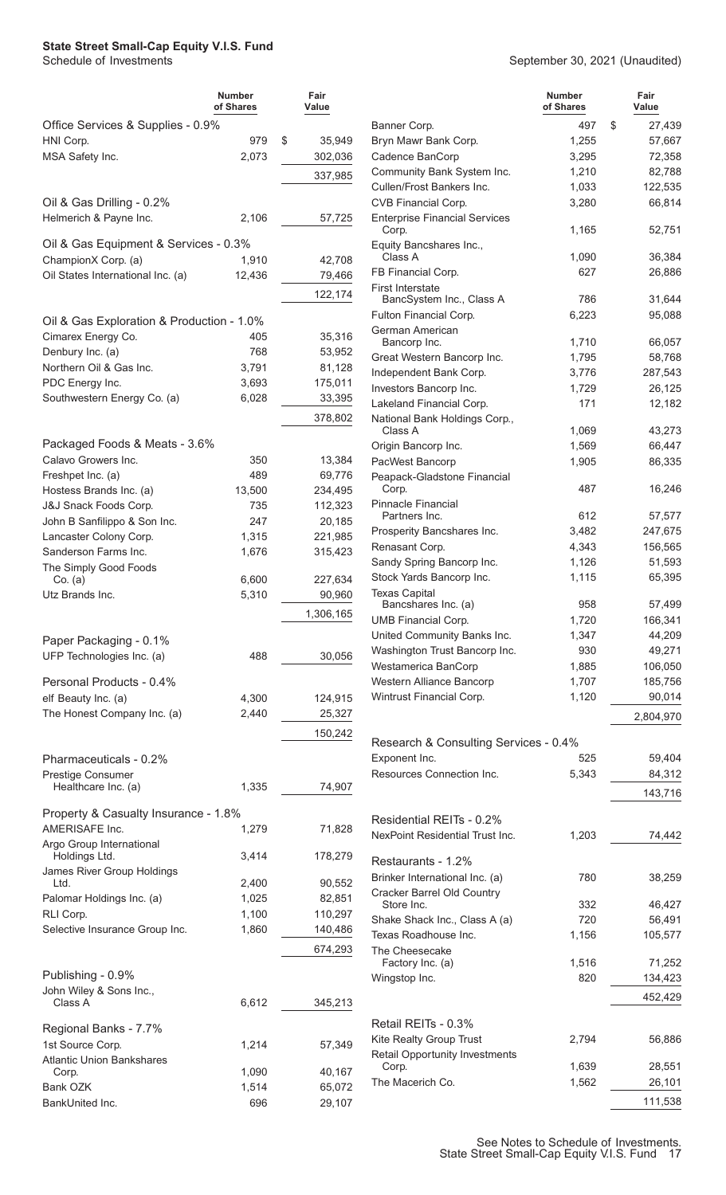# State Street Small-Cap Equity V.I.S. Fund

Schedule of Investments

September 30, 2021 (Unaudited)

| | Number of Shares | Fair Value |
|---|---|---|
| **Office Services & Supplies - 0.9%** | | |
| HNI Corp. | 979 | $ 35,949 |
| MSA Safety Inc. | 2,073 | 302,036 |
| | | 337,985 |
| **Oil & Gas Drilling - 0.2%** | | |
| Helmerich & Payne Inc. | 2,106 | 57,725 |
| **Oil & Gas Equipment & Services - 0.3%** | | |
| ChampionX Corp. (a) | 1,910 | 42,708 |
| Oil States International Inc. (a) | 12,436 | 79,466 |
| | | 122,174 |
| **Oil & Gas Exploration & Production - 1.0%** | | |
| Cimarex Energy Co. | 405 | 35,316 |
| Denbury Inc. (a) | 768 | 53,952 |
| Northern Oil & Gas Inc. | 3,791 | 81,128 |
| PDC Energy Inc. | 3,693 | 175,011 |
| Southwestern Energy Co. (a) | 6,028 | 33,395 |
| | | 378,802 |
| **Packaged Foods & Meats - 3.6%** | | |
| Calavo Growers Inc. | 350 | 13,384 |
| Freshpet Inc. (a) | 489 | 69,776 |
| Hostess Brands Inc. (a) | 13,500 | 234,495 |
| J&J Snack Foods Corp. | 735 | 112,323 |
| John B Sanfilippo & Son Inc. | 247 | 20,185 |
| Lancaster Colony Corp. | 1,315 | 221,985 |
| Sanderson Farms Inc. | 1,676 | 315,423 |
| The Simply Good Foods Co. (a) | 6,600 | 227,634 |
| Utz Brands Inc. | 5,310 | 90,960 |
| | | 1,306,165 |
| **Paper Packaging - 0.1%** | | |
| UFP Technologies Inc. (a) | 488 | 30,056 |
| **Personal Products - 0.4%** | | |
| elf Beauty Inc. (a) | 4,300 | 124,915 |
| The Honest Company Inc. (a) | 2,440 | 25,327 |
| | | 150,242 |
| **Pharmaceuticals - 0.2%** | | |
| Prestige Consumer Healthcare Inc. (a) | 1,335 | 74,907 |
| **Property & Casualty Insurance - 1.8%** | | |
| AMERISAFE Inc. | 1,279 | 71,828 |
| Argo Group International Holdings Ltd. | 3,414 | 178,279 |
| James River Group Holdings Ltd. | 2,400 | 90,552 |
| Palomar Holdings Inc. (a) | 1,025 | 82,851 |
| RLI Corp. | 1,100 | 110,297 |
| Selective Insurance Group Inc. | 1,860 | 140,486 |
| | | 674,293 |
| **Publishing - 0.9%** | | |
| John Wiley & Sons Inc., Class A | 6,612 | 345,213 |
| **Regional Banks - 7.7%** | | |
| 1st Source Corp. | 1,214 | 57,349 |
| Atlantic Union Bankshares Corp. | 1,090 | 40,167 |
| Bank OZK | 1,514 | 65,072 |
| BankUnited Inc. | 696 | 29,107 |
| Banner Corp. | 497 | $ 27,439 |
| Bryn Mawr Bank Corp. | 1,255 | 57,667 |
| Cadence BanCorp | 3,295 | 72,358 |
| Community Bank System Inc. | 1,210 | 82,788 |
| Cullen/Frost Bankers Inc. | 1,033 | 122,535 |
| CVB Financial Corp. | 3,280 | 66,814 |
| Enterprise Financial Services Corp. | 1,165 | 52,751 |
| Equity Bancshares Inc., Class A | 1,090 | 36,384 |
| FB Financial Corp. | 627 | 26,886 |
| First Interstate BancSystem Inc., Class A | 786 | 31,644 |
| Fulton Financial Corp. | 6,223 | 95,088 |
| German American Bancorp Inc. | 1,710 | 66,057 |
| Great Western Bancorp Inc. | 1,795 | 58,768 |
| Independent Bank Corp. | 3,776 | 287,543 |
| Investors Bancorp Inc. | 1,729 | 26,125 |
| Lakeland Financial Corp. | 171 | 12,182 |
| National Bank Holdings Corp., Class A | 1,069 | 43,273 |
| Origin Bancorp Inc. | 1,569 | 66,447 |
| PacWest Bancorp | 1,905 | 86,335 |
| Peapack-Gladstone Financial Corp. | 487 | 16,246 |
| Pinnacle Financial Partners Inc. | 612 | 57,577 |
| Prosperity Bancshares Inc. | 3,482 | 247,675 |
| Renasant Corp. | 4,343 | 156,565 |
| Sandy Spring Bancorp Inc. | 1,126 | 51,593 |
| Stock Yards Bancorp Inc. | 1,115 | 65,395 |
| Texas Capital Bancshares Inc. (a) | 958 | 57,499 |
| UMB Financial Corp. | 1,720 | 166,341 |
| United Community Banks Inc. | 1,347 | 44,209 |
| Washington Trust Bancorp Inc. | 930 | 49,271 |
| Westamerica BanCorp | 1,885 | 106,050 |
| Western Alliance Bancorp | 1,707 | 185,756 |
| Wintrust Financial Corp. | 1,120 | 90,014 |
| | | 2,804,970 |
| **Research & Consulting Services - 0.4%** | | |
| Exponent Inc. | 525 | 59,404 |
| Resources Connection Inc. | 5,343 | 84,312 |
| | | 143,716 |
| **Residential REITs - 0.2%** | | |
| NexPoint Residential Trust Inc. | 1,203 | 74,442 |
| **Restaurants - 1.2%** | | |
| Brinker International Inc. (a) | 780 | 38,259 |
| Cracker Barrel Old Country Store Inc. | 332 | 46,427 |
| Shake Shack Inc., Class A (a) | 720 | 56,491 |
| Texas Roadhouse Inc. | 1,156 | 105,577 |
| The Cheesecake Factory Inc. (a) | 1,516 | 71,252 |
| Wingstop Inc. | 820 | 134,423 |
| | | 452,429 |
| **Retail REITs - 0.3%** | | |
| Kite Realty Group Trust | 2,794 | 56,886 |
| Retail Opportunity Investments Corp. | 1,639 | 28,551 |
| The Macerich Co. | 1,562 | 26,101 |
| | | 111,538 |

See Notes to Schedule of Investments.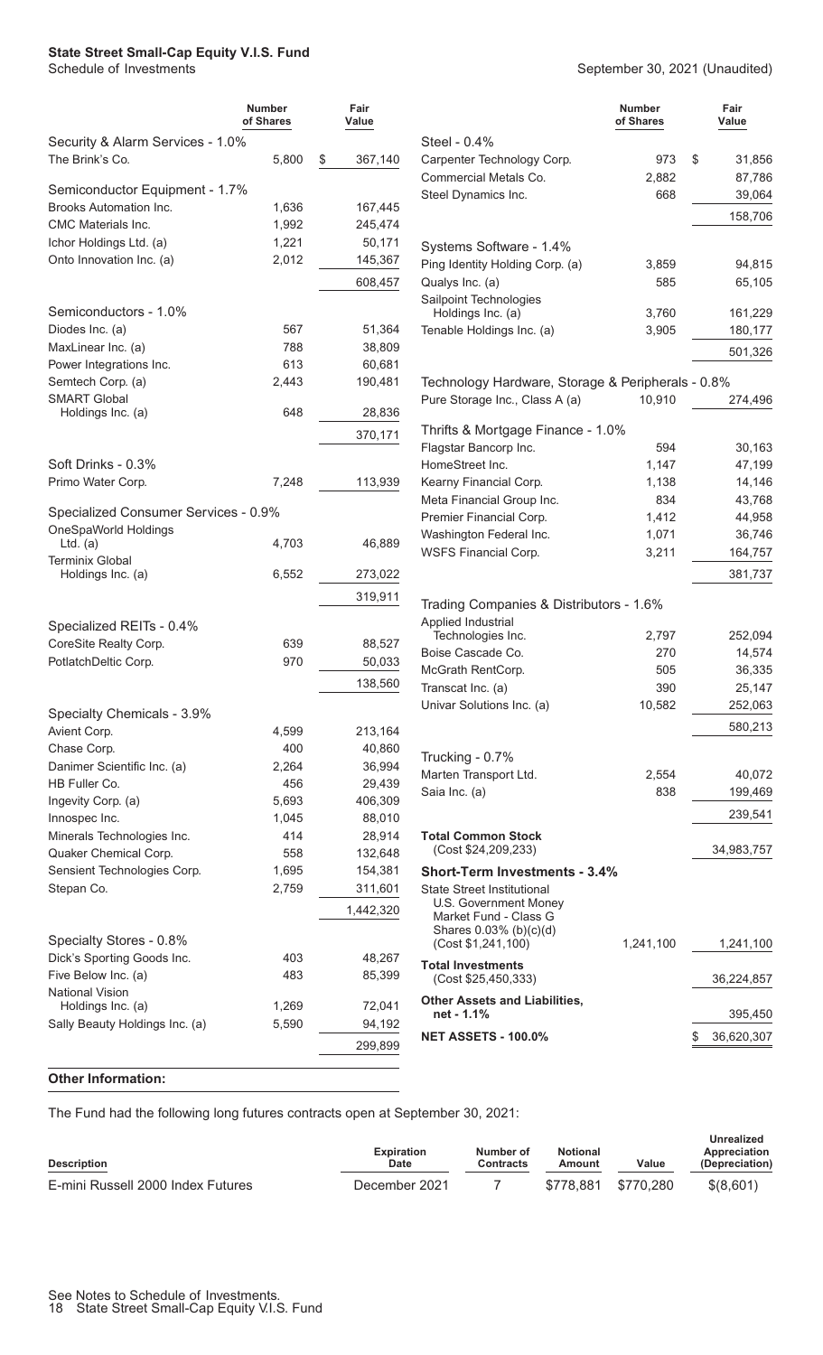# State Street Small-Cap Equity V.I.S. Fund

Schedule of Investments

September 30, 2021 (Unaudited)

| | Number of Shares | Fair Value |
|---|---|---|
| **Security & Alarm Services - 1.0%** | | |
| The Brink's Co. | 5,800 | $ 367,140 |
| **Semiconductor Equipment - 1.7%** | | |
| Brooks Automation Inc. | 1,636 | 167,445 |
| CMC Materials Inc. | 1,992 | 245,474 |
| Ichor Holdings Ltd. (a) | 1,221 | 50,171 |
| Onto Innovation Inc. (a) | 2,012 | 145,367 |
| | | 608,457 |
| **Semiconductors - 1.0%** | | |
| Diodes Inc. (a) | 567 | 51,364 |
| MaxLinear Inc. (a) | 788 | 38,809 |
| Power Integrations Inc. | 613 | 60,681 |
| Semtech Corp. (a) | 2,443 | 190,481 |
| SMART Global Holdings Inc. (a) | 648 | 28,836 |
| | | 370,171 |
| **Soft Drinks - 0.3%** | | |
| Primo Water Corp. | 7,248 | 113,939 |
| **Specialized Consumer Services - 0.9%** | | |
| OneSpaWorld Holdings Ltd. (a) | 4,703 | 46,889 |
| Terminix Global Holdings Inc. (a) | 6,552 | 273,022 |
| | | 319,911 |
| **Specialized REITs - 0.4%** | | |
| CoreSite Realty Corp. | 639 | 88,527 |
| PotlatchDeltic Corp. | 970 | 50,033 |
| | | 138,560 |
| **Specialty Chemicals - 3.9%** | | |
| Avient Corp. | 4,599 | 213,164 |
| Chase Corp. | 400 | 40,860 |
| Danimer Scientific Inc. (a) | 2,264 | 36,994 |
| HB Fuller Co. | 456 | 29,439 |
| Ingevity Corp. (a) | 5,693 | 406,309 |
| Innospec Inc. | 1,045 | 88,010 |
| Minerals Technologies Inc. | 414 | 28,914 |
| Quaker Chemical Corp. | 558 | 132,648 |
| Sensient Technologies Corp. | 1,695 | 154,381 |
| Stepan Co. | 2,759 | 311,601 |
| | | 1,442,320 |
| **Specialty Stores - 0.8%** | | |
| Dick's Sporting Goods Inc. | 403 | 48,267 |
| Five Below Inc. (a) | 483 | 85,399 |
| National Vision Holdings Inc. (a) | 1,269 | 72,041 |
| Sally Beauty Holdings Inc. (a) | 5,590 | 94,192 |
| | | 299,899 |
| **Steel - 0.4%** | | |
| Carpenter Technology Corp. | 973 | $ 31,856 |
| Commercial Metals Co. | 2,882 | 87,786 |
| Steel Dynamics Inc. | 668 | 39,064 |
| | | 158,706 |
| **Systems Software - 1.4%** | | |
| Ping Identity Holding Corp. (a) | 3,859 | 94,815 |
| Qualys Inc. (a) | 585 | 65,105 |
| Sailpoint Technologies Holdings Inc. (a) | 3,760 | 161,229 |
| Tenable Holdings Inc. (a) | 3,905 | 180,177 |
| | | 501,326 |
| **Technology Hardware, Storage & Peripherals - 0.8%** | | |
| Pure Storage Inc., Class A (a) | 10,910 | 274,496 |
| **Thrifts & Mortgage Finance - 1.0%** | | |
| Flagstar Bancorp Inc. | 594 | 30,163 |
| HomeStreet Inc. | 1,147 | 47,199 |
| Kearny Financial Corp. | 1,138 | 14,146 |
| Meta Financial Group Inc. | 834 | 43,768 |
| Premier Financial Corp. | 1,412 | 44,958 |
| Washington Federal Inc. | 1,071 | 36,746 |
| WSFS Financial Corp. | 3,211 | 164,757 |
| | | 381,737 |
| **Trading Companies & Distributors - 1.6%** | | |
| Applied Industrial Technologies Inc. | 2,797 | 252,094 |
| Boise Cascade Co. | 270 | 14,574 |
| McGrath RentCorp. | 505 | 36,335 |
| Transcat Inc. (a) | 390 | 25,147 |
| Univar Solutions Inc. (a) | 10,582 | 252,063 |
| | | 580,213 |
| **Trucking - 0.7%** | | |
| Marten Transport Ltd. | 2,554 | 40,072 |
| Saia Inc. (a) | 838 | 199,469 |
| | | 239,541 |
| **Total Common Stock** (Cost $24,209,233) | | 34,983,757 |
| **Short-Term Investments - 3.4%** | | |
| State Street Institutional U.S. Government Money Market Fund - Class G Shares 0.03% (b)(c)(d) (Cost $1,241,100) | 1,241,100 | 1,241,100 |
| **Total Investments** (Cost $25,450,333) | | 36,224,857 |
| **Other Assets and Liabilities, net - 1.1%** | | 395,450 |
| **NET ASSETS - 100.0%** | | $ 36,620,307 |

**Other Information:**

The Fund had the following long futures contracts open at September 30, 2021:

| Description | Expiration Date | Number of Contracts | Notional Amount | Value | Unrealized Appreciation (Depreciation) |
|---|---|---|---|---|---|
| E-mini Russell 2000 Index Futures | December 2021 | 7 | $778,881 | $770,280 | $(8,601) |

See Notes to Schedule of Investments.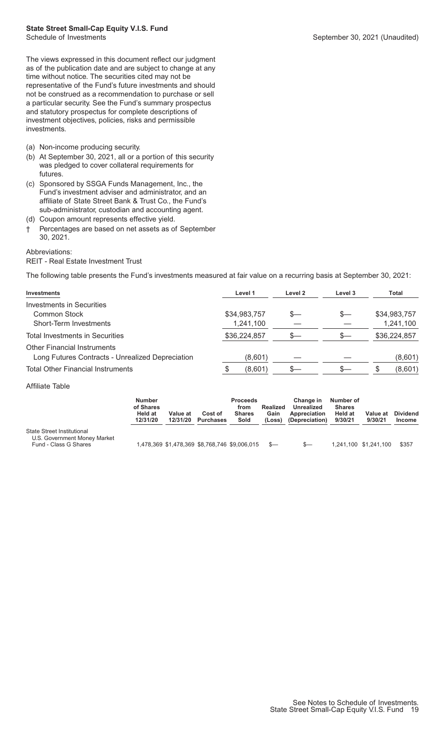# State Street Small-Cap Equity V.I.S. Fund

Schedule of Investments

September 30, 2021 (Unaudited)

The views expressed in this document reflect our judgment as of the publication date and are subject to change at any time without notice. The securities cited may not be representative of the Fund's future investments and should not be construed as a recommendation to purchase or sell a particular security. See the Fund's summary prospectus and statutory prospectus for complete descriptions of investment objectives, policies, risks and permissible investments.

(a) Non-income producing security.

(b) At September 30, 2021, all or a portion of this security was pledged to cover collateral requirements for futures.

(c) Sponsored by SSGA Funds Management, Inc., the Fund's investment adviser and administrator, and an affiliate of State Street Bank & Trust Co., the Fund's sub-administrator, custodian and accounting agent.

(d) Coupon amount represents effective yield.

† Percentages are based on net assets as of September 30, 2021.

Abbreviations:

REIT - Real Estate Investment Trust

The following table presents the Fund's investments measured at fair value on a recurring basis at September 30, 2021:

| Investments | Level 1 | Level 2 | Level 3 | Total |
|---|---|---|---|---|
| Investments in Securities | | | | |
| Common Stock | $34,983,757 | $— | $— | $34,983,757 |
| Short-Term Investments | 1,241,100 | — | — | 1,241,100 |
| Total Investments in Securities | $36,224,857 | $— | $— | $36,224,857 |
| Other Financial Instruments | | | | |
| Long Futures Contracts - Unrealized Depreciation | (8,601) | — | — | (8,601) |
| Total Other Financial Instruments | $ (8,601) | $— | $— | $ (8,601) |

Affiliate Table

| | Number of Shares Held at 12/31/20 | Value at 12/31/20 | Cost of Purchases | Proceeds from Shares Sold | Realized Gain (Loss) | Change in Unrealized Appreciation (Depreciation) | Number of Shares Held at 9/30/21 | Value at 9/30/21 | Dividend Income |
|---|---|---|---|---|---|---|---|---|---|
| State Street Institutional U.S. Government Money Market Fund - Class G Shares | 1,478,369 | $1,478,369 | $8,768,746 | $9,006,015 | $— | $— | 1,241,100 | $1,241,100 | $357 |

See Notes to Schedule of Investments.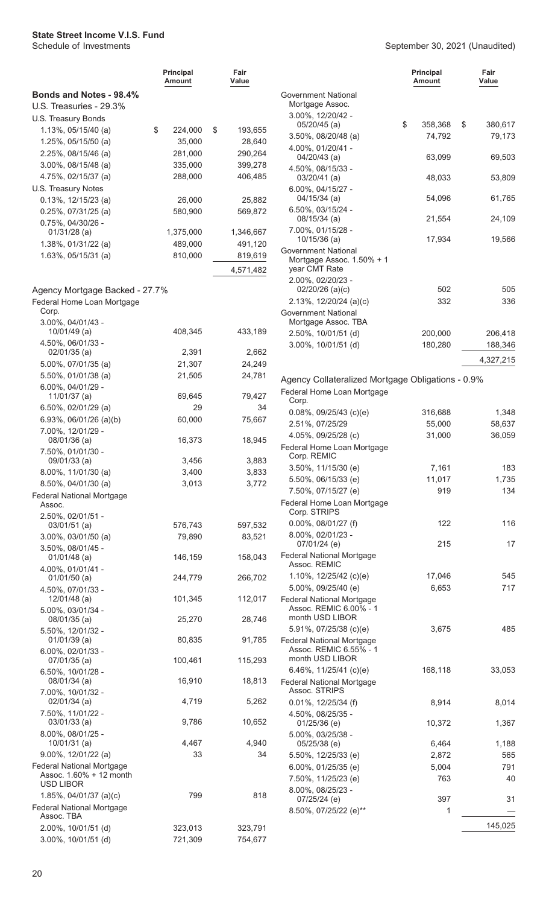**State Street Income V.I.S. Fund**
Schedule of Investments

September 30, 2021 (Unaudited)

| | Principal Amount | Fair Value |
|---|---|---|
| **Bonds and Notes - 98.4%** | | |
| U.S. Treasuries - 29.3% | | |
| U.S. Treasury Bonds | | |
| 1.13%, 05/15/40 (a) | $ 224,000 | $ 193,655 |
| 1.25%, 05/15/50 (a) | 35,000 | 28,640 |
| 2.25%, 08/15/46 (a) | 281,000 | 290,264 |
| 3.00%, 08/15/48 (a) | 335,000 | 399,278 |
| 4.75%, 02/15/37 (a) | 288,000 | 406,485 |
| U.S. Treasury Notes | | |
| 0.13%, 12/15/23 (a) | 26,000 | 25,882 |
| 0.25%, 07/31/25 (a) | 580,900 | 569,872 |
| 0.75%, 04/30/26 - 01/31/28 (a) | 1,375,000 | 1,346,667 |
| 1.38%, 01/31/22 (a) | 489,000 | 491,120 |
| 1.63%, 05/15/31 (a) | 810,000 | 819,619 |
| | | 4,571,482 |
| Agency Mortgage Backed - 27.7% | | |
| Federal Home Loan Mortgage Corp. | | |
| 3.00%, 04/01/43 - 10/01/49 (a) | 408,345 | 433,189 |
| 4.50%, 06/01/33 - 02/01/35 (a) | 2,391 | 2,662 |
| 5.00%, 07/01/35 (a) | 21,307 | 24,249 |
| 5.50%, 01/01/38 (a) | 21,505 | 24,781 |
| 6.00%, 04/01/29 - 11/01/37 (a) | 69,645 | 79,427 |
| 6.50%, 02/01/29 (a) | 29 | 34 |
| 6.93%, 06/01/26 (a)(b) | 60,000 | 75,667 |
| 7.00%, 12/01/29 - 08/01/36 (a) | 16,373 | 18,945 |
| 7.50%, 01/01/30 - 09/01/33 (a) | 3,456 | 3,883 |
| 8.00%, 11/01/30 (a) | 3,400 | 3,833 |
| 8.50%, 04/01/30 (a) | 3,013 | 3,772 |
| Federal National Mortgage Assoc. | | |
| 2.50%, 02/01/51 - 03/01/51 (a) | 576,743 | 597,532 |
| 3.00%, 03/01/50 (a) | 79,890 | 83,521 |
| 3.50%, 08/01/45 - 01/01/48 (a) | 146,159 | 158,043 |
| 4.00%, 01/01/41 - 01/01/50 (a) | 244,779 | 266,702 |
| 4.50%, 07/01/33 - 12/01/48 (a) | 101,345 | 112,017 |
| 5.00%, 03/01/34 - 08/01/35 (a) | 25,270 | 28,746 |
| 5.50%, 12/01/32 - 01/01/39 (a) | 80,835 | 91,785 |
| 6.00%, 02/01/33 - 07/01/35 (a) | 100,461 | 115,293 |
| 6.50%, 10/01/28 - 08/01/34 (a) | 16,910 | 18,813 |
| 7.00%, 10/01/32 - 02/01/34 (a) | 4,719 | 5,262 |
| 7.50%, 11/01/22 - 03/01/33 (a) | 9,786 | 10,652 |
| 8.00%, 08/01/25 - 10/01/31 (a) | 4,467 | 4,940 |
| 9.00%, 12/01/22 (a) | 33 | 34 |
| Federal National Mortgage Assoc. 1.60% + 12 month USD LIBOR | | |
| 1.85%, 04/01/37 (a)(c) | 799 | 818 |
| Federal National Mortgage Assoc. TBA | | |
| 2.00%, 10/01/51 (d) | 323,013 | 323,791 |
| 3.00%, 10/01/51 (d) | 721,309 | 754,677 |
| Government National Mortgage Assoc. | | |
| 3.00%, 12/20/42 - 05/20/45 (a) | $ 358,368 | $ 380,617 |
| 3.50%, 08/20/48 (a) | 74,792 | 79,173 |
| 4.00%, 01/20/41 - 04/20/43 (a) | 63,099 | 69,503 |
| 4.50%, 08/15/33 - 03/20/41 (a) | 48,033 | 53,809 |
| 6.00%, 04/15/27 - 04/15/34 (a) | 54,096 | 61,765 |
| 6.50%, 03/15/24 - 08/15/34 (a) | 21,554 | 24,109 |
| 7.00%, 01/15/28 - 10/15/36 (a) | 17,934 | 19,566 |
| Government National Mortgage Assoc. 1.50% + 1 year CMT Rate | | |
| 2.00%, 02/20/23 - 02/20/26 (a)(c) | 502 | 505 |
| 2.13%, 12/20/24 (a)(c) | 332 | 336 |
| Government National Mortgage Assoc. TBA | | |
| 2.50%, 10/01/51 (d) | 200,000 | 206,418 |
| 3.00%, 10/01/51 (d) | 180,280 | 188,346 |
| | | 4,327,215 |
| Agency Collateralized Mortgage Obligations - 0.9% | | |
| Federal Home Loan Mortgage Corp. | | |
| 0.08%, 09/25/43 (c)(e) | 316,688 | 1,348 |
| 2.51%, 07/25/29 | 55,000 | 58,637 |
| 4.05%, 09/25/28 (c) | 31,000 | 36,059 |
| Federal Home Loan Mortgage Corp. REMIC | | |
| 3.50%, 11/15/30 (e) | 7,161 | 183 |
| 5.50%, 06/15/33 (e) | 11,017 | 1,735 |
| 7.50%, 07/15/27 (e) | 919 | 134 |
| Federal Home Loan Mortgage Corp. STRIPS | | |
| 0.00%, 08/01/27 (f) | 122 | 116 |
| 8.00%, 02/01/23 - 07/01/24 (e) | 215 | 17 |
| Federal National Mortgage Assoc. REMIC | | |
| 1.10%, 12/25/42 (c)(e) | 17,046 | 545 |
| 5.00%, 09/25/40 (e) | 6,653 | 717 |
| Federal National Mortgage Assoc. REMIC 6.00% - 1 month USD LIBOR | | |
| 5.91%, 07/25/38 (c)(e) | 3,675 | 485 |
| Federal National Mortgage Assoc. REMIC 6.55% - 1 month USD LIBOR | | |
| 6.46%, 11/25/41 (c)(e) | 168,118 | 33,053 |
| Federal National Mortgage Assoc. STRIPS | | |
| 0.01%, 12/25/34 (f) | 8,914 | 8,014 |
| 4.50%, 08/25/35 - 01/25/36 (e) | 10,372 | 1,367 |
| 5.00%, 03/25/38 - 05/25/38 (e) | 6,464 | 1,188 |
| 5.50%, 12/25/33 (e) | 2,872 | 565 |
| 6.00%, 01/25/35 (e) | 5,004 | 791 |
| 7.50%, 11/25/23 (e) | 763 | 40 |
| 8.00%, 08/25/23 - 07/25/24 (e) | 397 | 31 |
| 8.50%, 07/25/22 (e)** | 1 | — |
| | | 145,025 |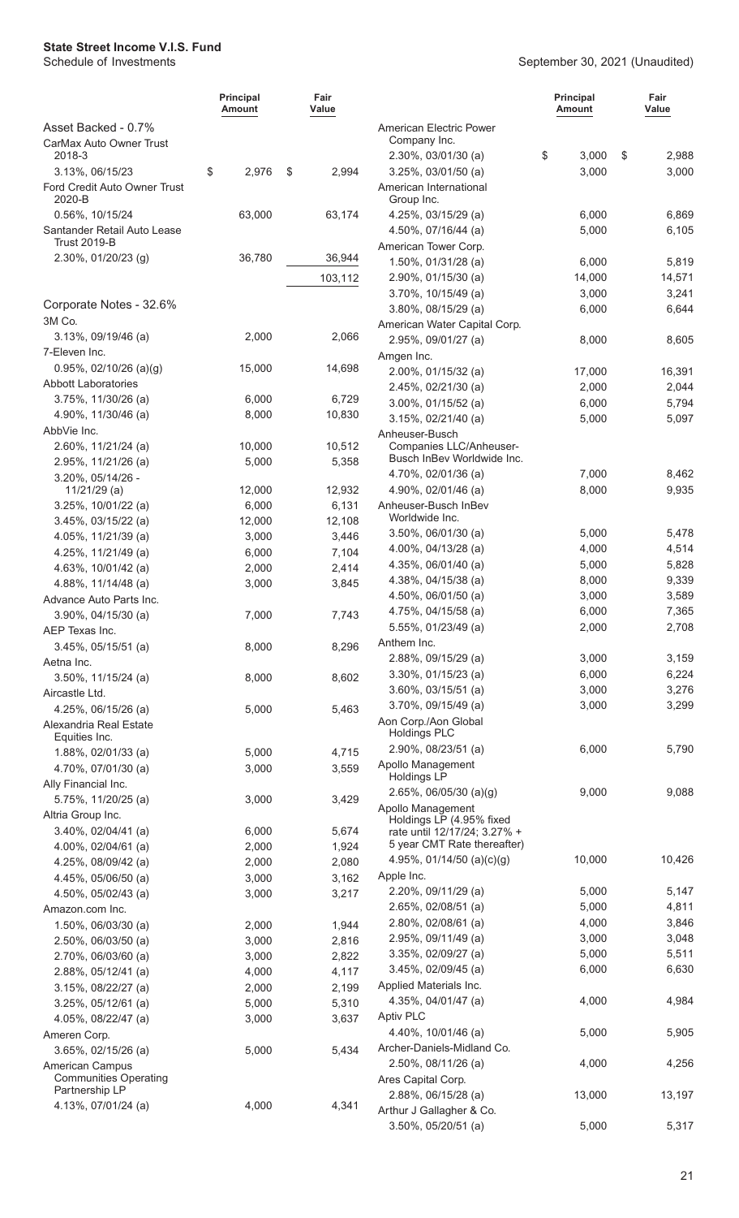# State Street Income V.I.S. Fund

Schedule of Investments

September 30, 2021 (Unaudited)

| | Principal Amount | Fair Value |
|---|---|---|
| **Asset Backed - 0.7%** | | |
| CarMax Auto Owner Trust 2018-3 | | |
| 3.13%, 06/15/23 | $ 2,976 | $ 2,994 |
| Ford Credit Auto Owner Trust 2020-B | | |
| 0.56%, 10/15/24 | 63,000 | 63,174 |
| Santander Retail Auto Lease Trust 2019-B | | |
| 2.30%, 01/20/23 (g) | 36,780 | 36,944 |
| | | 103,112 |
| **Corporate Notes - 32.6%** | | |
| 3M Co. | | |
| 3.13%, 09/19/46 (a) | 2,000 | 2,066 |
| 7-Eleven Inc. | | |
| 0.95%, 02/10/26 (a)(g) | 15,000 | 14,698 |
| Abbott Laboratories | | |
| 3.75%, 11/30/26 (a) | 6,000 | 6,729 |
| 4.90%, 11/30/46 (a) | 8,000 | 10,830 |
| AbbVie Inc. | | |
| 2.60%, 11/21/24 (a) | 10,000 | 10,512 |
| 2.95%, 11/21/26 (a) | 5,000 | 5,358 |
| 3.20%, 05/14/26 - 11/21/29 (a) | 12,000 | 12,932 |
| 3.25%, 10/01/22 (a) | 6,000 | 6,131 |
| 3.45%, 03/15/22 (a) | 12,000 | 12,108 |
| 4.05%, 11/21/39 (a) | 3,000 | 3,446 |
| 4.25%, 11/21/49 (a) | 6,000 | 7,104 |
| 4.63%, 10/01/42 (a) | 2,000 | 2,414 |
| 4.88%, 11/14/48 (a) | 3,000 | 3,845 |
| Advance Auto Parts Inc. | | |
| 3.90%, 04/15/30 (a) | 7,000 | 7,743 |
| AEP Texas Inc. | | |
| 3.45%, 05/15/51 (a) | 8,000 | 8,296 |
| Aetna Inc. | | |
| 3.50%, 11/15/24 (a) | 8,000 | 8,602 |
| Aircastle Ltd. | | |
| 4.25%, 06/15/26 (a) | 5,000 | 5,463 |
| Alexandria Real Estate Equities Inc. | | |
| 1.88%, 02/01/33 (a) | 5,000 | 4,715 |
| 4.70%, 07/01/30 (a) | 3,000 | 3,559 |
| Ally Financial Inc. | | |
| 5.75%, 11/20/25 (a) | 3,000 | 3,429 |
| Altria Group Inc. | | |
| 3.40%, 02/04/41 (a) | 6,000 | 5,674 |
| 4.00%, 02/04/61 (a) | 2,000 | 1,924 |
| 4.25%, 08/09/42 (a) | 2,000 | 2,080 |
| 4.45%, 05/06/50 (a) | 3,000 | 3,162 |
| 4.50%, 05/02/43 (a) | 3,000 | 3,217 |
| Amazon.com Inc. | | |
| 1.50%, 06/03/30 (a) | 2,000 | 1,944 |
| 2.50%, 06/03/50 (a) | 3,000 | 2,816 |
| 2.70%, 06/03/60 (a) | 3,000 | 2,822 |
| 2.88%, 05/12/41 (a) | 4,000 | 4,117 |
| 3.15%, 08/22/27 (a) | 2,000 | 2,199 |
| 3.25%, 05/12/61 (a) | 5,000 | 5,310 |
| 4.05%, 08/22/47 (a) | 3,000 | 3,637 |
| Ameren Corp. | | |
| 3.65%, 02/15/26 (a) | 5,000 | 5,434 |
| American Campus Communities Operating Partnership LP | | |
| 4.13%, 07/01/24 (a) | 4,000 | 4,341 |
| American Electric Power Company Inc. | | |
| 2.30%, 03/01/30 (a) | $ 3,000 | $ 2,988 |
| 3.25%, 03/01/50 (a) | 3,000 | 3,000 |
| American International Group Inc. | | |
| 4.25%, 03/15/29 (a) | 6,000 | 6,869 |
| 4.50%, 07/16/44 (a) | 5,000 | 6,105 |
| American Tower Corp. | | |
| 1.50%, 01/31/28 (a) | 6,000 | 5,819 |
| 2.90%, 01/15/30 (a) | 14,000 | 14,571 |
| 3.70%, 10/15/49 (a) | 3,000 | 3,241 |
| 3.80%, 08/15/29 (a) | 6,000 | 6,644 |
| American Water Capital Corp. | | |
| 2.95%, 09/01/27 (a) | 8,000 | 8,605 |
| Amgen Inc. | | |
| 2.00%, 01/15/32 (a) | 17,000 | 16,391 |
| 2.45%, 02/21/30 (a) | 2,000 | 2,044 |
| 3.00%, 01/15/52 (a) | 6,000 | 5,794 |
| 3.15%, 02/21/40 (a) | 5,000 | 5,097 |
| Anheuser-Busch Companies LLC/Anheuser-Busch InBev Worldwide Inc. | | |
| 4.70%, 02/01/36 (a) | 7,000 | 8,462 |
| 4.90%, 02/01/46 (a) | 8,000 | 9,935 |
| Anheuser-Busch InBev Worldwide Inc. | | |
| 3.50%, 06/01/30 (a) | 5,000 | 5,478 |
| 4.00%, 04/13/28 (a) | 4,000 | 4,514 |
| 4.35%, 06/01/40 (a) | 5,000 | 5,828 |
| 4.38%, 04/15/38 (a) | 8,000 | 9,339 |
| 4.50%, 06/01/50 (a) | 3,000 | 3,589 |
| 4.75%, 04/15/58 (a) | 6,000 | 7,365 |
| 5.55%, 01/23/49 (a) | 2,000 | 2,708 |
| Anthem Inc. | | |
| 2.88%, 09/15/29 (a) | 3,000 | 3,159 |
| 3.30%, 01/15/23 (a) | 6,000 | 6,224 |
| 3.60%, 03/15/51 (a) | 3,000 | 3,276 |
| 3.70%, 09/15/49 (a) | 3,000 | 3,299 |
| Aon Corp./Aon Global Holdings PLC | | |
| 2.90%, 08/23/51 (a) | 6,000 | 5,790 |
| Apollo Management Holdings LP | | |
| 2.65%, 06/05/30 (a)(g) | 9,000 | 9,088 |
| Apollo Management Holdings LP (4.95% fixed rate until 12/17/24; 3.27% + 5 year CMT Rate thereafter) | | |
| 4.95%, 01/14/50 (a)(c)(g) | 10,000 | 10,426 |
| Apple Inc. | | |
| 2.20%, 09/11/29 (a) | 5,000 | 5,147 |
| 2.65%, 02/08/51 (a) | 5,000 | 4,811 |
| 2.80%, 02/08/61 (a) | 4,000 | 3,846 |
| 2.95%, 09/11/49 (a) | 3,000 | 3,048 |
| 3.35%, 02/09/27 (a) | 5,000 | 5,511 |
| 3.45%, 02/09/45 (a) | 6,000 | 6,630 |
| Applied Materials Inc. | | |
| 4.35%, 04/01/47 (a) | 4,000 | 4,984 |
| Aptiv PLC | | |
| 4.40%, 10/01/46 (a) | 5,000 | 5,905 |
| Archer-Daniels-Midland Co. | | |
| 2.50%, 08/11/26 (a) | 4,000 | 4,256 |
| Ares Capital Corp. | | |
| 2.88%, 06/15/28 (a) | 13,000 | 13,197 |
| Arthur J Gallagher & Co. | | |
| 3.50%, 05/20/51 (a) | 5,000 | 5,317 |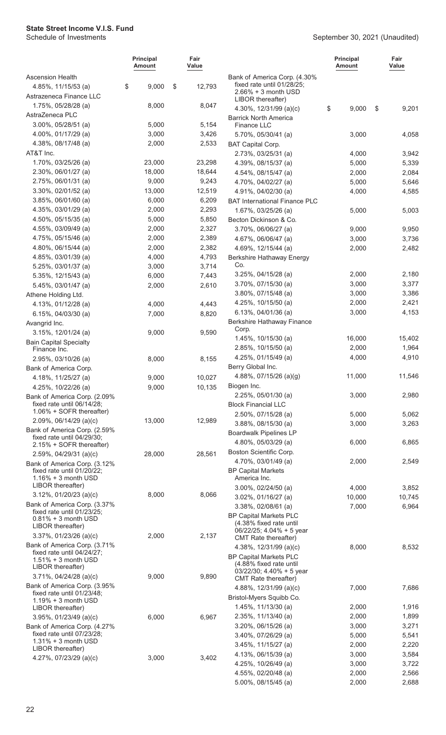**State Street Income V.I.S. Fund**
Schedule of Investments

September 30, 2021 (Unaudited)

| | Principal Amount | Fair Value |
|---|---|---|
| Ascension Health | | |
| 4.85%, 11/15/53 (a) | $ 9,000 | $ 12,793 |
| Astrazeneca Finance LLC | | |
| 1.75%, 05/28/28 (a) | 8,000 | 8,047 |
| AstraZeneca PLC | | |
| 3.00%, 05/28/51 (a) | 5,000 | 5,154 |
| 4.00%, 01/17/29 (a) | 3,000 | 3,426 |
| 4.38%, 08/17/48 (a) | 2,000 | 2,533 |
| AT&T Inc. | | |
| 1.70%, 03/25/26 (a) | 23,000 | 23,298 |
| 2.30%, 06/01/27 (a) | 18,000 | 18,644 |
| 2.75%, 06/01/31 (a) | 9,000 | 9,243 |
| 3.30%, 02/01/52 (a) | 13,000 | 12,519 |
| 3.85%, 06/01/60 (a) | 6,000 | 6,209 |
| 4.35%, 03/01/29 (a) | 2,000 | 2,293 |
| 4.50%, 05/15/35 (a) | 5,000 | 5,850 |
| 4.55%, 03/09/49 (a) | 2,000 | 2,327 |
| 4.75%, 05/15/46 (a) | 2,000 | 2,389 |
| 4.80%, 06/15/44 (a) | 2,000 | 2,382 |
| 4.85%, 03/01/39 (a) | 4,000 | 4,793 |
| 5.25%, 03/01/37 (a) | 3,000 | 3,714 |
| 5.35%, 12/15/43 (a) | 6,000 | 7,443 |
| 5.45%, 03/01/47 (a) | 2,000 | 2,610 |
| Athene Holding Ltd. | | |
| 4.13%, 01/12/28 (a) | 4,000 | 4,443 |
| 6.15%, 04/03/30 (a) | 7,000 | 8,820 |
| Avangrid Inc. | | |
| 3.15%, 12/01/24 (a) | 9,000 | 9,590 |
| Bain Capital Specialty Finance Inc. | | |
| 2.95%, 03/10/26 (a) | 8,000 | 8,155 |
| Bank of America Corp. | | |
| 4.18%, 11/25/27 (a) | 9,000 | 10,027 |
| 4.25%, 10/22/26 (a) | 9,000 | 10,135 |
| Bank of America Corp. (2.09% fixed rate until 06/14/28; 1.06% + SOFR thereafter) | | |
| 2.09%, 06/14/29 (a)(c) | 13,000 | 12,989 |
| Bank of America Corp. (2.59% fixed rate until 04/29/30; 2.15% + SOFR thereafter) | | |
| 2.59%, 04/29/31 (a)(c) | 28,000 | 28,561 |
| Bank of America Corp. (3.12% fixed rate until 01/20/22; 1.16% + 3 month USD LIBOR thereafter) | | |
| 3.12%, 01/20/23 (a)(c) | 8,000 | 8,066 |
| Bank of America Corp. (3.37% fixed rate until 01/23/25; 0.81% + 3 month USD LIBOR thereafter) | | |
| 3.37%, 01/23/26 (a)(c) | 2,000 | 2,137 |
| Bank of America Corp. (3.71% fixed rate until 04/24/27; 1.51% + 3 month USD LIBOR thereafter) | | |
| 3.71%, 04/24/28 (a)(c) | 9,000 | 9,890 |
| Bank of America Corp. (3.95% fixed rate until 01/23/48; 1.19% + 3 month USD LIBOR thereafter) | | |
| 3.95%, 01/23/49 (a)(c) | 6,000 | 6,967 |
| Bank of America Corp. (4.27% fixed rate until 07/23/28; 1.31% + 3 month USD LIBOR thereafter) | | |
| 4.27%, 07/23/29 (a)(c) | 3,000 | 3,402 |
| Bank of America Corp. (4.30% fixed rate until 01/28/25; 2.66% + 3 month USD LIBOR thereafter) | | |
| 4.30%, 12/31/99 (a)(c) | $ 9,000 | $ 9,201 |
| Barrick North America Finance LLC | | |
| 5.70%, 05/30/41 (a) | 3,000 | 4,058 |
| BAT Capital Corp. | | |
| 2.73%, 03/25/31 (a) | 4,000 | 3,942 |
| 4.39%, 08/15/37 (a) | 5,000 | 5,339 |
| 4.54%, 08/15/47 (a) | 2,000 | 2,084 |
| 4.70%, 04/02/27 (a) | 5,000 | 5,646 |
| 4.91%, 04/02/30 (a) | 4,000 | 4,585 |
| BAT International Finance PLC | | |
| 1.67%, 03/25/26 (a) | 5,000 | 5,003 |
| Becton Dickinson & Co. | | |
| 3.70%, 06/06/27 (a) | 9,000 | 9,950 |
| 4.67%, 06/06/47 (a) | 3,000 | 3,736 |
| 4.69%, 12/15/44 (a) | 2,000 | 2,482 |
| Berkshire Hathaway Energy Co. | | |
| 3.25%, 04/15/28 (a) | 2,000 | 2,180 |
| 3.70%, 07/15/30 (a) | 3,000 | 3,377 |
| 3.80%, 07/15/48 (a) | 3,000 | 3,386 |
| 4.25%, 10/15/50 (a) | 2,000 | 2,421 |
| 6.13%, 04/01/36 (a) | 3,000 | 4,153 |
| Berkshire Hathaway Finance Corp. | | |
| 1.45%, 10/15/30 (a) | 16,000 | 15,402 |
| 2.85%, 10/15/50 (a) | 2,000 | 1,964 |
| 4.25%, 01/15/49 (a) | 4,000 | 4,910 |
| Berry Global Inc. | | |
| 4.88%, 07/15/26 (a)(g) | 11,000 | 11,546 |
| Biogen Inc. | | |
| 2.25%, 05/01/30 (a) | 3,000 | 2,980 |
| Block Financial LLC | | |
| 2.50%, 07/15/28 (a) | 5,000 | 5,062 |
| 3.88%, 08/15/30 (a) | 3,000 | 3,263 |
| Boardwalk Pipelines LP | | |
| 4.80%, 05/03/29 (a) | 6,000 | 6,865 |
| Boston Scientific Corp. | | |
| 4.70%, 03/01/49 (a) | 2,000 | 2,549 |
| BP Capital Markets America Inc. | | |
| 3.00%, 02/24/50 (a) | 4,000 | 3,852 |
| 3.02%, 01/16/27 (a) | 10,000 | 10,745 |
| 3.38%, 02/08/61 (a) | 7,000 | 6,964 |
| BP Capital Markets PLC (4.38% fixed rate until 06/22/25; 4.04% + 5 year CMT Rate thereafter) | | |
| 4.38%, 12/31/99 (a)(c) | 8,000 | 8,532 |
| BP Capital Markets PLC (4.88% fixed rate until 03/22/30; 4.40% + 5 year CMT Rate thereafter) | | |
| 4.88%, 12/31/99 (a)(c) | 7,000 | 7,686 |
| Bristol-Myers Squibb Co. | | |
| 1.45%, 11/13/30 (a) | 2,000 | 1,916 |
| 2.35%, 11/13/40 (a) | 2,000 | 1,899 |
| 3.20%, 06/15/26 (a) | 3,000 | 3,271 |
| 3.40%, 07/26/29 (a) | 5,000 | 5,541 |
| 3.45%, 11/15/27 (a) | 2,000 | 2,220 |
| 4.13%, 06/15/39 (a) | 3,000 | 3,584 |
| 4.25%, 10/26/49 (a) | 3,000 | 3,722 |
| 4.55%, 02/20/48 (a) | 2,000 | 2,566 |
| 5.00%, 08/15/45 (a) | 2,000 | 2,688 |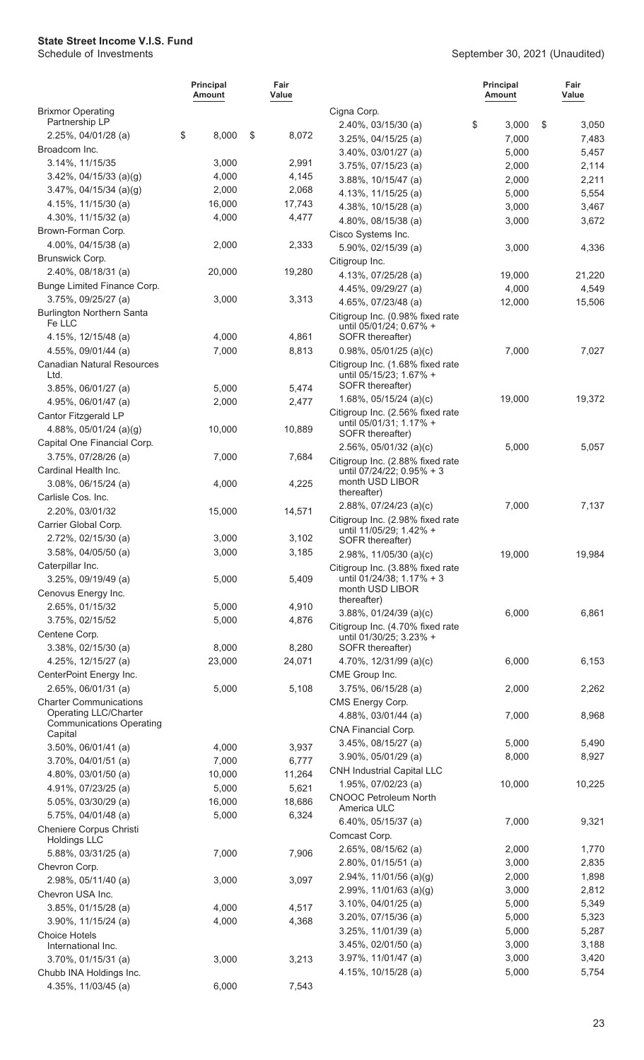**State Street Income V.I.S. Fund**
Schedule of Investments

September 30, 2021 (Unaudited)

| | Principal Amount | Fair Value |
|---|---|---|
| Brixmor Operating Partnership LP | | |
| 2.25%, 04/01/28 (a) | $ 8,000 | $ 8,072 |
| Broadcom Inc. | | |
| 3.14%, 11/15/35 | 3,000 | 2,991 |
| 3.42%, 04/15/33 (a)(g) | 4,000 | 4,145 |
| 3.47%, 04/15/34 (a)(g) | 2,000 | 2,068 |
| 4.15%, 11/15/30 (a) | 16,000 | 17,743 |
| 4.30%, 11/15/32 (a) | 4,000 | 4,477 |
| Brown-Forman Corp. | | |
| 4.00%, 04/15/38 (a) | 2,000 | 2,333 |
| Brunswick Corp. | | |
| 2.40%, 08/18/31 (a) | 20,000 | 19,280 |
| Bunge Limited Finance Corp. | | |
| 3.75%, 09/25/27 (a) | 3,000 | 3,313 |
| Burlington Northern Santa Fe LLC | | |
| 4.15%, 12/15/48 (a) | 4,000 | 4,861 |
| 4.55%, 09/01/44 (a) | 7,000 | 8,813 |
| Canadian Natural Resources Ltd. | | |
| 3.85%, 06/01/27 (a) | 5,000 | 5,474 |
| 4.95%, 06/01/47 (a) | 2,000 | 2,477 |
| Cantor Fitzgerald LP | | |
| 4.88%, 05/01/24 (a)(g) | 10,000 | 10,889 |
| Capital One Financial Corp. | | |
| 3.75%, 07/28/26 (a) | 7,000 | 7,684 |
| Cardinal Health Inc. | | |
| 3.08%, 06/15/24 (a) | 4,000 | 4,225 |
| Carlisle Cos. Inc. | | |
| 2.20%, 03/01/32 | 15,000 | 14,571 |
| Carrier Global Corp. | | |
| 2.72%, 02/15/30 (a) | 3,000 | 3,102 |
| 3.58%, 04/05/50 (a) | 3,000 | 3,185 |
| Caterpillar Inc. | | |
| 3.25%, 09/19/49 (a) | 5,000 | 5,409 |
| Cenovus Energy Inc. | | |
| 2.65%, 01/15/32 | 5,000 | 4,910 |
| 3.75%, 02/15/52 | 5,000 | 4,876 |
| Centene Corp. | | |
| 3.38%, 02/15/30 (a) | 8,000 | 8,280 |
| 4.25%, 12/15/27 (a) | 23,000 | 24,071 |
| CenterPoint Energy Inc. | | |
| 2.65%, 06/01/31 (a) | 5,000 | 5,108 |
| Charter Communications Operating LLC/Charter Communications Operating Capital | | |
| 3.50%, 06/01/41 (a) | 4,000 | 3,937 |
| 3.70%, 04/01/51 (a) | 7,000 | 6,777 |
| 4.80%, 03/01/50 (a) | 10,000 | 11,264 |
| 4.91%, 07/23/25 (a) | 5,000 | 5,621 |
| 5.05%, 03/30/29 (a) | 16,000 | 18,686 |
| 5.75%, 04/01/48 (a) | 5,000 | 6,324 |
| Cheniere Corpus Christi Holdings LLC | | |
| 5.88%, 03/31/25 (a) | 7,000 | 7,906 |
| Chevron Corp. | | |
| 2.98%, 05/11/40 (a) | 3,000 | 3,097 |
| Chevron USA Inc. | | |
| 3.85%, 01/15/28 (a) | 4,000 | 4,517 |
| 3.90%, 11/15/24 (a) | 4,000 | 4,368 |
| Choice Hotels International Inc. | | |
| 3.70%, 01/15/31 (a) | 3,000 | 3,213 |
| Chubb INA Holdings Inc. | | |
| 4.35%, 11/03/45 (a) | 6,000 | 7,543 |
| Cigna Corp. | | |
| 2.40%, 03/15/30 (a) | $ 3,000 | $ 3,050 |
| 3.25%, 04/15/25 (a) | 7,000 | 7,483 |
| 3.40%, 03/01/27 (a) | 5,000 | 5,457 |
| 3.75%, 07/15/23 (a) | 2,000 | 2,114 |
| 3.88%, 10/15/47 (a) | 2,000 | 2,211 |
| 4.13%, 11/15/25 (a) | 5,000 | 5,554 |
| 4.38%, 10/15/28 (a) | 3,000 | 3,467 |
| 4.80%, 08/15/38 (a) | 3,000 | 3,672 |
| Cisco Systems Inc. | | |
| 5.90%, 02/15/39 (a) | 3,000 | 4,336 |
| Citigroup Inc. | | |
| 4.13%, 07/25/28 (a) | 19,000 | 21,220 |
| 4.45%, 09/29/27 (a) | 4,000 | 4,549 |
| 4.65%, 07/23/48 (a) | 12,000 | 15,506 |
| Citigroup Inc. (0.98% fixed rate until 05/01/24; 0.67% + SOFR thereafter) | | |
| 0.98%, 05/01/25 (a)(c) | 7,000 | 7,027 |
| Citigroup Inc. (1.68% fixed rate until 05/15/23; 1.67% + SOFR thereafter) | | |
| 1.68%, 05/15/24 (a)(c) | 19,000 | 19,372 |
| Citigroup Inc. (2.56% fixed rate until 05/01/31; 1.17% + SOFR thereafter) | | |
| 2.56%, 05/01/32 (a)(c) | 5,000 | 5,057 |
| Citigroup Inc. (2.88% fixed rate until 07/24/22; 0.95% + 3 month USD LIBOR thereafter) | | |
| 2.88%, 07/24/23 (a)(c) | 7,000 | 7,137 |
| Citigroup Inc. (2.98% fixed rate until 11/05/29; 1.42% + SOFR thereafter) | | |
| 2.98%, 11/05/30 (a)(c) | 19,000 | 19,984 |
| Citigroup Inc. (3.88% fixed rate until 01/24/38; 1.17% + 3 month USD LIBOR thereafter) | | |
| 3.88%, 01/24/39 (a)(c) | 6,000 | 6,861 |
| Citigroup Inc. (4.70% fixed rate until 01/30/25; 3.23% + SOFR thereafter) | | |
| 4.70%, 12/31/99 (a)(c) | 6,000 | 6,153 |
| CME Group Inc. | | |
| 3.75%, 06/15/28 (a) | 2,000 | 2,262 |
| CMS Energy Corp. | | |
| 4.88%, 03/01/44 (a) | 7,000 | 8,968 |
| CNA Financial Corp. | | |
| 3.45%, 08/15/27 (a) | 5,000 | 5,490 |
| 3.90%, 05/01/29 (a) | 8,000 | 8,927 |
| CNH Industrial Capital LLC | | |
| 1.95%, 07/02/23 (a) | 10,000 | 10,225 |
| CNOOC Petroleum North America ULC | | |
| 6.40%, 05/15/37 (a) | 7,000 | 9,321 |
| Comcast Corp. | | |
| 2.65%, 08/15/62 (a) | 2,000 | 1,770 |
| 2.80%, 01/15/51 (a) | 3,000 | 2,835 |
| 2.94%, 11/01/56 (a)(g) | 2,000 | 1,898 |
| 2.99%, 11/01/63 (a)(g) | 3,000 | 2,812 |
| 3.10%, 04/01/25 (a) | 5,000 | 5,349 |
| 3.20%, 07/15/36 (a) | 5,000 | 5,323 |
| 3.25%, 11/01/39 (a) | 5,000 | 5,287 |
| 3.45%, 02/01/50 (a) | 3,000 | 3,188 |
| 3.97%, 11/01/47 (a) | 3,000 | 3,420 |
| 4.15%, 10/15/28 (a) | 5,000 | 5,754 |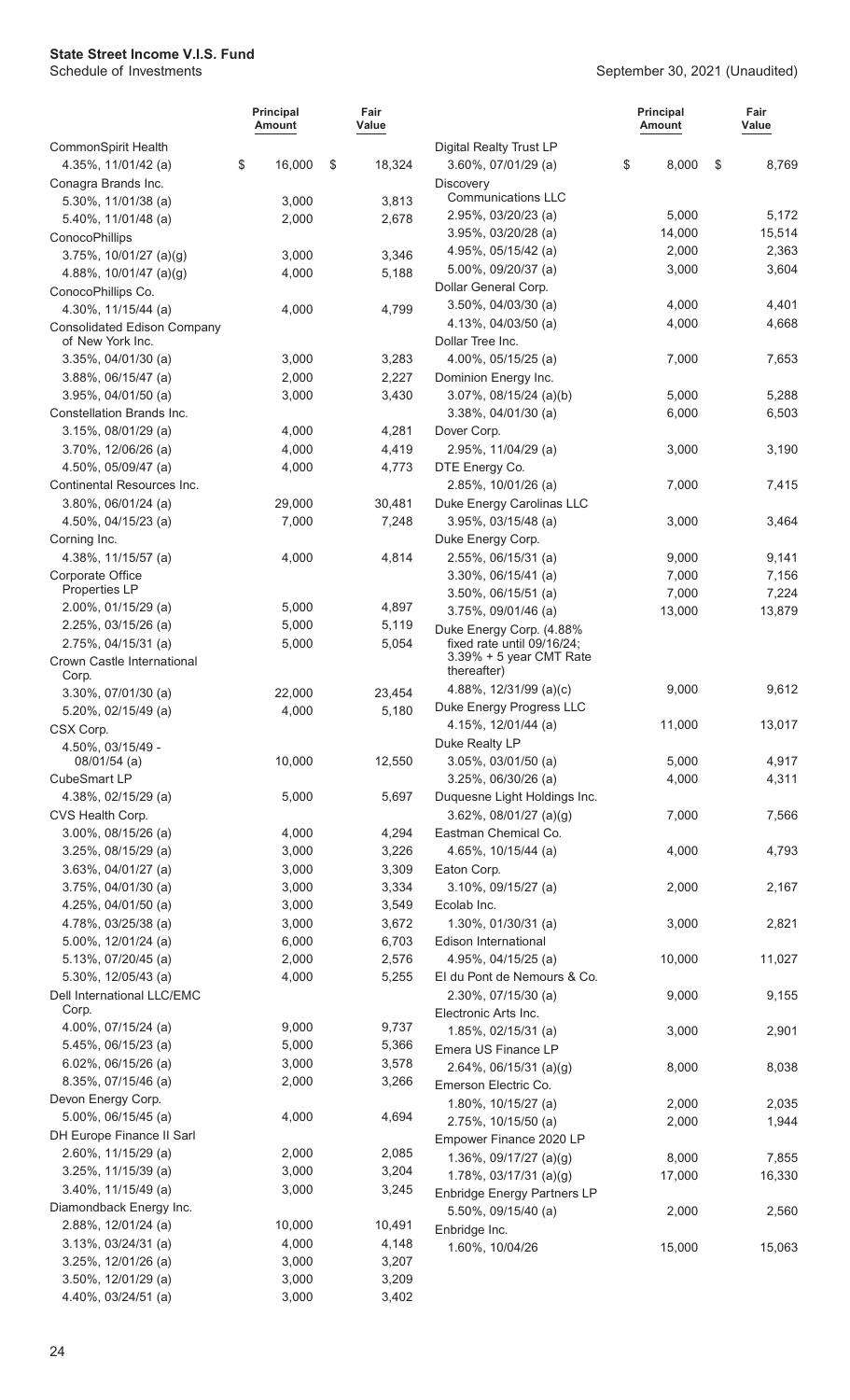**State Street Income V.I.S. Fund**
Schedule of Investments

September 30, 2021 (Unaudited)

| | Principal Amount | Fair Value |
|---|---|---|
| CommonSpirit Health | | |
| 4.35%, 11/01/42 (a) | $ 16,000 | $ 18,324 |
| Conagra Brands Inc. | | |
| 5.30%, 11/01/38 (a) | 3,000 | 3,813 |
| 5.40%, 11/01/48 (a) | 2,000 | 2,678 |
| ConocoPhillips | | |
| 3.75%, 10/01/27 (a)(g) | 3,000 | 3,346 |
| 4.88%, 10/01/47 (a)(g) | 4,000 | 5,188 |
| ConocoPhillips Co. | | |
| 4.30%, 11/15/44 (a) | 4,000 | 4,799 |
| Consolidated Edison Company of New York Inc. | | |
| 3.35%, 04/01/30 (a) | 3,000 | 3,283 |
| 3.88%, 06/15/47 (a) | 2,000 | 2,227 |
| 3.95%, 04/01/50 (a) | 3,000 | 3,430 |
| Constellation Brands Inc. | | |
| 3.15%, 08/01/29 (a) | 4,000 | 4,281 |
| 3.70%, 12/06/26 (a) | 4,000 | 4,419 |
| 4.50%, 05/09/47 (a) | 4,000 | 4,773 |
| Continental Resources Inc. | | |
| 3.80%, 06/01/24 (a) | 29,000 | 30,481 |
| 4.50%, 04/15/23 (a) | 7,000 | 7,248 |
| Corning Inc. | | |
| 4.38%, 11/15/57 (a) | 4,000 | 4,814 |
| Corporate Office Properties LP | | |
| 2.00%, 01/15/29 (a) | 5,000 | 4,897 |
| 2.25%, 03/15/26 (a) | 5,000 | 5,119 |
| 2.75%, 04/15/31 (a) | 5,000 | 5,054 |
| Crown Castle International Corp. | | |
| 3.30%, 07/01/30 (a) | 22,000 | 23,454 |
| 5.20%, 02/15/49 (a) | 4,000 | 5,180 |
| CSX Corp. | | |
| 4.50%, 03/15/49 - 08/01/54 (a) | 10,000 | 12,550 |
| CubeSmart LP | | |
| 4.38%, 02/15/29 (a) | 5,000 | 5,697 |
| CVS Health Corp. | | |
| 3.00%, 08/15/26 (a) | 4,000 | 4,294 |
| 3.25%, 08/15/29 (a) | 3,000 | 3,226 |
| 3.63%, 04/01/27 (a) | 3,000 | 3,309 |
| 3.75%, 04/01/30 (a) | 3,000 | 3,334 |
| 4.25%, 04/01/50 (a) | 3,000 | 3,549 |
| 4.78%, 03/25/38 (a) | 3,000 | 3,672 |
| 5.00%, 12/01/24 (a) | 6,000 | 6,703 |
| 5.13%, 07/20/45 (a) | 2,000 | 2,576 |
| 5.30%, 12/05/43 (a) | 4,000 | 5,255 |
| Dell International LLC/EMC Corp. | | |
| 4.00%, 07/15/24 (a) | 9,000 | 9,737 |
| 5.45%, 06/15/23 (a) | 5,000 | 5,366 |
| 6.02%, 06/15/26 (a) | 3,000 | 3,578 |
| 8.35%, 07/15/46 (a) | 2,000 | 3,266 |
| Devon Energy Corp. | | |
| 5.00%, 06/15/45 (a) | 4,000 | 4,694 |
| DH Europe Finance II Sarl | | |
| 2.60%, 11/15/29 (a) | 2,000 | 2,085 |
| 3.25%, 11/15/39 (a) | 3,000 | 3,204 |
| 3.40%, 11/15/49 (a) | 3,000 | 3,245 |
| Diamondback Energy Inc. | | |
| 2.88%, 12/01/24 (a) | 10,000 | 10,491 |
| 3.13%, 03/24/31 (a) | 4,000 | 4,148 |
| 3.25%, 12/01/26 (a) | 3,000 | 3,207 |
| 3.50%, 12/01/29 (a) | 3,000 | 3,209 |
| 4.40%, 03/24/51 (a) | 3,000 | 3,402 |
| Digital Realty Trust LP | | |
| 3.60%, 07/01/29 (a) | $ 8,000 | $ 8,769 |
| Discovery Communications LLC | | |
| 2.95%, 03/20/23 (a) | 5,000 | 5,172 |
| 3.95%, 03/20/28 (a) | 14,000 | 15,514 |
| 4.95%, 05/15/42 (a) | 2,000 | 2,363 |
| 5.00%, 09/20/37 (a) | 3,000 | 3,604 |
| Dollar General Corp. | | |
| 3.50%, 04/03/30 (a) | 4,000 | 4,401 |
| 4.13%, 04/03/50 (a) | 4,000 | 4,668 |
| Dollar Tree Inc. | | |
| 4.00%, 05/15/25 (a) | 7,000 | 7,653 |
| Dominion Energy Inc. | | |
| 3.07%, 08/15/24 (a)(b) | 5,000 | 5,288 |
| 3.38%, 04/01/30 (a) | 6,000 | 6,503 |
| Dover Corp. | | |
| 2.95%, 11/04/29 (a) | 3,000 | 3,190 |
| DTE Energy Co. | | |
| 2.85%, 10/01/26 (a) | 7,000 | 7,415 |
| Duke Energy Carolinas LLC | | |
| 3.95%, 03/15/48 (a) | 3,000 | 3,464 |
| Duke Energy Corp. | | |
| 2.55%, 06/15/31 (a) | 9,000 | 9,141 |
| 3.30%, 06/15/41 (a) | 7,000 | 7,156 |
| 3.50%, 06/15/51 (a) | 7,000 | 7,224 |
| 3.75%, 09/01/46 (a) | 13,000 | 13,879 |
| Duke Energy Corp. (4.88% fixed rate until 09/16/24; 3.39% + 5 year CMT Rate thereafter) | | |
| 4.88%, 12/31/99 (a)(c) | 9,000 | 9,612 |
| Duke Energy Progress LLC | | |
| 4.15%, 12/01/44 (a) | 11,000 | 13,017 |
| Duke Realty LP | | |
| 3.05%, 03/01/50 (a) | 5,000 | 4,917 |
| 3.25%, 06/30/26 (a) | 4,000 | 4,311 |
| Duquesne Light Holdings Inc. | | |
| 3.62%, 08/01/27 (a)(g) | 7,000 | 7,566 |
| Eastman Chemical Co. | | |
| 4.65%, 10/15/44 (a) | 4,000 | 4,793 |
| Eaton Corp. | | |
| 3.10%, 09/15/27 (a) | 2,000 | 2,167 |
| Ecolab Inc. | | |
| 1.30%, 01/30/31 (a) | 3,000 | 2,821 |
| Edison International | | |
| 4.95%, 04/15/25 (a) | 10,000 | 11,027 |
| EI du Pont de Nemours & Co. | | |
| 2.30%, 07/15/30 (a) | 9,000 | 9,155 |
| Electronic Arts Inc. | | |
| 1.85%, 02/15/31 (a) | 3,000 | 2,901 |
| Emera US Finance LP | | |
| 2.64%, 06/15/31 (a)(g) | 8,000 | 8,038 |
| Emerson Electric Co. | | |
| 1.80%, 10/15/27 (a) | 2,000 | 2,035 |
| 2.75%, 10/15/50 (a) | 2,000 | 1,944 |
| Empower Finance 2020 LP | | |
| 1.36%, 09/17/27 (a)(g) | 8,000 | 7,855 |
| 1.78%, 03/17/31 (a)(g) | 17,000 | 16,330 |
| Enbridge Energy Partners LP | | |
| 5.50%, 09/15/40 (a) | 2,000 | 2,560 |
| Enbridge Inc. | | |
| 1.60%, 10/04/26 | 15,000 | 15,063 |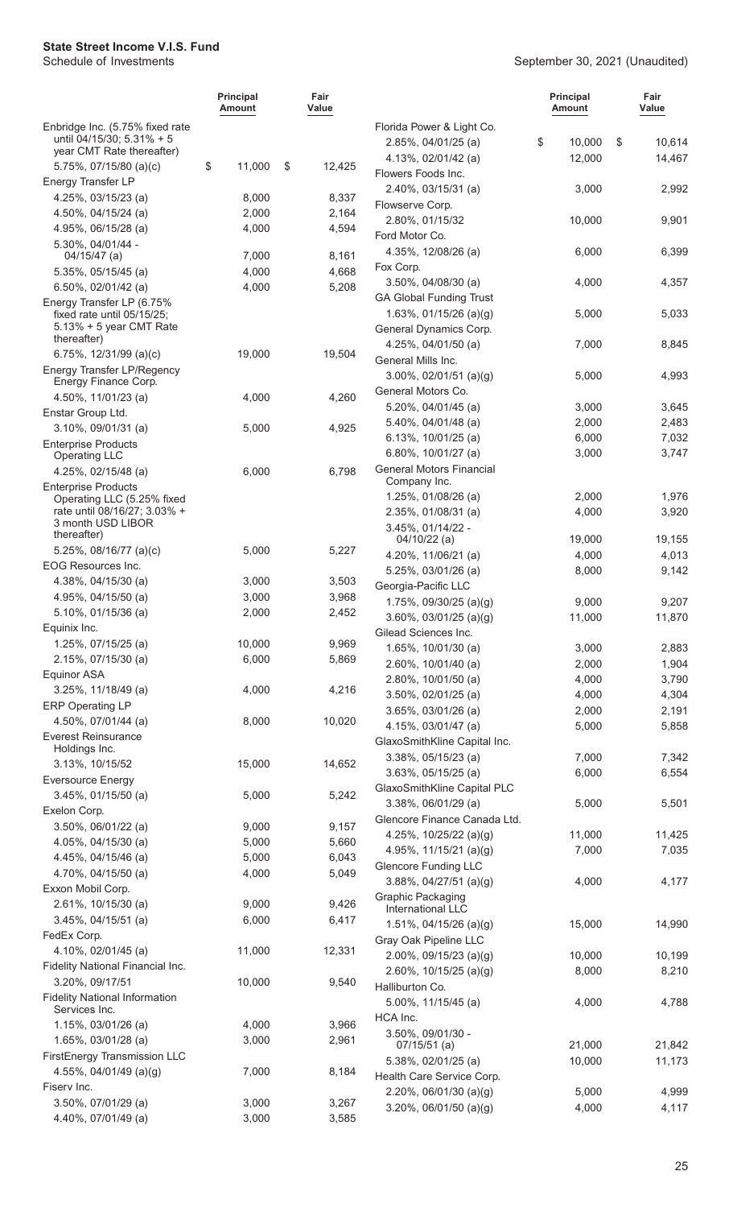**State Street Income V.I.S. Fund**
Schedule of Investments

September 30, 2021 (Unaudited)

| | Principal Amount | Fair Value |
|---|---|---|
| Enbridge Inc. (5.75% fixed rate until 04/15/30; 5.31% + 5 year CMT Rate thereafter) | | |
| 5.75%, 07/15/80 (a)(c) | $ 11,000 | $ 12,425 |
| Energy Transfer LP | | |
| 4.25%, 03/15/23 (a) | 8,000 | 8,337 |
| 4.50%, 04/15/24 (a) | 2,000 | 2,164 |
| 4.95%, 06/15/28 (a) | 4,000 | 4,594 |
| 5.30%, 04/01/44 - 04/15/47 (a) | 7,000 | 8,161 |
| 5.35%, 05/15/45 (a) | 4,000 | 4,668 |
| 6.50%, 02/01/42 (a) | 4,000 | 5,208 |
| Energy Transfer LP (6.75% fixed rate until 05/15/25; 5.13% + 5 year CMT Rate thereafter) | | |
| 6.75%, 12/31/99 (a)(c) | 19,000 | 19,504 |
| Energy Transfer LP/Regency Energy Finance Corp. | | |
| 4.50%, 11/01/23 (a) | 4,000 | 4,260 |
| Enstar Group Ltd. | | |
| 3.10%, 09/01/31 (a) | 5,000 | 4,925 |
| Enterprise Products Operating LLC | | |
| 4.25%, 02/15/48 (a) | 6,000 | 6,798 |
| Enterprise Products Operating LLC (5.25% fixed rate until 08/16/27; 3.03% + 3 month USD LIBOR thereafter) | | |
| 5.25%, 08/16/77 (a)(c) | 5,000 | 5,227 |
| EOG Resources Inc. | | |
| 4.38%, 04/15/30 (a) | 3,000 | 3,503 |
| 4.95%, 04/15/50 (a) | 3,000 | 3,968 |
| 5.10%, 01/15/36 (a) | 2,000 | 2,452 |
| Equinix Inc. | | |
| 1.25%, 07/15/25 (a) | 10,000 | 9,969 |
| 2.15%, 07/15/30 (a) | 6,000 | 5,869 |
| Equinor ASA | | |
| 3.25%, 11/18/49 (a) | 4,000 | 4,216 |
| ERP Operating LP | | |
| 4.50%, 07/01/44 (a) | 8,000 | 10,020 |
| Everest Reinsurance Holdings Inc. | | |
| 3.13%, 10/15/52 | 15,000 | 14,652 |
| Eversource Energy | | |
| 3.45%, 01/15/50 (a) | 5,000 | 5,242 |
| Exelon Corp. | | |
| 3.50%, 06/01/22 (a) | 9,000 | 9,157 |
| 4.05%, 04/15/30 (a) | 5,000 | 5,660 |
| 4.45%, 04/15/46 (a) | 5,000 | 6,043 |
| 4.70%, 04/15/50 (a) | 4,000 | 5,049 |
| Exxon Mobil Corp. | | |
| 2.61%, 10/15/30 (a) | 9,000 | 9,426 |
| 3.45%, 04/15/51 (a) | 6,000 | 6,417 |
| FedEx Corp. | | |
| 4.10%, 02/01/45 (a) | 11,000 | 12,331 |
| Fidelity National Financial Inc. | | |
| 3.20%, 09/17/51 | 10,000 | 9,540 |
| Fidelity National Information Services Inc. | | |
| 1.15%, 03/01/26 (a) | 4,000 | 3,966 |
| 1.65%, 03/01/28 (a) | 3,000 | 2,961 |
| FirstEnergy Transmission LLC | | |
| 4.55%, 04/01/49 (a)(g) | 7,000 | 8,184 |
| Fiserv Inc. | | |
| 3.50%, 07/01/29 (a) | 3,000 | 3,267 |
| 4.40%, 07/01/49 (a) | 3,000 | 3,585 |
| Florida Power & Light Co. | | |
| 2.85%, 04/01/25 (a) | $ 10,000 | $ 10,614 |
| 4.13%, 02/01/42 (a) | 12,000 | 14,467 |
| Flowers Foods Inc. | | |
| 2.40%, 03/15/31 (a) | 3,000 | 2,992 |
| Flowserve Corp. | | |
| 2.80%, 01/15/32 | 10,000 | 9,901 |
| Ford Motor Co. | | |
| 4.35%, 12/08/26 (a) | 6,000 | 6,399 |
| Fox Corp. | | |
| 3.50%, 04/08/30 (a) | 4,000 | 4,357 |
| GA Global Funding Trust | | |
| 1.63%, 01/15/26 (a)(g) | 5,000 | 5,033 |
| General Dynamics Corp. | | |
| 4.25%, 04/01/50 (a) | 7,000 | 8,845 |
| General Mills Inc. | | |
| 3.00%, 02/01/51 (a)(g) | 5,000 | 4,993 |
| General Motors Co. | | |
| 5.20%, 04/01/45 (a) | 3,000 | 3,645 |
| 5.40%, 04/01/48 (a) | 2,000 | 2,483 |
| 6.13%, 10/01/25 (a) | 6,000 | 7,032 |
| 6.80%, 10/01/27 (a) | 3,000 | 3,747 |
| General Motors Financial Company Inc. | | |
| 1.25%, 01/08/26 (a) | 2,000 | 1,976 |
| 2.35%, 01/08/31 (a) | 4,000 | 3,920 |
| 3.45%, 01/14/22 - 04/10/22 (a) | 19,000 | 19,155 |
| 4.20%, 11/06/21 (a) | 4,000 | 4,013 |
| 5.25%, 03/01/26 (a) | 8,000 | 9,142 |
| Georgia-Pacific LLC | | |
| 1.75%, 09/30/25 (a)(g) | 9,000 | 9,207 |
| 3.60%, 03/01/25 (a)(g) | 11,000 | 11,870 |
| Gilead Sciences Inc. | | |
| 1.65%, 10/01/30 (a) | 3,000 | 2,883 |
| 2.60%, 10/01/40 (a) | 2,000 | 1,904 |
| 2.80%, 10/01/50 (a) | 4,000 | 3,790 |
| 3.50%, 02/01/25 (a) | 4,000 | 4,304 |
| 3.65%, 03/01/26 (a) | 2,000 | 2,191 |
| 4.15%, 03/01/47 (a) | 5,000 | 5,858 |
| GlaxoSmithKline Capital Inc. | | |
| 3.38%, 05/15/23 (a) | 7,000 | 7,342 |
| 3.63%, 05/15/25 (a) | 6,000 | 6,554 |
| GlaxoSmithKline Capital PLC | | |
| 3.38%, 06/01/29 (a) | 5,000 | 5,501 |
| Glencore Finance Canada Ltd. | | |
| 4.25%, 10/25/22 (a)(g) | 11,000 | 11,425 |
| 4.95%, 11/15/21 (a)(g) | 7,000 | 7,035 |
| Glencore Funding LLC | | |
| 3.88%, 04/27/51 (a)(g) | 4,000 | 4,177 |
| Graphic Packaging International LLC | | |
| 1.51%, 04/15/26 (a)(g) | 15,000 | 14,990 |
| Gray Oak Pipeline LLC | | |
| 2.00%, 09/15/23 (a)(g) | 10,000 | 10,199 |
| 2.60%, 10/15/25 (a)(g) | 8,000 | 8,210 |
| Halliburton Co. | | |
| 5.00%, 11/15/45 (a) | 4,000 | 4,788 |
| HCA Inc. | | |
| 3.50%, 09/01/30 - 07/15/51 (a) | 21,000 | 21,842 |
| 5.38%, 02/01/25 (a) | 10,000 | 11,173 |
| Health Care Service Corp. | | |
| 2.20%, 06/01/30 (a)(g) | 5,000 | 4,999 |
| 3.20%, 06/01/50 (a)(g) | 4,000 | 4,117 |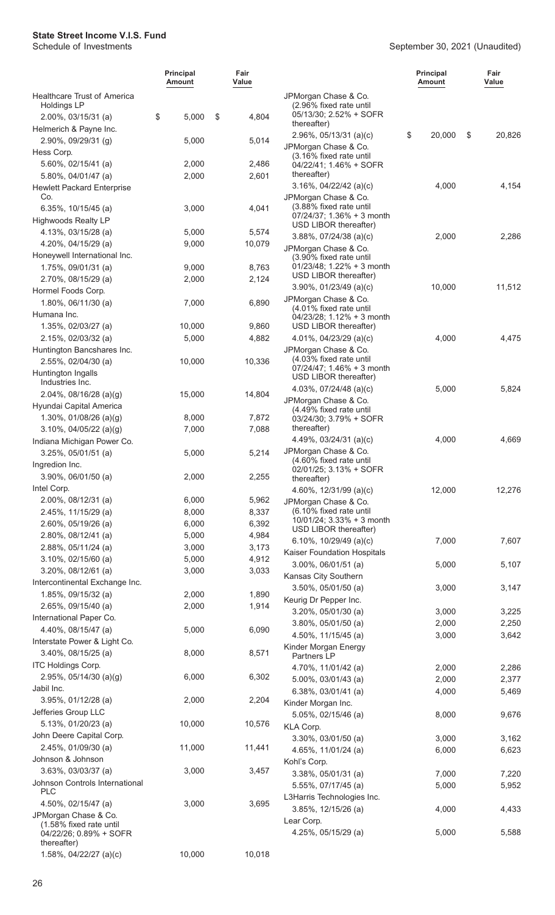**State Street Income V.I.S. Fund**
Schedule of Investments

September 30, 2021 (Unaudited)

| | Principal Amount | Fair Value |
|---|---|---|
| Healthcare Trust of America Holdings LP | | |
| 2.00%, 03/15/31 (a) | $ 5,000 | $ 4,804 |
| Helmerich & Payne Inc. | | |
| 2.90%, 09/29/31 (g) | 5,000 | 5,014 |
| Hess Corp. | | |
| 5.60%, 02/15/41 (a) | 2,000 | 2,486 |
| 5.80%, 04/01/47 (a) | 2,000 | 2,601 |
| Hewlett Packard Enterprise Co. | | |
| 6.35%, 10/15/45 (a) | 3,000 | 4,041 |
| Highwoods Realty LP | | |
| 4.13%, 03/15/28 (a) | 5,000 | 5,574 |
| 4.20%, 04/15/29 (a) | 9,000 | 10,079 |
| Honeywell International Inc. | | |
| 1.75%, 09/01/31 (a) | 9,000 | 8,763 |
| 2.70%, 08/15/29 (a) | 2,000 | 2,124 |
| Hormel Foods Corp. | | |
| 1.80%, 06/11/30 (a) | 7,000 | 6,890 |
| Humana Inc. | | |
| 1.35%, 02/03/27 (a) | 10,000 | 9,860 |
| 2.15%, 02/03/32 (a) | 5,000 | 4,882 |
| Huntington Bancshares Inc. | | |
| 2.55%, 02/04/30 (a) | 10,000 | 10,336 |
| Huntington Ingalls Industries Inc. | | |
| 2.04%, 08/16/28 (a)(g) | 15,000 | 14,804 |
| Hyundai Capital America | | |
| 1.30%, 01/08/26 (a)(g) | 8,000 | 7,872 |
| 3.10%, 04/05/22 (a)(g) | 7,000 | 7,088 |
| Indiana Michigan Power Co. | | |
| 3.25%, 05/01/51 (a) | 5,000 | 5,214 |
| Ingredion Inc. | | |
| 3.90%, 06/01/50 (a) | 2,000 | 2,255 |
| Intel Corp. | | |
| 2.00%, 08/12/31 (a) | 6,000 | 5,962 |
| 2.45%, 11/15/29 (a) | 8,000 | 8,337 |
| 2.60%, 05/19/26 (a) | 6,000 | 6,392 |
| 2.80%, 08/12/41 (a) | 5,000 | 4,984 |
| 2.88%, 05/11/24 (a) | 3,000 | 3,173 |
| 3.10%, 02/15/60 (a) | 5,000 | 4,912 |
| 3.20%, 08/12/61 (a) | 3,000 | 3,033 |
| Intercontinental Exchange Inc. | | |
| 1.85%, 09/15/32 (a) | 2,000 | 1,890 |
| 2.65%, 09/15/40 (a) | 2,000 | 1,914 |
| International Paper Co. | | |
| 4.40%, 08/15/47 (a) | 5,000 | 6,090 |
| Interstate Power & Light Co. | | |
| 3.40%, 08/15/25 (a) | 8,000 | 8,571 |
| ITC Holdings Corp. | | |
| 2.95%, 05/14/30 (a)(g) | 6,000 | 6,302 |
| Jabil Inc. | | |
| 3.95%, 01/12/28 (a) | 2,000 | 2,204 |
| Jefferies Group LLC | | |
| 5.13%, 01/20/23 (a) | 10,000 | 10,576 |
| John Deere Capital Corp. | | |
| 2.45%, 01/09/30 (a) | 11,000 | 11,441 |
| Johnson & Johnson | | |
| 3.63%, 03/03/37 (a) | 3,000 | 3,457 |
| Johnson Controls International PLC | | |
| 4.50%, 02/15/47 (a) | 3,000 | 3,695 |
| JPMorgan Chase & Co. (1.58% fixed rate until 04/22/26; 0.89% + SOFR thereafter) | | |
| 1.58%, 04/22/27 (a)(c) | 10,000 | 10,018 |
| JPMorgan Chase & Co. (2.96% fixed rate until 05/13/30; 2.52% + SOFR thereafter) | | |
| 2.96%, 05/13/31 (a)(c) | $ 20,000 | $ 20,826 |
| JPMorgan Chase & Co. (3.16% fixed rate until 04/22/41; 1.46% + SOFR thereafter) | | |
| 3.16%, 04/22/42 (a)(c) | 4,000 | 4,154 |
| JPMorgan Chase & Co. (3.88% fixed rate until 07/24/37; 1.36% + 3 month USD LIBOR thereafter) | | |
| 3.88%, 07/24/38 (a)(c) | 2,000 | 2,286 |
| JPMorgan Chase & Co. (3.90% fixed rate until 01/23/48; 1.22% + 3 month USD LIBOR thereafter) | | |
| 3.90%, 01/23/49 (a)(c) | 10,000 | 11,512 |
| JPMorgan Chase & Co. (4.01% fixed rate until 04/23/28; 1.12% + 3 month USD LIBOR thereafter) | | |
| 4.01%, 04/23/29 (a)(c) | 4,000 | 4,475 |
| JPMorgan Chase & Co. (4.03% fixed rate until 07/24/47; 1.46% + 3 month USD LIBOR thereafter) | | |
| 4.03%, 07/24/48 (a)(c) | 5,000 | 5,824 |
| JPMorgan Chase & Co. (4.49% fixed rate until 03/24/30; 3.79% + SOFR thereafter) | | |
| 4.49%, 03/24/31 (a)(c) | 4,000 | 4,669 |
| JPMorgan Chase & Co. (4.60% fixed rate until 02/01/25; 3.13% + SOFR thereafter) | | |
| 4.60%, 12/31/99 (a)(c) | 12,000 | 12,276 |
| JPMorgan Chase & Co. (6.10% fixed rate until 10/01/24; 3.33% + 3 month USD LIBOR thereafter) | | |
| 6.10%, 10/29/49 (a)(c) | 7,000 | 7,607 |
| Kaiser Foundation Hospitals | | |
| 3.00%, 06/01/51 (a) | 5,000 | 5,107 |
| Kansas City Southern | | |
| 3.50%, 05/01/50 (a) | 3,000 | 3,147 |
| Keurig Dr Pepper Inc. | | |
| 3.20%, 05/01/30 (a) | 3,000 | 3,225 |
| 3.80%, 05/01/50 (a) | 2,000 | 2,250 |
| 4.50%, 11/15/45 (a) | 3,000 | 3,642 |
| Kinder Morgan Energy Partners LP | | |
| 4.70%, 11/01/42 (a) | 2,000 | 2,286 |
| 5.00%, 03/01/43 (a) | 2,000 | 2,377 |
| 6.38%, 03/01/41 (a) | 4,000 | 5,469 |
| Kinder Morgan Inc. | | |
| 5.05%, 02/15/46 (a) | 8,000 | 9,676 |
| KLA Corp. | | |
| 3.30%, 03/01/50 (a) | 3,000 | 3,162 |
| 4.65%, 11/01/24 (a) | 6,000 | 6,623 |
| Kohl's Corp. | | |
| 3.38%, 05/01/31 (a) | 7,000 | 7,220 |
| 5.55%, 07/17/45 (a) | 5,000 | 5,952 |
| L3Harris Technologies Inc. | | |
| 3.85%, 12/15/26 (a) | 4,000 | 4,433 |
| Lear Corp. | | |
| 4.25%, 05/15/29 (a) | 5,000 | 5,588 |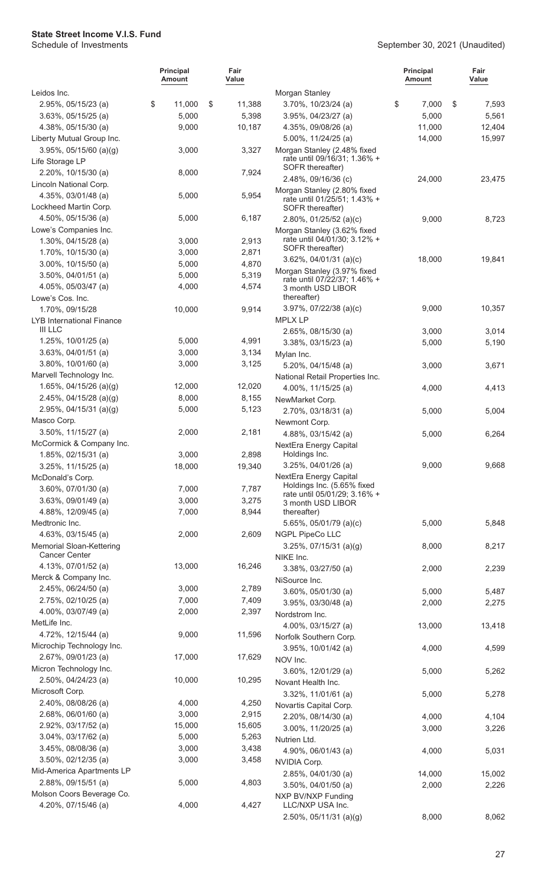**State Street Income V.I.S. Fund**
Schedule of Investments

September 30, 2021 (Unaudited)

| | Principal Amount | Fair Value |
|---|---|---|
| Leidos Inc. | | |
| 2.95%, 05/15/23 (a) | $ 11,000 | $ 11,388 |
| 3.63%, 05/15/25 (a) | 5,000 | 5,398 |
| 4.38%, 05/15/30 (a) | 9,000 | 10,187 |
| Liberty Mutual Group Inc. | | |
| 3.95%, 05/15/60 (a)(g) | 3,000 | 3,327 |
| Life Storage LP | | |
| 2.20%, 10/15/30 (a) | 8,000 | 7,924 |
| Lincoln National Corp. | | |
| 4.35%, 03/01/48 (a) | 5,000 | 5,954 |
| Lockheed Martin Corp. | | |
| 4.50%, 05/15/36 (a) | 5,000 | 6,187 |
| Lowe's Companies Inc. | | |
| 1.30%, 04/15/28 (a) | 3,000 | 2,913 |
| 1.70%, 10/15/30 (a) | 3,000 | 2,871 |
| 3.00%, 10/15/50 (a) | 5,000 | 4,870 |
| 3.50%, 04/01/51 (a) | 5,000 | 5,319 |
| 4.05%, 05/03/47 (a) | 4,000 | 4,574 |
| Lowe's Cos. Inc. | | |
| 1.70%, 09/15/28 | 10,000 | 9,914 |
| LYB International Finance III LLC | | |
| 1.25%, 10/01/25 (a) | 5,000 | 4,991 |
| 3.63%, 04/01/51 (a) | 3,000 | 3,134 |
| 3.80%, 10/01/60 (a) | 3,000 | 3,125 |
| Marvell Technology Inc. | | |
| 1.65%, 04/15/26 (a)(g) | 12,000 | 12,020 |
| 2.45%, 04/15/28 (a)(g) | 8,000 | 8,155 |
| 2.95%, 04/15/31 (a)(g) | 5,000 | 5,123 |
| Masco Corp. | | |
| 3.50%, 11/15/27 (a) | 2,000 | 2,181 |
| McCormick & Company Inc. | | |
| 1.85%, 02/15/31 (a) | 3,000 | 2,898 |
| 3.25%, 11/15/25 (a) | 18,000 | 19,340 |
| McDonald's Corp. | | |
| 3.60%, 07/01/30 (a) | 7,000 | 7,787 |
| 3.63%, 09/01/49 (a) | 3,000 | 3,275 |
| 4.88%, 12/09/45 (a) | 7,000 | 8,944 |
| Medtronic Inc. | | |
| 4.63%, 03/15/45 (a) | 2,000 | 2,609 |
| Memorial Sloan-Kettering Cancer Center | | |
| 4.13%, 07/01/52 (a) | 13,000 | 16,246 |
| Merck & Company Inc. | | |
| 2.45%, 06/24/50 (a) | 3,000 | 2,789 |
| 2.75%, 02/10/25 (a) | 7,000 | 7,409 |
| 4.00%, 03/07/49 (a) | 2,000 | 2,397 |
| MetLife Inc. | | |
| 4.72%, 12/15/44 (a) | 9,000 | 11,596 |
| Microchip Technology Inc. | | |
| 2.67%, 09/01/23 (a) | 17,000 | 17,629 |
| Micron Technology Inc. | | |
| 2.50%, 04/24/23 (a) | 10,000 | 10,295 |
| Microsoft Corp. | | |
| 2.40%, 08/08/26 (a) | 4,000 | 4,250 |
| 2.68%, 06/01/60 (a) | 3,000 | 2,915 |
| 2.92%, 03/17/52 (a) | 15,000 | 15,605 |
| 3.04%, 03/17/62 (a) | 5,000 | 5,263 |
| 3.45%, 08/08/36 (a) | 3,000 | 3,438 |
| 3.50%, 02/12/35 (a) | 3,000 | 3,458 |
| Mid-America Apartments LP | | |
| 2.88%, 09/15/51 (a) | 5,000 | 4,803 |
| Molson Coors Beverage Co. | | |
| 4.20%, 07/15/46 (a) | 4,000 | 4,427 |
| Morgan Stanley | | |
| 3.70%, 10/23/24 (a) | $ 7,000 | $ 7,593 |
| 3.95%, 04/23/27 (a) | 5,000 | 5,561 |
| 4.35%, 09/08/26 (a) | 11,000 | 12,404 |
| 5.00%, 11/24/25 (a) | 14,000 | 15,997 |
| Morgan Stanley (2.48% fixed rate until 09/16/31; 1.36% + SOFR thereafter) | | |
| 2.48%, 09/16/36 (c) | 24,000 | 23,475 |
| Morgan Stanley (2.80% fixed rate until 01/25/51; 1.43% + SOFR thereafter) | | |
| 2.80%, 01/25/52 (a)(c) | 9,000 | 8,723 |
| Morgan Stanley (3.62% fixed rate until 04/01/30; 3.12% + SOFR thereafter) | | |
| 3.62%, 04/01/31 (a)(c) | 18,000 | 19,841 |
| Morgan Stanley (3.97% fixed rate until 07/22/37; 1.46% + 3 month USD LIBOR thereafter) | | |
| 3.97%, 07/22/38 (a)(c) | 9,000 | 10,357 |
| MPLX LP | | |
| 2.65%, 08/15/30 (a) | 3,000 | 3,014 |
| 3.38%, 03/15/23 (a) | 5,000 | 5,190 |
| Mylan Inc. | | |
| 5.20%, 04/15/48 (a) | 3,000 | 3,671 |
| National Retail Properties Inc. | | |
| 4.00%, 11/15/25 (a) | 4,000 | 4,413 |
| NewMarket Corp. | | |
| 2.70%, 03/18/31 (a) | 5,000 | 5,004 |
| Newmont Corp. | | |
| 4.88%, 03/15/42 (a) | 5,000 | 6,264 |
| NextEra Energy Capital Holdings Inc. | | |
| 3.25%, 04/01/26 (a) | 9,000 | 9,668 |
| NextEra Energy Capital Holdings Inc. (5.65% fixed rate until 05/01/29; 3.16% + 3 month USD LIBOR thereafter) | | |
| 5.65%, 05/01/79 (a)(c) | 5,000 | 5,848 |
| NGPL PipeCo LLC | | |
| 3.25%, 07/15/31 (a)(g) | 8,000 | 8,217 |
| NIKE Inc. | | |
| 3.38%, 03/27/50 (a) | 2,000 | 2,239 |
| NiSource Inc. | | |
| 3.60%, 05/01/30 (a) | 5,000 | 5,487 |
| 3.95%, 03/30/48 (a) | 2,000 | 2,275 |
| Nordstrom Inc. | | |
| 4.00%, 03/15/27 (a) | 13,000 | 13,418 |
| Norfolk Southern Corp. | | |
| 3.95%, 10/01/42 (a) | 4,000 | 4,599 |
| NOV Inc. | | |
| 3.60%, 12/01/29 (a) | 5,000 | 5,262 |
| Novant Health Inc. | | |
| 3.32%, 11/01/61 (a) | 5,000 | 5,278 |
| Novartis Capital Corp. | | |
| 2.20%, 08/14/30 (a) | 4,000 | 4,104 |
| 3.00%, 11/20/25 (a) | 3,000 | 3,226 |
| Nutrien Ltd. | | |
| 4.90%, 06/01/43 (a) | 4,000 | 5,031 |
| NVIDIA Corp. | | |
| 2.85%, 04/01/30 (a) | 14,000 | 15,002 |
| 3.50%, 04/01/50 (a) | 2,000 | 2,226 |
| NXP BV/NXP Funding LLC/NXP USA Inc. | | |
| 2.50%, 05/11/31 (a)(g) | 8,000 | 8,062 |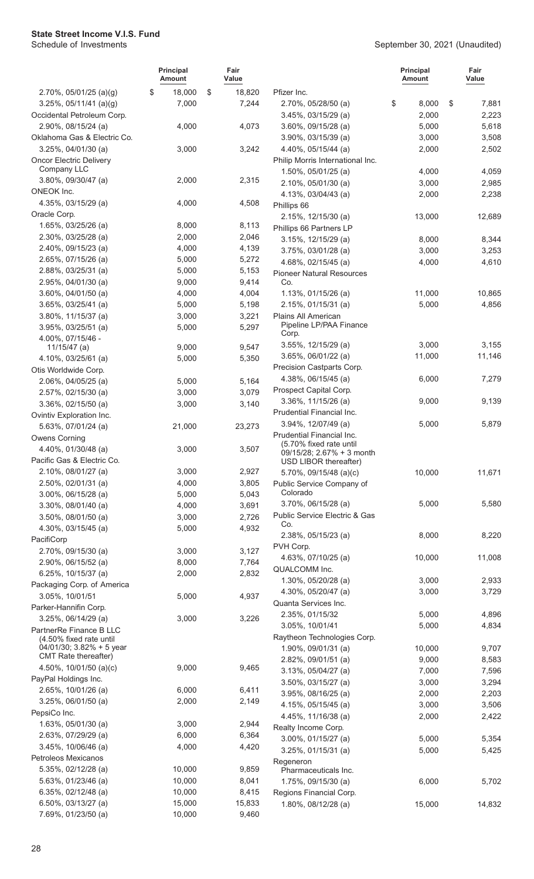# State Street Income V.I.S. Fund

Schedule of Investments

September 30, 2021 (Unaudited)

| | Principal Amount | Fair Value |
|---|---|---|
| 2.70%, 05/01/25 (a)(g) | $ 18,000 | $ 18,820 |
| 3.25%, 05/11/41 (a)(g) | 7,000 | 7,244 |
| Occidental Petroleum Corp. | | |
| 2.90%, 08/15/24 (a) | 4,000 | 4,073 |
| Oklahoma Gas & Electric Co. | | |
| 3.25%, 04/01/30 (a) | 3,000 | 3,242 |
| Oncor Electric Delivery Company LLC | | |
| 3.80%, 09/30/47 (a) | 2,000 | 2,315 |
| ONEOK Inc. | | |
| 4.35%, 03/15/29 (a) | 4,000 | 4,508 |
| Oracle Corp. | | |
| 1.65%, 03/25/26 (a) | 8,000 | 8,113 |
| 2.30%, 03/25/28 (a) | 2,000 | 2,046 |
| 2.40%, 09/15/23 (a) | 4,000 | 4,139 |
| 2.65%, 07/15/26 (a) | 5,000 | 5,272 |
| 2.88%, 03/25/31 (a) | 5,000 | 5,153 |
| 2.95%, 04/01/30 (a) | 9,000 | 9,414 |
| 3.60%, 04/01/50 (a) | 4,000 | 4,004 |
| 3.65%, 03/25/41 (a) | 5,000 | 5,198 |
| 3.80%, 11/15/37 (a) | 3,000 | 3,221 |
| 3.95%, 03/25/51 (a) | 5,000 | 5,297 |
| 4.00%, 07/15/46 - 11/15/47 (a) | 9,000 | 9,547 |
| 4.10%, 03/25/61 (a) | 5,000 | 5,350 |
| Otis Worldwide Corp. | | |
| 2.06%, 04/05/25 (a) | 5,000 | 5,164 |
| 2.57%, 02/15/30 (a) | 3,000 | 3,079 |
| 3.36%, 02/15/50 (a) | 3,000 | 3,140 |
| Ovintiv Exploration Inc. | | |
| 5.63%, 07/01/24 (a) | 21,000 | 23,273 |
| Owens Corning | | |
| 4.40%, 01/30/48 (a) | 3,000 | 3,507 |
| Pacific Gas & Electric Co. | | |
| 2.10%, 08/01/27 (a) | 3,000 | 2,927 |
| 2.50%, 02/01/31 (a) | 4,000 | 3,805 |
| 3.00%, 06/15/28 (a) | 5,000 | 5,043 |
| 3.30%, 08/01/40 (a) | 4,000 | 3,691 |
| 3.50%, 08/01/50 (a) | 3,000 | 2,726 |
| 4.30%, 03/15/45 (a) | 5,000 | 4,932 |
| PacifiCorp | | |
| 2.70%, 09/15/30 (a) | 3,000 | 3,127 |
| 2.90%, 06/15/52 (a) | 8,000 | 7,764 |
| 6.25%, 10/15/37 (a) | 2,000 | 2,832 |
| Packaging Corp. of America | | |
| 3.05%, 10/01/51 | 5,000 | 4,937 |
| Parker-Hannifin Corp. | | |
| 3.25%, 06/14/29 (a) | 3,000 | 3,226 |
| PartnerRe Finance B LLC (4.50% fixed rate until 04/01/30; 3.82% + 5 year CMT Rate thereafter) | | |
| 4.50%, 10/01/50 (a)(c) | 9,000 | 9,465 |
| PayPal Holdings Inc. | | |
| 2.65%, 10/01/26 (a) | 6,000 | 6,411 |
| 3.25%, 06/01/50 (a) | 2,000 | 2,149 |
| PepsiCo Inc. | | |
| 1.63%, 05/01/30 (a) | 3,000 | 2,944 |
| 2.63%, 07/29/29 (a) | 6,000 | 6,364 |
| 3.45%, 10/06/46 (a) | 4,000 | 4,420 |
| Petroleos Mexicanos | | |
| 5.35%, 02/12/28 (a) | 10,000 | 9,859 |
| 5.63%, 01/23/46 (a) | 10,000 | 8,041 |
| 6.35%, 02/12/48 (a) | 10,000 | 8,415 |
| 6.50%, 03/13/27 (a) | 15,000 | 15,833 |
| 7.69%, 01/23/50 (a) | 10,000 | 9,460 |
| Pfizer Inc. | | |
| 2.70%, 05/28/50 (a) | $ 8,000 | $ 7,881 |
| 3.45%, 03/15/29 (a) | 2,000 | 2,223 |
| 3.60%, 09/15/28 (a) | 5,000 | 5,618 |
| 3.90%, 03/15/39 (a) | 3,000 | 3,508 |
| 4.40%, 05/15/44 (a) | 2,000 | 2,502 |
| Philip Morris International Inc. | | |
| 1.50%, 05/01/25 (a) | 4,000 | 4,059 |
| 2.10%, 05/01/30 (a) | 3,000 | 2,985 |
| 4.13%, 03/04/43 (a) | 2,000 | 2,238 |
| Phillips 66 | | |
| 2.15%, 12/15/30 (a) | 13,000 | 12,689 |
| Phillips 66 Partners LP | | |
| 3.15%, 12/15/29 (a) | 8,000 | 8,344 |
| 3.75%, 03/01/28 (a) | 3,000 | 3,253 |
| 4.68%, 02/15/45 (a) | 4,000 | 4,610 |
| Pioneer Natural Resources Co. | | |
| 1.13%, 01/15/26 (a) | 11,000 | 10,865 |
| 2.15%, 01/15/31 (a) | 5,000 | 4,856 |
| Plains All American Pipeline LP/PAA Finance Corp. | | |
| 3.55%, 12/15/29 (a) | 3,000 | 3,155 |
| 3.65%, 06/01/22 (a) | 11,000 | 11,146 |
| Precision Castparts Corp. | | |
| 4.38%, 06/15/45 (a) | 6,000 | 7,279 |
| Prospect Capital Corp. | | |
| 3.36%, 11/15/26 (a) | 9,000 | 9,139 |
| Prudential Financial Inc. | | |
| 3.94%, 12/07/49 (a) | 5,000 | 5,879 |
| Prudential Financial Inc. (5.70% fixed rate until 09/15/28; 2.67% + 3 month USD LIBOR thereafter) | | |
| 5.70%, 09/15/48 (a)(c) | 10,000 | 11,671 |
| Public Service Company of Colorado | | |
| 3.70%, 06/15/28 (a) | 5,000 | 5,580 |
| Public Service Electric & Gas Co. | | |
| 2.38%, 05/15/23 (a) | 8,000 | 8,220 |
| PVH Corp. | | |
| 4.63%, 07/10/25 (a) | 10,000 | 11,008 |
| QUALCOMM Inc. | | |
| 1.30%, 05/20/28 (a) | 3,000 | 2,933 |
| 4.30%, 05/20/47 (a) | 3,000 | 3,729 |
| Quanta Services Inc. | | |
| 2.35%, 01/15/32 | 5,000 | 4,896 |
| 3.05%, 10/01/41 | 5,000 | 4,834 |
| Raytheon Technologies Corp. | | |
| 1.90%, 09/01/31 (a) | 10,000 | 9,707 |
| 2.82%, 09/01/51 (a) | 9,000 | 8,583 |
| 3.13%, 05/04/27 (a) | 7,000 | 7,596 |
| 3.50%, 03/15/27 (a) | 3,000 | 3,294 |
| 3.95%, 08/16/25 (a) | 2,000 | 2,203 |
| 4.15%, 05/15/45 (a) | 3,000 | 3,506 |
| 4.45%, 11/16/38 (a) | 2,000 | 2,422 |
| Realty Income Corp. | | |
| 3.00%, 01/15/27 (a) | 5,000 | 5,354 |
| 3.25%, 01/15/31 (a) | 5,000 | 5,425 |
| Regeneron Pharmaceuticals Inc. | | |
| 1.75%, 09/15/30 (a) | 6,000 | 5,702 |
| Regions Financial Corp. | | |
| 1.80%, 08/12/28 (a) | 15,000 | 14,832 |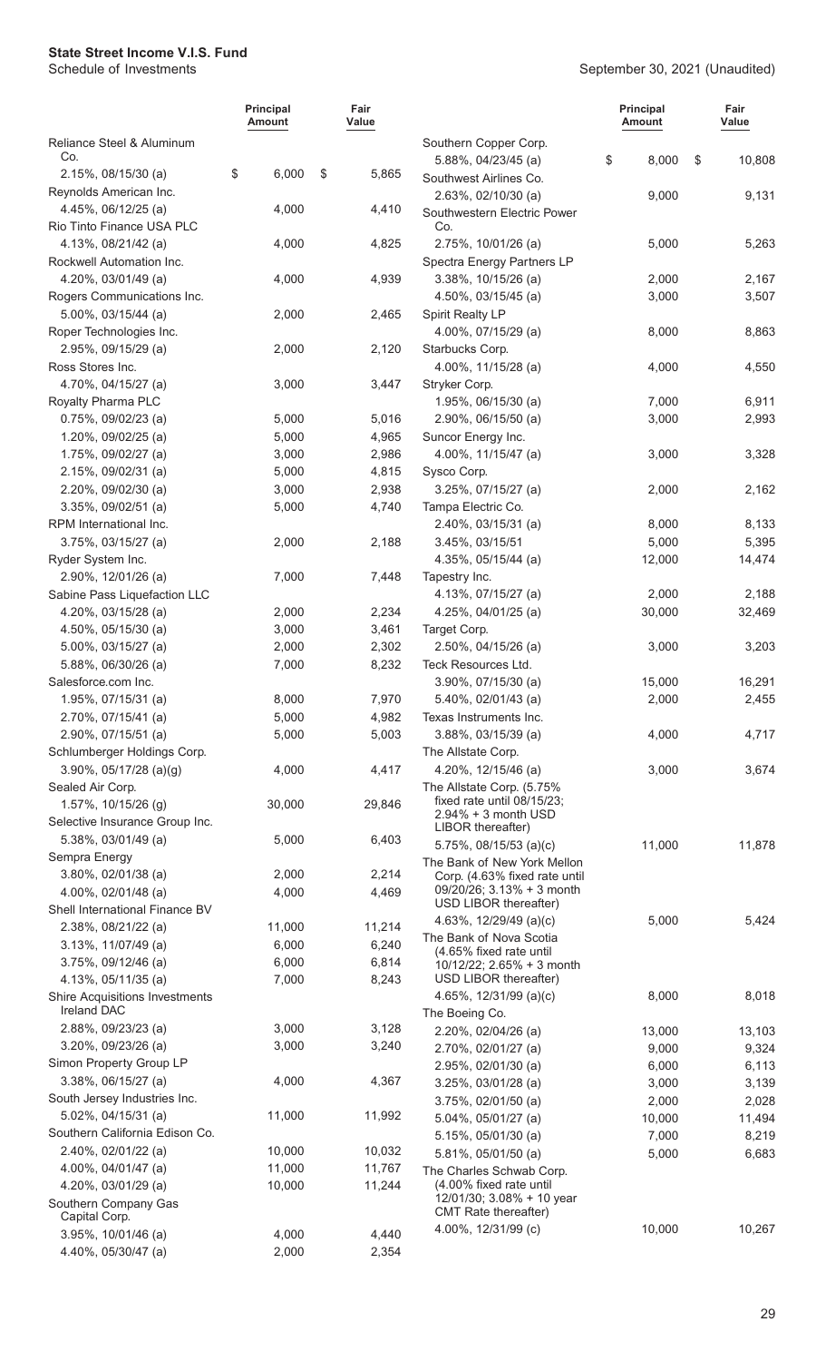**State Street Income V.I.S. Fund**
Schedule of Investments

September 30, 2021 (Unaudited)

| | Principal Amount | Fair Value |
|---|---|---|
| Reliance Steel & Aluminum Co. | | |
| 2.15%, 08/15/30 (a) | $ 6,000 | $ 5,865 |
| Reynolds American Inc. | | |
| 4.45%, 06/12/25 (a) | 4,000 | 4,410 |
| Rio Tinto Finance USA PLC | | |
| 4.13%, 08/21/42 (a) | 4,000 | 4,825 |
| Rockwell Automation Inc. | | |
| 4.20%, 03/01/49 (a) | 4,000 | 4,939 |
| Rogers Communications Inc. | | |
| 5.00%, 03/15/44 (a) | 2,000 | 2,465 |
| Roper Technologies Inc. | | |
| 2.95%, 09/15/29 (a) | 2,000 | 2,120 |
| Ross Stores Inc. | | |
| 4.70%, 04/15/27 (a) | 3,000 | 3,447 |
| Royalty Pharma PLC | | |
| 0.75%, 09/02/23 (a) | 5,000 | 5,016 |
| 1.20%, 09/02/25 (a) | 5,000 | 4,965 |
| 1.75%, 09/02/27 (a) | 3,000 | 2,986 |
| 2.15%, 09/02/31 (a) | 5,000 | 4,815 |
| 2.20%, 09/02/30 (a) | 3,000 | 2,938 |
| 3.35%, 09/02/51 (a) | 5,000 | 4,740 |
| RPM International Inc. | | |
| 3.75%, 03/15/27 (a) | 2,000 | 2,188 |
| Ryder System Inc. | | |
| 2.90%, 12/01/26 (a) | 7,000 | 7,448 |
| Sabine Pass Liquefaction LLC | | |
| 4.20%, 03/15/28 (a) | 2,000 | 2,234 |
| 4.50%, 05/15/30 (a) | 3,000 | 3,461 |
| 5.00%, 03/15/27 (a) | 2,000 | 2,302 |
| 5.88%, 06/30/26 (a) | 7,000 | 8,232 |
| Salesforce.com Inc. | | |
| 1.95%, 07/15/31 (a) | 8,000 | 7,970 |
| 2.70%, 07/15/41 (a) | 5,000 | 4,982 |
| 2.90%, 07/15/51 (a) | 5,000 | 5,003 |
| Schlumberger Holdings Corp. | | |
| 3.90%, 05/17/28 (a)(g) | 4,000 | 4,417 |
| Sealed Air Corp. | | |
| 1.57%, 10/15/26 (g) | 30,000 | 29,846 |
| Selective Insurance Group Inc. | | |
| 5.38%, 03/01/49 (a) | 5,000 | 6,403 |
| Sempra Energy | | |
| 3.80%, 02/01/38 (a) | 2,000 | 2,214 |
| 4.00%, 02/01/48 (a) | 4,000 | 4,469 |
| Shell International Finance BV | | |
| 2.38%, 08/21/22 (a) | 11,000 | 11,214 |
| 3.13%, 11/07/49 (a) | 6,000 | 6,240 |
| 3.75%, 09/12/46 (a) | 6,000 | 6,814 |
| 4.13%, 05/11/35 (a) | 7,000 | 8,243 |
| Shire Acquisitions Investments Ireland DAC | | |
| 2.88%, 09/23/23 (a) | 3,000 | 3,128 |
| 3.20%, 09/23/26 (a) | 3,000 | 3,240 |
| Simon Property Group LP | | |
| 3.38%, 06/15/27 (a) | 4,000 | 4,367 |
| South Jersey Industries Inc. | | |
| 5.02%, 04/15/31 (a) | 11,000 | 11,992 |
| Southern California Edison Co. | | |
| 2.40%, 02/01/22 (a) | 10,000 | 10,032 |
| 4.00%, 04/01/47 (a) | 11,000 | 11,767 |
| 4.20%, 03/01/29 (a) | 10,000 | 11,244 |
| Southern Company Gas Capital Corp. | | |
| 3.95%, 10/01/46 (a) | 4,000 | 4,440 |
| 4.40%, 05/30/47 (a) | 2,000 | 2,354 |
| Southern Copper Corp. | | |
| 5.88%, 04/23/45 (a) | $ 8,000 | $ 10,808 |
| Southwest Airlines Co. | | |
| 2.63%, 02/10/30 (a) | 9,000 | 9,131 |
| Southwestern Electric Power Co. | | |
| 2.75%, 10/01/26 (a) | 5,000 | 5,263 |
| Spectra Energy Partners LP | | |
| 3.38%, 10/15/26 (a) | 2,000 | 2,167 |
| 4.50%, 03/15/45 (a) | 3,000 | 3,507 |
| Spirit Realty LP | | |
| 4.00%, 07/15/29 (a) | 8,000 | 8,863 |
| Starbucks Corp. | | |
| 4.00%, 11/15/28 (a) | 4,000 | 4,550 |
| Stryker Corp. | | |
| 1.95%, 06/15/30 (a) | 7,000 | 6,911 |
| 2.90%, 06/15/50 (a) | 3,000 | 2,993 |
| Suncor Energy Inc. | | |
| 4.00%, 11/15/47 (a) | 3,000 | 3,328 |
| Sysco Corp. | | |
| 3.25%, 07/15/27 (a) | 2,000 | 2,162 |
| Tampa Electric Co. | | |
| 2.40%, 03/15/31 (a) | 8,000 | 8,133 |
| 3.45%, 03/15/51 | 5,000 | 5,395 |
| 4.35%, 05/15/44 (a) | 12,000 | 14,474 |
| Tapestry Inc. | | |
| 4.13%, 07/15/27 (a) | 2,000 | 2,188 |
| 4.25%, 04/01/25 (a) | 30,000 | 32,469 |
| Target Corp. | | |
| 2.50%, 04/15/26 (a) | 3,000 | 3,203 |
| Teck Resources Ltd. | | |
| 3.90%, 07/15/30 (a) | 15,000 | 16,291 |
| 5.40%, 02/01/43 (a) | 2,000 | 2,455 |
| Texas Instruments Inc. | | |
| 3.88%, 03/15/39 (a) | 4,000 | 4,717 |
| The Allstate Corp. | | |
| 4.20%, 12/15/46 (a) | 3,000 | 3,674 |
| The Allstate Corp. (5.75% fixed rate until 08/15/23; 2.94% + 3 month USD LIBOR thereafter) | | |
| 5.75%, 08/15/53 (a)(c) | 11,000 | 11,878 |
| The Bank of New York Mellon Corp. (4.63% fixed rate until 09/20/26; 3.13% + 3 month USD LIBOR thereafter) | | |
| 4.63%, 12/29/49 (a)(c) | 5,000 | 5,424 |
| The Bank of Nova Scotia (4.65% fixed rate until 10/12/22; 2.65% + 3 month USD LIBOR thereafter) | | |
| 4.65%, 12/31/99 (a)(c) | 8,000 | 8,018 |
| The Boeing Co. | | |
| 2.20%, 02/04/26 (a) | 13,000 | 13,103 |
| 2.70%, 02/01/27 (a) | 9,000 | 9,324 |
| 2.95%, 02/01/30 (a) | 6,000 | 6,113 |
| 3.25%, 03/01/28 (a) | 3,000 | 3,139 |
| 3.75%, 02/01/50 (a) | 2,000 | 2,028 |
| 5.04%, 05/01/27 (a) | 10,000 | 11,494 |
| 5.15%, 05/01/30 (a) | 7,000 | 8,219 |
| 5.81%, 05/01/50 (a) | 5,000 | 6,683 |
| The Charles Schwab Corp. (4.00% fixed rate until 12/01/30; 3.08% + 10 year CMT Rate thereafter) | | |
| 4.00%, 12/31/99 (c) | 10,000 | 10,267 |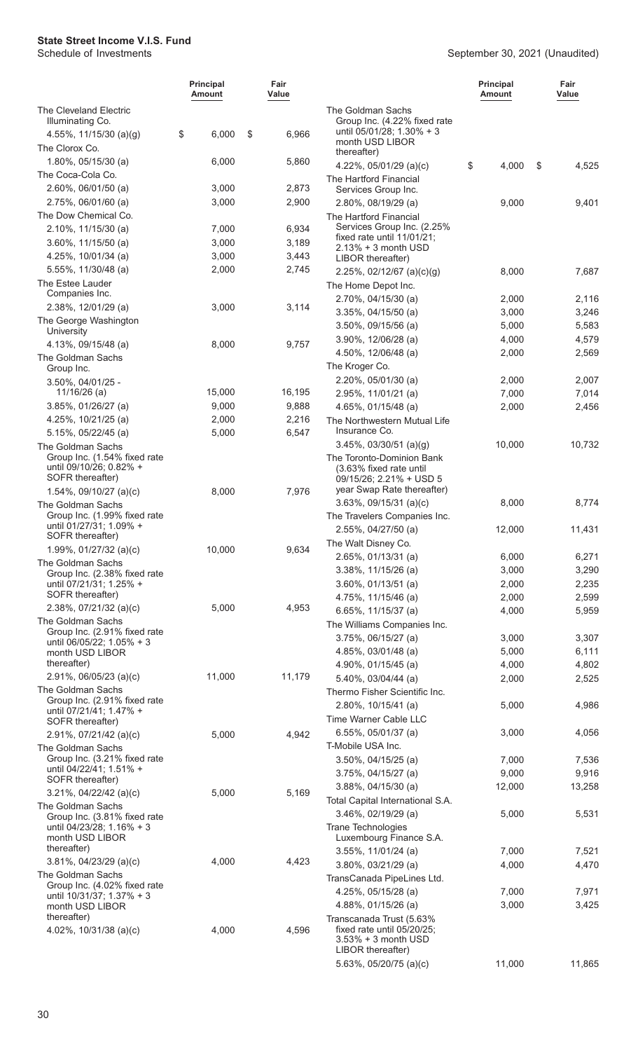**State Street Income V.I.S. Fund**
Schedule of Investments

September 30, 2021 (Unaudited)

| | Principal Amount | Fair Value |
|---|---|---|
| The Cleveland Electric Illuminating Co. | | |
| 4.55%, 11/15/30 (a)(g) | $ 6,000 | $ 6,966 |
| The Clorox Co. | | |
| 1.80%, 05/15/30 (a) | 6,000 | 5,860 |
| The Coca-Cola Co. | | |
| 2.60%, 06/01/50 (a) | 3,000 | 2,873 |
| 2.75%, 06/01/60 (a) | 3,000 | 2,900 |
| The Dow Chemical Co. | | |
| 2.10%, 11/15/30 (a) | 7,000 | 6,934 |
| 3.60%, 11/15/50 (a) | 3,000 | 3,189 |
| 4.25%, 10/01/34 (a) | 3,000 | 3,443 |
| 5.55%, 11/30/48 (a) | 2,000 | 2,745 |
| The Estee Lauder Companies Inc. | | |
| 2.38%, 12/01/29 (a) | 3,000 | 3,114 |
| The George Washington University | | |
| 4.13%, 09/15/48 (a) | 8,000 | 9,757 |
| The Goldman Sachs Group Inc. | | |
| 3.50%, 04/01/25 - 11/16/26 (a) | 15,000 | 16,195 |
| 3.85%, 01/26/27 (a) | 9,000 | 9,888 |
| 4.25%, 10/21/25 (a) | 2,000 | 2,216 |
| 5.15%, 05/22/45 (a) | 5,000 | 6,547 |
| The Goldman Sachs Group Inc. (1.54% fixed rate until 09/10/26; 0.82% + SOFR thereafter) | | |
| 1.54%, 09/10/27 (a)(c) | 8,000 | 7,976 |
| The Goldman Sachs Group Inc. (1.99% fixed rate until 01/27/31; 1.09% + SOFR thereafter) | | |
| 1.99%, 01/27/32 (a)(c) | 10,000 | 9,634 |
| The Goldman Sachs Group Inc. (2.38% fixed rate until 07/21/31; 1.25% + SOFR thereafter) | | |
| 2.38%, 07/21/32 (a)(c) | 5,000 | 4,953 |
| The Goldman Sachs Group Inc. (2.91% fixed rate until 06/05/22; 1.05% + 3 month USD LIBOR thereafter) | | |
| 2.91%, 06/05/23 (a)(c) | 11,000 | 11,179 |
| The Goldman Sachs Group Inc. (2.91% fixed rate until 07/21/41; 1.47% + SOFR thereafter) | | |
| 2.91%, 07/21/42 (a)(c) | 5,000 | 4,942 |
| The Goldman Sachs Group Inc. (3.21% fixed rate until 04/22/41; 1.51% + SOFR thereafter) | | |
| 3.21%, 04/22/42 (a)(c) | 5,000 | 5,169 |
| The Goldman Sachs Group Inc. (3.81% fixed rate until 04/23/28; 1.16% + 3 month USD LIBOR thereafter) | | |
| 3.81%, 04/23/29 (a)(c) | 4,000 | 4,423 |
| The Goldman Sachs Group Inc. (4.02% fixed rate until 10/31/37; 1.37% + 3 month USD LIBOR thereafter) | | |
| 4.02%, 10/31/38 (a)(c) | 4,000 | 4,596 |
| The Goldman Sachs Group Inc. (4.22% fixed rate until 05/01/28; 1.30% + 3 month USD LIBOR thereafter) | | |
| 4.22%, 05/01/29 (a)(c) | $ 4,000 | $ 4,525 |
| The Hartford Financial Services Group Inc. | | |
| 2.80%, 08/19/29 (a) | 9,000 | 9,401 |
| The Hartford Financial Services Group Inc. (2.25% fixed rate until 11/01/21; 2.13% + 3 month USD LIBOR thereafter) | | |
| 2.25%, 02/12/67 (a)(c)(g) | 8,000 | 7,687 |
| The Home Depot Inc. | | |
| 2.70%, 04/15/30 (a) | 2,000 | 2,116 |
| 3.35%, 04/15/50 (a) | 3,000 | 3,246 |
| 3.50%, 09/15/56 (a) | 5,000 | 5,583 |
| 3.90%, 12/06/28 (a) | 4,000 | 4,579 |
| 4.50%, 12/06/48 (a) | 2,000 | 2,569 |
| The Kroger Co. | | |
| 2.20%, 05/01/30 (a) | 2,000 | 2,007 |
| 2.95%, 11/01/21 (a) | 7,000 | 7,014 |
| 4.65%, 01/15/48 (a) | 2,000 | 2,456 |
| The Northwestern Mutual Life Insurance Co. | | |
| 3.45%, 03/30/51 (a)(g) | 10,000 | 10,732 |
| The Toronto-Dominion Bank (3.63% fixed rate until 09/15/26; 2.21% + USD 5 year Swap Rate thereafter) | | |
| 3.63%, 09/15/31 (a)(c) | 8,000 | 8,774 |
| The Travelers Companies Inc. | | |
| 2.55%, 04/27/50 (a) | 12,000 | 11,431 |
| The Walt Disney Co. | | |
| 2.65%, 01/13/31 (a) | 6,000 | 6,271 |
| 3.38%, 11/15/26 (a) | 3,000 | 3,290 |
| 3.60%, 01/13/51 (a) | 2,000 | 2,235 |
| 4.75%, 11/15/46 (a) | 2,000 | 2,599 |
| 6.65%, 11/15/37 (a) | 4,000 | 5,959 |
| The Williams Companies Inc. | | |
| 3.75%, 06/15/27 (a) | 3,000 | 3,307 |
| 4.85%, 03/01/48 (a) | 5,000 | 6,111 |
| 4.90%, 01/15/45 (a) | 4,000 | 4,802 |
| 5.40%, 03/04/44 (a) | 2,000 | 2,525 |
| Thermo Fisher Scientific Inc. | | |
| 2.80%, 10/15/41 (a) | 5,000 | 4,986 |
| Time Warner Cable LLC | | |
| 6.55%, 05/01/37 (a) | 3,000 | 4,056 |
| T-Mobile USA Inc. | | |
| 3.50%, 04/15/25 (a) | 7,000 | 7,536 |
| 3.75%, 04/15/27 (a) | 9,000 | 9,916 |
| 3.88%, 04/15/30 (a) | 12,000 | 13,258 |
| Total Capital International S.A. | | |
| 3.46%, 02/19/29 (a) | 5,000 | 5,531 |
| Trane Technologies Luxembourg Finance S.A. | | |
| 3.55%, 11/01/24 (a) | 7,000 | 7,521 |
| 3.80%, 03/21/29 (a) | 4,000 | 4,470 |
| TransCanada PipeLines Ltd. | | |
| 4.25%, 05/15/28 (a) | 7,000 | 7,971 |
| 4.88%, 01/15/26 (a) | 3,000 | 3,425 |
| Transcanada Trust (5.63% fixed rate until 05/20/25; 3.53% + 3 month USD LIBOR thereafter) | | |
| 5.63%, 05/20/75 (a)(c) | 11,000 | 11,865 |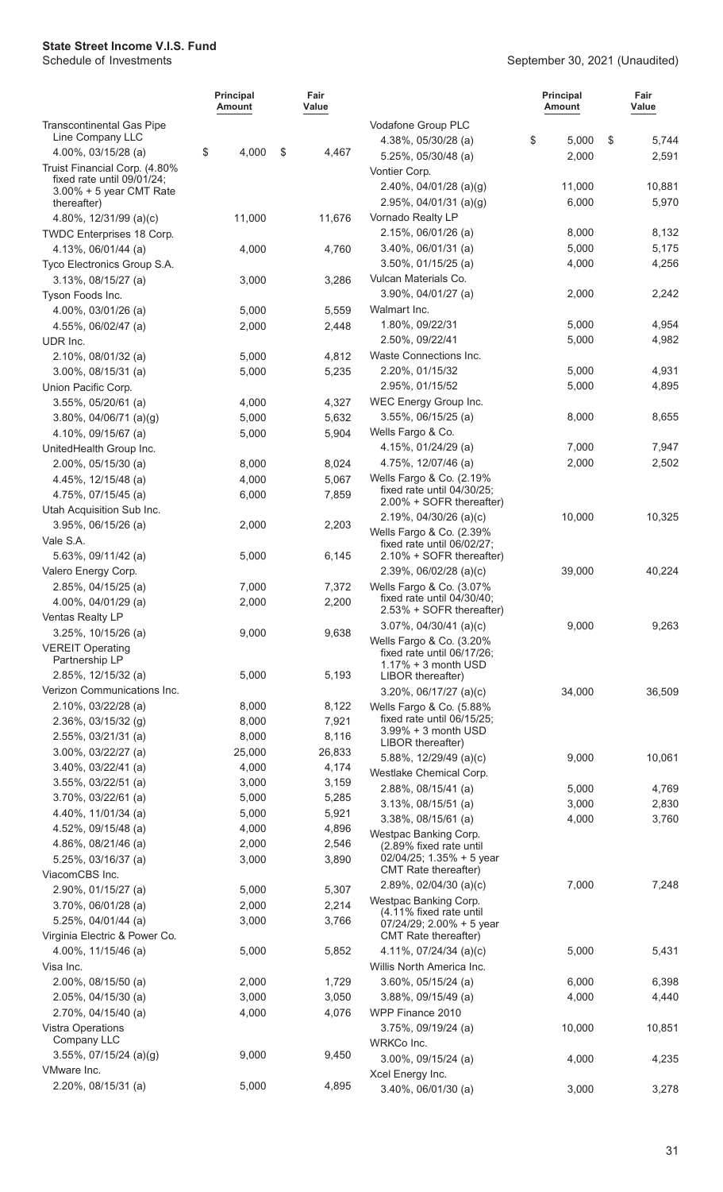# State Street Income V.I.S. Fund

Schedule of Investments

September 30, 2021 (Unaudited)

| | Principal Amount | Fair Value |
|---|---|---|
| Transcontinental Gas Pipe Line Company LLC | | |
| 4.00%, 03/15/28 (a) | $ 4,000 | $ 4,467 |
| Truist Financial Corp. (4.80% fixed rate until 09/01/24; 3.00% + 5 year CMT Rate thereafter) | | |
| 4.80%, 12/31/99 (a)(c) | 11,000 | 11,676 |
| TWDC Enterprises 18 Corp. | | |
| 4.13%, 06/01/44 (a) | 4,000 | 4,760 |
| Tyco Electronics Group S.A. | | |
| 3.13%, 08/15/27 (a) | 3,000 | 3,286 |
| Tyson Foods Inc. | | |
| 4.00%, 03/01/26 (a) | 5,000 | 5,559 |
| 4.55%, 06/02/47 (a) | 2,000 | 2,448 |
| UDR Inc. | | |
| 2.10%, 08/01/32 (a) | 5,000 | 4,812 |
| 3.00%, 08/15/31 (a) | 5,000 | 5,235 |
| Union Pacific Corp. | | |
| 3.55%, 05/20/61 (a) | 4,000 | 4,327 |
| 3.80%, 04/06/71 (a)(g) | 5,000 | 5,632 |
| 4.10%, 09/15/67 (a) | 5,000 | 5,904 |
| UnitedHealth Group Inc. | | |
| 2.00%, 05/15/30 (a) | 8,000 | 8,024 |
| 4.45%, 12/15/48 (a) | 4,000 | 5,067 |
| 4.75%, 07/15/45 (a) | 6,000 | 7,859 |
| Utah Acquisition Sub Inc. | | |
| 3.95%, 06/15/26 (a) | 2,000 | 2,203 |
| Vale S.A. | | |
| 5.63%, 09/11/42 (a) | 5,000 | 6,145 |
| Valero Energy Corp. | | |
| 2.85%, 04/15/25 (a) | 7,000 | 7,372 |
| 4.00%, 04/01/29 (a) | 2,000 | 2,200 |
| Ventas Realty LP | | |
| 3.25%, 10/15/26 (a) | 9,000 | 9,638 |
| VEREIT Operating Partnership LP | | |
| 2.85%, 12/15/32 (a) | 5,000 | 5,193 |
| Verizon Communications Inc. | | |
| 2.10%, 03/22/28 (a) | 8,000 | 8,122 |
| 2.36%, 03/15/32 (g) | 8,000 | 7,921 |
| 2.55%, 03/21/31 (a) | 8,000 | 8,116 |
| 3.00%, 03/22/27 (a) | 25,000 | 26,833 |
| 3.40%, 03/22/41 (a) | 4,000 | 4,174 |
| 3.55%, 03/22/51 (a) | 3,000 | 3,159 |
| 3.70%, 03/22/61 (a) | 5,000 | 5,285 |
| 4.40%, 11/01/34 (a) | 5,000 | 5,921 |
| 4.52%, 09/15/48 (a) | 4,000 | 4,896 |
| 4.86%, 08/21/46 (a) | 2,000 | 2,546 |
| 5.25%, 03/16/37 (a) | 3,000 | 3,890 |
| ViacomCBS Inc. | | |
| 2.90%, 01/15/27 (a) | 5,000 | 5,307 |
| 3.70%, 06/01/28 (a) | 2,000 | 2,214 |
| 5.25%, 04/01/44 (a) | 3,000 | 3,766 |
| Virginia Electric & Power Co. | | |
| 4.00%, 11/15/46 (a) | 5,000 | 5,852 |
| Visa Inc. | | |
| 2.00%, 08/15/50 (a) | 2,000 | 1,729 |
| 2.05%, 04/15/30 (a) | 3,000 | 3,050 |
| 2.70%, 04/15/40 (a) | 4,000 | 4,076 |
| Vistra Operations Company LLC | | |
| 3.55%, 07/15/24 (a)(g) | 9,000 | 9,450 |
| VMware Inc. | | |
| 2.20%, 08/15/31 (a) | 5,000 | 4,895 |
| Vodafone Group PLC | | |
| 4.38%, 05/30/28 (a) | $ 5,000 | $ 5,744 |
| 5.25%, 05/30/48 (a) | 2,000 | 2,591 |
| Vontier Corp. | | |
| 2.40%, 04/01/28 (a)(g) | 11,000 | 10,881 |
| 2.95%, 04/01/31 (a)(g) | 6,000 | 5,970 |
| Vornado Realty LP | | |
| 2.15%, 06/01/26 (a) | 8,000 | 8,132 |
| 3.40%, 06/01/31 (a) | 5,000 | 5,175 |
| 3.50%, 01/15/25 (a) | 4,000 | 4,256 |
| Vulcan Materials Co. | | |
| 3.90%, 04/01/27 (a) | 2,000 | 2,242 |
| Walmart Inc. | | |
| 1.80%, 09/22/31 | 5,000 | 4,954 |
| 2.50%, 09/22/41 | 5,000 | 4,982 |
| Waste Connections Inc. | | |
| 2.20%, 01/15/32 | 5,000 | 4,931 |
| 2.95%, 01/15/52 | 5,000 | 4,895 |
| WEC Energy Group Inc. | | |
| 3.55%, 06/15/25 (a) | 8,000 | 8,655 |
| Wells Fargo & Co. | | |
| 4.15%, 01/24/29 (a) | 7,000 | 7,947 |
| 4.75%, 12/07/46 (a) | 2,000 | 2,502 |
| Wells Fargo & Co. (2.19% fixed rate until 04/30/25; 2.00% + SOFR thereafter) | | |
| 2.19%, 04/30/26 (a)(c) | 10,000 | 10,325 |
| Wells Fargo & Co. (2.39% fixed rate until 06/02/27; 2.10% + SOFR thereafter) | | |
| 2.39%, 06/02/28 (a)(c) | 39,000 | 40,224 |
| Wells Fargo & Co. (3.07% fixed rate until 04/30/40; 2.53% + SOFR thereafter) | | |
| 3.07%, 04/30/41 (a)(c) | 9,000 | 9,263 |
| Wells Fargo & Co. (3.20% fixed rate until 06/17/26; 1.17% + 3 month USD LIBOR thereafter) | | |
| 3.20%, 06/17/27 (a)(c) | 34,000 | 36,509 |
| Wells Fargo & Co. (5.88% fixed rate until 06/15/25; 3.99% + 3 month USD LIBOR thereafter) | | |
| 5.88%, 12/29/49 (a)(c) | 9,000 | 10,061 |
| Westlake Chemical Corp. | | |
| 2.88%, 08/15/41 (a) | 5,000 | 4,769 |
| 3.13%, 08/15/51 (a) | 3,000 | 2,830 |
| 3.38%, 08/15/61 (a) | 4,000 | 3,760 |
| Westpac Banking Corp. (2.89% fixed rate until 02/04/25; 1.35% + 5 year CMT Rate thereafter) | | |
| 2.89%, 02/04/30 (a)(c) | 7,000 | 7,248 |
| Westpac Banking Corp. (4.11% fixed rate until 07/24/29; 2.00% + 5 year CMT Rate thereafter) | | |
| 4.11%, 07/24/34 (a)(c) | 5,000 | 5,431 |
| Willis North America Inc. | | |
| 3.60%, 05/15/24 (a) | 6,000 | 6,398 |
| 3.88%, 09/15/49 (a) | 4,000 | 4,440 |
| WPP Finance 2010 | | |
| 3.75%, 09/19/24 (a) | 10,000 | 10,851 |
| WRKCo Inc. | | |
| 3.00%, 09/15/24 (a) | 4,000 | 4,235 |
| Xcel Energy Inc. | | |
| 3.40%, 06/01/30 (a) | 3,000 | 3,278 |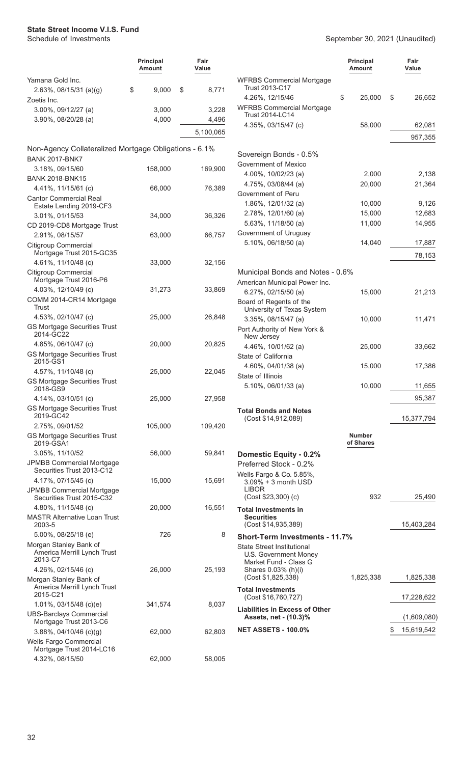| | Principal Amount | Fair Value |
|---|---|---|
| Yamana Gold Inc. | | |
| 2.63%, 08/15/31 (a)(g) | $ 9,000 | $ 8,771 |
| Zoetis Inc. | | |
| 3.00%, 09/12/27 (a) | 3,000 | 3,228 |
| 3.90%, 08/20/28 (a) | 4,000 | 4,496 |
| | | 5,100,065 |
| **Non-Agency Collateralized Mortgage Obligations - 6.1%** | | |
| BANK 2017-BNK7 | | |
| 3.18%, 09/15/60 | 158,000 | 169,900 |
| BANK 2018-BNK15 | | |
| 4.41%, 11/15/61 (c) | 66,000 | 76,389 |
| Cantor Commercial Real Estate Lending 2019-CF3 | | |
| 3.01%, 01/15/53 | 34,000 | 36,326 |
| CD 2019-CD8 Mortgage Trust | | |
| 2.91%, 08/15/57 | 63,000 | 66,757 |
| Citigroup Commercial Mortgage Trust 2015-GC35 | | |
| 4.61%, 11/10/48 (c) | 33,000 | 32,156 |
| Citigroup Commercial Mortgage Trust 2016-P6 | | |
| 4.03%, 12/10/49 (c) | 31,273 | 33,869 |
| COMM 2014-CR14 Mortgage Trust | | |
| 4.53%, 02/10/47 (c) | 25,000 | 26,848 |
| GS Mortgage Securities Trust 2014-GC22 | | |
| 4.85%, 06/10/47 (c) | 20,000 | 20,825 |
| GS Mortgage Securities Trust 2015-GS1 | | |
| 4.57%, 11/10/48 (c) | 25,000 | 22,045 |
| GS Mortgage Securities Trust 2018-GS9 | | |
| 4.14%, 03/10/51 (c) | 25,000 | 27,958 |
| GS Mortgage Securities Trust 2019-GC42 | | |
| 2.75%, 09/01/52 | 105,000 | 109,420 |
| GS Mortgage Securities Trust 2019-GSA1 | | |
| 3.05%, 11/10/52 | 56,000 | 59,841 |
| JPMBB Commercial Mortgage Securities Trust 2013-C12 | | |
| 4.17%, 07/15/45 (c) | 15,000 | 15,691 |
| JPMBB Commercial Mortgage Securities Trust 2015-C32 | | |
| 4.80%, 11/15/48 (c) | 20,000 | 16,551 |
| MASTR Alternative Loan Trust 2003-5 | | |
| 5.00%, 08/25/18 (e) | 726 | 8 |
| Morgan Stanley Bank of America Merrill Lynch Trust 2013-C7 | | |
| 4.26%, 02/15/46 (c) | 26,000 | 25,193 |
| Morgan Stanley Bank of America Merrill Lynch Trust 2015-C21 | | |
| 1.01%, 03/15/48 (c)(e) | 341,574 | 8,037 |
| UBS-Barclays Commercial Mortgage Trust 2013-C6 | | |
| 3.88%, 04/10/46 (c)(g) | 62,000 | 62,803 |
| Wells Fargo Commercial Mortgage Trust 2014-LC16 | | |
| 4.32%, 08/15/50 | 62,000 | 58,005 |
| WFRBS Commercial Mortgage Trust 2013-C17 | | |
| 4.26%, 12/15/46 | $ 25,000 | $ 26,652 |
| WFRBS Commercial Mortgage Trust 2014-LC14 | | |
| 4.35%, 03/15/47 (c) | 58,000 | 62,081 |
| | | 957,355 |
| **Sovereign Bonds - 0.5%** | | |
| Government of Mexico | | |
| 4.00%, 10/02/23 (a) | 2,000 | 2,138 |
| 4.75%, 03/08/44 (a) | 20,000 | 21,364 |
| Government of Peru | | |
| 1.86%, 12/01/32 (a) | 10,000 | 9,126 |
| 2.78%, 12/01/60 (a) | 15,000 | 12,683 |
| 5.63%, 11/18/50 (a) | 11,000 | 14,955 |
| Government of Uruguay | | |
| 5.10%, 06/18/50 (a) | 14,040 | 17,887 |
| | | 78,153 |
| **Municipal Bonds and Notes - 0.6%** | | |
| American Municipal Power Inc. | | |
| 6.27%, 02/15/50 (a) | 15,000 | 21,213 |
| Board of Regents of the University of Texas System | | |
| 3.35%, 08/15/47 (a) | 10,000 | 11,471 |
| Port Authority of New York & New Jersey | | |
| 4.46%, 10/01/62 (a) | 25,000 | 33,662 |
| State of California | | |
| 4.60%, 04/01/38 (a) | 15,000 | 17,386 |
| State of Illinois | | |
| 5.10%, 06/01/33 (a) | 10,000 | 11,655 |
| | | 95,387 |
| **Total Bonds and Notes** (Cost $14,912,089) | | 15,377,794 |

| | Number of Shares | Fair Value |
|---|---|---|
| **Domestic Equity - 0.2%** | | |
| Preferred Stock - 0.2% | | |
| Wells Fargo & Co. 5.85%, 3.09% + 3 month USD LIBOR (Cost $23,300) (c) | 932 | 25,490 |
| **Total Investments in Securities** (Cost $14,935,389) | | 15,403,284 |
| **Short-Term Investments - 11.7%** | | |
| State Street Institutional U.S. Government Money Market Fund - Class G Shares 0.03% (h)(i) (Cost $1,825,338) | 1,825,338 | 1,825,338 |
| **Total Investments** (Cost $16,760,727) | | 17,228,622 |
| **Liabilities in Excess of Other Assets, net - (10.3)%** | | (1,609,080) |
| **NET ASSETS - 100.0%** | | $ 15,619,542 |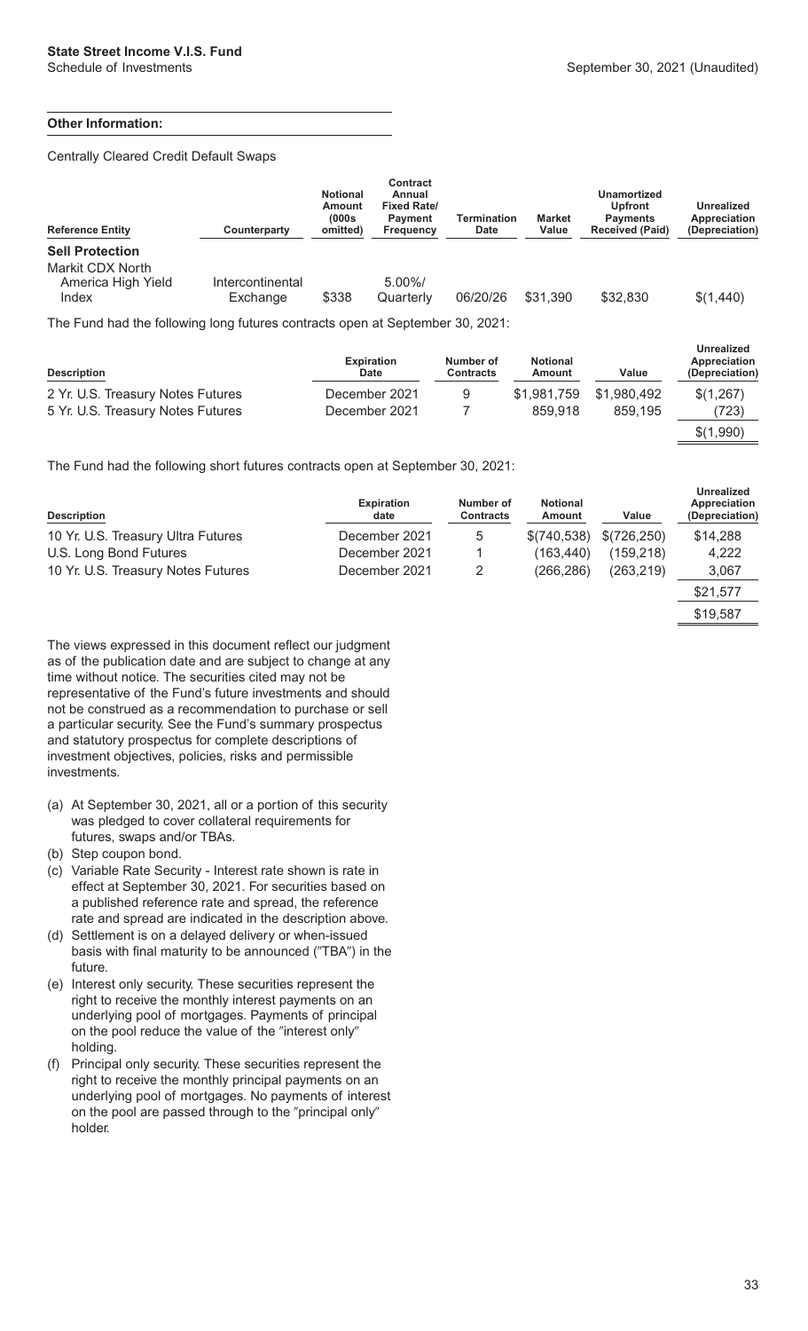**Other Information:**

Centrally Cleared Credit Default Swaps

| Reference Entity | Counterparty | Notional Amount (000s omitted) | Contract Annual Fixed Rate/ Payment Frequency | Termination Date | Market Value | Unamortized Upfront Payments Received (Paid) | Unrealized Appreciation (Depreciation) |
|---|---|---|---|---|---|---|---|
| **Sell Protection** | | | | | | | |
| Markit CDX North America High Yield Index | Intercontinental Exchange | $338 | 5.00%/ Quarterly | 06/20/26 | $31,390 | $32,830 | $(1,440) |

The Fund had the following long futures contracts open at September 30, 2021:

| Description | Expiration Date | Number of Contracts | Notional Amount | Value | Unrealized Appreciation (Depreciation) |
|---|---|---|---|---|---|
| 2 Yr. U.S. Treasury Notes Futures | December 2021 | 9 | $1,981,759 | $1,980,492 | $(1,267) |
| 5 Yr. U.S. Treasury Notes Futures | December 2021 | 7 | 859,918 | 859,195 | (723) |
| | | | | | $(1,990) |

The Fund had the following short futures contracts open at September 30, 2021:

| Description | Expiration date | Number of Contracts | Notional Amount | Value | Unrealized Appreciation (Depreciation) |
|---|---|---|---|---|---|
| 10 Yr. U.S. Treasury Ultra Futures | December 2021 | 5 | $(740,538) | $(726,250) | $14,288 |
| U.S. Long Bond Futures | December 2021 | 1 | (163,440) | (159,218) | 4,222 |
| 10 Yr. U.S. Treasury Notes Futures | December 2021 | 2 | (266,286) | (263,219) | 3,067 |
| | | | | | $21,577 |
| | | | | | $19,587 |

The views expressed in this document reflect our judgment as of the publication date and are subject to change at any time without notice. The securities cited may not be representative of the Fund's future investments and should not be construed as a recommendation to purchase or sell a particular security. See the Fund's summary prospectus and statutory prospectus for complete descriptions of investment objectives, policies, risks and permissible investments.

(a) At September 30, 2021, all or a portion of this security was pledged to cover collateral requirements for futures, swaps and/or TBAs.

(b) Step coupon bond.

(c) Variable Rate Security - Interest rate shown is rate in effect at September 30, 2021. For securities based on a published reference rate and spread, the reference rate and spread are indicated in the description above.

(d) Settlement is on a delayed delivery or when-issued basis with final maturity to be announced ("TBA") in the future.

(e) Interest only security. These securities represent the right to receive the monthly interest payments on an underlying pool of mortgages. Payments of principal on the pool reduce the value of the "interest only" holding.

(f) Principal only security. These securities represent the right to receive the monthly principal payments on an underlying pool of mortgages. No payments of interest on the pool are passed through to the "principal only" holder.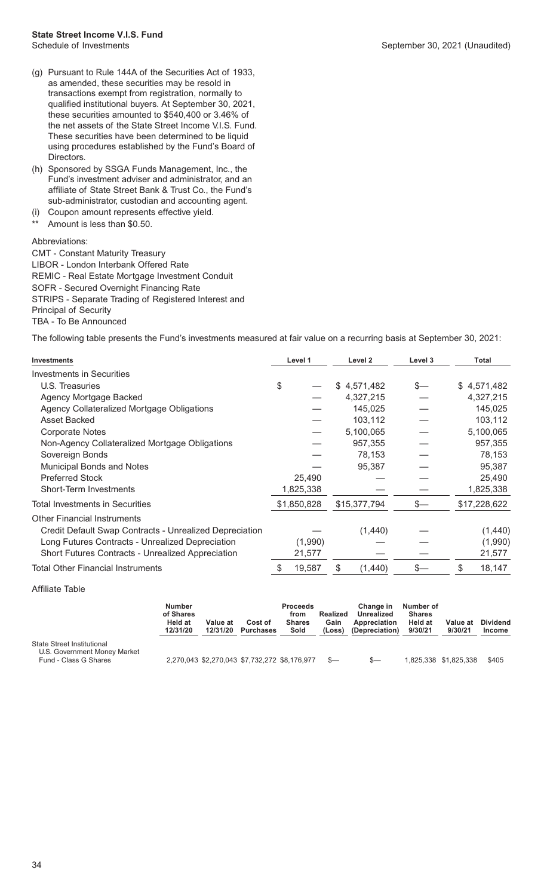- (g) Pursuant to Rule 144A of the Securities Act of 1933, as amended, these securities may be resold in transactions exempt from registration, normally to qualified institutional buyers. At September 30, 2021, these securities amounted to $540,400 or 3.46% of the net assets of the State Street Income V.I.S. Fund. These securities have been determined to be liquid using procedures established by the Fund's Board of Directors.
- (h) Sponsored by SSGA Funds Management, Inc., the Fund's investment adviser and administrator, and an affiliate of State Street Bank & Trust Co., the Fund's sub-administrator, custodian and accounting agent.
- (i) Coupon amount represents effective yield.
- ** Amount is less than $0.50.

Abbreviations:

CMT - Constant Maturity Treasury
LIBOR - London Interbank Offered Rate
REMIC - Real Estate Mortgage Investment Conduit
SOFR - Secured Overnight Financing Rate
STRIPS - Separate Trading of Registered Interest and Principal of Security
TBA - To Be Announced

The following table presents the Fund's investments measured at fair value on a recurring basis at September 30, 2021:

| Investments | Level 1 | Level 2 | Level 3 | Total |
|---|---|---|---|---|
| Investments in Securities | | | | |
| U.S. Treasuries | $ — | $ 4,571,482 | $— | $ 4,571,482 |
| Agency Mortgage Backed | — | 4,327,215 | — | 4,327,215 |
| Agency Collateralized Mortgage Obligations | — | 145,025 | — | 145,025 |
| Asset Backed | — | 103,112 | — | 103,112 |
| Corporate Notes | — | 5,100,065 | — | 5,100,065 |
| Non-Agency Collateralized Mortgage Obligations | — | 957,355 | — | 957,355 |
| Sovereign Bonds | — | 78,153 | — | 78,153 |
| Municipal Bonds and Notes | — | 95,387 | — | 95,387 |
| Preferred Stock | 25,490 | — | — | 25,490 |
| Short-Term Investments | 1,825,338 | — | — | 1,825,338 |
| Total Investments in Securities | $1,850,828 | $15,377,794 | $— | $17,228,622 |
| Other Financial Instruments | | | | |
| Credit Default Swap Contracts - Unrealized Depreciation | — | (1,440) | — | (1,440) |
| Long Futures Contracts - Unrealized Depreciation | (1,990) | — | — | (1,990) |
| Short Futures Contracts - Unrealized Appreciation | 21,577 | — | — | 21,577 |
| Total Other Financial Instruments | $ 19,587 | $ (1,440) | $— | $ 18,147 |

Affiliate Table

| | Number of Shares Held at 12/31/20 | Value at 12/31/20 | Cost of Purchases | Proceeds from Shares Sold | Realized Gain (Loss) | Change in Unrealized Appreciation (Depreciation) | Number of Shares Held at 9/30/21 | Value at 9/30/21 | Dividend Income |
|---|---|---|---|---|---|---|---|---|---|
| State Street Institutional U.S. Government Money Market Fund - Class G Shares | 2,270,043 | $2,270,043 | $7,732,272 | $8,176,977 | $— | $— | 1,825,338 | $1,825,338 | $405 |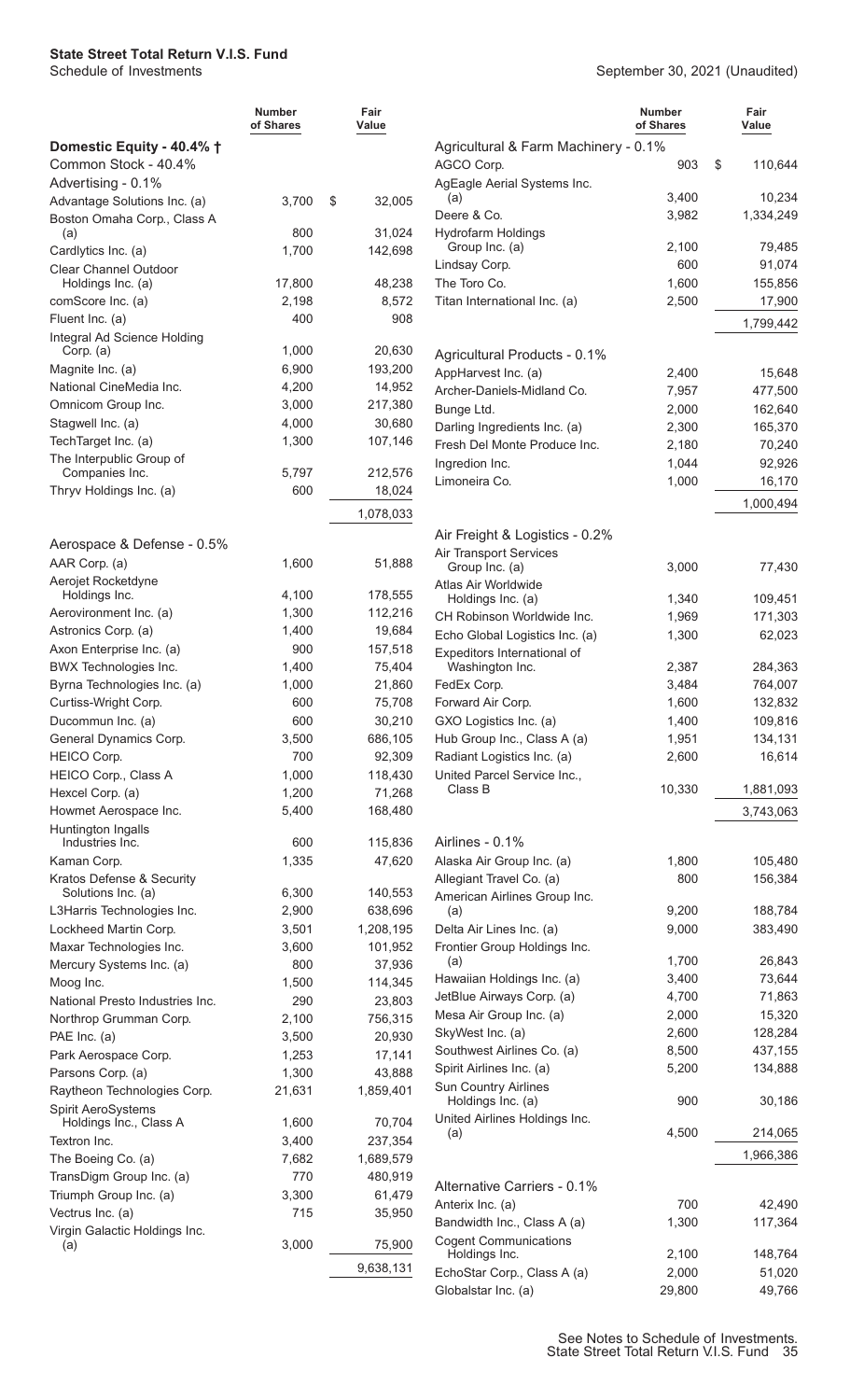# State Street Total Return V.I.S. Fund

Schedule of Investments

September 30, 2021 (Unaudited)

| | Number of Shares | Fair Value |
|---|---|---|
| **Domestic Equity - 40.4% †** | | |
| Common Stock - 40.4% | | |
| Advertising - 0.1% | | |
| Advantage Solutions Inc. (a) | 3,700 | $ 32,005 |
| Boston Omaha Corp., Class A (a) | 800 | 31,024 |
| Cardlytics Inc. (a) | 1,700 | 142,698 |
| Clear Channel Outdoor Holdings Inc. (a) | 17,800 | 48,238 |
| comScore Inc. (a) | 2,198 | 8,572 |
| Fluent Inc. (a) | 400 | 908 |
| Integral Ad Science Holding Corp. (a) | 1,000 | 20,630 |
| Magnite Inc. (a) | 6,900 | 193,200 |
| National CineMedia Inc. | 4,200 | 14,952 |
| Omnicom Group Inc. | 3,000 | 217,380 |
| Stagwell Inc. (a) | 4,000 | 30,680 |
| TechTarget Inc. (a) | 1,300 | 107,146 |
| The Interpublic Group of Companies Inc. | 5,797 | 212,576 |
| Thryv Holdings Inc. (a) | 600 | 18,024 |
| | | 1,078,033 |
| Aerospace & Defense - 0.5% | | |
| AAR Corp. (a) | 1,600 | 51,888 |
| Aerojet Rocketdyne Holdings Inc. | 4,100 | 178,555 |
| Aerovironment Inc. (a) | 1,300 | 112,216 |
| Astronics Corp. (a) | 1,400 | 19,684 |
| Axon Enterprise Inc. (a) | 900 | 157,518 |
| BWX Technologies Inc. | 1,400 | 75,404 |
| Byrna Technologies Inc. (a) | 1,000 | 21,860 |
| Curtiss-Wright Corp. | 600 | 75,708 |
| Ducommun Inc. (a) | 600 | 30,210 |
| General Dynamics Corp. | 3,500 | 686,105 |
| HEICO Corp. | 700 | 92,309 |
| HEICO Corp., Class A | 1,000 | 118,430 |
| Hexcel Corp. (a) | 1,200 | 71,268 |
| Howmet Aerospace Inc. | 5,400 | 168,480 |
| Huntington Ingalls Industries Inc. | 600 | 115,836 |
| Kaman Corp. | 1,335 | 47,620 |
| Kratos Defense & Security Solutions Inc. (a) | 6,300 | 140,553 |
| L3Harris Technologies Inc. | 2,900 | 638,696 |
| Lockheed Martin Corp. | 3,501 | 1,208,195 |
| Maxar Technologies Inc. | 3,600 | 101,952 |
| Mercury Systems Inc. (a) | 800 | 37,936 |
| Moog Inc. | 1,500 | 114,345 |
| National Presto Industries Inc. | 290 | 23,803 |
| Northrop Grumman Corp. | 2,100 | 756,315 |
| PAE Inc. (a) | 3,500 | 20,930 |
| Park Aerospace Corp. | 1,253 | 17,141 |
| Parsons Corp. (a) | 1,300 | 43,888 |
| Raytheon Technologies Corp. | 21,631 | 1,859,401 |
| Spirit AeroSystems Holdings Inc., Class A | 1,600 | 70,704 |
| Textron Inc. | 3,400 | 237,354 |
| The Boeing Co. (a) | 7,682 | 1,689,579 |
| TransDigm Group Inc. (a) | 770 | 480,919 |
| Triumph Group Inc. (a) | 3,300 | 61,479 |
| Vectrus Inc. (a) | 715 | 35,950 |
| Virgin Galactic Holdings Inc. (a) | 3,000 | 75,900 |
| | | 9,638,131 |
| Agricultural & Farm Machinery - 0.1% | | |
| AGCO Corp. | 903 | $ 110,644 |
| AgEagle Aerial Systems Inc. (a) | 3,400 | 10,234 |
| Deere & Co. | 3,982 | 1,334,249 |
| Hydrofarm Holdings Group Inc. (a) | 2,100 | 79,485 |
| Lindsay Corp. | 600 | 91,074 |
| The Toro Co. | 1,600 | 155,856 |
| Titan International Inc. (a) | 2,500 | 17,900 |
| | | 1,799,442 |
| Agricultural Products - 0.1% | | |
| AppHarvest Inc. (a) | 2,400 | 15,648 |
| Archer-Daniels-Midland Co. | 7,957 | 477,500 |
| Bunge Ltd. | 2,000 | 162,640 |
| Darling Ingredients Inc. (a) | 2,300 | 165,370 |
| Fresh Del Monte Produce Inc. | 2,180 | 70,240 |
| Ingredion Inc. | 1,044 | 92,926 |
| Limoneira Co. | 1,000 | 16,170 |
| | | 1,000,494 |
| Air Freight & Logistics - 0.2% | | |
| Air Transport Services Group Inc. (a) | 3,000 | 77,430 |
| Atlas Air Worldwide Holdings Inc. (a) | 1,340 | 109,451 |
| CH Robinson Worldwide Inc. | 1,969 | 171,303 |
| Echo Global Logistics Inc. (a) | 1,300 | 62,023 |
| Expeditors International of Washington Inc. | 2,387 | 284,363 |
| FedEx Corp. | 3,484 | 764,007 |
| Forward Air Corp. | 1,600 | 132,832 |
| GXO Logistics Inc. (a) | 1,400 | 109,816 |
| Hub Group Inc., Class A (a) | 1,951 | 134,131 |
| Radiant Logistics Inc. (a) | 2,600 | 16,614 |
| United Parcel Service Inc., Class B | 10,330 | 1,881,093 |
| | | 3,743,063 |
| Airlines - 0.1% | | |
| Alaska Air Group Inc. (a) | 1,800 | 105,480 |
| Allegiant Travel Co. (a) | 800 | 156,384 |
| American Airlines Group Inc. (a) | 9,200 | 188,784 |
| Delta Air Lines Inc. (a) | 9,000 | 383,490 |
| Frontier Group Holdings Inc. (a) | 1,700 | 26,843 |
| Hawaiian Holdings Inc. (a) | 3,400 | 73,644 |
| JetBlue Airways Corp. (a) | 4,700 | 71,863 |
| Mesa Air Group Inc. (a) | 2,000 | 15,320 |
| SkyWest Inc. (a) | 2,600 | 128,284 |
| Southwest Airlines Co. (a) | 8,500 | 437,155 |
| Spirit Airlines Inc. (a) | 5,200 | 134,888 |
| Sun Country Airlines Holdings Inc. (a) | 900 | 30,186 |
| United Airlines Holdings Inc. (a) | 4,500 | 214,065 |
| | | 1,966,386 |
| Alternative Carriers - 0.1% | | |
| Anterix Inc. (a) | 700 | 42,490 |
| Bandwidth Inc., Class A (a) | 1,300 | 117,364 |
| Cogent Communications Holdings Inc. | 2,100 | 148,764 |
| EchoStar Corp., Class A (a) | 2,000 | 51,020 |
| Globalstar Inc. (a) | 29,800 | 49,766 |

See Notes to Schedule of Investments.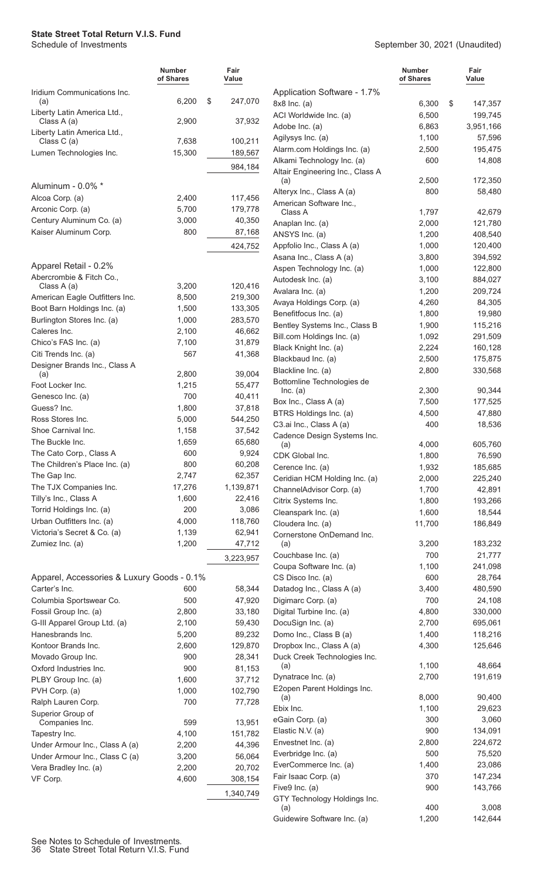**State Street Total Return V.I.S. Fund**
Schedule of Investments

September 30, 2021 (Unaudited)

| | Number of Shares | Fair Value |
|---|---|---|
| Iridium Communications Inc. (a) | 6,200 | $ 247,070 |
| Liberty Latin America Ltd., Class A (a) | 2,900 | 37,932 |
| Liberty Latin America Ltd., Class C (a) | 7,638 | 100,211 |
| Lumen Technologies Inc. | 15,300 | 189,567 |
| | | 984,184 |
| **Aluminum - 0.0% *** | | |
| Alcoa Corp. (a) | 2,400 | 117,456 |
| Arconic Corp. (a) | 5,700 | 179,778 |
| Century Aluminum Co. (a) | 3,000 | 40,350 |
| Kaiser Aluminum Corp. | 800 | 87,168 |
| | | 424,752 |
| **Apparel Retail - 0.2%** | | |
| Abercrombie & Fitch Co., Class A (a) | 3,200 | 120,416 |
| American Eagle Outfitters Inc. | 8,500 | 219,300 |
| Boot Barn Holdings Inc. (a) | 1,500 | 133,305 |
| Burlington Stores Inc. (a) | 1,000 | 283,570 |
| Caleres Inc. | 2,100 | 46,662 |
| Chico's FAS Inc. (a) | 7,100 | 31,879 |
| Citi Trends Inc. (a) | 567 | 41,368 |
| Designer Brands Inc., Class A (a) | 2,800 | 39,004 |
| Foot Locker Inc. | 1,215 | 55,477 |
| Genesco Inc. (a) | 700 | 40,411 |
| Guess? Inc. | 1,800 | 37,818 |
| Ross Stores Inc. | 5,000 | 544,250 |
| Shoe Carnival Inc. | 1,158 | 37,542 |
| The Buckle Inc. | 1,659 | 65,680 |
| The Cato Corp., Class A | 600 | 9,924 |
| The Children's Place Inc. (a) | 800 | 60,208 |
| The Gap Inc. | 2,747 | 62,357 |
| The TJX Companies Inc. | 17,276 | 1,139,871 |
| Tilly's Inc., Class A | 1,600 | 22,416 |
| Torrid Holdings Inc. (a) | 200 | 3,086 |
| Urban Outfitters Inc. (a) | 4,000 | 118,760 |
| Victoria's Secret & Co. (a) | 1,139 | 62,941 |
| Zumiez Inc. (a) | 1,200 | 47,712 |
| | | 3,223,957 |
| **Apparel, Accessories & Luxury Goods - 0.1%** | | |
| Carter's Inc. | 600 | 58,344 |
| Columbia Sportswear Co. | 500 | 47,920 |
| Fossil Group Inc. (a) | 2,800 | 33,180 |
| G-III Apparel Group Ltd. (a) | 2,100 | 59,430 |
| Hanesbrands Inc. | 5,200 | 89,232 |
| Kontoor Brands Inc. | 2,600 | 129,870 |
| Movado Group Inc. | 900 | 28,341 |
| Oxford Industries Inc. | 900 | 81,153 |
| PLBY Group Inc. (a) | 1,600 | 37,712 |
| PVH Corp. (a) | 1,000 | 102,790 |
| Ralph Lauren Corp. | 700 | 77,728 |
| Superior Group of Companies Inc. | 599 | 13,951 |
| Tapestry Inc. | 4,100 | 151,782 |
| Under Armour Inc., Class A (a) | 2,200 | 44,396 |
| Under Armour Inc., Class C (a) | 3,200 | 56,064 |
| Vera Bradley Inc. (a) | 2,200 | 20,702 |
| VF Corp. | 4,600 | 308,154 |
| | | 1,340,749 |
| **Application Software - 1.7%** | | |
| 8x8 Inc. (a) | 6,300 | $ 147,357 |
| ACI Worldwide Inc. (a) | 6,500 | 199,745 |
| Adobe Inc. (a) | 6,863 | 3,951,166 |
| Agilysys Inc. (a) | 1,100 | 57,596 |
| Alarm.com Holdings Inc. (a) | 2,500 | 195,475 |
| Alkami Technology Inc. (a) | 600 | 14,808 |
| Altair Engineering Inc., Class A (a) | 2,500 | 172,350 |
| Alteryx Inc., Class A (a) | 800 | 58,480 |
| American Software Inc., Class A | 1,797 | 42,679 |
| Anaplan Inc. (a) | 2,000 | 121,780 |
| ANSYS Inc. (a) | 1,200 | 408,540 |
| Appfolio Inc., Class A (a) | 1,000 | 120,400 |
| Asana Inc., Class A (a) | 3,800 | 394,592 |
| Aspen Technology Inc. (a) | 1,000 | 122,800 |
| Autodesk Inc. (a) | 3,100 | 884,027 |
| Avalara Inc. (a) | 1,200 | 209,724 |
| Avaya Holdings Corp. (a) | 4,260 | 84,305 |
| Benefitfocus Inc. (a) | 1,800 | 19,980 |
| Bentley Systems Inc., Class B | 1,900 | 115,216 |
| Bill.com Holdings Inc. (a) | 1,092 | 291,509 |
| Black Knight Inc. (a) | 2,224 | 160,128 |
| Blackbaud Inc. (a) | 2,500 | 175,875 |
| Blackline Inc. (a) | 2,800 | 330,568 |
| Bottomline Technologies de Inc. (a) | 2,300 | 90,344 |
| Box Inc., Class A (a) | 7,500 | 177,525 |
| BTRS Holdings Inc. (a) | 4,500 | 47,880 |
| C3.ai Inc., Class A (a) | 400 | 18,536 |
| Cadence Design Systems Inc. (a) | 4,000 | 605,760 |
| CDK Global Inc. | 1,800 | 76,590 |
| Cerence Inc. (a) | 1,932 | 185,685 |
| Ceridian HCM Holding Inc. (a) | 2,000 | 225,240 |
| ChannelAdvisor Corp. (a) | 1,700 | 42,891 |
| Citrix Systems Inc. | 1,800 | 193,266 |
| Cleanspark Inc. (a) | 1,600 | 18,544 |
| Cloudera Inc. (a) | 11,700 | 186,849 |
| Cornerstone OnDemand Inc. (a) | 3,200 | 183,232 |
| Couchbase Inc. (a) | 700 | 21,777 |
| Coupa Software Inc. (a) | 1,100 | 241,098 |
| CS Disco Inc. (a) | 600 | 28,764 |
| Datadog Inc., Class A (a) | 3,400 | 480,590 |
| Digimarc Corp. (a) | 700 | 24,108 |
| Digital Turbine Inc. (a) | 4,800 | 330,000 |
| DocuSign Inc. (a) | 2,700 | 695,061 |
| Domo Inc., Class B (a) | 1,400 | 118,216 |
| Dropbox Inc., Class A (a) | 4,300 | 125,646 |
| Duck Creek Technologies Inc. (a) | 1,100 | 48,664 |
| Dynatrace Inc. (a) | 2,700 | 191,619 |
| E2open Parent Holdings Inc. (a) | 8,000 | 90,400 |
| Ebix Inc. | 1,100 | 29,623 |
| eGain Corp. (a) | 300 | 3,060 |
| Elastic N.V. (a) | 900 | 134,091 |
| Envestnet Inc. (a) | 2,800 | 224,672 |
| Everbridge Inc. (a) | 500 | 75,520 |
| EverCommerce Inc. (a) | 1,400 | 23,086 |
| Fair Isaac Corp. (a) | 370 | 147,234 |
| Five9 Inc. (a) | 900 | 143,766 |
| GTY Technology Holdings Inc. (a) | 400 | 3,008 |
| Guidewire Software Inc. (a) | 1,200 | 142,644 |

See Notes to Schedule of Investments.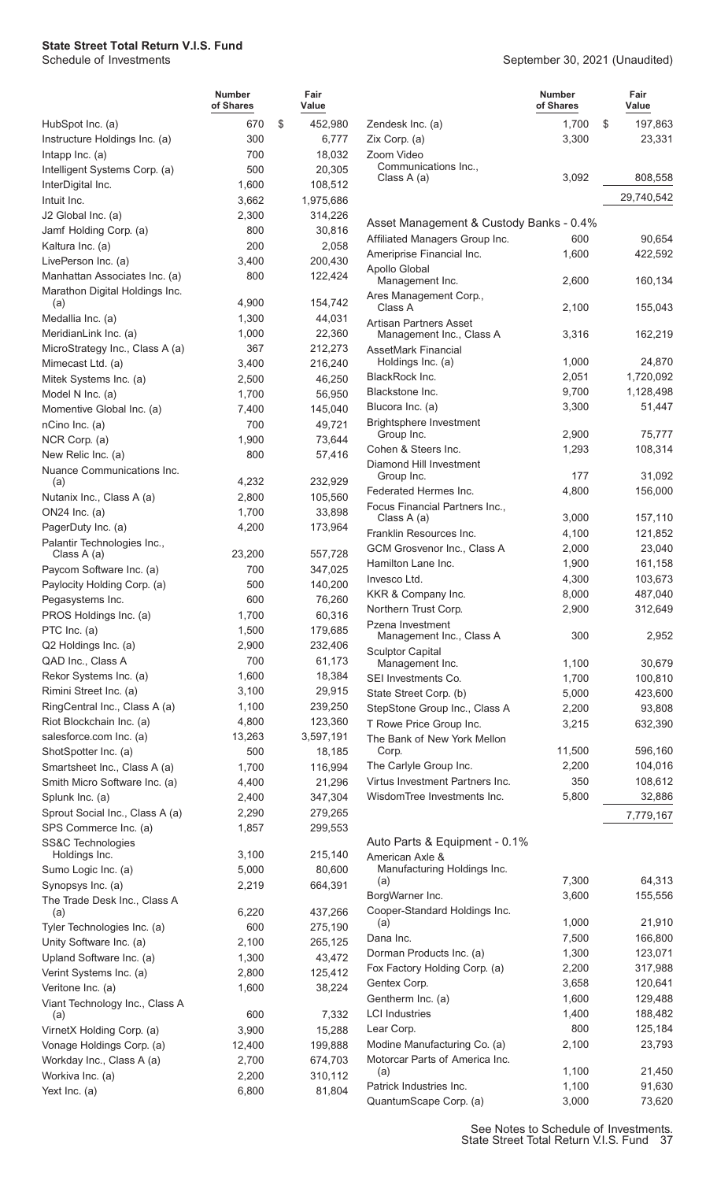| | Number of Shares | Fair Value |
|---|---|---|
| HubSpot Inc. (a) | 670 | $ 452,980 |
| Instructure Holdings Inc. (a) | 300 | 6,777 |
| Intapp Inc. (a) | 700 | 18,032 |
| Intelligent Systems Corp. (a) | 500 | 20,305 |
| InterDigital Inc. | 1,600 | 108,512 |
| Intuit Inc. | 3,662 | 1,975,686 |
| J2 Global Inc. (a) | 2,300 | 314,226 |
| Jamf Holding Corp. (a) | 800 | 30,816 |
| Kaltura Inc. (a) | 200 | 2,058 |
| LivePerson Inc. (a) | 3,400 | 200,430 |
| Manhattan Associates Inc. (a) | 800 | 122,424 |
| Marathon Digital Holdings Inc. (a) | 4,900 | 154,742 |
| Medallia Inc. (a) | 1,300 | 44,031 |
| MeridianLink Inc. (a) | 1,000 | 22,360 |
| MicroStrategy Inc., Class A (a) | 367 | 212,273 |
| Mimecast Ltd. (a) | 3,400 | 216,240 |
| Mitek Systems Inc. (a) | 2,500 | 46,250 |
| Model N Inc. (a) | 1,700 | 56,950 |
| Momentive Global Inc. (a) | 7,400 | 145,040 |
| nCino Inc. (a) | 700 | 49,721 |
| NCR Corp. (a) | 1,900 | 73,644 |
| New Relic Inc. (a) | 800 | 57,416 |
| Nuance Communications Inc. (a) | 4,232 | 232,929 |
| Nutanix Inc., Class A (a) | 2,800 | 105,560 |
| ON24 Inc. (a) | 1,700 | 33,898 |
| PagerDuty Inc. (a) | 4,200 | 173,964 |
| Palantir Technologies Inc., Class A (a) | 23,200 | 557,728 |
| Paycom Software Inc. (a) | 700 | 347,025 |
| Paylocity Holding Corp. (a) | 500 | 140,200 |
| Pegasystems Inc. | 600 | 76,260 |
| PROS Holdings Inc. (a) | 1,700 | 60,316 |
| PTC Inc. (a) | 1,500 | 179,685 |
| Q2 Holdings Inc. (a) | 2,900 | 232,406 |
| QAD Inc., Class A | 700 | 61,173 |
| Rekor Systems Inc. (a) | 1,600 | 18,384 |
| Rimini Street Inc. (a) | 3,100 | 29,915 |
| RingCentral Inc., Class A (a) | 1,100 | 239,250 |
| Riot Blockchain Inc. (a) | 4,800 | 123,360 |
| salesforce.com Inc. (a) | 13,263 | 3,597,191 |
| ShotSpotter Inc. (a) | 500 | 18,185 |
| Smartsheet Inc., Class A (a) | 1,700 | 116,994 |
| Smith Micro Software Inc. (a) | 4,400 | 21,296 |
| Splunk Inc. (a) | 2,400 | 347,304 |
| Sprout Social Inc., Class A (a) | 2,290 | 279,265 |
| SPS Commerce Inc. (a) | 1,857 | 299,553 |
| SS&C Technologies Holdings Inc. | 3,100 | 215,140 |
| Sumo Logic Inc. (a) | 5,000 | 80,600 |
| Synopsys Inc. (a) | 2,219 | 664,391 |
| The Trade Desk Inc., Class A (a) | 6,220 | 437,266 |
| Tyler Technologies Inc. (a) | 600 | 275,190 |
| Unity Software Inc. (a) | 2,100 | 265,125 |
| Upland Software Inc. (a) | 1,300 | 43,472 |
| Verint Systems Inc. (a) | 2,800 | 125,412 |
| Veritone Inc. (a) | 1,600 | 38,224 |
| Viant Technology Inc., Class A (a) | 600 | 7,332 |
| VirnetX Holding Corp. (a) | 3,900 | 15,288 |
| Vonage Holdings Corp. (a) | 12,400 | 199,888 |
| Workday Inc., Class A (a) | 2,700 | 674,703 |
| Workiva Inc. (a) | 2,200 | 310,112 |
| Yext Inc. (a) | 6,800 | 81,804 |
| Zendesk Inc. (a) | 1,700 | $ 197,863 |
| Zix Corp. (a) | 3,300 | 23,331 |
| Zoom Video Communications Inc., Class A (a) | 3,092 | 808,558 |
| | | 29,740,542 |
| **Asset Management & Custody Banks - 0.4%** | | |
| Affiliated Managers Group Inc. | 600 | 90,654 |
| Ameriprise Financial Inc. | 1,600 | 422,592 |
| Apollo Global Management Inc. | 2,600 | 160,134 |
| Ares Management Corp., Class A | 2,100 | 155,043 |
| Artisan Partners Asset Management Inc., Class A | 3,316 | 162,219 |
| AssetMark Financial Holdings Inc. (a) | 1,000 | 24,870 |
| BlackRock Inc. | 2,051 | 1,720,092 |
| Blackstone Inc. | 9,700 | 1,128,498 |
| Blucora Inc. (a) | 3,300 | 51,447 |
| Brightsphere Investment Group Inc. | 2,900 | 75,777 |
| Cohen & Steers Inc. | 1,293 | 108,314 |
| Diamond Hill Investment Group Inc. | 177 | 31,092 |
| Federated Hermes Inc. | 4,800 | 156,000 |
| Focus Financial Partners Inc., Class A (a) | 3,000 | 157,110 |
| Franklin Resources Inc. | 4,100 | 121,852 |
| GCM Grosvenor Inc., Class A | 2,000 | 23,040 |
| Hamilton Lane Inc. | 1,900 | 161,158 |
| Invesco Ltd. | 4,300 | 103,673 |
| KKR & Company Inc. | 8,000 | 487,040 |
| Northern Trust Corp. | 2,900 | 312,649 |
| Pzena Investment Management Inc., Class A | 300 | 2,952 |
| Sculptor Capital Management Inc. | 1,100 | 30,679 |
| SEI Investments Co. | 1,700 | 100,810 |
| State Street Corp. (b) | 5,000 | 423,600 |
| StepStone Group Inc., Class A | 2,200 | 93,808 |
| T Rowe Price Group Inc. | 3,215 | 632,390 |
| The Bank of New York Mellon Corp. | 11,500 | 596,160 |
| The Carlyle Group Inc. | 2,200 | 104,016 |
| Virtus Investment Partners Inc. | 350 | 108,612 |
| WisdomTree Investments Inc. | 5,800 | 32,886 |
| | | 7,779,167 |
| **Auto Parts & Equipment - 0.1%** | | |
| American Axle & Manufacturing Holdings Inc. (a) | 7,300 | 64,313 |
| BorgWarner Inc. | 3,600 | 155,556 |
| Cooper-Standard Holdings Inc. (a) | 1,000 | 21,910 |
| Dana Inc. | 7,500 | 166,800 |
| Dorman Products Inc. (a) | 1,300 | 123,071 |
| Fox Factory Holding Corp. (a) | 2,200 | 317,988 |
| Gentex Corp. | 3,658 | 120,641 |
| Gentherm Inc. (a) | 1,600 | 129,488 |
| LCI Industries | 1,400 | 188,482 |
| Lear Corp. | 800 | 125,184 |
| Modine Manufacturing Co. (a) | 2,100 | 23,793 |
| Motorcar Parts of America Inc. (a) | 1,100 | 21,450 |
| Patrick Industries Inc. | 1,100 | 91,630 |
| QuantumScape Corp. (a) | 3,000 | 73,620 |

See Notes to Schedule of Investments.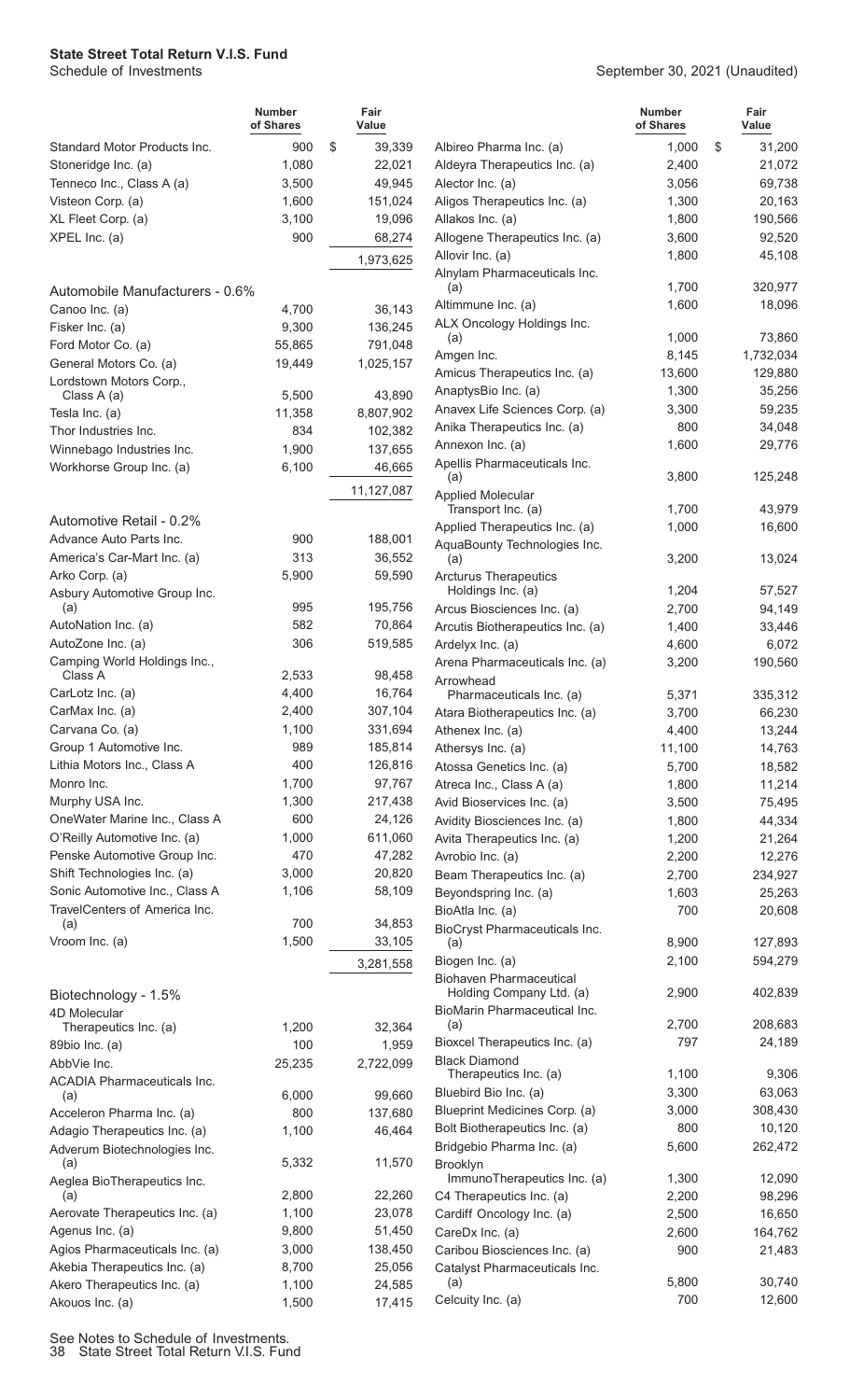**State Street Total Return V.I.S. Fund**
Schedule of Investments

September 30, 2021 (Unaudited)

| | Number of Shares | Fair Value |
|---|---|---|
| Standard Motor Products Inc. | 900 | $ 39,339 |
| Stoneridge Inc. (a) | 1,080 | 22,021 |
| Tenneco Inc., Class A (a) | 3,500 | 49,945 |
| Visteon Corp. (a) | 1,600 | 151,024 |
| XL Fleet Corp. (a) | 3,100 | 19,096 |
| XPEL Inc. (a) | 900 | 68,274 |
| | | 1,973,625 |
| **Automobile Manufacturers - 0.6%** | | |
| Canoo Inc. (a) | 4,700 | 36,143 |
| Fisker Inc. (a) | 9,300 | 136,245 |
| Ford Motor Co. (a) | 55,865 | 791,048 |
| General Motors Co. (a) | 19,449 | 1,025,157 |
| Lordstown Motors Corp., Class A (a) | 5,500 | 43,890 |
| Tesla Inc. (a) | 11,358 | 8,807,902 |
| Thor Industries Inc. | 834 | 102,382 |
| Winnebago Industries Inc. | 1,900 | 137,655 |
| Workhorse Group Inc. (a) | 6,100 | 46,665 |
| | | 11,127,087 |
| **Automotive Retail - 0.2%** | | |
| Advance Auto Parts Inc. | 900 | 188,001 |
| America's Car-Mart Inc. (a) | 313 | 36,552 |
| Arko Corp. (a) | 5,900 | 59,590 |
| Asbury Automotive Group Inc. (a) | 995 | 195,756 |
| AutoNation Inc. (a) | 582 | 70,864 |
| AutoZone Inc. (a) | 306 | 519,585 |
| Camping World Holdings Inc., Class A | 2,533 | 98,458 |
| CarLotz Inc. (a) | 4,400 | 16,764 |
| CarMax Inc. (a) | 2,400 | 307,104 |
| Carvana Co. (a) | 1,100 | 331,694 |
| Group 1 Automotive Inc. | 989 | 185,814 |
| Lithia Motors Inc., Class A | 400 | 126,816 |
| Monro Inc. | 1,700 | 97,767 |
| Murphy USA Inc. | 1,300 | 217,438 |
| OneWater Marine Inc., Class A | 600 | 24,126 |
| O'Reilly Automotive Inc. (a) | 1,000 | 611,060 |
| Penske Automotive Group Inc. | 470 | 47,282 |
| Shift Technologies Inc. (a) | 3,000 | 20,820 |
| Sonic Automotive Inc., Class A | 1,106 | 58,109 |
| TravelCenters of America Inc. (a) | 700 | 34,853 |
| Vroom Inc. (a) | 1,500 | 33,105 |
| | | 3,281,558 |
| **Biotechnology - 1.5%** | | |
| 4D Molecular Therapeutics Inc. (a) | 1,200 | 32,364 |
| 89bio Inc. (a) | 100 | 1,959 |
| AbbVie Inc. | 25,235 | 2,722,099 |
| ACADIA Pharmaceuticals Inc. (a) | 6,000 | 99,660 |
| Acceleron Pharma Inc. (a) | 800 | 137,680 |
| Adagio Therapeutics Inc. (a) | 1,100 | 46,464 |
| Adverum Biotechnologies Inc. (a) | 5,332 | 11,570 |
| Aeglea BioTherapeutics Inc. (a) | 2,800 | 22,260 |
| Aerovate Therapeutics Inc. (a) | 1,100 | 23,078 |
| Agenus Inc. (a) | 9,800 | 51,450 |
| Agios Pharmaceuticals Inc. (a) | 3,000 | 138,450 |
| Akebia Therapeutics Inc. (a) | 8,700 | 25,056 |
| Akero Therapeutics Inc. (a) | 1,100 | 24,585 |
| Akouos Inc. (a) | 1,500 | 17,415 |
| Albireo Pharma Inc. (a) | 1,000 | $ 31,200 |
| Aldeyra Therapeutics Inc. (a) | 2,400 | 21,072 |
| Alector Inc. (a) | 3,056 | 69,738 |
| Aligos Therapeutics Inc. (a) | 1,300 | 20,163 |
| Allakos Inc. (a) | 1,800 | 190,566 |
| Allogene Therapeutics Inc. (a) | 3,600 | 92,520 |
| Allovir Inc. (a) | 1,800 | 45,108 |
| Alnylam Pharmaceuticals Inc. (a) | 1,700 | 320,977 |
| Altimmune Inc. (a) | 1,600 | 18,096 |
| ALX Oncology Holdings Inc. (a) | 1,000 | 73,860 |
| Amgen Inc. | 8,145 | 1,732,034 |
| Amicus Therapeutics Inc. (a) | 13,600 | 129,880 |
| AnaptysBio Inc. (a) | 1,300 | 35,256 |
| Anavex Life Sciences Corp. (a) | 3,300 | 59,235 |
| Anika Therapeutics Inc. (a) | 800 | 34,048 |
| Annexon Inc. (a) | 1,600 | 29,776 |
| Apellis Pharmaceuticals Inc. (a) | 3,800 | 125,248 |
| Applied Molecular Transport Inc. (a) | 1,700 | 43,979 |
| Applied Therapeutics Inc. (a) | 1,000 | 16,600 |
| AquaBounty Technologies Inc. (a) | 3,200 | 13,024 |
| Arcturus Therapeutics Holdings Inc. (a) | 1,204 | 57,527 |
| Arcus Biosciences Inc. (a) | 2,700 | 94,149 |
| Arcutis Biotherapeutics Inc. (a) | 1,400 | 33,446 |
| Ardelyx Inc. (a) | 4,600 | 6,072 |
| Arena Pharmaceuticals Inc. (a) | 3,200 | 190,560 |
| Arrowhead Pharmaceuticals Inc. (a) | 5,371 | 335,312 |
| Atara Biotherapeutics Inc. (a) | 3,700 | 66,230 |
| Athenex Inc. (a) | 4,400 | 13,244 |
| Athersys Inc. (a) | 11,100 | 14,763 |
| Atossa Genetics Inc. (a) | 5,700 | 18,582 |
| Atreca Inc., Class A (a) | 1,800 | 11,214 |
| Avid Bioservices Inc. (a) | 3,500 | 75,495 |
| Avidity Biosciences Inc. (a) | 1,800 | 44,334 |
| Avita Therapeutics Inc. (a) | 1,200 | 21,264 |
| Avrobio Inc. (a) | 2,200 | 12,276 |
| Beam Therapeutics Inc. (a) | 2,700 | 234,927 |
| Beyondspring Inc. (a) | 1,603 | 25,263 |
| BioAtla Inc. (a) | 700 | 20,608 |
| BioCryst Pharmaceuticals Inc. (a) | 8,900 | 127,893 |
| Biogen Inc. (a) | 2,100 | 594,279 |
| Biohaven Pharmaceutical Holding Company Ltd. (a) | 2,900 | 402,839 |
| BioMarin Pharmaceutical Inc. (a) | 2,700 | 208,683 |
| Bioxcel Therapeutics Inc. (a) | 797 | 24,189 |
| Black Diamond Therapeutics Inc. (a) | 1,100 | 9,306 |
| Bluebird Bio Inc. (a) | 3,300 | 63,063 |
| Blueprint Medicines Corp. (a) | 3,000 | 308,430 |
| Bolt Biotherapeutics Inc. (a) | 800 | 10,120 |
| Bridgebio Pharma Inc. (a) | 5,600 | 262,472 |
| Brooklyn ImmunoTherapeutics Inc. (a) | 1,300 | 12,090 |
| C4 Therapeutics Inc. (a) | 2,200 | 98,296 |
| Cardiff Oncology Inc. (a) | 2,500 | 16,650 |
| CareDx Inc. (a) | 2,600 | 164,762 |
| Caribou Biosciences Inc. (a) | 900 | 21,483 |
| Catalyst Pharmaceuticals Inc. (a) | 5,800 | 30,740 |
| Celcuity Inc. (a) | 700 | 12,600 |

See Notes to Schedule of Investments.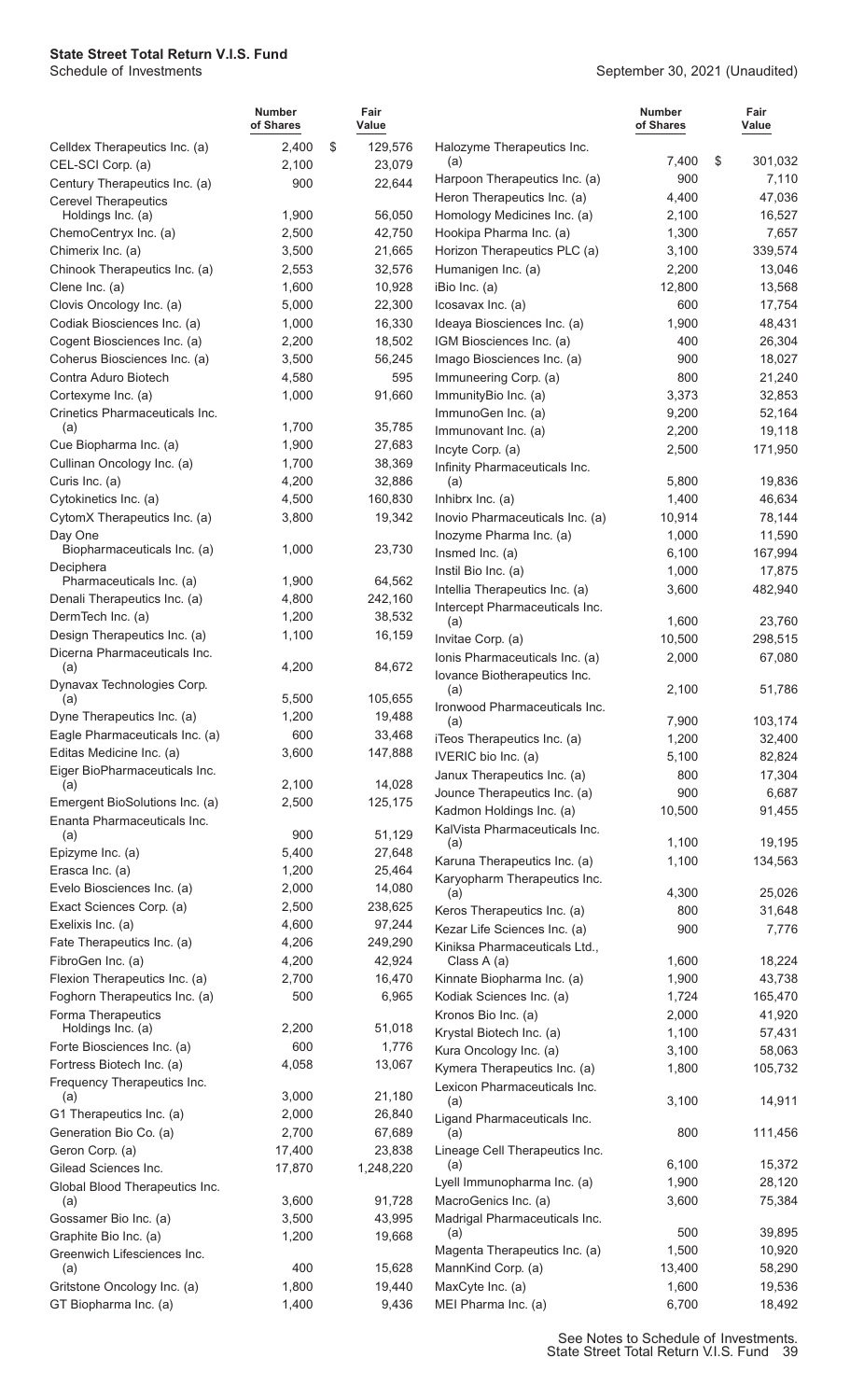**State Street Total Return V.I.S. Fund**
Schedule of Investments

September 30, 2021 (Unaudited)

| | Number of Shares | Fair Value |
|---|---|---|
| Celldex Therapeutics Inc. (a) | 2,400 | $ 129,576 |
| CEL-SCI Corp. (a) | 2,100 | 23,079 |
| Century Therapeutics Inc. (a) | 900 | 22,644 |
| Cerevel Therapeutics Holdings Inc. (a) | 1,900 | 56,050 |
| ChemoCentryx Inc. (a) | 2,500 | 42,750 |
| Chimerix Inc. (a) | 3,500 | 21,665 |
| Chinook Therapeutics Inc. (a) | 2,553 | 32,576 |
| Clene Inc. (a) | 1,600 | 10,928 |
| Clovis Oncology Inc. (a) | 5,000 | 22,300 |
| Codiak Biosciences Inc. (a) | 1,000 | 16,330 |
| Cogent Biosciences Inc. (a) | 2,200 | 18,502 |
| Coherus Biosciences Inc. (a) | 3,500 | 56,245 |
| Contra Aduro Biotech | 4,580 | 595 |
| Cortexyme Inc. (a) | 1,000 | 91,660 |
| Crinetics Pharmaceuticals Inc. (a) | 1,700 | 35,785 |
| Cue Biopharma Inc. (a) | 1,900 | 27,683 |
| Cullinan Oncology Inc. (a) | 1,700 | 38,369 |
| Curis Inc. (a) | 4,200 | 32,886 |
| Cytokinetics Inc. (a) | 4,500 | 160,830 |
| CytomX Therapeutics Inc. (a) | 3,800 | 19,342 |
| Day One Biopharmaceuticals Inc. (a) | 1,000 | 23,730 |
| Deciphera Pharmaceuticals Inc. (a) | 1,900 | 64,562 |
| Denali Therapeutics Inc. (a) | 4,800 | 242,160 |
| DermTech Inc. (a) | 1,200 | 38,532 |
| Design Therapeutics Inc. (a) | 1,100 | 16,159 |
| Dicerna Pharmaceuticals Inc. (a) | 4,200 | 84,672 |
| Dynavax Technologies Corp. (a) | 5,500 | 105,655 |
| Dyne Therapeutics Inc. (a) | 1,200 | 19,488 |
| Eagle Pharmaceuticals Inc. (a) | 600 | 33,468 |
| Editas Medicine Inc. (a) | 3,600 | 147,888 |
| Eiger BioPharmaceuticals Inc. (a) | 2,100 | 14,028 |
| Emergent BioSolutions Inc. (a) | 2,500 | 125,175 |
| Enanta Pharmaceuticals Inc. (a) | 900 | 51,129 |
| Epizyme Inc. (a) | 5,400 | 27,648 |
| Erasca Inc. (a) | 1,200 | 25,464 |
| Evelo Biosciences Inc. (a) | 2,000 | 14,080 |
| Exact Sciences Corp. (a) | 2,500 | 238,625 |
| Exelixis Inc. (a) | 4,600 | 97,244 |
| Fate Therapeutics Inc. (a) | 4,206 | 249,290 |
| FibroGen Inc. (a) | 4,200 | 42,924 |
| Flexion Therapeutics Inc. (a) | 2,700 | 16,470 |
| Foghorn Therapeutics Inc. (a) | 500 | 6,965 |
| Forma Therapeutics Holdings Inc. (a) | 2,200 | 51,018 |
| Forte Biosciences Inc. (a) | 600 | 1,776 |
| Fortress Biotech Inc. (a) | 4,058 | 13,067 |
| Frequency Therapeutics Inc. (a) | 3,000 | 21,180 |
| G1 Therapeutics Inc. (a) | 2,000 | 26,840 |
| Generation Bio Co. (a) | 2,700 | 67,689 |
| Geron Corp. (a) | 17,400 | 23,838 |
| Gilead Sciences Inc. | 17,870 | 1,248,220 |
| Global Blood Therapeutics Inc. (a) | 3,600 | 91,728 |
| Gossamer Bio Inc. (a) | 3,500 | 43,995 |
| Graphite Bio Inc. (a) | 1,200 | 19,668 |
| Greenwich Lifesciences Inc. (a) | 400 | 15,628 |
| Gritstone Oncology Inc. (a) | 1,800 | 19,440 |
| GT Biopharma Inc. (a) | 1,400 | 9,436 |
| Halozyme Therapeutics Inc. (a) | 7,400 | $ 301,032 |
| Harpoon Therapeutics Inc. (a) | 900 | 7,110 |
| Heron Therapeutics Inc. (a) | 4,400 | 47,036 |
| Homology Medicines Inc. (a) | 2,100 | 16,527 |
| Hookipa Pharma Inc. (a) | 1,300 | 7,657 |
| Horizon Therapeutics PLC (a) | 3,100 | 339,574 |
| Humanigen Inc. (a) | 2,200 | 13,046 |
| iBio Inc. (a) | 12,800 | 13,568 |
| Icosavax Inc. (a) | 600 | 17,754 |
| Ideaya Biosciences Inc. (a) | 1,900 | 48,431 |
| IGM Biosciences Inc. (a) | 400 | 26,304 |
| Imago Biosciences Inc. (a) | 900 | 18,027 |
| Immuneering Corp. (a) | 800 | 21,240 |
| ImmunityBio Inc. (a) | 3,373 | 32,853 |
| ImmunoGen Inc. (a) | 9,200 | 52,164 |
| Immunovant Inc. (a) | 2,200 | 19,118 |
| Incyte Corp. (a) | 2,500 | 171,950 |
| Infinity Pharmaceuticals Inc. (a) | 5,800 | 19,836 |
| Inhibrx Inc. (a) | 1,400 | 46,634 |
| Inovio Pharmaceuticals Inc. (a) | 10,914 | 78,144 |
| Inozyme Pharma Inc. (a) | 1,000 | 11,590 |
| Insmed Inc. (a) | 6,100 | 167,994 |
| Instil Bio Inc. (a) | 1,000 | 17,875 |
| Intellia Therapeutics Inc. (a) | 3,600 | 482,940 |
| Intercept Pharmaceuticals Inc. (a) | 1,600 | 23,760 |
| Invitae Corp. (a) | 10,500 | 298,515 |
| Ionis Pharmaceuticals Inc. (a) | 2,000 | 67,080 |
| Iovance Biotherapeutics Inc. (a) | 2,100 | 51,786 |
| Ironwood Pharmaceuticals Inc. (a) | 7,900 | 103,174 |
| iTeos Therapeutics Inc. (a) | 1,200 | 32,400 |
| IVERIC bio Inc. (a) | 5,100 | 82,824 |
| Janux Therapeutics Inc. (a) | 800 | 17,304 |
| Jounce Therapeutics Inc. (a) | 900 | 6,687 |
| Kadmon Holdings Inc. (a) | 10,500 | 91,455 |
| KalVista Pharmaceuticals Inc. (a) | 1,100 | 19,195 |
| Karuna Therapeutics Inc. (a) | 1,100 | 134,563 |
| Karyopharm Therapeutics Inc. (a) | 4,300 | 25,026 |
| Keros Therapeutics Inc. (a) | 800 | 31,648 |
| Kezar Life Sciences Inc. (a) | 900 | 7,776 |
| Kiniksa Pharmaceuticals Ltd., Class A (a) | 1,600 | 18,224 |
| Kinnate Biopharma Inc. (a) | 1,900 | 43,738 |
| Kodiak Sciences Inc. (a) | 1,724 | 165,470 |
| Kronos Bio Inc. (a) | 2,000 | 41,920 |
| Krystal Biotech Inc. (a) | 1,100 | 57,431 |
| Kura Oncology Inc. (a) | 3,100 | 58,063 |
| Kymera Therapeutics Inc. (a) | 1,800 | 105,732 |
| Lexicon Pharmaceuticals Inc. (a) | 3,100 | 14,911 |
| Ligand Pharmaceuticals Inc. (a) | 800 | 111,456 |
| Lineage Cell Therapeutics Inc. (a) | 6,100 | 15,372 |
| Lyell Immunopharma Inc. (a) | 1,900 | 28,120 |
| MacroGenics Inc. (a) | 3,600 | 75,384 |
| Madrigal Pharmaceuticals Inc. (a) | 500 | 39,895 |
| Magenta Therapeutics Inc. (a) | 1,500 | 10,920 |
| MannKind Corp. (a) | 13,400 | 58,290 |
| MaxCyte Inc. (a) | 1,600 | 19,536 |
| MEI Pharma Inc. (a) | 6,700 | 18,492 |

See Notes to Schedule of Investments.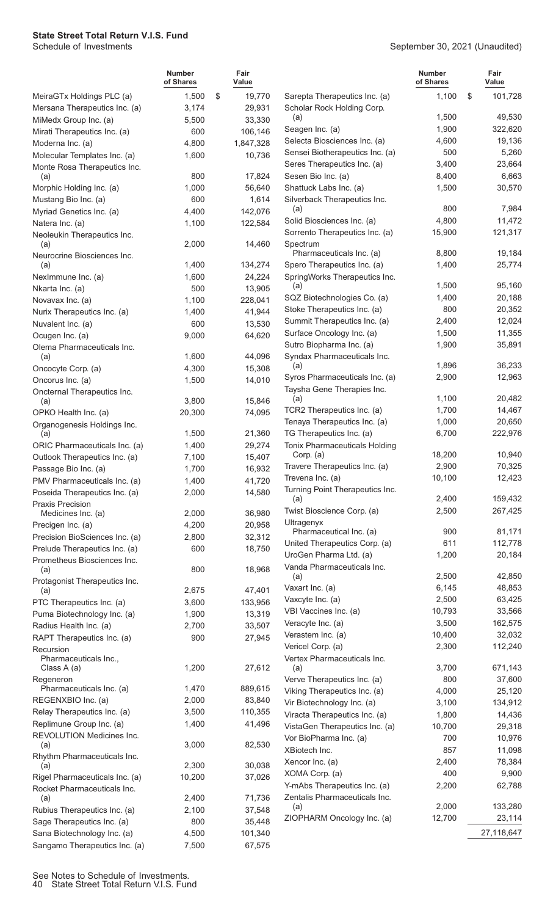**State Street Total Return V.I.S. Fund**
Schedule of Investments

September 30, 2021 (Unaudited)

| | Number of Shares | Fair Value |
|---|---|---|
| MeiraGTx Holdings PLC (a) | 1,500 | $ 19,770 |
| Mersana Therapeutics Inc. (a) | 3,174 | 29,931 |
| MiMedx Group Inc. (a) | 5,500 | 33,330 |
| Mirati Therapeutics Inc. (a) | 600 | 106,146 |
| Moderna Inc. (a) | 4,800 | 1,847,328 |
| Molecular Templates Inc. (a) | 1,600 | 10,736 |
| Monte Rosa Therapeutics Inc. (a) | 800 | 17,824 |
| Morphic Holding Inc. (a) | 1,000 | 56,640 |
| Mustang Bio Inc. (a) | 600 | 1,614 |
| Myriad Genetics Inc. (a) | 4,400 | 142,076 |
| Natera Inc. (a) | 1,100 | 122,584 |
| Neoleukin Therapeutics Inc. (a) | 2,000 | 14,460 |
| Neurocrine Biosciences Inc. (a) | 1,400 | 134,274 |
| NexImmune Inc. (a) | 1,600 | 24,224 |
| Nkarta Inc. (a) | 500 | 13,905 |
| Novavax Inc. (a) | 1,100 | 228,041 |
| Nurix Therapeutics Inc. (a) | 1,400 | 41,944 |
| Nuvalent Inc. (a) | 600 | 13,530 |
| Ocugen Inc. (a) | 9,000 | 64,620 |
| Olema Pharmaceuticals Inc. (a) | 1,600 | 44,096 |
| Oncocyte Corp. (a) | 4,300 | 15,308 |
| Oncorus Inc. (a) | 1,500 | 14,010 |
| Oncternal Therapeutics Inc. (a) | 3,800 | 15,846 |
| OPKO Health Inc. (a) | 20,300 | 74,095 |
| Organogenesis Holdings Inc. (a) | 1,500 | 21,360 |
| ORIC Pharmaceuticals Inc. (a) | 1,400 | 29,274 |
| Outlook Therapeutics Inc. (a) | 7,100 | 15,407 |
| Passage Bio Inc. (a) | 1,700 | 16,932 |
| PMV Pharmaceuticals Inc. (a) | 1,400 | 41,720 |
| Poseida Therapeutics Inc. (a) | 2,000 | 14,580 |
| Praxis Precision Medicines Inc. (a) | 2,000 | 36,980 |
| Precigen Inc. (a) | 4,200 | 20,958 |
| Precision BioSciences Inc. (a) | 2,800 | 32,312 |
| Prelude Therapeutics Inc. (a) | 600 | 18,750 |
| Prometheus Biosciences Inc. (a) | 800 | 18,968 |
| Protagonist Therapeutics Inc. (a) | 2,675 | 47,401 |
| PTC Therapeutics Inc. (a) | 3,600 | 133,956 |
| Puma Biotechnology Inc. (a) | 1,900 | 13,319 |
| Radius Health Inc. (a) | 2,700 | 33,507 |
| RAPT Therapeutics Inc. (a) | 900 | 27,945 |
| Recursion Pharmaceuticals Inc., Class A (a) | 1,200 | 27,612 |
| Regeneron Pharmaceuticals Inc. (a) | 1,470 | 889,615 |
| REGENXBIO Inc. (a) | 2,000 | 83,840 |
| Relay Therapeutics Inc. (a) | 3,500 | 110,355 |
| Replimune Group Inc. (a) | 1,400 | 41,496 |
| REVOLUTION Medicines Inc. (a) | 3,000 | 82,530 |
| Rhythm Pharmaceuticals Inc. (a) | 2,300 | 30,038 |
| Rigel Pharmaceuticals Inc. (a) | 10,200 | 37,026 |
| Rocket Pharmaceuticals Inc. (a) | 2,400 | 71,736 |
| Rubius Therapeutics Inc. (a) | 2,100 | 37,548 |
| Sage Therapeutics Inc. (a) | 800 | 35,448 |
| Sana Biotechnology Inc. (a) | 4,500 | 101,340 |
| Sangamo Therapeutics Inc. (a) | 7,500 | 67,575 |
| Sarepta Therapeutics Inc. (a) | 1,100 | $ 101,728 |
| Scholar Rock Holding Corp. (a) | 1,500 | 49,530 |
| Seagen Inc. (a) | 1,900 | 322,620 |
| Selecta Biosciences Inc. (a) | 4,600 | 19,136 |
| Sensei Biotherapeutics Inc. (a) | 500 | 5,260 |
| Seres Therapeutics Inc. (a) | 3,400 | 23,664 |
| Sesen Bio Inc. (a) | 8,400 | 6,663 |
| Shattuck Labs Inc. (a) | 1,500 | 30,570 |
| Silverback Therapeutics Inc. (a) | 800 | 7,984 |
| Solid Biosciences Inc. (a) | 4,800 | 11,472 |
| Sorrento Therapeutics Inc. (a) | 15,900 | 121,317 |
| Spectrum Pharmaceuticals Inc. (a) | 8,800 | 19,184 |
| Spero Therapeutics Inc. (a) | 1,400 | 25,774 |
| SpringWorks Therapeutics Inc. (a) | 1,500 | 95,160 |
| SQZ Biotechnologies Co. (a) | 1,400 | 20,188 |
| Stoke Therapeutics Inc. (a) | 800 | 20,352 |
| Summit Therapeutics Inc. (a) | 2,400 | 12,024 |
| Surface Oncology Inc. (a) | 1,500 | 11,355 |
| Sutro Biopharma Inc. (a) | 1,900 | 35,891 |
| Syndax Pharmaceuticals Inc. (a) | 1,896 | 36,233 |
| Syros Pharmaceuticals Inc. (a) | 2,900 | 12,963 |
| Taysha Gene Therapies Inc. (a) | 1,100 | 20,482 |
| TCR2 Therapeutics Inc. (a) | 1,700 | 14,467 |
| Tenaya Therapeutics Inc. (a) | 1,000 | 20,650 |
| TG Therapeutics Inc. (a) | 6,700 | 222,976 |
| Tonix Pharmaceuticals Holding Corp. (a) | 18,200 | 10,940 |
| Travere Therapeutics Inc. (a) | 2,900 | 70,325 |
| Trevena Inc. (a) | 10,100 | 12,423 |
| Turning Point Therapeutics Inc. (a) | 2,400 | 159,432 |
| Twist Bioscience Corp. (a) | 2,500 | 267,425 |
| Ultragenyx Pharmaceutical Inc. (a) | 900 | 81,171 |
| United Therapeutics Corp. (a) | 611 | 112,778 |
| UroGen Pharma Ltd. (a) | 1,200 | 20,184 |
| Vanda Pharmaceuticals Inc. (a) | 2,500 | 42,850 |
| Vaxart Inc. (a) | 6,145 | 48,853 |
| Vaxcyte Inc. (a) | 2,500 | 63,425 |
| VBI Vaccines Inc. (a) | 10,793 | 33,566 |
| Veracyte Inc. (a) | 3,500 | 162,575 |
| Verastem Inc. (a) | 10,400 | 32,032 |
| Vericel Corp. (a) | 2,300 | 112,240 |
| Vertex Pharmaceuticals Inc. (a) | 3,700 | 671,143 |
| Verve Therapeutics Inc. (a) | 800 | 37,600 |
| Viking Therapeutics Inc. (a) | 4,000 | 25,120 |
| Vir Biotechnology Inc. (a) | 3,100 | 134,912 |
| Viracta Therapeutics Inc. (a) | 1,800 | 14,436 |
| VistaGen Therapeutics Inc. (a) | 10,700 | 29,318 |
| Vor BioPharma Inc. (a) | 700 | 10,976 |
| XBiotech Inc. | 857 | 11,098 |
| Xencor Inc. (a) | 2,400 | 78,384 |
| XOMA Corp. (a) | 400 | 9,900 |
| Y-mAbs Therapeutics Inc. (a) | 2,200 | 62,788 |
| Zentalis Pharmaceuticals Inc. (a) | 2,000 | 133,280 |
| ZIOPHARM Oncology Inc. (a) | 12,700 | 23,114 |
| | | 27,118,647 |

See Notes to Schedule of Investments.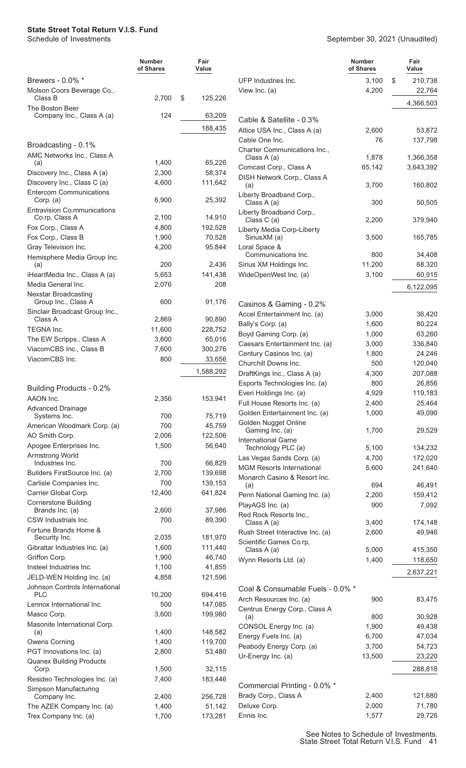**State Street Total Return V.I.S. Fund**
Schedule of Investments

September 30, 2021 (Unaudited)

| | Number of Shares | Fair Value |
|---|---|---|
| **Brewers - 0.0% *** | | |
| Molson Coors Beverage Co., Class B | 2,700 | $ 125,226 |
| The Boston Beer Company Inc., Class A (a) | 124 | 63,209 |
| | | 188,435 |
| **Broadcasting - 0.1%** | | |
| AMC Networks Inc., Class A (a) | 1,400 | 65,226 |
| Discovery Inc., Class A (a) | 2,300 | 58,374 |
| Discovery Inc., Class C (a) | 4,600 | 111,642 |
| Entercom Communications Corp. (a) | 6,900 | 25,392 |
| Entravision Co.mmunications Co.rp, Class A | 2,100 | 14,910 |
| Fox Corp., Class A | 4,800 | 192,528 |
| Fox Corp., Class B | 1,900 | 70,528 |
| Gray Television Inc. | 4,200 | 95,844 |
| Hemisphere Media Group Inc. (a) | 200 | 2,436 |
| iHeartMedia Inc., Class A (a) | 5,653 | 141,438 |
| Media General Inc. | 2,076 | 208 |
| Nexstar Broadcasting Group Inc., Class A | 600 | 91,176 |
| Sinclair Broadcast Group Inc., Class A | 2,869 | 90,890 |
| TEGNA Inc. | 11,600 | 228,752 |
| The EW Scripps., Class A | 3,600 | 65,016 |
| ViacomCBS Inc., Class B | 7,600 | 300,276 |
| ViacomCBS Inc. | 800 | 33,656 |
| | | 1,588,292 |
| **Building Products - 0.2%** | | |
| AAON Inc. | 2,356 | 153,941 |
| Advanced Drainage Systems Inc. | 700 | 75,719 |
| American Woodmark Corp. (a) | 700 | 45,759 |
| AO Smith Corp. | 2,006 | 122,506 |
| Apogee Enterprises Inc. | 1,500 | 56,640 |
| Armstrong World Industries Inc. | 700 | 66,829 |
| Builders FirstSource Inc. (a) | 2,700 | 139,698 |
| Carlisle Companies Inc. | 700 | 139,153 |
| Carrier Global Corp. | 12,400 | 641,824 |
| Cornerstone Building Brands Inc. (a) | 2,600 | 37,986 |
| CSW Industrials Inc. | 700 | 89,390 |
| Fortune Brands Home & Security Inc. | 2,035 | 181,970 |
| Gibraltar Industries Inc. (a) | 1,600 | 111,440 |
| Griffon Corp. | 1,900 | 46,740 |
| Insteel Industries Inc. | 1,100 | 41,855 |
| JELD-WEN Holding Inc. (a) | 4,858 | 121,596 |
| Johnson Controls International PLC | 10,200 | 694,416 |
| Lennox International Inc. | 500 | 147,085 |
| Masco Corp. | 3,600 | 199,980 |
| Masonite International Corp. (a) | 1,400 | 148,582 |
| Owens Corning | 1,400 | 119,700 |
| PGT Innovations Inc. (a) | 2,800 | 53,480 |
| Quanex Building Products Corp. | 1,500 | 32,115 |
| Resideo Technologies Inc. (a) | 7,400 | 183,446 |
| Simpson Manufacturing Company Inc. | 2,400 | 256,728 |
| The AZEK Company Inc. (a) | 1,400 | 51,142 |
| Trex Company Inc. (a) | 1,700 | 173,281 |
| UFP Industries Inc. | 3,100 | $ 210,738 |
| View Inc. (a) | 4,200 | 22,764 |
| | | 4,366,503 |
| **Cable & Satellite - 0.3%** | | |
| Altice USA Inc., Class A (a) | 2,600 | 53,872 |
| Cable One Inc. | 76 | 137,798 |
| Charter Communications Inc., Class A (a) | 1,878 | 1,366,358 |
| Comcast Corp., Class A | 65,142 | 3,643,392 |
| DISH Network Corp., Class A (a) | 3,700 | 160,802 |
| Liberty Broadband Corp., Class A (a) | 300 | 50,505 |
| Liberty Broadband Corp., Class C (a) | 2,200 | 379,940 |
| Liberty Media Corp-Liberty SiriusXM (a) | 3,500 | 165,785 |
| Loral Space & Communications Inc. | 800 | 34,408 |
| Sirius XM Holdings Inc. | 11,200 | 68,320 |
| WideOpenWest Inc. (a) | 3,100 | 60,915 |
| | | 6,122,095 |
| **Casinos & Gaming - 0.2%** | | |
| Accel Entertainment Inc. (a) | 3,000 | 36,420 |
| Bally's Corp. (a) | 1,600 | 80,224 |
| Boyd Gaming Corp. (a) | 1,000 | 63,260 |
| Caesars Entertainment Inc. (a) | 3,000 | 336,840 |
| Century Casinos Inc. (a) | 1,800 | 24,246 |
| Churchill Downs Inc. | 500 | 120,040 |
| DraftKings Inc., Class A (a) | 4,300 | 207,088 |
| Esports Technologies Inc. (a) | 800 | 26,856 |
| Everi Holdings Inc. (a) | 4,929 | 119,183 |
| Full House Resorts Inc. (a) | 2,400 | 25,464 |
| Golden Entertainment Inc. (a) | 1,000 | 49,090 |
| Golden Nugget Online Gaming Inc. (a) | 1,700 | 29,529 |
| International Game Technology PLC (a) | 5,100 | 134,232 |
| Las Vegas Sands Corp. (a) | 4,700 | 172,020 |
| MGM Resorts International | 5,600 | 241,640 |
| Monarch Casino & Resort Inc. (a) | 694 | 46,491 |
| Penn National Gaming Inc. (a) | 2,200 | 159,412 |
| PlayAGS Inc. (a) | 900 | 7,092 |
| Red Rock Resorts Inc., Class A (a) | 3,400 | 174,148 |
| Rush Street Interactive Inc. (a) | 2,600 | 49,946 |
| Scientific Games Co.rp, Class A (a) | 5,000 | 415,350 |
| Wynn Resorts Ltd. (a) | 1,400 | 118,650 |
| | | 2,637,221 |
| **Coal & Consumable Fuels - 0.0% *** | | |
| Arch Resources Inc. (a) | 900 | 83,475 |
| Centrus Energy Corp., Class A (a) | 800 | 30,928 |
| CONSOL Energy Inc. (a) | 1,900 | 49,438 |
| Energy Fuels Inc. (a) | 6,700 | 47,034 |
| Peabody Energy Corp. (a) | 3,700 | 54,723 |
| Ur-Energy Inc. (a) | 13,500 | 23,220 |
| | | 288,818 |
| **Commercial Printing - 0.0% *** | | |
| Brady Corp., Class A | 2,400 | 121,680 |
| Deluxe Corp. | 2,000 | 71,780 |
| Ennis Inc. | 1,577 | 29,726 |

See Notes to Schedule of Investments.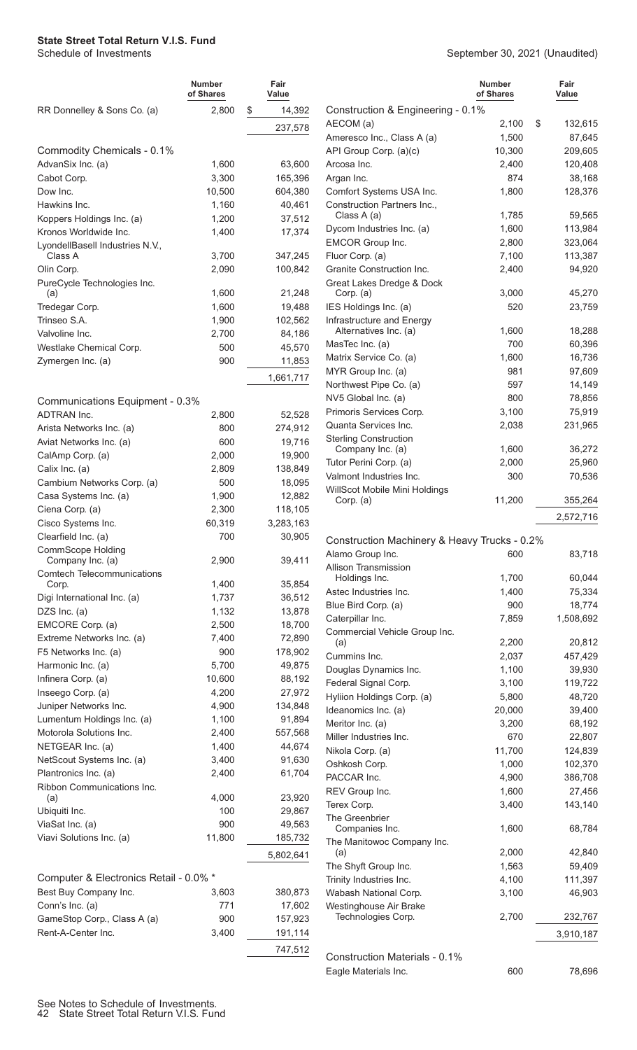# State Street Total Return V.I.S. Fund

Schedule of Investments

September 30, 2021 (Unaudited)

| | Number of Shares | Fair Value |
|---|---|---|
| RR Donnelley & Sons Co. (a) | 2,800 | $ 14,392 |
| | | 237,578 |
| **Commodity Chemicals - 0.1%** | | |
| AdvanSix Inc. (a) | 1,600 | 63,600 |
| Cabot Corp. | 3,300 | 165,396 |
| Dow Inc. | 10,500 | 604,380 |
| Hawkins Inc. | 1,160 | 40,461 |
| Koppers Holdings Inc. (a) | 1,200 | 37,512 |
| Kronos Worldwide Inc. | 1,400 | 17,374 |
| LyondellBasell Industries N.V., Class A | 3,700 | 347,245 |
| Olin Corp. | 2,090 | 100,842 |
| PureCycle Technologies Inc. (a) | 1,600 | 21,248 |
| Tredegar Corp. | 1,600 | 19,488 |
| Trinseo S.A. | 1,900 | 102,562 |
| Valvoline Inc. | 2,700 | 84,186 |
| Westlake Chemical Corp. | 500 | 45,570 |
| Zymergen Inc. (a) | 900 | 11,853 |
| | | 1,661,717 |
| **Communications Equipment - 0.3%** | | |
| ADTRAN Inc. | 2,800 | 52,528 |
| Arista Networks Inc. (a) | 800 | 274,912 |
| Aviat Networks Inc. (a) | 600 | 19,716 |
| CalAmp Corp. (a) | 2,000 | 19,900 |
| Calix Inc. (a) | 2,809 | 138,849 |
| Cambium Networks Corp. (a) | 500 | 18,095 |
| Casa Systems Inc. (a) | 1,900 | 12,882 |
| Ciena Corp. (a) | 2,300 | 118,105 |
| Cisco Systems Inc. | 60,319 | 3,283,163 |
| Clearfield Inc. (a) | 700 | 30,905 |
| CommScope Holding Company Inc. (a) | 2,900 | 39,411 |
| Comtech Telecommunications Corp. | 1,400 | 35,854 |
| Digi International Inc. (a) | 1,737 | 36,512 |
| DZS Inc. (a) | 1,132 | 13,878 |
| EMCORE Corp. (a) | 2,500 | 18,700 |
| Extreme Networks Inc. (a) | 7,400 | 72,890 |
| F5 Networks Inc. (a) | 900 | 178,902 |
| Harmonic Inc. (a) | 5,700 | 49,875 |
| Infinera Corp. (a) | 10,600 | 88,192 |
| Inseego Corp. (a) | 4,200 | 27,972 |
| Juniper Networks Inc. | 4,900 | 134,848 |
| Lumentum Holdings Inc. (a) | 1,100 | 91,894 |
| Motorola Solutions Inc. | 2,400 | 557,568 |
| NETGEAR Inc. (a) | 1,400 | 44,674 |
| NetScout Systems Inc. (a) | 3,400 | 91,630 |
| Plantronics Inc. (a) | 2,400 | 61,704 |
| Ribbon Communications Inc. (a) | 4,000 | 23,920 |
| Ubiquiti Inc. | 100 | 29,867 |
| ViaSat Inc. (a) | 900 | 49,563 |
| Viavi Solutions Inc. (a) | 11,800 | 185,732 |
| | | 5,802,641 |
| **Computer & Electronics Retail - 0.0% \*** | | |
| Best Buy Company Inc. | 3,603 | 380,873 |
| Conn's Inc. (a) | 771 | 17,602 |
| GameStop Corp., Class A (a) | 900 | 157,923 |
| Rent-A-Center Inc. | 3,400 | 191,114 |
| | | 747,512 |
| **Construction & Engineering - 0.1%** | | |
| AECOM (a) | 2,100 | $ 132,615 |
| Ameresco Inc., Class A (a) | 1,500 | 87,645 |
| API Group Corp. (a)(c) | 10,300 | 209,605 |
| Arcosa Inc. | 2,400 | 120,408 |
| Argan Inc. | 874 | 38,168 |
| Comfort Systems USA Inc. | 1,800 | 128,376 |
| Construction Partners Inc., Class A (a) | 1,785 | 59,565 |
| Dycom Industries Inc. (a) | 1,600 | 113,984 |
| EMCOR Group Inc. | 2,800 | 323,064 |
| Fluor Corp. (a) | 7,100 | 113,387 |
| Granite Construction Inc. | 2,400 | 94,920 |
| Great Lakes Dredge & Dock Corp. (a) | 3,000 | 45,270 |
| IES Holdings Inc. (a) | 520 | 23,759 |
| Infrastructure and Energy Alternatives Inc. (a) | 1,600 | 18,288 |
| MasTec Inc. (a) | 700 | 60,396 |
| Matrix Service Co. (a) | 1,600 | 16,736 |
| MYR Group Inc. (a) | 981 | 97,609 |
| Northwest Pipe Co. (a) | 597 | 14,149 |
| NV5 Global Inc. (a) | 800 | 78,856 |
| Primoris Services Corp. | 3,100 | 75,919 |
| Quanta Services Inc. | 2,038 | 231,965 |
| Sterling Construction Company Inc. (a) | 1,600 | 36,272 |
| Tutor Perini Corp. (a) | 2,000 | 25,960 |
| Valmont Industries Inc. | 300 | 70,536 |
| WillScot Mobile Mini Holdings Corp. (a) | 11,200 | 355,264 |
| | | 2,572,716 |
| **Construction Machinery & Heavy Trucks - 0.2%** | | |
| Alamo Group Inc. | 600 | 83,718 |
| Allison Transmission Holdings Inc. | 1,700 | 60,044 |
| Astec Industries Inc. | 1,400 | 75,334 |
| Blue Bird Corp. (a) | 900 | 18,774 |
| Caterpillar Inc. | 7,859 | 1,508,692 |
| Commercial Vehicle Group Inc. (a) | 2,200 | 20,812 |
| Cummins Inc. | 2,037 | 457,429 |
| Douglas Dynamics Inc. | 1,100 | 39,930 |
| Federal Signal Corp. | 3,100 | 119,722 |
| Hyliion Holdings Corp. (a) | 5,800 | 48,720 |
| Ideanomics Inc. (a) | 20,000 | 39,400 |
| Meritor Inc. (a) | 3,200 | 68,192 |
| Miller Industries Inc. | 670 | 22,807 |
| Nikola Corp. (a) | 11,700 | 124,839 |
| Oshkosh Corp. | 1,000 | 102,370 |
| PACCAR Inc. | 4,900 | 386,708 |
| REV Group Inc. | 1,600 | 27,456 |
| Terex Corp. | 3,400 | 143,140 |
| The Greenbrier Companies Inc. | 1,600 | 68,784 |
| The Manitowoc Company Inc. (a) | 2,000 | 42,840 |
| The Shyft Group Inc. | 1,563 | 59,409 |
| Trinity Industries Inc. | 4,100 | 111,397 |
| Wabash National Corp. | 3,100 | 46,903 |
| Westinghouse Air Brake Technologies Corp. | 2,700 | 232,767 |
| | | 3,910,187 |
| **Construction Materials - 0.1%** | | |
| Eagle Materials Inc. | 600 | 78,696 |

See Notes to Schedule of Investments.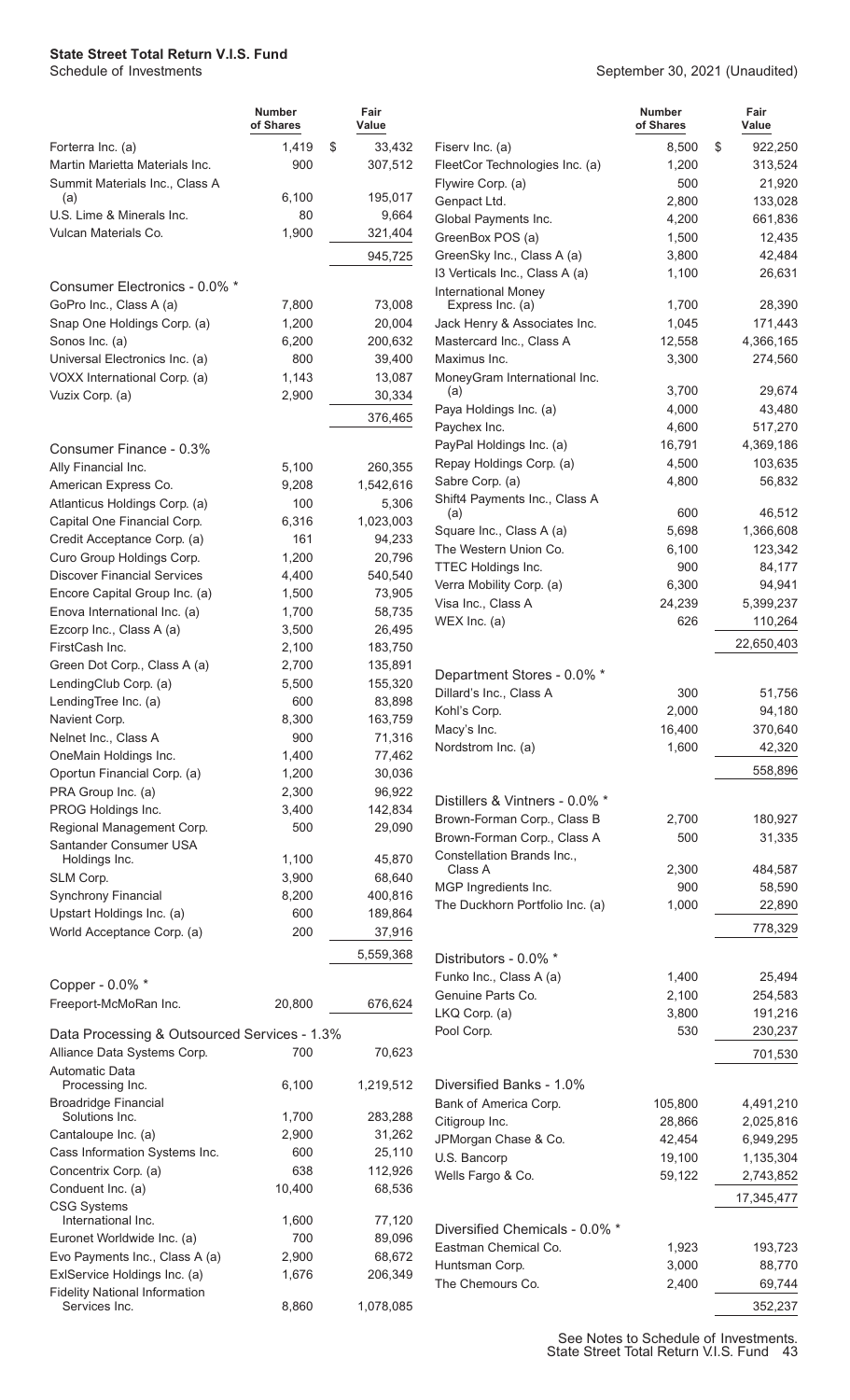# State Street Total Return V.I.S. Fund

Schedule of Investments

September 30, 2021 (Unaudited)

| | Number of Shares | Fair Value |
|---|---|---|
| Forterra Inc. (a) | 1,419 | $ 33,432 |
| Martin Marietta Materials Inc. | 900 | 307,512 |
| Summit Materials Inc., Class A (a) | 6,100 | 195,017 |
| U.S. Lime & Minerals Inc. | 80 | 9,664 |
| Vulcan Materials Co. | 1,900 | 321,404 |
| | | 945,725 |
| **Consumer Electronics - 0.0% *** | | |
| GoPro Inc., Class A (a) | 7,800 | 73,008 |
| Snap One Holdings Corp. (a) | 1,200 | 20,004 |
| Sonos Inc. (a) | 6,200 | 200,632 |
| Universal Electronics Inc. (a) | 800 | 39,400 |
| VOXX International Corp. (a) | 1,143 | 13,087 |
| Vuzix Corp. (a) | 2,900 | 30,334 |
| | | 376,465 |
| **Consumer Finance - 0.3%** | | |
| Ally Financial Inc. | 5,100 | 260,355 |
| American Express Co. | 9,208 | 1,542,616 |
| Atlanticus Holdings Corp. (a) | 100 | 5,306 |
| Capital One Financial Corp. | 6,316 | 1,023,003 |
| Credit Acceptance Corp. (a) | 161 | 94,233 |
| Curo Group Holdings Corp. | 1,200 | 20,796 |
| Discover Financial Services | 4,400 | 540,540 |
| Encore Capital Group Inc. (a) | 1,500 | 73,905 |
| Enova International Inc. (a) | 1,700 | 58,735 |
| Ezcorp Inc., Class A (a) | 3,500 | 26,495 |
| FirstCash Inc. | 2,100 | 183,750 |
| Green Dot Corp., Class A (a) | 2,700 | 135,891 |
| LendingClub Corp. (a) | 5,500 | 155,320 |
| LendingTree Inc. (a) | 600 | 83,898 |
| Navient Corp. | 8,300 | 163,759 |
| Nelnet Inc., Class A | 900 | 71,316 |
| OneMain Holdings Inc. | 1,400 | 77,462 |
| Oportun Financial Corp. (a) | 1,200 | 30,036 |
| PRA Group Inc. (a) | 2,300 | 96,922 |
| PROG Holdings Inc. | 3,400 | 142,834 |
| Regional Management Corp. | 500 | 29,090 |
| Santander Consumer USA Holdings Inc. | 1,100 | 45,870 |
| SLM Corp. | 3,900 | 68,640 |
| Synchrony Financial | 8,200 | 400,816 |
| Upstart Holdings Inc. (a) | 600 | 189,864 |
| World Acceptance Corp. (a) | 200 | 37,916 |
| | | 5,559,368 |
| **Copper - 0.0% *** | | |
| Freeport-McMoRan Inc. | 20,800 | 676,624 |
| **Data Processing & Outsourced Services - 1.3%** | | |
| Alliance Data Systems Corp. | 700 | 70,623 |
| Automatic Data Processing Inc. | 6,100 | 1,219,512 |
| Broadridge Financial Solutions Inc. | 1,700 | 283,288 |
| Cantaloupe Inc. (a) | 2,900 | 31,262 |
| Cass Information Systems Inc. | 600 | 25,110 |
| Concentrix Corp. (a) | 638 | 112,926 |
| Conduent Inc. (a) | 10,400 | 68,536 |
| CSG Systems International Inc. | 1,600 | 77,120 |
| Euronet Worldwide Inc. (a) | 700 | 89,096 |
| Evo Payments Inc., Class A (a) | 2,900 | 68,672 |
| ExlService Holdings Inc. (a) | 1,676 | 206,349 |
| Fidelity National Information Services Inc. | 8,860 | 1,078,085 |
| Fiserv Inc. (a) | 8,500 | $ 922,250 |
| FleetCor Technologies Inc. (a) | 1,200 | 313,524 |
| Flywire Corp. (a) | 500 | 21,920 |
| Genpact Ltd. | 2,800 | 133,028 |
| Global Payments Inc. | 4,200 | 661,836 |
| GreenBox POS (a) | 1,500 | 12,435 |
| GreenSky Inc., Class A (a) | 3,800 | 42,484 |
| I3 Verticals Inc., Class A (a) | 1,100 | 26,631 |
| International Money Express Inc. (a) | 1,700 | 28,390 |
| Jack Henry & Associates Inc. | 1,045 | 171,443 |
| Mastercard Inc., Class A | 12,558 | 4,366,165 |
| Maximus Inc. | 3,300 | 274,560 |
| MoneyGram International Inc. (a) | 3,700 | 29,674 |
| Paya Holdings Inc. (a) | 4,000 | 43,480 |
| Paychex Inc. | 4,600 | 517,270 |
| PayPal Holdings Inc. (a) | 16,791 | 4,369,186 |
| Repay Holdings Corp. (a) | 4,500 | 103,635 |
| Sabre Corp. (a) | 4,800 | 56,832 |
| Shift4 Payments Inc., Class A (a) | 600 | 46,512 |
| Square Inc., Class A (a) | 5,698 | 1,366,608 |
| The Western Union Co. | 6,100 | 123,342 |
| TTEC Holdings Inc. | 900 | 84,177 |
| Verra Mobility Corp. (a) | 6,300 | 94,941 |
| Visa Inc., Class A | 24,239 | 5,399,237 |
| WEX Inc. (a) | 626 | 110,264 |
| | | 22,650,403 |
| **Department Stores - 0.0% *** | | |
| Dillard's Inc., Class A | 300 | 51,756 |
| Kohl's Corp. | 2,000 | 94,180 |
| Macy's Inc. | 16,400 | 370,640 |
| Nordstrom Inc. (a) | 1,600 | 42,320 |
| | | 558,896 |
| **Distillers & Vintners - 0.0% *** | | |
| Brown-Forman Corp., Class B | 2,700 | 180,927 |
| Brown-Forman Corp., Class A | 500 | 31,335 |
| Constellation Brands Inc., Class A | 2,300 | 484,587 |
| MGP Ingredients Inc. | 900 | 58,590 |
| The Duckhorn Portfolio Inc. (a) | 1,000 | 22,890 |
| | | 778,329 |
| **Distributors - 0.0% *** | | |
| Funko Inc., Class A (a) | 1,400 | 25,494 |
| Genuine Parts Co. | 2,100 | 254,583 |
| LKQ Corp. (a) | 3,800 | 191,216 |
| Pool Corp. | 530 | 230,237 |
| | | 701,530 |
| **Diversified Banks - 1.0%** | | |
| Bank of America Corp. | 105,800 | 4,491,210 |
| Citigroup Inc. | 28,866 | 2,025,816 |
| JPMorgan Chase & Co. | 42,454 | 6,949,295 |
| U.S. Bancorp | 19,100 | 1,135,304 |
| Wells Fargo & Co. | 59,122 | 2,743,852 |
| | | 17,345,477 |
| **Diversified Chemicals - 0.0% *** | | |
| Eastman Chemical Co. | 1,923 | 193,723 |
| Huntsman Corp. | 3,000 | 88,770 |
| The Chemours Co. | 2,400 | 69,744 |
| | | 352,237 |

See Notes to Schedule of Investments.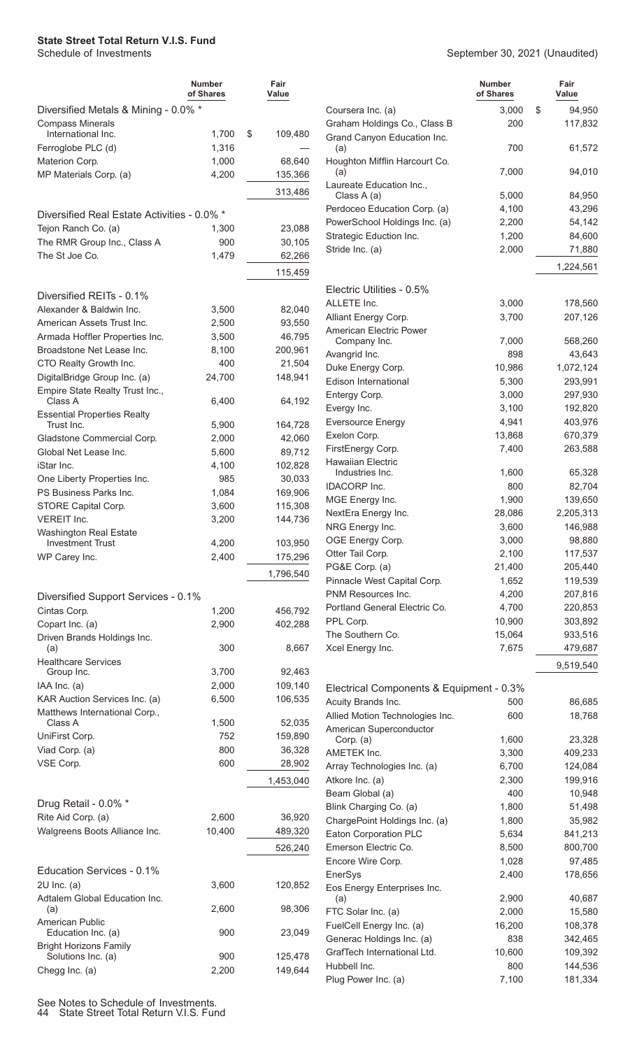**State Street Total Return V.I.S. Fund**
Schedule of Investments

September 30, 2021 (Unaudited)

| | Number of Shares | Fair Value |
|---|---|---|
| **Diversified Metals & Mining - 0.0% *** | | |
| Compass Minerals International Inc. | 1,700 | $ 109,480 |
| Ferroglobe PLC (d) | 1,316 | — |
| Materion Corp. | 1,000 | 68,640 |
| MP Materials Corp. (a) | 4,200 | 135,366 |
| | | 313,486 |
| **Diversified Real Estate Activities - 0.0% *** | | |
| Tejon Ranch Co. (a) | 1,300 | 23,088 |
| The RMR Group Inc., Class A | 900 | 30,105 |
| The St Joe Co. | 1,479 | 62,266 |
| | | 115,459 |
| **Diversified REITs - 0.1%** | | |
| Alexander & Baldwin Inc. | 3,500 | 82,040 |
| American Assets Trust Inc. | 2,500 | 93,550 |
| Armada Hoffler Properties Inc. | 3,500 | 46,795 |
| Broadstone Net Lease Inc. | 8,100 | 200,961 |
| CTO Realty Growth Inc. | 400 | 21,504 |
| DigitalBridge Group Inc. (a) | 24,700 | 148,941 |
| Empire State Realty Trust Inc., Class A | 6,400 | 64,192 |
| Essential Properties Realty Trust Inc. | 5,900 | 164,728 |
| Gladstone Commercial Corp. | 2,000 | 42,060 |
| Global Net Lease Inc. | 5,600 | 89,712 |
| iStar Inc. | 4,100 | 102,828 |
| One Liberty Properties Inc. | 985 | 30,033 |
| PS Business Parks Inc. | 1,084 | 169,906 |
| STORE Capital Corp. | 3,600 | 115,308 |
| VEREIT Inc. | 3,200 | 144,736 |
| Washington Real Estate Investment Trust | 4,200 | 103,950 |
| WP Carey Inc. | 2,400 | 175,296 |
| | | 1,796,540 |
| **Diversified Support Services - 0.1%** | | |
| Cintas Corp. | 1,200 | 456,792 |
| Copart Inc. (a) | 2,900 | 402,288 |
| Driven Brands Holdings Inc. (a) | 300 | 8,667 |
| Healthcare Services Group Inc. | 3,700 | 92,463 |
| IAA Inc. (a) | 2,000 | 109,140 |
| KAR Auction Services Inc. (a) | 6,500 | 106,535 |
| Matthews International Corp., Class A | 1,500 | 52,035 |
| UniFirst Corp. | 752 | 159,890 |
| Viad Corp. (a) | 800 | 36,328 |
| VSE Corp. | 600 | 28,902 |
| | | 1,453,040 |
| **Drug Retail - 0.0% *** | | |
| Rite Aid Corp. (a) | 2,600 | 36,920 |
| Walgreens Boots Alliance Inc. | 10,400 | 489,320 |
| | | 526,240 |
| **Education Services - 0.1%** | | |
| 2U Inc. (a) | 3,600 | 120,852 |
| Adtalem Global Education Inc. (a) | 2,600 | 98,306 |
| American Public Education Inc. (a) | 900 | 23,049 |
| Bright Horizons Family Solutions Inc. (a) | 900 | 125,478 |
| Chegg Inc. (a) | 2,200 | 149,644 |
| Coursera Inc. (a) | 3,000 | $ 94,950 |
| Graham Holdings Co., Class B | 200 | 117,832 |
| Grand Canyon Education Inc. (a) | 700 | 61,572 |
| Houghton Mifflin Harcourt Co. (a) | 7,000 | 94,010 |
| Laureate Education Inc., Class A (a) | 5,000 | 84,950 |
| Perdoceo Education Corp. (a) | 4,100 | 43,296 |
| PowerSchool Holdings Inc. (a) | 2,200 | 54,142 |
| Strategic Eduction Inc. | 1,200 | 84,600 |
| Stride Inc. (a) | 2,000 | 71,880 |
| | | 1,224,561 |
| **Electric Utilities - 0.5%** | | |
| ALLETE Inc. | 3,000 | 178,560 |
| Alliant Energy Corp. | 3,700 | 207,126 |
| American Electric Power Company Inc. | 7,000 | 568,260 |
| Avangrid Inc. | 898 | 43,643 |
| Duke Energy Corp. | 10,986 | 1,072,124 |
| Edison International | 5,300 | 293,991 |
| Entergy Corp. | 3,000 | 297,930 |
| Evergy Inc. | 3,100 | 192,820 |
| Eversource Energy | 4,941 | 403,976 |
| Exelon Corp. | 13,868 | 670,379 |
| FirstEnergy Corp. | 7,400 | 263,588 |
| Hawaiian Electric Industries Inc. | 1,600 | 65,328 |
| IDACORP Inc. | 800 | 82,704 |
| MGE Energy Inc. | 1,900 | 139,650 |
| NextEra Energy Inc. | 28,086 | 2,205,313 |
| NRG Energy Inc. | 3,600 | 146,988 |
| OGE Energy Corp. | 3,000 | 98,880 |
| Otter Tail Corp. | 2,100 | 117,537 |
| PG&E Corp. (a) | 21,400 | 205,440 |
| Pinnacle West Capital Corp. | 1,652 | 119,539 |
| PNM Resources Inc. | 4,200 | 207,816 |
| Portland General Electric Co. | 4,700 | 220,853 |
| PPL Corp. | 10,900 | 303,892 |
| The Southern Co. | 15,064 | 933,516 |
| Xcel Energy Inc. | 7,675 | 479,687 |
| | | 9,519,540 |
| **Electrical Components & Equipment - 0.3%** | | |
| Acuity Brands Inc. | 500 | 86,685 |
| Allied Motion Technologies Inc. | 600 | 18,768 |
| American Superconductor Corp. (a) | 1,600 | 23,328 |
| AMETEK Inc. | 3,300 | 409,233 |
| Array Technologies Inc. (a) | 6,700 | 124,084 |
| Atkore Inc. (a) | 2,300 | 199,916 |
| Beam Global (a) | 400 | 10,948 |
| Blink Charging Co. (a) | 1,800 | 51,498 |
| ChargePoint Holdings Inc. (a) | 1,800 | 35,982 |
| Eaton Corporation PLC | 5,634 | 841,213 |
| Emerson Electric Co. | 8,500 | 800,700 |
| Encore Wire Corp. | 1,028 | 97,485 |
| EnerSys | 2,400 | 178,656 |
| Eos Energy Enterprises Inc. (a) | 2,900 | 40,687 |
| FTC Solar Inc. (a) | 2,000 | 15,580 |
| FuelCell Energy Inc. (a) | 16,200 | 108,378 |
| Generac Holdings Inc. (a) | 838 | 342,465 |
| GrafTech International Ltd. | 10,600 | 109,392 |
| Hubbell Inc. | 800 | 144,536 |
| Plug Power Inc. (a) | 7,100 | 181,334 |

See Notes to Schedule of Investments.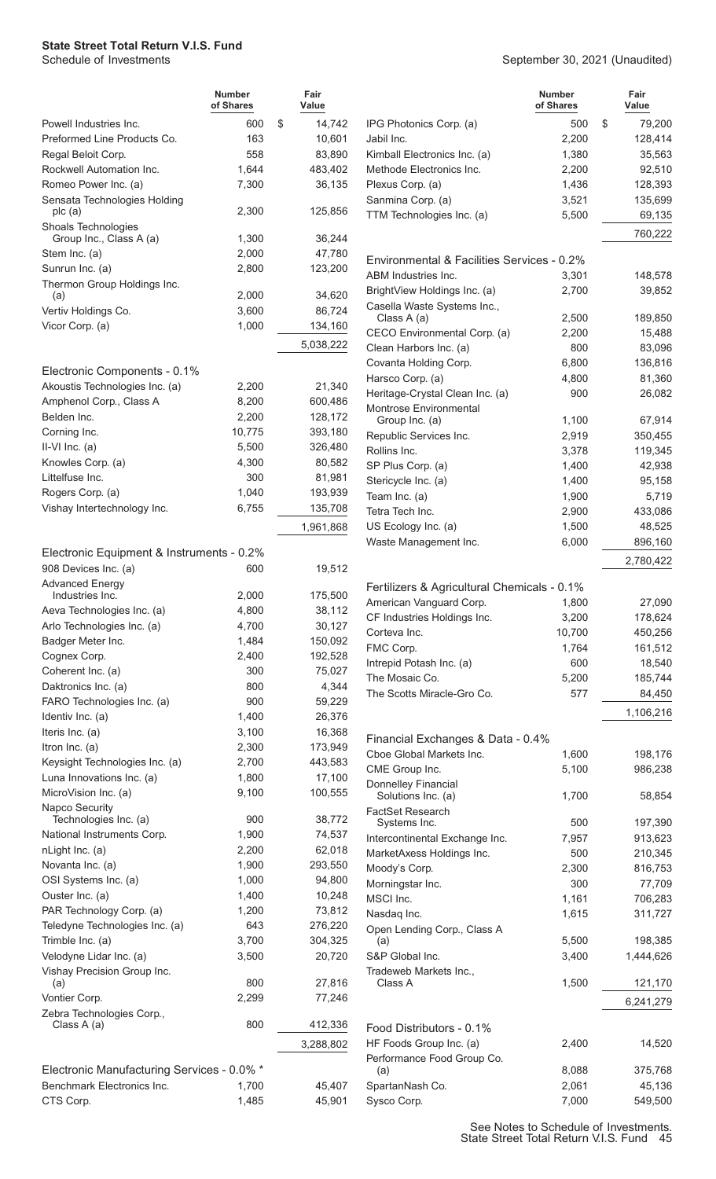**State Street Total Return V.I.S. Fund**
Schedule of Investments

September 30, 2021 (Unaudited)

| | Number of Shares | Fair Value |
|---|---|---|
| Powell Industries Inc. | 600 | $ 14,742 |
| Preformed Line Products Co. | 163 | 10,601 |
| Regal Beloit Corp. | 558 | 83,890 |
| Rockwell Automation Inc. | 1,644 | 483,402 |
| Romeo Power Inc. (a) | 7,300 | 36,135 |
| Sensata Technologies Holding plc (a) | 2,300 | 125,856 |
| Shoals Technologies Group Inc., Class A (a) | 1,300 | 36,244 |
| Stem Inc. (a) | 2,000 | 47,780 |
| Sunrun Inc. (a) | 2,800 | 123,200 |
| Thermon Group Holdings Inc. (a) | 2,000 | 34,620 |
| Vertiv Holdings Co. | 3,600 | 86,724 |
| Vicor Corp. (a) | 1,000 | 134,160 |
| | | 5,038,222 |
| **Electronic Components - 0.1%** | | |
| Akoustis Technologies Inc. (a) | 2,200 | 21,340 |
| Amphenol Corp., Class A | 8,200 | 600,486 |
| Belden Inc. | 2,200 | 128,172 |
| Corning Inc. | 10,775 | 393,180 |
| II-VI Inc. (a) | 5,500 | 326,480 |
| Knowles Corp. (a) | 4,300 | 80,582 |
| Littelfuse Inc. | 300 | 81,981 |
| Rogers Corp. (a) | 1,040 | 193,939 |
| Vishay Intertechnology Inc. | 6,755 | 135,708 |
| | | 1,961,868 |
| **Electronic Equipment & Instruments - 0.2%** | | |
| 908 Devices Inc. (a) | 600 | 19,512 |
| Advanced Energy Industries Inc. | 2,000 | 175,500 |
| Aeva Technologies Inc. (a) | 4,800 | 38,112 |
| Arlo Technologies Inc. (a) | 4,700 | 30,127 |
| Badger Meter Inc. | 1,484 | 150,092 |
| Cognex Corp. | 2,400 | 192,528 |
| Coherent Inc. (a) | 300 | 75,027 |
| Daktronics Inc. (a) | 800 | 4,344 |
| FARO Technologies Inc. (a) | 900 | 59,229 |
| Identiv Inc. (a) | 1,400 | 26,376 |
| Iteris Inc. (a) | 3,100 | 16,368 |
| Itron Inc. (a) | 2,300 | 173,949 |
| Keysight Technologies Inc. (a) | 2,700 | 443,583 |
| Luna Innovations Inc. (a) | 1,800 | 17,100 |
| MicroVision Inc. (a) | 9,100 | 100,555 |
| Napco Security Technologies Inc. (a) | 900 | 38,772 |
| National Instruments Corp. | 1,900 | 74,537 |
| nLight Inc. (a) | 2,200 | 62,018 |
| Novanta Inc. (a) | 1,900 | 293,550 |
| OSI Systems Inc. (a) | 1,000 | 94,800 |
| Ouster Inc. (a) | 1,400 | 10,248 |
| PAR Technology Corp. (a) | 1,200 | 73,812 |
| Teledyne Technologies Inc. (a) | 643 | 276,220 |
| Trimble Inc. (a) | 3,700 | 304,325 |
| Velodyne Lidar Inc. (a) | 3,500 | 20,720 |
| Vishay Precision Group Inc. (a) | 800 | 27,816 |
| Vontier Corp. | 2,299 | 77,246 |
| Zebra Technologies Corp., Class A (a) | 800 | 412,336 |
| | | 3,288,802 |
| **Electronic Manufacturing Services - 0.0% \*** | | |
| Benchmark Electronics Inc. | 1,700 | 45,407 |
| CTS Corp. | 1,485 | 45,901 |
| IPG Photonics Corp. (a) | 500 | $ 79,200 |
| Jabil Inc. | 2,200 | 128,414 |
| Kimball Electronics Inc. (a) | 1,380 | 35,563 |
| Methode Electronics Inc. | 2,200 | 92,510 |
| Plexus Corp. (a) | 1,436 | 128,393 |
| Sanmina Corp. (a) | 3,521 | 135,699 |
| TTM Technologies Inc. (a) | 5,500 | 69,135 |
| | | 760,222 |
| **Environmental & Facilities Services - 0.2%** | | |
| ABM Industries Inc. | 3,301 | 148,578 |
| BrightView Holdings Inc. (a) | 2,700 | 39,852 |
| Casella Waste Systems Inc., Class A (a) | 2,500 | 189,850 |
| CECO Environmental Corp. (a) | 2,200 | 15,488 |
| Clean Harbors Inc. (a) | 800 | 83,096 |
| Covanta Holding Corp. | 6,800 | 136,816 |
| Harsco Corp. (a) | 4,800 | 81,360 |
| Heritage-Crystal Clean Inc. (a) | 900 | 26,082 |
| Montrose Environmental Group Inc. (a) | 1,100 | 67,914 |
| Republic Services Inc. | 2,919 | 350,455 |
| Rollins Inc. | 3,378 | 119,345 |
| SP Plus Corp. (a) | 1,400 | 42,938 |
| Stericycle Inc. (a) | 1,400 | 95,158 |
| Team Inc. (a) | 1,900 | 5,719 |
| Tetra Tech Inc. | 2,900 | 433,086 |
| US Ecology Inc. (a) | 1,500 | 48,525 |
| Waste Management Inc. | 6,000 | 896,160 |
| | | 2,780,422 |
| **Fertilizers & Agricultural Chemicals - 0.1%** | | |
| American Vanguard Corp. | 1,800 | 27,090 |
| CF Industries Holdings Inc. | 3,200 | 178,624 |
| Corteva Inc. | 10,700 | 450,256 |
| FMC Corp. | 1,764 | 161,512 |
| Intrepid Potash Inc. (a) | 600 | 18,540 |
| The Mosaic Co. | 5,200 | 185,744 |
| The Scotts Miracle-Gro Co. | 577 | 84,450 |
| | | 1,106,216 |
| **Financial Exchanges & Data - 0.4%** | | |
| Cboe Global Markets Inc. | 1,600 | 198,176 |
| CME Group Inc. | 5,100 | 986,238 |
| Donnelley Financial Solutions Inc. (a) | 1,700 | 58,854 |
| FactSet Research Systems Inc. | 500 | 197,390 |
| Intercontinental Exchange Inc. | 7,957 | 913,623 |
| MarketAxess Holdings Inc. | 500 | 210,345 |
| Moody's Corp. | 2,300 | 816,753 |
| Morningstar Inc. | 300 | 77,709 |
| MSCI Inc. | 1,161 | 706,283 |
| Nasdaq Inc. | 1,615 | 311,727 |
| Open Lending Corp., Class A (a) | 5,500 | 198,385 |
| S&P Global Inc. | 3,400 | 1,444,626 |
| Tradeweb Markets Inc., Class A | 1,500 | 121,170 |
| | | 6,241,279 |
| **Food Distributors - 0.1%** | | |
| HF Foods Group Inc. (a) | 2,400 | 14,520 |
| Performance Food Group Co. (a) | 8,088 | 375,768 |
| SpartanNash Co. | 2,061 | 45,136 |
| Sysco Corp. | 7,000 | 549,500 |

See Notes to Schedule of Investments.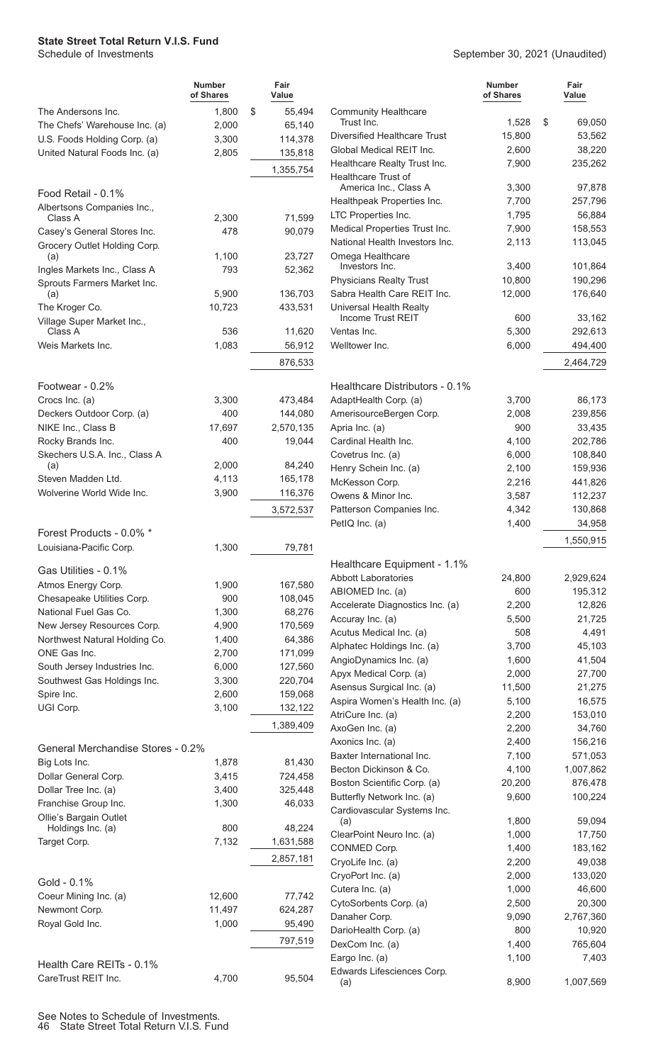# State Street Total Return V.I.S. Fund

Schedule of Investments

September 30, 2021 (Unaudited)

| | Number of Shares | Fair Value |
|---|---|---|
| The Andersons Inc. | 1,800 | $ 55,494 |
| The Chefs' Warehouse Inc. (a) | 2,000 | 65,140 |
| U.S. Foods Holding Corp. (a) | 3,300 | 114,378 |
| United Natural Foods Inc. (a) | 2,805 | 135,818 |
| | | 1,355,754 |
| **Food Retail - 0.1%** | | |
| Albertsons Companies Inc., Class A | 2,300 | 71,599 |
| Casey's General Stores Inc. | 478 | 90,079 |
| Grocery Outlet Holding Corp. (a) | 1,100 | 23,727 |
| Ingles Markets Inc., Class A | 793 | 52,362 |
| Sprouts Farmers Market Inc. (a) | 5,900 | 136,703 |
| The Kroger Co. | 10,723 | 433,531 |
| Village Super Market Inc., Class A | 536 | 11,620 |
| Weis Markets Inc. | 1,083 | 56,912 |
| | | 876,533 |
| **Footwear - 0.2%** | | |
| Crocs Inc. (a) | 3,300 | 473,484 |
| Deckers Outdoor Corp. (a) | 400 | 144,080 |
| NIKE Inc., Class B | 17,697 | 2,570,135 |
| Rocky Brands Inc. | 400 | 19,044 |
| Skechers U.S.A. Inc., Class A (a) | 2,000 | 84,240 |
| Steven Madden Ltd. | 4,113 | 165,178 |
| Wolverine World Wide Inc. | 3,900 | 116,376 |
| | | 3,572,537 |
| **Forest Products - 0.0% \*** | | |
| Louisiana-Pacific Corp. | 1,300 | 79,781 |
| **Gas Utilities - 0.1%** | | |
| Atmos Energy Corp. | 1,900 | 167,580 |
| Chesapeake Utilities Corp. | 900 | 108,045 |
| National Fuel Gas Co. | 1,300 | 68,276 |
| New Jersey Resources Corp. | 4,900 | 170,569 |
| Northwest Natural Holding Co. | 1,400 | 64,386 |
| ONE Gas Inc. | 2,700 | 171,099 |
| South Jersey Industries Inc. | 6,000 | 127,560 |
| Southwest Gas Holdings Inc. | 3,300 | 220,704 |
| Spire Inc. | 2,600 | 159,068 |
| UGI Corp. | 3,100 | 132,122 |
| | | 1,389,409 |
| **General Merchandise Stores - 0.2%** | | |
| Big Lots Inc. | 1,878 | 81,430 |
| Dollar General Corp. | 3,415 | 724,458 |
| Dollar Tree Inc. (a) | 3,400 | 325,448 |
| Franchise Group Inc. | 1,300 | 46,033 |
| Ollie's Bargain Outlet Holdings Inc. (a) | 800 | 48,224 |
| Target Corp. | 7,132 | 1,631,588 |
| | | 2,857,181 |
| **Gold - 0.1%** | | |
| Coeur Mining Inc. (a) | 12,600 | 77,742 |
| Newmont Corp. | 11,497 | 624,287 |
| Royal Gold Inc. | 1,000 | 95,490 |
| | | 797,519 |
| **Health Care REITs - 0.1%** | | |
| CareTrust REIT Inc. | 4,700 | 95,504 |
| Community Healthcare Trust Inc. | 1,528 | $ 69,050 |
| Diversified Healthcare Trust | 15,800 | 53,562 |
| Global Medical REIT Inc. | 2,600 | 38,220 |
| Healthcare Realty Trust Inc. | 7,900 | 235,262 |
| Healthcare Trust of America Inc., Class A | 3,300 | 97,878 |
| Healthpeak Properties Inc. | 7,700 | 257,796 |
| LTC Properties Inc. | 1,795 | 56,884 |
| Medical Properties Trust Inc. | 7,900 | 158,553 |
| National Health Investors Inc. | 2,113 | 113,045 |
| Omega Healthcare Investors Inc. | 3,400 | 101,864 |
| Physicians Realty Trust | 10,800 | 190,296 |
| Sabra Health Care REIT Inc. | 12,000 | 176,640 |
| Universal Health Realty Income Trust REIT | 600 | 33,162 |
| Ventas Inc. | 5,300 | 292,613 |
| Welltower Inc. | 6,000 | 494,400 |
| | | 2,464,729 |
| **Healthcare Distributors - 0.1%** | | |
| AdaptHealth Corp. (a) | 3,700 | 86,173 |
| AmerisourceBergen Corp. | 2,008 | 239,856 |
| Apria Inc. (a) | 900 | 33,435 |
| Cardinal Health Inc. | 4,100 | 202,786 |
| Covetrus Inc. (a) | 6,000 | 108,840 |
| Henry Schein Inc. (a) | 2,100 | 159,936 |
| McKesson Corp. | 2,216 | 441,826 |
| Owens & Minor Inc. | 3,587 | 112,237 |
| Patterson Companies Inc. | 4,342 | 130,868 |
| PetIQ Inc. (a) | 1,400 | 34,958 |
| | | 1,550,915 |
| **Healthcare Equipment - 1.1%** | | |
| Abbott Laboratories | 24,800 | 2,929,624 |
| ABIOMED Inc. (a) | 600 | 195,312 |
| Accelerate Diagnostics Inc. (a) | 2,200 | 12,826 |
| Accuray Inc. (a) | 5,500 | 21,725 |
| Acutus Medical Inc. (a) | 508 | 4,491 |
| Alphatec Holdings Inc. (a) | 3,700 | 45,103 |
| AngioDynamics Inc. (a) | 1,600 | 41,504 |
| Apyx Medical Corp. (a) | 2,000 | 27,700 |
| Asensus Surgical Inc. (a) | 11,500 | 21,275 |
| Aspira Women's Health Inc. (a) | 5,100 | 16,575 |
| AtriCure Inc. (a) | 2,200 | 153,010 |
| AxoGen Inc. (a) | 2,200 | 34,760 |
| Axonics Inc. (a) | 2,400 | 156,216 |
| Baxter International Inc. | 7,100 | 571,053 |
| Becton Dickinson & Co. | 4,100 | 1,007,862 |
| Boston Scientific Corp. (a) | 20,200 | 876,478 |
| Butterfly Network Inc. (a) | 9,600 | 100,224 |
| Cardiovascular Systems Inc. (a) | 1,800 | 59,094 |
| ClearPoint Neuro Inc. (a) | 1,000 | 17,750 |
| CONMED Corp. | 1,400 | 183,162 |
| CryoLife Inc. (a) | 2,200 | 49,038 |
| CryoPort Inc. (a) | 2,000 | 133,020 |
| Cutera Inc. (a) | 1,000 | 46,600 |
| CytoSorbents Corp. (a) | 2,500 | 20,300 |
| Danaher Corp. | 9,090 | 2,767,360 |
| DarioHealth Corp. (a) | 800 | 10,920 |
| DexCom Inc. (a) | 1,400 | 765,604 |
| Eargo Inc. (a) | 1,100 | 7,403 |
| Edwards Lifesciences Corp. (a) | 8,900 | 1,007,569 |

See Notes to Schedule of Investments.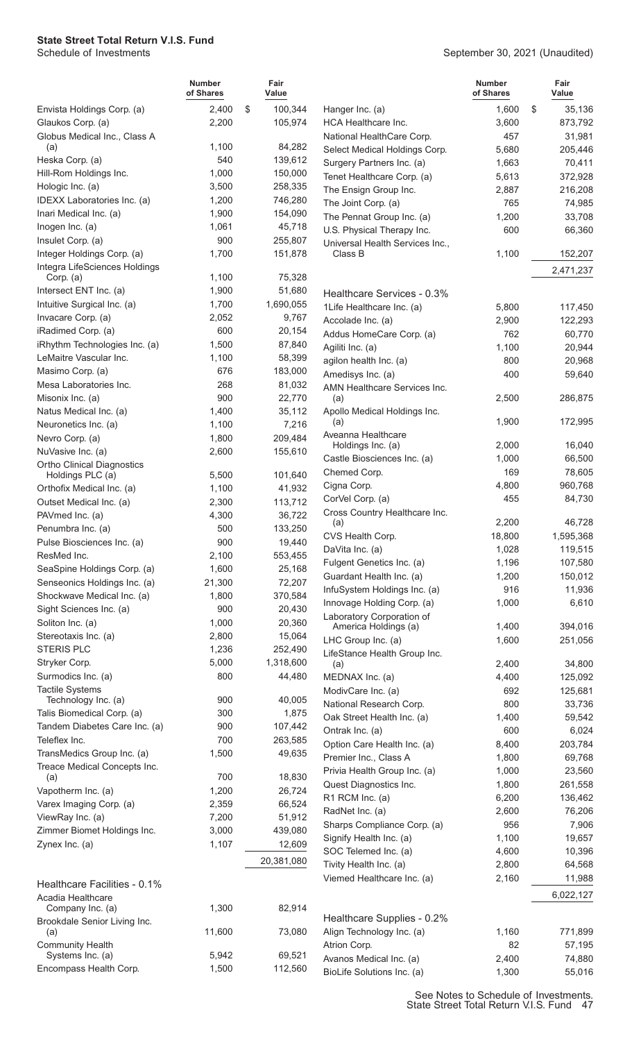**State Street Total Return V.I.S. Fund**
Schedule of Investments

September 30, 2021 (Unaudited)

| | Number of Shares | Fair Value |
|---|---|---|
| Envista Holdings Corp. (a) | 2,400 | $ 100,344 |
| Glaukos Corp. (a) | 2,200 | 105,974 |
| Globus Medical Inc., Class A (a) | 1,100 | 84,282 |
| Heska Corp. (a) | 540 | 139,612 |
| Hill-Rom Holdings Inc. | 1,000 | 150,000 |
| Hologic Inc. (a) | 3,500 | 258,335 |
| IDEXX Laboratories Inc. (a) | 1,200 | 746,280 |
| Inari Medical Inc. (a) | 1,900 | 154,090 |
| Inogen Inc. (a) | 1,061 | 45,718 |
| Insulet Corp. (a) | 900 | 255,807 |
| Integer Holdings Corp. (a) | 1,700 | 151,878 |
| Integra LifeSciences Holdings Corp. (a) | 1,100 | 75,328 |
| Intersect ENT Inc. (a) | 1,900 | 51,680 |
| Intuitive Surgical Inc. (a) | 1,700 | 1,690,055 |
| Invacare Corp. (a) | 2,052 | 9,767 |
| iRadimed Corp. (a) | 600 | 20,154 |
| iRhythm Technologies Inc. (a) | 1,500 | 87,840 |
| LeMaitre Vascular Inc. | 1,100 | 58,399 |
| Masimo Corp. (a) | 676 | 183,000 |
| Mesa Laboratories Inc. | 268 | 81,032 |
| Misonix Inc. (a) | 900 | 22,770 |
| Natus Medical Inc. (a) | 1,400 | 35,112 |
| Neuronetics Inc. (a) | 1,100 | 7,216 |
| Nevro Corp. (a) | 1,800 | 209,484 |
| NuVasive Inc. (a) | 2,600 | 155,610 |
| Ortho Clinical Diagnostics Holdings PLC (a) | 5,500 | 101,640 |
| Orthofix Medical Inc. (a) | 1,100 | 41,932 |
| Outset Medical Inc. (a) | 2,300 | 113,712 |
| PAVmed Inc. (a) | 4,300 | 36,722 |
| Penumbra Inc. (a) | 500 | 133,250 |
| Pulse Biosciences Inc. (a) | 900 | 19,440 |
| ResMed Inc. | 2,100 | 553,455 |
| SeaSpine Holdings Corp. (a) | 1,600 | 25,168 |
| Senseonics Holdings Inc. (a) | 21,300 | 72,207 |
| Shockwave Medical Inc. (a) | 1,800 | 370,584 |
| Sight Sciences Inc. (a) | 900 | 20,430 |
| Soliton Inc. (a) | 1,000 | 20,360 |
| Stereotaxis Inc. (a) | 2,800 | 15,064 |
| STERIS PLC | 1,236 | 252,490 |
| Stryker Corp. | 5,000 | 1,318,600 |
| Surmodics Inc. (a) | 800 | 44,480 |
| Tactile Systems Technology Inc. (a) | 900 | 40,005 |
| Talis Biomedical Corp. (a) | 300 | 1,875 |
| Tandem Diabetes Care Inc. (a) | 900 | 107,442 |
| Teleflex Inc. | 700 | 263,585 |
| TransMedics Group Inc. (a) | 1,500 | 49,635 |
| Treace Medical Concepts Inc. (a) | 700 | 18,830 |
| Vapotherm Inc. (a) | 1,200 | 26,724 |
| Varex Imaging Corp. (a) | 2,359 | 66,524 |
| ViewRay Inc. (a) | 7,200 | 51,912 |
| Zimmer Biomet Holdings Inc. | 3,000 | 439,080 |
| Zynex Inc. (a) | 1,107 | 12,609 |
| | | 20,381,080 |
| **Healthcare Facilities - 0.1%** | | |
| Acadia Healthcare Company Inc. (a) | 1,300 | 82,914 |
| Brookdale Senior Living Inc. (a) | 11,600 | 73,080 |
| Community Health Systems Inc. (a) | 5,942 | 69,521 |
| Encompass Health Corp. | 1,500 | 112,560 |
| Hanger Inc. (a) | 1,600 | $ 35,136 |
| HCA Healthcare Inc. | 3,600 | 873,792 |
| National HealthCare Corp. | 457 | 31,981 |
| Select Medical Holdings Corp. | 5,680 | 205,446 |
| Surgery Partners Inc. (a) | 1,663 | 70,411 |
| Tenet Healthcare Corp. (a) | 5,613 | 372,928 |
| The Ensign Group Inc. | 2,887 | 216,208 |
| The Joint Corp. (a) | 765 | 74,985 |
| The Pennat Group Inc. (a) | 1,200 | 33,708 |
| U.S. Physical Therapy Inc. | 600 | 66,360 |
| Universal Health Services Inc., Class B | 1,100 | 152,207 |
| | | 2,471,237 |
| **Healthcare Services - 0.3%** | | |
| 1Life Healthcare Inc. (a) | 5,800 | 117,450 |
| Accolade Inc. (a) | 2,900 | 122,293 |
| Addus HomeCare Corp. (a) | 762 | 60,770 |
| Agiliti Inc. (a) | 1,100 | 20,944 |
| agilon health Inc. (a) | 800 | 20,968 |
| Amedisys Inc. (a) | 400 | 59,640 |
| AMN Healthcare Services Inc. (a) | 2,500 | 286,875 |
| Apollo Medical Holdings Inc. (a) | 1,900 | 172,995 |
| Aveanna Healthcare Holdings Inc. (a) | 2,000 | 16,040 |
| Castle Biosciences Inc. (a) | 1,000 | 66,500 |
| Chemed Corp. | 169 | 78,605 |
| Cigna Corp. | 4,800 | 960,768 |
| CorVel Corp. (a) | 455 | 84,730 |
| Cross Country Healthcare Inc. (a) | 2,200 | 46,728 |
| CVS Health Corp. | 18,800 | 1,595,368 |
| DaVita Inc. (a) | 1,028 | 119,515 |
| Fulgent Genetics Inc. (a) | 1,196 | 107,580 |
| Guardant Health Inc. (a) | 1,200 | 150,012 |
| InfuSystem Holdings Inc. (a) | 916 | 11,936 |
| Innovage Holding Corp. (a) | 1,000 | 6,610 |
| Laboratory Corporation of America Holdings (a) | 1,400 | 394,016 |
| LHC Group Inc. (a) | 1,600 | 251,056 |
| LifeStance Health Group Inc. (a) | 2,400 | 34,800 |
| MEDNAX Inc. (a) | 4,400 | 125,092 |
| ModivCare Inc. (a) | 692 | 125,681 |
| National Research Corp. | 800 | 33,736 |
| Oak Street Health Inc. (a) | 1,400 | 59,542 |
| Ontrak Inc. (a) | 600 | 6,024 |
| Option Care Health Inc. (a) | 8,400 | 203,784 |
| Premier Inc., Class A | 1,800 | 69,768 |
| Privia Health Group Inc. (a) | 1,000 | 23,560 |
| Quest Diagnostics Inc. | 1,800 | 261,558 |
| R1 RCM Inc. (a) | 6,200 | 136,462 |
| RadNet Inc. (a) | 2,600 | 76,206 |
| Sharps Compliance Corp. (a) | 956 | 7,906 |
| Signify Health Inc. (a) | 1,100 | 19,657 |
| SOC Telemed Inc. (a) | 4,600 | 10,396 |
| Tivity Health Inc. (a) | 2,800 | 64,568 |
| Viemed Healthcare Inc. (a) | 2,160 | 11,988 |
| | | 6,022,127 |
| **Healthcare Supplies - 0.2%** | | |
| Align Technology Inc. (a) | 1,160 | 771,899 |
| Atrion Corp. | 82 | 57,195 |
| Avanos Medical Inc. (a) | 2,400 | 74,880 |
| BioLife Solutions Inc. (a) | 1,300 | 55,016 |

See Notes to Schedule of Investments.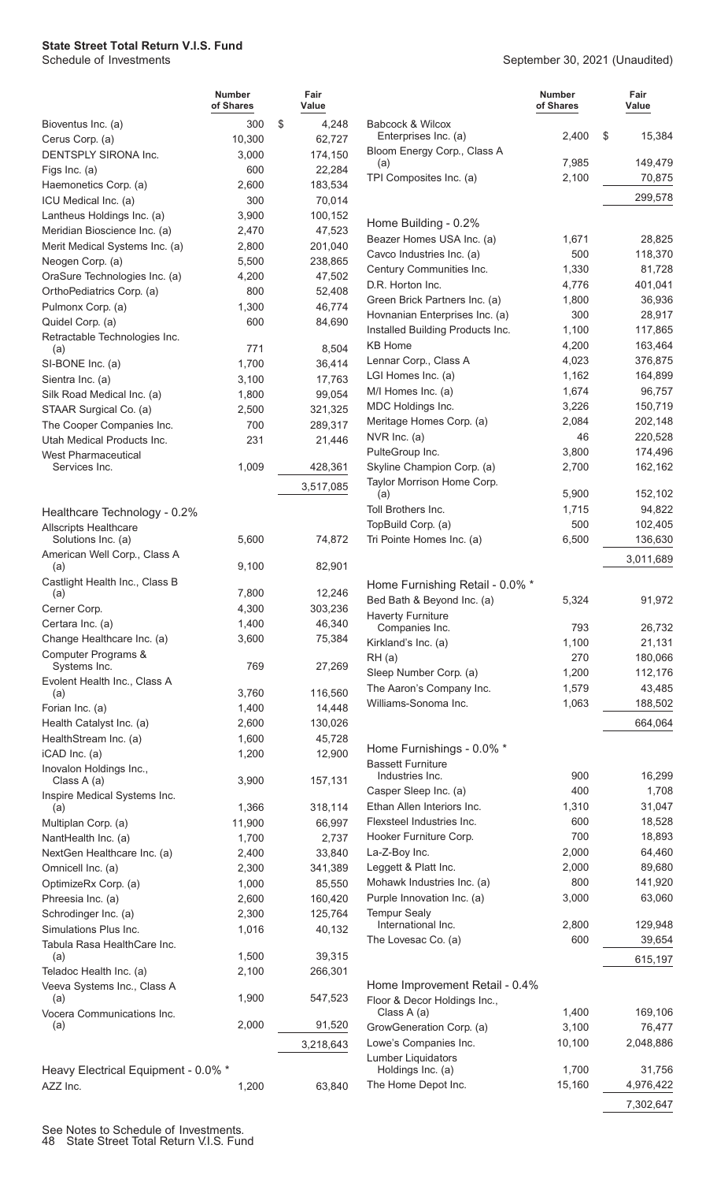**State Street Total Return V.I.S. Fund**
Schedule of Investments

September 30, 2021 (Unaudited)

| | Number of Shares | Fair Value |
|---|---|---|
| Bioventus Inc. (a) | 300 | $ 4,248 |
| Cerus Corp. (a) | 10,300 | 62,727 |
| DENTSPLY SIRONA Inc. | 3,000 | 174,150 |
| Figs Inc. (a) | 600 | 22,284 |
| Haemonetics Corp. (a) | 2,600 | 183,534 |
| ICU Medical Inc. (a) | 300 | 70,014 |
| Lantheus Holdings Inc. (a) | 3,900 | 100,152 |
| Meridian Bioscience Inc. (a) | 2,470 | 47,523 |
| Merit Medical Systems Inc. (a) | 2,800 | 201,040 |
| Neogen Corp. (a) | 5,500 | 238,865 |
| OraSure Technologies Inc. (a) | 4,200 | 47,502 |
| OrthoPediatrics Corp. (a) | 800 | 52,408 |
| Pulmonx Corp. (a) | 1,300 | 46,774 |
| Quidel Corp. (a) | 600 | 84,690 |
| Retractable Technologies Inc. (a) | 771 | 8,504 |
| SI-BONE Inc. (a) | 1,700 | 36,414 |
| Sientra Inc. (a) | 3,100 | 17,763 |
| Silk Road Medical Inc. (a) | 1,800 | 99,054 |
| STAAR Surgical Co. (a) | 2,500 | 321,325 |
| The Cooper Companies Inc. | 700 | 289,317 |
| Utah Medical Products Inc. | 231 | 21,446 |
| West Pharmaceutical Services Inc. | 1,009 | 428,361 |
| | | 3,517,085 |
| **Healthcare Technology - 0.2%** | | |
| Allscripts Healthcare Solutions Inc. (a) | 5,600 | 74,872 |
| American Well Corp., Class A (a) | 9,100 | 82,901 |
| Castlight Health Inc., Class B (a) | 7,800 | 12,246 |
| Cerner Corp. | 4,300 | 303,236 |
| Certara Inc. (a) | 1,400 | 46,340 |
| Change Healthcare Inc. (a) | 3,600 | 75,384 |
| Computer Programs & Systems Inc. | 769 | 27,269 |
| Evolent Health Inc., Class A (a) | 3,760 | 116,560 |
| Forian Inc. (a) | 1,400 | 14,448 |
| Health Catalyst Inc. (a) | 2,600 | 130,026 |
| HealthStream Inc. (a) | 1,600 | 45,728 |
| iCAD Inc. (a) | 1,200 | 12,900 |
| Inovalon Holdings Inc., Class A (a) | 3,900 | 157,131 |
| Inspire Medical Systems Inc. (a) | 1,366 | 318,114 |
| Multiplan Corp. (a) | 11,900 | 66,997 |
| NantHealth Inc. (a) | 1,700 | 2,737 |
| NextGen Healthcare Inc. (a) | 2,400 | 33,840 |
| Omnicell Inc. (a) | 2,300 | 341,389 |
| OptimizeRx Corp. (a) | 1,000 | 85,550 |
| Phreesia Inc. (a) | 2,600 | 160,420 |
| Schrodinger Inc. (a) | 2,300 | 125,764 |
| Simulations Plus Inc. | 1,016 | 40,132 |
| Tabula Rasa HealthCare Inc. (a) | 1,500 | 39,315 |
| Teladoc Health Inc. (a) | 2,100 | 266,301 |
| Veeva Systems Inc., Class A (a) | 1,900 | 547,523 |
| Vocera Communications Inc. (a) | 2,000 | 91,520 |
| | | 3,218,643 |
| **Heavy Electrical Equipment - 0.0% \*** | | |
| AZZ Inc. | 1,200 | 63,840 |
| Babcock & Wilcox Enterprises Inc. (a) | 2,400 | $ 15,384 |
| Bloom Energy Corp., Class A (a) | 7,985 | 149,479 |
| TPI Composites Inc. (a) | 2,100 | 70,875 |
| | | 299,578 |
| **Home Building - 0.2%** | | |
| Beazer Homes USA Inc. (a) | 1,671 | 28,825 |
| Cavco Industries Inc. (a) | 500 | 118,370 |
| Century Communities Inc. | 1,330 | 81,728 |
| D.R. Horton Inc. | 4,776 | 401,041 |
| Green Brick Partners Inc. (a) | 1,800 | 36,936 |
| Hovnanian Enterprises Inc. (a) | 300 | 28,917 |
| Installed Building Products Inc. | 1,100 | 117,865 |
| KB Home | 4,200 | 163,464 |
| Lennar Corp., Class A | 4,023 | 376,875 |
| LGI Homes Inc. (a) | 1,162 | 164,899 |
| M/I Homes Inc. (a) | 1,674 | 96,757 |
| MDC Holdings Inc. | 3,226 | 150,719 |
| Meritage Homes Corp. (a) | 2,084 | 202,148 |
| NVR Inc. (a) | 46 | 220,528 |
| PulteGroup Inc. | 3,800 | 174,496 |
| Skyline Champion Corp. (a) | 2,700 | 162,162 |
| Taylor Morrison Home Corp. (a) | 5,900 | 152,102 |
| Toll Brothers Inc. | 1,715 | 94,822 |
| TopBuild Corp. (a) | 500 | 102,405 |
| Tri Pointe Homes Inc. (a) | 6,500 | 136,630 |
| | | 3,011,689 |
| **Home Furnishing Retail - 0.0% \*** | | |
| Bed Bath & Beyond Inc. (a) | 5,324 | 91,972 |
| Haverty Furniture Companies Inc. | 793 | 26,732 |
| Kirkland's Inc. (a) | 1,100 | 21,131 |
| RH (a) | 270 | 180,066 |
| Sleep Number Corp. (a) | 1,200 | 112,176 |
| The Aaron's Company Inc. | 1,579 | 43,485 |
| Williams-Sonoma Inc. | 1,063 | 188,502 |
| | | 664,064 |
| **Home Furnishings - 0.0% \*** | | |
| Bassett Furniture Industries Inc. | 900 | 16,299 |
| Casper Sleep Inc. (a) | 400 | 1,708 |
| Ethan Allen Interiors Inc. | 1,310 | 31,047 |
| Flexsteel Industries Inc. | 600 | 18,528 |
| Hooker Furniture Corp. | 700 | 18,893 |
| La-Z-Boy Inc. | 2,000 | 64,460 |
| Leggett & Platt Inc. | 2,000 | 89,680 |
| Mohawk Industries Inc. (a) | 800 | 141,920 |
| Purple Innovation Inc. (a) | 3,000 | 63,060 |
| Tempur Sealy International Inc. | 2,800 | 129,948 |
| The Lovesac Co. (a) | 600 | 39,654 |
| | | 615,197 |
| **Home Improvement Retail - 0.4%** | | |
| Floor & Decor Holdings Inc., Class A (a) | 1,400 | 169,106 |
| GrowGeneration Corp. (a) | 3,100 | 76,477 |
| Lowe's Companies Inc. | 10,100 | 2,048,886 |
| Lumber Liquidators Holdings Inc. (a) | 1,700 | 31,756 |
| The Home Depot Inc. | 15,160 | 4,976,422 |
| | | 7,302,647 |

See Notes to Schedule of Investments.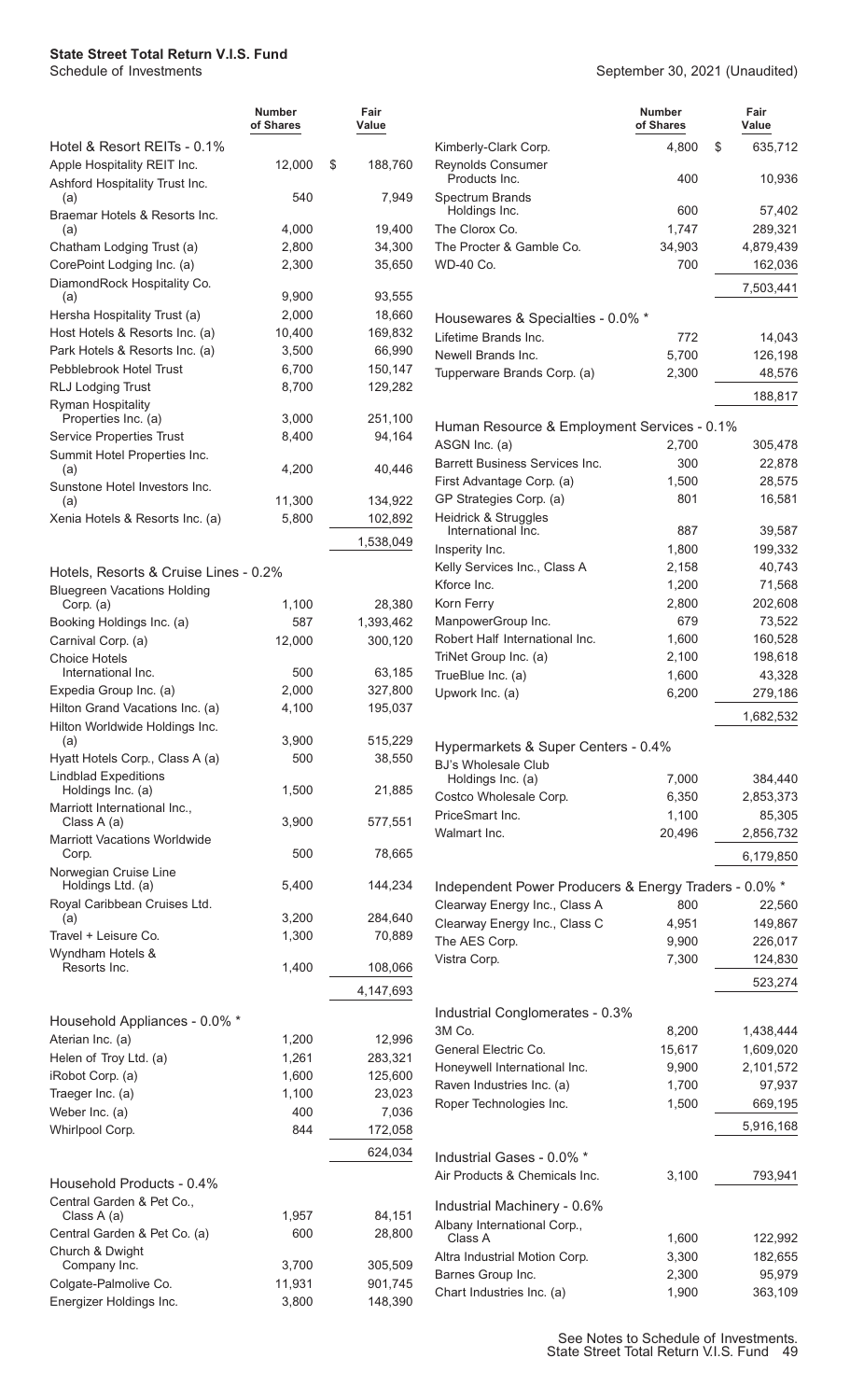**State Street Total Return V.I.S. Fund**
Schedule of Investments

September 30, 2021 (Unaudited)

| | Number of Shares | Fair Value |
|---|---|---|
| **Hotel & Resort REITs - 0.1%** | | |
| Apple Hospitality REIT Inc. | 12,000 | $ 188,760 |
| Ashford Hospitality Trust Inc. (a) | 540 | 7,949 |
| Braemar Hotels & Resorts Inc. (a) | 4,000 | 19,400 |
| Chatham Lodging Trust (a) | 2,800 | 34,300 |
| CorePoint Lodging Inc. (a) | 2,300 | 35,650 |
| DiamondRock Hospitality Co. (a) | 9,900 | 93,555 |
| Hersha Hospitality Trust (a) | 2,000 | 18,660 |
| Host Hotels & Resorts Inc. (a) | 10,400 | 169,832 |
| Park Hotels & Resorts Inc. (a) | 3,500 | 66,990 |
| Pebblebrook Hotel Trust | 6,700 | 150,147 |
| RLJ Lodging Trust | 8,700 | 129,282 |
| Ryman Hospitality Properties Inc. (a) | 3,000 | 251,100 |
| Service Properties Trust | 8,400 | 94,164 |
| Summit Hotel Properties Inc. (a) | 4,200 | 40,446 |
| Sunstone Hotel Investors Inc. (a) | 11,300 | 134,922 |
| Xenia Hotels & Resorts Inc. (a) | 5,800 | 102,892 |
| | | 1,538,049 |
| **Hotels, Resorts & Cruise Lines - 0.2%** | | |
| Bluegreen Vacations Holding Corp. (a) | 1,100 | 28,380 |
| Booking Holdings Inc. (a) | 587 | 1,393,462 |
| Carnival Corp. (a) | 12,000 | 300,120 |
| Choice Hotels International Inc. | 500 | 63,185 |
| Expedia Group Inc. (a) | 2,000 | 327,800 |
| Hilton Grand Vacations Inc. (a) | 4,100 | 195,037 |
| Hilton Worldwide Holdings Inc. (a) | 3,900 | 515,229 |
| Hyatt Hotels Corp., Class A (a) | 500 | 38,550 |
| Lindblad Expeditions Holdings Inc. (a) | 1,500 | 21,885 |
| Marriott International Inc., Class A (a) | 3,900 | 577,551 |
| Marriott Vacations Worldwide Corp. | 500 | 78,665 |
| Norwegian Cruise Line Holdings Ltd. (a) | 5,400 | 144,234 |
| Royal Caribbean Cruises Ltd. (a) | 3,200 | 284,640 |
| Travel + Leisure Co. | 1,300 | 70,889 |
| Wyndham Hotels & Resorts Inc. | 1,400 | 108,066 |
| | | 4,147,693 |
| **Household Appliances - 0.0% \*** | | |
| Aterian Inc. (a) | 1,200 | 12,996 |
| Helen of Troy Ltd. (a) | 1,261 | 283,321 |
| iRobot Corp. (a) | 1,600 | 125,600 |
| Traeger Inc. (a) | 1,100 | 23,023 |
| Weber Inc. (a) | 400 | 7,036 |
| Whirlpool Corp. | 844 | 172,058 |
| | | 624,034 |
| **Household Products - 0.4%** | | |
| Central Garden & Pet Co., Class A (a) | 1,957 | 84,151 |
| Central Garden & Pet Co. (a) | 600 | 28,800 |
| Church & Dwight Company Inc. | 3,700 | 305,509 |
| Colgate-Palmolive Co. | 11,931 | 901,745 |
| Energizer Holdings Inc. | 3,800 | 148,390 |
| Kimberly-Clark Corp. | 4,800 | $ 635,712 |
| Reynolds Consumer Products Inc. | 400 | 10,936 |
| Spectrum Brands Holdings Inc. | 600 | 57,402 |
| The Clorox Co. | 1,747 | 289,321 |
| The Procter & Gamble Co. | 34,903 | 4,879,439 |
| WD-40 Co. | 700 | 162,036 |
| | | 7,503,441 |
| **Housewares & Specialties - 0.0% \*** | | |
| Lifetime Brands Inc. | 772 | 14,043 |
| Newell Brands Inc. | 5,700 | 126,198 |
| Tupperware Brands Corp. (a) | 2,300 | 48,576 |
| | | 188,817 |
| **Human Resource & Employment Services - 0.1%** | | |
| ASGN Inc. (a) | 2,700 | 305,478 |
| Barrett Business Services Inc. | 300 | 22,878 |
| First Advantage Corp. (a) | 1,500 | 28,575 |
| GP Strategies Corp. (a) | 801 | 16,581 |
| Heidrick & Struggles International Inc. | 887 | 39,587 |
| Insperity Inc. | 1,800 | 199,332 |
| Kelly Services Inc., Class A | 2,158 | 40,743 |
| Kforce Inc. | 1,200 | 71,568 |
| Korn Ferry | 2,800 | 202,608 |
| ManpowerGroup Inc. | 679 | 73,522 |
| Robert Half International Inc. | 1,600 | 160,528 |
| TriNet Group Inc. (a) | 2,100 | 198,618 |
| TrueBlue Inc. (a) | 1,600 | 43,328 |
| Upwork Inc. (a) | 6,200 | 279,186 |
| | | 1,682,532 |
| **Hypermarkets & Super Centers - 0.4%** | | |
| BJ's Wholesale Club Holdings Inc. (a) | 7,000 | 384,440 |
| Costco Wholesale Corp. | 6,350 | 2,853,373 |
| PriceSmart Inc. | 1,100 | 85,305 |
| Walmart Inc. | 20,496 | 2,856,732 |
| | | 6,179,850 |
| **Independent Power Producers & Energy Traders - 0.0% \*** | | |
| Clearway Energy Inc., Class A | 800 | 22,560 |
| Clearway Energy Inc., Class C | 4,951 | 149,867 |
| The AES Corp. | 9,900 | 226,017 |
| Vistra Corp. | 7,300 | 124,830 |
| | | 523,274 |
| **Industrial Conglomerates - 0.3%** | | |
| 3M Co. | 8,200 | 1,438,444 |
| General Electric Co. | 15,617 | 1,609,020 |
| Honeywell International Inc. | 9,900 | 2,101,572 |
| Raven Industries Inc. (a) | 1,700 | 97,937 |
| Roper Technologies Inc. | 1,500 | 669,195 |
| | | 5,916,168 |
| **Industrial Gases - 0.0% \*** | | |
| Air Products & Chemicals Inc. | 3,100 | 793,941 |
| **Industrial Machinery - 0.6%** | | |
| Albany International Corp., Class A | 1,600 | 122,992 |
| Altra Industrial Motion Corp. | 3,300 | 182,655 |
| Barnes Group Inc. | 2,300 | 95,979 |
| Chart Industries Inc. (a) | 1,900 | 363,109 |

See Notes to Schedule of Investments.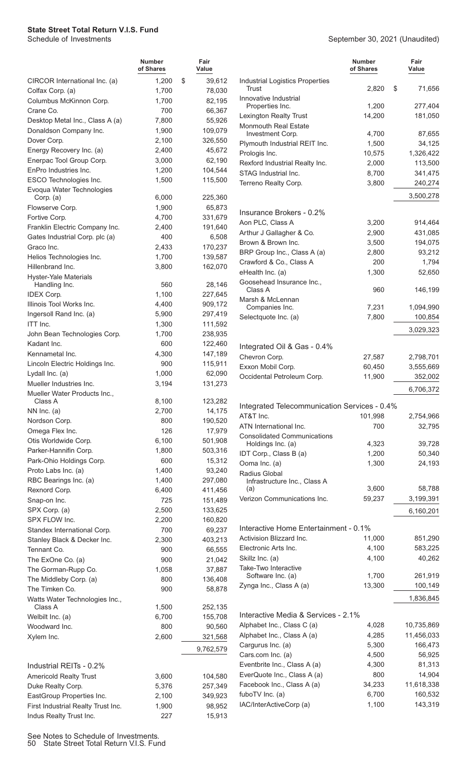**State Street Total Return V.I.S. Fund**
Schedule of Investments

September 30, 2021 (Unaudited)

| | Number of Shares | Fair Value |
|---|---|---|
| CIRCOR International Inc. (a) | 1,200 | $ 39,612 |
| Colfax Corp. (a) | 1,700 | 78,030 |
| Columbus McKinnon Corp. | 1,700 | 82,195 |
| Crane Co. | 700 | 66,367 |
| Desktop Metal Inc., Class A (a) | 7,800 | 55,926 |
| Donaldson Company Inc. | 1,900 | 109,079 |
| Dover Corp. | 2,100 | 326,550 |
| Energy Recovery Inc. (a) | 2,400 | 45,672 |
| Enerpac Tool Group Corp. | 3,000 | 62,190 |
| EnPro Industries Inc. | 1,200 | 104,544 |
| ESCO Technologies Inc. | 1,500 | 115,500 |
| Evoqua Water Technologies Corp. (a) | 6,000 | 225,360 |
| Flowserve Corp. | 1,900 | 65,873 |
| Fortive Corp. | 4,700 | 331,679 |
| Franklin Electric Company Inc. | 2,400 | 191,640 |
| Gates Industrial Corp. plc (a) | 400 | 6,508 |
| Graco Inc. | 2,433 | 170,237 |
| Helios Technologies Inc. | 1,700 | 139,587 |
| Hillenbrand Inc. | 3,800 | 162,070 |
| Hyster-Yale Materials Handling Inc. | 560 | 28,146 |
| IDEX Corp. | 1,100 | 227,645 |
| Illinois Tool Works Inc. | 4,400 | 909,172 |
| Ingersoll Rand Inc. (a) | 5,900 | 297,419 |
| ITT Inc. | 1,300 | 111,592 |
| John Bean Technologies Corp. | 1,700 | 238,935 |
| Kadant Inc. | 600 | 122,460 |
| Kennametal Inc. | 4,300 | 147,189 |
| Lincoln Electric Holdings Inc. | 900 | 115,911 |
| Lydall Inc. (a) | 1,000 | 62,090 |
| Mueller Industries Inc. | 3,194 | 131,273 |
| Mueller Water Products Inc., Class A | 8,100 | 123,282 |
| NN Inc. (a) | 2,700 | 14,175 |
| Nordson Corp. | 800 | 190,520 |
| Omega Flex Inc. | 126 | 17,979 |
| Otis Worldwide Corp. | 6,100 | 501,908 |
| Parker-Hannifin Corp. | 1,800 | 503,316 |
| Park-Ohio Holdings Corp. | 600 | 15,312 |
| Proto Labs Inc. (a) | 1,400 | 93,240 |
| RBC Bearings Inc. (a) | 1,400 | 297,080 |
| Rexnord Corp. | 6,400 | 411,456 |
| Snap-on Inc. | 725 | 151,489 |
| SPX Corp. (a) | 2,500 | 133,625 |
| SPX FLOW Inc. | 2,200 | 160,820 |
| Standex International Corp. | 700 | 69,237 |
| Stanley Black & Decker Inc. | 2,300 | 403,213 |
| Tennant Co. | 900 | 66,555 |
| The ExOne Co. (a) | 900 | 21,042 |
| The Gorman-Rupp Co. | 1,058 | 37,887 |
| The Middleby Corp. (a) | 800 | 136,408 |
| The Timken Co. | 900 | 58,878 |
| Watts Water Technologies Inc., Class A | 1,500 | 252,135 |
| Welbilt Inc. (a) | 6,700 | 155,708 |
| Woodward Inc. | 800 | 90,560 |
| Xylem Inc. | 2,600 | 321,568 |
| | | 9,762,579 |
| **Industrial REITs - 0.2%** | | |
| Americold Realty Trust | 3,600 | 104,580 |
| Duke Realty Corp. | 5,376 | 257,349 |
| EastGroup Properties Inc. | 2,100 | 349,923 |
| First Industrial Realty Trust Inc. | 1,900 | 98,952 |
| Indus Realty Trust Inc. | 227 | 15,913 |
| Industrial Logistics Properties Trust | 2,820 | $ 71,656 |
| Innovative Industrial Properties Inc. | 1,200 | 277,404 |
| Lexington Realty Trust | 14,200 | 181,050 |
| Monmouth Real Estate Investment Corp. | 4,700 | 87,655 |
| Plymouth Industrial REIT Inc. | 1,500 | 34,125 |
| Prologis Inc. | 10,575 | 1,326,422 |
| Rexford Industrial Realty Inc. | 2,000 | 113,500 |
| STAG Industrial Inc. | 8,700 | 341,475 |
| Terreno Realty Corp. | 3,800 | 240,274 |
| | | 3,500,278 |
| **Insurance Brokers - 0.2%** | | |
| Aon PLC, Class A | 3,200 | 914,464 |
| Arthur J Gallagher & Co. | 2,900 | 431,085 |
| Brown & Brown Inc. | 3,500 | 194,075 |
| BRP Group Inc., Class A (a) | 2,800 | 93,212 |
| Crawford & Co., Class A | 200 | 1,794 |
| eHealth Inc. (a) | 1,300 | 52,650 |
| Goosehead Insurance Inc., Class A | 960 | 146,199 |
| Marsh & McLennan Companies Inc. | 7,231 | 1,094,990 |
| Selectquote Inc. (a) | 7,800 | 100,854 |
| | | 3,029,323 |
| **Integrated Oil & Gas - 0.4%** | | |
| Chevron Corp. | 27,587 | 2,798,701 |
| Exxon Mobil Corp. | 60,450 | 3,555,669 |
| Occidental Petroleum Corp. | 11,900 | 352,002 |
| | | 6,706,372 |
| **Integrated Telecommunication Services - 0.4%** | | |
| AT&T Inc. | 101,998 | 2,754,966 |
| ATN International Inc. | 700 | 32,795 |
| Consolidated Communications Holdings Inc. (a) | 4,323 | 39,728 |
| IDT Corp., Class B (a) | 1,200 | 50,340 |
| Ooma Inc. (a) | 1,300 | 24,193 |
| Radius Global Infrastructure Inc., Class A (a) | 3,600 | 58,788 |
| Verizon Communications Inc. | 59,237 | 3,199,391 |
| | | 6,160,201 |
| **Interactive Home Entertainment - 0.1%** | | |
| Activision Blizzard Inc. | 11,000 | 851,290 |
| Electronic Arts Inc. | 4,100 | 583,225 |
| Skillz Inc. (a) | 4,100 | 40,262 |
| Take-Two Interactive Software Inc. (a) | 1,700 | 261,919 |
| Zynga Inc., Class A (a) | 13,300 | 100,149 |
| | | 1,836,845 |
| **Interactive Media & Services - 2.1%** | | |
| Alphabet Inc., Class C (a) | 4,028 | 10,735,869 |
| Alphabet Inc., Class A (a) | 4,285 | 11,456,033 |
| Cargurus Inc. (a) | 5,300 | 166,473 |
| Cars.com Inc. (a) | 4,500 | 56,925 |
| Eventbrite Inc., Class A (a) | 4,300 | 81,313 |
| EverQuote Inc., Class A (a) | 800 | 14,904 |
| Facebook Inc., Class A (a) | 34,233 | 11,618,338 |
| fuboTV Inc. (a) | 6,700 | 160,532 |
| IAC/InterActiveCorp (a) | 1,100 | 143,319 |

See Notes to Schedule of Investments.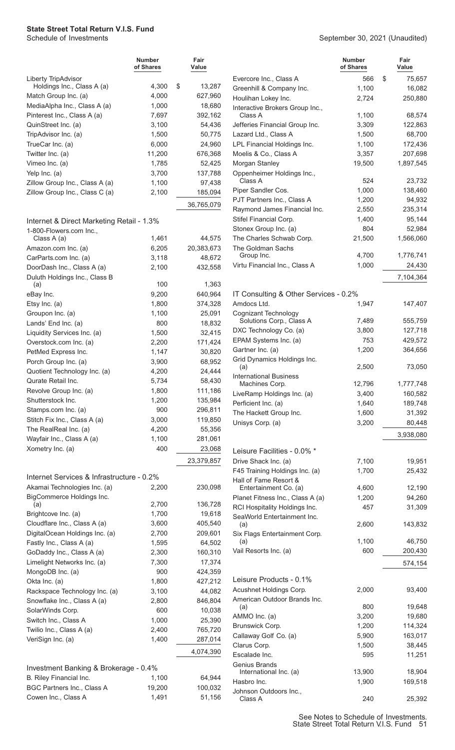**State Street Total Return V.I.S. Fund**
Schedule of Investments

September 30, 2021 (Unaudited)

| | Number of Shares | Fair Value |
|---|---|---|
| Liberty TripAdvisor Holdings Inc., Class A (a) | 4,300 | $ 13,287 |
| Match Group Inc. (a) | 4,000 | 627,960 |
| MediaAlpha Inc., Class A (a) | 1,000 | 18,680 |
| Pinterest Inc., Class A (a) | 7,697 | 392,162 |
| QuinStreet Inc. (a) | 3,100 | 54,436 |
| TripAdvisor Inc. (a) | 1,500 | 50,775 |
| TrueCar Inc. (a) | 6,000 | 24,960 |
| Twitter Inc. (a) | 11,200 | 676,368 |
| Vimeo Inc. (a) | 1,785 | 52,425 |
| Yelp Inc. (a) | 3,700 | 137,788 |
| Zillow Group Inc., Class A (a) | 1,100 | 97,438 |
| Zillow Group Inc., Class C (a) | 2,100 | 185,094 |
| | | 36,765,079 |
| **Internet & Direct Marketing Retail - 1.3%** | | |
| 1-800-Flowers.com Inc., Class A (a) | 1,461 | 44,575 |
| Amazon.com Inc. (a) | 6,205 | 20,383,673 |
| CarParts.com Inc. (a) | 3,118 | 48,672 |
| DoorDash Inc., Class A (a) | 2,100 | 432,558 |
| Duluth Holdings Inc., Class B (a) | 100 | 1,363 |
| eBay Inc. | 9,200 | 640,964 |
| Etsy Inc. (a) | 1,800 | 374,328 |
| Groupon Inc. (a) | 1,100 | 25,091 |
| Lands' End Inc. (a) | 800 | 18,832 |
| Liquidity Services Inc. (a) | 1,500 | 32,415 |
| Overstock.com Inc. (a) | 2,200 | 171,424 |
| PetMed Express Inc. | 1,147 | 30,820 |
| Porch Group Inc. (a) | 3,900 | 68,952 |
| Quotient Technology Inc. (a) | 4,200 | 24,444 |
| Qurate Retail Inc. | 5,734 | 58,430 |
| Revolve Group Inc. (a) | 1,800 | 111,186 |
| Shutterstock Inc. | 1,200 | 135,984 |
| Stamps.com Inc. (a) | 900 | 296,811 |
| Stitch Fix Inc., Class A (a) | 3,000 | 119,850 |
| The RealReal Inc. (a) | 4,200 | 55,356 |
| Wayfair Inc., Class A (a) | 1,100 | 281,061 |
| Xometry Inc. (a) | 400 | 23,068 |
| | | 23,379,857 |
| **Internet Services & Infrastructure - 0.2%** | | |
| Akamai Technologies Inc. (a) | 2,200 | 230,098 |
| BigCommerce Holdings Inc. (a) | 2,700 | 136,728 |
| Brightcove Inc. (a) | 1,700 | 19,618 |
| Cloudflare Inc., Class A (a) | 3,600 | 405,540 |
| DigitalOcean Holdings Inc. (a) | 2,700 | 209,601 |
| Fastly Inc., Class A (a) | 1,595 | 64,502 |
| GoDaddy Inc., Class A (a) | 2,300 | 160,310 |
| Limelight Networks Inc. (a) | 7,300 | 17,374 |
| MongoDB Inc. (a) | 900 | 424,359 |
| Okta Inc. (a) | 1,800 | 427,212 |
| Rackspace Technology Inc. (a) | 3,100 | 44,082 |
| Snowflake Inc., Class A (a) | 2,800 | 846,804 |
| SolarWinds Corp. | 600 | 10,038 |
| Switch Inc., Class A | 1,000 | 25,390 |
| Twilio Inc., Class A (a) | 2,400 | 765,720 |
| VeriSign Inc. (a) | 1,400 | 287,014 |
| | | 4,074,390 |
| **Investment Banking & Brokerage - 0.4%** | | |
| B. Riley Financial Inc. | 1,100 | 64,944 |
| BGC Partners Inc., Class A | 19,200 | 100,032 |
| Cowen Inc., Class A | 1,491 | 51,156 |
| Evercore Inc., Class A | 566 | $ 75,657 |
| Greenhill & Company Inc. | 1,100 | 16,082 |
| Houlihan Lokey Inc. | 2,724 | 250,880 |
| Interactive Brokers Group Inc., Class A | 1,100 | 68,574 |
| Jefferies Financial Group Inc. | 3,309 | 122,863 |
| Lazard Ltd., Class A | 1,500 | 68,700 |
| LPL Financial Holdings Inc. | 1,100 | 172,436 |
| Moelis & Co., Class A | 3,357 | 207,698 |
| Morgan Stanley | 19,500 | 1,897,545 |
| Oppenheimer Holdings Inc., Class A | 524 | 23,732 |
| Piper Sandler Cos. | 1,000 | 138,460 |
| PJT Partners Inc., Class A | 1,200 | 94,932 |
| Raymond James Financial Inc. | 2,550 | 235,314 |
| Stifel Financial Corp. | 1,400 | 95,144 |
| Stonex Group Inc. (a) | 804 | 52,984 |
| The Charles Schwab Corp. | 21,500 | 1,566,060 |
| The Goldman Sachs Group Inc. | 4,700 | 1,776,741 |
| Virtu Financial Inc., Class A | 1,000 | 24,430 |
| | | 7,104,364 |
| **IT Consulting & Other Services - 0.2%** | | |
| Amdocs Ltd. | 1,947 | 147,407 |
| Cognizant Technology Solutions Corp., Class A | 7,489 | 555,759 |
| DXC Technology Co. (a) | 3,800 | 127,718 |
| EPAM Systems Inc. (a) | 753 | 429,572 |
| Gartner Inc. (a) | 1,200 | 364,656 |
| Grid Dynamics Holdings Inc. (a) | 2,500 | 73,050 |
| International Business Machines Corp. | 12,796 | 1,777,748 |
| LiveRamp Holdings Inc. (a) | 3,400 | 160,582 |
| Perficient Inc. (a) | 1,640 | 189,748 |
| The Hackett Group Inc. | 1,600 | 31,392 |
| Unisys Corp. (a) | 3,200 | 80,448 |
| | | 3,938,080 |
| **Leisure Facilities - 0.0% *** | | |
| Drive Shack Inc. (a) | 7,100 | 19,951 |
| F45 Training Holdings Inc. (a) | 1,700 | 25,432 |
| Hall of Fame Resort & Entertainment Co. (a) | 4,600 | 12,190 |
| Planet Fitness Inc., Class A (a) | 1,200 | 94,260 |
| RCI Hospitality Holdings Inc. | 457 | 31,309 |
| SeaWorld Entertainment Inc. (a) | 2,600 | 143,832 |
| Six Flags Entertainment Corp. (a) | 1,100 | 46,750 |
| Vail Resorts Inc. (a) | 600 | 200,430 |
| | | 574,154 |
| **Leisure Products - 0.1%** | | |
| Acushnet Holdings Corp. | 2,000 | 93,400 |
| American Outdoor Brands Inc. (a) | 800 | 19,648 |
| AMMO Inc. (a) | 3,200 | 19,680 |
| Brunswick Corp. | 1,200 | 114,324 |
| Callaway Golf Co. (a) | 5,900 | 163,017 |
| Clarus Corp. | 1,500 | 38,445 |
| Escalade Inc. | 595 | 11,251 |
| Genius Brands International Inc. (a) | 13,900 | 18,904 |
| Hasbro Inc. | 1,900 | 169,518 |
| Johnson Outdoors Inc., Class A | 240 | 25,392 |

See Notes to Schedule of Investments.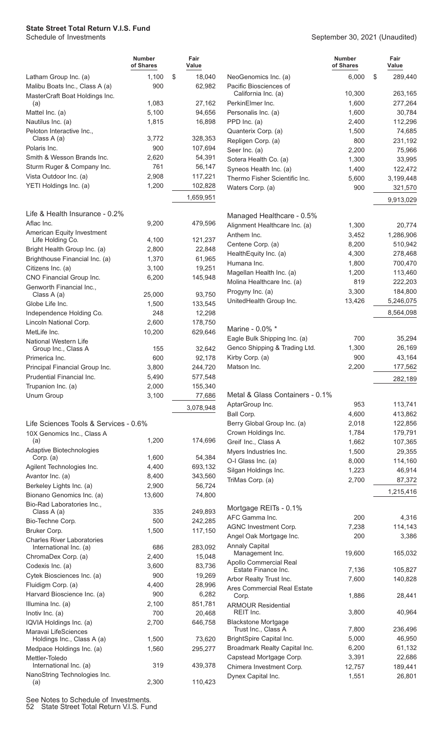# State Street Total Return V.I.S. Fund

Schedule of Investments

September 30, 2021 (Unaudited)

| | Number of Shares | Fair Value |
|---|---|---|
| Latham Group Inc. (a) | 1,100 | $ 18,040 |
| Malibu Boats Inc., Class A (a) | 900 | 62,982 |
| MasterCraft Boat Holdings Inc. (a) | 1,083 | 27,162 |
| Mattel Inc. (a) | 5,100 | 94,656 |
| Nautilus Inc. (a) | 1,815 | 16,898 |
| Peloton Interactive Inc., Class A (a) | 3,772 | 328,353 |
| Polaris Inc. | 900 | 107,694 |
| Smith & Wesson Brands Inc. | 2,620 | 54,391 |
| Sturm Ruger & Company Inc. | 761 | 56,147 |
| Vista Outdoor Inc. (a) | 2,908 | 117,221 |
| YETI Holdings Inc. (a) | 1,200 | 102,828 |
| | | 1,659,951 |
| **Life & Health Insurance - 0.2%** | | |
| Aflac Inc. | 9,200 | 479,596 |
| American Equity Investment Life Holding Co. | 4,100 | 121,237 |
| Bright Health Group Inc. (a) | 2,800 | 22,848 |
| Brighthouse Financial Inc. (a) | 1,370 | 61,965 |
| Citizens Inc. (a) | 3,100 | 19,251 |
| CNO Financial Group Inc. | 6,200 | 145,948 |
| Genworth Financial Inc., Class A (a) | 25,000 | 93,750 |
| Globe Life Inc. | 1,500 | 133,545 |
| Independence Holding Co. | 248 | 12,298 |
| Lincoln National Corp. | 2,600 | 178,750 |
| MetLife Inc. | 10,200 | 629,646 |
| National Western Life Group Inc., Class A | 155 | 32,642 |
| Primerica Inc. | 600 | 92,178 |
| Principal Financial Group Inc. | 3,800 | 244,720 |
| Prudential Financial Inc. | 5,490 | 577,548 |
| Trupanion Inc. (a) | 2,000 | 155,340 |
| Unum Group | 3,100 | 77,686 |
| | | 3,078,948 |
| **Life Sciences Tools & Services - 0.6%** | | |
| 10X Genomics Inc., Class A (a) | 1,200 | 174,696 |
| Adaptive Biotechnologies Corp. (a) | 1,600 | 54,384 |
| Agilent Technologies Inc. | 4,400 | 693,132 |
| Avantor Inc. (a) | 8,400 | 343,560 |
| Berkeley Lights Inc. (a) | 2,900 | 56,724 |
| Bionano Genomics Inc. (a) | 13,600 | 74,800 |
| Bio-Rad Laboratories Inc., Class A (a) | 335 | 249,893 |
| Bio-Techne Corp. | 500 | 242,285 |
| Bruker Corp. | 1,500 | 117,150 |
| Charles River Laboratories International Inc. (a) | 686 | 283,092 |
| ChromaDex Corp. (a) | 2,400 | 15,048 |
| Codexis Inc. (a) | 3,600 | 83,736 |
| Cytek Biosciences Inc. (a) | 900 | 19,269 |
| Fluidigm Corp. (a) | 4,400 | 28,996 |
| Harvard Bioscience Inc. (a) | 900 | 6,282 |
| Illumina Inc. (a) | 2,100 | 851,781 |
| Inotiv Inc. (a) | 700 | 20,468 |
| IQVIA Holdings Inc. (a) | 2,700 | 646,758 |
| Maravai LifeSciences Holdings Inc., Class A (a) | 1,500 | 73,620 |
| Medpace Holdings Inc. (a) | 1,560 | 295,277 |
| Mettler-Toledo International Inc. (a) | 319 | 439,378 |
| NanoString Technologies Inc. (a) | 2,300 | 110,423 |
| NeoGenomics Inc. (a) | 6,000 | $ 289,440 |
| Pacific Biosciences of California Inc. (a) | 10,300 | 263,165 |
| PerkinElmer Inc. | 1,600 | 277,264 |
| Personalis Inc. (a) | 1,600 | 30,784 |
| PPD Inc. (a) | 2,400 | 112,296 |
| Quanterix Corp. (a) | 1,500 | 74,685 |
| Repligen Corp. (a) | 800 | 231,192 |
| Seer Inc. (a) | 2,200 | 75,966 |
| Sotera Health Co. (a) | 1,300 | 33,995 |
| Syneos Health Inc. (a) | 1,400 | 122,472 |
| Thermo Fisher Scientific Inc. | 5,600 | 3,199,448 |
| Waters Corp. (a) | 900 | 321,570 |
| | | 9,913,029 |
| **Managed Healthcare - 0.5%** | | |
| Alignment Healthcare Inc. (a) | 1,300 | 20,774 |
| Anthem Inc. | 3,452 | 1,286,906 |
| Centene Corp. (a) | 8,200 | 510,942 |
| HealthEquity Inc. (a) | 4,300 | 278,468 |
| Humana Inc. | 1,800 | 700,470 |
| Magellan Health Inc. (a) | 1,200 | 113,460 |
| Molina Healthcare Inc. (a) | 819 | 222,203 |
| Progyny Inc. (a) | 3,300 | 184,800 |
| UnitedHealth Group Inc. | 13,426 | 5,246,075 |
| | | 8,564,098 |
| **Marine - 0.0% \*** | | |
| Eagle Bulk Shipping Inc. (a) | 700 | 35,294 |
| Genco Shipping & Trading Ltd. | 1,300 | 26,169 |
| Kirby Corp. (a) | 900 | 43,164 |
| Matson Inc. | 2,200 | 177,562 |
| | | 282,189 |
| **Metal & Glass Containers - 0.1%** | | |
| AptarGroup Inc. | 953 | 113,741 |
| Ball Corp. | 4,600 | 413,862 |
| Berry Global Group Inc. (a) | 2,018 | 122,856 |
| Crown Holdings Inc. | 1,784 | 179,791 |
| Greif Inc., Class A | 1,662 | 107,365 |
| Myers Industries Inc. | 1,500 | 29,355 |
| O-I Glass Inc. (a) | 8,000 | 114,160 |
| Silgan Holdings Inc. | 1,223 | 46,914 |
| TriMas Corp. (a) | 2,700 | 87,372 |
| | | 1,215,416 |
| **Mortgage REITs - 0.1%** | | |
| AFC Gamma Inc. | 200 | 4,316 |
| AGNC Investment Corp. | 7,238 | 114,143 |
| Angel Oak Mortgage Inc. | 200 | 3,386 |
| Annaly Capital Management Inc. | 19,600 | 165,032 |
| Apollo Commercial Real Estate Finance Inc. | 7,136 | 105,827 |
| Arbor Realty Trust Inc. | 7,600 | 140,828 |
| Ares Commercial Real Estate Corp. | 1,886 | 28,441 |
| ARMOUR Residential REIT Inc. | 3,800 | 40,964 |
| Blackstone Mortgage Trust Inc., Class A | 7,800 | 236,496 |
| BrightSpire Capital Inc. | 5,000 | 46,950 |
| Broadmark Realty Capital Inc. | 6,200 | 61,132 |
| Capstead Mortgage Corp. | 3,391 | 22,686 |
| Chimera Investment Corp. | 12,757 | 189,441 |
| Dynex Capital Inc. | 1,551 | 26,801 |

See Notes to Schedule of Investments.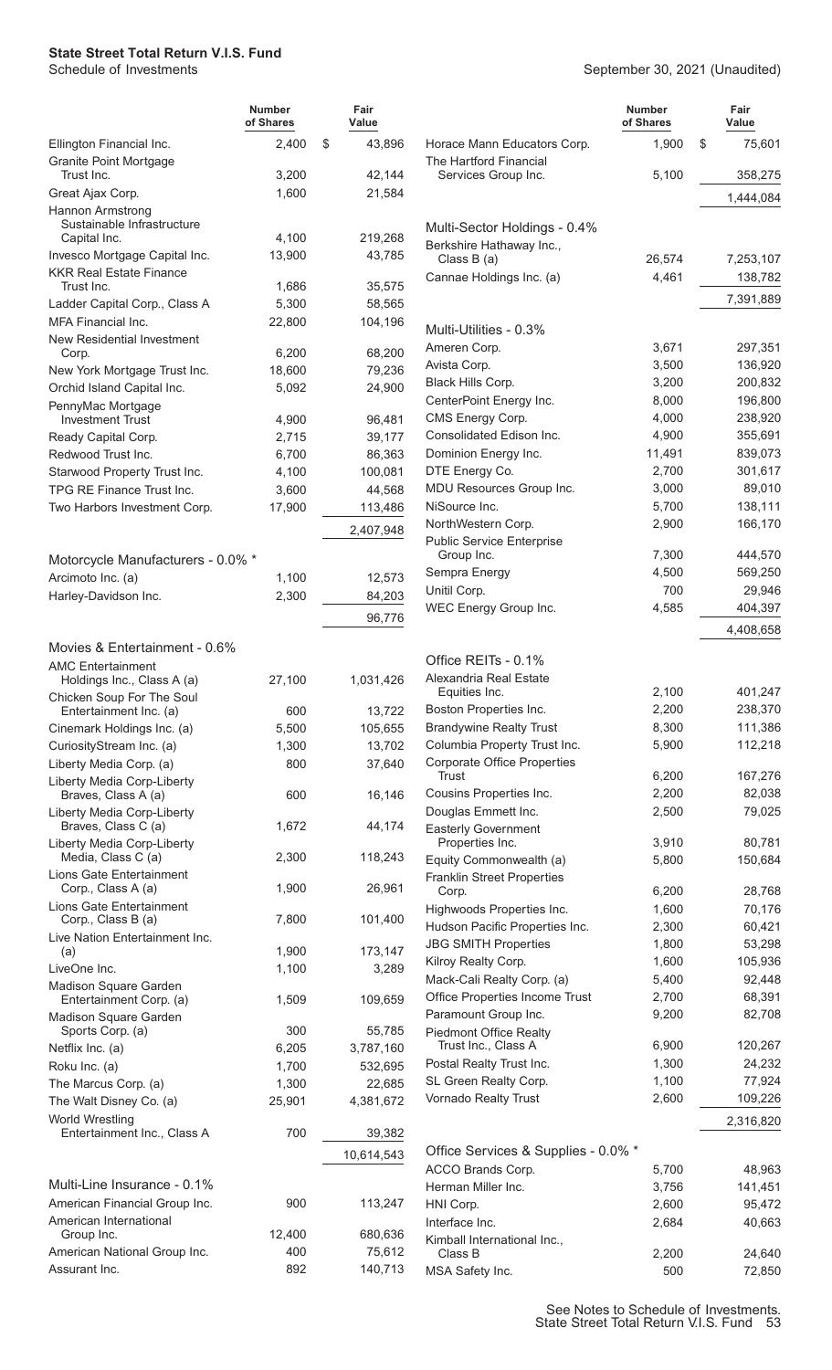**State Street Total Return V.I.S. Fund**
Schedule of Investments

September 30, 2021 (Unaudited)

| | Number of Shares | Fair Value |
|---|---|---|
| Ellington Financial Inc. | 2,400 | $ 43,896 |
| Granite Point Mortgage Trust Inc. | 3,200 | 42,144 |
| Great Ajax Corp. | 1,600 | 21,584 |
| Hannon Armstrong Sustainable Infrastructure Capital Inc. | 4,100 | 219,268 |
| Invesco Mortgage Capital Inc. | 13,900 | 43,785 |
| KKR Real Estate Finance Trust Inc. | 1,686 | 35,575 |
| Ladder Capital Corp., Class A | 5,300 | 58,565 |
| MFA Financial Inc. | 22,800 | 104,196 |
| New Residential Investment Corp. | 6,200 | 68,200 |
| New York Mortgage Trust Inc. | 18,600 | 79,236 |
| Orchid Island Capital Inc. | 5,092 | 24,900 |
| PennyMac Mortgage Investment Trust | 4,900 | 96,481 |
| Ready Capital Corp. | 2,715 | 39,177 |
| Redwood Trust Inc. | 6,700 | 86,363 |
| Starwood Property Trust Inc. | 4,100 | 100,081 |
| TPG RE Finance Trust Inc. | 3,600 | 44,568 |
| Two Harbors Investment Corp. | 17,900 | 113,486 |
| | | 2,407,948 |
| **Motorcycle Manufacturers - 0.0% *** | | |
| Arcimoto Inc. (a) | 1,100 | 12,573 |
| Harley-Davidson Inc. | 2,300 | 84,203 |
| | | 96,776 |
| **Movies & Entertainment - 0.6%** | | |
| AMC Entertainment Holdings Inc., Class A (a) | 27,100 | 1,031,426 |
| Chicken Soup For The Soul Entertainment Inc. (a) | 600 | 13,722 |
| Cinemark Holdings Inc. (a) | 5,500 | 105,655 |
| CuriosityStream Inc. (a) | 1,300 | 13,702 |
| Liberty Media Corp. (a) | 800 | 37,640 |
| Liberty Media Corp-Liberty Braves, Class A (a) | 600 | 16,146 |
| Liberty Media Corp-Liberty Braves, Class C (a) | 1,672 | 44,174 |
| Liberty Media Corp-Liberty Media, Class C (a) | 2,300 | 118,243 |
| Lions Gate Entertainment Corp., Class A (a) | 1,900 | 26,961 |
| Lions Gate Entertainment Corp., Class B (a) | 7,800 | 101,400 |
| Live Nation Entertainment Inc. (a) | 1,900 | 173,147 |
| LiveOne Inc. | 1,100 | 3,289 |
| Madison Square Garden Entertainment Corp. (a) | 1,509 | 109,659 |
| Madison Square Garden Sports Corp. (a) | 300 | 55,785 |
| Netflix Inc. (a) | 6,205 | 3,787,160 |
| Roku Inc. (a) | 1,700 | 532,695 |
| The Marcus Corp. (a) | 1,300 | 22,685 |
| The Walt Disney Co. (a) | 25,901 | 4,381,672 |
| World Wrestling Entertainment Inc., Class A | 700 | 39,382 |
| | | 10,614,543 |
| **Multi-Line Insurance - 0.1%** | | |
| American Financial Group Inc. | 900 | 113,247 |
| American International Group Inc. | 12,400 | 680,636 |
| American National Group Inc. | 400 | 75,612 |
| Assurant Inc. | 892 | 140,713 |
| Horace Mann Educators Corp. | 1,900 | $ 75,601 |
| The Hartford Financial Services Group Inc. | 5,100 | 358,275 |
| | | 1,444,084 |
| **Multi-Sector Holdings - 0.4%** | | |
| Berkshire Hathaway Inc., Class B (a) | 26,574 | 7,253,107 |
| Cannae Holdings Inc. (a) | 4,461 | 138,782 |
| | | 7,391,889 |
| **Multi-Utilities - 0.3%** | | |
| Ameren Corp. | 3,671 | 297,351 |
| Avista Corp. | 3,500 | 136,920 |
| Black Hills Corp. | 3,200 | 200,832 |
| CenterPoint Energy Inc. | 8,000 | 196,800 |
| CMS Energy Corp. | 4,000 | 238,920 |
| Consolidated Edison Inc. | 4,900 | 355,691 |
| Dominion Energy Inc. | 11,491 | 839,073 |
| DTE Energy Co. | 2,700 | 301,617 |
| MDU Resources Group Inc. | 3,000 | 89,010 |
| NiSource Inc. | 5,700 | 138,111 |
| NorthWestern Corp. | 2,900 | 166,170 |
| Public Service Enterprise Group Inc. | 7,300 | 444,570 |
| Sempra Energy | 4,500 | 569,250 |
| Unitil Corp. | 700 | 29,946 |
| WEC Energy Group Inc. | 4,585 | 404,397 |
| | | 4,408,658 |
| **Office REITs - 0.1%** | | |
| Alexandria Real Estate Equities Inc. | 2,100 | 401,247 |
| Boston Properties Inc. | 2,200 | 238,370 |
| Brandywine Realty Trust | 8,300 | 111,386 |
| Columbia Property Trust Inc. | 5,900 | 112,218 |
| Corporate Office Properties Trust | 6,200 | 167,276 |
| Cousins Properties Inc. | 2,200 | 82,038 |
| Douglas Emmett Inc. | 2,500 | 79,025 |
| Easterly Government Properties Inc. | 3,910 | 80,781 |
| Equity Commonwealth (a) | 5,800 | 150,684 |
| Franklin Street Properties Corp. | 6,200 | 28,768 |
| Highwoods Properties Inc. | 1,600 | 70,176 |
| Hudson Pacific Properties Inc. | 2,300 | 60,421 |
| JBG SMITH Properties | 1,800 | 53,298 |
| Kilroy Realty Corp. | 1,600 | 105,936 |
| Mack-Cali Realty Corp. (a) | 5,400 | 92,448 |
| Office Properties Income Trust | 2,700 | 68,391 |
| Paramount Group Inc. | 9,200 | 82,708 |
| Piedmont Office Realty Trust Inc., Class A | 6,900 | 120,267 |
| Postal Realty Trust Inc. | 1,300 | 24,232 |
| SL Green Realty Corp. | 1,100 | 77,924 |
| Vornado Realty Trust | 2,600 | 109,226 |
| | | 2,316,820 |
| **Office Services & Supplies - 0.0% *** | | |
| ACCO Brands Corp. | 5,700 | 48,963 |
| Herman Miller Inc. | 3,756 | 141,451 |
| HNI Corp. | 2,600 | 95,472 |
| Interface Inc. | 2,684 | 40,663 |
| Kimball International Inc., Class B | 2,200 | 24,640 |
| MSA Safety Inc. | 500 | 72,850 |

See Notes to Schedule of Investments.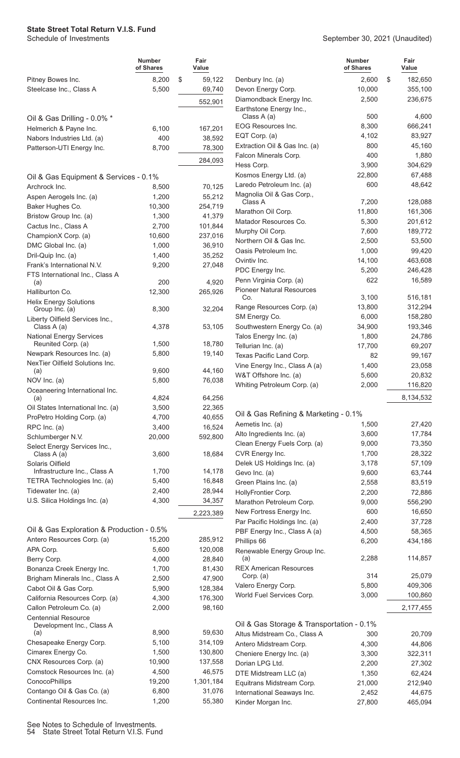# State Street Total Return V.I.S. Fund

Schedule of Investments

September 30, 2021 (Unaudited)

| | Number of Shares | Fair Value |
|---|---|---|
| Pitney Bowes Inc. | 8,200 | $ 59,122 |
| Steelcase Inc., Class A | 5,500 | 69,740 |
| | | 552,901 |
| **Oil & Gas Drilling - 0.0% *** | | |
| Helmerich & Payne Inc. | 6,100 | 167,201 |
| Nabors Industries Ltd. (a) | 400 | 38,592 |
| Patterson-UTI Energy Inc. | 8,700 | 78,300 |
| | | 284,093 |
| **Oil & Gas Equipment & Services - 0.1%** | | |
| Archrock Inc. | 8,500 | 70,125 |
| Aspen Aerogels Inc. (a) | 1,200 | 55,212 |
| Baker Hughes Co. | 10,300 | 254,719 |
| Bristow Group Inc. (a) | 1,300 | 41,379 |
| Cactus Inc., Class A | 2,700 | 101,844 |
| ChampionX Corp. (a) | 10,600 | 237,016 |
| DMC Global Inc. (a) | 1,000 | 36,910 |
| Dril-Quip Inc. (a) | 1,400 | 35,252 |
| Frank's International N.V. | 9,200 | 27,048 |
| FTS International Inc., Class A (a) | 200 | 4,920 |
| Halliburton Co. | 12,300 | 265,926 |
| Helix Energy Solutions Group Inc. (a) | 8,300 | 32,204 |
| Liberty Oilfield Services Inc., Class A (a) | 4,378 | 53,105 |
| National Energy Services Reunited Corp. (a) | 1,500 | 18,780 |
| Newpark Resources Inc. (a) | 5,800 | 19,140 |
| NexTier Oilfield Solutions Inc. (a) | 9,600 | 44,160 |
| NOV Inc. (a) | 5,800 | 76,038 |
| Oceaneering International Inc. (a) | 4,824 | 64,256 |
| Oil States International Inc. (a) | 3,500 | 22,365 |
| ProPetro Holding Corp. (a) | 4,700 | 40,655 |
| RPC Inc. (a) | 3,400 | 16,524 |
| Schlumberger N.V. | 20,000 | 592,800 |
| Select Energy Services Inc., Class A (a) | 3,600 | 18,684 |
| Solaris Oilfield Infrastructure Inc., Class A | 1,700 | 14,178 |
| TETRA Technologies Inc. (a) | 5,400 | 16,848 |
| Tidewater Inc. (a) | 2,400 | 28,944 |
| U.S. Silica Holdings Inc. (a) | 4,300 | 34,357 |
| | | 2,223,389 |
| **Oil & Gas Exploration & Production - 0.5%** | | |
| Antero Resources Corp. (a) | 15,200 | 285,912 |
| APA Corp. | 5,600 | 120,008 |
| Berry Corp. | 4,000 | 28,840 |
| Bonanza Creek Energy Inc. | 1,700 | 81,430 |
| Brigham Minerals Inc., Class A | 2,500 | 47,900 |
| Cabot Oil & Gas Corp. | 5,900 | 128,384 |
| California Resources Corp. (a) | 4,300 | 176,300 |
| Callon Petroleum Co. (a) | 2,000 | 98,160 |
| Centennial Resource Development Inc., Class A (a) | 8,900 | 59,630 |
| Chesapeake Energy Corp. | 5,100 | 314,109 |
| Cimarex Energy Co. | 1,500 | 130,800 |
| CNX Resources Corp. (a) | 10,900 | 137,558 |
| Comstock Resources Inc. (a) | 4,500 | 46,575 |
| ConocoPhillips | 19,200 | 1,301,184 |
| Contango Oil & Gas Co. (a) | 6,800 | 31,076 |
| Continental Resources Inc. | 1,200 | 55,380 |
| Denbury Inc. (a) | 2,600 | $ 182,650 |
| Devon Energy Corp. | 10,000 | 355,100 |
| Diamondback Energy Inc. | 2,500 | 236,675 |
| Earthstone Energy Inc., Class A (a) | 500 | 4,600 |
| EOG Resources Inc. | 8,300 | 666,241 |
| EQT Corp. (a) | 4,102 | 83,927 |
| Extraction Oil & Gas Inc. (a) | 800 | 45,160 |
| Falcon Minerals Corp. | 400 | 1,880 |
| Hess Corp. | 3,900 | 304,629 |
| Kosmos Energy Ltd. (a) | 22,800 | 67,488 |
| Laredo Petroleum Inc. (a) | 600 | 48,642 |
| Magnolia Oil & Gas Corp., Class A | 7,200 | 128,088 |
| Marathon Oil Corp. | 11,800 | 161,306 |
| Matador Resources Co. | 5,300 | 201,612 |
| Murphy Oil Corp. | 7,600 | 189,772 |
| Northern Oil & Gas Inc. | 2,500 | 53,500 |
| Oasis Petroleum Inc. | 1,000 | 99,420 |
| Ovintiv Inc. | 14,100 | 463,608 |
| PDC Energy Inc. | 5,200 | 246,428 |
| Penn Virginia Corp. (a) | 622 | 16,589 |
| Pioneer Natural Resources Co. | 3,100 | 516,181 |
| Range Resources Corp. (a) | 13,800 | 312,294 |
| SM Energy Co. | 6,000 | 158,280 |
| Southwestern Energy Co. (a) | 34,900 | 193,346 |
| Talos Energy Inc. (a) | 1,800 | 24,786 |
| Tellurian Inc. (a) | 17,700 | 69,207 |
| Texas Pacific Land Corp. | 82 | 99,167 |
| Vine Energy Inc., Class A (a) | 1,400 | 23,058 |
| W&T Offshore Inc. (a) | 5,600 | 20,832 |
| Whiting Petroleum Corp. (a) | 2,000 | 116,820 |
| | | 8,134,532 |
| **Oil & Gas Refining & Marketing - 0.1%** | | |
| Aemetis Inc. (a) | 1,500 | 27,420 |
| Alto Ingredients Inc. (a) | 3,600 | 17,784 |
| Clean Energy Fuels Corp. (a) | 9,000 | 73,350 |
| CVR Energy Inc. | 1,700 | 28,322 |
| Delek US Holdings Inc. (a) | 3,178 | 57,109 |
| Gevo Inc. (a) | 9,600 | 63,744 |
| Green Plains Inc. (a) | 2,558 | 83,519 |
| HollyFrontier Corp. | 2,200 | 72,886 |
| Marathon Petroleum Corp. | 9,000 | 556,290 |
| New Fortress Energy Inc. | 600 | 16,650 |
| Par Pacific Holdings Inc. (a) | 2,400 | 37,728 |
| PBF Energy Inc., Class A (a) | 4,500 | 58,365 |
| Phillips 66 | 6,200 | 434,186 |
| Renewable Energy Group Inc. (a) | 2,288 | 114,857 |
| REX American Resources Corp. (a) | 314 | 25,079 |
| Valero Energy Corp. | 5,800 | 409,306 |
| World Fuel Services Corp. | 3,000 | 100,860 |
| | | 2,177,455 |
| **Oil & Gas Storage & Transportation - 0.1%** | | |
| Altus Midstream Co., Class A | 300 | 20,709 |
| Antero Midstream Corp. | 4,300 | 44,806 |
| Cheniere Energy Inc. (a) | 3,300 | 322,311 |
| Dorian LPG Ltd. | 2,200 | 27,302 |
| DTE Midstream LLC (a) | 1,350 | 62,424 |
| Equitrans Midstream Corp. | 21,000 | 212,940 |
| International Seaways Inc. | 2,452 | 44,675 |
| Kinder Morgan Inc. | 27,800 | 465,094 |

See Notes to Schedule of Investments.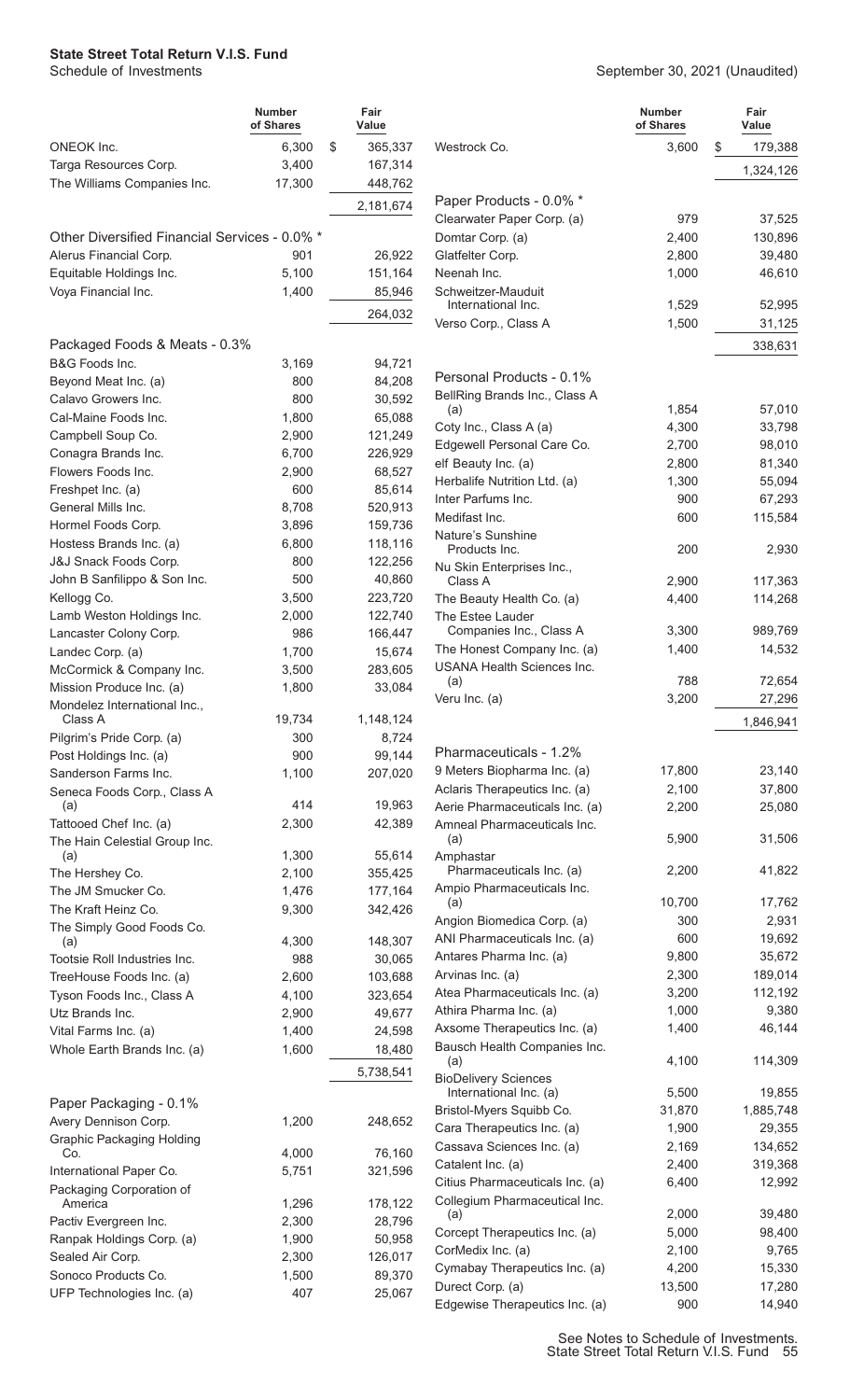**State Street Total Return V.I.S. Fund**
Schedule of Investments

September 30, 2021 (Unaudited)

| | Number of Shares | Fair Value |
|---|---|---|
| ONEOK Inc. | 6,300 | $ 365,337 |
| Targa Resources Corp. | 3,400 | 167,314 |
| The Williams Companies Inc. | 17,300 | 448,762 |
| | | 2,181,674 |
| **Other Diversified Financial Services - 0.0% *** | | |
| Alerus Financial Corp. | 901 | 26,922 |
| Equitable Holdings Inc. | 5,100 | 151,164 |
| Voya Financial Inc. | 1,400 | 85,946 |
| | | 264,032 |
| **Packaged Foods & Meats - 0.3%** | | |
| B&G Foods Inc. | 3,169 | 94,721 |
| Beyond Meat Inc. (a) | 800 | 84,208 |
| Calavo Growers Inc. | 800 | 30,592 |
| Cal-Maine Foods Inc. | 1,800 | 65,088 |
| Campbell Soup Co. | 2,900 | 121,249 |
| Conagra Brands Inc. | 6,700 | 226,929 |
| Flowers Foods Inc. | 2,900 | 68,527 |
| Freshpet Inc. (a) | 600 | 85,614 |
| General Mills Inc. | 8,708 | 520,913 |
| Hormel Foods Corp. | 3,896 | 159,736 |
| Hostess Brands Inc. (a) | 6,800 | 118,116 |
| J&J Snack Foods Corp. | 800 | 122,256 |
| John B Sanfilippo & Son Inc. | 500 | 40,860 |
| Kellogg Co. | 3,500 | 223,720 |
| Lamb Weston Holdings Inc. | 2,000 | 122,740 |
| Lancaster Colony Corp. | 986 | 166,447 |
| Landec Corp. (a) | 1,700 | 15,674 |
| McCormick & Company Inc. | 3,500 | 283,605 |
| Mission Produce Inc. (a) | 1,800 | 33,084 |
| Mondelez International Inc., Class A | 19,734 | 1,148,124 |
| Pilgrim's Pride Corp. (a) | 300 | 8,724 |
| Post Holdings Inc. (a) | 900 | 99,144 |
| Sanderson Farms Inc. | 1,100 | 207,020 |
| Seneca Foods Corp., Class A (a) | 414 | 19,963 |
| Tattooed Chef Inc. (a) | 2,300 | 42,389 |
| The Hain Celestial Group Inc. (a) | 1,300 | 55,614 |
| The Hershey Co. | 2,100 | 355,425 |
| The JM Smucker Co. | 1,476 | 177,164 |
| The Kraft Heinz Co. | 9,300 | 342,426 |
| The Simply Good Foods Co. (a) | 4,300 | 148,307 |
| Tootsie Roll Industries Inc. | 988 | 30,065 |
| TreeHouse Foods Inc. (a) | 2,600 | 103,688 |
| Tyson Foods Inc., Class A | 4,100 | 323,654 |
| Utz Brands Inc. | 2,900 | 49,677 |
| Vital Farms Inc. (a) | 1,400 | 24,598 |
| Whole Earth Brands Inc. (a) | 1,600 | 18,480 |
| | | 5,738,541 |
| **Paper Packaging - 0.1%** | | |
| Avery Dennison Corp. | 1,200 | 248,652 |
| Graphic Packaging Holding Co. | 4,000 | 76,160 |
| International Paper Co. | 5,751 | 321,596 |
| Packaging Corporation of America | 1,296 | 178,122 |
| Pactiv Evergreen Inc. | 2,300 | 28,796 |
| Ranpak Holdings Corp. (a) | 1,900 | 50,958 |
| Sealed Air Corp. | 2,300 | 126,017 |
| Sonoco Products Co. | 1,500 | 89,370 |
| UFP Technologies Inc. (a) | 407 | 25,067 |
| Westrock Co. | 3,600 | $ 179,388 |
| | | 1,324,126 |
| **Paper Products - 0.0% *** | | |
| Clearwater Paper Corp. (a) | 979 | 37,525 |
| Domtar Corp. (a) | 2,400 | 130,896 |
| Glatfelter Corp. | 2,800 | 39,480 |
| Neenah Inc. | 1,000 | 46,610 |
| Schweitzer-Mauduit International Inc. | 1,529 | 52,995 |
| Verso Corp., Class A | 1,500 | 31,125 |
| | | 338,631 |
| **Personal Products - 0.1%** | | |
| BellRing Brands Inc., Class A (a) | 1,854 | 57,010 |
| Coty Inc., Class A (a) | 4,300 | 33,798 |
| Edgewell Personal Care Co. | 2,700 | 98,010 |
| elf Beauty Inc. (a) | 2,800 | 81,340 |
| Herbalife Nutrition Ltd. (a) | 1,300 | 55,094 |
| Inter Parfums Inc. | 900 | 67,293 |
| Medifast Inc. | 600 | 115,584 |
| Nature's Sunshine Products Inc. | 200 | 2,930 |
| Nu Skin Enterprises Inc., Class A | 2,900 | 117,363 |
| The Beauty Health Co. (a) | 4,400 | 114,268 |
| The Estee Lauder Companies Inc., Class A | 3,300 | 989,769 |
| The Honest Company Inc. (a) | 1,400 | 14,532 |
| USANA Health Sciences Inc. (a) | 788 | 72,654 |
| Veru Inc. (a) | 3,200 | 27,296 |
| | | 1,846,941 |
| **Pharmaceuticals - 1.2%** | | |
| 9 Meters Biopharma Inc. (a) | 17,800 | 23,140 |
| Aclaris Therapeutics Inc. (a) | 2,100 | 37,800 |
| Aerie Pharmaceuticals Inc. (a) | 2,200 | 25,080 |
| Amneal Pharmaceuticals Inc. (a) | 5,900 | 31,506 |
| Amphastar Pharmaceuticals Inc. (a) | 2,200 | 41,822 |
| Ampio Pharmaceuticals Inc. (a) | 10,700 | 17,762 |
| Angion Biomedica Corp. (a) | 300 | 2,931 |
| ANI Pharmaceuticals Inc. (a) | 600 | 19,692 |
| Antares Pharma Inc. (a) | 9,800 | 35,672 |
| Arvinas Inc. (a) | 2,300 | 189,014 |
| Atea Pharmaceuticals Inc. (a) | 3,200 | 112,192 |
| Athira Pharma Inc. (a) | 1,000 | 9,380 |
| Axsome Therapeutics Inc. (a) | 1,400 | 46,144 |
| Bausch Health Companies Inc. (a) | 4,100 | 114,309 |
| BioDelivery Sciences International Inc. (a) | 5,500 | 19,855 |
| Bristol-Myers Squibb Co. | 31,870 | 1,885,748 |
| Cara Therapeutics Inc. (a) | 1,900 | 29,355 |
| Cassava Sciences Inc. (a) | 2,169 | 134,652 |
| Catalent Inc. (a) | 2,400 | 319,368 |
| Citius Pharmaceuticals Inc. (a) | 6,400 | 12,992 |
| Collegium Pharmaceutical Inc. (a) | 2,000 | 39,480 |
| Corcept Therapeutics Inc. (a) | 5,000 | 98,400 |
| CorMedix Inc. (a) | 2,100 | 9,765 |
| Cymabay Therapeutics Inc. (a) | 4,200 | 15,330 |
| Durect Corp. (a) | 13,500 | 17,280 |
| Edgewise Therapeutics Inc. (a) | 900 | 14,940 |

See Notes to Schedule of Investments.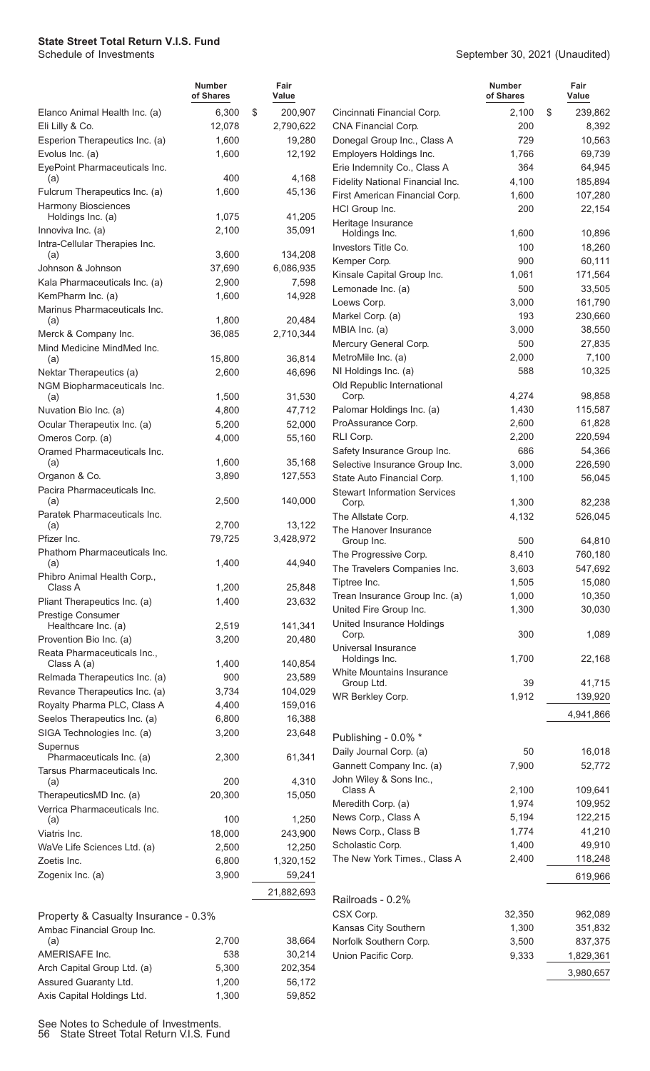# State Street Total Return V.I.S. Fund

Schedule of Investments

September 30, 2021 (Unaudited)

| | Number of Shares | Fair Value |
|---|---|---|
| Elanco Animal Health Inc. (a) | 6,300 | $ 200,907 |
| Eli Lilly & Co. | 12,078 | 2,790,622 |
| Esperion Therapeutics Inc. (a) | 1,600 | 19,280 |
| Evolus Inc. (a) | 1,600 | 12,192 |
| EyePoint Pharmaceuticals Inc. (a) | 400 | 4,168 |
| Fulcrum Therapeutics Inc. (a) | 1,600 | 45,136 |
| Harmony Biosciences Holdings Inc. (a) | 1,075 | 41,205 |
| Innoviva Inc. (a) | 2,100 | 35,091 |
| Intra-Cellular Therapies Inc. (a) | 3,600 | 134,208 |
| Johnson & Johnson | 37,690 | 6,086,935 |
| Kala Pharmaceuticals Inc. (a) | 2,900 | 7,598 |
| KemPharm Inc. (a) | 1,600 | 14,928 |
| Marinus Pharmaceuticals Inc. (a) | 1,800 | 20,484 |
| Merck & Company Inc. | 36,085 | 2,710,344 |
| Mind Medicine MindMed Inc. (a) | 15,800 | 36,814 |
| Nektar Therapeutics (a) | 2,600 | 46,696 |
| NGM Biopharmaceuticals Inc. (a) | 1,500 | 31,530 |
| Nuvation Bio Inc. (a) | 4,800 | 47,712 |
| Ocular Therapeutix Inc. (a) | 5,200 | 52,000 |
| Omeros Corp. (a) | 4,000 | 55,160 |
| Oramed Pharmaceuticals Inc. (a) | 1,600 | 35,168 |
| Organon & Co. | 3,890 | 127,553 |
| Pacira Pharmaceuticals Inc. (a) | 2,500 | 140,000 |
| Paratek Pharmaceuticals Inc. (a) | 2,700 | 13,122 |
| Pfizer Inc. | 79,725 | 3,428,972 |
| Phathom Pharmaceuticals Inc. (a) | 1,400 | 44,940 |
| Phibro Animal Health Corp., Class A | 1,200 | 25,848 |
| Pliant Therapeutics Inc. (a) | 1,400 | 23,632 |
| Prestige Consumer Healthcare Inc. (a) | 2,519 | 141,341 |
| Provention Bio Inc. (a) | 3,200 | 20,480 |
| Reata Pharmaceuticals Inc., Class A (a) | 1,400 | 140,854 |
| Relmada Therapeutics Inc. (a) | 900 | 23,589 |
| Revance Therapeutics Inc. (a) | 3,734 | 104,029 |
| Royalty Pharma PLC, Class A | 4,400 | 159,016 |
| Seelos Therapeutics Inc. (a) | 6,800 | 16,388 |
| SIGA Technologies Inc. (a) | 3,200 | 23,648 |
| Supernus Pharmaceuticals Inc. (a) | 2,300 | 61,341 |
| Tarsus Pharmaceuticals Inc. (a) | 200 | 4,310 |
| TherapeuticsMD Inc. (a) | 20,300 | 15,050 |
| Verrica Pharmaceuticals Inc. (a) | 100 | 1,250 |
| Viatris Inc. | 18,000 | 243,900 |
| WaVe Life Sciences Ltd. (a) | 2,500 | 12,250 |
| Zoetis Inc. | 6,800 | 1,320,152 |
| Zogenix Inc. (a) | 3,900 | 59,241 |
| | | 21,882,693 |
| **Property & Casualty Insurance - 0.3%** | | |
| Ambac Financial Group Inc. (a) | 2,700 | 38,664 |
| AMERISAFE Inc. | 538 | 30,214 |
| Arch Capital Group Ltd. (a) | 5,300 | 202,354 |
| Assured Guaranty Ltd. | 1,200 | 56,172 |
| Axis Capital Holdings Ltd. | 1,300 | 59,852 |
| Cincinnati Financial Corp. | 2,100 | $ 239,862 |
| CNA Financial Corp. | 200 | 8,392 |
| Donegal Group Inc., Class A | 729 | 10,563 |
| Employers Holdings Inc. | 1,766 | 69,739 |
| Erie Indemnity Co., Class A | 364 | 64,945 |
| Fidelity National Financial Inc. | 4,100 | 185,894 |
| First American Financial Corp. | 1,600 | 107,280 |
| HCI Group Inc. | 200 | 22,154 |
| Heritage Insurance Holdings Inc. | 1,600 | 10,896 |
| Investors Title Co. | 100 | 18,260 |
| Kemper Corp. | 900 | 60,111 |
| Kinsale Capital Group Inc. | 1,061 | 171,564 |
| Lemonade Inc. (a) | 500 | 33,505 |
| Loews Corp. | 3,000 | 161,790 |
| Markel Corp. (a) | 193 | 230,660 |
| MBIA Inc. (a) | 3,000 | 38,550 |
| Mercury General Corp. | 500 | 27,835 |
| MetroMile Inc. (a) | 2,000 | 7,100 |
| NI Holdings Inc. (a) | 588 | 10,325 |
| Old Republic International Corp. | 4,274 | 98,858 |
| Palomar Holdings Inc. (a) | 1,430 | 115,587 |
| ProAssurance Corp. | 2,600 | 61,828 |
| RLI Corp. | 2,200 | 220,594 |
| Safety Insurance Group Inc. | 686 | 54,366 |
| Selective Insurance Group Inc. | 3,000 | 226,590 |
| State Auto Financial Corp. | 1,100 | 56,045 |
| Stewart Information Services Corp. | 1,300 | 82,238 |
| The Allstate Corp. | 4,132 | 526,045 |
| The Hanover Insurance Group Inc. | 500 | 64,810 |
| The Progressive Corp. | 8,410 | 760,180 |
| The Travelers Companies Inc. | 3,603 | 547,692 |
| Tiptree Inc. | 1,505 | 15,080 |
| Trean Insurance Group Inc. (a) | 1,000 | 10,350 |
| United Fire Group Inc. | 1,300 | 30,030 |
| United Insurance Holdings Corp. | 300 | 1,089 |
| Universal Insurance Holdings Inc. | 1,700 | 22,168 |
| White Mountains Insurance Group Ltd. | 39 | 41,715 |
| WR Berkley Corp. | 1,912 | 139,920 |
| | | 4,941,866 |
| **Publishing - 0.0% *** | | |
| Daily Journal Corp. (a) | 50 | 16,018 |
| Gannett Company Inc. (a) | 7,900 | 52,772 |
| John Wiley & Sons Inc., Class A | 2,100 | 109,641 |
| Meredith Corp. (a) | 1,974 | 109,952 |
| News Corp., Class A | 5,194 | 122,215 |
| News Corp., Class B | 1,774 | 41,210 |
| Scholastic Corp. | 1,400 | 49,910 |
| The New York Times., Class A | 2,400 | 118,248 |
| | | 619,966 |
| **Railroads - 0.2%** | | |
| CSX Corp. | 32,350 | 962,089 |
| Kansas City Southern | 1,300 | 351,832 |
| Norfolk Southern Corp. | 3,500 | 837,375 |
| Union Pacific Corp. | 9,333 | 1,829,361 |
| | | 3,980,657 |

See Notes to Schedule of Investments.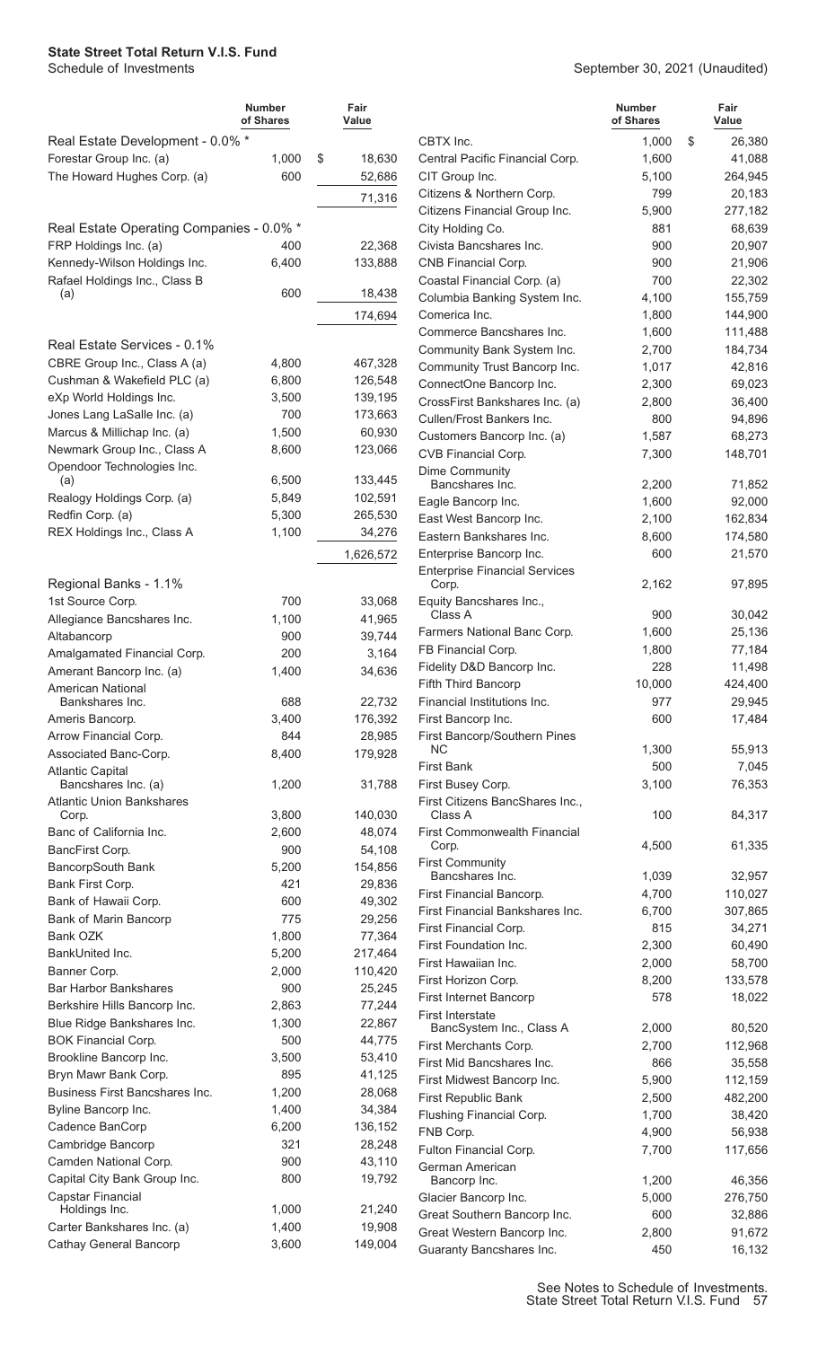**State Street Total Return V.I.S. Fund**
Schedule of Investments

September 30, 2021 (Unaudited)

| | Number of Shares | Fair Value |
|---|---|---|
| **Real Estate Development - 0.0% *** | | |
| Forestar Group Inc. (a) | 1,000 | $ 18,630 |
| The Howard Hughes Corp. (a) | 600 | 52,686 |
| | | 71,316 |
| **Real Estate Operating Companies - 0.0% *** | | |
| FRP Holdings Inc. (a) | 400 | 22,368 |
| Kennedy-Wilson Holdings Inc. | 6,400 | 133,888 |
| Rafael Holdings Inc., Class B (a) | 600 | 18,438 |
| | | 174,694 |
| **Real Estate Services - 0.1%** | | |
| CBRE Group Inc., Class A (a) | 4,800 | 467,328 |
| Cushman & Wakefield PLC (a) | 6,800 | 126,548 |
| eXp World Holdings Inc. | 3,500 | 139,195 |
| Jones Lang LaSalle Inc. (a) | 700 | 173,663 |
| Marcus & Millichap Inc. (a) | 1,500 | 60,930 |
| Newmark Group Inc., Class A | 8,600 | 123,066 |
| Opendoor Technologies Inc. (a) | 6,500 | 133,445 |
| Realogy Holdings Corp. (a) | 5,849 | 102,591 |
| Redfin Corp. (a) | 5,300 | 265,530 |
| REX Holdings Inc., Class A | 1,100 | 34,276 |
| | | 1,626,572 |
| **Regional Banks - 1.1%** | | |
| 1st Source Corp. | 700 | 33,068 |
| Allegiance Bancshares Inc. | 1,100 | 41,965 |
| Altabancorp | 900 | 39,744 |
| Amalgamated Financial Corp. | 200 | 3,164 |
| Amerant Bancorp Inc. (a) | 1,400 | 34,636 |
| American National Bankshares Inc. | 688 | 22,732 |
| Ameris Bancorp. | 3,400 | 176,392 |
| Arrow Financial Corp. | 844 | 28,985 |
| Associated Banc-Corp. | 8,400 | 179,928 |
| Atlantic Capital Bancshares Inc. (a) | 1,200 | 31,788 |
| Atlantic Union Bankshares Corp. | 3,800 | 140,030 |
| Banc of California Inc. | 2,600 | 48,074 |
| BancFirst Corp. | 900 | 54,108 |
| BancorpSouth Bank | 5,200 | 154,856 |
| Bank First Corp. | 421 | 29,836 |
| Bank of Hawaii Corp. | 600 | 49,302 |
| Bank of Marin Bancorp | 775 | 29,256 |
| Bank OZK | 1,800 | 77,364 |
| BankUnited Inc. | 5,200 | 217,464 |
| Banner Corp. | 2,000 | 110,420 |
| Bar Harbor Bankshares | 900 | 25,245 |
| Berkshire Hills Bancorp Inc. | 2,863 | 77,244 |
| Blue Ridge Bankshares Inc. | 1,300 | 22,867 |
| BOK Financial Corp. | 500 | 44,775 |
| Brookline Bancorp Inc. | 3,500 | 53,410 |
| Bryn Mawr Bank Corp. | 895 | 41,125 |
| Business First Bancshares Inc. | 1,200 | 28,068 |
| Byline Bancorp Inc. | 1,400 | 34,384 |
| Cadence BanCorp | 6,200 | 136,152 |
| Cambridge Bancorp | 321 | 28,248 |
| Camden National Corp. | 900 | 43,110 |
| Capital City Bank Group Inc. | 800 | 19,792 |
| Capstar Financial Holdings Inc. | 1,000 | 21,240 |
| Carter Bankshares Inc. (a) | 1,400 | 19,908 |
| Cathay General Bancorp | 3,600 | 149,004 |
| CBTX Inc. | 1,000 | $ 26,380 |
| Central Pacific Financial Corp. | 1,600 | 41,088 |
| CIT Group Inc. | 5,100 | 264,945 |
| Citizens & Northern Corp. | 799 | 20,183 |
| Citizens Financial Group Inc. | 5,900 | 277,182 |
| City Holding Co. | 881 | 68,639 |
| Civista Bancshares Inc. | 900 | 20,907 |
| CNB Financial Corp. | 900 | 21,906 |
| Coastal Financial Corp. (a) | 700 | 22,302 |
| Columbia Banking System Inc. | 4,100 | 155,759 |
| Comerica Inc. | 1,800 | 144,900 |
| Commerce Bancshares Inc. | 1,600 | 111,488 |
| Community Bank System Inc. | 2,700 | 184,734 |
| Community Trust Bancorp Inc. | 1,017 | 42,816 |
| ConnectOne Bancorp Inc. | 2,300 | 69,023 |
| CrossFirst Bankshares Inc. (a) | 2,800 | 36,400 |
| Cullen/Frost Bankers Inc. | 800 | 94,896 |
| Customers Bancorp Inc. (a) | 1,587 | 68,273 |
| CVB Financial Corp. | 7,300 | 148,701 |
| Dime Community Bancshares Inc. | 2,200 | 71,852 |
| Eagle Bancorp Inc. | 1,600 | 92,000 |
| East West Bancorp Inc. | 2,100 | 162,834 |
| Eastern Bankshares Inc. | 8,600 | 174,580 |
| Enterprise Bancorp Inc. | 600 | 21,570 |
| Enterprise Financial Services Corp. | 2,162 | 97,895 |
| Equity Bancshares Inc., Class A | 900 | 30,042 |
| Farmers National Banc Corp. | 1,600 | 25,136 |
| FB Financial Corp. | 1,800 | 77,184 |
| Fidelity D&D Bancorp Inc. | 228 | 11,498 |
| Fifth Third Bancorp | 10,000 | 424,400 |
| Financial Institutions Inc. | 977 | 29,945 |
| First Bancorp Inc. | 600 | 17,484 |
| First Bancorp/Southern Pines NC | 1,300 | 55,913 |
| First Bank | 500 | 7,045 |
| First Busey Corp. | 3,100 | 76,353 |
| First Citizens BancShares Inc., Class A | 100 | 84,317 |
| First Commonwealth Financial Corp. | 4,500 | 61,335 |
| First Community Bancshares Inc. | 1,039 | 32,957 |
| First Financial Bancorp. | 4,700 | 110,027 |
| First Financial Bankshares Inc. | 6,700 | 307,865 |
| First Financial Corp. | 815 | 34,271 |
| First Foundation Inc. | 2,300 | 60,490 |
| First Hawaiian Inc. | 2,000 | 58,700 |
| First Horizon Corp. | 8,200 | 133,578 |
| First Internet Bancorp | 578 | 18,022 |
| First Interstate BancSystem Inc., Class A | 2,000 | 80,520 |
| First Merchants Corp. | 2,700 | 112,968 |
| First Mid Bancshares Inc. | 866 | 35,558 |
| First Midwest Bancorp Inc. | 5,900 | 112,159 |
| First Republic Bank | 2,500 | 482,200 |
| Flushing Financial Corp. | 1,700 | 38,420 |
| FNB Corp. | 4,900 | 56,938 |
| Fulton Financial Corp. | 7,700 | 117,656 |
| German American Bancorp Inc. | 1,200 | 46,356 |
| Glacier Bancorp Inc. | 5,000 | 276,750 |
| Great Southern Bancorp Inc. | 600 | 32,886 |
| Great Western Bancorp Inc. | 2,800 | 91,672 |
| Guaranty Bancshares Inc. | 450 | 16,132 |

See Notes to Schedule of Investments.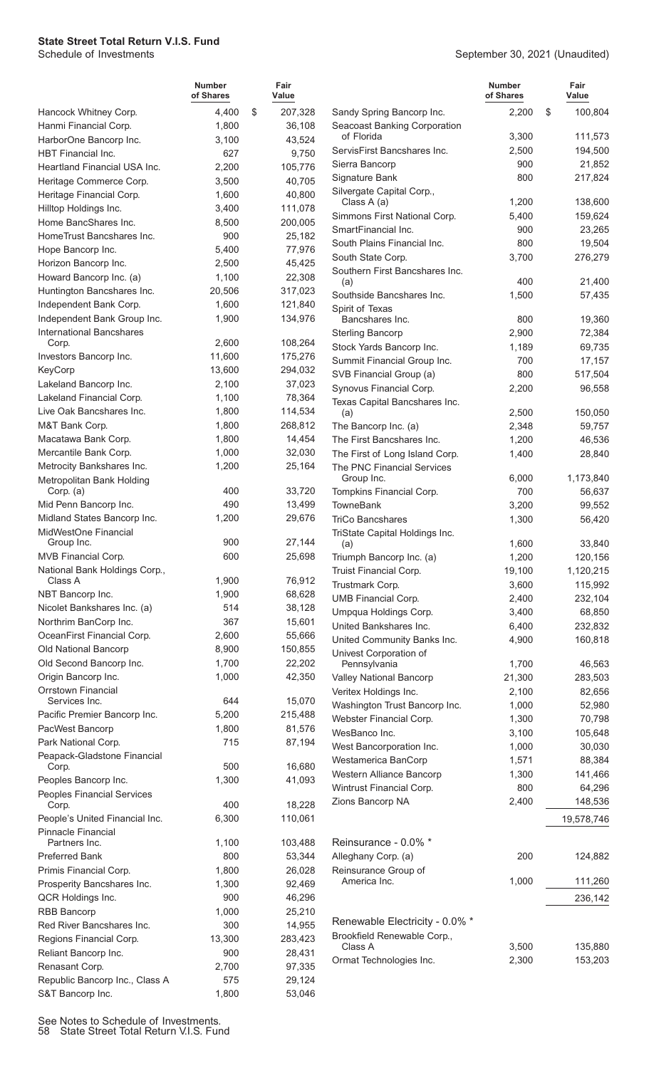| | Number of Shares | Fair Value |
|---|---|---|
| Hancock Whitney Corp. | 4,400 | $ 207,328 |
| Hanmi Financial Corp. | 1,800 | 36,108 |
| HarborOne Bancorp Inc. | 3,100 | 43,524 |
| HBT Financial Inc. | 627 | 9,750 |
| Heartland Financial USA Inc. | 2,200 | 105,776 |
| Heritage Commerce Corp. | 3,500 | 40,705 |
| Heritage Financial Corp. | 1,600 | 40,800 |
| Hilltop Holdings Inc. | 3,400 | 111,078 |
| Home BancShares Inc. | 8,500 | 200,005 |
| HomeTrust Bancshares Inc. | 900 | 25,182 |
| Hope Bancorp Inc. | 5,400 | 77,976 |
| Horizon Bancorp Inc. | 2,500 | 45,425 |
| Howard Bancorp Inc. (a) | 1,100 | 22,308 |
| Huntington Bancshares Inc. | 20,506 | 317,023 |
| Independent Bank Corp. | 1,600 | 121,840 |
| Independent Bank Group Inc. | 1,900 | 134,976 |
| International Bancshares Corp. | 2,600 | 108,264 |
| Investors Bancorp Inc. | 11,600 | 175,276 |
| KeyCorp | 13,600 | 294,032 |
| Lakeland Bancorp Inc. | 2,100 | 37,023 |
| Lakeland Financial Corp. | 1,100 | 78,364 |
| Live Oak Bancshares Inc. | 1,800 | 114,534 |
| M&T Bank Corp. | 1,800 | 268,812 |
| Macatawa Bank Corp. | 1,800 | 14,454 |
| Mercantile Bank Corp. | 1,000 | 32,030 |
| Metrocity Bankshares Inc. | 1,200 | 25,164 |
| Metropolitan Bank Holding Corp. (a) | 400 | 33,720 |
| Mid Penn Bancorp Inc. | 490 | 13,499 |
| Midland States Bancorp Inc. | 1,200 | 29,676 |
| MidWestOne Financial Group Inc. | 900 | 27,144 |
| MVB Financial Corp. | 600 | 25,698 |
| National Bank Holdings Corp., Class A | 1,900 | 76,912 |
| NBT Bancorp Inc. | 1,900 | 68,628 |
| Nicolet Bankshares Inc. (a) | 514 | 38,128 |
| Northrim BanCorp Inc. | 367 | 15,601 |
| OceanFirst Financial Corp. | 2,600 | 55,666 |
| Old National Bancorp | 8,900 | 150,855 |
| Old Second Bancorp Inc. | 1,700 | 22,202 |
| Origin Bancorp Inc. | 1,000 | 42,350 |
| Orrstown Financial Services Inc. | 644 | 15,070 |
| Pacific Premier Bancorp Inc. | 5,200 | 215,488 |
| PacWest Bancorp | 1,800 | 81,576 |
| Park National Corp. | 715 | 87,194 |
| Peapack-Gladstone Financial Corp. | 500 | 16,680 |
| Peoples Bancorp Inc. | 1,300 | 41,093 |
| Peoples Financial Services Corp. | 400 | 18,228 |
| People's United Financial Inc. | 6,300 | 110,061 |
| Pinnacle Financial Partners Inc. | 1,100 | 103,488 |
| Preferred Bank | 800 | 53,344 |
| Primis Financial Corp. | 1,800 | 26,028 |
| Prosperity Bancshares Inc. | 1,300 | 92,469 |
| QCR Holdings Inc. | 900 | 46,296 |
| RBB Bancorp | 1,000 | 25,210 |
| Red River Bancshares Inc. | 300 | 14,955 |
| Regions Financial Corp. | 13,300 | 283,423 |
| Reliant Bancorp Inc. | 900 | 28,431 |
| Renasant Corp. | 2,700 | 97,335 |
| Republic Bancorp Inc., Class A | 575 | 29,124 |
| S&T Bancorp Inc. | 1,800 | 53,046 |
| Sandy Spring Bancorp Inc. | 2,200 | $ 100,804 |
| Seacoast Banking Corporation of Florida | 3,300 | 111,573 |
| ServisFirst Bancshares Inc. | 2,500 | 194,500 |
| Sierra Bancorp | 900 | 21,852 |
| Signature Bank | 800 | 217,824 |
| Silvergate Capital Corp., Class A (a) | 1,200 | 138,600 |
| Simmons First National Corp. | 5,400 | 159,624 |
| SmartFinancial Inc. | 900 | 23,265 |
| South Plains Financial Inc. | 800 | 19,504 |
| South State Corp. | 3,700 | 276,279 |
| Southern First Bancshares Inc. (a) | 400 | 21,400 |
| Southside Bancshares Inc. | 1,500 | 57,435 |
| Spirit of Texas Bancshares Inc. | 800 | 19,360 |
| Sterling Bancorp | 2,900 | 72,384 |
| Stock Yards Bancorp Inc. | 1,189 | 69,735 |
| Summit Financial Group Inc. | 700 | 17,157 |
| SVB Financial Group (a) | 800 | 517,504 |
| Synovus Financial Corp. | 2,200 | 96,558 |
| Texas Capital Bancshares Inc. (a) | 2,500 | 150,050 |
| The Bancorp Inc. (a) | 2,348 | 59,757 |
| The First Bancshares Inc. | 1,200 | 46,536 |
| The First of Long Island Corp. | 1,400 | 28,840 |
| The PNC Financial Services Group Inc. | 6,000 | 1,173,840 |
| Tompkins Financial Corp. | 700 | 56,637 |
| TowneBank | 3,200 | 99,552 |
| TriCo Bancshares | 1,300 | 56,420 |
| TriState Capital Holdings Inc. (a) | 1,600 | 33,840 |
| Triumph Bancorp Inc. (a) | 1,200 | 120,156 |
| Truist Financial Corp. | 19,100 | 1,120,215 |
| Trustmark Corp. | 3,600 | 115,992 |
| UMB Financial Corp. | 2,400 | 232,104 |
| Umpqua Holdings Corp. | 3,400 | 68,850 |
| United Bankshares Inc. | 6,400 | 232,832 |
| United Community Banks Inc. | 4,900 | 160,818 |
| Univest Corporation of Pennsylvania | 1,700 | 46,563 |
| Valley National Bancorp | 21,300 | 283,503 |
| Veritex Holdings Inc. | 2,100 | 82,656 |
| Washington Trust Bancorp Inc. | 1,000 | 52,980 |
| Webster Financial Corp. | 1,300 | 70,798 |
| WesBanco Inc. | 3,100 | 105,648 |
| West Bancorporation Inc. | 1,000 | 30,030 |
| Westamerica BanCorp | 1,571 | 88,384 |
| Western Alliance Bancorp | 1,300 | 141,466 |
| Wintrust Financial Corp. | 800 | 64,296 |
| Zions Bancorp NA | 2,400 | 148,536 |
| | | 19,578,746 |
| **Reinsurance - 0.0% *** | | |
| Alleghany Corp. (a) | 200 | 124,882 |
| Reinsurance Group of America Inc. | 1,000 | 111,260 |
| | | 236,142 |
| **Renewable Electricity - 0.0% *** | | |
| Brookfield Renewable Corp., Class A | 3,500 | 135,880 |
| Ormat Technologies Inc. | 2,300 | 153,203 |

See Notes to Schedule of Investments.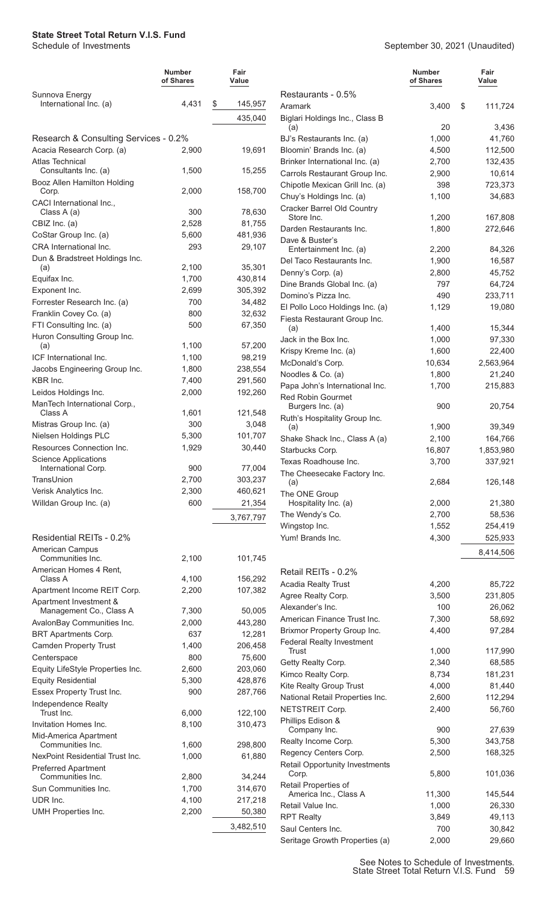| | Number of Shares | Fair Value |
|---|---|---|
| Sunnova Energy International Inc. (a) | 4,431 | $ 145,957 |
| | | 435,040 |
| **Research & Consulting Services - 0.2%** | | |
| Acacia Research Corp. (a) | 2,900 | 19,691 |
| Atlas Technical Consultants Inc. (a) | 1,500 | 15,255 |
| Booz Allen Hamilton Holding Corp. | 2,000 | 158,700 |
| CACI International Inc., Class A (a) | 300 | 78,630 |
| CBIZ Inc. (a) | 2,528 | 81,755 |
| CoStar Group Inc. (a) | 5,600 | 481,936 |
| CRA International Inc. | 293 | 29,107 |
| Dun & Bradstreet Holdings Inc. (a) | 2,100 | 35,301 |
| Equifax Inc. | 1,700 | 430,814 |
| Exponent Inc. | 2,699 | 305,392 |
| Forrester Research Inc. (a) | 700 | 34,482 |
| Franklin Covey Co. (a) | 800 | 32,632 |
| FTI Consulting Inc. (a) | 500 | 67,350 |
| Huron Consulting Group Inc. (a) | 1,100 | 57,200 |
| ICF International Inc. | 1,100 | 98,219 |
| Jacobs Engineering Group Inc. | 1,800 | 238,554 |
| KBR Inc. | 7,400 | 291,560 |
| Leidos Holdings Inc. | 2,000 | 192,260 |
| ManTech International Corp., Class A | 1,601 | 121,548 |
| Mistras Group Inc. (a) | 300 | 3,048 |
| Nielsen Holdings PLC | 5,300 | 101,707 |
| Resources Connection Inc. | 1,929 | 30,440 |
| Science Applications International Corp. | 900 | 77,004 |
| TransUnion | 2,700 | 303,237 |
| Verisk Analytics Inc. | 2,300 | 460,621 |
| Willdan Group Inc. (a) | 600 | 21,354 |
| | | 3,767,797 |
| **Residential REITs - 0.2%** | | |
| American Campus Communities Inc. | 2,100 | 101,745 |
| American Homes 4 Rent, Class A | 4,100 | 156,292 |
| Apartment Income REIT Corp. | 2,200 | 107,382 |
| Apartment Investment & Management Co., Class A | 7,300 | 50,005 |
| AvalonBay Communities Inc. | 2,000 | 443,280 |
| BRT Apartments Corp. | 637 | 12,281 |
| Camden Property Trust | 1,400 | 206,458 |
| Centerspace | 800 | 75,600 |
| Equity LifeStyle Properties Inc. | 2,600 | 203,060 |
| Equity Residential | 5,300 | 428,876 |
| Essex Property Trust Inc. | 900 | 287,766 |
| Independence Realty Trust Inc. | 6,000 | 122,100 |
| Invitation Homes Inc. | 8,100 | 310,473 |
| Mid-America Apartment Communities Inc. | 1,600 | 298,800 |
| NexPoint Residential Trust Inc. | 1,000 | 61,880 |
| Preferred Apartment Communities Inc. | 2,800 | 34,244 |
| Sun Communities Inc. | 1,700 | 314,670 |
| UDR Inc. | 4,100 | 217,218 |
| UMH Properties Inc. | 2,200 | 50,380 |
| | | 3,482,510 |
| **Restaurants - 0.5%** | | |
| Aramark | 3,400 | $ 111,724 |
| Biglari Holdings Inc., Class B (a) | 20 | 3,436 |
| BJ's Restaurants Inc. (a) | 1,000 | 41,760 |
| Bloomin' Brands Inc. (a) | 4,500 | 112,500 |
| Brinker International Inc. (a) | 2,700 | 132,435 |
| Carrols Restaurant Group Inc. | 2,900 | 10,614 |
| Chipotle Mexican Grill Inc. (a) | 398 | 723,373 |
| Chuy's Holdings Inc. (a) | 1,100 | 34,683 |
| Cracker Barrel Old Country Store Inc. | 1,200 | 167,808 |
| Darden Restaurants Inc. | 1,800 | 272,646 |
| Dave & Buster's Entertainment Inc. (a) | 2,200 | 84,326 |
| Del Taco Restaurants Inc. | 1,900 | 16,587 |
| Denny's Corp. (a) | 2,800 | 45,752 |
| Dine Brands Global Inc. (a) | 797 | 64,724 |
| Domino's Pizza Inc. | 490 | 233,711 |
| El Pollo Loco Holdings Inc. (a) | 1,129 | 19,080 |
| Fiesta Restaurant Group Inc. (a) | 1,400 | 15,344 |
| Jack in the Box Inc. | 1,000 | 97,330 |
| Krispy Kreme Inc. (a) | 1,600 | 22,400 |
| McDonald's Corp. | 10,634 | 2,563,964 |
| Noodles & Co. (a) | 1,800 | 21,240 |
| Papa John's International Inc. | 1,700 | 215,883 |
| Red Robin Gourmet Burgers Inc. (a) | 900 | 20,754 |
| Ruth's Hospitality Group Inc. (a) | 1,900 | 39,349 |
| Shake Shack Inc., Class A (a) | 2,100 | 164,766 |
| Starbucks Corp. | 16,807 | 1,853,980 |
| Texas Roadhouse Inc. | 3,700 | 337,921 |
| The Cheesecake Factory Inc. (a) | 2,684 | 126,148 |
| The ONE Group Hospitality Inc. (a) | 2,000 | 21,380 |
| The Wendy's Co. | 2,700 | 58,536 |
| Wingstop Inc. | 1,552 | 254,419 |
| Yum! Brands Inc. | 4,300 | 525,933 |
| | | 8,414,506 |
| **Retail REITs - 0.2%** | | |
| Acadia Realty Trust | 4,200 | 85,722 |
| Agree Realty Corp. | 3,500 | 231,805 |
| Alexander's Inc. | 100 | 26,062 |
| American Finance Trust Inc. | 7,300 | 58,692 |
| Brixmor Property Group Inc. | 4,400 | 97,284 |
| Federal Realty Investment Trust | 1,000 | 117,990 |
| Getty Realty Corp. | 2,340 | 68,585 |
| Kimco Realty Corp. | 8,734 | 181,231 |
| Kite Realty Group Trust | 4,000 | 81,440 |
| National Retail Properties Inc. | 2,600 | 112,294 |
| NETSTREIT Corp. | 2,400 | 56,760 |
| Phillips Edison & Company Inc. | 900 | 27,639 |
| Realty Income Corp. | 5,300 | 343,758 |
| Regency Centers Corp. | 2,500 | 168,325 |
| Retail Opportunity Investments Corp. | 5,800 | 101,036 |
| Retail Properties of America Inc., Class A | 11,300 | 145,544 |
| Retail Value Inc. | 1,000 | 26,330 |
| RPT Realty | 3,849 | 49,113 |
| Saul Centers Inc. | 700 | 30,842 |
| Seritage Growth Properties (a) | 2,000 | 29,660 |

See Notes to Schedule of Investments.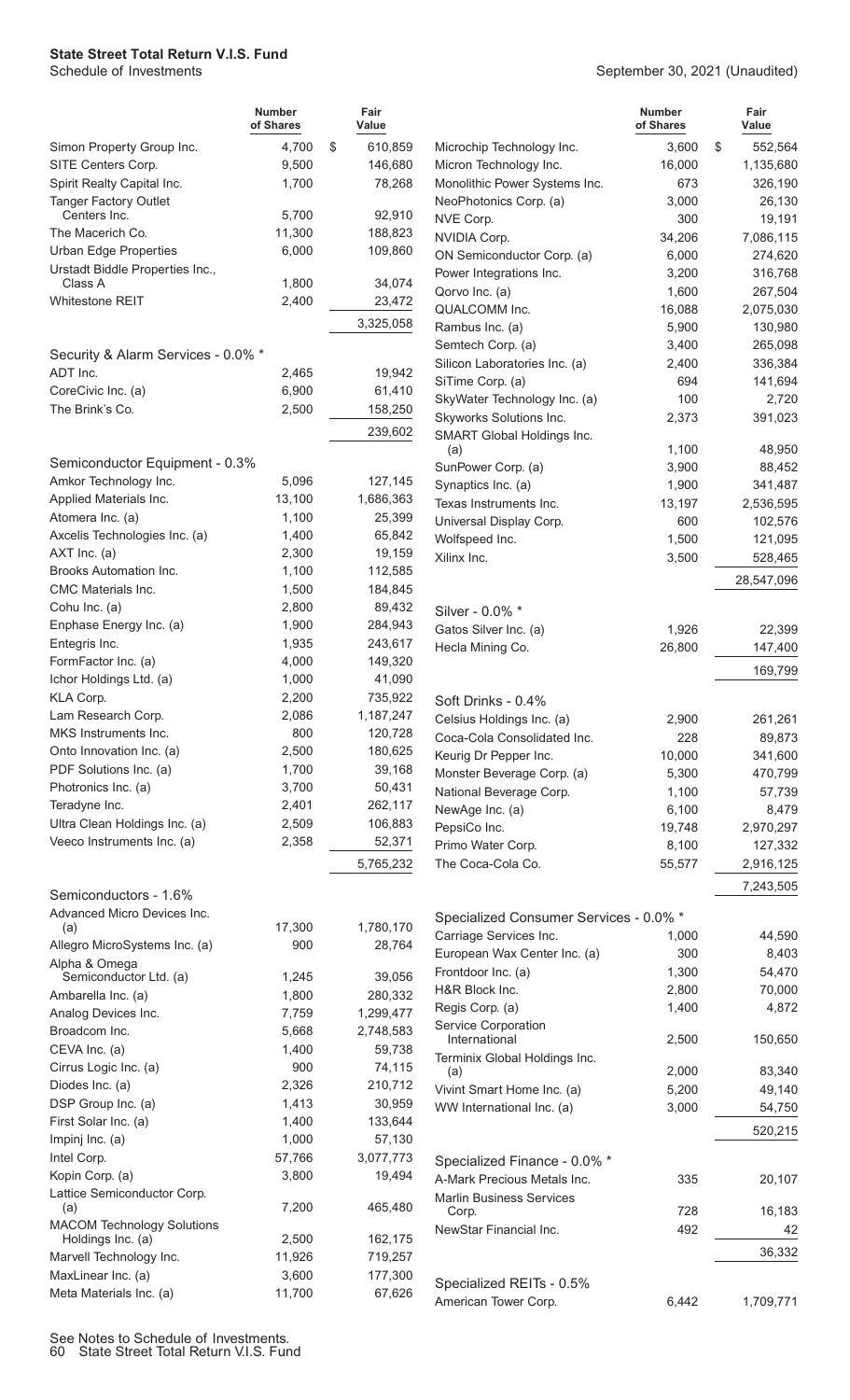**State Street Total Return V.I.S. Fund**
Schedule of Investments

September 30, 2021 (Unaudited)

| | Number of Shares | Fair Value |
|---|---|---|
| Simon Property Group Inc. | 4,700 | $ 610,859 |
| SITE Centers Corp. | 9,500 | 146,680 |
| Spirit Realty Capital Inc. | 1,700 | 78,268 |
| Tanger Factory Outlet Centers Inc. | 5,700 | 92,910 |
| The Macerich Co. | 11,300 | 188,823 |
| Urban Edge Properties | 6,000 | 109,860 |
| Urstadt Biddle Properties Inc., Class A | 1,800 | 34,074 |
| Whitestone REIT | 2,400 | 23,472 |
| | | 3,325,058 |
| **Security & Alarm Services - 0.0% *** | | |
| ADT Inc. | 2,465 | 19,942 |
| CoreCivic Inc. (a) | 6,900 | 61,410 |
| The Brink's Co. | 2,500 | 158,250 |
| | | 239,602 |
| **Semiconductor Equipment - 0.3%** | | |
| Amkor Technology Inc. | 5,096 | 127,145 |
| Applied Materials Inc. | 13,100 | 1,686,363 |
| Atomera Inc. (a) | 1,100 | 25,399 |
| Axcelis Technologies Inc. (a) | 1,400 | 65,842 |
| AXT Inc. (a) | 2,300 | 19,159 |
| Brooks Automation Inc. | 1,100 | 112,585 |
| CMC Materials Inc. | 1,500 | 184,845 |
| Cohu Inc. (a) | 2,800 | 89,432 |
| Enphase Energy Inc. (a) | 1,900 | 284,943 |
| Entegris Inc. | 1,935 | 243,617 |
| FormFactor Inc. (a) | 4,000 | 149,320 |
| Ichor Holdings Ltd. (a) | 1,000 | 41,090 |
| KLA Corp. | 2,200 | 735,922 |
| Lam Research Corp. | 2,086 | 1,187,247 |
| MKS Instruments Inc. | 800 | 120,728 |
| Onto Innovation Inc. (a) | 2,500 | 180,625 |
| PDF Solutions Inc. (a) | 1,700 | 39,168 |
| Photronics Inc. (a) | 3,700 | 50,431 |
| Teradyne Inc. | 2,401 | 262,117 |
| Ultra Clean Holdings Inc. (a) | 2,509 | 106,883 |
| Veeco Instruments Inc. (a) | 2,358 | 52,371 |
| | | 5,765,232 |
| **Semiconductors - 1.6%** | | |
| Advanced Micro Devices Inc. (a) | 17,300 | 1,780,170 |
| Allegro MicroSystems Inc. (a) | 900 | 28,764 |
| Alpha & Omega Semiconductor Ltd. (a) | 1,245 | 39,056 |
| Ambarella Inc. (a) | 1,800 | 280,332 |
| Analog Devices Inc. | 7,759 | 1,299,477 |
| Broadcom Inc. | 5,668 | 2,748,583 |
| CEVA Inc. (a) | 1,400 | 59,738 |
| Cirrus Logic Inc. (a) | 900 | 74,115 |
| Diodes Inc. (a) | 2,326 | 210,712 |
| DSP Group Inc. (a) | 1,413 | 30,959 |
| First Solar Inc. (a) | 1,400 | 133,644 |
| Impinj Inc. (a) | 1,000 | 57,130 |
| Intel Corp. | 57,766 | 3,077,773 |
| Kopin Corp. (a) | 3,800 | 19,494 |
| Lattice Semiconductor Corp. (a) | 7,200 | 465,480 |
| MACOM Technology Solutions Holdings Inc. (a) | 2,500 | 162,175 |
| Marvell Technology Inc. | 11,926 | 719,257 |
| MaxLinear Inc. (a) | 3,600 | 177,300 |
| Meta Materials Inc. (a) | 11,700 | 67,626 |
| Microchip Technology Inc. | 3,600 | $ 552,564 |
| Micron Technology Inc. | 16,000 | 1,135,680 |
| Monolithic Power Systems Inc. | 673 | 326,190 |
| NeoPhotonics Corp. (a) | 3,000 | 26,130 |
| NVE Corp. | 300 | 19,191 |
| NVIDIA Corp. | 34,206 | 7,086,115 |
| ON Semiconductor Corp. (a) | 6,000 | 274,620 |
| Power Integrations Inc. | 3,200 | 316,768 |
| Qorvo Inc. (a) | 1,600 | 267,504 |
| QUALCOMM Inc. | 16,088 | 2,075,030 |
| Rambus Inc. (a) | 5,900 | 130,980 |
| Semtech Corp. (a) | 3,400 | 265,098 |
| Silicon Laboratories Inc. (a) | 2,400 | 336,384 |
| SiTime Corp. (a) | 694 | 141,694 |
| SkyWater Technology Inc. (a) | 100 | 2,720 |
| Skyworks Solutions Inc. | 2,373 | 391,023 |
| SMART Global Holdings Inc. (a) | 1,100 | 48,950 |
| SunPower Corp. (a) | 3,900 | 88,452 |
| Synaptics Inc. (a) | 1,900 | 341,487 |
| Texas Instruments Inc. | 13,197 | 2,536,595 |
| Universal Display Corp. | 600 | 102,576 |
| Wolfspeed Inc. | 1,500 | 121,095 |
| Xilinx Inc. | 3,500 | 528,465 |
| | | 28,547,096 |
| **Silver - 0.0% *** | | |
| Gatos Silver Inc. (a) | 1,926 | 22,399 |
| Hecla Mining Co. | 26,800 | 147,400 |
| | | 169,799 |
| **Soft Drinks - 0.4%** | | |
| Celsius Holdings Inc. (a) | 2,900 | 261,261 |
| Coca-Cola Consolidated Inc. | 228 | 89,873 |
| Keurig Dr Pepper Inc. | 10,000 | 341,600 |
| Monster Beverage Corp. (a) | 5,300 | 470,799 |
| National Beverage Corp. | 1,100 | 57,739 |
| NewAge Inc. (a) | 6,100 | 8,479 |
| PepsiCo Inc. | 19,748 | 2,970,297 |
| Primo Water Corp. | 8,100 | 127,332 |
| The Coca-Cola Co. | 55,577 | 2,916,125 |
| | | 7,243,505 |
| **Specialized Consumer Services - 0.0% *** | | |
| Carriage Services Inc. | 1,000 | 44,590 |
| European Wax Center Inc. (a) | 300 | 8,403 |
| Frontdoor Inc. (a) | 1,300 | 54,470 |
| H&R Block Inc. | 2,800 | 70,000 |
| Regis Corp. (a) | 1,400 | 4,872 |
| Service Corporation International | 2,500 | 150,650 |
| Terminix Global Holdings Inc. (a) | 2,000 | 83,340 |
| Vivint Smart Home Inc. (a) | 5,200 | 49,140 |
| WW International Inc. (a) | 3,000 | 54,750 |
| | | 520,215 |
| **Specialized Finance - 0.0% *** | | |
| A-Mark Precious Metals Inc. | 335 | 20,107 |
| Marlin Business Services Corp. | 728 | 16,183 |
| NewStar Financial Inc. | 492 | 42 |
| | | 36,332 |
| **Specialized REITs - 0.5%** | | |
| American Tower Corp. | 6,442 | 1,709,771 |

See Notes to Schedule of Investments.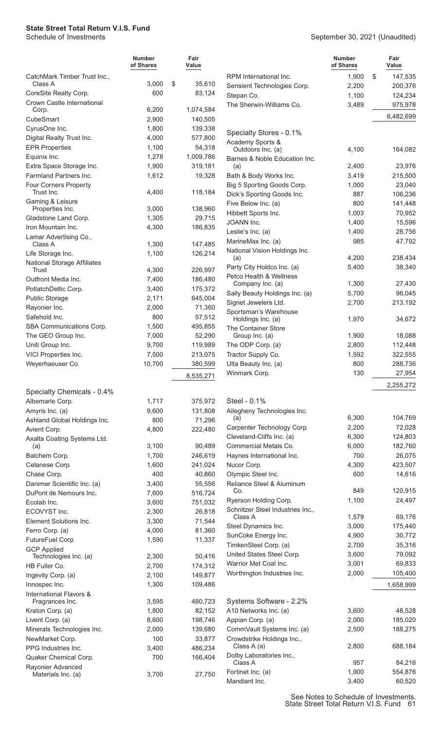| | Number of Shares | Fair Value |
|---|---|---|
| CatchMark Timber Trust Inc., Class A | 3,000 | $ 35,610 |
| CoreSite Realty Corp. | 600 | 83,124 |
| Crown Castle International Corp. | 6,200 | 1,074,584 |
| CubeSmart | 2,900 | 140,505 |
| CyrusOne Inc. | 1,800 | 139,338 |
| Digital Realty Trust Inc. | 4,000 | 577,800 |
| EPR Properties | 1,100 | 54,318 |
| Equinix Inc. | 1,278 | 1,009,786 |
| Extra Space Storage Inc. | 1,900 | 319,181 |
| Farmland Partners Inc. | 1,612 | 19,328 |
| Four Corners Property Trust Inc. | 4,400 | 118,184 |
| Gaming & Leisure Properties Inc. | 3,000 | 138,960 |
| Gladstone Land Corp. | 1,305 | 29,715 |
| Iron Mountain Inc. | 4,300 | 186,835 |
| Lamar Advertising Co., Class A | 1,300 | 147,485 |
| Life Storage Inc. | 1,100 | 126,214 |
| National Storage Affiliates Trust | 4,300 | 226,997 |
| Outfront Media Inc. | 7,400 | 186,480 |
| PotlatchDeltic Corp. | 3,400 | 175,372 |
| Public Storage | 2,171 | 645,004 |
| Rayonier Inc. | 2,000 | 71,360 |
| Safehold Inc. | 800 | 57,512 |
| SBA Communications Corp. | 1,500 | 495,855 |
| The GEO Group Inc. | 7,000 | 52,290 |
| Uniti Group Inc. | 9,700 | 119,989 |
| VICI Properties Inc. | 7,500 | 213,075 |
| Weyerhaeuser Co. | 10,700 | 380,599 |
| | | 8,535,271 |
| **Specialty Chemicals - 0.4%** | | |
| Albemarle Corp. | 1,717 | 375,972 |
| Amyris Inc. (a) | 9,600 | 131,808 |
| Ashland Global Holdings Inc. | 800 | 71,296 |
| Avient Corp. | 4,800 | 222,480 |
| Axalta Coating Systems Ltd. (a) | 3,100 | 90,489 |
| Balchem Corp. | 1,700 | 246,619 |
| Celanese Corp. | 1,600 | 241,024 |
| Chase Corp. | 400 | 40,860 |
| Danimer Scientific Inc. (a) | 3,400 | 55,556 |
| DuPont de Nemours Inc. | 7,600 | 516,724 |
| Ecolab Inc. | 3,600 | 751,032 |
| ECOVYST Inc. | 2,300 | 26,818 |
| Element Solutions Inc. | 3,300 | 71,544 |
| Ferro Corp. (a) | 4,000 | 81,360 |
| FutureFuel Corp. | 1,590 | 11,337 |
| GCP Applied Technologies Inc. (a) | 2,300 | 50,416 |
| HB Fuller Co. | 2,700 | 174,312 |
| Ingevity Corp. (a) | 2,100 | 149,877 |
| Innospec Inc. | 1,300 | 109,486 |
| International Flavors & Fragrances Inc. | 3,595 | 480,723 |
| Kraton Corp. (a) | 1,800 | 82,152 |
| Livent Corp. (a) | 8,600 | 198,746 |
| Minerals Technologies Inc. | 2,000 | 139,680 |
| NewMarket Corp. | 100 | 33,877 |
| PPG Industries Inc. | 3,400 | 486,234 |
| Quaker Chemical Corp. | 700 | 166,404 |
| Rayonier Advanced Materials Inc. (a) | 3,700 | 27,750 |
| RPM International Inc. | 1,900 | 147,535 |
| Sensient Technologies Corp. | 2,200 | 200,376 |
| Stepan Co. | 1,100 | 124,234 |
| The Sherwin-Williams Co. | 3,489 | 975,978 |
| | | 6,482,699 |
| **Specialty Stores - 0.1%** | | |
| Academy Sports & Outdoors Inc. (a) | 4,100 | 164,082 |
| Barnes & Noble Education Inc. (a) | 2,400 | 23,976 |
| Bath & Body Works Inc. | 3,419 | 215,500 |
| Big 5 Sporting Goods Corp. | 1,000 | 23,040 |
| Dick's Sporting Goods Inc. | 887 | 106,236 |
| Five Below Inc. (a) | 800 | 141,448 |
| Hibbett Sports Inc. | 1,003 | 70,952 |
| JOANN Inc. | 1,400 | 15,596 |
| Leslie's Inc. (a) | 1,400 | 28,756 |
| MarineMax Inc. (a) | 985 | 47,792 |
| National Vision Holdings Inc. (a) | 4,200 | 238,434 |
| Party City Holdco Inc. (a) | 5,400 | 38,340 |
| Petco Health & Wellness Company Inc. (a) | 1,300 | 27,430 |
| Sally Beauty Holdings Inc. (a) | 5,700 | 96,045 |
| Signet Jewelers Ltd. | 2,700 | 213,192 |
| Sportsman's Warehouse Holdings Inc. (a) | 1,970 | 34,672 |
| The Container Store Group Inc. (a) | 1,900 | 18,088 |
| The ODP Corp. (a) | 2,800 | 112,448 |
| Tractor Supply Co. | 1,592 | 322,555 |
| Ulta Beauty Inc. (a) | 800 | 288,736 |
| Winmark Corp. | 130 | 27,954 |
| | | 2,255,272 |
| **Steel - 0.1%** | | |
| Allegheny Technologies Inc. (a) | 6,300 | 104,769 |
| Carpenter Technology Corp. | 2,200 | 72,028 |
| Cleveland-Cliffs Inc. (a) | 6,300 | 124,803 |
| Commercial Metals Co. | 6,000 | 182,760 |
| Haynes International Inc. | 700 | 26,075 |
| Nucor Corp. | 4,300 | 423,507 |
| Olympic Steel Inc. | 600 | 14,616 |
| Reliance Steel & Aluminum Co. | 849 | 120,915 |
| Ryerson Holding Corp. | 1,100 | 24,497 |
| Schnitzer Steel Industries Inc., Class A | 1,579 | 69,176 |
| Steel Dynamics Inc. | 3,000 | 175,440 |
| SunCoke Energy Inc. | 4,900 | 30,772 |
| TimkenSteel Corp. (a) | 2,700 | 35,316 |
| United States Steel Corp. | 3,600 | 79,092 |
| Warrior Met Coal Inc. | 3,001 | 69,833 |
| Worthington Industries Inc. | 2,000 | 105,400 |
| | | 1,658,999 |
| **Systems Software - 2.2%** | | |
| A10 Networks Inc. (a) | 3,600 | 48,528 |
| Appian Corp. (a) | 2,000 | 185,020 |
| CommVault Systems Inc. (a) | 2,500 | 188,275 |
| Crowdstrike Holdings Inc., Class A (a) | 2,800 | 688,184 |
| Dolby Laboratories Inc., Class A | 957 | 84,216 |
| Fortinet Inc. (a) | 1,900 | 554,876 |
| Mandiant Inc. | 3,400 | 60,520 |

See Notes to Schedule of Investments.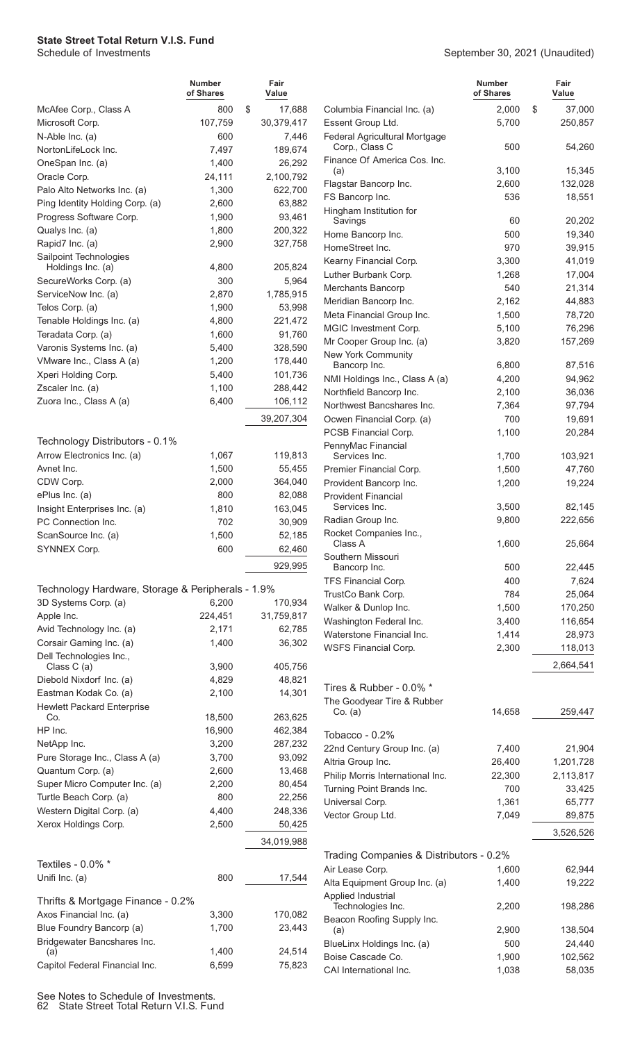**State Street Total Return V.I.S. Fund**
Schedule of Investments

September 30, 2021 (Unaudited)

| | Number of Shares | Fair Value |
|---|---|---|
| McAfee Corp., Class A | 800 | $ 17,688 |
| Microsoft Corp. | 107,759 | 30,379,417 |
| N-Able Inc. (a) | 600 | 7,446 |
| NortonLifeLock Inc. | 7,497 | 189,674 |
| OneSpan Inc. (a) | 1,400 | 26,292 |
| Oracle Corp. | 24,111 | 2,100,792 |
| Palo Alto Networks Inc. (a) | 1,300 | 622,700 |
| Ping Identity Holding Corp. (a) | 2,600 | 63,882 |
| Progress Software Corp. | 1,900 | 93,461 |
| Qualys Inc. (a) | 1,800 | 200,322 |
| Rapid7 Inc. (a) | 2,900 | 327,758 |
| Sailpoint Technologies Holdings Inc. (a) | 4,800 | 205,824 |
| SecureWorks Corp. (a) | 300 | 5,964 |
| ServiceNow Inc. (a) | 2,870 | 1,785,915 |
| Telos Corp. (a) | 1,900 | 53,998 |
| Tenable Holdings Inc. (a) | 4,800 | 221,472 |
| Teradata Corp. (a) | 1,600 | 91,760 |
| Varonis Systems Inc. (a) | 5,400 | 328,590 |
| VMware Inc., Class A (a) | 1,200 | 178,440 |
| Xperi Holding Corp. | 5,400 | 101,736 |
| Zscaler Inc. (a) | 1,100 | 288,442 |
| Zuora Inc., Class A (a) | 6,400 | 106,112 |
| | | 39,207,304 |
| **Technology Distributors - 0.1%** | | |
| Arrow Electronics Inc. (a) | 1,067 | 119,813 |
| Avnet Inc. | 1,500 | 55,455 |
| CDW Corp. | 2,000 | 364,040 |
| ePlus Inc. (a) | 800 | 82,088 |
| Insight Enterprises Inc. (a) | 1,810 | 163,045 |
| PC Connection Inc. | 702 | 30,909 |
| ScanSource Inc. (a) | 1,500 | 52,185 |
| SYNNEX Corp. | 600 | 62,460 |
| | | 929,995 |
| **Technology Hardware, Storage & Peripherals - 1.9%** | | |
| 3D Systems Corp. (a) | 6,200 | 170,934 |
| Apple Inc. | 224,451 | 31,759,817 |
| Avid Technology Inc. (a) | 2,171 | 62,785 |
| Corsair Gaming Inc. (a) | 1,400 | 36,302 |
| Dell Technologies Inc., Class C (a) | 3,900 | 405,756 |
| Diebold Nixdorf Inc. (a) | 4,829 | 48,821 |
| Eastman Kodak Co. (a) | 2,100 | 14,301 |
| Hewlett Packard Enterprise Co. | 18,500 | 263,625 |
| HP Inc. | 16,900 | 462,384 |
| NetApp Inc. | 3,200 | 287,232 |
| Pure Storage Inc., Class A (a) | 3,700 | 93,092 |
| Quantum Corp. (a) | 2,600 | 13,468 |
| Super Micro Computer Inc. (a) | 2,200 | 80,454 |
| Turtle Beach Corp. (a) | 800 | 22,256 |
| Western Digital Corp. (a) | 4,400 | 248,336 |
| Xerox Holdings Corp. | 2,500 | 50,425 |
| | | 34,019,988 |
| **Textiles - 0.0% \*** | | |
| Unifi Inc. (a) | 800 | 17,544 |
| **Thrifts & Mortgage Finance - 0.2%** | | |
| Axos Financial Inc. (a) | 3,300 | 170,082 |
| Blue Foundry Bancorp (a) | 1,700 | 23,443 |
| Bridgewater Bancshares Inc. (a) | 1,400 | 24,514 |
| Capitol Federal Financial Inc. | 6,599 | 75,823 |
| Columbia Financial Inc. (a) | 2,000 | $ 37,000 |
| Essent Group Ltd. | 5,700 | 250,857 |
| Federal Agricultural Mortgage Corp., Class C | 500 | 54,260 |
| Finance Of America Cos. Inc. (a) | 3,100 | 15,345 |
| Flagstar Bancorp Inc. | 2,600 | 132,028 |
| FS Bancorp Inc. | 536 | 18,551 |
| Hingham Institution for Savings | 60 | 20,202 |
| Home Bancorp Inc. | 500 | 19,340 |
| HomeStreet Inc. | 970 | 39,915 |
| Kearny Financial Corp. | 3,300 | 41,019 |
| Luther Burbank Corp. | 1,268 | 17,004 |
| Merchants Bancorp | 540 | 21,314 |
| Meridian Bancorp Inc. | 2,162 | 44,883 |
| Meta Financial Group Inc. | 1,500 | 78,720 |
| MGIC Investment Corp. | 5,100 | 76,296 |
| Mr Cooper Group Inc. (a) | 3,820 | 157,269 |
| New York Community Bancorp Inc. | 6,800 | 87,516 |
| NMI Holdings Inc., Class A (a) | 4,200 | 94,962 |
| Northfield Bancorp Inc. | 2,100 | 36,036 |
| Northwest Bancshares Inc. | 7,364 | 97,794 |
| Ocwen Financial Corp. (a) | 700 | 19,691 |
| PCSB Financial Corp. | 1,100 | 20,284 |
| PennyMac Financial Services Inc. | 1,700 | 103,921 |
| Premier Financial Corp. | 1,500 | 47,760 |
| Provident Bancorp Inc. | 1,200 | 19,224 |
| Provident Financial Services Inc. | 3,500 | 82,145 |
| Radian Group Inc. | 9,800 | 222,656 |
| Rocket Companies Inc., Class A | 1,600 | 25,664 |
| Southern Missouri Bancorp Inc. | 500 | 22,445 |
| TFS Financial Corp. | 400 | 7,624 |
| TrustCo Bank Corp. | 784 | 25,064 |
| Walker & Dunlop Inc. | 1,500 | 170,250 |
| Washington Federal Inc. | 3,400 | 116,654 |
| Waterstone Financial Inc. | 1,414 | 28,973 |
| WSFS Financial Corp. | 2,300 | 118,013 |
| | | 2,664,541 |
| **Tires & Rubber - 0.0% \*** | | |
| The Goodyear Tire & Rubber Co. (a) | 14,658 | 259,447 |
| **Tobacco - 0.2%** | | |
| 22nd Century Group Inc. (a) | 7,400 | 21,904 |
| Altria Group Inc. | 26,400 | 1,201,728 |
| Philip Morris International Inc. | 22,300 | 2,113,817 |
| Turning Point Brands Inc. | 700 | 33,425 |
| Universal Corp. | 1,361 | 65,777 |
| Vector Group Ltd. | 7,049 | 89,875 |
| | | 3,526,526 |
| **Trading Companies & Distributors - 0.2%** | | |
| Air Lease Corp. | 1,600 | 62,944 |
| Alta Equipment Group Inc. (a) | 1,400 | 19,222 |
| Applied Industrial Technologies Inc. | 2,200 | 198,286 |
| Beacon Roofing Supply Inc. (a) | 2,900 | 138,504 |
| BlueLinx Holdings Inc. (a) | 500 | 24,440 |
| Boise Cascade Co. | 1,900 | 102,562 |
| CAI International Inc. | 1,038 | 58,035 |

See Notes to Schedule of Investments.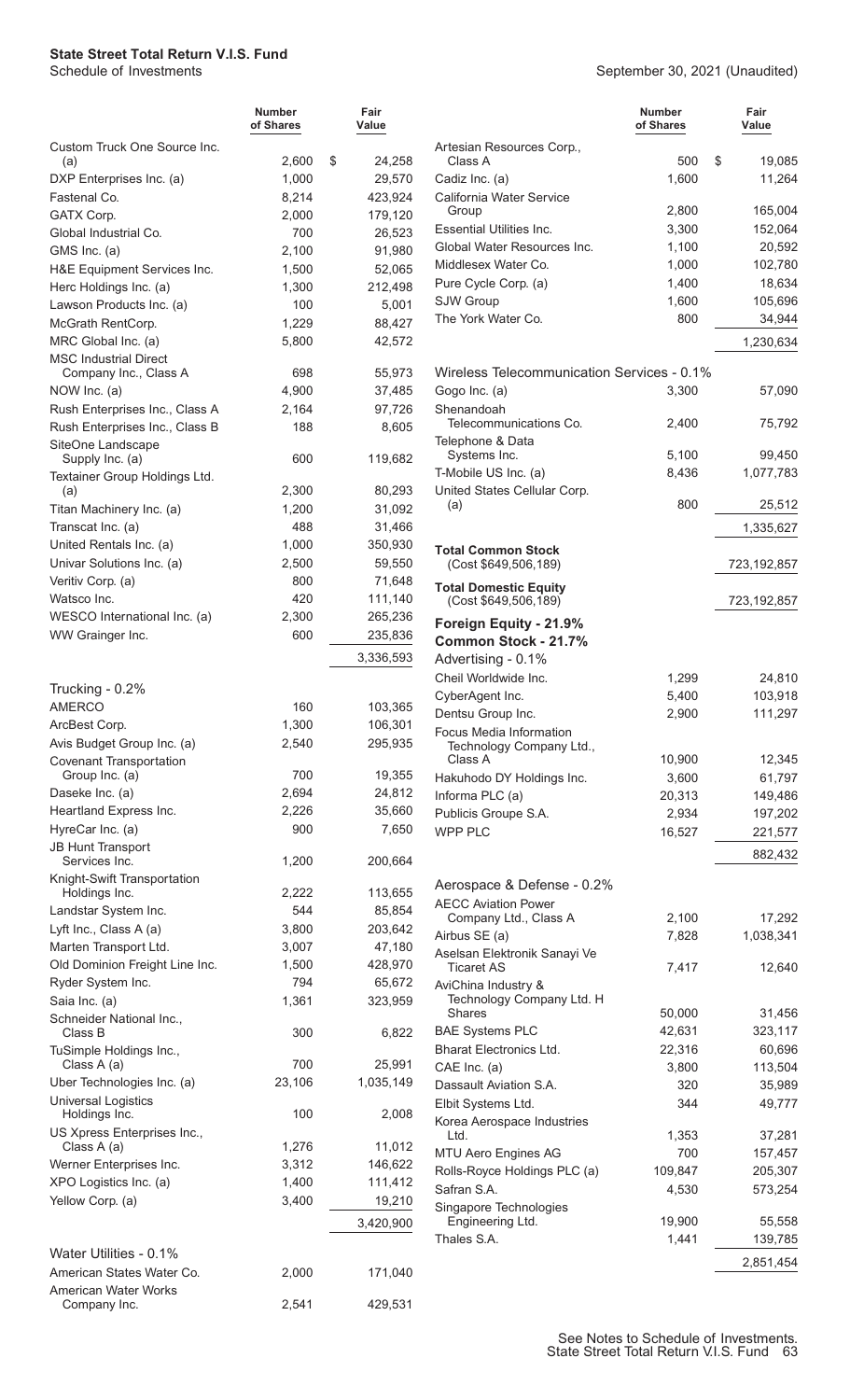**State Street Total Return V.I.S. Fund**
Schedule of Investments

September 30, 2021 (Unaudited)

| | Number of Shares | Fair Value |
|---|---|---|
| Custom Truck One Source Inc. (a) | 2,600 | $ 24,258 |
| DXP Enterprises Inc. (a) | 1,000 | 29,570 |
| Fastenal Co. | 8,214 | 423,924 |
| GATX Corp. | 2,000 | 179,120 |
| Global Industrial Co. | 700 | 26,523 |
| GMS Inc. (a) | 2,100 | 91,980 |
| H&E Equipment Services Inc. | 1,500 | 52,065 |
| Herc Holdings Inc. (a) | 1,300 | 212,498 |
| Lawson Products Inc. (a) | 100 | 5,001 |
| McGrath RentCorp. | 1,229 | 88,427 |
| MRC Global Inc. (a) | 5,800 | 42,572 |
| MSC Industrial Direct Company Inc., Class A | 698 | 55,973 |
| NOW Inc. (a) | 4,900 | 37,485 |
| Rush Enterprises Inc., Class A | 2,164 | 97,726 |
| Rush Enterprises Inc., Class B | 188 | 8,605 |
| SiteOne Landscape Supply Inc. (a) | 600 | 119,682 |
| Textainer Group Holdings Ltd. (a) | 2,300 | 80,293 |
| Titan Machinery Inc. (a) | 1,200 | 31,092 |
| Transcat Inc. (a) | 488 | 31,466 |
| United Rentals Inc. (a) | 1,000 | 350,930 |
| Univar Solutions Inc. (a) | 2,500 | 59,550 |
| Veritiv Corp. (a) | 800 | 71,648 |
| Watsco Inc. | 420 | 111,140 |
| WESCO International Inc. (a) | 2,300 | 265,236 |
| WW Grainger Inc. | 600 | 235,836 |
| | | 3,336,593 |
| **Trucking - 0.2%** | | |
| AMERCO | 160 | 103,365 |
| ArcBest Corp. | 1,300 | 106,301 |
| Avis Budget Group Inc. (a) | 2,540 | 295,935 |
| Covenant Transportation Group Inc. (a) | 700 | 19,355 |
| Daseke Inc. (a) | 2,694 | 24,812 |
| Heartland Express Inc. | 2,226 | 35,660 |
| HyreCar Inc. (a) | 900 | 7,650 |
| JB Hunt Transport Services Inc. | 1,200 | 200,664 |
| Knight-Swift Transportation Holdings Inc. | 2,222 | 113,655 |
| Landstar System Inc. | 544 | 85,854 |
| Lyft Inc., Class A (a) | 3,800 | 203,642 |
| Marten Transport Ltd. | 3,007 | 47,180 |
| Old Dominion Freight Line Inc. | 1,500 | 428,970 |
| Ryder System Inc. | 794 | 65,672 |
| Saia Inc. (a) | 1,361 | 323,959 |
| Schneider National Inc., Class B | 300 | 6,822 |
| TuSimple Holdings Inc., Class A (a) | 700 | 25,991 |
| Uber Technologies Inc. (a) | 23,106 | 1,035,149 |
| Universal Logistics Holdings Inc. | 100 | 2,008 |
| US Xpress Enterprises Inc., Class A (a) | 1,276 | 11,012 |
| Werner Enterprises Inc. | 3,312 | 146,622 |
| XPO Logistics Inc. (a) | 1,400 | 111,412 |
| Yellow Corp. (a) | 3,400 | 19,210 |
| | | 3,420,900 |
| **Water Utilities - 0.1%** | | |
| American States Water Co. | 2,000 | 171,040 |
| American Water Works Company Inc. | 2,541 | 429,531 |
| Artesian Resources Corp., Class A | 500 | $ 19,085 |
| Cadiz Inc. (a) | 1,600 | 11,264 |
| California Water Service Group | 2,800 | 165,004 |
| Essential Utilities Inc. | 3,300 | 152,064 |
| Global Water Resources Inc. | 1,100 | 20,592 |
| Middlesex Water Co. | 1,000 | 102,780 |
| Pure Cycle Corp. (a) | 1,400 | 18,634 |
| SJW Group | 1,600 | 105,696 |
| The York Water Co. | 800 | 34,944 |
| | | 1,230,634 |
| **Wireless Telecommunication Services - 0.1%** | | |
| Gogo Inc. (a) | 3,300 | 57,090 |
| Shenandoah Telecommunications Co. | 2,400 | 75,792 |
| Telephone & Data Systems Inc. | 5,100 | 99,450 |
| T-Mobile US Inc. (a) | 8,436 | 1,077,783 |
| United States Cellular Corp. (a) | 800 | 25,512 |
| | | 1,335,627 |
| **Total Common Stock** (Cost $649,506,189) | | 723,192,857 |
| **Total Domestic Equity** (Cost $649,506,189) | | 723,192,857 |
| **Foreign Equity - 21.9%** | | |
| **Common Stock - 21.7%** | | |
| **Advertising - 0.1%** | | |
| Cheil Worldwide Inc. | 1,299 | 24,810 |
| CyberAgent Inc. | 5,400 | 103,918 |
| Dentsu Group Inc. | 2,900 | 111,297 |
| Focus Media Information Technology Company Ltd., Class A | 10,900 | 12,345 |
| Hakuhodo DY Holdings Inc. | 3,600 | 61,797 |
| Informa PLC (a) | 20,313 | 149,486 |
| Publicis Groupe S.A. | 2,934 | 197,202 |
| WPP PLC | 16,527 | 221,577 |
| | | 882,432 |
| **Aerospace & Defense - 0.2%** | | |
| AECC Aviation Power Company Ltd., Class A | 2,100 | 17,292 |
| Airbus SE (a) | 7,828 | 1,038,341 |
| Aselsan Elektronik Sanayi Ve Ticaret AS | 7,417 | 12,640 |
| AviChina Industry & Technology Company Ltd. H Shares | 50,000 | 31,456 |
| BAE Systems PLC | 42,631 | 323,117 |
| Bharat Electronics Ltd. | 22,316 | 60,696 |
| CAE Inc. (a) | 3,800 | 113,504 |
| Dassault Aviation S.A. | 320 | 35,989 |
| Elbit Systems Ltd. | 344 | 49,777 |
| Korea Aerospace Industries Ltd. | 1,353 | 37,281 |
| MTU Aero Engines AG | 700 | 157,457 |
| Rolls-Royce Holdings PLC (a) | 109,847 | 205,307 |
| Safran S.A. | 4,530 | 573,254 |
| Singapore Technologies Engineering Ltd. | 19,900 | 55,558 |
| Thales S.A. | 1,441 | 139,785 |
| | | 2,851,454 |

See Notes to Schedule of Investments.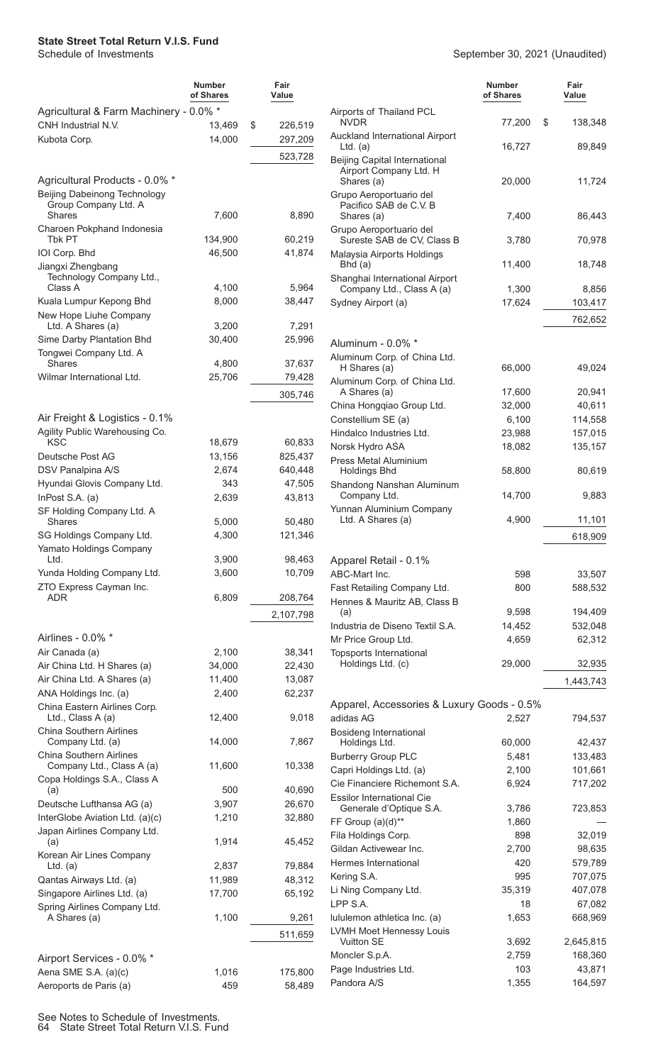# State Street Total Return V.I.S. Fund

Schedule of Investments

September 30, 2021 (Unaudited)

| | Number of Shares | Fair Value |
|---|---|---|
| **Agricultural & Farm Machinery - 0.0% *** | | |
| CNH Industrial N.V. | 13,469 | $ 226,519 |
| Kubota Corp. | 14,000 | 297,209 |
| | | 523,728 |
| **Agricultural Products - 0.0% *** | | |
| Beijing Dabeinong Technology Group Company Ltd. A Shares | 7,600 | 8,890 |
| Charoen Pokphand Indonesia Tbk PT | 134,900 | 60,219 |
| IOI Corp. Bhd | 46,500 | 41,874 |
| Jiangxi Zhengbang Technology Company Ltd., Class A | 4,100 | 5,964 |
| Kuala Lumpur Kepong Bhd | 8,000 | 38,447 |
| New Hope Liuhe Company Ltd. A Shares (a) | 3,200 | 7,291 |
| Sime Darby Plantation Bhd | 30,400 | 25,996 |
| Tongwei Company Ltd. A Shares | 4,800 | 37,637 |
| Wilmar International Ltd. | 25,706 | 79,428 |
| | | 305,746 |
| **Air Freight & Logistics - 0.1%** | | |
| Agility Public Warehousing Co. KSC | 18,679 | 60,833 |
| Deutsche Post AG | 13,156 | 825,437 |
| DSV Panalpina A/S | 2,674 | 640,448 |
| Hyundai Glovis Company Ltd. | 343 | 47,505 |
| InPost S.A. (a) | 2,639 | 43,813 |
| SF Holding Company Ltd. A Shares | 5,000 | 50,480 |
| SG Holdings Company Ltd. | 4,300 | 121,346 |
| Yamato Holdings Company Ltd. | 3,900 | 98,463 |
| Yunda Holding Company Ltd. | 3,600 | 10,709 |
| ZTO Express Cayman Inc. ADR | 6,809 | 208,764 |
| | | 2,107,798 |
| **Airlines - 0.0% *** | | |
| Air Canada (a) | 2,100 | 38,341 |
| Air China Ltd. H Shares (a) | 34,000 | 22,430 |
| Air China Ltd. A Shares (a) | 11,400 | 13,087 |
| ANA Holdings Inc. (a) | 2,400 | 62,237 |
| China Eastern Airlines Corp. Ltd., Class A (a) | 12,400 | 9,018 |
| China Southern Airlines Company Ltd. (a) | 14,000 | 7,867 |
| China Southern Airlines Company Ltd., Class A (a) | 11,600 | 10,338 |
| Copa Holdings S.A., Class A (a) | 500 | 40,690 |
| Deutsche Lufthansa AG (a) | 3,907 | 26,670 |
| InterGlobe Aviation Ltd. (a)(c) | 1,210 | 32,880 |
| Japan Airlines Company Ltd. (a) | 1,914 | 45,452 |
| Korean Air Lines Company Ltd. (a) | 2,837 | 79,884 |
| Qantas Airways Ltd. (a) | 11,989 | 48,312 |
| Singapore Airlines Ltd. (a) | 17,700 | 65,192 |
| Spring Airlines Company Ltd. A Shares (a) | 1,100 | 9,261 |
| | | 511,659 |
| **Airport Services - 0.0% *** | | |
| Aena SME S.A. (a)(c) | 1,016 | 175,800 |
| Aeroports de Paris (a) | 459 | 58,489 |
| Airports of Thailand PCL NVDR | 77,200 | $ 138,348 |
| Auckland International Airport Ltd. (a) | 16,727 | 89,849 |
| Beijing Capital International Airport Company Ltd. H Shares (a) | 20,000 | 11,724 |
| Grupo Aeroportuario del Pacifico SAB de C.V. B Shares (a) | 7,400 | 86,443 |
| Grupo Aeroportuario del Sureste SAB de CV, Class B | 3,780 | 70,978 |
| Malaysia Airports Holdings Bhd (a) | 11,400 | 18,748 |
| Shanghai International Airport Company Ltd., Class A (a) | 1,300 | 8,856 |
| Sydney Airport (a) | 17,624 | 103,417 |
| | | 762,652 |
| **Aluminum - 0.0% *** | | |
| Aluminum Corp. of China Ltd. H Shares (a) | 66,000 | 49,024 |
| Aluminum Corp. of China Ltd. A Shares (a) | 17,600 | 20,941 |
| China Hongqiao Group Ltd. | 32,000 | 40,611 |
| Constellium SE (a) | 6,100 | 114,558 |
| Hindalco Industries Ltd. | 23,988 | 157,015 |
| Norsk Hydro ASA | 18,082 | 135,157 |
| Press Metal Aluminium Holdings Bhd | 58,800 | 80,619 |
| Shandong Nanshan Aluminum Company Ltd. | 14,700 | 9,883 |
| Yunnan Aluminium Company Ltd. A Shares (a) | 4,900 | 11,101 |
| | | 618,909 |
| **Apparel Retail - 0.1%** | | |
| ABC-Mart Inc. | 598 | 33,507 |
| Fast Retailing Company Ltd. | 800 | 588,532 |
| Hennes & Mauritz AB, Class B (a) | 9,598 | 194,409 |
| Industria de Diseno Textil S.A. | 14,452 | 532,048 |
| Mr Price Group Ltd. | 4,659 | 62,312 |
| Topsports International Holdings Ltd. (c) | 29,000 | 32,935 |
| | | 1,443,743 |
| **Apparel, Accessories & Luxury Goods - 0.5%** | | |
| adidas AG | 2,527 | 794,537 |
| Bosideng International Holdings Ltd. | 60,000 | 42,437 |
| Burberry Group PLC | 5,481 | 133,483 |
| Capri Holdings Ltd. (a) | 2,100 | 101,661 |
| Cie Financiere Richemont S.A. | 6,924 | 717,202 |
| Essilor International Cie Generale d'Optique S.A. | 3,786 | 723,853 |
| FF Group (a)(d)** | 1,860 | — |
| Fila Holdings Corp. | 898 | 32,019 |
| Gildan Activewear Inc. | 2,700 | 98,635 |
| Hermes International | 420 | 579,789 |
| Kering S.A. | 995 | 707,075 |
| Li Ning Company Ltd. | 35,319 | 407,078 |
| LPP S.A. | 18 | 67,082 |
| lululemon athletica Inc. (a) | 1,653 | 668,969 |
| LVMH Moet Hennessy Louis Vuitton SE | 3,692 | 2,645,815 |
| Moncler S.p.A. | 2,759 | 168,360 |
| Page Industries Ltd. | 103 | 43,871 |
| Pandora A/S | 1,355 | 164,597 |

See Notes to Schedule of Investments.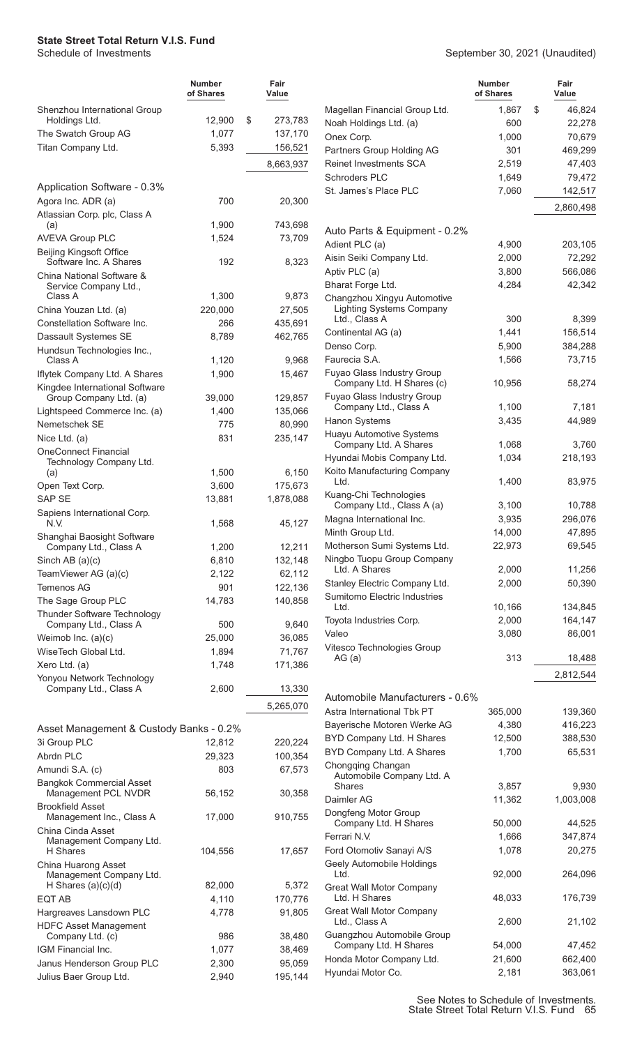# State Street Total Return V.I.S. Fund

Schedule of Investments

September 30, 2021 (Unaudited)

| | Number of Shares | Fair Value |
|---|---|---|
| Shenzhou International Group Holdings Ltd. | 12,900 | $ 273,783 |
| The Swatch Group AG | 1,077 | 137,170 |
| Titan Company Ltd. | 5,393 | 156,521 |
| | | 8,663,937 |
| **Application Software - 0.3%** | | |
| Agora Inc. ADR (a) | 700 | 20,300 |
| Atlassian Corp. plc, Class A (a) | 1,900 | 743,698 |
| AVEVA Group PLC | 1,524 | 73,709 |
| Beijing Kingsoft Office Software Inc. A Shares | 192 | 8,323 |
| China National Software & Service Company Ltd., Class A | 1,300 | 9,873 |
| China Youzan Ltd. (a) | 220,000 | 27,505 |
| Constellation Software Inc. | 266 | 435,691 |
| Dassault Systemes SE | 8,789 | 462,765 |
| Hundsun Technologies Inc., Class A | 1,120 | 9,968 |
| Iflytek Company Ltd. A Shares | 1,900 | 15,467 |
| Kingdee International Software Group Company Ltd. (a) | 39,000 | 129,857 |
| Lightspeed Commerce Inc. (a) | 1,400 | 135,066 |
| Nemetschek SE | 775 | 80,990 |
| Nice Ltd. (a) | 831 | 235,147 |
| OneConnect Financial Technology Company Ltd. (a) | 1,500 | 6,150 |
| Open Text Corp. | 3,600 | 175,673 |
| SAP SE | 13,881 | 1,878,088 |
| Sapiens International Corp. N.V. | 1,568 | 45,127 |
| Shanghai Baosight Software Company Ltd., Class A | 1,200 | 12,211 |
| Sinch AB (a)(c) | 6,810 | 132,148 |
| TeamViewer AG (a)(c) | 2,122 | 62,112 |
| Temenos AG | 901 | 122,136 |
| The Sage Group PLC | 14,783 | 140,858 |
| Thunder Software Technology Company Ltd., Class A | 500 | 9,640 |
| Weimob Inc. (a)(c) | 25,000 | 36,085 |
| WiseTech Global Ltd. | 1,894 | 71,767 |
| Xero Ltd. (a) | 1,748 | 171,386 |
| Yonyou Network Technology Company Ltd., Class A | 2,600 | 13,330 |
| | | 5,265,070 |
| **Asset Management & Custody Banks - 0.2%** | | |
| 3i Group PLC | 12,812 | 220,224 |
| Abrdn PLC | 29,323 | 100,354 |
| Amundi S.A. (c) | 803 | 67,573 |
| Bangkok Commercial Asset Management PCL NVDR | 56,152 | 30,358 |
| Brookfield Asset Management Inc., Class A | 17,000 | 910,755 |
| China Cinda Asset Management Company Ltd. H Shares | 104,556 | 17,657 |
| China Huarong Asset Management Company Ltd. H Shares (a)(c)(d) | 82,000 | 5,372 |
| EQT AB | 4,110 | 170,776 |
| Hargreaves Lansdown PLC | 4,778 | 91,805 |
| HDFC Asset Management Company Ltd. (c) | 986 | 38,480 |
| IGM Financial Inc. | 1,077 | 38,469 |
| Janus Henderson Group PLC | 2,300 | 95,059 |
| Julius Baer Group Ltd. | 2,940 | 195,144 |
| Magellan Financial Group Ltd. | 1,867 | $ 46,824 |
| Noah Holdings Ltd. (a) | 600 | 22,278 |
| Onex Corp. | 1,000 | 70,679 |
| Partners Group Holding AG | 301 | 469,299 |
| Reinet Investments SCA | 2,519 | 47,403 |
| Schroders PLC | 1,649 | 79,472 |
| St. James's Place PLC | 7,060 | 142,517 |
| | | 2,860,498 |
| **Auto Parts & Equipment - 0.2%** | | |
| Adient PLC (a) | 4,900 | 203,105 |
| Aisin Seiki Company Ltd. | 2,000 | 72,292 |
| Aptiv PLC (a) | 3,800 | 566,086 |
| Bharat Forge Ltd. | 4,284 | 42,342 |
| Changzhou Xingyu Automotive Lighting Systems Company Ltd., Class A | 300 | 8,399 |
| Continental AG (a) | 1,441 | 156,514 |
| Denso Corp. | 5,900 | 384,288 |
| Faurecia S.A. | 1,566 | 73,715 |
| Fuyao Glass Industry Group Company Ltd. H Shares (c) | 10,956 | 58,274 |
| Fuyao Glass Industry Group Company Ltd., Class A | 1,100 | 7,181 |
| Hanon Systems | 3,435 | 44,989 |
| Huayu Automotive Systems Company Ltd. A Shares | 1,068 | 3,760 |
| Hyundai Mobis Company Ltd. | 1,034 | 218,193 |
| Koito Manufacturing Company Ltd. | 1,400 | 83,975 |
| Kuang-Chi Technologies Company Ltd., Class A (a) | 3,100 | 10,788 |
| Magna International Inc. | 3,935 | 296,076 |
| Minth Group Ltd. | 14,000 | 47,895 |
| Motherson Sumi Systems Ltd. | 22,973 | 69,545 |
| Ningbo Tuopu Group Company Ltd. A Shares | 2,000 | 11,256 |
| Stanley Electric Company Ltd. | 2,000 | 50,390 |
| Sumitomo Electric Industries Ltd. | 10,166 | 134,845 |
| Toyota Industries Corp. | 2,000 | 164,147 |
| Valeo | 3,080 | 86,001 |
| Vitesco Technologies Group AG (a) | 313 | 18,488 |
| | | 2,812,544 |
| **Automobile Manufacturers - 0.6%** | | |
| Astra International Tbk PT | 365,000 | 139,360 |
| Bayerische Motoren Werke AG | 4,380 | 416,223 |
| BYD Company Ltd. H Shares | 12,500 | 388,530 |
| BYD Company Ltd. A Shares | 1,700 | 65,531 |
| Chongqing Changan Automobile Company Ltd. A Shares | 3,857 | 9,930 |
| Daimler AG | 11,362 | 1,003,008 |
| Dongfeng Motor Group Company Ltd. H Shares | 50,000 | 44,525 |
| Ferrari N.V. | 1,666 | 347,874 |
| Ford Otomotiv Sanayi A/S | 1,078 | 20,275 |
| Geely Automobile Holdings Ltd. | 92,000 | 264,096 |
| Great Wall Motor Company Ltd. H Shares | 48,033 | 176,739 |
| Great Wall Motor Company Ltd., Class A | 2,600 | 21,102 |
| Guangzhou Automobile Group Company Ltd. H Shares | 54,000 | 47,452 |
| Honda Motor Company Ltd. | 21,600 | 662,400 |
| Hyundai Motor Co. | 2,181 | 363,061 |

See Notes to Schedule of Investments.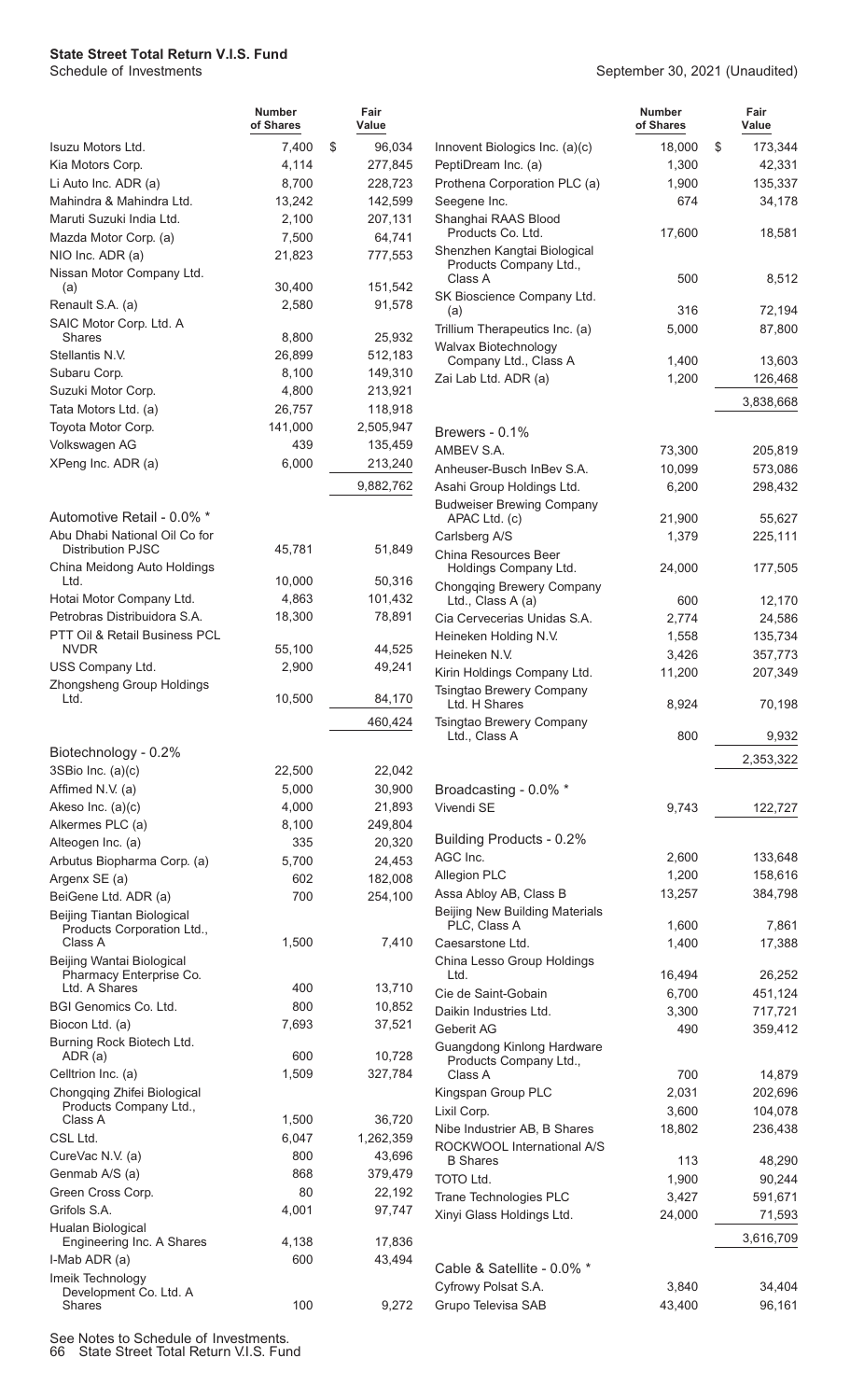**State Street Total Return V.I.S. Fund**
Schedule of Investments

September 30, 2021 (Unaudited)

| | Number of Shares | Fair Value |
|---|---|---|
| Isuzu Motors Ltd. | 7,400 | $ 96,034 |
| Kia Motors Corp. | 4,114 | 277,845 |
| Li Auto Inc. ADR (a) | 8,700 | 228,723 |
| Mahindra & Mahindra Ltd. | 13,242 | 142,599 |
| Maruti Suzuki India Ltd. | 2,100 | 207,131 |
| Mazda Motor Corp. (a) | 7,500 | 64,741 |
| NIO Inc. ADR (a) | 21,823 | 777,553 |
| Nissan Motor Company Ltd. (a) | 30,400 | 151,542 |
| Renault S.A. (a) | 2,580 | 91,578 |
| SAIC Motor Corp. Ltd. A Shares | 8,800 | 25,932 |
| Stellantis N.V. | 26,899 | 512,183 |
| Subaru Corp. | 8,100 | 149,310 |
| Suzuki Motor Corp. | 4,800 | 213,921 |
| Tata Motors Ltd. (a) | 26,757 | 118,918 |
| Toyota Motor Corp. | 141,000 | 2,505,947 |
| Volkswagen AG | 439 | 135,459 |
| XPeng Inc. ADR (a) | 6,000 | 213,240 |
| | | 9,882,762 |
| **Automotive Retail - 0.0% *** | | |
| Abu Dhabi National Oil Co for Distribution PJSC | 45,781 | 51,849 |
| China Meidong Auto Holdings Ltd. | 10,000 | 50,316 |
| Hotai Motor Company Ltd. | 4,863 | 101,432 |
| Petrobras Distribuidora S.A. | 18,300 | 78,891 |
| PTT Oil & Retail Business PCL NVDR | 55,100 | 44,525 |
| USS Company Ltd. | 2,900 | 49,241 |
| Zhongsheng Group Holdings Ltd. | 10,500 | 84,170 |
| | | 460,424 |
| **Biotechnology - 0.2%** | | |
| 3SBio Inc. (a)(c) | 22,500 | 22,042 |
| Affimed N.V. (a) | 5,000 | 30,900 |
| Akeso Inc. (a)(c) | 4,000 | 21,893 |
| Alkermes PLC (a) | 8,100 | 249,804 |
| Alteogen Inc. (a) | 335 | 20,320 |
| Arbutus Biopharma Corp. (a) | 5,700 | 24,453 |
| Argenx SE (a) | 602 | 182,008 |
| BeiGene Ltd. ADR (a) | 700 | 254,100 |
| Beijing Tiantan Biological Products Corporation Ltd., Class A | 1,500 | 7,410 |
| Beijing Wantai Biological Pharmacy Enterprise Co. Ltd. A Shares | 400 | 13,710 |
| BGI Genomics Co. Ltd. | 800 | 10,852 |
| Biocon Ltd. (a) | 7,693 | 37,521 |
| Burning Rock Biotech Ltd. ADR (a) | 600 | 10,728 |
| Celltrion Inc. (a) | 1,509 | 327,784 |
| Chongqing Zhifei Biological Products Company Ltd., Class A | 1,500 | 36,720 |
| CSL Ltd. | 6,047 | 1,262,359 |
| CureVac N.V. (a) | 800 | 43,696 |
| Genmab A/S (a) | 868 | 379,479 |
| Green Cross Corp. | 80 | 22,192 |
| Grifols S.A. | 4,001 | 97,747 |
| Hualan Biological Engineering Inc. A Shares | 4,138 | 17,836 |
| I-Mab ADR (a) | 600 | 43,494 |
| Imeik Technology Development Co. Ltd. A Shares | 100 | 9,272 |
| Innovent Biologics Inc. (a)(c) | 18,000 | $ 173,344 |
| PeptiDream Inc. (a) | 1,300 | 42,331 |
| Prothena Corporation PLC (a) | 1,900 | 135,337 |
| Seegene Inc. | 674 | 34,178 |
| Shanghai RAAS Blood Products Co. Ltd. | 17,600 | 18,581 |
| Shenzhen Kangtai Biological Products Company Ltd., Class A | 500 | 8,512 |
| SK Bioscience Company Ltd. (a) | 316 | 72,194 |
| Trillium Therapeutics Inc. (a) | 5,000 | 87,800 |
| Walvax Biotechnology Company Ltd., Class A | 1,400 | 13,603 |
| Zai Lab Ltd. ADR (a) | 1,200 | 126,468 |
| | | 3,838,668 |
| **Brewers - 0.1%** | | |
| AMBEV S.A. | 73,300 | 205,819 |
| Anheuser-Busch InBev S.A. | 10,099 | 573,086 |
| Asahi Group Holdings Ltd. | 6,200 | 298,432 |
| Budweiser Brewing Company APAC Ltd. (c) | 21,900 | 55,627 |
| Carlsberg A/S | 1,379 | 225,111 |
| China Resources Beer Holdings Company Ltd. | 24,000 | 177,505 |
| Chongqing Brewery Company Ltd., Class A (a) | 600 | 12,170 |
| Cia Cervecerias Unidas S.A. | 2,774 | 24,586 |
| Heineken Holding N.V. | 1,558 | 135,734 |
| Heineken N.V. | 3,426 | 357,773 |
| Kirin Holdings Company Ltd. | 11,200 | 207,349 |
| Tsingtao Brewery Company Ltd. H Shares | 8,924 | 70,198 |
| Tsingtao Brewery Company Ltd., Class A | 800 | 9,932 |
| | | 2,353,322 |
| **Broadcasting - 0.0% *** | | |
| Vivendi SE | 9,743 | 122,727 |
| **Building Products - 0.2%** | | |
| AGC Inc. | 2,600 | 133,648 |
| Allegion PLC | 1,200 | 158,616 |
| Assa Abloy AB, Class B | 13,257 | 384,798 |
| Beijing New Building Materials PLC, Class A | 1,600 | 7,861 |
| Caesarstone Ltd. | 1,400 | 17,388 |
| China Lesso Group Holdings Ltd. | 16,494 | 26,252 |
| Cie de Saint-Gobain | 6,700 | 451,124 |
| Daikin Industries Ltd. | 3,300 | 717,721 |
| Geberit AG | 490 | 359,412 |
| Guangdong Kinlong Hardware Products Company Ltd., Class A | 700 | 14,879 |
| Kingspan Group PLC | 2,031 | 202,696 |
| Lixil Corp. | 3,600 | 104,078 |
| Nibe Industrier AB, B Shares | 18,802 | 236,438 |
| ROCKWOOL International A/S B Shares | 113 | 48,290 |
| TOTO Ltd. | 1,900 | 90,244 |
| Trane Technologies PLC | 3,427 | 591,671 |
| Xinyi Glass Holdings Ltd. | 24,000 | 71,593 |
| | | 3,616,709 |
| **Cable & Satellite - 0.0% *** | | |
| Cyfrowy Polsat S.A. | 3,840 | 34,404 |
| Grupo Televisa SAB | 43,400 | 96,161 |

See Notes to Schedule of Investments.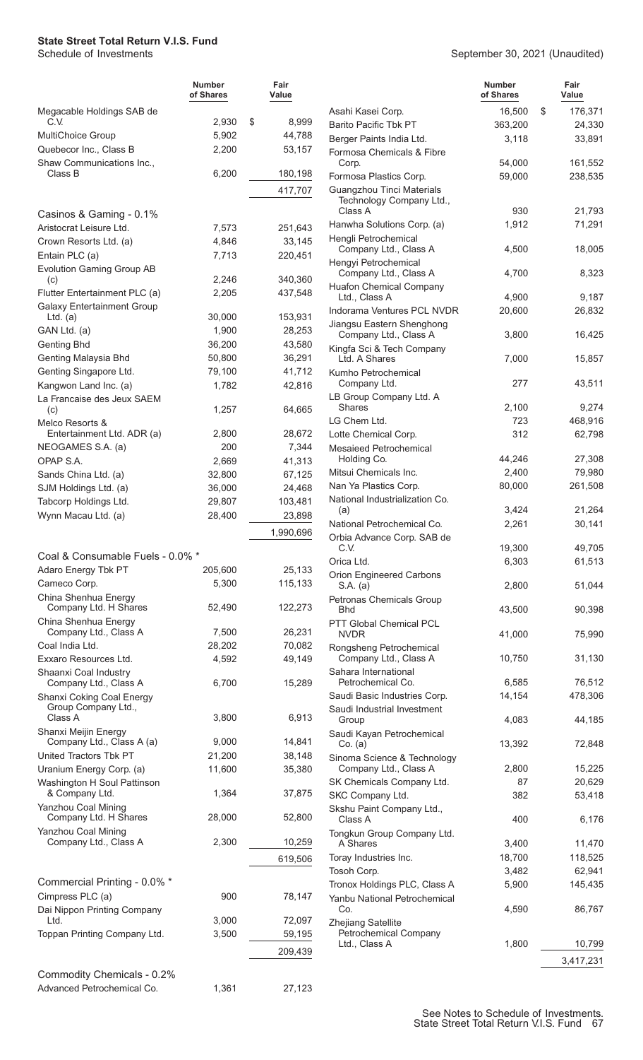| | Number of Shares | Fair Value |
|---|---|---|
| Megacable Holdings SAB de C.V. | 2,930 | $ 8,999 |
| MultiChoice Group | 5,902 | 44,788 |
| Quebecor Inc., Class B | 2,200 | 53,157 |
| Shaw Communications Inc., Class B | 6,200 | 180,198 |
| | | 417,707 |
| **Casinos & Gaming - 0.1%** | | |
| Aristocrat Leisure Ltd. | 7,573 | 251,643 |
| Crown Resorts Ltd. (a) | 4,846 | 33,145 |
| Entain PLC (a) | 7,713 | 220,451 |
| Evolution Gaming Group AB (c) | 2,246 | 340,360 |
| Flutter Entertainment PLC (a) | 2,205 | 437,548 |
| Galaxy Entertainment Group Ltd. (a) | 30,000 | 153,931 |
| GAN Ltd. (a) | 1,900 | 28,253 |
| Genting Bhd | 36,200 | 43,580 |
| Genting Malaysia Bhd | 50,800 | 36,291 |
| Genting Singapore Ltd. | 79,100 | 41,712 |
| Kangwon Land Inc. (a) | 1,782 | 42,816 |
| La Francaise des Jeux SAEM (c) | 1,257 | 64,665 |
| Melco Resorts & Entertainment Ltd. ADR (a) | 2,800 | 28,672 |
| NEOGAMES S.A. (a) | 200 | 7,344 |
| OPAP S.A. | 2,669 | 41,313 |
| Sands China Ltd. (a) | 32,800 | 67,125 |
| SJM Holdings Ltd. (a) | 36,000 | 24,468 |
| Tabcorp Holdings Ltd. | 29,807 | 103,481 |
| Wynn Macau Ltd. (a) | 28,400 | 23,898 |
| | | 1,990,696 |
| **Coal & Consumable Fuels - 0.0% \*** | | |
| Adaro Energy Tbk PT | 205,600 | 25,133 |
| Cameco Corp. | 5,300 | 115,133 |
| China Shenhua Energy Company Ltd. H Shares | 52,490 | 122,273 |
| China Shenhua Energy Company Ltd., Class A | 7,500 | 26,231 |
| Coal India Ltd. | 28,202 | 70,082 |
| Exxaro Resources Ltd. | 4,592 | 49,149 |
| Shaanxi Coal Industry Company Ltd., Class A | 6,700 | 15,289 |
| Shanxi Coking Coal Energy Group Company Ltd., Class A | 3,800 | 6,913 |
| Shanxi Meijin Energy Company Ltd., Class A (a) | 9,000 | 14,841 |
| United Tractors Tbk PT | 21,200 | 38,148 |
| Uranium Energy Corp. (a) | 11,600 | 35,380 |
| Washington H Soul Pattinson & Company Ltd. | 1,364 | 37,875 |
| Yanzhou Coal Mining Company Ltd. H Shares | 28,000 | 52,800 |
| Yanzhou Coal Mining Company Ltd., Class A | 2,300 | 10,259 |
| | | 619,506 |
| **Commercial Printing - 0.0% \*** | | |
| Cimpress PLC (a) | 900 | 78,147 |
| Dai Nippon Printing Company Ltd. | 3,000 | 72,097 |
| Toppan Printing Company Ltd. | 3,500 | 59,195 |
| | | 209,439 |
| **Commodity Chemicals - 0.2%** | | |
| Advanced Petrochemical Co. | 1,361 | 27,123 |
| Asahi Kasei Corp. | 16,500 | $ 176,371 |
| Barito Pacific Tbk PT | 363,200 | 24,330 |
| Berger Paints India Ltd. | 3,118 | 33,891 |
| Formosa Chemicals & Fibre Corp. | 54,000 | 161,552 |
| Formosa Plastics Corp. | 59,000 | 238,535 |
| Guangzhou Tinci Materials Technology Company Ltd., Class A | 930 | 21,793 |
| Hanwha Solutions Corp. (a) | 1,912 | 71,291 |
| Hengli Petrochemical Company Ltd., Class A | 4,500 | 18,005 |
| Hengyi Petrochemical Company Ltd., Class A | 4,700 | 8,323 |
| Huafon Chemical Company Ltd., Class A | 4,900 | 9,187 |
| Indorama Ventures PCL NVDR | 20,600 | 26,832 |
| Jiangsu Eastern Shenghong Company Ltd., Class A | 3,800 | 16,425 |
| Kingfa Sci & Tech Company Ltd. A Shares | 7,000 | 15,857 |
| Kumho Petrochemical Company Ltd. | 277 | 43,511 |
| LB Group Company Ltd. A Shares | 2,100 | 9,274 |
| LG Chem Ltd. | 723 | 468,916 |
| Lotte Chemical Corp. | 312 | 62,798 |
| Mesaieed Petrochemical Holding Co. | 44,246 | 27,308 |
| Mitsui Chemicals Inc. | 2,400 | 79,980 |
| Nan Ya Plastics Corp. | 80,000 | 261,508 |
| National Industrialization Co. (a) | 3,424 | 21,264 |
| National Petrochemical Co. | 2,261 | 30,141 |
| Orbia Advance Corp. SAB de C.V. | 19,300 | 49,705 |
| Orica Ltd. | 6,303 | 61,513 |
| Orion Engineered Carbons S.A. (a) | 2,800 | 51,044 |
| Petronas Chemicals Group Bhd | 43,500 | 90,398 |
| PTT Global Chemical PCL NVDR | 41,000 | 75,990 |
| Rongsheng Petrochemical Company Ltd., Class A | 10,750 | 31,130 |
| Sahara International Petrochemical Co. | 6,585 | 76,512 |
| Saudi Basic Industries Corp. | 14,154 | 478,306 |
| Saudi Industrial Investment Group | 4,083 | 44,185 |
| Saudi Kayan Petrochemical Co. (a) | 13,392 | 72,848 |
| Sinoma Science & Technology Company Ltd., Class A | 2,800 | 15,225 |
| SK Chemicals Company Ltd. | 87 | 20,629 |
| SKC Company Ltd. | 382 | 53,418 |
| Skshu Paint Company Ltd., Class A | 400 | 6,176 |
| Tongkun Group Company Ltd. A Shares | 3,400 | 11,470 |
| Toray Industries Inc. | 18,700 | 118,525 |
| Tosoh Corp. | 3,482 | 62,941 |
| Tronox Holdings PLC, Class A | 5,900 | 145,435 |
| Yanbu National Petrochemical Co. | 4,590 | 86,767 |
| Zhejiang Satellite Petrochemical Company Ltd., Class A | 1,800 | 10,799 |
| | | 3,417,231 |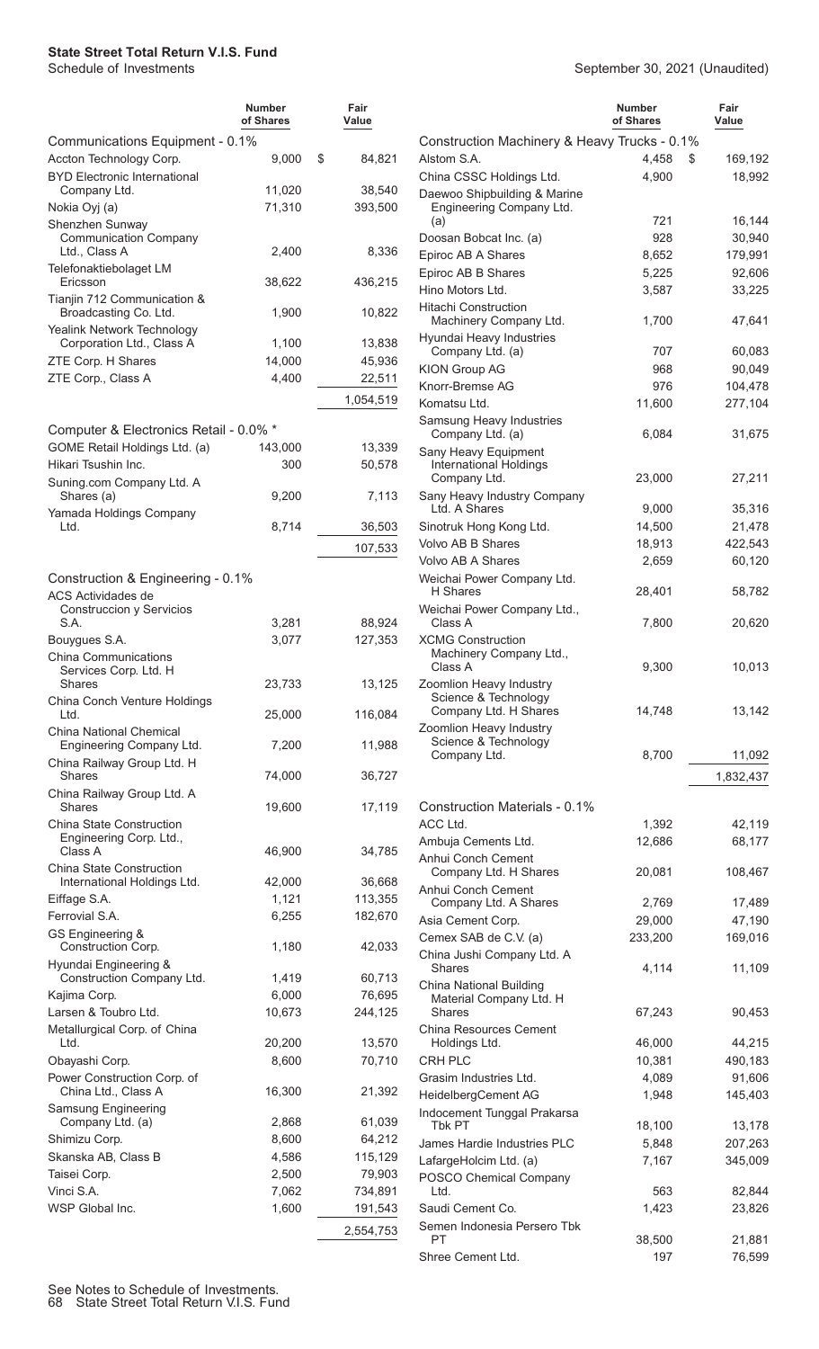**State Street Total Return V.I.S. Fund**
Schedule of Investments

September 30, 2021 (Unaudited)

| | Number of Shares | Fair Value |
|---|---|---|
| **Communications Equipment - 0.1%** | | |
| Accton Technology Corp. | 9,000 | $ 84,821 |
| BYD Electronic International Company Ltd. | 11,020 | 38,540 |
| Nokia Oyj (a) | 71,310 | 393,500 |
| Shenzhen Sunway Communication Company Ltd., Class A | 2,400 | 8,336 |
| Telefonaktiebolaget LM Ericsson | 38,622 | 436,215 |
| Tianjin 712 Communication & Broadcasting Co. Ltd. | 1,900 | 10,822 |
| Yealink Network Technology Corporation Ltd., Class A | 1,100 | 13,838 |
| ZTE Corp. H Shares | 14,000 | 45,936 |
| ZTE Corp., Class A | 4,400 | 22,511 |
| | | 1,054,519 |
| **Computer & Electronics Retail - 0.0% \*** | | |
| GOME Retail Holdings Ltd. (a) | 143,000 | 13,339 |
| Hikari Tsushin Inc. | 300 | 50,578 |
| Suning.com Company Ltd. A Shares (a) | 9,200 | 7,113 |
| Yamada Holdings Company Ltd. | 8,714 | 36,503 |
| | | 107,533 |
| **Construction & Engineering - 0.1%** | | |
| ACS Actividades de Construccion y Servicios S.A. | 3,281 | 88,924 |
| Bouygues S.A. | 3,077 | 127,353 |
| China Communications Services Corp. Ltd. H Shares | 23,733 | 13,125 |
| China Conch Venture Holdings Ltd. | 25,000 | 116,084 |
| China National Chemical Engineering Company Ltd. | 7,200 | 11,988 |
| China Railway Group Ltd. H Shares | 74,000 | 36,727 |
| China Railway Group Ltd. A Shares | 19,600 | 17,119 |
| China State Construction Engineering Corp. Ltd., Class A | 46,900 | 34,785 |
| China State Construction International Holdings Ltd. | 42,000 | 36,668 |
| Eiffage S.A. | 1,121 | 113,355 |
| Ferrovial S.A. | 6,255 | 182,670 |
| GS Engineering & Construction Corp. | 1,180 | 42,033 |
| Hyundai Engineering & Construction Company Ltd. | 1,419 | 60,713 |
| Kajima Corp. | 6,000 | 76,695 |
| Larsen & Toubro Ltd. | 10,673 | 244,125 |
| Metallurgical Corp. of China Ltd. | 20,200 | 13,570 |
| Obayashi Corp. | 8,600 | 70,710 |
| Power Construction Corp. of China Ltd., Class A | 16,300 | 21,392 |
| Samsung Engineering Company Ltd. (a) | 2,868 | 61,039 |
| Shimizu Corp. | 8,600 | 64,212 |
| Skanska AB, Class B | 4,586 | 115,129 |
| Taisei Corp. | 2,500 | 79,903 |
| Vinci S.A. | 7,062 | 734,891 |
| WSP Global Inc. | 1,600 | 191,543 |
| | | 2,554,753 |
| **Construction Machinery & Heavy Trucks - 0.1%** | | |
| Alstom S.A. | 4,458 | $ 169,192 |
| China CSSC Holdings Ltd. | 4,900 | 18,992 |
| Daewoo Shipbuilding & Marine Engineering Company Ltd. (a) | 721 | 16,144 |
| Doosan Bobcat Inc. (a) | 928 | 30,940 |
| Epiroc AB A Shares | 8,652 | 179,991 |
| Epiroc AB B Shares | 5,225 | 92,606 |
| Hino Motors Ltd. | 3,587 | 33,225 |
| Hitachi Construction Machinery Company Ltd. | 1,700 | 47,641 |
| Hyundai Heavy Industries Company Ltd. (a) | 707 | 60,083 |
| KION Group AG | 968 | 90,049 |
| Knorr-Bremse AG | 976 | 104,478 |
| Komatsu Ltd. | 11,600 | 277,104 |
| Samsung Heavy Industries Company Ltd. (a) | 6,084 | 31,675 |
| Sany Heavy Equipment International Holdings Company Ltd. | 23,000 | 27,211 |
| Sany Heavy Industry Company Ltd. A Shares | 9,000 | 35,316 |
| Sinotruk Hong Kong Ltd. | 14,500 | 21,478 |
| Volvo AB B Shares | 18,913 | 422,543 |
| Volvo AB A Shares | 2,659 | 60,120 |
| Weichai Power Company Ltd. H Shares | 28,401 | 58,782 |
| Weichai Power Company Ltd., Class A | 7,800 | 20,620 |
| XCMG Construction Machinery Company Ltd., Class A | 9,300 | 10,013 |
| Zoomlion Heavy Industry Science & Technology Company Ltd. H Shares | 14,748 | 13,142 |
| Zoomlion Heavy Industry Science & Technology Company Ltd. | 8,700 | 11,092 |
| | | 1,832,437 |
| **Construction Materials - 0.1%** | | |
| ACC Ltd. | 1,392 | 42,119 |
| Ambuja Cements Ltd. | 12,686 | 68,177 |
| Anhui Conch Cement Company Ltd. H Shares | 20,081 | 108,467 |
| Anhui Conch Cement Company Ltd. A Shares | 2,769 | 17,489 |
| Asia Cement Corp. | 29,000 | 47,190 |
| Cemex SAB de C.V. (a) | 233,200 | 169,016 |
| China Jushi Company Ltd. A Shares | 4,114 | 11,109 |
| China National Building Material Company Ltd. H Shares | 67,243 | 90,453 |
| China Resources Cement Holdings Ltd. | 46,000 | 44,215 |
| CRH PLC | 10,381 | 490,183 |
| Grasim Industries Ltd. | 4,089 | 91,606 |
| HeidelbergCement AG | 1,948 | 145,403 |
| Indocement Tunggal Prakarsa Tbk PT | 18,100 | 13,178 |
| James Hardie Industries PLC | 5,848 | 207,263 |
| LafargeHolcim Ltd. (a) | 7,167 | 345,009 |
| POSCO Chemical Company Ltd. | 563 | 82,844 |
| Saudi Cement Co. | 1,423 | 23,826 |
| Semen Indonesia Persero Tbk PT | 38,500 | 21,881 |
| Shree Cement Ltd. | 197 | 76,599 |

See Notes to Schedule of Investments.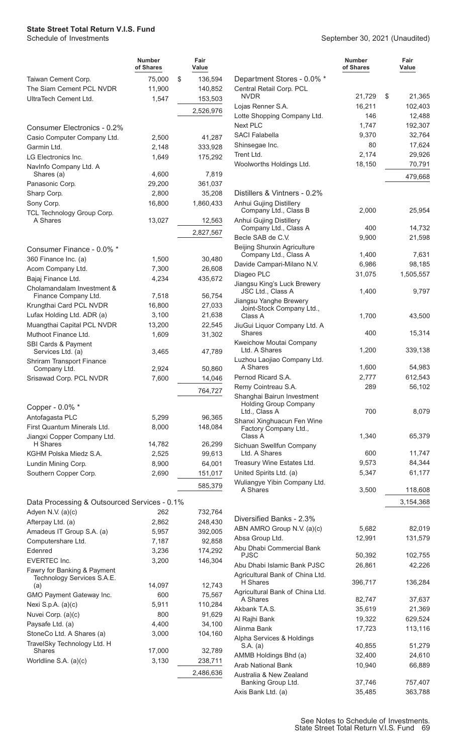**State Street Total Return V.I.S. Fund**
Schedule of Investments

September 30, 2021 (Unaudited)

| | Number of Shares | Fair Value |
|---|---|---|
| Taiwan Cement Corp. | 75,000 | $ 136,594 |
| The Siam Cement PCL NVDR | 11,900 | 140,852 |
| UltraTech Cement Ltd. | 1,547 | 153,503 |
| | | 2,526,976 |
| **Consumer Electronics - 0.2%** | | |
| Casio Computer Company Ltd. | 2,500 | 41,287 |
| Garmin Ltd. | 2,148 | 333,928 |
| LG Electronics Inc. | 1,649 | 175,292 |
| NavInfo Company Ltd. A Shares (a) | 4,600 | 7,819 |
| Panasonic Corp. | 29,200 | 361,037 |
| Sharp Corp. | 2,800 | 35,208 |
| Sony Corp. | 16,800 | 1,860,433 |
| TCL Technology Group Corp. A Shares | 13,027 | 12,563 |
| | | 2,827,567 |
| **Consumer Finance - 0.0% *** | | |
| 360 Finance Inc. (a) | 1,500 | 30,480 |
| Acom Company Ltd. | 7,300 | 26,608 |
| Bajaj Finance Ltd. | 4,234 | 435,672 |
| Cholamandalam Investment & Finance Company Ltd. | 7,518 | 56,754 |
| Krungthai Card PCL NVDR | 16,800 | 27,033 |
| Lufax Holding Ltd. ADR (a) | 3,100 | 21,638 |
| Muangthai Capital PCL NVDR | 13,200 | 22,545 |
| Muthoot Finance Ltd. | 1,609 | 31,302 |
| SBI Cards & Payment Services Ltd. (a) | 3,465 | 47,789 |
| Shriram Transport Finance Company Ltd. | 2,924 | 50,860 |
| Srisawad Corp. PCL NVDR | 7,600 | 14,046 |
| | | 764,727 |
| **Copper - 0.0% *** | | |
| Antofagasta PLC | 5,299 | 96,365 |
| First Quantum Minerals Ltd. | 8,000 | 148,084 |
| Jiangxi Copper Company Ltd. H Shares | 14,782 | 26,299 |
| KGHM Polska Miedz S.A. | 2,525 | 99,613 |
| Lundin Mining Corp. | 8,900 | 64,001 |
| Southern Copper Corp. | 2,690 | 151,017 |
| | | 585,379 |
| **Data Processing & Outsourced Services - 0.1%** | | |
| Adyen N.V. (a)(c) | 262 | 732,764 |
| Afterpay Ltd. (a) | 2,862 | 248,430 |
| Amadeus IT Group S.A. (a) | 5,957 | 392,005 |
| Computershare Ltd. | 7,187 | 92,858 |
| Edenred | 3,236 | 174,292 |
| EVERTEC Inc. | 3,200 | 146,304 |
| Fawry for Banking & Payment Technology Services S.A.E. (a) | 14,097 | 12,743 |
| GMO Payment Gateway Inc. | 600 | 75,567 |
| Nexi S.p.A. (a)(c) | 5,911 | 110,284 |
| Nuvei Corp. (a)(c) | 800 | 91,629 |
| Paysafe Ltd. (a) | 4,400 | 34,100 |
| StoneCo Ltd. A Shares (a) | 3,000 | 104,160 |
| TravelSky Technology Ltd. H Shares | 17,000 | 32,789 |
| Worldline S.A. (a)(c) | 3,130 | 238,711 |
| | | 2,486,636 |
| **Department Stores - 0.0% *** | | |
| Central Retail Corp. PCL NVDR | 21,729 | $ 21,365 |
| Lojas Renner S.A. | 16,211 | 102,403 |
| Lotte Shopping Company Ltd. | 146 | 12,488 |
| Next PLC | 1,747 | 192,307 |
| SACI Falabella | 9,370 | 32,764 |
| Shinsegae Inc. | 80 | 17,624 |
| Trent Ltd. | 2,174 | 29,926 |
| Woolworths Holdings Ltd. | 18,150 | 70,791 |
| | | 479,668 |
| **Distillers & Vintners - 0.2%** | | |
| Anhui Gujing Distillery Company Ltd., Class B | 2,000 | 25,954 |
| Anhui Gujing Distillery Company Ltd., Class A | 400 | 14,732 |
| Becle SAB de C.V. | 9,900 | 21,598 |
| Beijing Shunxin Agriculture Company Ltd., Class A | 1,400 | 7,631 |
| Davide Campari-Milano N.V. | 6,986 | 98,185 |
| Diageo PLC | 31,075 | 1,505,557 |
| Jiangsu King's Luck Brewery JSC Ltd., Class A | 1,400 | 9,797 |
| Jiangsu Yanghe Brewery Joint-Stock Company Ltd., Class A | 1,700 | 43,500 |
| JiuGui Liquor Company Ltd. A Shares | 400 | 15,314 |
| Kweichow Moutai Company Ltd. A Shares | 1,200 | 339,138 |
| Luzhou Laojiao Company Ltd. A Shares | 1,600 | 54,983 |
| Pernod Ricard S.A. | 2,777 | 612,543 |
| Remy Cointreau S.A. | 289 | 56,102 |
| Shanghai Bairun Investment Holding Group Company Ltd., Class A | 700 | 8,079 |
| Shanxi Xinghuacun Fen Wine Factory Company Ltd., Class A | 1,340 | 65,379 |
| Sichuan Swellfun Company Ltd. A Shares | 600 | 11,747 |
| Treasury Wine Estates Ltd. | 9,573 | 84,344 |
| United Spirits Ltd. (a) | 5,347 | 61,177 |
| Wuliangye Yibin Company Ltd. A Shares | 3,500 | 118,608 |
| | | 3,154,368 |
| **Diversified Banks - 2.3%** | | |
| ABN AMRO Group N.V. (a)(c) | 5,682 | 82,019 |
| Absa Group Ltd. | 12,991 | 131,579 |
| Abu Dhabi Commercial Bank PJSC | 50,392 | 102,755 |
| Abu Dhabi Islamic Bank PJSC | 26,861 | 42,226 |
| Agricultural Bank of China Ltd. H Shares | 396,717 | 136,284 |
| Agricultural Bank of China Ltd. A Shares | 82,747 | 37,637 |
| Akbank T.A.S. | 35,619 | 21,369 |
| Al Rajhi Bank | 19,322 | 629,524 |
| Alinma Bank | 17,723 | 113,116 |
| Alpha Services & Holdings S.A. (a) | 40,855 | 51,279 |
| AMMB Holdings Bhd (a) | 32,400 | 24,610 |
| Arab National Bank | 10,940 | 66,889 |
| Australia & New Zealand Banking Group Ltd. | 37,746 | 757,407 |
| Axis Bank Ltd. (a) | 35,485 | 363,788 |

See Notes to Schedule of Investments.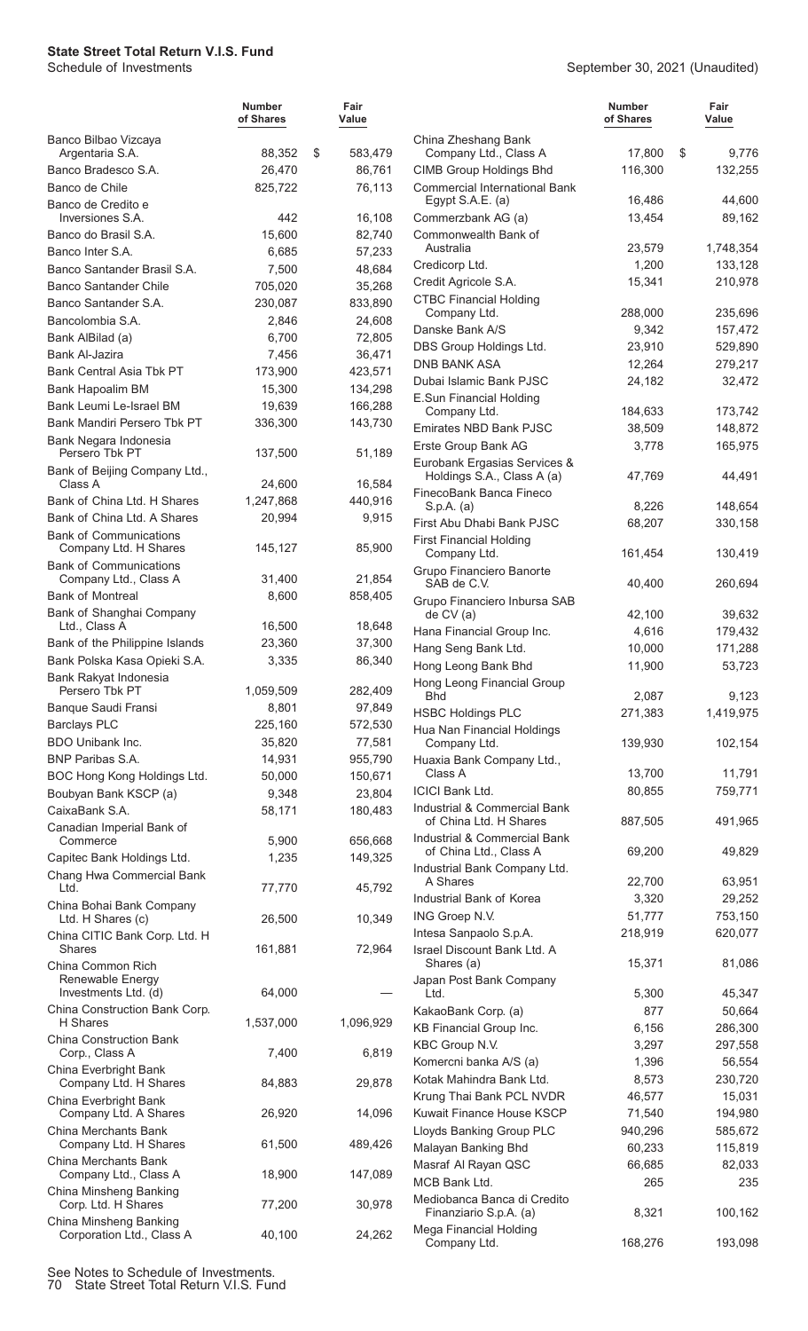| | Number of Shares | Fair Value |
|---|---|---|
| Banco Bilbao Vizcaya Argentaria S.A. | 88,352 | $ 583,479 |
| Banco Bradesco S.A. | 26,470 | 86,761 |
| Banco de Chile | 825,722 | 76,113 |
| Banco de Credito e Inversiones S.A. | 442 | 16,108 |
| Banco do Brasil S.A. | 15,600 | 82,740 |
| Banco Inter S.A. | 6,685 | 57,233 |
| Banco Santander Brasil S.A. | 7,500 | 48,684 |
| Banco Santander Chile | 705,020 | 35,268 |
| Banco Santander S.A. | 230,087 | 833,890 |
| Bancolombia S.A. | 2,846 | 24,608 |
| Bank AlBilad (a) | 6,700 | 72,805 |
| Bank Al-Jazira | 7,456 | 36,471 |
| Bank Central Asia Tbk PT | 173,900 | 423,571 |
| Bank Hapoalim BM | 15,300 | 134,298 |
| Bank Leumi Le-Israel BM | 19,639 | 166,288 |
| Bank Mandiri Persero Tbk PT | 336,300 | 143,730 |
| Bank Negara Indonesia Persero Tbk PT | 137,500 | 51,189 |
| Bank of Beijing Company Ltd., Class A | 24,600 | 16,584 |
| Bank of China Ltd. H Shares | 1,247,868 | 440,916 |
| Bank of China Ltd. A Shares | 20,994 | 9,915 |
| Bank of Communications Company Ltd. H Shares | 145,127 | 85,900 |
| Bank of Communications Company Ltd., Class A | 31,400 | 21,854 |
| Bank of Montreal | 8,600 | 858,405 |
| Bank of Shanghai Company Ltd., Class A | 16,500 | 18,648 |
| Bank of the Philippine Islands | 23,360 | 37,300 |
| Bank Polska Kasa Opieki S.A. | 3,335 | 86,340 |
| Bank Rakyat Indonesia Persero Tbk PT | 1,059,509 | 282,409 |
| Banque Saudi Fransi | 8,801 | 97,849 |
| Barclays PLC | 225,160 | 572,530 |
| BDO Unibank Inc. | 35,820 | 77,581 |
| BNP Paribas S.A. | 14,931 | 955,790 |
| BOC Hong Kong Holdings Ltd. | 50,000 | 150,671 |
| Boubyan Bank KSCP (a) | 9,348 | 23,804 |
| CaixaBank S.A. | 58,171 | 180,483 |
| Canadian Imperial Bank of Commerce | 5,900 | 656,668 |
| Capitec Bank Holdings Ltd. | 1,235 | 149,325 |
| Chang Hwa Commercial Bank Ltd. | 77,770 | 45,792 |
| China Bohai Bank Company Ltd. H Shares (c) | 26,500 | 10,349 |
| China CITIC Bank Corp. Ltd. H Shares | 161,881 | 72,964 |
| China Common Rich Renewable Energy Investments Ltd. (d) | 64,000 | — |
| China Construction Bank Corp. H Shares | 1,537,000 | 1,096,929 |
| China Construction Bank Corp., Class A | 7,400 | 6,819 |
| China Everbright Bank Company Ltd. H Shares | 84,883 | 29,878 |
| China Everbright Bank Company Ltd. A Shares | 26,920 | 14,096 |
| China Merchants Bank Company Ltd. H Shares | 61,500 | 489,426 |
| China Merchants Bank Company Ltd., Class A | 18,900 | 147,089 |
| China Minsheng Banking Corp. Ltd. H Shares | 77,200 | 30,978 |
| China Minsheng Banking Corporation Ltd., Class A | 40,100 | 24,262 |
| China Zheshang Bank Company Ltd., Class A | 17,800 | $ 9,776 |
| CIMB Group Holdings Bhd | 116,300 | 132,255 |
| Commercial International Bank Egypt S.A.E. (a) | 16,486 | 44,600 |
| Commerzbank AG (a) | 13,454 | 89,162 |
| Commonwealth Bank of Australia | 23,579 | 1,748,354 |
| Credicorp Ltd. | 1,200 | 133,128 |
| Credit Agricole S.A. | 15,341 | 210,978 |
| CTBC Financial Holding Company Ltd. | 288,000 | 235,696 |
| Danske Bank A/S | 9,342 | 157,472 |
| DBS Group Holdings Ltd. | 23,910 | 529,890 |
| DNB BANK ASA | 12,264 | 279,217 |
| Dubai Islamic Bank PJSC | 24,182 | 32,472 |
| E.Sun Financial Holding Company Ltd. | 184,633 | 173,742 |
| Emirates NBD Bank PJSC | 38,509 | 148,872 |
| Erste Group Bank AG | 3,778 | 165,975 |
| Eurobank Ergasias Services & Holdings S.A., Class A (a) | 47,769 | 44,491 |
| FinecoBank Banca Fineco S.p.A. (a) | 8,226 | 148,654 |
| First Abu Dhabi Bank PJSC | 68,207 | 330,158 |
| First Financial Holding Company Ltd. | 161,454 | 130,419 |
| Grupo Financiero Banorte SAB de C.V. | 40,400 | 260,694 |
| Grupo Financiero Inbursa SAB de CV (a) | 42,100 | 39,632 |
| Hana Financial Group Inc. | 4,616 | 179,432 |
| Hang Seng Bank Ltd. | 10,000 | 171,288 |
| Hong Leong Bank Bhd | 11,900 | 53,723 |
| Hong Leong Financial Group Bhd | 2,087 | 9,123 |
| HSBC Holdings PLC | 271,383 | 1,419,975 |
| Hua Nan Financial Holdings Company Ltd. | 139,930 | 102,154 |
| Huaxia Bank Company Ltd., Class A | 13,700 | 11,791 |
| ICICI Bank Ltd. | 80,855 | 759,771 |
| Industrial & Commercial Bank of China Ltd. H Shares | 887,505 | 491,965 |
| Industrial & Commercial Bank of China Ltd., Class A | 69,200 | 49,829 |
| Industrial Bank Company Ltd. A Shares | 22,700 | 63,951 |
| Industrial Bank of Korea | 3,320 | 29,252 |
| ING Groep N.V. | 51,777 | 753,150 |
| Intesa Sanpaolo S.p.A. | 218,919 | 620,077 |
| Israel Discount Bank Ltd. A Shares (a) | 15,371 | 81,086 |
| Japan Post Bank Company Ltd. | 5,300 | 45,347 |
| KakaoBank Corp. (a) | 877 | 50,664 |
| KB Financial Group Inc. | 6,156 | 286,300 |
| KBC Group N.V. | 3,297 | 297,558 |
| Komercni banka A/S (a) | 1,396 | 56,554 |
| Kotak Mahindra Bank Ltd. | 8,573 | 230,720 |
| Krung Thai Bank PCL NVDR | 46,577 | 15,031 |
| Kuwait Finance House KSCP | 71,540 | 194,980 |
| Lloyds Banking Group PLC | 940,296 | 585,672 |
| Malayan Banking Bhd | 60,233 | 115,819 |
| Masraf Al Rayan QSC | 66,685 | 82,033 |
| MCB Bank Ltd. | 265 | 235 |
| Mediobanca Banca di Credito Finanziario S.p.A. (a) | 8,321 | 100,162 |
| Mega Financial Holding Company Ltd. | 168,276 | 193,098 |

See Notes to Schedule of Investments.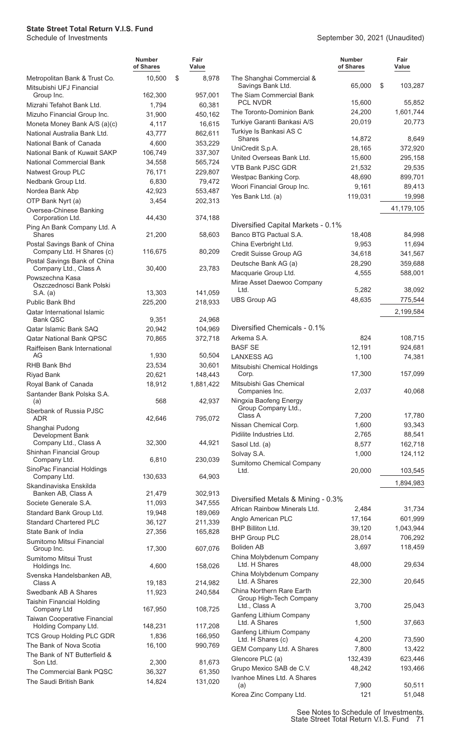**State Street Total Return V.I.S. Fund**
Schedule of Investments

September 30, 2021 (Unaudited)

| | Number of Shares | Fair Value |
|---|---|---|
| Metropolitan Bank & Trust Co. | 10,500 | $ 8,978 |
| Mitsubishi UFJ Financial Group Inc. | 162,300 | 957,001 |
| Mizrahi Tefahot Bank Ltd. | 1,794 | 60,381 |
| Mizuho Financial Group Inc. | 31,900 | 450,162 |
| Moneta Money Bank A/S (a)(c) | 4,117 | 16,615 |
| National Australia Bank Ltd. | 43,777 | 862,611 |
| National Bank of Canada | 4,600 | 353,229 |
| National Bank of Kuwait SAKP | 106,749 | 337,307 |
| National Commercial Bank | 34,558 | 565,724 |
| Natwest Group PLC | 76,171 | 229,807 |
| Nedbank Group Ltd. | 6,830 | 79,472 |
| Nordea Bank Abp | 42,923 | 553,487 |
| OTP Bank Nyrt (a) | 3,454 | 202,313 |
| Oversea-Chinese Banking Corporation Ltd. | 44,430 | 374,188 |
| Ping An Bank Company Ltd. A Shares | 21,200 | 58,603 |
| Postal Savings Bank of China Company Ltd. H Shares (c) | 116,675 | 80,209 |
| Postal Savings Bank of China Company Ltd., Class A | 30,400 | 23,783 |
| Powszechna Kasa Oszczednosci Bank Polski S.A. (a) | 13,303 | 141,059 |
| Public Bank Bhd | 225,200 | 218,933 |
| Qatar International Islamic Bank QSC | 9,351 | 24,968 |
| Qatar Islamic Bank SAQ | 20,942 | 104,969 |
| Qatar National Bank QPSC | 70,865 | 372,718 |
| Raiffeisen Bank International AG | 1,930 | 50,504 |
| RHB Bank Bhd | 23,534 | 30,601 |
| Riyad Bank | 20,621 | 148,443 |
| Royal Bank of Canada | 18,912 | 1,881,422 |
| Santander Bank Polska S.A. (a) | 568 | 42,937 |
| Sberbank of Russia PJSC ADR | 42,646 | 795,072 |
| Shanghai Pudong Development Bank Company Ltd., Class A | 32,300 | 44,921 |
| Shinhan Financial Group Company Ltd. | 6,810 | 230,039 |
| SinoPac Financial Holdings Company Ltd. | 130,633 | 64,903 |
| Skandinaviska Enskilda Banken AB, Class A | 21,479 | 302,913 |
| Societe Generale S.A. | 11,093 | 347,555 |
| Standard Bank Group Ltd. | 19,948 | 189,069 |
| Standard Chartered PLC | 36,127 | 211,339 |
| State Bank of India | 27,356 | 165,828 |
| Sumitomo Mitsui Financial Group Inc. | 17,300 | 607,076 |
| Sumitomo Mitsui Trust Holdings Inc. | 4,600 | 158,026 |
| Svenska Handelsbanken AB, Class A | 19,183 | 214,982 |
| Swedbank AB A Shares | 11,923 | 240,584 |
| Taishin Financial Holding Company Ltd | 167,950 | 108,725 |
| Taiwan Cooperative Financial Holding Company Ltd. | 148,231 | 117,208 |
| TCS Group Holding PLC GDR | 1,836 | 166,950 |
| The Bank of Nova Scotia | 16,100 | 990,769 |
| The Bank of NT Butterfield & Son Ltd. | 2,300 | 81,673 |
| The Commercial Bank PQSC | 36,327 | 61,350 |
| The Saudi British Bank | 14,824 | 131,020 |
| The Shanghai Commercial & Savings Bank Ltd. | 65,000 | $ 103,287 |
| The Siam Commercial Bank PCL NVDR | 15,600 | 55,852 |
| The Toronto-Dominion Bank | 24,200 | 1,601,744 |
| Turkiye Garanti Bankasi A/S | 20,019 | 20,773 |
| Turkiye Is Bankasi AS C Shares | 14,872 | 8,649 |
| UniCredit S.p.A. | 28,165 | 372,920 |
| United Overseas Bank Ltd. | 15,600 | 295,158 |
| VTB Bank PJSC GDR | 21,532 | 29,535 |
| Westpac Banking Corp. | 48,690 | 899,701 |
| Woori Financial Group Inc. | 9,161 | 89,413 |
| Yes Bank Ltd. (a) | 119,031 | 19,998 |
| | | 41,179,105 |
| **Diversified Capital Markets - 0.1%** | | |
| Banco BTG Pactual S.A. | 18,408 | 84,998 |
| China Everbright Ltd. | 9,953 | 11,694 |
| Credit Suisse Group AG | 34,618 | 341,567 |
| Deutsche Bank AG (a) | 28,290 | 359,688 |
| Macquarie Group Ltd. | 4,555 | 588,001 |
| Mirae Asset Daewoo Company Ltd. | 5,282 | 38,092 |
| UBS Group AG | 48,635 | 775,544 |
| | | 2,199,584 |
| **Diversified Chemicals - 0.1%** | | |
| Arkema S.A. | 824 | 108,715 |
| BASF SE | 12,191 | 924,681 |
| LANXESS AG | 1,100 | 74,381 |
| Mitsubishi Chemical Holdings Corp. | 17,300 | 157,099 |
| Mitsubishi Gas Chemical Companies Inc. | 2,037 | 40,068 |
| Ningxia Baofeng Energy Group Company Ltd., Class A | 7,200 | 17,780 |
| Nissan Chemical Corp. | 1,600 | 93,343 |
| Pidilite Industries Ltd. | 2,765 | 88,541 |
| Sasol Ltd. (a) | 8,577 | 162,718 |
| Solvay S.A. | 1,000 | 124,112 |
| Sumitomo Chemical Company Ltd. | 20,000 | 103,545 |
| | | 1,894,983 |
| **Diversified Metals & Mining - 0.3%** | | |
| African Rainbow Minerals Ltd. | 2,484 | 31,734 |
| Anglo American PLC | 17,164 | 601,999 |
| BHP Billiton Ltd. | 39,120 | 1,043,944 |
| BHP Group PLC | 28,014 | 706,292 |
| Boliden AB | 3,697 | 118,459 |
| China Molybdenum Company Ltd. H Shares | 48,000 | 29,634 |
| China Molybdenum Company Ltd. A Shares | 22,300 | 20,645 |
| China Northern Rare Earth Group High-Tech Company Ltd., Class A | 3,700 | 25,043 |
| Ganfeng Lithium Company Ltd. A Shares | 1,500 | 37,663 |
| Ganfeng Lithium Company Ltd. H Shares (c) | 4,200 | 73,590 |
| GEM Company Ltd. A Shares | 7,800 | 13,422 |
| Glencore PLC (a) | 132,439 | 623,446 |
| Grupo Mexico SAB de C.V. | 48,242 | 193,466 |
| Ivanhoe Mines Ltd. A Shares (a) | 7,900 | 50,511 |
| Korea Zinc Company Ltd. | 121 | 51,048 |

See Notes to Schedule of Investments.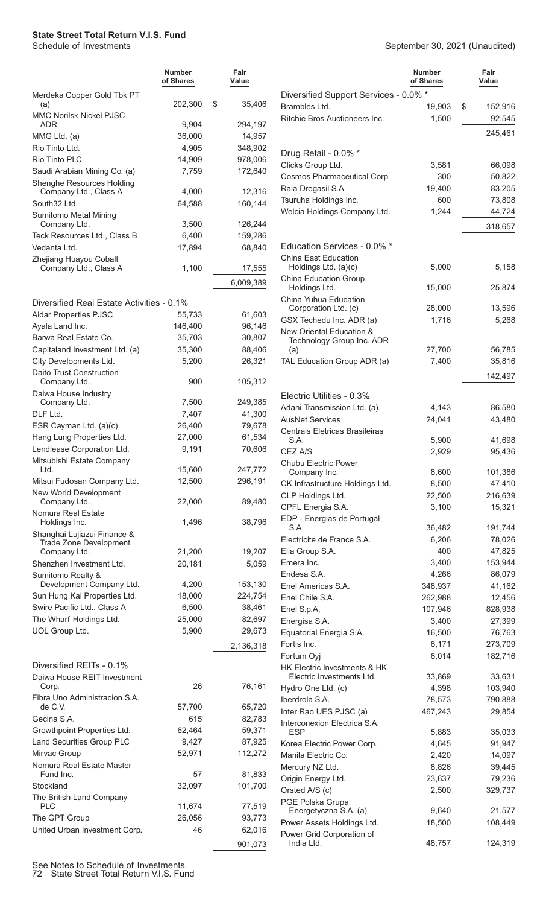**State Street Total Return V.I.S. Fund**
Schedule of Investments

September 30, 2021 (Unaudited)

| | Number of Shares | Fair Value |
|---|---|---|
| Merdeka Copper Gold Tbk PT (a) | 202,300 | $ 35,406 |
| MMC Norilsk Nickel PJSC ADR | 9,904 | 294,197 |
| MMG Ltd. (a) | 36,000 | 14,957 |
| Rio Tinto Ltd. | 4,905 | 348,902 |
| Rio Tinto PLC | 14,909 | 978,006 |
| Saudi Arabian Mining Co. (a) | 7,759 | 172,640 |
| Shenghe Resources Holding Company Ltd., Class A | 4,000 | 12,316 |
| South32 Ltd. | 64,588 | 160,144 |
| Sumitomo Metal Mining Company Ltd. | 3,500 | 126,244 |
| Teck Resources Ltd., Class B | 6,400 | 159,286 |
| Vedanta Ltd. | 17,894 | 68,840 |
| Zhejiang Huayou Cobalt Company Ltd., Class A | 1,100 | 17,555 |
| | | 6,009,389 |
| **Diversified Real Estate Activities - 0.1%** | | |
| Aldar Properties PJSC | 55,733 | 61,603 |
| Ayala Land Inc. | 146,400 | 96,146 |
| Barwa Real Estate Co. | 35,703 | 30,807 |
| Capitaland Investment Ltd. (a) | 35,300 | 88,406 |
| City Developments Ltd. | 5,200 | 26,321 |
| Daito Trust Construction Company Ltd. | 900 | 105,312 |
| Daiwa House Industry Company Ltd. | 7,500 | 249,385 |
| DLF Ltd. | 7,407 | 41,300 |
| ESR Cayman Ltd. (a)(c) | 26,400 | 79,678 |
| Hang Lung Properties Ltd. | 27,000 | 61,534 |
| Lendlease Corporation Ltd. | 9,191 | 70,606 |
| Mitsubishi Estate Company Ltd. | 15,600 | 247,772 |
| Mitsui Fudosan Company Ltd. | 12,500 | 296,191 |
| New World Development Company Ltd. | 22,000 | 89,480 |
| Nomura Real Estate Holdings Inc. | 1,496 | 38,796 |
| Shanghai Lujiazui Finance & Trade Zone Development Company Ltd. | 21,200 | 19,207 |
| Shenzhen Investment Ltd. | 20,181 | 5,059 |
| Sumitomo Realty & Development Company Ltd. | 4,200 | 153,130 |
| Sun Hung Kai Properties Ltd. | 18,000 | 224,754 |
| Swire Pacific Ltd., Class A | 6,500 | 38,461 |
| The Wharf Holdings Ltd. | 25,000 | 82,697 |
| UOL Group Ltd. | 5,900 | 29,673 |
| | | 2,136,318 |
| **Diversified REITs - 0.1%** | | |
| Daiwa House REIT Investment Corp. | 26 | 76,161 |
| Fibra Uno Administracion S.A. de C.V. | 57,700 | 65,720 |
| Gecina S.A. | 615 | 82,783 |
| Growthpoint Properties Ltd. | 62,464 | 59,371 |
| Land Securities Group PLC | 9,427 | 87,925 |
| Mirvac Group | 52,971 | 112,272 |
| Nomura Real Estate Master Fund Inc. | 57 | 81,833 |
| Stockland | 32,097 | 101,700 |
| The British Land Company PLC | 11,674 | 77,519 |
| The GPT Group | 26,056 | 93,773 |
| United Urban Investment Corp. | 46 | 62,016 |
| | | 901,073 |
| **Diversified Support Services - 0.0% *** | | |
| Brambles Ltd. | 19,903 | $ 152,916 |
| Ritchie Bros Auctioneers Inc. | 1,500 | 92,545 |
| | | 245,461 |
| **Drug Retail - 0.0% *** | | |
| Clicks Group Ltd. | 3,581 | 66,098 |
| Cosmos Pharmaceutical Corp. | 300 | 50,822 |
| Raia Drogasil S.A. | 19,400 | 83,205 |
| Tsuruha Holdings Inc. | 600 | 73,808 |
| Welcia Holdings Company Ltd. | 1,244 | 44,724 |
| | | 318,657 |
| **Education Services - 0.0% *** | | |
| China East Education Holdings Ltd. (a)(c) | 5,000 | 5,158 |
| China Education Group Holdings Ltd. | 15,000 | 25,874 |
| China Yuhua Education Corporation Ltd. (c) | 28,000 | 13,596 |
| GSX Techedu Inc. ADR (a) | 1,716 | 5,268 |
| New Oriental Education & Technology Group Inc. ADR (a) | 27,700 | 56,785 |
| TAL Education Group ADR (a) | 7,400 | 35,816 |
| | | 142,497 |
| **Electric Utilities - 0.3%** | | |
| Adani Transmission Ltd. (a) | 4,143 | 86,580 |
| AusNet Services | 24,041 | 43,480 |
| Centrais Eletricas Brasileiras S.A. | 5,900 | 41,698 |
| CEZ A/S | 2,929 | 95,436 |
| Chubu Electric Power Company Inc. | 8,600 | 101,386 |
| CK Infrastructure Holdings Ltd. | 8,500 | 47,410 |
| CLP Holdings Ltd. | 22,500 | 216,639 |
| CPFL Energia S.A. | 3,100 | 15,321 |
| EDP - Energias de Portugal S.A. | 36,482 | 191,744 |
| Electricite de France S.A. | 6,206 | 78,026 |
| Elia Group S.A. | 400 | 47,825 |
| Emera Inc. | 3,400 | 153,944 |
| Endesa S.A. | 4,266 | 86,079 |
| Enel Americas S.A. | 348,937 | 41,162 |
| Enel Chile S.A. | 262,988 | 12,456 |
| Enel S.p.A. | 107,946 | 828,938 |
| Energisa S.A. | 3,400 | 27,399 |
| Equatorial Energia S.A. | 16,500 | 76,763 |
| Fortis Inc. | 6,171 | 273,709 |
| Fortum Oyj | 6,014 | 182,716 |
| HK Electric Investments & HK Electric Investments Ltd. | 33,869 | 33,631 |
| Hydro One Ltd. (c) | 4,398 | 103,940 |
| Iberdrola S.A. | 78,573 | 790,888 |
| Inter Rao UES PJSC (a) | 467,243 | 29,854 |
| Interconexion Electrica S.A. ESP | 5,883 | 35,033 |
| Korea Electric Power Corp. | 4,645 | 91,947 |
| Manila Electric Co. | 2,420 | 14,097 |
| Mercury NZ Ltd. | 8,826 | 39,445 |
| Origin Energy Ltd. | 23,637 | 79,236 |
| Orsted A/S (c) | 2,500 | 329,737 |
| PGE Polska Grupa Energetyczna S.A. (a) | 9,640 | 21,577 |
| Power Assets Holdings Ltd. | 18,500 | 108,449 |
| Power Grid Corporation of India Ltd. | 48,757 | 124,319 |

See Notes to Schedule of Investments.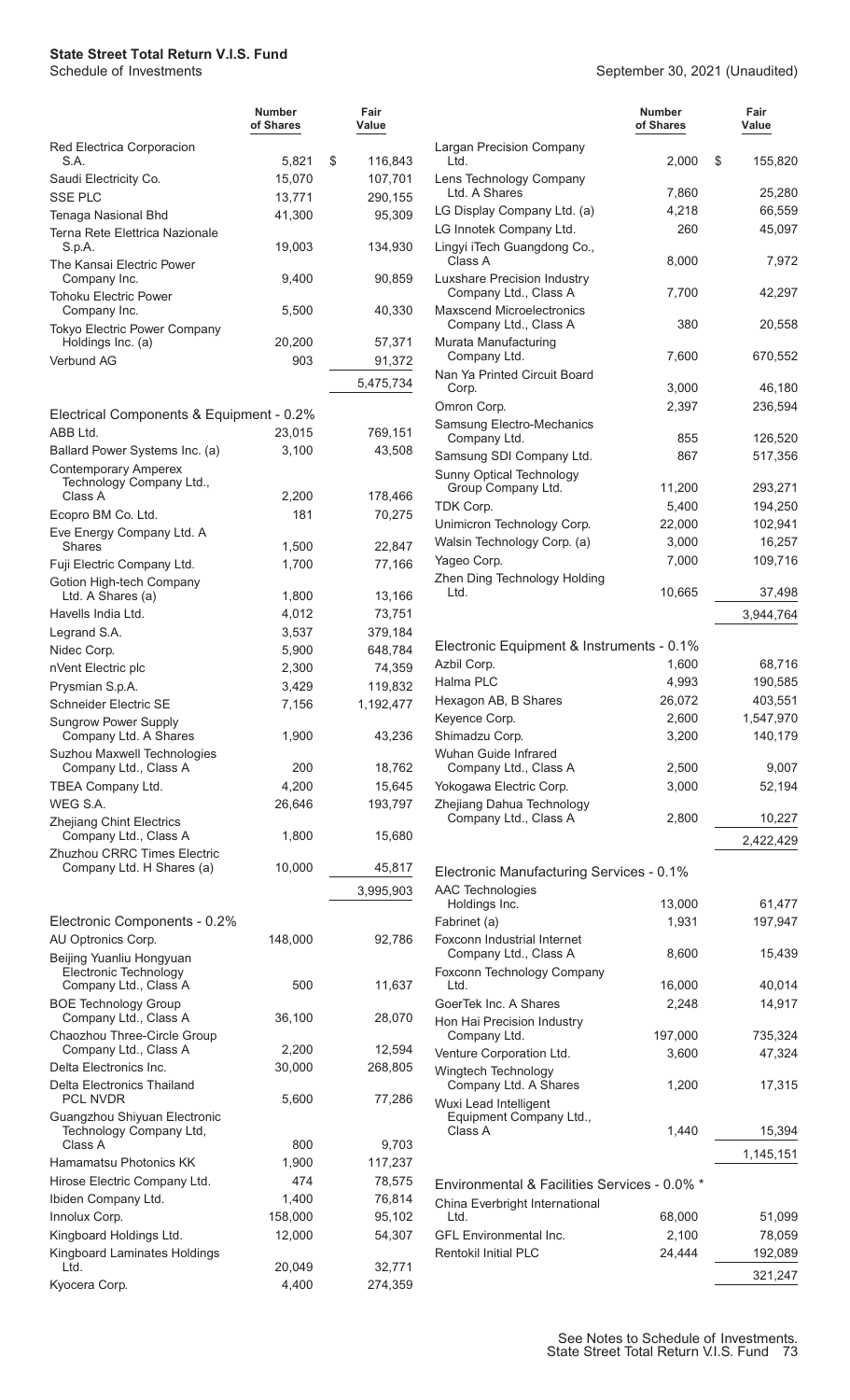**State Street Total Return V.I.S. Fund**
Schedule of Investments

September 30, 2021 (Unaudited)

| | Number of Shares | Fair Value |
|---|---|---|
| Red Electrica Corporacion S.A. | 5,821 | $ 116,843 |
| Saudi Electricity Co. | 15,070 | 107,701 |
| SSE PLC | 13,771 | 290,155 |
| Tenaga Nasional Bhd | 41,300 | 95,309 |
| Terna Rete Elettrica Nazionale S.p.A. | 19,003 | 134,930 |
| The Kansai Electric Power Company Inc. | 9,400 | 90,859 |
| Tohoku Electric Power Company Inc. | 5,500 | 40,330 |
| Tokyo Electric Power Company Holdings Inc. (a) | 20,200 | 57,371 |
| Verbund AG | 903 | 91,372 |
| | | 5,475,734 |
| **Electrical Components & Equipment - 0.2%** | | |
| ABB Ltd. | 23,015 | 769,151 |
| Ballard Power Systems Inc. (a) | 3,100 | 43,508 |
| Contemporary Amperex Technology Company Ltd., Class A | 2,200 | 178,466 |
| Ecopro BM Co. Ltd. | 181 | 70,275 |
| Eve Energy Company Ltd. A Shares | 1,500 | 22,847 |
| Fuji Electric Company Ltd. | 1,700 | 77,166 |
| Gotion High-tech Company Ltd. A Shares (a) | 1,800 | 13,166 |
| Havells India Ltd. | 4,012 | 73,751 |
| Legrand S.A. | 3,537 | 379,184 |
| Nidec Corp. | 5,900 | 648,784 |
| nVent Electric plc | 2,300 | 74,359 |
| Prysmian S.p.A. | 3,429 | 119,832 |
| Schneider Electric SE | 7,156 | 1,192,477 |
| Sungrow Power Supply Company Ltd. A Shares | 1,900 | 43,236 |
| Suzhou Maxwell Technologies Company Ltd., Class A | 200 | 18,762 |
| TBEA Company Ltd. | 4,200 | 15,645 |
| WEG S.A. | 26,646 | 193,797 |
| Zhejiang Chint Electrics Company Ltd., Class A | 1,800 | 15,680 |
| Zhuzhou CRRC Times Electric Company Ltd. H Shares (a) | 10,000 | 45,817 |
| | | 3,995,903 |
| **Electronic Components - 0.2%** | | |
| AU Optronics Corp. | 148,000 | 92,786 |
| Beijing Yuanliu Hongyuan Electronic Technology Company Ltd., Class A | 500 | 11,637 |
| BOE Technology Group Company Ltd., Class A | 36,100 | 28,070 |
| Chaozhou Three-Circle Group Company Ltd., Class A | 2,200 | 12,594 |
| Delta Electronics Inc. | 30,000 | 268,805 |
| Delta Electronics Thailand PCL NVDR | 5,600 | 77,286 |
| Guangzhou Shiyuan Electronic Technology Company Ltd, Class A | 800 | 9,703 |
| Hamamatsu Photonics KK | 1,900 | 117,237 |
| Hirose Electric Company Ltd. | 474 | 78,575 |
| Ibiden Company Ltd. | 1,400 | 76,814 |
| Innolux Corp. | 158,000 | 95,102 |
| Kingboard Holdings Ltd. | 12,000 | 54,307 |
| Kingboard Laminates Holdings Ltd. | 20,049 | 32,771 |
| Kyocera Corp. | 4,400 | 274,359 |
| Largan Precision Company Ltd. | 2,000 | $ 155,820 |
| Lens Technology Company Ltd. A Shares | 7,860 | 25,280 |
| LG Display Company Ltd. (a) | 4,218 | 66,559 |
| LG Innotek Company Ltd. | 260 | 45,097 |
| Lingyi iTech Guangdong Co., Class A | 8,000 | 7,972 |
| Luxshare Precision Industry Company Ltd., Class A | 7,700 | 42,297 |
| Maxscend Microelectronics Company Ltd., Class A | 380 | 20,558 |
| Murata Manufacturing Company Ltd. | 7,600 | 670,552 |
| Nan Ya Printed Circuit Board Corp. | 3,000 | 46,180 |
| Omron Corp. | 2,397 | 236,594 |
| Samsung Electro-Mechanics Company Ltd. | 855 | 126,520 |
| Samsung SDI Company Ltd. | 867 | 517,356 |
| Sunny Optical Technology Group Company Ltd. | 11,200 | 293,271 |
| TDK Corp. | 5,400 | 194,250 |
| Unimicron Technology Corp. | 22,000 | 102,941 |
| Walsin Technology Corp. (a) | 3,000 | 16,257 |
| Yageo Corp. | 7,000 | 109,716 |
| Zhen Ding Technology Holding Ltd. | 10,665 | 37,498 |
| | | 3,944,764 |
| **Electronic Equipment & Instruments - 0.1%** | | |
| Azbil Corp. | 1,600 | 68,716 |
| Halma PLC | 4,993 | 190,585 |
| Hexagon AB, B Shares | 26,072 | 403,551 |
| Keyence Corp. | 2,600 | 1,547,970 |
| Shimadzu Corp. | 3,200 | 140,179 |
| Wuhan Guide Infrared Company Ltd., Class A | 2,500 | 9,007 |
| Yokogawa Electric Corp. | 3,000 | 52,194 |
| Zhejiang Dahua Technology Company Ltd., Class A | 2,800 | 10,227 |
| | | 2,422,429 |
| **Electronic Manufacturing Services - 0.1%** | | |
| AAC Technologies Holdings Inc. | 13,000 | 61,477 |
| Fabrinet (a) | 1,931 | 197,947 |
| Foxconn Industrial Internet Company Ltd., Class A | 8,600 | 15,439 |
| Foxconn Technology Company Ltd. | 16,000 | 40,014 |
| GoerTek Inc. A Shares | 2,248 | 14,917 |
| Hon Hai Precision Industry Company Ltd. | 197,000 | 735,324 |
| Venture Corporation Ltd. | 3,600 | 47,324 |
| Wingtech Technology Company Ltd. A Shares | 1,200 | 17,315 |
| Wuxi Lead Intelligent Equipment Company Ltd., Class A | 1,440 | 15,394 |
| | | 1,145,151 |
| **Environmental & Facilities Services - 0.0% \*** | | |
| China Everbright International Ltd. | 68,000 | 51,099 |
| GFL Environmental Inc. | 2,100 | 78,059 |
| Rentokil Initial PLC | 24,444 | 192,089 |
| | | 321,247 |

See Notes to Schedule of Investments.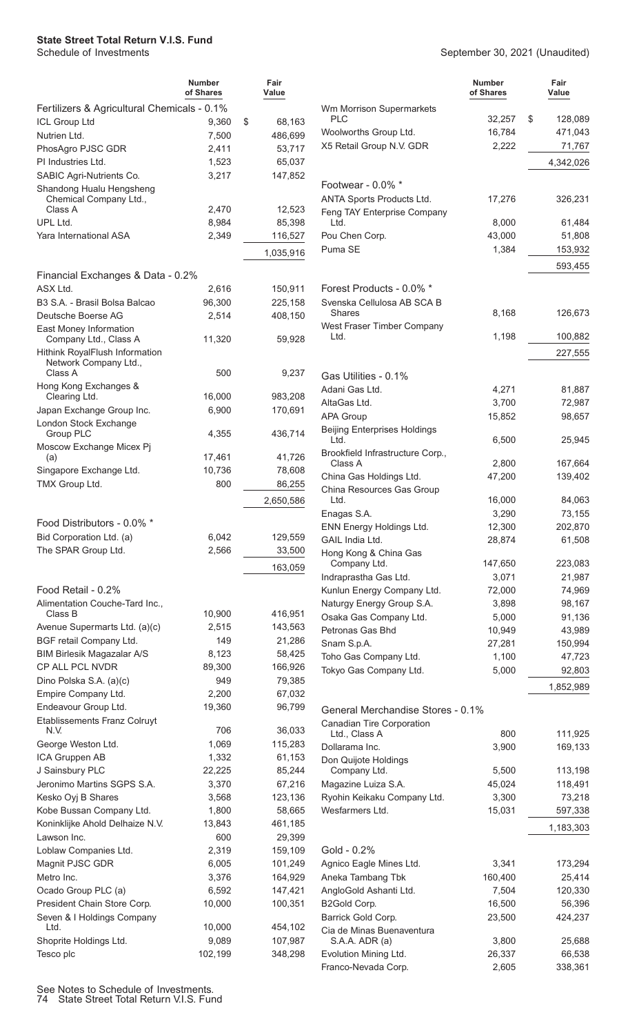# State Street Total Return V.I.S. Fund

Schedule of Investments

September 30, 2021 (Unaudited)

| | Number of Shares | Fair Value |
|---|---|---|
| **Fertilizers & Agricultural Chemicals - 0.1%** | | |
| ICL Group Ltd | 9,360 | $ 68,163 |
| Nutrien Ltd. | 7,500 | 486,699 |
| PhosAgro PJSC GDR | 2,411 | 53,717 |
| PI Industries Ltd. | 1,523 | 65,037 |
| SABIC Agri-Nutrients Co. | 3,217 | 147,852 |
| Shandong Hualu Hengsheng Chemical Company Ltd., Class A | 2,470 | 12,523 |
| UPL Ltd. | 8,984 | 85,398 |
| Yara International ASA | 2,349 | 116,527 |
| | | 1,035,916 |
| **Financial Exchanges & Data - 0.2%** | | |
| ASX Ltd. | 2,616 | 150,911 |
| B3 S.A. - Brasil Bolsa Balcao | 96,300 | 225,158 |
| Deutsche Boerse AG | 2,514 | 408,150 |
| East Money Information Company Ltd., Class A | 11,320 | 59,928 |
| Hithink RoyalFlush Information Network Company Ltd., Class A | 500 | 9,237 |
| Hong Kong Exchanges & Clearing Ltd. | 16,000 | 983,208 |
| Japan Exchange Group Inc. | 6,900 | 170,691 |
| London Stock Exchange Group PLC | 4,355 | 436,714 |
| Moscow Exchange Micex Pj (a) | 17,461 | 41,726 |
| Singapore Exchange Ltd. | 10,736 | 78,608 |
| TMX Group Ltd. | 800 | 86,255 |
| | | 2,650,586 |
| **Food Distributors - 0.0% *** | | |
| Bid Corporation Ltd. (a) | 6,042 | 129,559 |
| The SPAR Group Ltd. | 2,566 | 33,500 |
| | | 163,059 |
| **Food Retail - 0.2%** | | |
| Alimentation Couche-Tard Inc., Class B | 10,900 | 416,951 |
| Avenue Supermarts Ltd. (a)(c) | 2,515 | 143,563 |
| BGF retail Company Ltd. | 149 | 21,286 |
| BIM Birlesik Magazalar A/S | 8,123 | 58,425 |
| CP ALL PCL NVDR | 89,300 | 166,926 |
| Dino Polska S.A. (a)(c) | 949 | 79,385 |
| Empire Company Ltd. | 2,200 | 67,032 |
| Endeavour Group Ltd. | 19,360 | 96,799 |
| Etablissements Franz Colruyt N.V. | 706 | 36,033 |
| George Weston Ltd. | 1,069 | 115,283 |
| ICA Gruppen AB | 1,332 | 61,153 |
| J Sainsbury PLC | 22,225 | 85,244 |
| Jeronimo Martins SGPS S.A. | 3,370 | 67,216 |
| Kesko Oyj B Shares | 3,568 | 123,136 |
| Kobe Bussan Company Ltd. | 1,800 | 58,665 |
| Koninklijke Ahold Delhaize N.V. | 13,843 | 461,185 |
| Lawson Inc. | 600 | 29,399 |
| Loblaw Companies Ltd. | 2,319 | 159,109 |
| Magnit PJSC GDR | 6,005 | 101,249 |
| Metro Inc. | 3,376 | 164,929 |
| Ocado Group PLC (a) | 6,592 | 147,421 |
| President Chain Store Corp. | 10,000 | 100,351 |
| Seven & I Holdings Company Ltd. | 10,000 | 454,102 |
| Shoprite Holdings Ltd. | 9,089 | 107,987 |
| Tesco plc | 102,199 | 348,298 |
| Wm Morrison Supermarkets PLC | 32,257 | $ 128,089 |
| Woolworths Group Ltd. | 16,784 | 471,043 |
| X5 Retail Group N.V. GDR | 2,222 | 71,767 |
| | | 4,342,026 |
| **Footwear - 0.0% *** | | |
| ANTA Sports Products Ltd. | 17,276 | 326,231 |
| Feng TAY Enterprise Company Ltd. | 8,000 | 61,484 |
| Pou Chen Corp. | 43,000 | 51,808 |
| Puma SE | 1,384 | 153,932 |
| | | 593,455 |
| **Forest Products - 0.0% *** | | |
| Svenska Cellulosa AB SCA B Shares | 8,168 | 126,673 |
| West Fraser Timber Company Ltd. | 1,198 | 100,882 |
| | | 227,555 |
| **Gas Utilities - 0.1%** | | |
| Adani Gas Ltd. | 4,271 | 81,887 |
| AltaGas Ltd. | 3,700 | 72,987 |
| APA Group | 15,852 | 98,657 |
| Beijing Enterprises Holdings Ltd. | 6,500 | 25,945 |
| Brookfield Infrastructure Corp., Class A | 2,800 | 167,664 |
| China Gas Holdings Ltd. | 47,200 | 139,402 |
| China Resources Gas Group Ltd. | 16,000 | 84,063 |
| Enagas S.A. | 3,290 | 73,155 |
| ENN Energy Holdings Ltd. | 12,300 | 202,870 |
| GAIL India Ltd. | 28,874 | 61,508 |
| Hong Kong & China Gas Company Ltd. | 147,650 | 223,083 |
| Indraprastha Gas Ltd. | 3,071 | 21,987 |
| Kunlun Energy Company Ltd. | 72,000 | 74,969 |
| Naturgy Energy Group S.A. | 3,898 | 98,167 |
| Osaka Gas Company Ltd. | 5,000 | 91,136 |
| Petronas Gas Bhd | 10,949 | 43,989 |
| Snam S.p.A. | 27,281 | 150,994 |
| Toho Gas Company Ltd. | 1,100 | 47,723 |
| Tokyo Gas Company Ltd. | 5,000 | 92,803 |
| | | 1,852,989 |
| **General Merchandise Stores - 0.1%** | | |
| Canadian Tire Corporation Ltd., Class A | 800 | 111,925 |
| Dollarama Inc. | 3,900 | 169,133 |
| Don Quijote Holdings Company Ltd. | 5,500 | 113,198 |
| Magazine Luiza S.A. | 45,024 | 118,491 |
| Ryohin Keikaku Company Ltd. | 3,300 | 73,218 |
| Wesfarmers Ltd. | 15,031 | 597,338 |
| | | 1,183,303 |
| **Gold - 0.2%** | | |
| Agnico Eagle Mines Ltd. | 3,341 | 173,294 |
| Aneka Tambang Tbk | 160,400 | 25,414 |
| AngloGold Ashanti Ltd. | 7,504 | 120,330 |
| B2Gold Corp. | 16,500 | 56,396 |
| Barrick Gold Corp. | 23,500 | 424,237 |
| Cia de Minas Buenaventura S.A.A. ADR (a) | 3,800 | 25,688 |
| Evolution Mining Ltd. | 26,337 | 66,538 |
| Franco-Nevada Corp. | 2,605 | 338,361 |

See Notes to Schedule of Investments.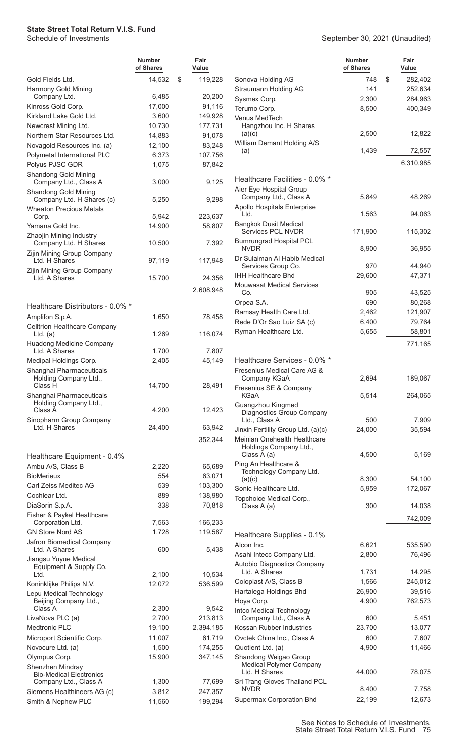**State Street Total Return V.I.S. Fund**
Schedule of Investments

September 30, 2021 (Unaudited)

| | Number of Shares | Fair Value |
|---|---|---|
| Gold Fields Ltd. | 14,532 | $ 119,228 |
| Harmony Gold Mining Company Ltd. | 6,485 | 20,200 |
| Kinross Gold Corp. | 17,000 | 91,116 |
| Kirkland Lake Gold Ltd. | 3,600 | 149,928 |
| Newcrest Mining Ltd. | 10,730 | 177,731 |
| Northern Star Resources Ltd. | 14,883 | 91,078 |
| Novagold Resources Inc. (a) | 12,100 | 83,248 |
| Polymetal International PLC | 6,373 | 107,756 |
| Polyus PJSC GDR | 1,075 | 87,842 |
| Shandong Gold Mining Company Ltd., Class A | 3,000 | 9,125 |
| Shandong Gold Mining Company Ltd. H Shares (c) | 5,250 | 9,298 |
| Wheaton Precious Metals Corp. | 5,942 | 223,637 |
| Yamana Gold Inc. | 14,900 | 58,807 |
| Zhaojin Mining Industry Company Ltd. H Shares | 10,500 | 7,392 |
| Zijin Mining Group Company Ltd. H Shares | 97,119 | 117,948 |
| Zijin Mining Group Company Ltd. A Shares | 15,700 | 24,356 |
| | | 2,608,948 |
| **Healthcare Distributors - 0.0% \*** | | |
| Amplifon S.p.A. | 1,650 | 78,458 |
| Celltrion Healthcare Company Ltd. (a) | 1,269 | 116,074 |
| Huadong Medicine Company Ltd. A Shares | 1,700 | 7,807 |
| Medipal Holdings Corp. | 2,405 | 45,149 |
| Shanghai Pharmaceuticals Holding Company Ltd., Class H | 14,700 | 28,491 |
| Shanghai Pharmaceuticals Holding Company Ltd., Class A | 4,200 | 12,423 |
| Sinopharm Group Company Ltd. H Shares | 24,400 | 63,942 |
| | | 352,344 |
| **Healthcare Equipment - 0.4%** | | |
| Ambu A/S, Class B | 2,220 | 65,689 |
| BioMerieux | 554 | 63,071 |
| Carl Zeiss Meditec AG | 539 | 103,300 |
| Cochlear Ltd. | 889 | 138,980 |
| DiaSorin S.p.A. | 338 | 70,818 |
| Fisher & Paykel Healthcare Corporation Ltd. | 7,563 | 166,233 |
| GN Store Nord AS | 1,728 | 119,587 |
| Jafron Biomedical Company Ltd. A Shares | 600 | 5,438 |
| Jiangsu Yuyue Medical Equipment & Supply Co. Ltd. | 2,100 | 10,534 |
| Koninklijke Philips N.V. | 12,072 | 536,599 |
| Lepu Medical Technology Beijing Company Ltd., Class A | 2,300 | 9,542 |
| LivaNova PLC (a) | 2,700 | 213,813 |
| Medtronic PLC | 19,100 | 2,394,185 |
| Microport Scientific Corp. | 11,007 | 61,719 |
| Novocure Ltd. (a) | 1,500 | 174,255 |
| Olympus Corp. | 15,900 | 347,145 |
| Shenzhen Mindray Bio-Medical Electronics Company Ltd., Class A | 1,300 | 77,699 |
| Siemens Healthineers AG (c) | 3,812 | 247,357 |
| Smith & Nephew PLC | 11,560 | 199,294 |
| Sonova Holding AG | 748 | $ 282,402 |
| Straumann Holding AG | 141 | 252,634 |
| Sysmex Corp. | 2,300 | 284,963 |
| Terumo Corp. | 8,500 | 400,349 |
| Venus MedTech Hangzhou Inc. H Shares (a)(c) | 2,500 | 12,822 |
| William Demant Holding A/S (a) | 1,439 | 72,557 |
| | | 6,310,985 |
| **Healthcare Facilities - 0.0% \*** | | |
| Aier Eye Hospital Group Company Ltd., Class A | 5,849 | 48,269 |
| Apollo Hospitals Enterprise Ltd. | 1,563 | 94,063 |
| Bangkok Dusit Medical Services PCL NVDR | 171,900 | 115,302 |
| Bumrungrad Hospital PCL NVDR | 8,900 | 36,955 |
| Dr Sulaiman Al Habib Medical Services Group Co. | 970 | 44,940 |
| IHH Healthcare Bhd | 29,600 | 47,371 |
| Mouwasat Medical Services Co. | 905 | 43,525 |
| Orpea S.A. | 690 | 80,268 |
| Ramsay Health Care Ltd. | 2,462 | 121,907 |
| Rede D'Or Sao Luiz SA (c) | 6,400 | 79,764 |
| Ryman Healthcare Ltd. | 5,655 | 58,801 |
| | | 771,165 |
| **Healthcare Services - 0.0% \*** | | |
| Fresenius Medical Care AG & Company KGaA | 2,694 | 189,067 |
| Fresenius SE & Company KGaA | 5,514 | 264,065 |
| Guangzhou Kingmed Diagnostics Group Company Ltd., Class A | 500 | 7,909 |
| Jinxin Fertility Group Ltd. (a)(c) | 24,000 | 35,594 |
| Meinian Onehealth Healthcare Holdings Company Ltd., Class A (a) | 4,500 | 5,169 |
| Ping An Healthcare & Technology Company Ltd. (a)(c) | 8,300 | 54,100 |
| Sonic Healthcare Ltd. | 5,959 | 172,067 |
| Topchoice Medical Corp., Class A (a) | 300 | 14,038 |
| | | 742,009 |
| **Healthcare Supplies - 0.1%** | | |
| Alcon Inc. | 6,621 | 535,590 |
| Asahi Intecc Company Ltd. | 2,800 | 76,496 |
| Autobio Diagnostics Company Ltd. A Shares | 1,731 | 14,295 |
| Coloplast A/S, Class B | 1,566 | 245,012 |
| Hartalega Holdings Bhd | 26,900 | 39,516 |
| Hoya Corp. | 4,900 | 762,573 |
| Intco Medical Technology Company Ltd., Class A | 600 | 5,451 |
| Kossan Rubber Industries | 23,700 | 13,077 |
| Ovctek China Inc., Class A | 600 | 7,607 |
| Quotient Ltd. (a) | 4,900 | 11,466 |
| Shandong Weigao Group Medical Polymer Company Ltd. H Shares | 44,000 | 78,075 |
| Sri Trang Gloves Thailand PCL NVDR | 8,400 | 7,758 |
| Supermax Corporation Bhd | 22,199 | 12,673 |

See Notes to Schedule of Investments.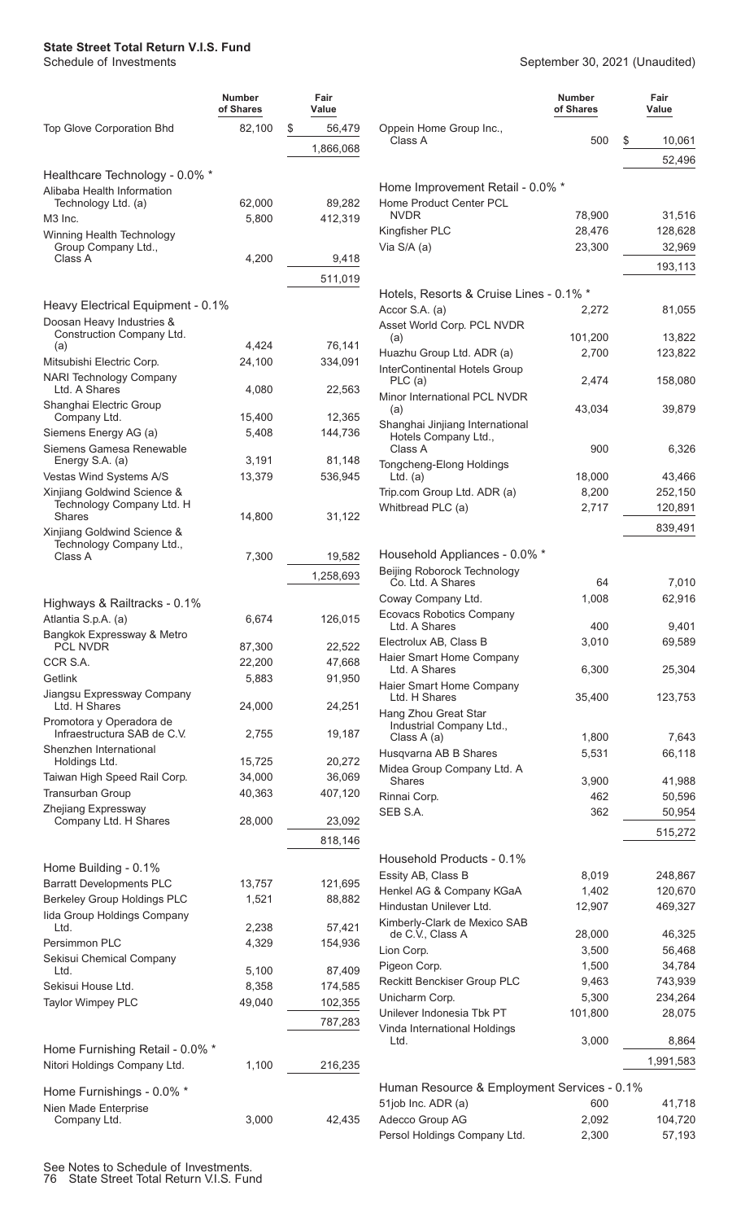# State Street Total Return V.I.S. Fund

Schedule of Investments

September 30, 2021 (Unaudited)

| | Number of Shares | Fair Value |
|---|---|---|
| Top Glove Corporation Bhd | 82,100 | $ 56,479 |
| | | 1,866,068 |
| **Healthcare Technology - 0.0% *** | | |
| Alibaba Health Information Technology Ltd. (a) | 62,000 | 89,282 |
| M3 Inc. | 5,800 | 412,319 |
| Winning Health Technology Group Company Ltd., Class A | 4,200 | 9,418 |
| | | 511,019 |
| **Heavy Electrical Equipment - 0.1%** | | |
| Doosan Heavy Industries & Construction Company Ltd. (a) | 4,424 | 76,141 |
| Mitsubishi Electric Corp. | 24,100 | 334,091 |
| NARI Technology Company Ltd. A Shares | 4,080 | 22,563 |
| Shanghai Electric Group Company Ltd. | 15,400 | 12,365 |
| Siemens Energy AG (a) | 5,408 | 144,736 |
| Siemens Gamesa Renewable Energy S.A. (a) | 3,191 | 81,148 |
| Vestas Wind Systems A/S | 13,379 | 536,945 |
| Xinjiang Goldwind Science & Technology Company Ltd. H Shares | 14,800 | 31,122 |
| Xinjiang Goldwind Science & Technology Company Ltd., Class A | 7,300 | 19,582 |
| | | 1,258,693 |
| **Highways & Railtracks - 0.1%** | | |
| Atlantia S.p.A. (a) | 6,674 | 126,015 |
| Bangkok Expressway & Metro PCL NVDR | 87,300 | 22,522 |
| CCR S.A. | 22,200 | 47,668 |
| Getlink | 5,883 | 91,950 |
| Jiangsu Expressway Company Ltd. H Shares | 24,000 | 24,251 |
| Promotora y Operadora de Infraestructura SAB de C.V. | 2,755 | 19,187 |
| Shenzhen International Holdings Ltd. | 15,725 | 20,272 |
| Taiwan High Speed Rail Corp. | 34,000 | 36,069 |
| Transurban Group | 40,363 | 407,120 |
| Zhejiang Expressway Company Ltd. H Shares | 28,000 | 23,092 |
| | | 818,146 |
| **Home Building - 0.1%** | | |
| Barratt Developments PLC | 13,757 | 121,695 |
| Berkeley Group Holdings PLC | 1,521 | 88,882 |
| Iida Group Holdings Company Ltd. | 2,238 | 57,421 |
| Persimmon PLC | 4,329 | 154,936 |
| Sekisui Chemical Company Ltd. | 5,100 | 87,409 |
| Sekisui House Ltd. | 8,358 | 174,585 |
| Taylor Wimpey PLC | 49,040 | 102,355 |
| | | 787,283 |
| **Home Furnishing Retail - 0.0% *** | | |
| Nitori Holdings Company Ltd. | 1,100 | 216,235 |
| **Home Furnishings - 0.0% *** | | |
| Nien Made Enterprise Company Ltd. | 3,000 | 42,435 |
| Oppein Home Group Inc., Class A | 500 | $ 10,061 |
| | | 52,496 |
| **Home Improvement Retail - 0.0% *** | | |
| Home Product Center PCL NVDR | 78,900 | 31,516 |
| Kingfisher PLC | 28,476 | 128,628 |
| Via S/A (a) | 23,300 | 32,969 |
| | | 193,113 |
| **Hotels, Resorts & Cruise Lines - 0.1% *** | | |
| Accor S.A. (a) | 2,272 | 81,055 |
| Asset World Corp. PCL NVDR (a) | 101,200 | 13,822 |
| Huazhu Group Ltd. ADR (a) | 2,700 | 123,822 |
| InterContinental Hotels Group PLC (a) | 2,474 | 158,080 |
| Minor International PCL NVDR (a) | 43,034 | 39,879 |
| Shanghai Jinjiang International Hotels Company Ltd., Class A | 900 | 6,326 |
| Tongcheng-Elong Holdings Ltd. (a) | 18,000 | 43,466 |
| Trip.com Group Ltd. ADR (a) | 8,200 | 252,150 |
| Whitbread PLC (a) | 2,717 | 120,891 |
| | | 839,491 |
| **Household Appliances - 0.0% *** | | |
| Beijing Roborock Technology Co. Ltd. A Shares | 64 | 7,010 |
| Coway Company Ltd. | 1,008 | 62,916 |
| Ecovacs Robotics Company Ltd. A Shares | 400 | 9,401 |
| Electrolux AB, Class B | 3,010 | 69,589 |
| Haier Smart Home Company Ltd. A Shares | 6,300 | 25,304 |
| Haier Smart Home Company Ltd. H Shares | 35,400 | 123,753 |
| Hang Zhou Great Star Industrial Company Ltd., Class A (a) | 1,800 | 7,643 |
| Husqvarna AB B Shares | 5,531 | 66,118 |
| Midea Group Company Ltd. A Shares | 3,900 | 41,988 |
| Rinnai Corp. | 462 | 50,596 |
| SEB S.A. | 362 | 50,954 |
| | | 515,272 |
| **Household Products - 0.1%** | | |
| Essity AB, Class B | 8,019 | 248,867 |
| Henkel AG & Company KGaA | 1,402 | 120,670 |
| Hindustan Unilever Ltd. | 12,907 | 469,327 |
| Kimberly-Clark de Mexico SAB de C.V., Class A | 28,000 | 46,325 |
| Lion Corp. | 3,500 | 56,468 |
| Pigeon Corp. | 1,500 | 34,784 |
| Reckitt Benckiser Group PLC | 9,463 | 743,939 |
| Unicharm Corp. | 5,300 | 234,264 |
| Unilever Indonesia Tbk PT | 101,800 | 28,075 |
| Vinda International Holdings Ltd. | 3,000 | 8,864 |
| | | 1,991,583 |
| **Human Resource & Employment Services - 0.1%** | | |
| 51job Inc. ADR (a) | 600 | 41,718 |
| Adecco Group AG | 2,092 | 104,720 |
| Persol Holdings Company Ltd. | 2,300 | 57,193 |

See Notes to Schedule of Investments.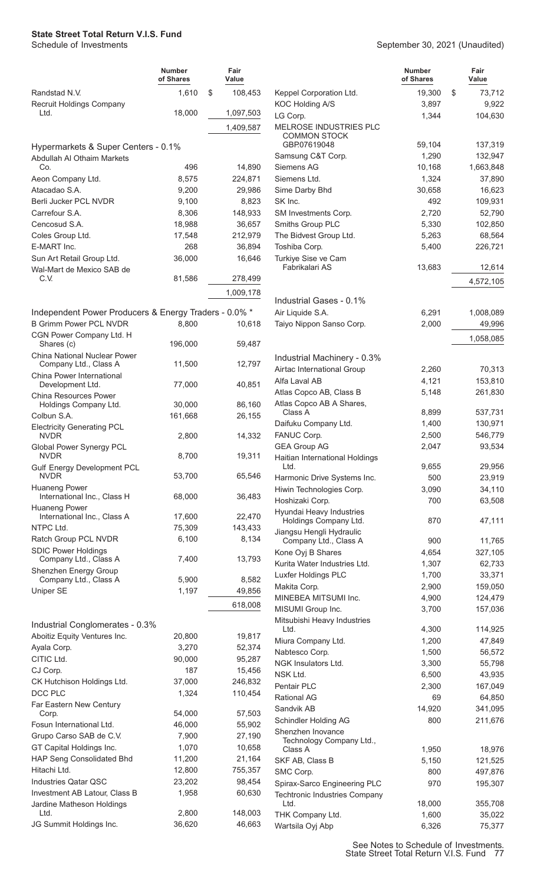# State Street Total Return V.I.S. Fund

Schedule of Investments

September 30, 2021 (Unaudited)

| | Number of Shares | Fair Value |
|---|---|---|
| Randstad N.V. | 1,610 | $ 108,453 |
| Recruit Holdings Company Ltd. | 18,000 | 1,097,503 |
| | | 1,409,587 |
| **Hypermarkets & Super Centers - 0.1%** | | |
| Abdullah Al Othaim Markets Co. | 496 | 14,890 |
| Aeon Company Ltd. | 8,575 | 224,871 |
| Atacadao S.A. | 9,200 | 29,986 |
| Berli Jucker PCL NVDR | 9,100 | 8,823 |
| Carrefour S.A. | 8,306 | 148,933 |
| Cencosud S.A. | 18,988 | 36,657 |
| Coles Group Ltd. | 17,548 | 212,979 |
| E-MART Inc. | 268 | 36,894 |
| Sun Art Retail Group Ltd. | 36,000 | 16,646 |
| Wal-Mart de Mexico SAB de C.V. | 81,586 | 278,499 |
| | | 1,009,178 |
| **Independent Power Producers & Energy Traders - 0.0% \*** | | |
| B Grimm Power PCL NVDR | 8,800 | 10,618 |
| CGN Power Company Ltd. H Shares (c) | 196,000 | 59,487 |
| China National Nuclear Power Company Ltd., Class A | 11,500 | 12,797 |
| China Power International Development Ltd. | 77,000 | 40,851 |
| China Resources Power Holdings Company Ltd. | 30,000 | 86,160 |
| Colbun S.A. | 161,668 | 26,155 |
| Electricity Generating PCL NVDR | 2,800 | 14,332 |
| Global Power Synergy PCL NVDR | 8,700 | 19,311 |
| Gulf Energy Development PCL NVDR | 53,700 | 65,546 |
| Huaneng Power International Inc., Class H | 68,000 | 36,483 |
| Huaneng Power International Inc., Class A | 17,600 | 22,470 |
| NTPC Ltd. | 75,309 | 143,433 |
| Ratch Group PCL NVDR | 6,100 | 8,134 |
| SDIC Power Holdings Company Ltd., Class A | 7,400 | 13,793 |
| Shenzhen Energy Group Company Ltd., Class A | 5,900 | 8,582 |
| Uniper SE | 1,197 | 49,856 |
| | | 618,008 |
| **Industrial Conglomerates - 0.3%** | | |
| Aboitiz Equity Ventures Inc. | 20,800 | 19,817 |
| Ayala Corp. | 3,270 | 52,374 |
| CITIC Ltd. | 90,000 | 95,287 |
| CJ Corp. | 187 | 15,456 |
| CK Hutchison Holdings Ltd. | 37,000 | 246,832 |
| DCC PLC | 1,324 | 110,454 |
| Far Eastern New Century Corp. | 54,000 | 57,503 |
| Fosun International Ltd. | 46,000 | 55,902 |
| Grupo Carso SAB de C.V. | 7,900 | 27,190 |
| GT Capital Holdings Inc. | 1,070 | 10,658 |
| HAP Seng Consolidated Bhd | 11,200 | 21,164 |
| Hitachi Ltd. | 12,800 | 755,357 |
| Industries Qatar QSC | 23,202 | 98,454 |
| Investment AB Latour, Class B | 1,958 | 60,630 |
| Jardine Matheson Holdings Ltd. | 2,800 | 148,003 |
| JG Summit Holdings Inc. | 36,620 | 46,663 |
| Keppel Corporation Ltd. | 19,300 | $ 73,712 |
| KOC Holding A/S | 3,897 | 9,922 |
| LG Corp. | 1,344 | 104,630 |
| MELROSE INDUSTRIES PLC COMMON STOCK GBP07619048 | 59,104 | 137,319 |
| Samsung C&T Corp. | 1,290 | 132,947 |
| Siemens AG | 10,168 | 1,663,848 |
| Siemens Ltd. | 1,324 | 37,890 |
| Sime Darby Bhd | 30,658 | 16,623 |
| SK Inc. | 492 | 109,931 |
| SM Investments Corp. | 2,720 | 52,790 |
| Smiths Group PLC | 5,330 | 102,850 |
| The Bidvest Group Ltd. | 5,263 | 68,564 |
| Toshiba Corp. | 5,400 | 226,721 |
| Turkiye Sise ve Cam Fabrikalari AS | 13,683 | 12,614 |
| | | 4,572,105 |
| **Industrial Gases - 0.1%** | | |
| Air Liquide S.A. | 6,291 | 1,008,089 |
| Taiyo Nippon Sanso Corp. | 2,000 | 49,996 |
| | | 1,058,085 |
| **Industrial Machinery - 0.3%** | | |
| Airtac International Group | 2,260 | 70,313 |
| Alfa Laval AB | 4,121 | 153,810 |
| Atlas Copco AB, Class B | 5,148 | 261,830 |
| Atlas Copco AB A Shares, Class A | 8,899 | 537,731 |
| Daifuku Company Ltd. | 1,400 | 130,971 |
| FANUC Corp. | 2,500 | 546,779 |
| GEA Group AG | 2,047 | 93,534 |
| Haitian International Holdings Ltd. | 9,655 | 29,956 |
| Harmonic Drive Systems Inc. | 500 | 23,919 |
| Hiwin Technologies Corp. | 3,090 | 34,110 |
| Hoshizaki Corp. | 700 | 63,508 |
| Hyundai Heavy Industries Holdings Company Ltd. | 870 | 47,111 |
| Jiangsu Hengli Hydraulic Company Ltd., Class A | 900 | 11,765 |
| Kone Oyj B Shares | 4,654 | 327,105 |
| Kurita Water Industries Ltd. | 1,307 | 62,733 |
| Luxfer Holdings PLC | 1,700 | 33,371 |
| Makita Corp. | 2,900 | 159,050 |
| MINEBEA MITSUMI Inc. | 4,900 | 124,479 |
| MISUMI Group Inc. | 3,700 | 157,036 |
| Mitsubishi Heavy Industries Ltd. | 4,300 | 114,925 |
| Miura Company Ltd. | 1,200 | 47,849 |
| Nabtesco Corp. | 1,500 | 56,572 |
| NGK Insulators Ltd. | 3,300 | 55,798 |
| NSK Ltd. | 6,500 | 43,935 |
| Pentair PLC | 2,300 | 167,049 |
| Rational AG | 69 | 64,850 |
| Sandvik AB | 14,920 | 341,095 |
| Schindler Holding AG | 800 | 211,676 |
| Shenzhen Inovance Technology Company Ltd., Class A | 1,950 | 18,976 |
| SKF AB, Class B | 5,150 | 121,525 |
| SMC Corp. | 800 | 497,876 |
| Spirax-Sarco Engineering PLC | 970 | 195,307 |
| Techtronic Industries Company Ltd. | 18,000 | 355,708 |
| THK Company Ltd. | 1,600 | 35,022 |
| Wartsila Oyj Abp | 6,326 | 75,377 |

See Notes to Schedule of Investments.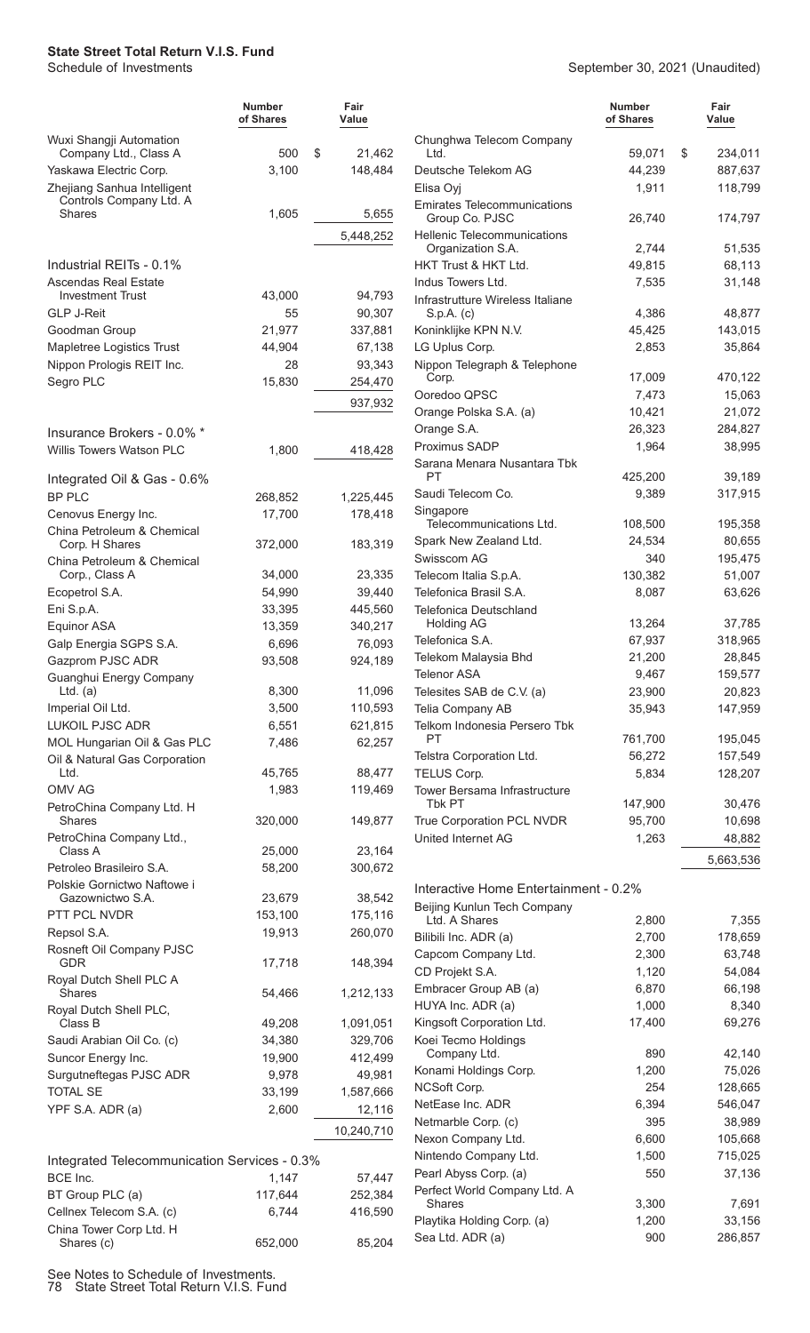**State Street Total Return V.I.S. Fund**
Schedule of Investments

September 30, 2021 (Unaudited)

| | Number of Shares | Fair Value |
|---|---|---|
| Wuxi Shangji Automation Company Ltd., Class A | 500 | $ 21,462 |
| Yaskawa Electric Corp. | 3,100 | 148,484 |
| Zhejiang Sanhua Intelligent Controls Company Ltd. A Shares | 1,605 | 5,655 |
| | | 5,448,252 |
| **Industrial REITs - 0.1%** | | |
| Ascendas Real Estate Investment Trust | 43,000 | 94,793 |
| GLP J-Reit | 55 | 90,307 |
| Goodman Group | 21,977 | 337,881 |
| Mapletree Logistics Trust | 44,904 | 67,138 |
| Nippon Prologis REIT Inc. | 28 | 93,343 |
| Segro PLC | 15,830 | 254,470 |
| | | 937,932 |
| **Insurance Brokers - 0.0% *** | | |
| Willis Towers Watson PLC | 1,800 | 418,428 |
| **Integrated Oil & Gas - 0.6%** | | |
| BP PLC | 268,852 | 1,225,445 |
| Cenovus Energy Inc. | 17,700 | 178,418 |
| China Petroleum & Chemical Corp. H Shares | 372,000 | 183,319 |
| China Petroleum & Chemical Corp., Class A | 34,000 | 23,335 |
| Ecopetrol S.A. | 54,990 | 39,440 |
| Eni S.p.A. | 33,395 | 445,560 |
| Equinor ASA | 13,359 | 340,217 |
| Galp Energia SGPS S.A. | 6,696 | 76,093 |
| Gazprom PJSC ADR | 93,508 | 924,189 |
| Guanghui Energy Company Ltd. (a) | 8,300 | 11,096 |
| Imperial Oil Ltd. | 3,500 | 110,593 |
| LUKOIL PJSC ADR | 6,551 | 621,815 |
| MOL Hungarian Oil & Gas PLC | 7,486 | 62,257 |
| Oil & Natural Gas Corporation Ltd. | 45,765 | 88,477 |
| OMV AG | 1,983 | 119,469 |
| PetroChina Company Ltd. H Shares | 320,000 | 149,877 |
| PetroChina Company Ltd., Class A | 25,000 | 23,164 |
| Petroleo Brasileiro S.A. | 58,200 | 300,672 |
| Polskie Gornictwo Naftowe i Gazownictwo S.A. | 23,679 | 38,542 |
| PTT PCL NVDR | 153,100 | 175,116 |
| Repsol S.A. | 19,913 | 260,070 |
| Rosneft Oil Company PJSC GDR | 17,718 | 148,394 |
| Royal Dutch Shell PLC A Shares | 54,466 | 1,212,133 |
| Royal Dutch Shell PLC, Class B | 49,208 | 1,091,051 |
| Saudi Arabian Oil Co. (c) | 34,380 | 329,706 |
| Suncor Energy Inc. | 19,900 | 412,499 |
| Surgutneftegas PJSC ADR | 9,978 | 49,981 |
| TOTAL SE | 33,199 | 1,587,666 |
| YPF S.A. ADR (a) | 2,600 | 12,116 |
| | | 10,240,710 |
| **Integrated Telecommunication Services - 0.3%** | | |
| BCE Inc. | 1,147 | 57,447 |
| BT Group PLC (a) | 117,644 | 252,384 |
| Cellnex Telecom S.A. (c) | 6,744 | 416,590 |
| China Tower Corp Ltd. H Shares (c) | 652,000 | 85,204 |
| Chunghwa Telecom Company Ltd. | 59,071 | $ 234,011 |
| Deutsche Telekom AG | 44,239 | 887,637 |
| Elisa Oyj | 1,911 | 118,799 |
| Emirates Telecommunications Group Co. PJSC | 26,740 | 174,797 |
| Hellenic Telecommunications Organization S.A. | 2,744 | 51,535 |
| HKT Trust & HKT Ltd. | 49,815 | 68,113 |
| Indus Towers Ltd. | 7,535 | 31,148 |
| Infrastrutture Wireless Italiane S.p.A. (c) | 4,386 | 48,877 |
| Koninklijke KPN N.V. | 45,425 | 143,015 |
| LG Uplus Corp. | 2,853 | 35,864 |
| Nippon Telegraph & Telephone Corp. | 17,009 | 470,122 |
| Ooredoo QPSC | 7,473 | 15,063 |
| Orange Polska S.A. (a) | 10,421 | 21,072 |
| Orange S.A. | 26,323 | 284,827 |
| Proximus SADP | 1,964 | 38,995 |
| Sarana Menara Nusantara Tbk PT | 425,200 | 39,189 |
| Saudi Telecom Co. | 9,389 | 317,915 |
| Singapore Telecommunications Ltd. | 108,500 | 195,358 |
| Spark New Zealand Ltd. | 24,534 | 80,655 |
| Swisscom AG | 340 | 195,475 |
| Telecom Italia S.p.A. | 130,382 | 51,007 |
| Telefonica Brasil S.A. | 8,087 | 63,626 |
| Telefonica Deutschland Holding AG | 13,264 | 37,785 |
| Telefonica S.A. | 67,937 | 318,965 |
| Telekom Malaysia Bhd | 21,200 | 28,845 |
| Telenor ASA | 9,467 | 159,577 |
| Telesites SAB de C.V. (a) | 23,900 | 20,823 |
| Telia Company AB | 35,943 | 147,959 |
| Telkom Indonesia Persero Tbk PT | 761,700 | 195,045 |
| Telstra Corporation Ltd. | 56,272 | 157,549 |
| TELUS Corp. | 5,834 | 128,207 |
| Tower Bersama Infrastructure Tbk PT | 147,900 | 30,476 |
| True Corporation PCL NVDR | 95,700 | 10,698 |
| United Internet AG | 1,263 | 48,882 |
| | | 5,663,536 |
| **Interactive Home Entertainment - 0.2%** | | |
| Beijing Kunlun Tech Company Ltd. A Shares | 2,800 | 7,355 |
| Bilibili Inc. ADR (a) | 2,700 | 178,659 |
| Capcom Company Ltd. | 2,300 | 63,748 |
| CD Projekt S.A. | 1,120 | 54,084 |
| Embracer Group AB (a) | 6,870 | 66,198 |
| HUYA Inc. ADR (a) | 1,000 | 8,340 |
| Kingsoft Corporation Ltd. | 17,400 | 69,276 |
| Koei Tecmo Holdings Company Ltd. | 890 | 42,140 |
| Konami Holdings Corp. | 1,200 | 75,026 |
| NCSoft Corp. | 254 | 128,665 |
| NetEase Inc. ADR | 6,394 | 546,047 |
| Netmarble Corp. (c) | 395 | 38,989 |
| Nexon Company Ltd. | 6,600 | 105,668 |
| Nintendo Company Ltd. | 1,500 | 715,025 |
| Pearl Abyss Corp. (a) | 550 | 37,136 |
| Perfect World Company Ltd. A Shares | 3,300 | 7,691 |
| Playtika Holding Corp. (a) | 1,200 | 33,156 |
| Sea Ltd. ADR (a) | 900 | 286,857 |

See Notes to Schedule of Investments.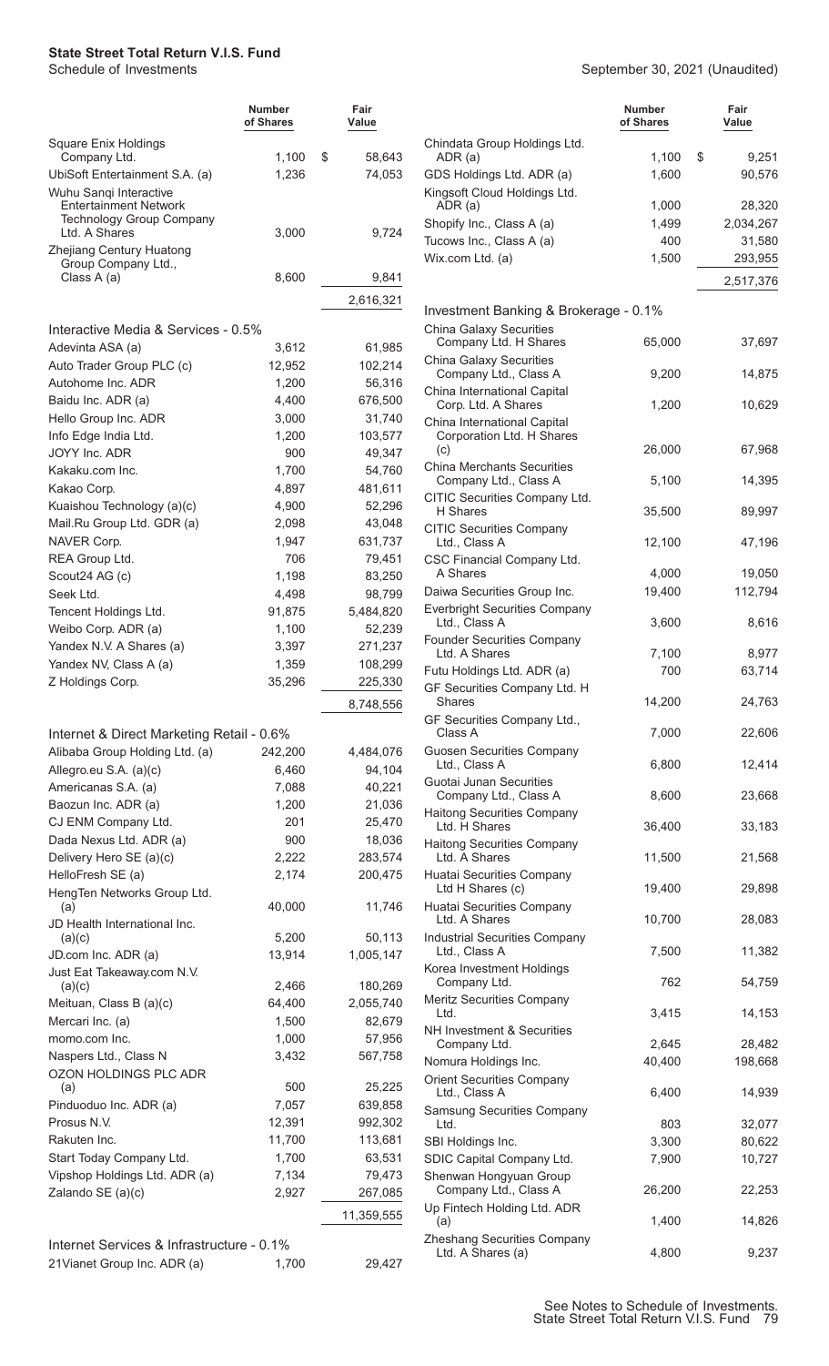**State Street Total Return V.I.S. Fund**
Schedule of Investments

September 30, 2021 (Unaudited)

| | Number of Shares | Fair Value |
|---|---|---|
| Square Enix Holdings Company Ltd. | 1,100 | $ 58,643 |
| UbiSoft Entertainment S.A. (a) | 1,236 | 74,053 |
| Wuhu Sanqi Interactive Entertainment Network Technology Group Company Ltd. A Shares | 3,000 | 9,724 |
| Zhejiang Century Huatong Group Company Ltd., Class A (a) | 8,600 | 9,841 |
| | | 2,616,321 |
| **Interactive Media & Services - 0.5%** | | |
| Adevinta ASA (a) | 3,612 | 61,985 |
| Auto Trader Group PLC (c) | 12,952 | 102,214 |
| Autohome Inc. ADR | 1,200 | 56,316 |
| Baidu Inc. ADR (a) | 4,400 | 676,500 |
| Hello Group Inc. ADR | 3,000 | 31,740 |
| Info Edge India Ltd. | 1,200 | 103,577 |
| JOYY Inc. ADR | 900 | 49,347 |
| Kakaku.com Inc. | 1,700 | 54,760 |
| Kakao Corp. | 4,897 | 481,611 |
| Kuaishou Technology (a)(c) | 4,900 | 52,296 |
| Mail.Ru Group Ltd. GDR (a) | 2,098 | 43,048 |
| NAVER Corp. | 1,947 | 631,737 |
| REA Group Ltd. | 706 | 79,451 |
| Scout24 AG (c) | 1,198 | 83,250 |
| Seek Ltd. | 4,498 | 98,799 |
| Tencent Holdings Ltd. | 91,875 | 5,484,820 |
| Weibo Corp. ADR (a) | 1,100 | 52,239 |
| Yandex N.V. A Shares (a) | 3,397 | 271,237 |
| Yandex NV, Class A (a) | 1,359 | 108,299 |
| Z Holdings Corp. | 35,296 | 225,330 |
| | | 8,748,556 |
| **Internet & Direct Marketing Retail - 0.6%** | | |
| Alibaba Group Holding Ltd. (a) | 242,200 | 4,484,076 |
| Allegro.eu S.A. (a)(c) | 6,460 | 94,104 |
| Americanas S.A. (a) | 7,088 | 40,221 |
| Baozun Inc. ADR (a) | 1,200 | 21,036 |
| CJ ENM Company Ltd. | 201 | 25,470 |
| Dada Nexus Ltd. ADR (a) | 900 | 18,036 |
| Delivery Hero SE (a)(c) | 2,222 | 283,574 |
| HelloFresh SE (a) | 2,174 | 200,475 |
| HengTen Networks Group Ltd. (a) | 40,000 | 11,746 |
| JD Health International Inc. (a)(c) | 5,200 | 50,113 |
| JD.com Inc. ADR (a) | 13,914 | 1,005,147 |
| Just Eat Takeaway.com N.V. (a)(c) | 2,466 | 180,269 |
| Meituan, Class B (a)(c) | 64,400 | 2,055,740 |
| Mercari Inc. (a) | 1,500 | 82,679 |
| momo.com Inc. | 1,000 | 57,956 |
| Naspers Ltd., Class N | 3,432 | 567,758 |
| OZON HOLDINGS PLC ADR (a) | 500 | 25,225 |
| Pinduoduo Inc. ADR (a) | 7,057 | 639,858 |
| Prosus N.V. | 12,391 | 992,302 |
| Rakuten Inc. | 11,700 | 113,681 |
| Start Today Company Ltd. | 1,700 | 63,531 |
| Vipshop Holdings Ltd. ADR (a) | 7,134 | 79,473 |
| Zalando SE (a)(c) | 2,927 | 267,085 |
| | | 11,359,555 |
| **Internet Services & Infrastructure - 0.1%** | | |
| 21Vianet Group Inc. ADR (a) | 1,700 | 29,427 |
| Chindata Group Holdings Ltd. ADR (a) | 1,100 | $ 9,251 |
| GDS Holdings Ltd. ADR (a) | 1,600 | 90,576 |
| Kingsoft Cloud Holdings Ltd. ADR (a) | 1,000 | 28,320 |
| Shopify Inc., Class A (a) | 1,499 | 2,034,267 |
| Tucows Inc., Class A (a) | 400 | 31,580 |
| Wix.com Ltd. (a) | 1,500 | 293,955 |
| | | 2,517,376 |
| **Investment Banking & Brokerage - 0.1%** | | |
| China Galaxy Securities Company Ltd. H Shares | 65,000 | 37,697 |
| China Galaxy Securities Company Ltd., Class A | 9,200 | 14,875 |
| China International Capital Corp. Ltd. A Shares | 1,200 | 10,629 |
| China International Capital Corporation Ltd. H Shares (c) | 26,000 | 67,968 |
| China Merchants Securities Company Ltd., Class A | 5,100 | 14,395 |
| CITIC Securities Company Ltd. H Shares | 35,500 | 89,997 |
| CITIC Securities Company Ltd., Class A | 12,100 | 47,196 |
| CSC Financial Company Ltd. A Shares | 4,000 | 19,050 |
| Daiwa Securities Group Inc. | 19,400 | 112,794 |
| Everbright Securities Company Ltd., Class A | 3,600 | 8,616 |
| Founder Securities Company Ltd. A Shares | 7,100 | 8,977 |
| Futu Holdings Ltd. ADR (a) | 700 | 63,714 |
| GF Securities Company Ltd. H Shares | 14,200 | 24,763 |
| GF Securities Company Ltd., Class A | 7,000 | 22,606 |
| Guosen Securities Company Ltd., Class A | 6,800 | 12,414 |
| Guotai Junan Securities Company Ltd., Class A | 8,600 | 23,668 |
| Haitong Securities Company Ltd. H Shares | 36,400 | 33,183 |
| Haitong Securities Company Ltd. A Shares | 11,500 | 21,568 |
| Huatai Securities Company Ltd H Shares (c) | 19,400 | 29,898 |
| Huatai Securities Company Ltd. A Shares | 10,700 | 28,083 |
| Industrial Securities Company Ltd., Class A | 7,500 | 11,382 |
| Korea Investment Holdings Company Ltd. | 762 | 54,759 |
| Meritz Securities Company Ltd. | 3,415 | 14,153 |
| NH Investment & Securities Company Ltd. | 2,645 | 28,482 |
| Nomura Holdings Inc. | 40,400 | 198,668 |
| Orient Securities Company Ltd., Class A | 6,400 | 14,939 |
| Samsung Securities Company Ltd. | 803 | 32,077 |
| SBI Holdings Inc. | 3,300 | 80,622 |
| SDIC Capital Company Ltd. | 7,900 | 10,727 |
| Shenwan Hongyuan Group Company Ltd., Class A | 26,200 | 22,253 |
| Up Fintech Holding Ltd. ADR (a) | 1,400 | 14,826 |
| Zheshang Securities Company Ltd. A Shares (a) | 4,800 | 9,237 |

See Notes to Schedule of Investments.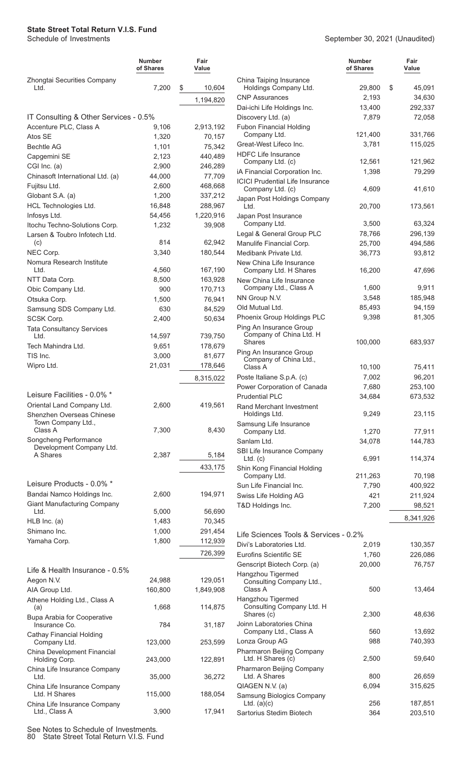**State Street Total Return V.I.S. Fund**
Schedule of Investments

September 30, 2021 (Unaudited)

| | Number of Shares | Fair Value |
|---|---|---|
| Zhongtai Securities Company Ltd. | 7,200 | $ 10,604 |
| | | 1,194,820 |
| **IT Consulting & Other Services - 0.5%** | | |
| Accenture PLC, Class A | 9,106 | 2,913,192 |
| Atos SE | 1,320 | 70,157 |
| Bechtle AG | 1,101 | 75,342 |
| Capgemini SE | 2,123 | 440,489 |
| CGI Inc. (a) | 2,900 | 246,289 |
| Chinasoft International Ltd. (a) | 44,000 | 77,709 |
| Fujitsu Ltd. | 2,600 | 468,668 |
| Globant S.A. (a) | 1,200 | 337,212 |
| HCL Technologies Ltd. | 16,848 | 288,967 |
| Infosys Ltd. | 54,456 | 1,220,916 |
| Itochu Techno-Solutions Corp. | 1,232 | 39,908 |
| Larsen & Toubro Infotech Ltd. (c) | 814 | 62,942 |
| NEC Corp. | 3,340 | 180,544 |
| Nomura Research Institute Ltd. | 4,560 | 167,190 |
| NTT Data Corp. | 8,500 | 163,928 |
| Obic Company Ltd. | 900 | 170,713 |
| Otsuka Corp. | 1,500 | 76,941 |
| Samsung SDS Company Ltd. | 630 | 84,529 |
| SCSK Corp. | 2,400 | 50,634 |
| Tata Consultancy Services Ltd. | 14,597 | 739,750 |
| Tech Mahindra Ltd. | 9,651 | 178,679 |
| TIS Inc. | 3,000 | 81,677 |
| Wipro Ltd. | 21,031 | 178,646 |
| | | 8,315,022 |
| **Leisure Facilities - 0.0% \*** | | |
| Oriental Land Company Ltd. | 2,600 | 419,561 |
| Shenzhen Overseas Chinese Town Company Ltd., Class A | 7,300 | 8,430 |
| Songcheng Performance Development Company Ltd. A Shares | 2,387 | 5,184 |
| | | 433,175 |
| **Leisure Products - 0.0% \*** | | |
| Bandai Namco Holdings Inc. | 2,600 | 194,971 |
| Giant Manufacturing Company Ltd. | 5,000 | 56,690 |
| HLB Inc. (a) | 1,483 | 70,345 |
| Shimano Inc. | 1,000 | 291,454 |
| Yamaha Corp. | 1,800 | 112,939 |
| | | 726,399 |
| **Life & Health Insurance - 0.5%** | | |
| Aegon N.V. | 24,988 | 129,051 |
| AIA Group Ltd. | 160,800 | 1,849,908 |
| Athene Holding Ltd., Class A (a) | 1,668 | 114,875 |
| Bupa Arabia for Cooperative Insurance Co. | 784 | 31,187 |
| Cathay Financial Holding Company Ltd. | 123,000 | 253,599 |
| China Development Financial Holding Corp. | 243,000 | 122,891 |
| China Life Insurance Company Ltd. | 35,000 | 36,272 |
| China Life Insurance Company Ltd. H Shares | 115,000 | 188,054 |
| China Life Insurance Company Ltd., Class A | 3,900 | 17,941 |
| China Taiping Insurance Holdings Company Ltd. | 29,800 | $ 45,091 |
| CNP Assurances | 2,193 | 34,630 |
| Dai-ichi Life Holdings Inc. | 13,400 | 292,337 |
| Discovery Ltd. (a) | 7,879 | 72,058 |
| Fubon Financial Holding Company Ltd. | 121,400 | 331,766 |
| Great-West Lifeco Inc. | 3,781 | 115,025 |
| HDFC Life Insurance Company Ltd. (c) | 12,561 | 121,962 |
| iA Financial Corporation Inc. | 1,398 | 79,299 |
| ICICI Prudential Life Insurance Company Ltd. (c) | 4,609 | 41,610 |
| Japan Post Holdings Company Ltd. | 20,700 | 173,561 |
| Japan Post Insurance Company Ltd. | 3,500 | 63,324 |
| Legal & General Group PLC | 78,766 | 296,139 |
| Manulife Financial Corp. | 25,700 | 494,586 |
| Medibank Private Ltd. | 36,773 | 93,812 |
| New China Life Insurance Company Ltd. H Shares | 16,200 | 47,696 |
| New China Life Insurance Company Ltd., Class A | 1,600 | 9,911 |
| NN Group N.V. | 3,548 | 185,948 |
| Old Mutual Ltd. | 85,493 | 94,159 |
| Phoenix Group Holdings PLC | 9,398 | 81,305 |
| Ping An Insurance Group Company of China Ltd. H Shares | 100,000 | 683,937 |
| Ping An Insurance Group Company of China Ltd., Class A | 10,100 | 75,411 |
| Poste Italiane S.p.A. (c) | 7,002 | 96,201 |
| Power Corporation of Canada | 7,680 | 253,100 |
| Prudential PLC | 34,684 | 673,532 |
| Rand Merchant Investment Holdings Ltd. | 9,249 | 23,115 |
| Samsung Life Insurance Company Ltd. | 1,270 | 77,911 |
| Sanlam Ltd. | 34,078 | 144,783 |
| SBI Life Insurance Company Ltd. (c) | 6,991 | 114,374 |
| Shin Kong Financial Holding Company Ltd. | 211,263 | 70,198 |
| Sun Life Financial Inc. | 7,790 | 400,922 |
| Swiss Life Holding AG | 421 | 211,924 |
| T&D Holdings Inc. | 7,200 | 98,521 |
| | | 8,341,926 |
| **Life Sciences Tools & Services - 0.2%** | | |
| Divi's Laboratories Ltd. | 2,019 | 130,357 |
| Eurofins Scientific SE | 1,760 | 226,086 |
| Genscript Biotech Corp. (a) | 20,000 | 76,757 |
| Hangzhou Tigermed Consulting Company Ltd., Class A | 500 | 13,464 |
| Hangzhou Tigermed Consulting Company Ltd. H Shares (c) | 2,300 | 48,636 |
| Joinn Laboratories China Company Ltd., Class A | 560 | 13,692 |
| Lonza Group AG | 988 | 740,393 |
| Pharmaron Beijing Company Ltd. H Shares (c) | 2,500 | 59,640 |
| Pharmaron Beijing Company Ltd. A Shares | 800 | 26,659 |
| QIAGEN N.V. (a) | 6,094 | 315,625 |
| Samsung Biologics Company Ltd. (a)(c) | 256 | 187,851 |
| Sartorius Stedim Biotech | 364 | 203,510 |

See Notes to Schedule of Investments.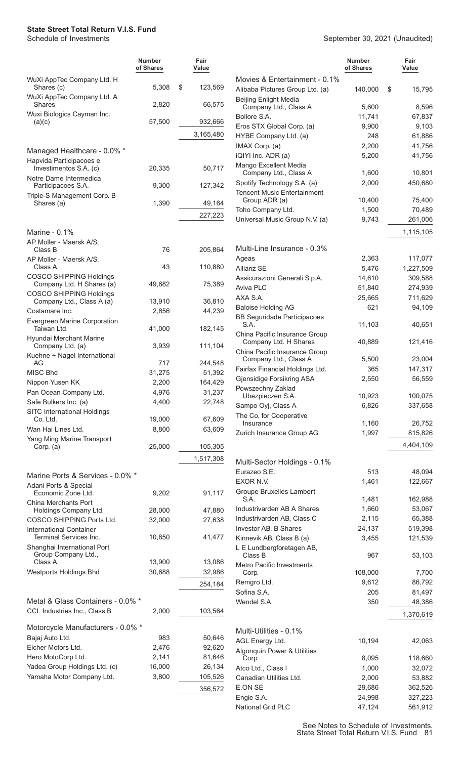**State Street Total Return V.I.S. Fund**
Schedule of Investments

September 30, 2021 (Unaudited)

| | Number of Shares | Fair Value |
|---|---|---|
| WuXi AppTec Company Ltd. H Shares (c) | 5,308 | $ 123,569 |
| WuXi AppTec Company Ltd. A Shares | 2,820 | 66,575 |
| Wuxi Biologics Cayman Inc. (a)(c) | 57,500 | 932,666 |
| | | 3,165,480 |
| **Managed Healthcare - 0.0% *** | | |
| Hapvida Participacoes e Investimentos S.A. (c) | 20,335 | 50,717 |
| Notre Dame Intermedica Participacoes S.A. | 9,300 | 127,342 |
| Triple-S Management Corp. B Shares (a) | 1,390 | 49,164 |
| | | 227,223 |
| **Marine - 0.1%** | | |
| AP Moller - Maersk A/S, Class B | 76 | 205,864 |
| AP Moller - Maersk A/S, Class A | 43 | 110,880 |
| COSCO SHIPPING Holdings Company Ltd. H Shares (a) | 49,682 | 75,389 |
| COSCO SHIPPING Holdings Company Ltd., Class A (a) | 13,910 | 36,810 |
| Costamare Inc. | 2,856 | 44,239 |
| Evergreen Marine Corporation Taiwan Ltd. | 41,000 | 182,145 |
| Hyundai Merchant Marine Company Ltd. (a) | 3,939 | 111,104 |
| Kuehne + Nagel International AG | 717 | 244,548 |
| MISC Bhd | 31,275 | 51,392 |
| Nippon Yusen KK | 2,200 | 164,429 |
| Pan Ocean Company Ltd. | 4,976 | 31,237 |
| Safe Bulkers Inc. (a) | 4,400 | 22,748 |
| SITC International Holdings Co. Ltd. | 19,000 | 67,609 |
| Wan Hai Lines Ltd. | 8,800 | 63,609 |
| Yang Ming Marine Transport Corp. (a) | 25,000 | 105,305 |
| | | 1,517,308 |
| **Marine Ports & Services - 0.0% *** | | |
| Adani Ports & Special Economic Zone Ltd. | 9,202 | 91,117 |
| China Merchants Port Holdings Company Ltd. | 28,000 | 47,880 |
| COSCO SHIPPING Ports Ltd. | 32,000 | 27,638 |
| International Container Terminal Services Inc. | 10,850 | 41,477 |
| Shanghai International Port Group Company Ltd., Class A | 13,900 | 13,086 |
| Westports Holdings Bhd | 30,688 | 32,986 |
| | | 254,184 |
| **Metal & Glass Containers - 0.0% *** | | |
| CCL Industries Inc., Class B | 2,000 | 103,564 |
| **Motorcycle Manufacturers - 0.0% *** | | |
| Bajaj Auto Ltd. | 983 | 50,646 |
| Eicher Motors Ltd. | 2,476 | 92,620 |
| Hero MotoCorp Ltd. | 2,141 | 81,646 |
| Yadea Group Holdings Ltd. (c) | 16,000 | 26,134 |
| Yamaha Motor Company Ltd. | 3,800 | 105,526 |
| | | 356,572 |
| **Movies & Entertainment - 0.1%** | | |
| Alibaba Pictures Group Ltd. (a) | 140,000 | $ 15,795 |
| Beijing Enlight Media Company Ltd., Class A | 5,600 | 8,596 |
| Bollore S.A. | 11,741 | 67,837 |
| Eros STX Global Corp. (a) | 9,900 | 9,103 |
| HYBE Company Ltd. (a) | 248 | 61,886 |
| IMAX Corp. (a) | 2,200 | 41,756 |
| iQIYI Inc. ADR (a) | 5,200 | 41,756 |
| Mango Excellent Media Company Ltd., Class A | 1,600 | 10,801 |
| Spotify Technology S.A. (a) | 2,000 | 450,680 |
| Tencent Music Entertainment Group ADR (a) | 10,400 | 75,400 |
| Toho Company Ltd. | 1,500 | 70,489 |
| Universal Music Group N.V. (a) | 9,743 | 261,006 |
| | | 1,115,105 |
| **Multi-Line Insurance - 0.3%** | | |
| Ageas | 2,363 | 117,077 |
| Allianz SE | 5,476 | 1,227,509 |
| Assicurazioni Generali S.p.A. | 14,610 | 309,588 |
| Aviva PLC | 51,840 | 274,939 |
| AXA S.A. | 25,665 | 711,629 |
| Baloise Holding AG | 621 | 94,109 |
| BB Seguridade Participacoes S.A. | 11,103 | 40,651 |
| China Pacific Insurance Group Company Ltd. H Shares | 40,889 | 121,416 |
| China Pacific Insurance Group Company Ltd., Class A | 5,500 | 23,004 |
| Fairfax Financial Holdings Ltd. | 365 | 147,317 |
| Gjensidige Forsikring ASA | 2,550 | 56,559 |
| Powszechny Zaklad Ubezpieczen S.A. | 10,923 | 100,075 |
| Sampo Oyj, Class A | 6,826 | 337,658 |
| The Co. for Cooperative Insurance | 1,160 | 26,752 |
| Zurich Insurance Group AG | 1,997 | 815,826 |
| | | 4,404,109 |
| **Multi-Sector Holdings - 0.1%** | | |
| Eurazeo S.E. | 513 | 48,094 |
| EXOR N.V. | 1,461 | 122,667 |
| Groupe Bruxelles Lambert S.A. | 1,481 | 162,988 |
| Industrivarden AB A Shares | 1,660 | 53,067 |
| Industrivarden AB, Class C | 2,115 | 65,388 |
| Investor AB, B Shares | 24,137 | 519,398 |
| Kinnevik AB, Class B (a) | 3,455 | 121,539 |
| L E Lundbergforetagen AB, Class B | 967 | 53,103 |
| Metro Pacific Investments Corp. | 108,000 | 7,700 |
| Remgro Ltd. | 9,612 | 86,792 |
| Sofina S.A. | 205 | 81,497 |
| Wendel S.A. | 350 | 48,386 |
| | | 1,370,619 |
| **Multi-Utilities - 0.1%** | | |
| AGL Energy Ltd. | 10,194 | 42,063 |
| Algonquin Power & Utilities Corp. | 8,095 | 118,660 |
| Atco Ltd., Class I | 1,000 | 32,072 |
| Canadian Utilities Ltd. | 2,000 | 53,882 |
| E.ON SE | 29,686 | 362,526 |
| Engie S.A. | 24,998 | 327,223 |
| National Grid PLC | 47,124 | 561,912 |

See Notes to Schedule of Investments.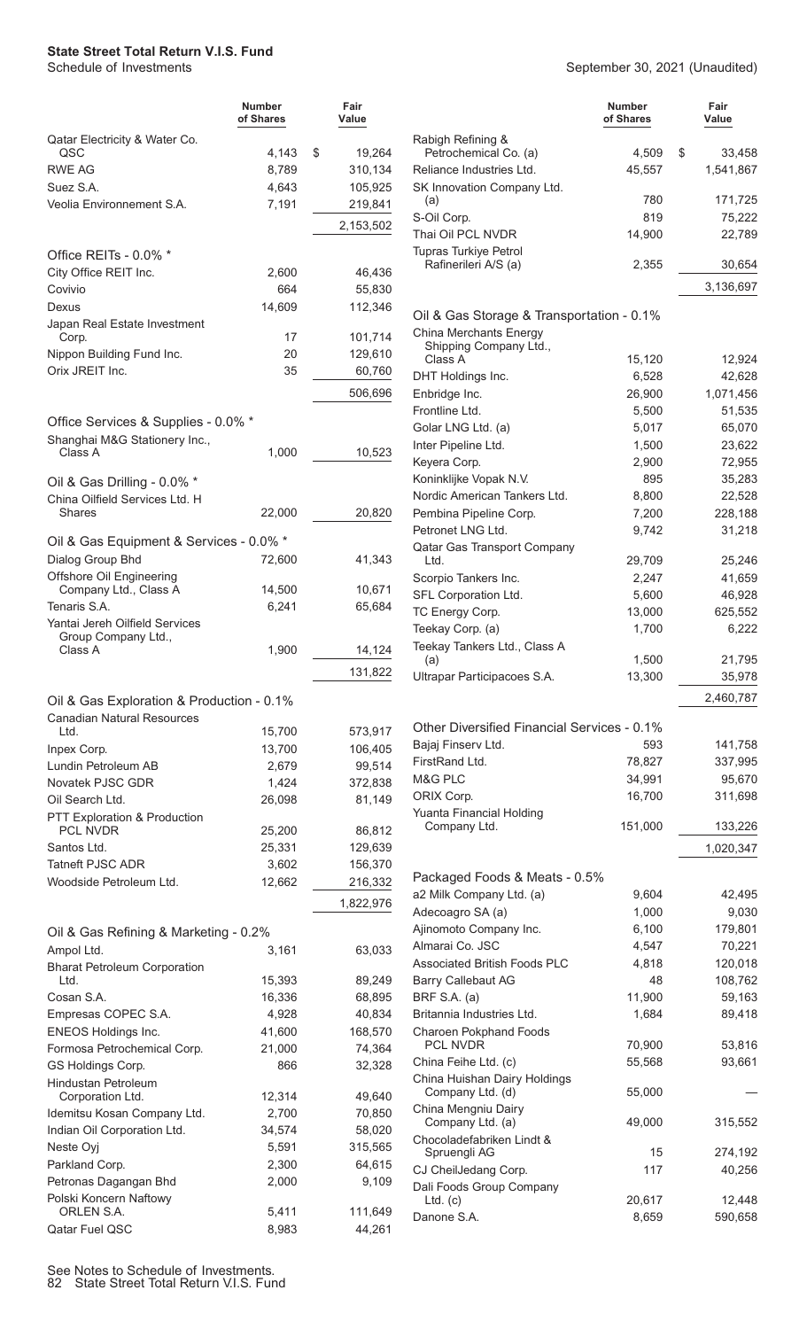# State Street Total Return V.I.S. Fund

Schedule of Investments

September 30, 2021 (Unaudited)

| | Number of Shares | Fair Value |
|---|---|---|
| Qatar Electricity & Water Co. QSC | 4,143 | $ 19,264 |
| RWE AG | 8,789 | 310,134 |
| Suez S.A. | 4,643 | 105,925 |
| Veolia Environnement S.A. | 7,191 | 219,841 |
| | | 2,153,502 |
| **Office REITs - 0.0% *** | | |
| City Office REIT Inc. | 2,600 | 46,436 |
| Covivio | 664 | 55,830 |
| Dexus | 14,609 | 112,346 |
| Japan Real Estate Investment Corp. | 17 | 101,714 |
| Nippon Building Fund Inc. | 20 | 129,610 |
| Orix JREIT Inc. | 35 | 60,760 |
| | | 506,696 |
| **Office Services & Supplies - 0.0% *** | | |
| Shanghai M&G Stationery Inc., Class A | 1,000 | 10,523 |
| **Oil & Gas Drilling - 0.0% *** | | |
| China Oilfield Services Ltd. H Shares | 22,000 | 20,820 |
| **Oil & Gas Equipment & Services - 0.0% *** | | |
| Dialog Group Bhd | 72,600 | 41,343 |
| Offshore Oil Engineering Company Ltd., Class A | 14,500 | 10,671 |
| Tenaris S.A. | 6,241 | 65,684 |
| Yantai Jereh Oilfield Services Group Company Ltd., Class A | 1,900 | 14,124 |
| | | 131,822 |
| **Oil & Gas Exploration & Production - 0.1%** | | |
| Canadian Natural Resources Ltd. | 15,700 | 573,917 |
| Inpex Corp. | 13,700 | 106,405 |
| Lundin Petroleum AB | 2,679 | 99,514 |
| Novatek PJSC GDR | 1,424 | 372,838 |
| Oil Search Ltd. | 26,098 | 81,149 |
| PTT Exploration & Production PCL NVDR | 25,200 | 86,812 |
| Santos Ltd. | 25,331 | 129,639 |
| Tatneft PJSC ADR | 3,602 | 156,370 |
| Woodside Petroleum Ltd. | 12,662 | 216,332 |
| | | 1,822,976 |
| **Oil & Gas Refining & Marketing - 0.2%** | | |
| Ampol Ltd. | 3,161 | 63,033 |
| Bharat Petroleum Corporation Ltd. | 15,393 | 89,249 |
| Cosan S.A. | 16,336 | 68,895 |
| Empresas COPEC S.A. | 4,928 | 40,834 |
| ENEOS Holdings Inc. | 41,600 | 168,570 |
| Formosa Petrochemical Corp. | 21,000 | 74,364 |
| GS Holdings Corp. | 866 | 32,328 |
| Hindustan Petroleum Corporation Ltd. | 12,314 | 49,640 |
| Idemitsu Kosan Company Ltd. | 2,700 | 70,850 |
| Indian Oil Corporation Ltd. | 34,574 | 58,020 |
| Neste Oyj | 5,591 | 315,565 |
| Parkland Corp. | 2,300 | 64,615 |
| Petronas Dagangan Bhd | 2,000 | 9,109 |
| Polski Koncern Naftowy ORLEN S.A. | 5,411 | 111,649 |
| Qatar Fuel QSC | 8,983 | 44,261 |
| Rabigh Refining & Petrochemical Co. (a) | 4,509 | $ 33,458 |
| Reliance Industries Ltd. | 45,557 | 1,541,867 |
| SK Innovation Company Ltd. (a) | 780 | 171,725 |
| S-Oil Corp. | 819 | 75,222 |
| Thai Oil PCL NVDR | 14,900 | 22,789 |
| Tupras Turkiye Petrol Rafinerileri A/S (a) | 2,355 | 30,654 |
| | | 3,136,697 |
| **Oil & Gas Storage & Transportation - 0.1%** | | |
| China Merchants Energy Shipping Company Ltd., Class A | 15,120 | 12,924 |
| DHT Holdings Inc. | 6,528 | 42,628 |
| Enbridge Inc. | 26,900 | 1,071,456 |
| Frontline Ltd. | 5,500 | 51,535 |
| Golar LNG Ltd. (a) | 5,017 | 65,070 |
| Inter Pipeline Ltd. | 1,500 | 23,622 |
| Keyera Corp. | 2,900 | 72,955 |
| Koninklijke Vopak N.V. | 895 | 35,283 |
| Nordic American Tankers Ltd. | 8,800 | 22,528 |
| Pembina Pipeline Corp. | 7,200 | 228,188 |
| Petronet LNG Ltd. | 9,742 | 31,218 |
| Qatar Gas Transport Company Ltd. | 29,709 | 25,246 |
| Scorpio Tankers Inc. | 2,247 | 41,659 |
| SFL Corporation Ltd. | 5,600 | 46,928 |
| TC Energy Corp. | 13,000 | 625,552 |
| Teekay Corp. (a) | 1,700 | 6,222 |
| Teekay Tankers Ltd., Class A (a) | 1,500 | 21,795 |
| Ultrapar Participacoes S.A. | 13,300 | 35,978 |
| | | 2,460,787 |
| **Other Diversified Financial Services - 0.1%** | | |
| Bajaj Finserv Ltd. | 593 | 141,758 |
| FirstRand Ltd. | 78,827 | 337,995 |
| M&G PLC | 34,991 | 95,670 |
| ORIX Corp. | 16,700 | 311,698 |
| Yuanta Financial Holding Company Ltd. | 151,000 | 133,226 |
| | | 1,020,347 |
| **Packaged Foods & Meats - 0.5%** | | |
| a2 Milk Company Ltd. (a) | 9,604 | 42,495 |
| Adecoagro SA (a) | 1,000 | 9,030 |
| Ajinomoto Company Inc. | 6,100 | 179,801 |
| Almarai Co. JSC | 4,547 | 70,221 |
| Associated British Foods PLC | 4,818 | 120,018 |
| Barry Callebaut AG | 48 | 108,762 |
| BRF S.A. (a) | 11,900 | 59,163 |
| Britannia Industries Ltd. | 1,684 | 89,418 |
| Charoen Pokphand Foods PCL NVDR | 70,900 | 53,816 |
| China Feihe Ltd. (c) | 55,568 | 93,661 |
| China Huishan Dairy Holdings Company Ltd. (d) | 55,000 | — |
| China Mengniu Dairy Company Ltd. (a) | 49,000 | 315,552 |
| Chocoladefabriken Lindt & Spruengli AG | 15 | 274,192 |
| CJ CheilJedang Corp. | 117 | 40,256 |
| Dali Foods Group Company Ltd. (c) | 20,617 | 12,448 |
| Danone S.A. | 8,659 | 590,658 |

See Notes to Schedule of Investments.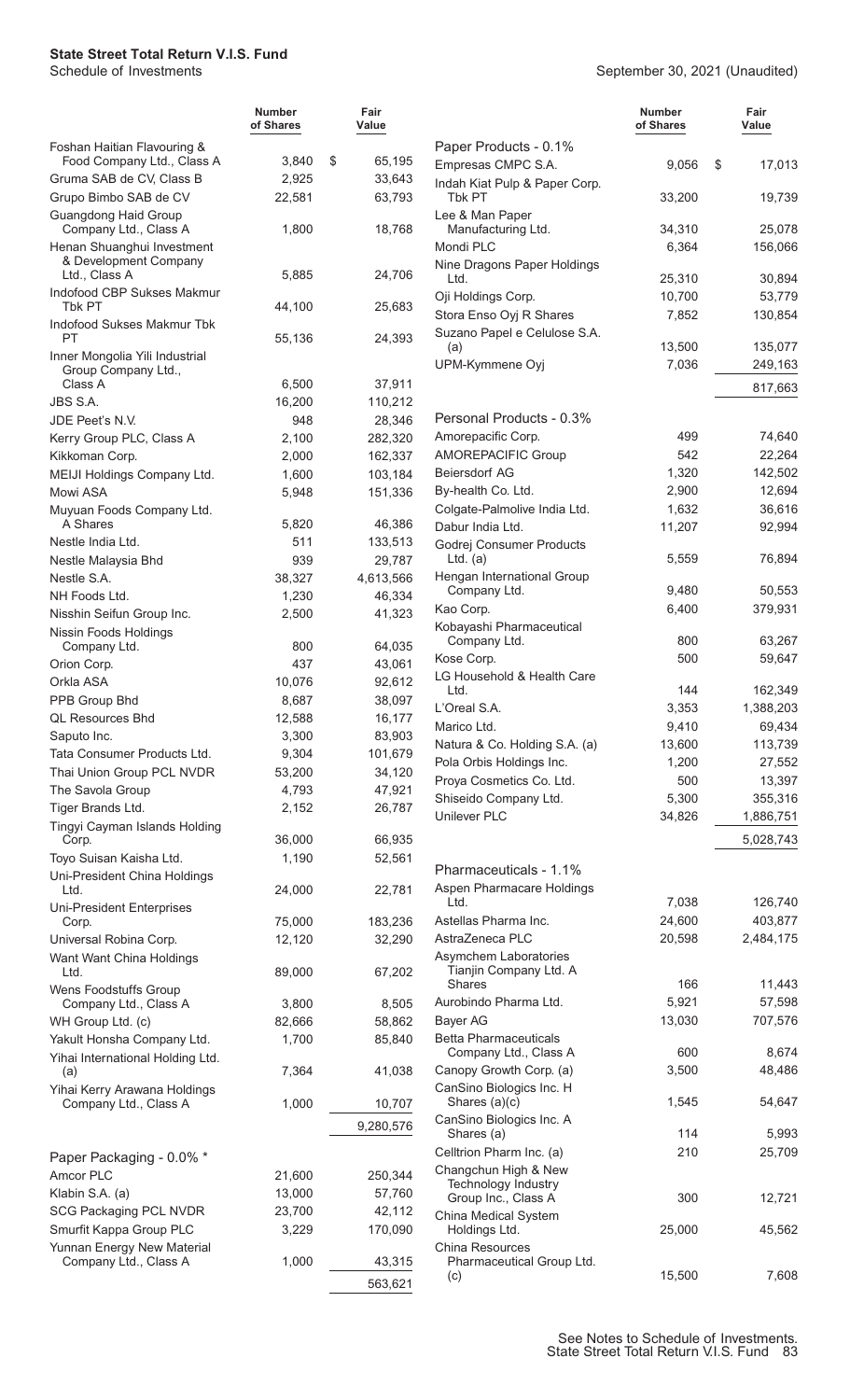**State Street Total Return V.I.S. Fund**
Schedule of Investments

September 30, 2021 (Unaudited)

| | Number of Shares | Fair Value |
|---|---|---|
| Foshan Haitian Flavouring & Food Company Ltd., Class A | 3,840 | $ 65,195 |
| Gruma SAB de CV, Class B | 2,925 | 33,643 |
| Grupo Bimbo SAB de CV | 22,581 | 63,793 |
| Guangdong Haid Group Company Ltd., Class A | 1,800 | 18,768 |
| Henan Shuanghui Investment & Development Company Ltd., Class A | 5,885 | 24,706 |
| Indofood CBP Sukses Makmur Tbk PT | 44,100 | 25,683 |
| Indofood Sukses Makmur Tbk PT | 55,136 | 24,393 |
| Inner Mongolia Yili Industrial Group Company Ltd., Class A | 6,500 | 37,911 |
| JBS S.A. | 16,200 | 110,212 |
| JDE Peet's N.V. | 948 | 28,346 |
| Kerry Group PLC, Class A | 2,100 | 282,320 |
| Kikkoman Corp. | 2,000 | 162,337 |
| MEIJI Holdings Company Ltd. | 1,600 | 103,184 |
| Mowi ASA | 5,948 | 151,336 |
| Muyuan Foods Company Ltd. A Shares | 5,820 | 46,386 |
| Nestle India Ltd. | 511 | 133,513 |
| Nestle Malaysia Bhd | 939 | 29,787 |
| Nestle S.A. | 38,327 | 4,613,566 |
| NH Foods Ltd. | 1,230 | 46,334 |
| Nisshin Seifun Group Inc. | 2,500 | 41,323 |
| Nissin Foods Holdings Company Ltd. | 800 | 64,035 |
| Orion Corp. | 437 | 43,061 |
| Orkla ASA | 10,076 | 92,612 |
| PPB Group Bhd | 8,687 | 38,097 |
| QL Resources Bhd | 12,588 | 16,177 |
| Saputo Inc. | 3,300 | 83,903 |
| Tata Consumer Products Ltd. | 9,304 | 101,679 |
| Thai Union Group PCL NVDR | 53,200 | 34,120 |
| The Savola Group | 4,793 | 47,921 |
| Tiger Brands Ltd. | 2,152 | 26,787 |
| Tingyi Cayman Islands Holding Corp. | 36,000 | 66,935 |
| Toyo Suisan Kaisha Ltd. | 1,190 | 52,561 |
| Uni-President China Holdings Ltd. | 24,000 | 22,781 |
| Uni-President Enterprises Corp. | 75,000 | 183,236 |
| Universal Robina Corp. | 12,120 | 32,290 |
| Want Want China Holdings Ltd. | 89,000 | 67,202 |
| Wens Foodstuffs Group Company Ltd., Class A | 3,800 | 8,505 |
| WH Group Ltd. (c) | 82,666 | 58,862 |
| Yakult Honsha Company Ltd. | 1,700 | 85,840 |
| Yihai International Holding Ltd. (a) | 7,364 | 41,038 |
| Yihai Kerry Arawana Holdings Company Ltd., Class A | 1,000 | 10,707 |
| | | 9,280,576 |
| **Paper Packaging - 0.0% *** | | |
| Amcor PLC | 21,600 | 250,344 |
| Klabin S.A. (a) | 13,000 | 57,760 |
| SCG Packaging PCL NVDR | 23,700 | 42,112 |
| Smurfit Kappa Group PLC | 3,229 | 170,090 |
| Yunnan Energy New Material Company Ltd., Class A | 1,000 | 43,315 |
| | | 563,621 |
| **Paper Products - 0.1%** | | |
| Empresas CMPC S.A. | 9,056 | $ 17,013 |
| Indah Kiat Pulp & Paper Corp. Tbk PT | 33,200 | 19,739 |
| Lee & Man Paper Manufacturing Ltd. | 34,310 | 25,078 |
| Mondi PLC | 6,364 | 156,066 |
| Nine Dragons Paper Holdings Ltd. | 25,310 | 30,894 |
| Oji Holdings Corp. | 10,700 | 53,779 |
| Stora Enso Oyj R Shares | 7,852 | 130,854 |
| Suzano Papel e Celulose S.A. (a) | 13,500 | 135,077 |
| UPM-Kymmene Oyj | 7,036 | 249,163 |
| | | 817,663 |
| **Personal Products - 0.3%** | | |
| Amorepacific Corp. | 499 | 74,640 |
| AMOREPACIFIC Group | 542 | 22,264 |
| Beiersdorf AG | 1,320 | 142,502 |
| By-health Co. Ltd. | 2,900 | 12,694 |
| Colgate-Palmolive India Ltd. | 1,632 | 36,616 |
| Dabur India Ltd. | 11,207 | 92,994 |
| Godrej Consumer Products Ltd. (a) | 5,559 | 76,894 |
| Hengan International Group Company Ltd. | 9,480 | 50,553 |
| Kao Corp. | 6,400 | 379,931 |
| Kobayashi Pharmaceutical Company Ltd. | 800 | 63,267 |
| Kose Corp. | 500 | 59,647 |
| LG Household & Health Care Ltd. | 144 | 162,349 |
| L'Oreal S.A. | 3,353 | 1,388,203 |
| Marico Ltd. | 9,410 | 69,434 |
| Natura & Co. Holding S.A. (a) | 13,600 | 113,739 |
| Pola Orbis Holdings Inc. | 1,200 | 27,552 |
| Proya Cosmetics Co. Ltd. | 500 | 13,397 |
| Shiseido Company Ltd. | 5,300 | 355,316 |
| Unilever PLC | 34,826 | 1,886,751 |
| | | 5,028,743 |
| **Pharmaceuticals - 1.1%** | | |
| Aspen Pharmacare Holdings Ltd. | 7,038 | 126,740 |
| Astellas Pharma Inc. | 24,600 | 403,877 |
| AstraZeneca PLC | 20,598 | 2,484,175 |
| Asymchem Laboratories Tianjin Company Ltd. A Shares | 166 | 11,443 |
| Aurobindo Pharma Ltd. | 5,921 | 57,598 |
| Bayer AG | 13,030 | 707,576 |
| Betta Pharmaceuticals Company Ltd., Class A | 600 | 8,674 |
| Canopy Growth Corp. (a) | 3,500 | 48,486 |
| CanSino Biologics Inc. H Shares (a)(c) | 1,545 | 54,647 |
| CanSino Biologics Inc. A Shares (a) | 114 | 5,993 |
| Celltrion Pharm Inc. (a) | 210 | 25,709 |
| Changchun High & New Technology Industry Group Inc., Class A | 300 | 12,721 |
| China Medical System Holdings Ltd. | 25,000 | 45,562 |
| China Resources Pharmaceutical Group Ltd. (c) | 15,500 | 7,608 |

See Notes to Schedule of Investments.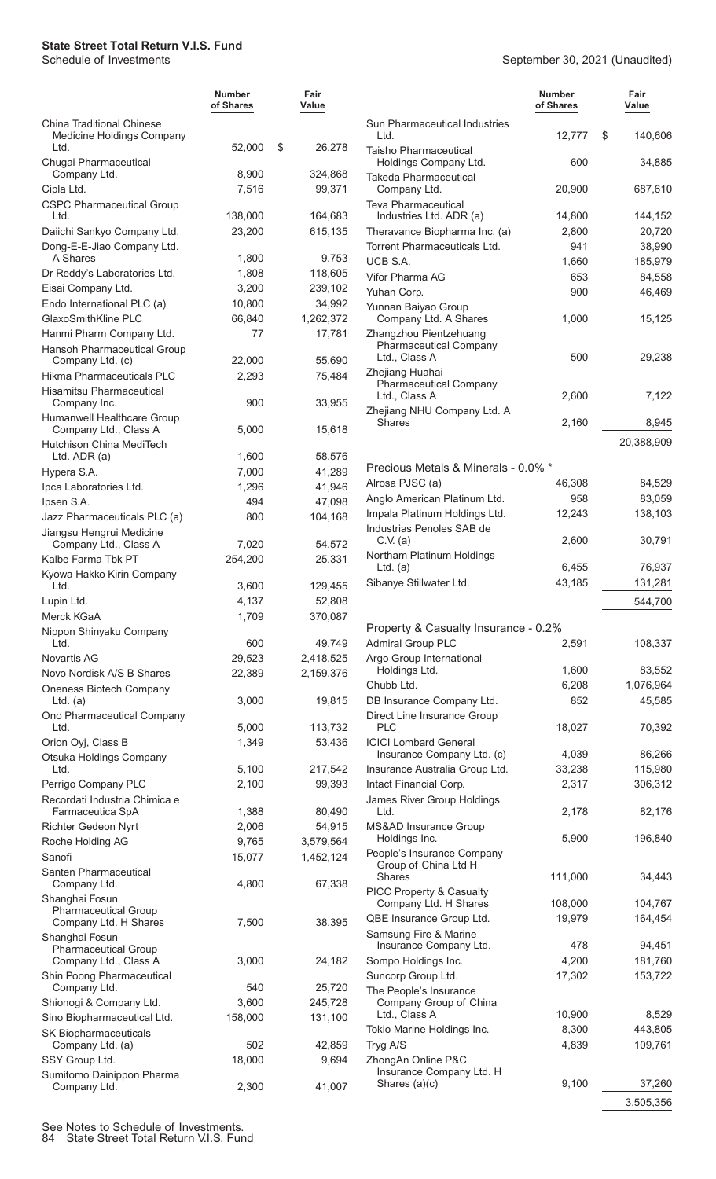**State Street Total Return V.I.S. Fund**
Schedule of Investments

September 30, 2021 (Unaudited)

| | Number of Shares | Fair Value |
|---|---|---|
| China Traditional Chinese Medicine Holdings Company Ltd. | 52,000 | $ 26,278 |
| Chugai Pharmaceutical Company Ltd. | 8,900 | 324,868 |
| Cipla Ltd. | 7,516 | 99,371 |
| CSPC Pharmaceutical Group Ltd. | 138,000 | 164,683 |
| Daiichi Sankyo Company Ltd. | 23,200 | 615,135 |
| Dong-E-E-Jiao Company Ltd. A Shares | 1,800 | 9,753 |
| Dr Reddy's Laboratories Ltd. | 1,808 | 118,605 |
| Eisai Company Ltd. | 3,200 | 239,102 |
| Endo International PLC (a) | 10,800 | 34,992 |
| GlaxoSmithKline PLC | 66,840 | 1,262,372 |
| Hanmi Pharm Company Ltd. | 77 | 17,781 |
| Hansoh Pharmaceutical Group Company Ltd. (c) | 22,000 | 55,690 |
| Hikma Pharmaceuticals PLC | 2,293 | 75,484 |
| Hisamitsu Pharmaceutical Company Inc. | 900 | 33,955 |
| Humanwell Healthcare Group Company Ltd., Class A | 5,000 | 15,618 |
| Hutchison China MediTech Ltd. ADR (a) | 1,600 | 58,576 |
| Hypera S.A. | 7,000 | 41,289 |
| Ipca Laboratories Ltd. | 1,296 | 41,946 |
| Ipsen S.A. | 494 | 47,098 |
| Jazz Pharmaceuticals PLC (a) | 800 | 104,168 |
| Jiangsu Hengrui Medicine Company Ltd., Class A | 7,020 | 54,572 |
| Kalbe Farma Tbk PT | 254,200 | 25,331 |
| Kyowa Hakko Kirin Company Ltd. | 3,600 | 129,455 |
| Lupin Ltd. | 4,137 | 52,808 |
| Merck KGaA | 1,709 | 370,087 |
| Nippon Shinyaku Company Ltd. | 600 | 49,749 |
| Novartis AG | 29,523 | 2,418,525 |
| Novo Nordisk A/S B Shares | 22,389 | 2,159,376 |
| Oneness Biotech Company Ltd. (a) | 3,000 | 19,815 |
| Ono Pharmaceutical Company Ltd. | 5,000 | 113,732 |
| Orion Oyj, Class B | 1,349 | 53,436 |
| Otsuka Holdings Company Ltd. | 5,100 | 217,542 |
| Perrigo Company PLC | 2,100 | 99,393 |
| Recordati Industria Chimica e Farmaceutica SpA | 1,388 | 80,490 |
| Richter Gedeon Nyrt | 2,006 | 54,915 |
| Roche Holding AG | 9,765 | 3,579,564 |
| Sanofi | 15,077 | 1,452,124 |
| Santen Pharmaceutical Company Ltd. | 4,800 | 67,338 |
| Shanghai Fosun Pharmaceutical Group Company Ltd. H Shares | 7,500 | 38,395 |
| Shanghai Fosun Pharmaceutical Group Company Ltd., Class A | 3,000 | 24,182 |
| Shin Poong Pharmaceutical Company Ltd. | 540 | 25,720 |
| Shionogi & Company Ltd. | 3,600 | 245,728 |
| Sino Biopharmaceutical Ltd. | 158,000 | 131,100 |
| SK Biopharmaceuticals Company Ltd. (a) | 502 | 42,859 |
| SSY Group Ltd. | 18,000 | 9,694 |
| Sumitomo Dainippon Pharma Company Ltd. | 2,300 | 41,007 |
| Sun Pharmaceutical Industries Ltd. | 12,777 | $ 140,606 |
| Taisho Pharmaceutical Holdings Company Ltd. | 600 | 34,885 |
| Takeda Pharmaceutical Company Ltd. | 20,900 | 687,610 |
| Teva Pharmaceutical Industries Ltd. ADR (a) | 14,800 | 144,152 |
| Theravance Biopharma Inc. (a) | 2,800 | 20,720 |
| Torrent Pharmaceuticals Ltd. | 941 | 38,990 |
| UCB S.A. | 1,660 | 185,979 |
| Vifor Pharma AG | 653 | 84,558 |
| Yuhan Corp. | 900 | 46,469 |
| Yunnan Baiyao Group Company Ltd. A Shares | 1,000 | 15,125 |
| Zhangzhou Pientzehuang Pharmaceutical Company Ltd., Class A | 500 | 29,238 |
| Zhejiang Huahai Pharmaceutical Company Ltd., Class A | 2,600 | 7,122 |
| Zhejiang NHU Company Ltd. A Shares | 2,160 | 8,945 |
| | | 20,388,909 |
| **Precious Metals & Minerals - 0.0% *** | | |
| Alrosa PJSC (a) | 46,308 | 84,529 |
| Anglo American Platinum Ltd. | 958 | 83,059 |
| Impala Platinum Holdings Ltd. | 12,243 | 138,103 |
| Industrias Penoles SAB de C.V. (a) | 2,600 | 30,791 |
| Northam Platinum Holdings Ltd. (a) | 6,455 | 76,937 |
| Sibanye Stillwater Ltd. | 43,185 | 131,281 |
| | | 544,700 |
| **Property & Casualty Insurance - 0.2%** | | |
| Admiral Group PLC | 2,591 | 108,337 |
| Argo Group International Holdings Ltd. | 1,600 | 83,552 |
| Chubb Ltd. | 6,208 | 1,076,964 |
| DB Insurance Company Ltd. | 852 | 45,585 |
| Direct Line Insurance Group PLC | 18,027 | 70,392 |
| ICICI Lombard General Insurance Company Ltd. (c) | 4,039 | 86,266 |
| Insurance Australia Group Ltd. | 33,238 | 115,980 |
| Intact Financial Corp. | 2,317 | 306,312 |
| James River Group Holdings Ltd. | 2,178 | 82,176 |
| MS&AD Insurance Group Holdings Inc. | 5,900 | 196,840 |
| People's Insurance Company Group of China Ltd H Shares | 111,000 | 34,443 |
| PICC Property & Casualty Company Ltd. H Shares | 108,000 | 104,767 |
| QBE Insurance Group Ltd. | 19,979 | 164,454 |
| Samsung Fire & Marine Insurance Company Ltd. | 478 | 94,451 |
| Sompo Holdings Inc. | 4,200 | 181,760 |
| Suncorp Group Ltd. | 17,302 | 153,722 |
| The People's Insurance Company Group of China Ltd., Class A | 10,900 | 8,529 |
| Tokio Marine Holdings Inc. | 8,300 | 443,805 |
| Tryg A/S | 4,839 | 109,761 |
| ZhongAn Online P&C Insurance Company Ltd. H Shares (a)(c) | 9,100 | 37,260 |
| | | 3,505,356 |

See Notes to Schedule of Investments.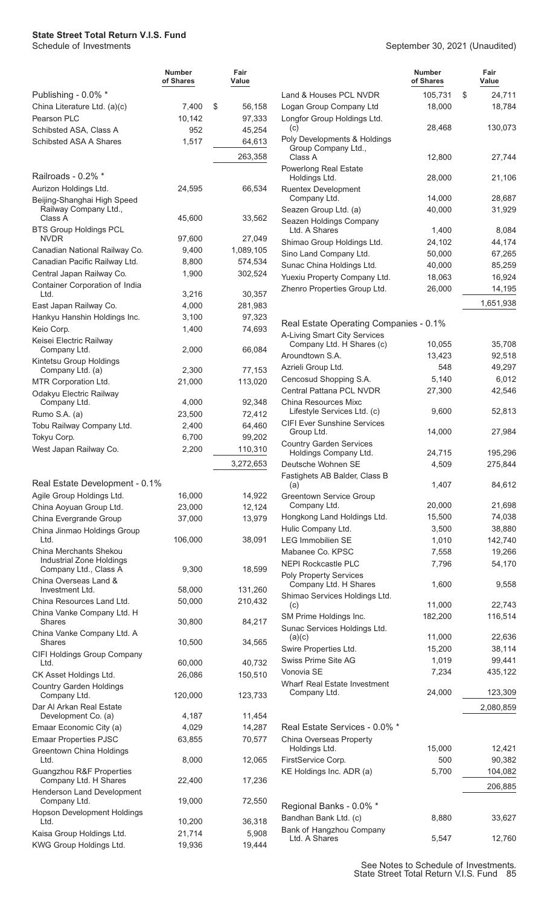**State Street Total Return V.I.S. Fund**
Schedule of Investments

September 30, 2021 (Unaudited)

| | Number of Shares | Fair Value |
|---|---|---|
| **Publishing - 0.0% *** | | |
| China Literature Ltd. (a)(c) | 7,400 | $ 56,158 |
| Pearson PLC | 10,142 | 97,333 |
| Schibsted ASA, Class A | 952 | 45,254 |
| Schibsted ASA A Shares | 1,517 | 64,613 |
| | | 263,358 |
| **Railroads - 0.2% *** | | |
| Aurizon Holdings Ltd. | 24,595 | 66,534 |
| Beijing-Shanghai High Speed Railway Company Ltd., Class A | 45,600 | 33,562 |
| BTS Group Holdings PCL NVDR | 97,600 | 27,049 |
| Canadian National Railway Co. | 9,400 | 1,089,105 |
| Canadian Pacific Railway Ltd. | 8,800 | 574,534 |
| Central Japan Railway Co. | 1,900 | 302,524 |
| Container Corporation of India Ltd. | 3,216 | 30,357 |
| East Japan Railway Co. | 4,000 | 281,983 |
| Hankyu Hanshin Holdings Inc. | 3,100 | 97,323 |
| Keio Corp. | 1,400 | 74,693 |
| Keisei Electric Railway Company Ltd. | 2,000 | 66,084 |
| Kintetsu Group Holdings Company Ltd. (a) | 2,300 | 77,153 |
| MTR Corporation Ltd. | 21,000 | 113,020 |
| Odakyu Electric Railway Company Ltd. | 4,000 | 92,348 |
| Rumo S.A. (a) | 23,500 | 72,412 |
| Tobu Railway Company Ltd. | 2,400 | 64,460 |
| Tokyu Corp. | 6,700 | 99,202 |
| West Japan Railway Co. | 2,200 | 110,310 |
| | | 3,272,653 |
| **Real Estate Development - 0.1%** | | |
| Agile Group Holdings Ltd. | 16,000 | 14,922 |
| China Aoyuan Group Ltd. | 23,000 | 12,124 |
| China Evergrande Group | 37,000 | 13,979 |
| China Jinmao Holdings Group Ltd. | 106,000 | 38,091 |
| China Merchants Shekou Industrial Zone Holdings Company Ltd., Class A | 9,300 | 18,599 |
| China Overseas Land & Investment Ltd. | 58,000 | 131,260 |
| China Resources Land Ltd. | 50,000 | 210,432 |
| China Vanke Company Ltd. H Shares | 30,800 | 84,217 |
| China Vanke Company Ltd. A Shares | 10,500 | 34,565 |
| CIFI Holdings Group Company Ltd. | 60,000 | 40,732 |
| CK Asset Holdings Ltd. | 26,086 | 150,510 |
| Country Garden Holdings Company Ltd. | 120,000 | 123,733 |
| Dar Al Arkan Real Estate Development Co. (a) | 4,187 | 11,454 |
| Emaar Economic City (a) | 4,029 | 14,287 |
| Emaar Properties PJSC | 63,855 | 70,577 |
| Greentown China Holdings Ltd. | 8,000 | 12,065 |
| Guangzhou R&F Properties Company Ltd. H Shares | 22,400 | 17,236 |
| Henderson Land Development Company Ltd. | 19,000 | 72,550 |
| Hopson Development Holdings Ltd. | 10,200 | 36,318 |
| Kaisa Group Holdings Ltd. | 21,714 | 5,908 |
| KWG Group Holdings Ltd. | 19,936 | 19,444 |
| Land & Houses PCL NVDR | 105,731 | $ 24,711 |
| Logan Group Company Ltd | 18,000 | 18,784 |
| Longfor Group Holdings Ltd. (c) | 28,468 | 130,073 |
| Poly Developments & Holdings Group Company Ltd., Class A | 12,800 | 27,744 |
| Powerlong Real Estate Holdings Ltd. | 28,000 | 21,106 |
| Ruentex Development Company Ltd. | 14,000 | 28,687 |
| Seazen Group Ltd. (a) | 40,000 | 31,929 |
| Seazen Holdings Company Ltd. A Shares | 1,400 | 8,084 |
| Shimao Group Holdings Ltd. | 24,102 | 44,174 |
| Sino Land Company Ltd. | 50,000 | 67,265 |
| Sunac China Holdings Ltd. | 40,000 | 85,259 |
| Yuexiu Property Company Ltd. | 18,063 | 16,924 |
| Zhenro Properties Group Ltd. | 26,000 | 14,195 |
| | | 1,651,938 |
| **Real Estate Operating Companies - 0.1%** | | |
| A-Living Smart City Services Company Ltd. H Shares (c) | 10,055 | 35,708 |
| Aroundtown S.A. | 13,423 | 92,518 |
| Azrieli Group Ltd. | 548 | 49,297 |
| Cencosud Shopping S.A. | 5,140 | 6,012 |
| Central Pattana PCL NVDR | 27,300 | 42,546 |
| China Resources Mixc Lifestyle Services Ltd. (c) | 9,600 | 52,813 |
| CIFI Ever Sunshine Services Group Ltd. | 14,000 | 27,984 |
| Country Garden Services Holdings Company Ltd. | 24,715 | 195,296 |
| Deutsche Wohnen SE | 4,509 | 275,844 |
| Fastighets AB Balder, Class B (a) | 1,407 | 84,612 |
| Greentown Service Group Company Ltd. | 20,000 | 21,698 |
| Hongkong Land Holdings Ltd. | 15,500 | 74,038 |
| Hulic Company Ltd. | 3,500 | 38,880 |
| LEG Immobilien SE | 1,010 | 142,740 |
| Mabanee Co. KPSC | 7,558 | 19,266 |
| NEPI Rockcastle PLC | 7,796 | 54,170 |
| Poly Property Services Company Ltd. H Shares | 1,600 | 9,558 |
| Shimao Services Holdings Ltd. (c) | 11,000 | 22,743 |
| SM Prime Holdings Inc. | 182,200 | 116,514 |
| Sunac Services Holdings Ltd. (a)(c) | 11,000 | 22,636 |
| Swire Properties Ltd. | 15,200 | 38,114 |
| Swiss Prime Site AG | 1,019 | 99,441 |
| Vonovia SE | 7,234 | 435,122 |
| Wharf Real Estate Investment Company Ltd. | 24,000 | 123,309 |
| | | 2,080,859 |
| **Real Estate Services - 0.0% *** | | |
| China Overseas Property Holdings Ltd. | 15,000 | 12,421 |
| FirstService Corp. | 500 | 90,382 |
| KE Holdings Inc. ADR (a) | 5,700 | 104,082 |
| | | 206,885 |
| **Regional Banks - 0.0% *** | | |
| Bandhan Bank Ltd. (c) | 8,880 | 33,627 |
| Bank of Hangzhou Company Ltd. A Shares | 5,547 | 12,760 |

See Notes to Schedule of Investments.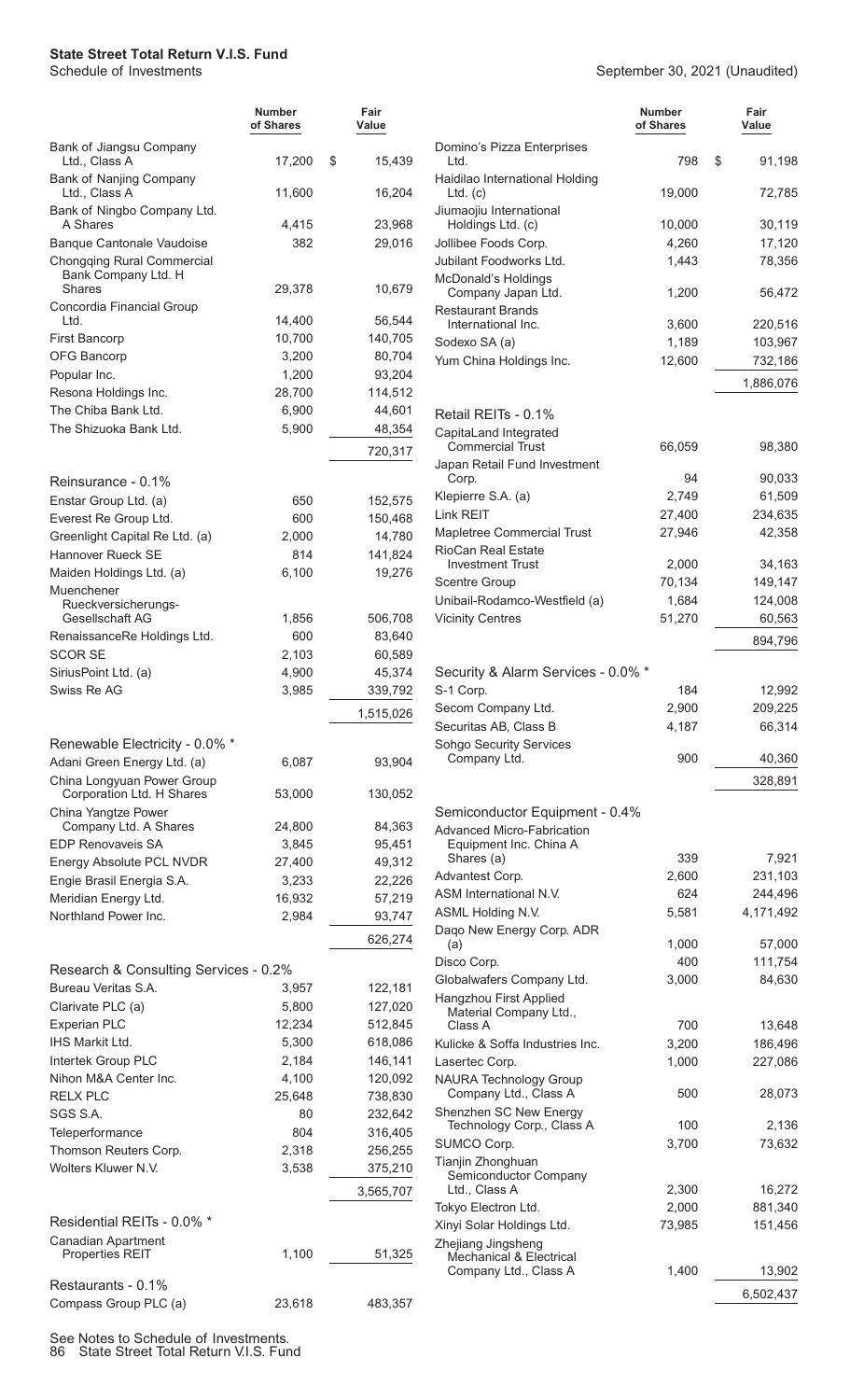# State Street Total Return V.I.S. Fund

Schedule of Investments

September 30, 2021 (Unaudited)

| | Number of Shares | Fair Value |
|---|---|---|
| Bank of Jiangsu Company Ltd., Class A | 17,200 | $ 15,439 |
| Bank of Nanjing Company Ltd., Class A | 11,600 | 16,204 |
| Bank of Ningbo Company Ltd. A Shares | 4,415 | 23,968 |
| Banque Cantonale Vaudoise | 382 | 29,016 |
| Chongqing Rural Commercial Bank Company Ltd. H Shares | 29,378 | 10,679 |
| Concordia Financial Group Ltd. | 14,400 | 56,544 |
| First Bancorp | 10,700 | 140,705 |
| OFG Bancorp | 3,200 | 80,704 |
| Popular Inc. | 1,200 | 93,204 |
| Resona Holdings Inc. | 28,700 | 114,512 |
| The Chiba Bank Ltd. | 6,900 | 44,601 |
| The Shizuoka Bank Ltd. | 5,900 | 48,354 |
| | | 720,317 |
| **Reinsurance - 0.1%** | | |
| Enstar Group Ltd. (a) | 650 | 152,575 |
| Everest Re Group Ltd. | 600 | 150,468 |
| Greenlight Capital Re Ltd. (a) | 2,000 | 14,780 |
| Hannover Rueck SE | 814 | 141,824 |
| Maiden Holdings Ltd. (a) | 6,100 | 19,276 |
| Muenchener Rueckversicherungs-Gesellschaft AG | 1,856 | 506,708 |
| RenaissanceRe Holdings Ltd. | 600 | 83,640 |
| SCOR SE | 2,103 | 60,589 |
| SiriusPoint Ltd. (a) | 4,900 | 45,374 |
| Swiss Re AG | 3,985 | 339,792 |
| | | 1,515,026 |
| **Renewable Electricity - 0.0% *** | | |
| Adani Green Energy Ltd. (a) | 6,087 | 93,904 |
| China Longyuan Power Group Corporation Ltd. H Shares | 53,000 | 130,052 |
| China Yangtze Power Company Ltd. A Shares | 24,800 | 84,363 |
| EDP Renovaveis SA | 3,845 | 95,451 |
| Energy Absolute PCL NVDR | 27,400 | 49,312 |
| Engie Brasil Energia S.A. | 3,233 | 22,226 |
| Meridian Energy Ltd. | 16,932 | 57,219 |
| Northland Power Inc. | 2,984 | 93,747 |
| | | 626,274 |
| **Research & Consulting Services - 0.2%** | | |
| Bureau Veritas S.A. | 3,957 | 122,181 |
| Clarivate PLC (a) | 5,800 | 127,020 |
| Experian PLC | 12,234 | 512,845 |
| IHS Markit Ltd. | 5,300 | 618,086 |
| Intertek Group PLC | 2,184 | 146,141 |
| Nihon M&A Center Inc. | 4,100 | 120,092 |
| RELX PLC | 25,648 | 738,830 |
| SGS S.A. | 80 | 232,642 |
| Teleperformance | 804 | 316,405 |
| Thomson Reuters Corp. | 2,318 | 256,255 |
| Wolters Kluwer N.V. | 3,538 | 375,210 |
| | | 3,565,707 |
| **Residential REITs - 0.0% *** | | |
| Canadian Apartment Properties REIT | 1,100 | 51,325 |
| **Restaurants - 0.1%** | | |
| Compass Group PLC (a) | 23,618 | 483,357 |
| Domino's Pizza Enterprises Ltd. | 798 | $ 91,198 |
| Haidilao International Holding Ltd. (c) | 19,000 | 72,785 |
| Jiumaojiu International Holdings Ltd. (c) | 10,000 | 30,119 |
| Jollibee Foods Corp. | 4,260 | 17,120 |
| Jubilant Foodworks Ltd. | 1,443 | 78,356 |
| McDonald's Holdings Company Japan Ltd. | 1,200 | 56,472 |
| Restaurant Brands International Inc. | 3,600 | 220,516 |
| Sodexo SA (a) | 1,189 | 103,967 |
| Yum China Holdings Inc. | 12,600 | 732,186 |
| | | 1,886,076 |
| **Retail REITs - 0.1%** | | |
| CapitaLand Integrated Commercial Trust | 66,059 | 98,380 |
| Japan Retail Fund Investment Corp. | 94 | 90,033 |
| Klepierre S.A. (a) | 2,749 | 61,509 |
| Link REIT | 27,400 | 234,635 |
| Mapletree Commercial Trust | 27,946 | 42,358 |
| RioCan Real Estate Investment Trust | 2,000 | 34,163 |
| Scentre Group | 70,134 | 149,147 |
| Unibail-Rodamco-Westfield (a) | 1,684 | 124,008 |
| Vicinity Centres | 51,270 | 60,563 |
| | | 894,796 |
| **Security & Alarm Services - 0.0% *** | | |
| S-1 Corp. | 184 | 12,992 |
| Secom Company Ltd. | 2,900 | 209,225 |
| Securitas AB, Class B | 4,187 | 66,314 |
| Sohgo Security Services Company Ltd. | 900 | 40,360 |
| | | 328,891 |
| **Semiconductor Equipment - 0.4%** | | |
| Advanced Micro-Fabrication Equipment Inc. China A Shares (a) | 339 | 7,921 |
| Advantest Corp. | 2,600 | 231,103 |
| ASM International N.V. | 624 | 244,496 |
| ASML Holding N.V. | 5,581 | 4,171,492 |
| Daqo New Energy Corp. ADR (a) | 1,000 | 57,000 |
| Disco Corp. | 400 | 111,754 |
| Globalwafers Company Ltd. | 3,000 | 84,630 |
| Hangzhou First Applied Material Company Ltd., Class A | 700 | 13,648 |
| Kulicke & Soffa Industries Inc. | 3,200 | 186,496 |
| Lasertec Corp. | 1,000 | 227,086 |
| NAURA Technology Group Company Ltd., Class A | 500 | 28,073 |
| Shenzhen SC New Energy Technology Corp., Class A | 100 | 2,136 |
| SUMCO Corp. | 3,700 | 73,632 |
| Tianjin Zhonghuan Semiconductor Company Ltd., Class A | 2,300 | 16,272 |
| Tokyo Electron Ltd. | 2,000 | 881,340 |
| Xinyi Solar Holdings Ltd. | 73,985 | 151,456 |
| Zhejiang Jingsheng Mechanical & Electrical Company Ltd., Class A | 1,400 | 13,902 |
| | | 6,502,437 |

See Notes to Schedule of Investments.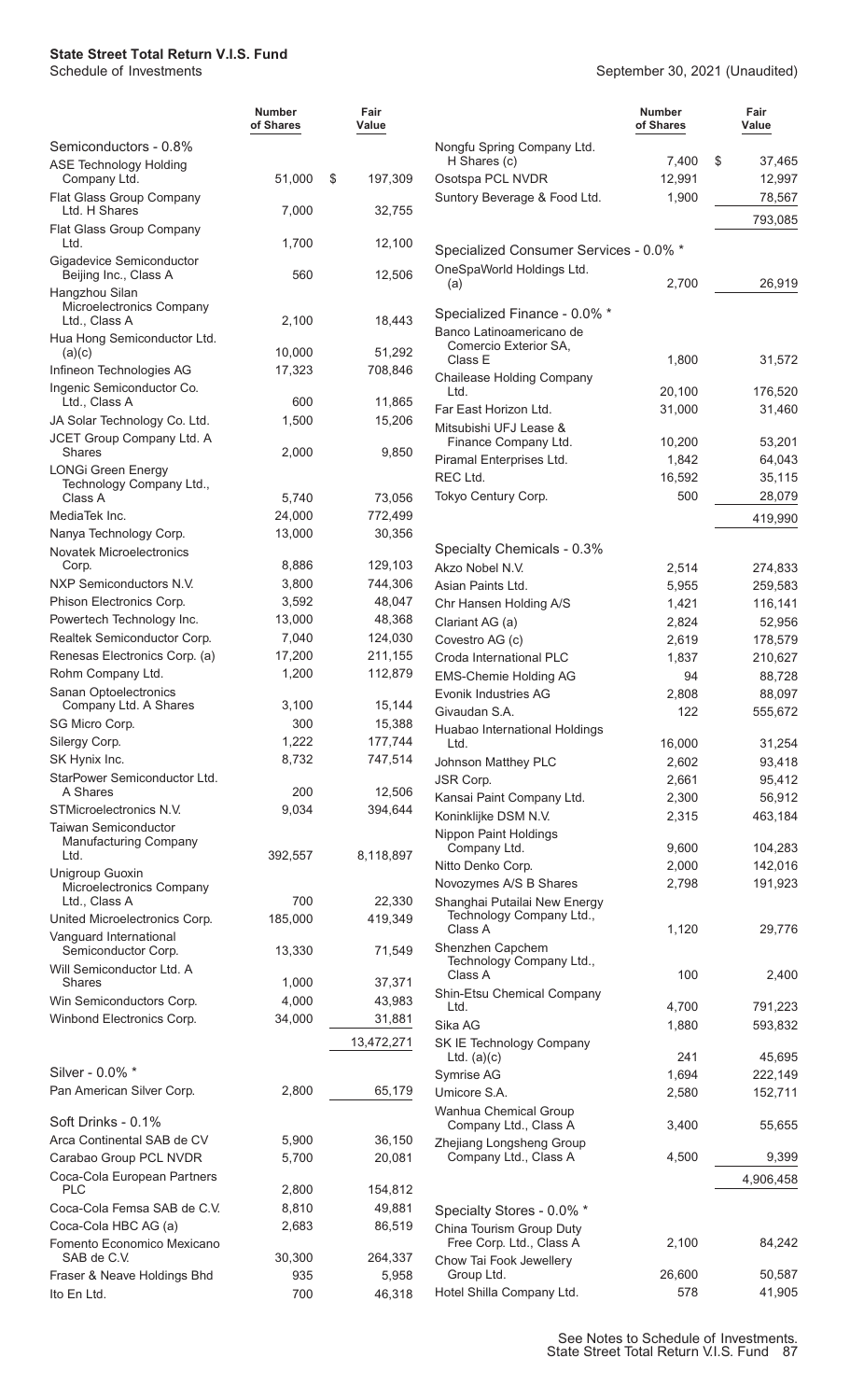**State Street Total Return V.I.S. Fund**
Schedule of Investments

September 30, 2021 (Unaudited)

| | Number of Shares | Fair Value |
|---|---|---|
| **Semiconductors - 0.8%** | | |
| ASE Technology Holding Company Ltd. | 51,000 | $ 197,309 |
| Flat Glass Group Company Ltd. H Shares | 7,000 | 32,755 |
| Flat Glass Group Company Ltd. | 1,700 | 12,100 |
| Gigadevice Semiconductor Beijing Inc., Class A | 560 | 12,506 |
| Hangzhou Silan Microelectronics Company Ltd., Class A | 2,100 | 18,443 |
| Hua Hong Semiconductor Ltd. (a)(c) | 10,000 | 51,292 |
| Infineon Technologies AG | 17,323 | 708,846 |
| Ingenic Semiconductor Co. Ltd., Class A | 600 | 11,865 |
| JA Solar Technology Co. Ltd. | 1,500 | 15,206 |
| JCET Group Company Ltd. A Shares | 2,000 | 9,850 |
| LONGi Green Energy Technology Company Ltd., Class A | 5,740 | 73,056 |
| MediaTek Inc. | 24,000 | 772,499 |
| Nanya Technology Corp. | 13,000 | 30,356 |
| Novatek Microelectronics Corp. | 8,886 | 129,103 |
| NXP Semiconductors N.V. | 3,800 | 744,306 |
| Phison Electronics Corp. | 3,592 | 48,047 |
| Powertech Technology Inc. | 13,000 | 48,368 |
| Realtek Semiconductor Corp. | 7,040 | 124,030 |
| Renesas Electronics Corp. (a) | 17,200 | 211,155 |
| Rohm Company Ltd. | 1,200 | 112,879 |
| Sanan Optoelectronics Company Ltd. A Shares | 3,100 | 15,144 |
| SG Micro Corp. | 300 | 15,388 |
| Silergy Corp. | 1,222 | 177,744 |
| SK Hynix Inc. | 8,732 | 747,514 |
| StarPower Semiconductor Ltd. A Shares | 200 | 12,506 |
| STMicroelectronics N.V. | 9,034 | 394,644 |
| Taiwan Semiconductor Manufacturing Company Ltd. | 392,557 | 8,118,897 |
| Unigroup Guoxin Microelectronics Company Ltd., Class A | 700 | 22,330 |
| United Microelectronics Corp. | 185,000 | 419,349 |
| Vanguard International Semiconductor Corp. | 13,330 | 71,549 |
| Will Semiconductor Ltd. A Shares | 1,000 | 37,371 |
| Win Semiconductors Corp. | 4,000 | 43,983 |
| Winbond Electronics Corp. | 34,000 | 31,881 |
| | | 13,472,271 |
| **Silver - 0.0% \*** | | |
| Pan American Silver Corp. | 2,800 | 65,179 |
| **Soft Drinks - 0.1%** | | |
| Arca Continental SAB de CV | 5,900 | 36,150 |
| Carabao Group PCL NVDR | 5,700 | 20,081 |
| Coca-Cola European Partners PLC | 2,800 | 154,812 |
| Coca-Cola Femsa SAB de C.V. | 8,810 | 49,881 |
| Coca-Cola HBC AG (a) | 2,683 | 86,519 |
| Fomento Economico Mexicano SAB de C.V. | 30,300 | 264,337 |
| Fraser & Neave Holdings Bhd | 935 | 5,958 |
| Ito En Ltd. | 700 | 46,318 |
| Nongfu Spring Company Ltd. H Shares (c) | 7,400 | $ 37,465 |
| Osotspa PCL NVDR | 12,991 | 12,997 |
| Suntory Beverage & Food Ltd. | 1,900 | 78,567 |
| | | 793,085 |
| **Specialized Consumer Services - 0.0% \*** | | |
| OneSpaWorld Holdings Ltd. (a) | 2,700 | 26,919 |
| **Specialized Finance - 0.0% \*** | | |
| Banco Latinoamericano de Comercio Exterior SA, Class E | 1,800 | 31,572 |
| Chailease Holding Company Ltd. | 20,100 | 176,520 |
| Far East Horizon Ltd. | 31,000 | 31,460 |
| Mitsubishi UFJ Lease & Finance Company Ltd. | 10,200 | 53,201 |
| Piramal Enterprises Ltd. | 1,842 | 64,043 |
| REC Ltd. | 16,592 | 35,115 |
| Tokyo Century Corp. | 500 | 28,079 |
| | | 419,990 |
| **Specialty Chemicals - 0.3%** | | |
| Akzo Nobel N.V. | 2,514 | 274,833 |
| Asian Paints Ltd. | 5,955 | 259,583 |
| Chr Hansen Holding A/S | 1,421 | 116,141 |
| Clariant AG (a) | 2,824 | 52,956 |
| Covestro AG (c) | 2,619 | 178,579 |
| Croda International PLC | 1,837 | 210,627 |
| EMS-Chemie Holding AG | 94 | 88,728 |
| Evonik Industries AG | 2,808 | 88,097 |
| Givaudan S.A. | 122 | 555,672 |
| Huabao International Holdings Ltd. | 16,000 | 31,254 |
| Johnson Matthey PLC | 2,602 | 93,418 |
| JSR Corp. | 2,661 | 95,412 |
| Kansai Paint Company Ltd. | 2,300 | 56,912 |
| Koninklijke DSM N.V. | 2,315 | 463,184 |
| Nippon Paint Holdings Company Ltd. | 9,600 | 104,283 |
| Nitto Denko Corp. | 2,000 | 142,016 |
| Novozymes A/S B Shares | 2,798 | 191,923 |
| Shanghai Putailai New Energy Technology Company Ltd., Class A | 1,120 | 29,776 |
| Shenzhen Capchem Technology Company Ltd., Class A | 100 | 2,400 |
| Shin-Etsu Chemical Company Ltd. | 4,700 | 791,223 |
| Sika AG | 1,880 | 593,832 |
| SK IE Technology Company Ltd. (a)(c) | 241 | 45,695 |
| Symrise AG | 1,694 | 222,149 |
| Umicore S.A. | 2,580 | 152,711 |
| Wanhua Chemical Group Company Ltd., Class A | 3,400 | 55,655 |
| Zhejiang Longsheng Group Company Ltd., Class A | 4,500 | 9,399 |
| | | 4,906,458 |
| **Specialty Stores - 0.0% \*** | | |
| China Tourism Group Duty Free Corp. Ltd., Class A | 2,100 | 84,242 |
| Chow Tai Fook Jewellery Group Ltd. | 26,600 | 50,587 |
| Hotel Shilla Company Ltd. | 578 | 41,905 |

See Notes to Schedule of Investments.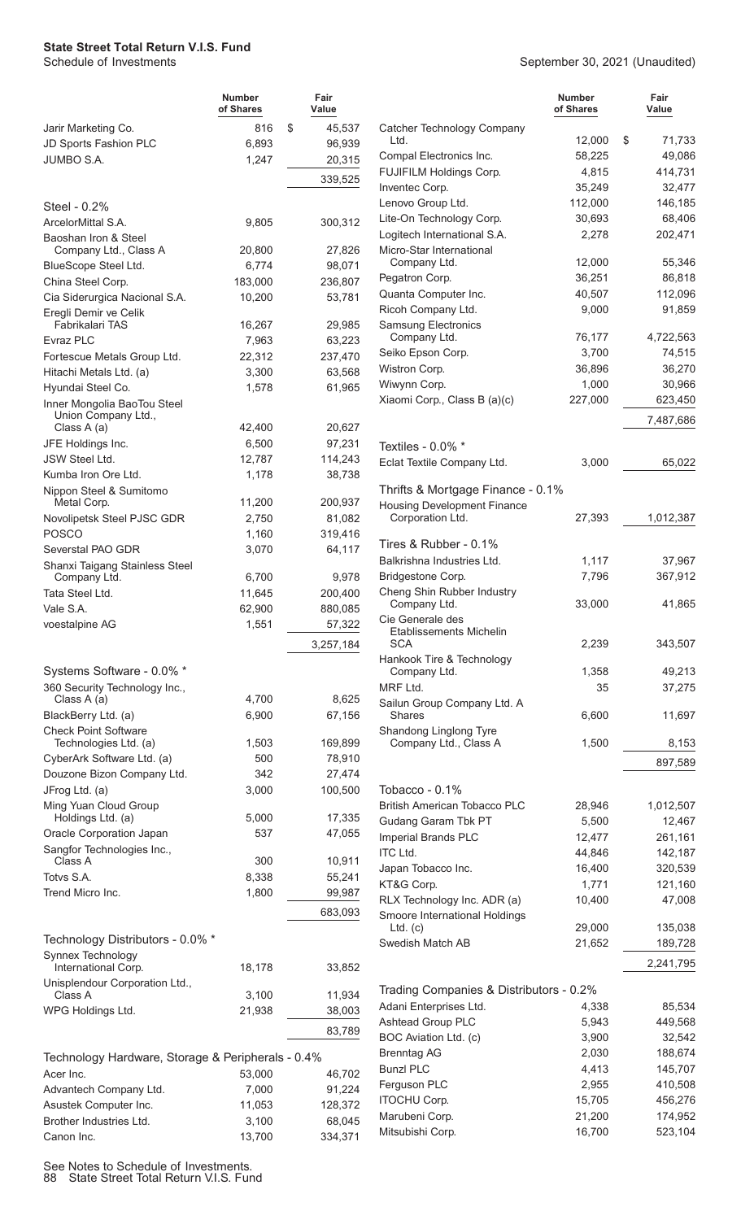**State Street Total Return V.I.S. Fund**
Schedule of Investments

September 30, 2021 (Unaudited)

| | Number of Shares | Fair Value |
|---|---|---|
| Jarir Marketing Co. | 816 | $ 45,537 |
| JD Sports Fashion PLC | 6,893 | 96,939 |
| JUMBO S.A. | 1,247 | 20,315 |
| | | 339,525 |
| **Steel - 0.2%** | | |
| ArcelorMittal S.A. | 9,805 | 300,312 |
| Baoshan Iron & Steel Company Ltd., Class A | 20,800 | 27,826 |
| BlueScope Steel Ltd. | 6,774 | 98,071 |
| China Steel Corp. | 183,000 | 236,807 |
| Cia Siderurgica Nacional S.A. | 10,200 | 53,781 |
| Eregli Demir ve Celik Fabrikalari TAS | 16,267 | 29,985 |
| Evraz PLC | 7,963 | 63,223 |
| Fortescue Metals Group Ltd. | 22,312 | 237,470 |
| Hitachi Metals Ltd. (a) | 3,300 | 63,568 |
| Hyundai Steel Co. | 1,578 | 61,965 |
| Inner Mongolia BaoTou Steel Union Company Ltd., Class A (a) | 42,400 | 20,627 |
| JFE Holdings Inc. | 6,500 | 97,231 |
| JSW Steel Ltd. | 12,787 | 114,243 |
| Kumba Iron Ore Ltd. | 1,178 | 38,738 |
| Nippon Steel & Sumitomo Metal Corp. | 11,200 | 200,937 |
| Novolipetsk Steel PJSC GDR | 2,750 | 81,082 |
| POSCO | 1,160 | 319,416 |
| Severstal PAO GDR | 3,070 | 64,117 |
| Shanxi Taigang Stainless Steel Company Ltd. | 6,700 | 9,978 |
| Tata Steel Ltd. | 11,645 | 200,400 |
| Vale S.A. | 62,900 | 880,085 |
| voestalpine AG | 1,551 | 57,322 |
| | | 3,257,184 |
| **Systems Software - 0.0% \*** | | |
| 360 Security Technology Inc., Class A (a) | 4,700 | 8,625 |
| BlackBerry Ltd. (a) | 6,900 | 67,156 |
| Check Point Software Technologies Ltd. (a) | 1,503 | 169,899 |
| CyberArk Software Ltd. (a) | 500 | 78,910 |
| Douzone Bizon Company Ltd. | 342 | 27,474 |
| JFrog Ltd. (a) | 3,000 | 100,500 |
| Ming Yuan Cloud Group Holdings Ltd. (a) | 5,000 | 17,335 |
| Oracle Corporation Japan | 537 | 47,055 |
| Sangfor Technologies Inc., Class A | 300 | 10,911 |
| Totvs S.A. | 8,338 | 55,241 |
| Trend Micro Inc. | 1,800 | 99,987 |
| | | 683,093 |
| **Technology Distributors - 0.0% \*** | | |
| Synnex Technology International Corp. | 18,178 | 33,852 |
| Unisplendour Corporation Ltd., Class A | 3,100 | 11,934 |
| WPG Holdings Ltd. | 21,938 | 38,003 |
| | | 83,789 |
| **Technology Hardware, Storage & Peripherals - 0.4%** | | |
| Acer Inc. | 53,000 | 46,702 |
| Advantech Company Ltd. | 7,000 | 91,224 |
| Asustek Computer Inc. | 11,053 | 128,372 |
| Brother Industries Ltd. | 3,100 | 68,045 |
| Canon Inc. | 13,700 | 334,371 |
| Catcher Technology Company Ltd. | 12,000 | $ 71,733 |
| Compal Electronics Inc. | 58,225 | 49,086 |
| FUJIFILM Holdings Corp. | 4,815 | 414,731 |
| Inventec Corp. | 35,249 | 32,477 |
| Lenovo Group Ltd. | 112,000 | 146,185 |
| Lite-On Technology Corp. | 30,693 | 68,406 |
| Logitech International S.A. | 2,278 | 202,471 |
| Micro-Star International Company Ltd. | 12,000 | 55,346 |
| Pegatron Corp. | 36,251 | 86,818 |
| Quanta Computer Inc. | 40,507 | 112,096 |
| Ricoh Company Ltd. | 9,000 | 91,859 |
| Samsung Electronics Company Ltd. | 76,177 | 4,722,563 |
| Seiko Epson Corp. | 3,700 | 74,515 |
| Wistron Corp. | 36,896 | 36,270 |
| Wiwynn Corp. | 1,000 | 30,966 |
| Xiaomi Corp., Class B (a)(c) | 227,000 | 623,450 |
| | | 7,487,686 |
| **Textiles - 0.0% \*** | | |
| Eclat Textile Company Ltd. | 3,000 | 65,022 |
| **Thrifts & Mortgage Finance - 0.1%** | | |
| Housing Development Finance Corporation Ltd. | 27,393 | 1,012,387 |
| **Tires & Rubber - 0.1%** | | |
| Balkrishna Industries Ltd. | 1,117 | 37,967 |
| Bridgestone Corp. | 7,796 | 367,912 |
| Cheng Shin Rubber Industry Company Ltd. | 33,000 | 41,865 |
| Cie Generale des Etablissements Michelin SCA | 2,239 | 343,507 |
| Hankook Tire & Technology Company Ltd. | 1,358 | 49,213 |
| MRF Ltd. | 35 | 37,275 |
| Sailun Group Company Ltd. A Shares | 6,600 | 11,697 |
| Shandong Linglong Tyre Company Ltd., Class A | 1,500 | 8,153 |
| | | 897,589 |
| **Tobacco - 0.1%** | | |
| British American Tobacco PLC | 28,946 | 1,012,507 |
| Gudang Garam Tbk PT | 5,500 | 12,467 |
| Imperial Brands PLC | 12,477 | 261,161 |
| ITC Ltd. | 44,846 | 142,187 |
| Japan Tobacco Inc. | 16,400 | 320,539 |
| KT&G Corp. | 1,771 | 121,160 |
| RLX Technology Inc. ADR (a) | 10,400 | 47,008 |
| Smoore International Holdings Ltd. (c) | 29,000 | 135,038 |
| Swedish Match AB | 21,652 | 189,728 |
| | | 2,241,795 |
| **Trading Companies & Distributors - 0.2%** | | |
| Adani Enterprises Ltd. | 4,338 | 85,534 |
| Ashtead Group PLC | 5,943 | 449,568 |
| BOC Aviation Ltd. (c) | 3,900 | 32,542 |
| Brenntag AG | 2,030 | 188,674 |
| Bunzl PLC | 4,413 | 145,707 |
| Ferguson PLC | 2,955 | 410,508 |
| ITOCHU Corp. | 15,705 | 456,276 |
| Marubeni Corp. | 21,200 | 174,952 |
| Mitsubishi Corp. | 16,700 | 523,104 |

See Notes to Schedule of Investments.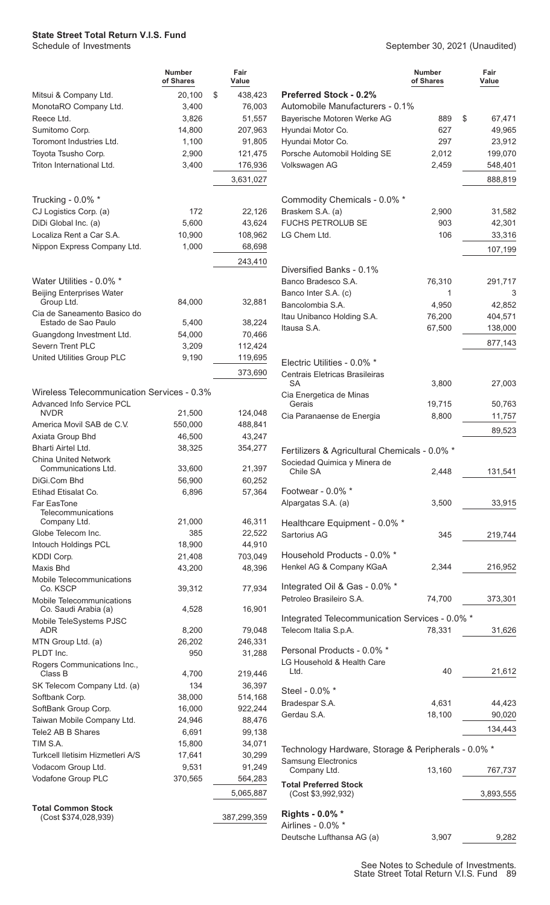**State Street Total Return V.I.S. Fund**
Schedule of Investments

September 30, 2021 (Unaudited)

| | Number of Shares | Fair Value |
|---|---|---|
| Mitsui & Company Ltd. | 20,100 | $ 438,423 |
| MonotaRO Company Ltd. | 3,400 | 76,003 |
| Reece Ltd. | 3,826 | 51,557 |
| Sumitomo Corp. | 14,800 | 207,963 |
| Toromont Industries Ltd. | 1,100 | 91,805 |
| Toyota Tsusho Corp. | 2,900 | 121,475 |
| Triton International Ltd. | 3,400 | 176,936 |
| | | 3,631,027 |
| **Trucking - 0.0% *** | | |
| CJ Logistics Corp. (a) | 172 | 22,126 |
| DiDi Global Inc. (a) | 5,600 | 43,624 |
| Localiza Rent a Car S.A. | 10,900 | 108,962 |
| Nippon Express Company Ltd. | 1,000 | 68,698 |
| | | 243,410 |
| **Water Utilities - 0.0% *** | | |
| Beijing Enterprises Water Group Ltd. | 84,000 | 32,881 |
| Cia de Saneamento Basico do Estado de Sao Paulo | 5,400 | 38,224 |
| Guangdong Investment Ltd. | 54,000 | 70,466 |
| Severn Trent PLC | 3,209 | 112,424 |
| United Utilities Group PLC | 9,190 | 119,695 |
| | | 373,690 |
| **Wireless Telecommunication Services - 0.3%** | | |
| Advanced Info Service PCL NVDR | 21,500 | 124,048 |
| America Movil SAB de C.V. | 550,000 | 488,841 |
| Axiata Group Bhd | 46,500 | 43,247 |
| Bharti Airtel Ltd. | 38,325 | 354,277 |
| China United Network Communications Ltd. | 33,600 | 21,397 |
| DiGi.Com Bhd | 56,900 | 60,252 |
| Etihad Etisalat Co. | 6,896 | 57,364 |
| Far EasTone Telecommunications Company Ltd. | 21,000 | 46,311 |
| Globe Telecom Inc. | 385 | 22,522 |
| Intouch Holdings PCL | 18,900 | 44,910 |
| KDDI Corp. | 21,408 | 703,049 |
| Maxis Bhd | 43,200 | 48,396 |
| Mobile Telecommunications Co. KSCP | 39,312 | 77,934 |
| Mobile Telecommunications Co. Saudi Arabia (a) | 4,528 | 16,901 |
| Mobile TeleSystems PJSC ADR | 8,200 | 79,048 |
| MTN Group Ltd. (a) | 26,202 | 246,331 |
| PLDT Inc. | 950 | 31,288 |
| Rogers Communications Inc., Class B | 4,700 | 219,446 |
| SK Telecom Company Ltd. (a) | 134 | 36,397 |
| Softbank Corp. | 38,000 | 514,168 |
| SoftBank Group Corp. | 16,000 | 922,244 |
| Taiwan Mobile Company Ltd. | 24,946 | 88,476 |
| Tele2 AB B Shares | 6,691 | 99,138 |
| TIM S.A. | 15,800 | 34,071 |
| Turkcell Iletisim Hizmetleri A/S | 17,641 | 30,299 |
| Vodacom Group Ltd. | 9,531 | 91,249 |
| Vodafone Group PLC | 370,565 | 564,283 |
| | | 5,065,887 |
| **Total Common Stock** (Cost $374,028,939) | | 387,299,359 |
| **Preferred Stock - 0.2%** | | |
| **Automobile Manufacturers - 0.1%** | | |
| Bayerische Motoren Werke AG | 889 | $ 67,471 |
| Hyundai Motor Co. | 627 | 49,965 |
| Hyundai Motor Co. | 297 | 23,912 |
| Porsche Automobil Holding SE | 2,012 | 199,070 |
| Volkswagen AG | 2,459 | 548,401 |
| | | 888,819 |
| **Commodity Chemicals - 0.0% *** | | |
| Braskem S.A. (a) | 2,900 | 31,582 |
| FUCHS PETROLUB SE | 903 | 42,301 |
| LG Chem Ltd. | 106 | 33,316 |
| | | 107,199 |
| **Diversified Banks - 0.1%** | | |
| Banco Bradesco S.A. | 76,310 | 291,717 |
| Banco Inter S.A. (c) | 1 | 3 |
| Bancolombia S.A. | 4,950 | 42,852 |
| Itau Unibanco Holding S.A. | 76,200 | 404,571 |
| Itausa S.A. | 67,500 | 138,000 |
| | | 877,143 |
| **Electric Utilities - 0.0% *** | | |
| Centrais Eletricas Brasileiras SA | 3,800 | 27,003 |
| Cia Energetica de Minas Gerais | 19,715 | 50,763 |
| Cia Paranaense de Energia | 8,800 | 11,757 |
| | | 89,523 |
| **Fertilizers & Agricultural Chemicals - 0.0% *** | | |
| Sociedad Quimica y Minera de Chile SA | 2,448 | 131,541 |
| **Footwear - 0.0% *** | | |
| Alpargatas S.A. (a) | 3,500 | 33,915 |
| **Healthcare Equipment - 0.0% *** | | |
| Sartorius AG | 345 | 219,744 |
| **Household Products - 0.0% *** | | |
| Henkel AG & Company KGaA | 2,344 | 216,952 |
| **Integrated Oil & Gas - 0.0% *** | | |
| Petroleo Brasileiro S.A. | 74,700 | 373,301 |
| **Integrated Telecommunication Services - 0.0% *** | | |
| Telecom Italia S.p.A. | 78,331 | 31,626 |
| **Personal Products - 0.0% *** | | |
| LG Household & Health Care Ltd. | 40 | 21,612 |
| **Steel - 0.0% *** | | |
| Bradespar S.A. | 4,631 | 44,423 |
| Gerdau S.A. | 18,100 | 90,020 |
| | | 134,443 |
| **Technology Hardware, Storage & Peripherals - 0.0% *** | | |
| Samsung Electronics Company Ltd. | 13,160 | 767,737 |
| **Total Preferred Stock** (Cost $3,992,932) | | 3,893,555 |
| **Rights - 0.0% *** | | |
| **Airlines - 0.0% *** | | |
| Deutsche Lufthansa AG (a) | 3,907 | 9,282 |

See Notes to Schedule of Investments.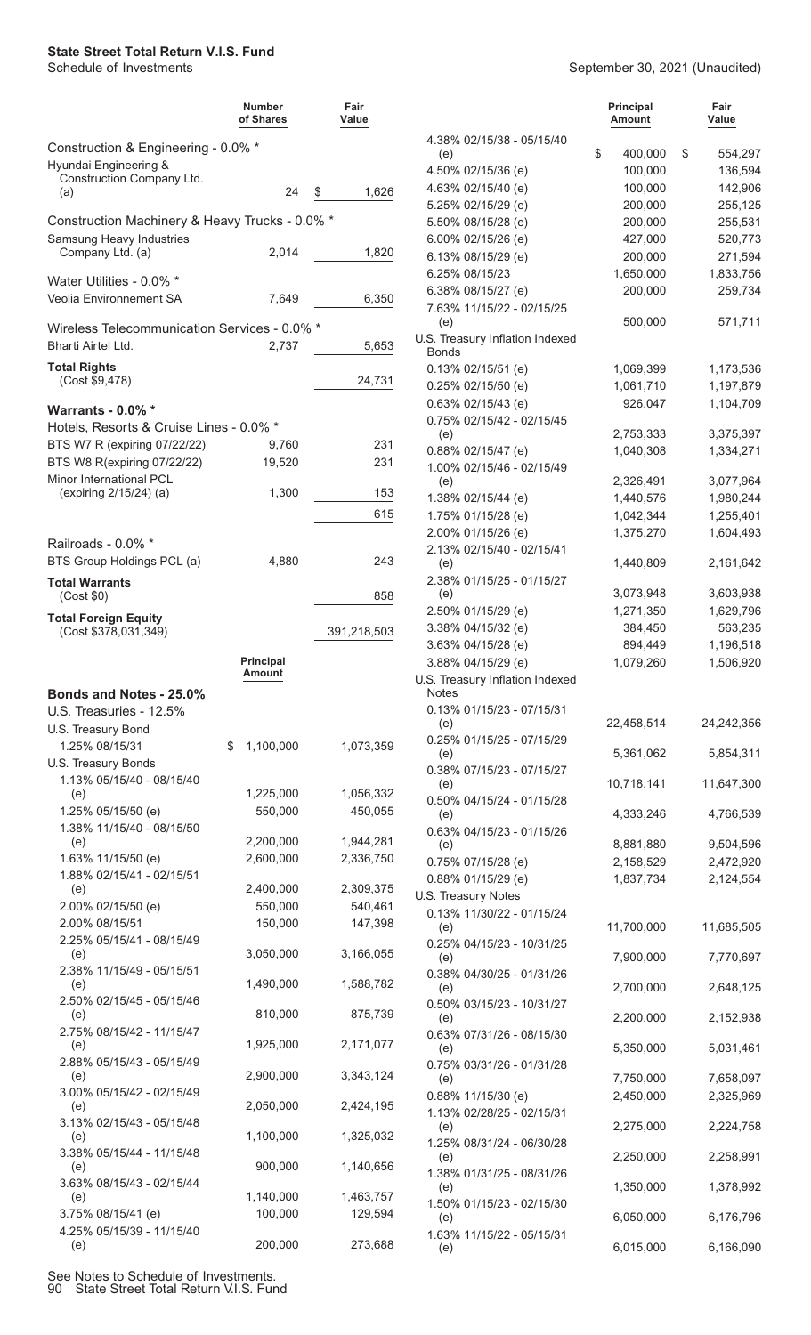**State Street Total Return V.I.S. Fund**
Schedule of Investments

September 30, 2021 (Unaudited)

| | Number of Shares | Fair Value |
|---|---|---|
| **Construction & Engineering - 0.0% *** | | |
| Hyundai Engineering & Construction Company Ltd. (a) | 24 | $ 1,626 |
| **Construction Machinery & Heavy Trucks - 0.0% *** | | |
| Samsung Heavy Industries Company Ltd. (a) | 2,014 | 1,820 |
| **Water Utilities - 0.0% *** | | |
| Veolia Environnement SA | 7,649 | 6,350 |
| **Wireless Telecommunication Services - 0.0% *** | | |
| Bharti Airtel Ltd. | 2,737 | 5,653 |
| **Total Rights** (Cost $9,478) | | 24,731 |
| **Warrants - 0.0% *** | | |
| Hotels, Resorts & Cruise Lines - 0.0% * | | |
| BTS W7 R (expiring 07/22/22) | 9,760 | 231 |
| BTS W8 R(expiring 07/22/22) | 19,520 | 231 |
| Minor International PCL (expiring 2/15/24) (a) | 1,300 | 153 |
| | | 615 |
| Railroads - 0.0% * | | |
| BTS Group Holdings PCL (a) | 4,880 | 243 |
| **Total Warrants** (Cost $0) | | 858 |
| **Total Foreign Equity** (Cost $378,031,349) | | 391,218,503 |

| | Principal Amount | Fair Value |
|---|---|---|
| **Bonds and Notes - 25.0%** | | |
| U.S. Treasuries - 12.5% | | |
| U.S. Treasury Bond | | |
| 1.25% 08/15/31 | $ 1,100,000 | 1,073,359 |
| U.S. Treasury Bonds | | |
| 1.13% 05/15/40 - 08/15/40 (e) | 1,225,000 | 1,056,332 |
| 1.25% 05/15/50 (e) | 550,000 | 450,055 |
| 1.38% 11/15/40 - 08/15/50 (e) | 2,200,000 | 1,944,281 |
| 1.63% 11/15/50 (e) | 2,600,000 | 2,336,750 |
| 1.88% 02/15/41 - 02/15/51 (e) | 2,400,000 | 2,309,375 |
| 2.00% 02/15/50 (e) | 550,000 | 540,461 |
| 2.00% 08/15/51 | 150,000 | 147,398 |
| 2.25% 05/15/41 - 08/15/49 (e) | 3,050,000 | 3,166,055 |
| 2.38% 11/15/49 - 05/15/51 (e) | 1,490,000 | 1,588,782 |
| 2.50% 02/15/45 - 05/15/46 (e) | 810,000 | 875,739 |
| 2.75% 08/15/42 - 11/15/47 (e) | 1,925,000 | 2,171,077 |
| 2.88% 05/15/43 - 05/15/49 (e) | 2,900,000 | 3,343,124 |
| 3.00% 05/15/42 - 02/15/49 (e) | 2,050,000 | 2,424,195 |
| 3.13% 02/15/43 - 05/15/48 (e) | 1,100,000 | 1,325,032 |
| 3.38% 05/15/44 - 11/15/48 (e) | 900,000 | 1,140,656 |
| 3.63% 08/15/43 - 02/15/44 (e) | 1,140,000 | 1,463,757 |
| 3.75% 08/15/41 (e) | 100,000 | 129,594 |
| 4.25% 05/15/39 - 11/15/40 (e) | 200,000 | 273,688 |
| 4.38% 02/15/38 - 05/15/40 (e) | $ 400,000 | $ 554,297 |
| 4.50% 02/15/36 (e) | 100,000 | 136,594 |
| 4.63% 02/15/40 (e) | 100,000 | 142,906 |
| 5.25% 02/15/29 (e) | 200,000 | 255,125 |
| 5.50% 08/15/28 (e) | 200,000 | 255,531 |
| 6.00% 02/15/26 (e) | 427,000 | 520,773 |
| 6.13% 08/15/29 (e) | 200,000 | 271,594 |
| 6.25% 08/15/23 | 1,650,000 | 1,833,756 |
| 6.38% 08/15/27 (e) | 200,000 | 259,734 |
| 7.63% 11/15/22 - 02/15/25 (e) | 500,000 | 571,711 |
| U.S. Treasury Inflation Indexed Bonds | | |
| 0.13% 02/15/51 (e) | 1,069,399 | 1,173,536 |
| 0.25% 02/15/50 (e) | 1,061,710 | 1,197,879 |
| 0.63% 02/15/43 (e) | 926,047 | 1,104,709 |
| 0.75% 02/15/42 - 02/15/45 (e) | 2,753,333 | 3,375,397 |
| 0.88% 02/15/47 (e) | 1,040,308 | 1,334,271 |
| 1.00% 02/15/46 - 02/15/49 (e) | 2,326,491 | 3,077,964 |
| 1.38% 02/15/44 (e) | 1,440,576 | 1,980,244 |
| 1.75% 01/15/28 (e) | 1,042,344 | 1,255,401 |
| 2.00% 01/15/26 (e) | 1,375,270 | 1,604,493 |
| 2.13% 02/15/40 - 02/15/41 (e) | 1,440,809 | 2,161,642 |
| 2.38% 01/15/25 - 01/15/27 (e) | 3,073,948 | 3,603,938 |
| 2.50% 01/15/29 (e) | 1,271,350 | 1,629,796 |
| 3.38% 04/15/32 (e) | 384,450 | 563,235 |
| 3.63% 04/15/28 (e) | 894,449 | 1,196,518 |
| 3.88% 04/15/29 (e) | 1,079,260 | 1,506,920 |
| U.S. Treasury Inflation Indexed Notes | | |
| 0.13% 01/15/23 - 07/15/31 (e) | 22,458,514 | 24,242,356 |
| 0.25% 01/15/25 - 07/15/29 (e) | 5,361,062 | 5,854,311 |
| 0.38% 07/15/23 - 07/15/27 (e) | 10,718,141 | 11,647,300 |
| 0.50% 04/15/24 - 01/15/28 (e) | 4,333,246 | 4,766,539 |
| 0.63% 04/15/23 - 01/15/26 (e) | 8,881,880 | 9,504,596 |
| 0.75% 07/15/28 (e) | 2,158,529 | 2,472,920 |
| 0.88% 01/15/29 (e) | 1,837,734 | 2,124,554 |
| U.S. Treasury Notes | | |
| 0.13% 11/30/22 - 01/15/24 (e) | 11,700,000 | 11,685,505 |
| 0.25% 04/15/23 - 10/31/25 (e) | 7,900,000 | 7,770,697 |
| 0.38% 04/30/25 - 01/31/26 (e) | 2,700,000 | 2,648,125 |
| 0.50% 03/15/23 - 10/31/27 (e) | 2,200,000 | 2,152,938 |
| 0.63% 07/31/26 - 08/15/30 (e) | 5,350,000 | 5,031,461 |
| 0.75% 03/31/26 - 01/31/28 (e) | 7,750,000 | 7,658,097 |
| 0.88% 11/15/30 (e) | 2,450,000 | 2,325,969 |
| 1.13% 02/28/25 - 02/15/31 (e) | 2,275,000 | 2,224,758 |
| 1.25% 08/31/24 - 06/30/28 (e) | 2,250,000 | 2,258,991 |
| 1.38% 01/31/25 - 08/31/26 (e) | 1,350,000 | 1,378,992 |
| 1.50% 01/15/23 - 02/15/30 (e) | 6,050,000 | 6,176,796 |
| 1.63% 11/15/22 - 05/15/31 (e) | 6,015,000 | 6,166,090 |

See Notes to Schedule of Investments.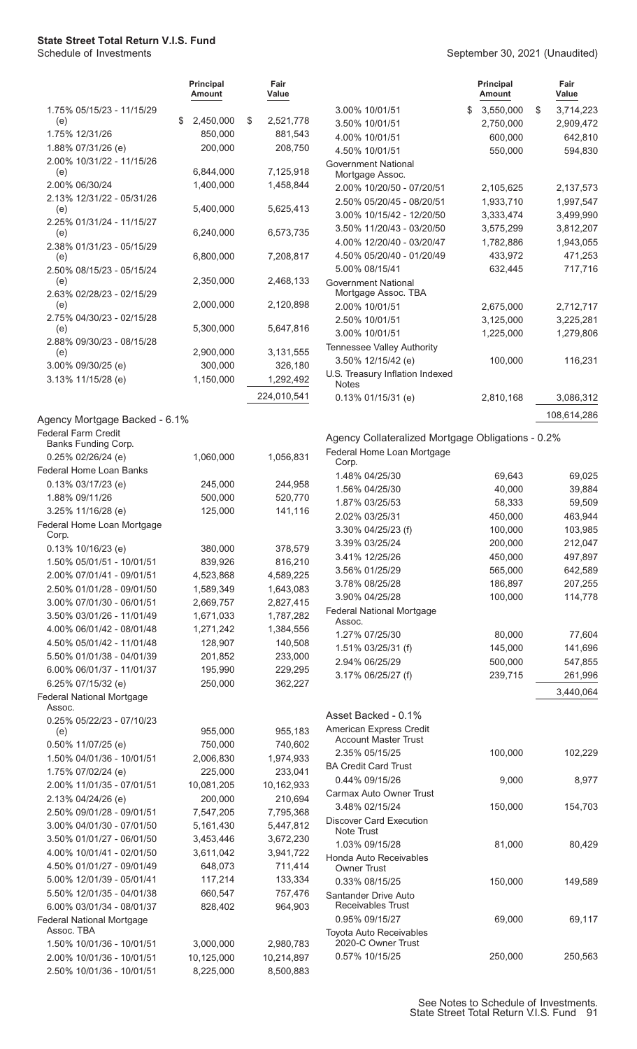# State Street Total Return V.I.S. Fund

Schedule of Investments

September 30, 2021 (Unaudited)

| | Principal Amount | Fair Value |
|---|---|---|
| 1.75% 05/15/23 - 11/15/29 (e) | $ 2,450,000 | $ 2,521,778 |
| 1.75% 12/31/26 | 850,000 | 881,543 |
| 1.88% 07/31/26 (e) | 200,000 | 208,750 |
| 2.00% 10/31/22 - 11/15/26 (e) | 6,844,000 | 7,125,918 |
| 2.00% 06/30/24 | 1,400,000 | 1,458,844 |
| 2.13% 12/31/22 - 05/31/26 (e) | 5,400,000 | 5,625,413 |
| 2.25% 01/31/24 - 11/15/27 (e) | 6,240,000 | 6,573,735 |
| 2.38% 01/31/23 - 05/15/29 (e) | 6,800,000 | 7,208,817 |
| 2.50% 08/15/23 - 05/15/24 (e) | 2,350,000 | 2,468,133 |
| 2.63% 02/28/23 - 02/15/29 (e) | 2,000,000 | 2,120,898 |
| 2.75% 04/30/23 - 02/15/28 (e) | 5,300,000 | 5,647,816 |
| 2.88% 09/30/23 - 08/15/28 (e) | 2,900,000 | 3,131,555 |
| 3.00% 09/30/25 (e) | 300,000 | 326,180 |
| 3.13% 11/15/28 (e) | 1,150,000 | 1,292,492 |
| | | 224,010,541 |

## Agency Mortgage Backed - 6.1%

| | Principal Amount | Fair Value |
|---|---|---|
| Federal Farm Credit Banks Funding Corp. | | |
| 0.25% 02/26/24 (e) | 1,060,000 | 1,056,831 |
| Federal Home Loan Banks | | |
| 0.13% 03/17/23 (e) | 245,000 | 244,958 |
| 1.88% 09/11/26 | 500,000 | 520,770 |
| 3.25% 11/16/28 (e) | 125,000 | 141,116 |
| Federal Home Loan Mortgage Corp. | | |
| 0.13% 10/16/23 (e) | 380,000 | 378,579 |
| 1.50% 05/01/51 - 10/01/51 | 839,926 | 816,210 |
| 2.00% 07/01/41 - 09/01/51 | 4,523,868 | 4,589,225 |
| 2.50% 01/01/28 - 09/01/50 | 1,589,349 | 1,643,083 |
| 3.00% 07/01/30 - 06/01/51 | 2,669,757 | 2,827,415 |
| 3.50% 03/01/26 - 11/01/49 | 1,671,033 | 1,787,282 |
| 4.00% 06/01/42 - 08/01/48 | 1,271,242 | 1,384,556 |
| 4.50% 05/01/42 - 11/01/48 | 128,907 | 140,508 |
| 5.50% 01/01/38 - 04/01/39 | 201,852 | 233,000 |
| 6.00% 06/01/37 - 11/01/37 | 195,990 | 229,295 |
| 6.25% 07/15/32 (e) | 250,000 | 362,227 |
| Federal National Mortgage Assoc. | | |
| 0.25% 05/22/23 - 07/10/23 (e) | 955,000 | 955,183 |
| 0.50% 11/07/25 (e) | 750,000 | 740,602 |
| 1.50% 04/01/36 - 10/01/51 | 2,006,830 | 1,974,933 |
| 1.75% 07/02/24 (e) | 225,000 | 233,041 |
| 2.00% 11/01/35 - 07/01/51 | 10,081,205 | 10,162,933 |
| 2.13% 04/24/26 (e) | 200,000 | 210,694 |
| 2.50% 09/01/28 - 09/01/51 | 7,547,205 | 7,795,368 |
| 3.00% 04/01/30 - 07/01/50 | 5,161,430 | 5,447,812 |
| 3.50% 01/01/27 - 06/01/50 | 3,453,446 | 3,672,230 |
| 4.00% 10/01/41 - 02/01/50 | 3,611,042 | 3,941,722 |
| 4.50% 01/01/27 - 09/01/49 | 648,073 | 711,414 |
| 5.00% 12/01/39 - 05/01/41 | 117,214 | 133,334 |
| 5.50% 12/01/35 - 04/01/38 | 660,547 | 757,476 |
| 6.00% 03/01/34 - 08/01/37 | 828,402 | 964,903 |
| Federal National Mortgage Assoc. TBA | | |
| 1.50% 10/01/36 - 10/01/51 | 3,000,000 | 2,980,783 |
| 2.00% 10/01/36 - 10/01/51 | 10,125,000 | 10,214,897 |
| 2.50% 10/01/36 - 10/01/51 | 8,225,000 | 8,500,883 |
| 3.00% 10/01/51 | $ 3,550,000 | $ 3,714,223 |
| 3.50% 10/01/51 | 2,750,000 | 2,909,472 |
| 4.00% 10/01/51 | 600,000 | 642,810 |
| 4.50% 10/01/51 | 550,000 | 594,830 |
| Government National Mortgage Assoc. | | |
| 2.00% 10/20/50 - 07/20/51 | 2,105,625 | 2,137,573 |
| 2.50% 05/20/45 - 08/20/51 | 1,933,710 | 1,997,547 |
| 3.00% 10/15/42 - 12/20/50 | 3,333,474 | 3,499,990 |
| 3.50% 11/20/43 - 03/20/50 | 3,575,299 | 3,812,207 |
| 4.00% 12/20/40 - 03/20/47 | 1,782,886 | 1,943,055 |
| 4.50% 05/20/40 - 01/20/49 | 433,972 | 471,253 |
| 5.00% 08/15/41 | 632,445 | 717,716 |
| Government National Mortgage Assoc. TBA | | |
| 2.00% 10/01/51 | 2,675,000 | 2,712,717 |
| 2.50% 10/01/51 | 3,125,000 | 3,225,281 |
| 3.00% 10/01/51 | 1,225,000 | 1,279,806 |
| Tennessee Valley Authority | | |
| 3.50% 12/15/42 (e) | 100,000 | 116,231 |
| U.S. Treasury Inflation Indexed Notes | | |
| 0.13% 01/15/31 (e) | 2,810,168 | 3,086,312 |
| | | 108,614,286 |

## Agency Collateralized Mortgage Obligations - 0.2%

| | Principal Amount | Fair Value |
|---|---|---|
| Federal Home Loan Mortgage Corp. | | |
| 1.48% 04/25/30 | 69,643 | 69,025 |
| 1.56% 04/25/30 | 40,000 | 39,884 |
| 1.87% 03/25/53 | 58,333 | 59,509 |
| 2.02% 03/25/31 | 450,000 | 463,944 |
| 3.30% 04/25/23 (f) | 100,000 | 103,985 |
| 3.39% 03/25/24 | 200,000 | 212,047 |
| 3.41% 12/25/26 | 450,000 | 497,897 |
| 3.56% 01/25/29 | 565,000 | 642,589 |
| 3.78% 08/25/28 | 186,897 | 207,255 |
| 3.90% 04/25/28 | 100,000 | 114,778 |
| Federal National Mortgage Assoc. | | |
| 1.27% 07/25/30 | 80,000 | 77,604 |
| 1.51% 03/25/31 (f) | 145,000 | 141,696 |
| 2.94% 06/25/29 | 500,000 | 547,855 |
| 3.17% 06/25/27 (f) | 239,715 | 261,996 |
| | | 3,440,064 |

## Asset Backed - 0.1%

| | Principal Amount | Fair Value |
|---|---|---|
| American Express Credit Account Master Trust | | |
| 2.35% 05/15/25 | 100,000 | 102,229 |
| BA Credit Card Trust | | |
| 0.44% 09/15/26 | 9,000 | 8,977 |
| Carmax Auto Owner Trust | | |
| 3.48% 02/15/24 | 150,000 | 154,703 |
| Discover Card Execution Note Trust | | |
| 1.03% 09/15/28 | 81,000 | 80,429 |
| Honda Auto Receivables Owner Trust | | |
| 0.33% 08/15/25 | 150,000 | 149,589 |
| Santander Drive Auto Receivables Trust | | |
| 0.95% 09/15/27 | 69,000 | 69,117 |
| Toyota Auto Receivables 2020-C Owner Trust | | |
| 0.57% 10/15/25 | 250,000 | 250,563 |

See Notes to Schedule of Investments.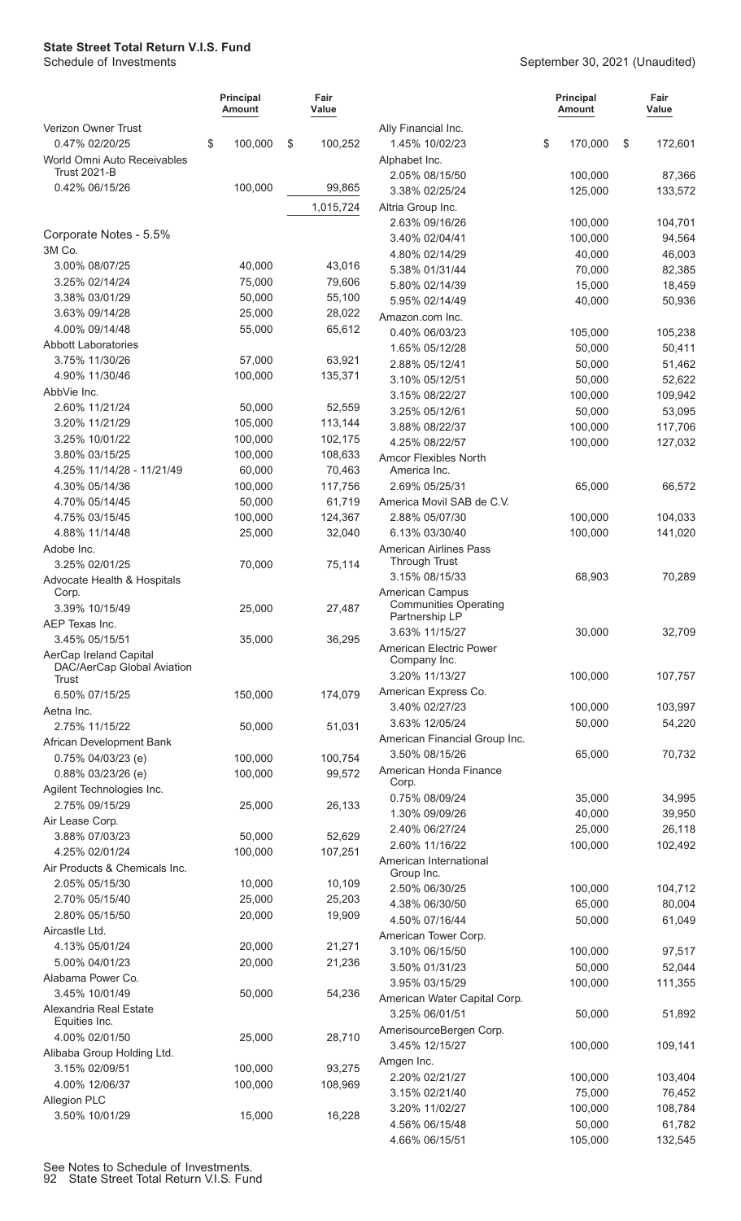# State Street Total Return V.I.S. Fund

Schedule of Investments

September 30, 2021 (Unaudited)

| | Principal Amount | Fair Value |
|---|---|---|
| Verizon Owner Trust | | |
| 0.47% 02/20/25 | $ 100,000 | $ 100,252 |
| World Omni Auto Receivables Trust 2021-B | | |
| 0.42% 06/15/26 | 100,000 | 99,865 |
| | | 1,015,724 |
| **Corporate Notes - 5.5%** | | |
| 3M Co. | | |
| 3.00% 08/07/25 | 40,000 | 43,016 |
| 3.25% 02/14/24 | 75,000 | 79,606 |
| 3.38% 03/01/29 | 50,000 | 55,100 |
| 3.63% 09/14/28 | 25,000 | 28,022 |
| 4.00% 09/14/48 | 55,000 | 65,612 |
| Abbott Laboratories | | |
| 3.75% 11/30/26 | 57,000 | 63,921 |
| 4.90% 11/30/46 | 100,000 | 135,371 |
| AbbVie Inc. | | |
| 2.60% 11/21/24 | 50,000 | 52,559 |
| 3.20% 11/21/29 | 105,000 | 113,144 |
| 3.25% 10/01/22 | 100,000 | 102,175 |
| 3.80% 03/15/25 | 100,000 | 108,633 |
| 4.25% 11/14/28 - 11/21/49 | 60,000 | 70,463 |
| 4.30% 05/14/36 | 100,000 | 117,756 |
| 4.70% 05/14/45 | 50,000 | 61,719 |
| 4.75% 03/15/45 | 100,000 | 124,367 |
| 4.88% 11/14/48 | 25,000 | 32,040 |
| Adobe Inc. | | |
| 3.25% 02/01/25 | 70,000 | 75,114 |
| Advocate Health & Hospitals Corp. | | |
| 3.39% 10/15/49 | 25,000 | 27,487 |
| AEP Texas Inc. | | |
| 3.45% 05/15/51 | 35,000 | 36,295 |
| AerCap Ireland Capital DAC/AerCap Global Aviation Trust | | |
| 6.50% 07/15/25 | 150,000 | 174,079 |
| Aetna Inc. | | |
| 2.75% 11/15/22 | 50,000 | 51,031 |
| African Development Bank | | |
| 0.75% 04/03/23 (e) | 100,000 | 100,754 |
| 0.88% 03/23/26 (e) | 100,000 | 99,572 |
| Agilent Technologies Inc. | | |
| 2.75% 09/15/29 | 25,000 | 26,133 |
| Air Lease Corp. | | |
| 3.88% 07/03/23 | 50,000 | 52,629 |
| 4.25% 02/01/24 | 100,000 | 107,251 |
| Air Products & Chemicals Inc. | | |
| 2.05% 05/15/30 | 10,000 | 10,109 |
| 2.70% 05/15/40 | 25,000 | 25,203 |
| 2.80% 05/15/50 | 20,000 | 19,909 |
| Aircastle Ltd. | | |
| 4.13% 05/01/24 | 20,000 | 21,271 |
| 5.00% 04/01/23 | 20,000 | 21,236 |
| Alabama Power Co. | | |
| 3.45% 10/01/49 | 50,000 | 54,236 |
| Alexandria Real Estate Equities Inc. | | |
| 4.00% 02/01/50 | 25,000 | 28,710 |
| Alibaba Group Holding Ltd. | | |
| 3.15% 02/09/51 | 100,000 | 93,275 |
| 4.00% 12/06/37 | 100,000 | 108,969 |
| Allegion PLC | | |
| 3.50% 10/01/29 | 15,000 | 16,228 |
| Ally Financial Inc. | | |
| 1.45% 10/02/23 | $ 170,000 | $ 172,601 |
| Alphabet Inc. | | |
| 2.05% 08/15/50 | 100,000 | 87,366 |
| 3.38% 02/25/24 | 125,000 | 133,572 |
| Altria Group Inc. | | |
| 2.63% 09/16/26 | 100,000 | 104,701 |
| 3.40% 02/04/41 | 100,000 | 94,564 |
| 4.80% 02/14/29 | 40,000 | 46,003 |
| 5.38% 01/31/44 | 70,000 | 82,385 |
| 5.80% 02/14/39 | 15,000 | 18,459 |
| 5.95% 02/14/49 | 40,000 | 50,936 |
| Amazon.com Inc. | | |
| 0.40% 06/03/23 | 105,000 | 105,238 |
| 1.65% 05/12/28 | 50,000 | 50,411 |
| 2.88% 05/12/41 | 50,000 | 51,462 |
| 3.10% 05/12/51 | 50,000 | 52,622 |
| 3.15% 08/22/27 | 100,000 | 109,942 |
| 3.25% 05/12/61 | 50,000 | 53,095 |
| 3.88% 08/22/37 | 100,000 | 117,706 |
| 4.25% 08/22/57 | 100,000 | 127,032 |
| Amcor Flexibles North America Inc. | | |
| 2.69% 05/25/31 | 65,000 | 66,572 |
| America Movil SAB de C.V. | | |
| 2.88% 05/07/30 | 100,000 | 104,033 |
| 6.13% 03/30/40 | 100,000 | 141,020 |
| American Airlines Pass Through Trust | | |
| 3.15% 08/15/33 | 68,903 | 70,289 |
| American Campus Communities Operating Partnership LP | | |
| 3.63% 11/15/27 | 30,000 | 32,709 |
| American Electric Power Company Inc. | | |
| 3.20% 11/13/27 | 100,000 | 107,757 |
| American Express Co. | | |
| 3.40% 02/27/23 | 100,000 | 103,997 |
| 3.63% 12/05/24 | 50,000 | 54,220 |
| American Financial Group Inc. | | |
| 3.50% 08/15/26 | 65,000 | 70,732 |
| American Honda Finance Corp. | | |
| 0.75% 08/09/24 | 35,000 | 34,995 |
| 1.30% 09/09/26 | 40,000 | 39,950 |
| 2.40% 06/27/24 | 25,000 | 26,118 |
| 2.60% 11/16/22 | 100,000 | 102,492 |
| American International Group Inc. | | |
| 2.50% 06/30/25 | 100,000 | 104,712 |
| 4.38% 06/30/50 | 65,000 | 80,004 |
| 4.50% 07/16/44 | 50,000 | 61,049 |
| American Tower Corp. | | |
| 3.10% 06/15/50 | 100,000 | 97,517 |
| 3.50% 01/31/23 | 50,000 | 52,044 |
| 3.95% 03/15/29 | 100,000 | 111,355 |
| American Water Capital Corp. | | |
| 3.25% 06/01/51 | 50,000 | 51,892 |
| AmerisourceBergen Corp. | | |
| 3.45% 12/15/27 | 100,000 | 109,141 |
| Amgen Inc. | | |
| 2.20% 02/21/27 | 100,000 | 103,404 |
| 3.15% 02/21/40 | 75,000 | 76,452 |
| 3.20% 11/02/27 | 100,000 | 108,784 |
| 4.56% 06/15/48 | 50,000 | 61,782 |
| 4.66% 06/15/51 | 105,000 | 132,545 |

See Notes to Schedule of Investments.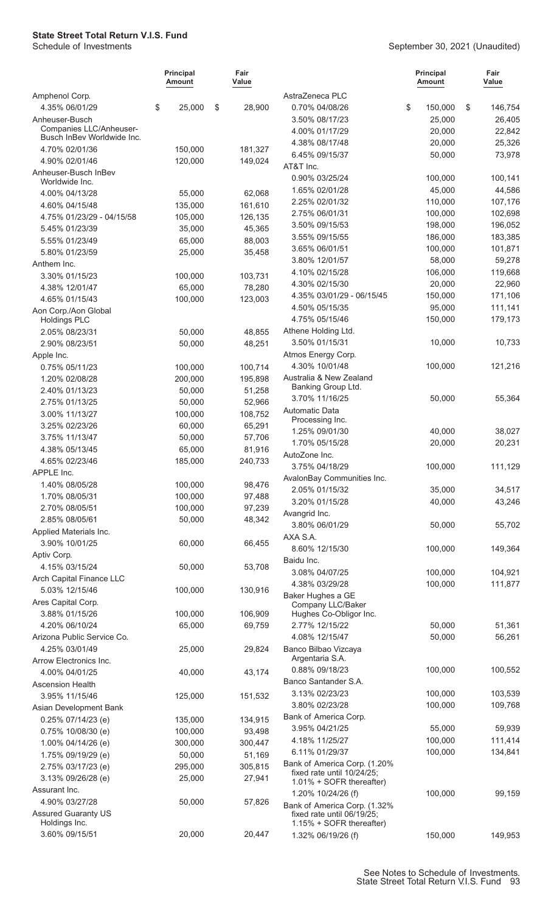| | Principal Amount | Fair Value |
|---|---|---|
| Amphenol Corp. | | |
| 4.35% 06/01/29 | $ 25,000 | $ 28,900 |
| Anheuser-Busch Companies LLC/Anheuser-Busch InBev Worldwide Inc. | | |
| 4.70% 02/01/36 | 150,000 | 181,327 |
| 4.90% 02/01/46 | 120,000 | 149,024 |
| Anheuser-Busch InBev Worldwide Inc. | | |
| 4.00% 04/13/28 | 55,000 | 62,068 |
| 4.60% 04/15/48 | 135,000 | 161,610 |
| 4.75% 01/23/29 - 04/15/58 | 105,000 | 126,135 |
| 5.45% 01/23/39 | 35,000 | 45,365 |
| 5.55% 01/23/49 | 65,000 | 88,003 |
| 5.80% 01/23/59 | 25,000 | 35,458 |
| Anthem Inc. | | |
| 3.30% 01/15/23 | 100,000 | 103,731 |
| 4.38% 12/01/47 | 65,000 | 78,280 |
| 4.65% 01/15/43 | 100,000 | 123,003 |
| Aon Corp./Aon Global Holdings PLC | | |
| 2.05% 08/23/31 | 50,000 | 48,855 |
| 2.90% 08/23/51 | 50,000 | 48,251 |
| Apple Inc. | | |
| 0.75% 05/11/23 | 100,000 | 100,714 |
| 1.20% 02/08/28 | 200,000 | 195,898 |
| 2.40% 01/13/23 | 50,000 | 51,258 |
| 2.75% 01/13/25 | 50,000 | 52,966 |
| 3.00% 11/13/27 | 100,000 | 108,752 |
| 3.25% 02/23/26 | 60,000 | 65,291 |
| 3.75% 11/13/47 | 50,000 | 57,706 |
| 4.38% 05/13/45 | 65,000 | 81,916 |
| 4.65% 02/23/46 | 185,000 | 240,733 |
| APPLE Inc. | | |
| 1.40% 08/05/28 | 100,000 | 98,476 |
| 1.70% 08/05/31 | 100,000 | 97,488 |
| 2.70% 08/05/51 | 100,000 | 97,239 |
| 2.85% 08/05/61 | 50,000 | 48,342 |
| Applied Materials Inc. | | |
| 3.90% 10/01/25 | 60,000 | 66,455 |
| Aptiv Corp. | | |
| 4.15% 03/15/24 | 50,000 | 53,708 |
| Arch Capital Finance LLC | | |
| 5.03% 12/15/46 | 100,000 | 130,916 |
| Ares Capital Corp. | | |
| 3.88% 01/15/26 | 100,000 | 106,909 |
| 4.20% 06/10/24 | 65,000 | 69,759 |
| Arizona Public Service Co. | | |
| 4.25% 03/01/49 | 25,000 | 29,824 |
| Arrow Electronics Inc. | | |
| 4.00% 04/01/25 | 40,000 | 43,174 |
| Ascension Health | | |
| 3.95% 11/15/46 | 125,000 | 151,532 |
| Asian Development Bank | | |
| 0.25% 07/14/23 (e) | 135,000 | 134,915 |
| 0.75% 10/08/30 (e) | 100,000 | 93,498 |
| 1.00% 04/14/26 (e) | 300,000 | 300,447 |
| 1.75% 09/19/29 (e) | 50,000 | 51,169 |
| 2.75% 03/17/23 (e) | 295,000 | 305,815 |
| 3.13% 09/26/28 (e) | 25,000 | 27,941 |
| Assurant Inc. | | |
| 4.90% 03/27/28 | 50,000 | 57,826 |
| Assured Guaranty US Holdings Inc. | | |
| 3.60% 09/15/51 | 20,000 | 20,447 |
| AstraZeneca PLC | | |
| 0.70% 04/08/26 | $ 150,000 | $ 146,754 |
| 3.50% 08/17/23 | 25,000 | 26,405 |
| 4.00% 01/17/29 | 20,000 | 22,842 |
| 4.38% 08/17/48 | 20,000 | 25,326 |
| 6.45% 09/15/37 | 50,000 | 73,978 |
| AT&T Inc. | | |
| 0.90% 03/25/24 | 100,000 | 100,141 |
| 1.65% 02/01/28 | 45,000 | 44,586 |
| 2.25% 02/01/32 | 110,000 | 107,176 |
| 2.75% 06/01/31 | 100,000 | 102,698 |
| 3.50% 09/15/53 | 198,000 | 196,052 |
| 3.55% 09/15/55 | 186,000 | 183,385 |
| 3.65% 06/01/51 | 100,000 | 101,871 |
| 3.80% 12/01/57 | 58,000 | 59,278 |
| 4.10% 02/15/28 | 106,000 | 119,668 |
| 4.30% 02/15/30 | 20,000 | 22,960 |
| 4.35% 03/01/29 - 06/15/45 | 150,000 | 171,106 |
| 4.50% 05/15/35 | 95,000 | 111,141 |
| 4.75% 05/15/46 | 150,000 | 179,173 |
| Athene Holding Ltd. | | |
| 3.50% 01/15/31 | 10,000 | 10,733 |
| Atmos Energy Corp. | | |
| 4.30% 10/01/48 | 100,000 | 121,216 |
| Australia & New Zealand Banking Group Ltd. | | |
| 3.70% 11/16/25 | 50,000 | 55,364 |
| Automatic Data Processing Inc. | | |
| 1.25% 09/01/30 | 40,000 | 38,027 |
| 1.70% 05/15/28 | 20,000 | 20,231 |
| AutoZone Inc. | | |
| 3.75% 04/18/29 | 100,000 | 111,129 |
| AvalonBay Communities Inc. | | |
| 2.05% 01/15/32 | 35,000 | 34,517 |
| 3.20% 01/15/28 | 40,000 | 43,246 |
| Avangrid Inc. | | |
| 3.80% 06/01/29 | 50,000 | 55,702 |
| AXA S.A. | | |
| 8.60% 12/15/30 | 100,000 | 149,364 |
| Baidu Inc. | | |
| 3.08% 04/07/25 | 100,000 | 104,921 |
| 4.38% 03/29/28 | 100,000 | 111,877 |
| Baker Hughes a GE Company LLC/Baker Hughes Co-Obligor Inc. | | |
| 2.77% 12/15/22 | 50,000 | 51,361 |
| 4.08% 12/15/47 | 50,000 | 56,261 |
| Banco Bilbao Vizcaya Argentaria S.A. | | |
| 0.88% 09/18/23 | 100,000 | 100,552 |
| Banco Santander S.A. | | |
| 3.13% 02/23/23 | 100,000 | 103,539 |
| 3.80% 02/23/28 | 100,000 | 109,768 |
| Bank of America Corp. | | |
| 3.95% 04/21/25 | 55,000 | 59,939 |
| 4.18% 11/25/27 | 100,000 | 111,414 |
| 6.11% 01/29/37 | 100,000 | 134,841 |
| Bank of America Corp. (1.20% fixed rate until 10/24/25; 1.01% + SOFR thereafter) | | |
| 1.20% 10/24/26 (f) | 100,000 | 99,159 |
| Bank of America Corp. (1.32% fixed rate until 06/19/25; 1.15% + SOFR thereafter) | | |
| 1.32% 06/19/26 (f) | 150,000 | 149,953 |

See Notes to Schedule of Investments.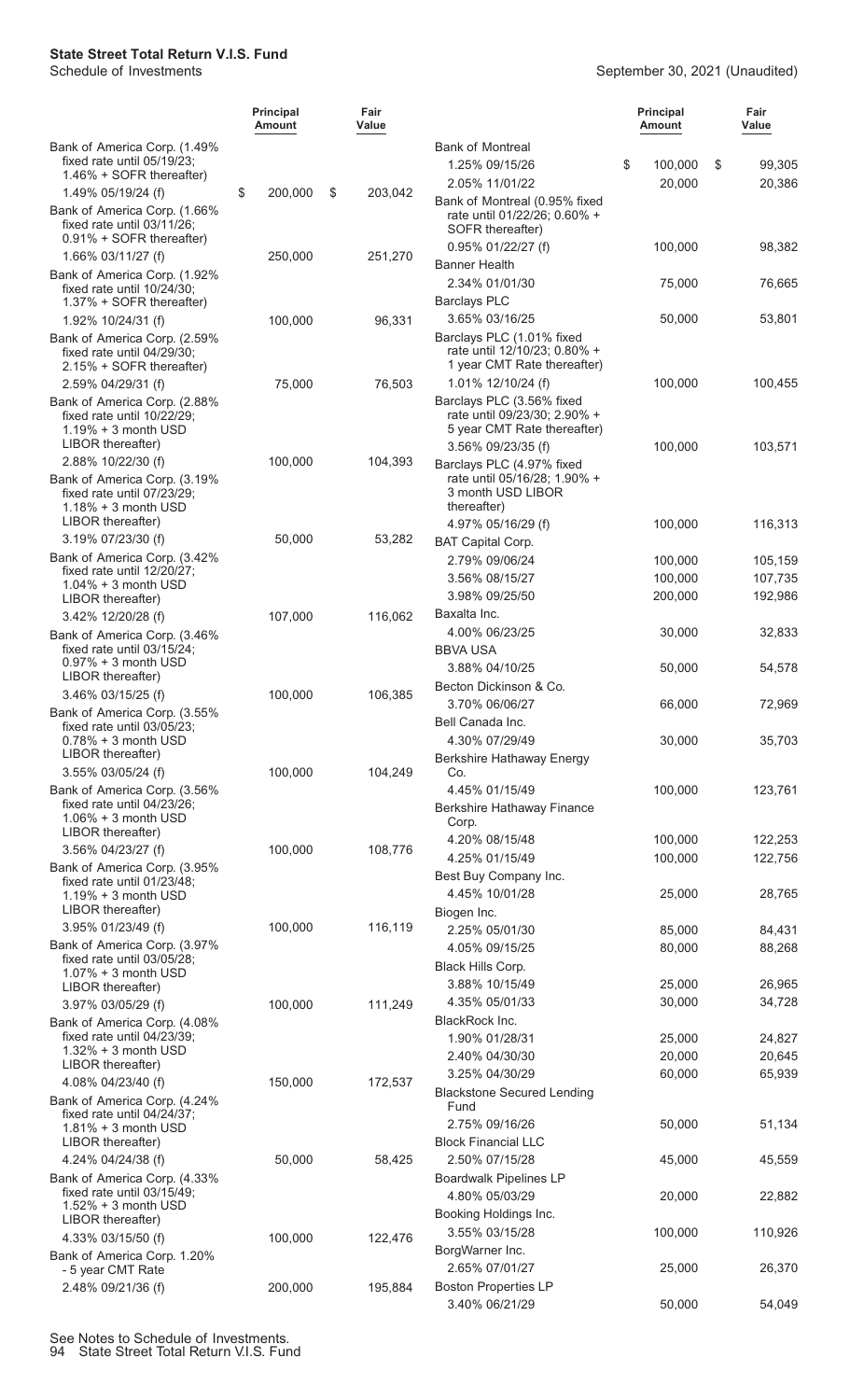| | Principal Amount | Fair Value |
|---|---|---|
| Bank of America Corp. (1.49% fixed rate until 05/19/23; 1.46% + SOFR thereafter) | | |
| 1.49% 05/19/24 (f) | $ 200,000 | $ 203,042 |
| Bank of America Corp. (1.66% fixed rate until 03/11/26; 0.91% + SOFR thereafter) | | |
| 1.66% 03/11/27 (f) | 250,000 | 251,270 |
| Bank of America Corp. (1.92% fixed rate until 10/24/30; 1.37% + SOFR thereafter) | | |
| 1.92% 10/24/31 (f) | 100,000 | 96,331 |
| Bank of America Corp. (2.59% fixed rate until 04/29/30; 2.15% + SOFR thereafter) | | |
| 2.59% 04/29/31 (f) | 75,000 | 76,503 |
| Bank of America Corp. (2.88% fixed rate until 10/22/29; 1.19% + 3 month USD LIBOR thereafter) | | |
| 2.88% 10/22/30 (f) | 100,000 | 104,393 |
| Bank of America Corp. (3.19% fixed rate until 07/23/29; 1.18% + 3 month USD LIBOR thereafter) | | |
| 3.19% 07/23/30 (f) | 50,000 | 53,282 |
| Bank of America Corp. (3.42% fixed rate until 12/20/27; 1.04% + 3 month USD LIBOR thereafter) | | |
| 3.42% 12/20/28 (f) | 107,000 | 116,062 |
| Bank of America Corp. (3.46% fixed rate until 03/15/24; 0.97% + 3 month USD LIBOR thereafter) | | |
| 3.46% 03/15/25 (f) | 100,000 | 106,385 |
| Bank of America Corp. (3.55% fixed rate until 03/05/23; 0.78% + 3 month USD LIBOR thereafter) | | |
| 3.55% 03/05/24 (f) | 100,000 | 104,249 |
| Bank of America Corp. (3.56% fixed rate until 04/23/26; 1.06% + 3 month USD LIBOR thereafter) | | |
| 3.56% 04/23/27 (f) | 100,000 | 108,776 |
| Bank of America Corp. (3.95% fixed rate until 01/23/48; 1.19% + 3 month USD LIBOR thereafter) | | |
| 3.95% 01/23/49 (f) | 100,000 | 116,119 |
| Bank of America Corp. (3.97% fixed rate until 03/05/28; 1.07% + 3 month USD LIBOR thereafter) | | |
| 3.97% 03/05/29 (f) | 100,000 | 111,249 |
| Bank of America Corp. (4.08% fixed rate until 04/23/39; 1.32% + 3 month USD LIBOR thereafter) | | |
| 4.08% 04/23/40 (f) | 150,000 | 172,537 |
| Bank of America Corp. (4.24% fixed rate until 04/24/37; 1.81% + 3 month USD LIBOR thereafter) | | |
| 4.24% 04/24/38 (f) | 50,000 | 58,425 |
| Bank of America Corp. (4.33% fixed rate until 03/15/49; 1.52% + 3 month USD LIBOR thereafter) | | |
| 4.33% 03/15/50 (f) | 100,000 | 122,476 |
| Bank of America Corp. 1.20% - 5 year CMT Rate | | |
| 2.48% 09/21/36 (f) | 200,000 | 195,884 |
| Bank of Montreal | | |
| 1.25% 09/15/26 | $ 100,000 | $ 99,305 |
| 2.05% 11/01/22 | 20,000 | 20,386 |
| Bank of Montreal (0.95% fixed rate until 01/22/26; 0.60% + SOFR thereafter) | | |
| 0.95% 01/22/27 (f) | 100,000 | 98,382 |
| Banner Health | | |
| 2.34% 01/01/30 | 75,000 | 76,665 |
| Barclays PLC | | |
| 3.65% 03/16/25 | 50,000 | 53,801 |
| Barclays PLC (1.01% fixed rate until 12/10/23; 0.80% + 1 year CMT Rate thereafter) | | |
| 1.01% 12/10/24 (f) | 100,000 | 100,455 |
| Barclays PLC (3.56% fixed rate until 09/23/30; 2.90% + 5 year CMT Rate thereafter) | | |
| 3.56% 09/23/35 (f) | 100,000 | 103,571 |
| Barclays PLC (4.97% fixed rate until 05/16/28; 1.90% + 3 month USD LIBOR thereafter) | | |
| 4.97% 05/16/29 (f) | 100,000 | 116,313 |
| BAT Capital Corp. | | |
| 2.79% 09/06/24 | 100,000 | 105,159 |
| 3.56% 08/15/27 | 100,000 | 107,735 |
| 3.98% 09/25/50 | 200,000 | 192,986 |
| Baxalta Inc. | | |
| 4.00% 06/23/25 | 30,000 | 32,833 |
| BBVA USA | | |
| 3.88% 04/10/25 | 50,000 | 54,578 |
| Becton Dickinson & Co. | | |
| 3.70% 06/06/27 | 66,000 | 72,969 |
| Bell Canada Inc. | | |
| 4.30% 07/29/49 | 30,000 | 35,703 |
| Berkshire Hathaway Energy Co. | | |
| 4.45% 01/15/49 | 100,000 | 123,761 |
| Berkshire Hathaway Finance Corp. | | |
| 4.20% 08/15/48 | 100,000 | 122,253 |
| 4.25% 01/15/49 | 100,000 | 122,756 |
| Best Buy Company Inc. | | |
| 4.45% 10/01/28 | 25,000 | 28,765 |
| Biogen Inc. | | |
| 2.25% 05/01/30 | 85,000 | 84,431 |
| 4.05% 09/15/25 | 80,000 | 88,268 |
| Black Hills Corp. | | |
| 3.88% 10/15/49 | 25,000 | 26,965 |
| 4.35% 05/01/33 | 30,000 | 34,728 |
| BlackRock Inc. | | |
| 1.90% 01/28/31 | 25,000 | 24,827 |
| 2.40% 04/30/30 | 20,000 | 20,645 |
| 3.25% 04/30/29 | 60,000 | 65,939 |
| Blackstone Secured Lending Fund | | |
| 2.75% 09/16/26 | 50,000 | 51,134 |
| Block Financial LLC | | |
| 2.50% 07/15/28 | 45,000 | 45,559 |
| Boardwalk Pipelines LP | | |
| 4.80% 05/03/29 | 20,000 | 22,882 |
| Booking Holdings Inc. | | |
| 3.55% 03/15/28 | 100,000 | 110,926 |
| BorgWarner Inc. | | |
| 2.65% 07/01/27 | 25,000 | 26,370 |
| Boston Properties LP | | |
| 3.40% 06/21/29 | 50,000 | 54,049 |

See Notes to Schedule of Investments.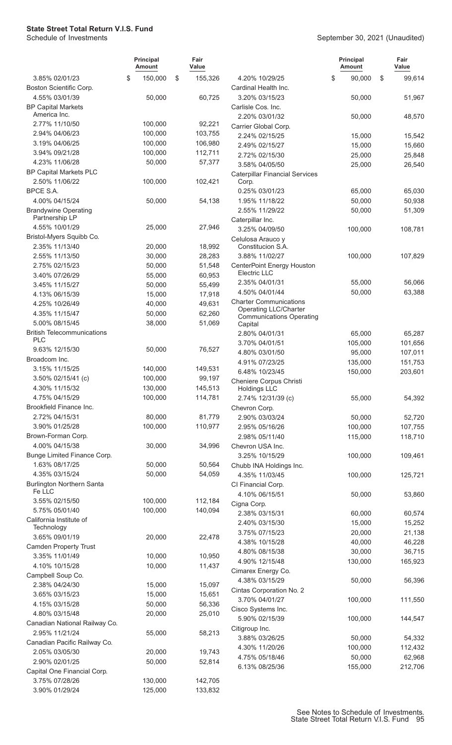**State Street Total Return V.I.S. Fund**
Schedule of Investments

September 30, 2021 (Unaudited)

| | Principal Amount | Fair Value |
|---|---|---|
| 3.85% 02/01/23 | $ 150,000 | $ 155,326 |
| Boston Scientific Corp. | | |
| 4.55% 03/01/39 | 50,000 | 60,725 |
| BP Capital Markets America Inc. | | |
| 2.77% 11/10/50 | 100,000 | 92,221 |
| 2.94% 04/06/23 | 100,000 | 103,755 |
| 3.19% 04/06/25 | 100,000 | 106,980 |
| 3.94% 09/21/28 | 100,000 | 112,711 |
| 4.23% 11/06/28 | 50,000 | 57,377 |
| BP Capital Markets PLC | | |
| 2.50% 11/06/22 | 100,000 | 102,421 |
| BPCE S.A. | | |
| 4.00% 04/15/24 | 50,000 | 54,138 |
| Brandywine Operating Partnership LP | | |
| 4.55% 10/01/29 | 25,000 | 27,946 |
| Bristol-Myers Squibb Co. | | |
| 2.35% 11/13/40 | 20,000 | 18,992 |
| 2.55% 11/13/50 | 30,000 | 28,283 |
| 2.75% 02/15/23 | 50,000 | 51,548 |
| 3.40% 07/26/29 | 55,000 | 60,953 |
| 3.45% 11/15/27 | 50,000 | 55,499 |
| 4.13% 06/15/39 | 15,000 | 17,918 |
| 4.25% 10/26/49 | 40,000 | 49,631 |
| 4.35% 11/15/47 | 50,000 | 62,260 |
| 5.00% 08/15/45 | 38,000 | 51,069 |
| British Telecommunications PLC | | |
| 9.63% 12/15/30 | 50,000 | 76,527 |
| Broadcom Inc. | | |
| 3.15% 11/15/25 | 140,000 | 149,531 |
| 3.50% 02/15/41 (c) | 100,000 | 99,197 |
| 4.30% 11/15/32 | 130,000 | 145,513 |
| 4.75% 04/15/29 | 100,000 | 114,781 |
| Brookfield Finance Inc. | | |
| 2.72% 04/15/31 | 80,000 | 81,779 |
| 3.90% 01/25/28 | 100,000 | 110,977 |
| Brown-Forman Corp. | | |
| 4.00% 04/15/38 | 30,000 | 34,996 |
| Bunge Limited Finance Corp. | | |
| 1.63% 08/17/25 | 50,000 | 50,564 |
| 4.35% 03/15/24 | 50,000 | 54,059 |
| Burlington Northern Santa Fe LLC | | |
| 3.55% 02/15/50 | 100,000 | 112,184 |
| 5.75% 05/01/40 | 100,000 | 140,094 |
| California Institute of Technology | | |
| 3.65% 09/01/19 | 20,000 | 22,478 |
| Camden Property Trust | | |
| 3.35% 11/01/49 | 10,000 | 10,950 |
| 4.10% 10/15/28 | 10,000 | 11,437 |
| Campbell Soup Co. | | |
| 2.38% 04/24/30 | 15,000 | 15,097 |
| 3.65% 03/15/23 | 15,000 | 15,651 |
| 4.15% 03/15/28 | 50,000 | 56,336 |
| 4.80% 03/15/48 | 20,000 | 25,010 |
| Canadian National Railway Co. | | |
| 2.95% 11/21/24 | 55,000 | 58,213 |
| Canadian Pacific Railway Co. | | |
| 2.05% 03/05/30 | 20,000 | 19,743 |
| 2.90% 02/01/25 | 50,000 | 52,814 |
| Capital One Financial Corp. | | |
| 3.75% 07/28/26 | 130,000 | 142,705 |
| 3.90% 01/29/24 | 125,000 | 133,832 |
| 4.20% 10/29/25 | $ 90,000 | $ 99,614 |
| Cardinal Health Inc. | | |
| 3.20% 03/15/23 | 50,000 | 51,967 |
| Carlisle Cos. Inc. | | |
| 2.20% 03/01/32 | 50,000 | 48,570 |
| Carrier Global Corp. | | |
| 2.24% 02/15/25 | 15,000 | 15,542 |
| 2.49% 02/15/27 | 15,000 | 15,660 |
| 2.72% 02/15/30 | 25,000 | 25,848 |
| 3.58% 04/05/50 | 25,000 | 26,540 |
| Caterpillar Financial Services Corp. | | |
| 0.25% 03/01/23 | 65,000 | 65,030 |
| 1.95% 11/18/22 | 50,000 | 50,938 |
| 2.55% 11/29/22 | 50,000 | 51,309 |
| Caterpillar Inc. | | |
| 3.25% 04/09/50 | 100,000 | 108,781 |
| Celulosa Arauco y Constitucion S.A. | | |
| 3.88% 11/02/27 | 100,000 | 107,829 |
| CenterPoint Energy Houston Electric LLC | | |
| 2.35% 04/01/31 | 55,000 | 56,066 |
| 4.50% 04/01/44 | 50,000 | 63,388 |
| Charter Communications Operating LLC/Charter Communications Operating Capital | | |
| 2.80% 04/01/31 | 65,000 | 65,287 |
| 3.70% 04/01/51 | 105,000 | 101,656 |
| 4.80% 03/01/50 | 95,000 | 107,011 |
| 4.91% 07/23/25 | 135,000 | 151,753 |
| 6.48% 10/23/45 | 150,000 | 203,601 |
| Cheniere Corpus Christi Holdings LLC | | |
| 2.74% 12/31/39 (c) | 55,000 | 54,392 |
| Chevron Corp. | | |
| 2.90% 03/03/24 | 50,000 | 52,720 |
| 2.95% 05/16/26 | 100,000 | 107,755 |
| 2.98% 05/11/40 | 115,000 | 118,710 |
| Chevron USA Inc. | | |
| 3.25% 10/15/29 | 100,000 | 109,461 |
| Chubb INA Holdings Inc. | | |
| 4.35% 11/03/45 | 100,000 | 125,721 |
| CI Financial Corp. | | |
| 4.10% 06/15/51 | 50,000 | 53,860 |
| Cigna Corp. | | |
| 2.38% 03/15/31 | 60,000 | 60,574 |
| 2.40% 03/15/30 | 15,000 | 15,252 |
| 3.75% 07/15/23 | 20,000 | 21,138 |
| 4.38% 10/15/28 | 40,000 | 46,228 |
| 4.80% 08/15/38 | 30,000 | 36,715 |
| 4.90% 12/15/48 | 130,000 | 165,923 |
| Cimarex Energy Co. | | |
| 4.38% 03/15/29 | 50,000 | 56,396 |
| Cintas Corporation No. 2 | | |
| 3.70% 04/01/27 | 100,000 | 111,550 |
| Cisco Systems Inc. | | |
| 5.90% 02/15/39 | 100,000 | 144,547 |
| Citigroup Inc. | | |
| 3.88% 03/26/25 | 50,000 | 54,332 |
| 4.30% 11/20/26 | 100,000 | 112,432 |
| 4.75% 05/18/46 | 50,000 | 62,968 |
| 6.13% 08/25/36 | 155,000 | 212,706 |

See Notes to Schedule of Investments.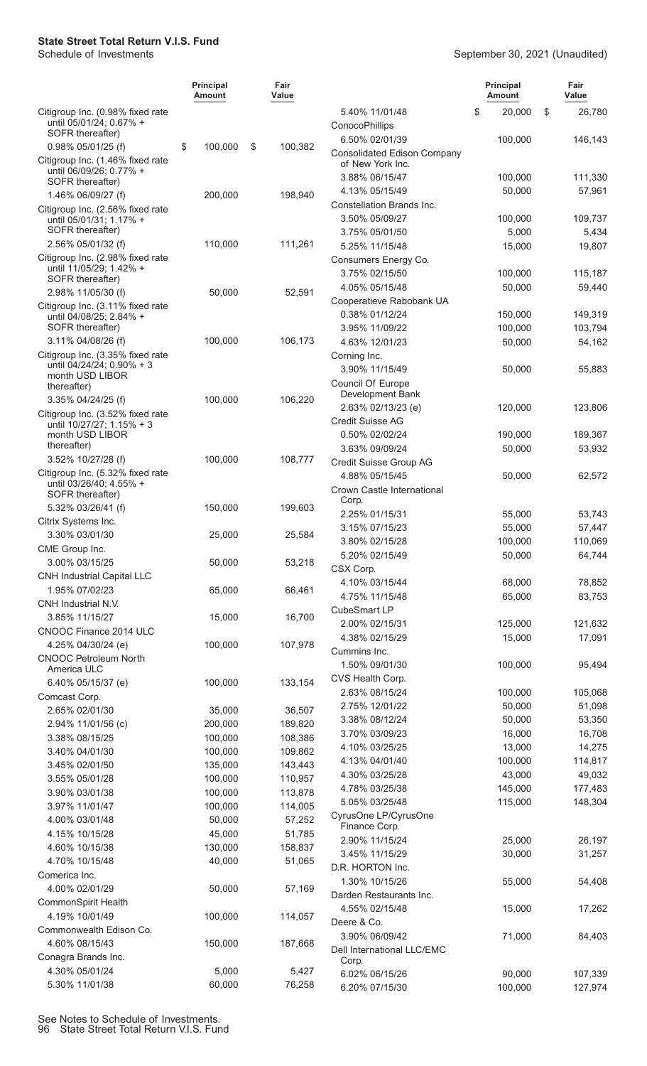# State Street Total Return V.I.S. Fund

Schedule of Investments

September 30, 2021 (Unaudited)

| | Principal Amount | Fair Value |
|---|---|---|
| Citigroup Inc. (0.98% fixed rate until 05/01/24; 0.67% + SOFR thereafter) | | |
| 0.98% 05/01/25 (f) | $ 100,000 | $ 100,382 |
| Citigroup Inc. (1.46% fixed rate until 06/09/26; 0.77% + SOFR thereafter) | | |
| 1.46% 06/09/27 (f) | 200,000 | 198,940 |
| Citigroup Inc. (2.56% fixed rate until 05/01/31; 1.17% + SOFR thereafter) | | |
| 2.56% 05/01/32 (f) | 110,000 | 111,261 |
| Citigroup Inc. (2.98% fixed rate until 11/05/29; 1.42% + SOFR thereafter) | | |
| 2.98% 11/05/30 (f) | 50,000 | 52,591 |
| Citigroup Inc. (3.11% fixed rate until 04/08/25; 2.84% + SOFR thereafter) | | |
| 3.11% 04/08/26 (f) | 100,000 | 106,173 |
| Citigroup Inc. (3.35% fixed rate until 04/24/24; 0.90% + 3 month USD LIBOR thereafter) | | |
| 3.35% 04/24/25 (f) | 100,000 | 106,220 |
| Citigroup Inc. (3.52% fixed rate until 10/27/27; 1.15% + 3 month USD LIBOR thereafter) | | |
| 3.52% 10/27/28 (f) | 100,000 | 108,777 |
| Citigroup Inc. (5.32% fixed rate until 03/26/40; 4.55% + SOFR thereafter) | | |
| 5.32% 03/26/41 (f) | 150,000 | 199,603 |
| Citrix Systems Inc. | | |
| 3.30% 03/01/30 | 25,000 | 25,584 |
| CME Group Inc. | | |
| 3.00% 03/15/25 | 50,000 | 53,218 |
| CNH Industrial Capital LLC | | |
| 1.95% 07/02/23 | 65,000 | 66,461 |
| CNH Industrial N.V. | | |
| 3.85% 11/15/27 | 15,000 | 16,700 |
| CNOOC Finance 2014 ULC | | |
| 4.25% 04/30/24 (e) | 100,000 | 107,978 |
| CNOOC Petroleum North America ULC | | |
| 6.40% 05/15/37 (e) | 100,000 | 133,154 |
| Comcast Corp. | | |
| 2.65% 02/01/30 | 35,000 | 36,507 |
| 2.94% 11/01/56 (c) | 200,000 | 189,820 |
| 3.38% 08/15/25 | 100,000 | 108,386 |
| 3.40% 04/01/30 | 100,000 | 109,862 |
| 3.45% 02/01/50 | 135,000 | 143,443 |
| 3.55% 05/01/28 | 100,000 | 110,957 |
| 3.90% 03/01/38 | 100,000 | 113,878 |
| 3.97% 11/01/47 | 100,000 | 114,005 |
| 4.00% 03/01/48 | 50,000 | 57,252 |
| 4.15% 10/15/28 | 45,000 | 51,785 |
| 4.60% 10/15/38 | 130,000 | 158,837 |
| 4.70% 10/15/48 | 40,000 | 51,065 |
| Comerica Inc. | | |
| 4.00% 02/01/29 | 50,000 | 57,169 |
| CommonSpirit Health | | |
| 4.19% 10/01/49 | 100,000 | 114,057 |
| Commonwealth Edison Co. | | |
| 4.60% 08/15/43 | 150,000 | 187,668 |
| Conagra Brands Inc. | | |
| 4.30% 05/01/24 | 5,000 | 5,427 |
| 5.30% 11/01/38 | 60,000 | 76,258 |
| 5.40% 11/01/48 | $ 20,000 | $ 26,780 |
| ConocoPhillips | | |
| 6.50% 02/01/39 | 100,000 | 146,143 |
| Consolidated Edison Company of New York Inc. | | |
| 3.88% 06/15/47 | 100,000 | 111,330 |
| 4.13% 05/15/49 | 50,000 | 57,961 |
| Constellation Brands Inc. | | |
| 3.50% 05/09/27 | 100,000 | 109,737 |
| 3.75% 05/01/50 | 5,000 | 5,434 |
| 5.25% 11/15/48 | 15,000 | 19,807 |
| Consumers Energy Co. | | |
| 3.75% 02/15/50 | 100,000 | 115,187 |
| 4.05% 05/15/48 | 50,000 | 59,440 |
| Cooperatieve Rabobank UA | | |
| 0.38% 01/12/24 | 150,000 | 149,319 |
| 3.95% 11/09/22 | 100,000 | 103,794 |
| 4.63% 12/01/23 | 50,000 | 54,162 |
| Corning Inc. | | |
| 3.90% 11/15/49 | 50,000 | 55,883 |
| Council Of Europe Development Bank | | |
| 2.63% 02/13/23 (e) | 120,000 | 123,806 |
| Credit Suisse AG | | |
| 0.50% 02/02/24 | 190,000 | 189,367 |
| 3.63% 09/09/24 | 50,000 | 53,932 |
| Credit Suisse Group AG | | |
| 4.88% 05/15/45 | 50,000 | 62,572 |
| Crown Castle International Corp. | | |
| 2.25% 01/15/31 | 55,000 | 53,743 |
| 3.15% 07/15/23 | 55,000 | 57,447 |
| 3.80% 02/15/28 | 100,000 | 110,069 |
| 5.20% 02/15/49 | 50,000 | 64,744 |
| CSX Corp. | | |
| 4.10% 03/15/44 | 68,000 | 78,852 |
| 4.75% 11/15/48 | 65,000 | 83,753 |
| CubeSmart LP | | |
| 2.00% 02/15/31 | 125,000 | 121,632 |
| 4.38% 02/15/29 | 15,000 | 17,091 |
| Cummins Inc. | | |
| 1.50% 09/01/30 | 100,000 | 95,494 |
| CVS Health Corp. | | |
| 2.63% 08/15/24 | 100,000 | 105,068 |
| 2.75% 12/01/22 | 50,000 | 51,098 |
| 3.38% 08/12/24 | 50,000 | 53,350 |
| 3.70% 03/09/23 | 16,000 | 16,708 |
| 4.10% 03/25/25 | 13,000 | 14,275 |
| 4.13% 04/01/40 | 100,000 | 114,817 |
| 4.30% 03/25/28 | 43,000 | 49,032 |
| 4.78% 03/25/38 | 145,000 | 177,483 |
| 5.05% 03/25/48 | 115,000 | 148,304 |
| CyrusOne LP/CyrusOne Finance Corp. | | |
| 2.90% 11/15/24 | 25,000 | 26,197 |
| 3.45% 11/15/29 | 30,000 | 31,257 |
| D.R. HORTON Inc. | | |
| 1.30% 10/15/26 | 55,000 | 54,408 |
| Darden Restaurants Inc. | | |
| 4.55% 02/15/48 | 15,000 | 17,262 |
| Deere & Co. | | |
| 3.90% 06/09/42 | 71,000 | 84,403 |
| Dell International LLC/EMC Corp. | | |
| 6.02% 06/15/26 | 90,000 | 107,339 |
| 6.20% 07/15/30 | 100,000 | 127,974 |

See Notes to Schedule of Investments.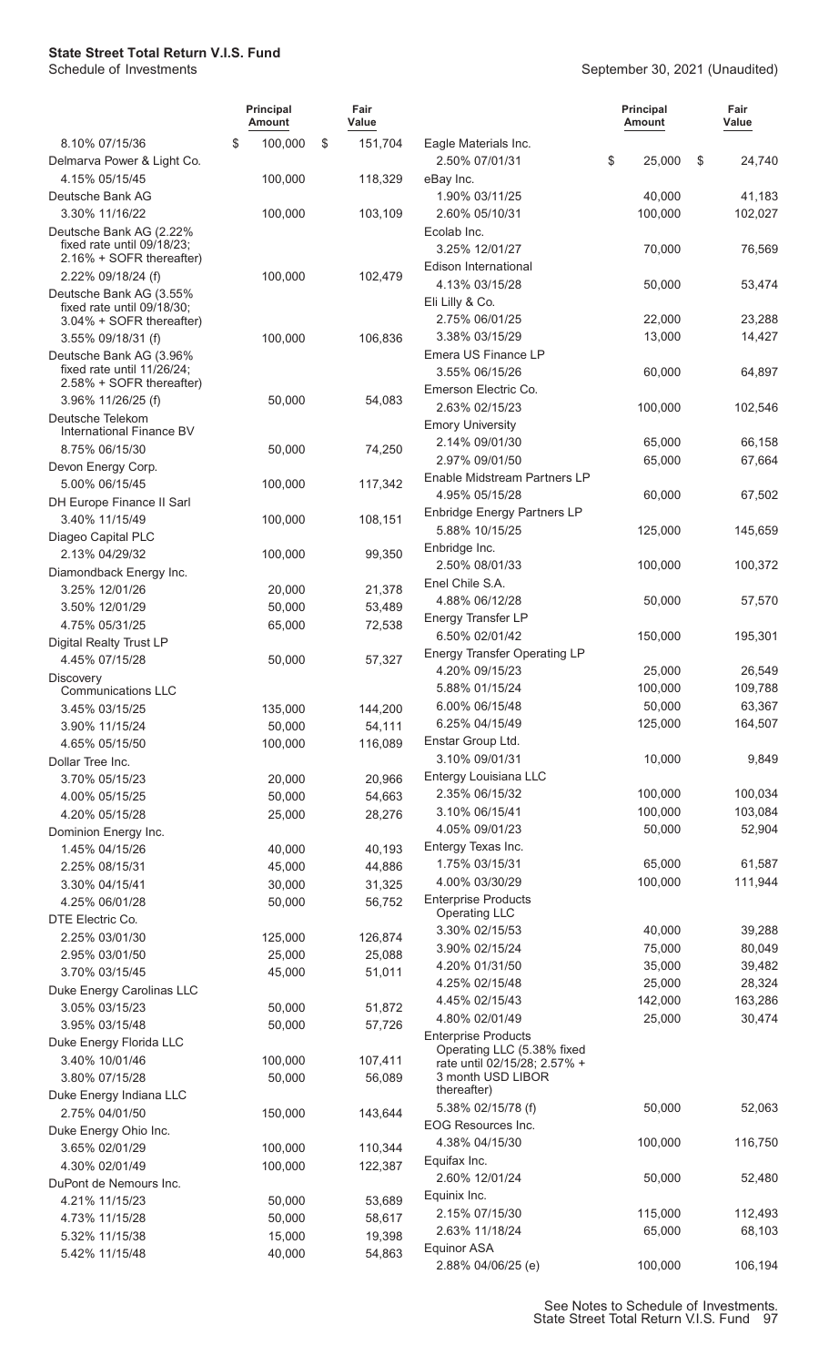| | Principal Amount | Fair Value |
|---|---|---|
| 8.10% 07/15/36 | $ 100,000 | $ 151,704 |
| Delmarva Power & Light Co. | | |
| 4.15% 05/15/45 | 100,000 | 118,329 |
| Deutsche Bank AG | | |
| 3.30% 11/16/22 | 100,000 | 103,109 |
| Deutsche Bank AG (2.22% fixed rate until 09/18/23; 2.16% + SOFR thereafter) | | |
| 2.22% 09/18/24 (f) | 100,000 | 102,479 |
| Deutsche Bank AG (3.55% fixed rate until 09/18/30; 3.04% + SOFR thereafter) | | |
| 3.55% 09/18/31 (f) | 100,000 | 106,836 |
| Deutsche Bank AG (3.96% fixed rate until 11/26/24; 2.58% + SOFR thereafter) | | |
| 3.96% 11/26/25 (f) | 50,000 | 54,083 |
| Deutsche Telekom International Finance BV | | |
| 8.75% 06/15/30 | 50,000 | 74,250 |
| Devon Energy Corp. | | |
| 5.00% 06/15/45 | 100,000 | 117,342 |
| DH Europe Finance II Sarl | | |
| 3.40% 11/15/49 | 100,000 | 108,151 |
| Diageo Capital PLC | | |
| 2.13% 04/29/32 | 100,000 | 99,350 |
| Diamondback Energy Inc. | | |
| 3.25% 12/01/26 | 20,000 | 21,378 |
| 3.50% 12/01/29 | 50,000 | 53,489 |
| 4.75% 05/31/25 | 65,000 | 72,538 |
| Digital Realty Trust LP | | |
| 4.45% 07/15/28 | 50,000 | 57,327 |
| Discovery Communications LLC | | |
| 3.45% 03/15/25 | 135,000 | 144,200 |
| 3.90% 11/15/24 | 50,000 | 54,111 |
| 4.65% 05/15/50 | 100,000 | 116,089 |
| Dollar Tree Inc. | | |
| 3.70% 05/15/23 | 20,000 | 20,966 |
| 4.00% 05/15/25 | 50,000 | 54,663 |
| 4.20% 05/15/28 | 25,000 | 28,276 |
| Dominion Energy Inc. | | |
| 1.45% 04/15/26 | 40,000 | 40,193 |
| 2.25% 08/15/31 | 45,000 | 44,886 |
| 3.30% 04/15/41 | 30,000 | 31,325 |
| 4.25% 06/01/28 | 50,000 | 56,752 |
| DTE Electric Co. | | |
| 2.25% 03/01/30 | 125,000 | 126,874 |
| 2.95% 03/01/50 | 25,000 | 25,088 |
| 3.70% 03/15/45 | 45,000 | 51,011 |
| Duke Energy Carolinas LLC | | |
| 3.05% 03/15/23 | 50,000 | 51,872 |
| 3.95% 03/15/48 | 50,000 | 57,726 |
| Duke Energy Florida LLC | | |
| 3.40% 10/01/46 | 100,000 | 107,411 |
| 3.80% 07/15/28 | 50,000 | 56,089 |
| Duke Energy Indiana LLC | | |
| 2.75% 04/01/50 | 150,000 | 143,644 |
| Duke Energy Ohio Inc. | | |
| 3.65% 02/01/29 | 100,000 | 110,344 |
| 4.30% 02/01/49 | 100,000 | 122,387 |
| DuPont de Nemours Inc. | | |
| 4.21% 11/15/23 | 50,000 | 53,689 |
| 4.73% 11/15/28 | 50,000 | 58,617 |
| 5.32% 11/15/38 | 15,000 | 19,398 |
| 5.42% 11/15/48 | 40,000 | 54,863 |
| Eagle Materials Inc. | | |
| 2.50% 07/01/31 | $ 25,000 | $ 24,740 |
| eBay Inc. | | |
| 1.90% 03/11/25 | 40,000 | 41,183 |
| 2.60% 05/10/31 | 100,000 | 102,027 |
| Ecolab Inc. | | |
| 3.25% 12/01/27 | 70,000 | 76,569 |
| Edison International | | |
| 4.13% 03/15/28 | 50,000 | 53,474 |
| Eli Lilly & Co. | | |
| 2.75% 06/01/25 | 22,000 | 23,288 |
| 3.38% 03/15/29 | 13,000 | 14,427 |
| Emera US Finance LP | | |
| 3.55% 06/15/26 | 60,000 | 64,897 |
| Emerson Electric Co. | | |
| 2.63% 02/15/23 | 100,000 | 102,546 |
| Emory University | | |
| 2.14% 09/01/30 | 65,000 | 66,158 |
| 2.97% 09/01/50 | 65,000 | 67,664 |
| Enable Midstream Partners LP | | |
| 4.95% 05/15/28 | 60,000 | 67,502 |
| Enbridge Energy Partners LP | | |
| 5.88% 10/15/25 | 125,000 | 145,659 |
| Enbridge Inc. | | |
| 2.50% 08/01/33 | 100,000 | 100,372 |
| Enel Chile S.A. | | |
| 4.88% 06/12/28 | 50,000 | 57,570 |
| Energy Transfer LP | | |
| 6.50% 02/01/42 | 150,000 | 195,301 |
| Energy Transfer Operating LP | | |
| 4.20% 09/15/23 | 25,000 | 26,549 |
| 5.88% 01/15/24 | 100,000 | 109,788 |
| 6.00% 06/15/48 | 50,000 | 63,367 |
| 6.25% 04/15/49 | 125,000 | 164,507 |
| Enstar Group Ltd. | | |
| 3.10% 09/01/31 | 10,000 | 9,849 |
| Entergy Louisiana LLC | | |
| 2.35% 06/15/32 | 100,000 | 100,034 |
| 3.10% 06/15/41 | 100,000 | 103,084 |
| 4.05% 09/01/23 | 50,000 | 52,904 |
| Entergy Texas Inc. | | |
| 1.75% 03/15/31 | 65,000 | 61,587 |
| 4.00% 03/30/29 | 100,000 | 111,944 |
| Enterprise Products Operating LLC | | |
| 3.30% 02/15/53 | 40,000 | 39,288 |
| 3.90% 02/15/24 | 75,000 | 80,049 |
| 4.20% 01/31/50 | 35,000 | 39,482 |
| 4.25% 02/15/48 | 25,000 | 28,324 |
| 4.45% 02/15/43 | 142,000 | 163,286 |
| 4.80% 02/01/49 | 25,000 | 30,474 |
| Enterprise Products Operating LLC (5.38% fixed rate until 02/15/28; 2.57% + 3 month USD LIBOR thereafter) | | |
| 5.38% 02/15/78 (f) | 50,000 | 52,063 |
| EOG Resources Inc. | | |
| 4.38% 04/15/30 | 100,000 | 116,750 |
| Equifax Inc. | | |
| 2.60% 12/01/24 | 50,000 | 52,480 |
| Equinix Inc. | | |
| 2.15% 07/15/30 | 115,000 | 112,493 |
| 2.63% 11/18/24 | 65,000 | 68,103 |
| Equinor ASA | | |
| 2.88% 04/06/25 (e) | 100,000 | 106,194 |

See Notes to Schedule of Investments.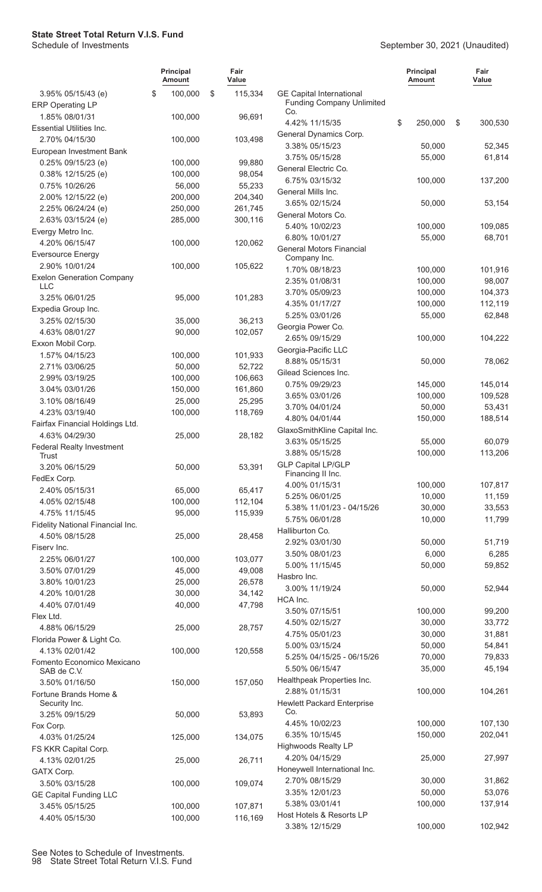# State Street Total Return V.I.S. Fund

Schedule of Investments

September 30, 2021 (Unaudited)

| | Principal Amount | Fair Value |
|---|---|---|
| 3.95% 05/15/43 (e) | $ 100,000 | $ 115,334 |
| ERP Operating LP | | |
| 1.85% 08/01/31 | 100,000 | 96,691 |
| Essential Utilities Inc. | | |
| 2.70% 04/15/30 | 100,000 | 103,498 |
| European Investment Bank | | |
| 0.25% 09/15/23 (e) | 100,000 | 99,880 |
| 0.38% 12/15/25 (e) | 100,000 | 98,054 |
| 0.75% 10/26/26 | 56,000 | 55,233 |
| 2.00% 12/15/22 (e) | 200,000 | 204,340 |
| 2.25% 06/24/24 (e) | 250,000 | 261,745 |
| 2.63% 03/15/24 (e) | 285,000 | 300,116 |
| Evergy Metro Inc. | | |
| 4.20% 06/15/47 | 100,000 | 120,062 |
| Eversource Energy | | |
| 2.90% 10/01/24 | 100,000 | 105,622 |
| Exelon Generation Company LLC | | |
| 3.25% 06/01/25 | 95,000 | 101,283 |
| Expedia Group Inc. | | |
| 3.25% 02/15/30 | 35,000 | 36,213 |
| 4.63% 08/01/27 | 90,000 | 102,057 |
| Exxon Mobil Corp. | | |
| 1.57% 04/15/23 | 100,000 | 101,933 |
| 2.71% 03/06/25 | 50,000 | 52,722 |
| 2.99% 03/19/25 | 100,000 | 106,663 |
| 3.04% 03/01/26 | 150,000 | 161,860 |
| 3.10% 08/16/49 | 25,000 | 25,295 |
| 4.23% 03/19/40 | 100,000 | 118,769 |
| Fairfax Financial Holdings Ltd. | | |
| 4.63% 04/29/30 | 25,000 | 28,182 |
| Federal Realty Investment Trust | | |
| 3.20% 06/15/29 | 50,000 | 53,391 |
| FedEx Corp. | | |
| 2.40% 05/15/31 | 65,000 | 65,417 |
| 4.05% 02/15/48 | 100,000 | 112,104 |
| 4.75% 11/15/45 | 95,000 | 115,939 |
| Fidelity National Financial Inc. | | |
| 4.50% 08/15/28 | 25,000 | 28,458 |
| Fiserv Inc. | | |
| 2.25% 06/01/27 | 100,000 | 103,077 |
| 3.50% 07/01/29 | 45,000 | 49,008 |
| 3.80% 10/01/23 | 25,000 | 26,578 |
| 4.20% 10/01/28 | 30,000 | 34,142 |
| 4.40% 07/01/49 | 40,000 | 47,798 |
| Flex Ltd. | | |
| 4.88% 06/15/29 | 25,000 | 28,757 |
| Florida Power & Light Co. | | |
| 4.13% 02/01/42 | 100,000 | 120,558 |
| Fomento Economico Mexicano SAB de C.V. | | |
| 3.50% 01/16/50 | 150,000 | 157,050 |
| Fortune Brands Home & Security Inc. | | |
| 3.25% 09/15/29 | 50,000 | 53,893 |
| Fox Corp. | | |
| 4.03% 01/25/24 | 125,000 | 134,075 |
| FS KKR Capital Corp. | | |
| 4.13% 02/01/25 | 25,000 | 26,711 |
| GATX Corp. | | |
| 3.50% 03/15/28 | 100,000 | 109,074 |
| GE Capital Funding LLC | | |
| 3.45% 05/15/25 | 100,000 | 107,871 |
| 4.40% 05/15/30 | 100,000 | 116,169 |
| GE Capital International Funding Company Unlimited Co. | | |
| 4.42% 11/15/35 | $ 250,000 | $ 300,530 |
| General Dynamics Corp. | | |
| 3.38% 05/15/23 | 50,000 | 52,345 |
| 3.75% 05/15/28 | 55,000 | 61,814 |
| General Electric Co. | | |
| 6.75% 03/15/32 | 100,000 | 137,200 |
| General Mills Inc. | | |
| 3.65% 02/15/24 | 50,000 | 53,154 |
| General Motors Co. | | |
| 5.40% 10/02/23 | 100,000 | 109,085 |
| 6.80% 10/01/27 | 55,000 | 68,701 |
| General Motors Financial Company Inc. | | |
| 1.70% 08/18/23 | 100,000 | 101,916 |
| 2.35% 01/08/31 | 100,000 | 98,007 |
| 3.70% 05/09/23 | 100,000 | 104,373 |
| 4.35% 01/17/27 | 100,000 | 112,119 |
| 5.25% 03/01/26 | 55,000 | 62,848 |
| Georgia Power Co. | | |
| 2.65% 09/15/29 | 100,000 | 104,222 |
| Georgia-Pacific LLC | | |
| 8.88% 05/15/31 | 50,000 | 78,062 |
| Gilead Sciences Inc. | | |
| 0.75% 09/29/23 | 145,000 | 145,014 |
| 3.65% 03/01/26 | 100,000 | 109,528 |
| 3.70% 04/01/24 | 50,000 | 53,431 |
| 4.80% 04/01/44 | 150,000 | 188,514 |
| GlaxoSmithKline Capital Inc. | | |
| 3.63% 05/15/25 | 55,000 | 60,079 |
| 3.88% 05/15/28 | 100,000 | 113,206 |
| GLP Capital LP/GLP Financing II Inc. | | |
| 4.00% 01/15/31 | 100,000 | 107,817 |
| 5.25% 06/01/25 | 10,000 | 11,159 |
| 5.38% 11/01/23 - 04/15/26 | 30,000 | 33,553 |
| 5.75% 06/01/28 | 10,000 | 11,799 |
| Halliburton Co. | | |
| 2.92% 03/01/30 | 50,000 | 51,719 |
| 3.50% 08/01/23 | 6,000 | 6,285 |
| 5.00% 11/15/45 | 50,000 | 59,852 |
| Hasbro Inc. | | |
| 3.00% 11/19/24 | 50,000 | 52,944 |
| HCA Inc. | | |
| 3.50% 07/15/51 | 100,000 | 99,200 |
| 4.50% 02/15/27 | 30,000 | 33,772 |
| 4.75% 05/01/23 | 30,000 | 31,881 |
| 5.00% 03/15/24 | 50,000 | 54,841 |
| 5.25% 04/15/25 - 06/15/26 | 70,000 | 79,833 |
| 5.50% 06/15/47 | 35,000 | 45,194 |
| Healthpeak Properties Inc. | | |
| 2.88% 01/15/31 | 100,000 | 104,261 |
| Hewlett Packard Enterprise Co. | | |
| 4.45% 10/02/23 | 100,000 | 107,130 |
| 6.35% 10/15/45 | 150,000 | 202,041 |
| Highwoods Realty LP | | |
| 4.20% 04/15/29 | 25,000 | 27,997 |
| Honeywell International Inc. | | |
| 2.70% 08/15/29 | 30,000 | 31,862 |
| 3.35% 12/01/23 | 50,000 | 53,076 |
| 5.38% 03/01/41 | 100,000 | 137,914 |
| Host Hotels & Resorts LP | | |
| 3.38% 12/15/29 | 100,000 | 102,942 |

See Notes to Schedule of Investments.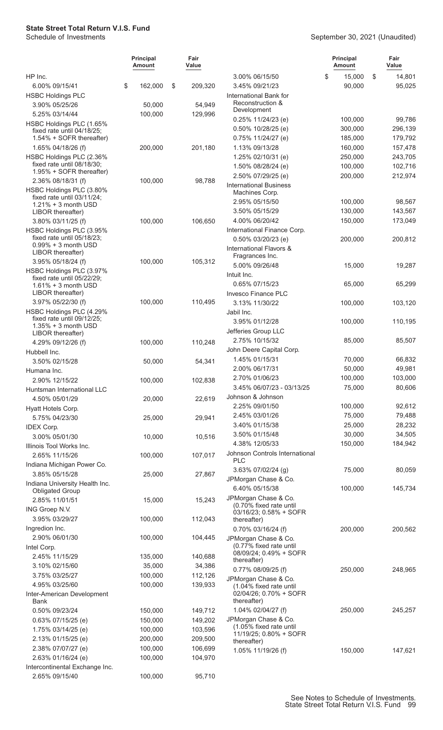**State Street Total Return V.I.S. Fund**
Schedule of Investments

September 30, 2021 (Unaudited)

| | Principal Amount | Fair Value |
|---|---|---|
| HP Inc. | | |
| 6.00% 09/15/41 | $ 162,000 | $ 209,320 |
| HSBC Holdings PLC | | |
| 3.90% 05/25/26 | 50,000 | 54,949 |
| 5.25% 03/14/44 | 100,000 | 129,996 |
| HSBC Holdings PLC (1.65% fixed rate until 04/18/25; 1.54% + SOFR thereafter) | | |
| 1.65% 04/18/26 (f) | 200,000 | 201,180 |
| HSBC Holdings PLC (2.36% fixed rate until 08/18/30; 1.95% + SOFR thereafter) | | |
| 2.36% 08/18/31 (f) | 100,000 | 98,788 |
| HSBC Holdings PLC (3.80% fixed rate until 03/11/24; 1.21% + 3 month USD LIBOR thereafter) | | |
| 3.80% 03/11/25 (f) | 100,000 | 106,650 |
| HSBC Holdings PLC (3.95% fixed rate until 05/18/23; 0.99% + 3 month USD LIBOR thereafter) | | |
| 3.95% 05/18/24 (f) | 100,000 | 105,312 |
| HSBC Holdings PLC (3.97% fixed rate until 05/22/29; 1.61% + 3 month USD LIBOR thereafter) | | |
| 3.97% 05/22/30 (f) | 100,000 | 110,495 |
| HSBC Holdings PLC (4.29% fixed rate until 09/12/25; 1.35% + 3 month USD LIBOR thereafter) | | |
| 4.29% 09/12/26 (f) | 100,000 | 110,248 |
| Hubbell Inc. | | |
| 3.50% 02/15/28 | 50,000 | 54,341 |
| Humana Inc. | | |
| 2.90% 12/15/22 | 100,000 | 102,838 |
| Huntsman International LLC | | |
| 4.50% 05/01/29 | 20,000 | 22,619 |
| Hyatt Hotels Corp. | | |
| 5.75% 04/23/30 | 25,000 | 29,941 |
| IDEX Corp. | | |
| 3.00% 05/01/30 | 10,000 | 10,516 |
| Illinois Tool Works Inc. | | |
| 2.65% 11/15/26 | 100,000 | 107,017 |
| Indiana Michigan Power Co. | | |
| 3.85% 05/15/28 | 25,000 | 27,867 |
| Indiana University Health Inc. Obligated Group | | |
| 2.85% 11/01/51 | 15,000 | 15,243 |
| ING Groep N.V. | | |
| 3.95% 03/29/27 | 100,000 | 112,043 |
| Ingredion Inc. | | |
| 2.90% 06/01/30 | 100,000 | 104,445 |
| Intel Corp. | | |
| 2.45% 11/15/29 | 135,000 | 140,688 |
| 3.10% 02/15/60 | 35,000 | 34,386 |
| 3.75% 03/25/27 | 100,000 | 112,126 |
| 4.95% 03/25/60 | 100,000 | 139,933 |
| Inter-American Development Bank | | |
| 0.50% 09/23/24 | 150,000 | 149,712 |
| 0.63% 07/15/25 (e) | 150,000 | 149,202 |
| 1.75% 03/14/25 (e) | 100,000 | 103,596 |
| 2.13% 01/15/25 (e) | 200,000 | 209,500 |
| 2.38% 07/07/27 (e) | 100,000 | 106,699 |
| 2.63% 01/16/24 (e) | 100,000 | 104,970 |
| Intercontinental Exchange Inc. | | |
| 2.65% 09/15/40 | 100,000 | 95,710 |
| 3.00% 06/15/50 | $ 15,000 | $ 14,801 |
| 3.45% 09/21/23 | 90,000 | 95,025 |
| International Bank for Reconstruction & Development | | |
| 0.25% 11/24/23 (e) | 100,000 | 99,786 |
| 0.50% 10/28/25 (e) | 300,000 | 296,139 |
| 0.75% 11/24/27 (e) | 185,000 | 179,792 |
| 1.13% 09/13/28 | 160,000 | 157,478 |
| 1.25% 02/10/31 (e) | 250,000 | 243,705 |
| 1.50% 08/28/24 (e) | 100,000 | 102,716 |
| 2.50% 07/29/25 (e) | 200,000 | 212,974 |
| International Business Machines Corp. | | |
| 2.95% 05/15/50 | 100,000 | 98,567 |
| 3.50% 05/15/29 | 130,000 | 143,567 |
| 4.00% 06/20/42 | 150,000 | 173,049 |
| International Finance Corp. | | |
| 0.50% 03/20/23 (e) | 200,000 | 200,812 |
| International Flavors & Fragrances Inc. | | |
| 5.00% 09/26/48 | 15,000 | 19,287 |
| Intuit Inc. | | |
| 0.65% 07/15/23 | 65,000 | 65,299 |
| Invesco Finance PLC | | |
| 3.13% 11/30/22 | 100,000 | 103,120 |
| Jabil Inc. | | |
| 3.95% 01/12/28 | 100,000 | 110,195 |
| Jefferies Group LLC | | |
| 2.75% 10/15/32 | 85,000 | 85,507 |
| John Deere Capital Corp. | | |
| 1.45% 01/15/31 | 70,000 | 66,832 |
| 2.00% 06/17/31 | 50,000 | 49,981 |
| 2.70% 01/06/23 | 100,000 | 103,000 |
| 3.45% 06/07/23 - 03/13/25 | 75,000 | 80,606 |
| Johnson & Johnson | | |
| 2.25% 09/01/50 | 100,000 | 92,612 |
| 2.45% 03/01/26 | 75,000 | 79,488 |
| 3.40% 01/15/38 | 25,000 | 28,232 |
| 3.50% 01/15/48 | 30,000 | 34,505 |
| 4.38% 12/05/33 | 150,000 | 184,942 |
| Johnson Controls International PLC | | |
| 3.63% 07/02/24 (g) | 75,000 | 80,059 |
| JPMorgan Chase & Co. | | |
| 6.40% 05/15/38 | 100,000 | 145,734 |
| JPMorgan Chase & Co. (0.70% fixed rate until 03/16/23; 0.58% + SOFR thereafter) | | |
| 0.70% 03/16/24 (f) | 200,000 | 200,562 |
| JPMorgan Chase & Co. (0.77% fixed rate until 08/09/24; 0.49% + SOFR thereafter) | | |
| 0.77% 08/09/25 (f) | 250,000 | 248,965 |
| JPMorgan Chase & Co. (1.04% fixed rate until 02/04/26; 0.70% + SOFR thereafter) | | |
| 1.04% 02/04/27 (f) | 250,000 | 245,257 |
| JPMorgan Chase & Co. (1.05% fixed rate until 11/19/25; 0.80% + SOFR thereafter) | | |
| 1.05% 11/19/26 (f) | 150,000 | 147,621 |

See Notes to Schedule of Investments.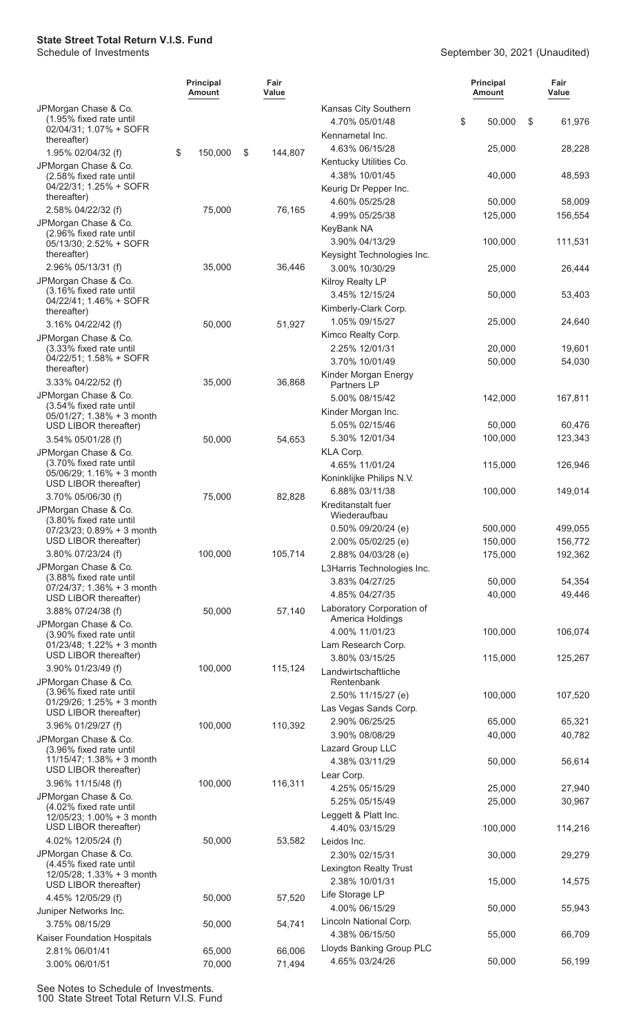# State Street Total Return V.I.S. Fund

Schedule of Investments

September 30, 2021 (Unaudited)

| | Principal Amount | Fair Value |
|---|---|---|
| JPMorgan Chase & Co. (1.95% fixed rate until 02/04/31; 1.07% + SOFR thereafter) | | |
| 1.95% 02/04/32 (f) | $ 150,000 | $ 144,807 |
| JPMorgan Chase & Co. (2.58% fixed rate until 04/22/31; 1.25% + SOFR thereafter) | | |
| 2.58% 04/22/32 (f) | 75,000 | 76,165 |
| JPMorgan Chase & Co. (2.96% fixed rate until 05/13/30; 2.52% + SOFR thereafter) | | |
| 2.96% 05/13/31 (f) | 35,000 | 36,446 |
| JPMorgan Chase & Co. (3.16% fixed rate until 04/22/41; 1.46% + SOFR thereafter) | | |
| 3.16% 04/22/42 (f) | 50,000 | 51,927 |
| JPMorgan Chase & Co. (3.33% fixed rate until 04/22/51; 1.58% + SOFR thereafter) | | |
| 3.33% 04/22/52 (f) | 35,000 | 36,868 |
| JPMorgan Chase & Co. (3.54% fixed rate until 05/01/27; 1.38% + 3 month USD LIBOR thereafter) | | |
| 3.54% 05/01/28 (f) | 50,000 | 54,653 |
| JPMorgan Chase & Co. (3.70% fixed rate until 05/06/29; 1.16% + 3 month USD LIBOR thereafter) | | |
| 3.70% 05/06/30 (f) | 75,000 | 82,828 |
| JPMorgan Chase & Co. (3.80% fixed rate until 07/23/23; 0.89% + 3 month USD LIBOR thereafter) | | |
| 3.80% 07/23/24 (f) | 100,000 | 105,714 |
| JPMorgan Chase & Co. (3.88% fixed rate until 07/24/37; 1.36% + 3 month USD LIBOR thereafter) | | |
| 3.88% 07/24/38 (f) | 50,000 | 57,140 |
| JPMorgan Chase & Co. (3.90% fixed rate until 01/23/48; 1.22% + 3 month USD LIBOR thereafter) | | |
| 3.90% 01/23/49 (f) | 100,000 | 115,124 |
| JPMorgan Chase & Co. (3.96% fixed rate until 01/29/26; 1.25% + 3 month USD LIBOR thereafter) | | |
| 3.96% 01/29/27 (f) | 100,000 | 110,392 |
| JPMorgan Chase & Co. (3.96% fixed rate until 11/15/47; 1.38% + 3 month USD LIBOR thereafter) | | |
| 3.96% 11/15/48 (f) | 100,000 | 116,311 |
| JPMorgan Chase & Co. (4.02% fixed rate until 12/05/23; 1.00% + 3 month USD LIBOR thereafter) | | |
| 4.02% 12/05/24 (f) | 50,000 | 53,582 |
| JPMorgan Chase & Co. (4.45% fixed rate until 12/05/28; 1.33% + 3 month USD LIBOR thereafter) | | |
| 4.45% 12/05/29 (f) | 50,000 | 57,520 |
| Juniper Networks Inc. | | |
| 3.75% 08/15/29 | 50,000 | 54,741 |
| Kaiser Foundation Hospitals | | |
| 2.81% 06/01/41 | 65,000 | 66,006 |
| 3.00% 06/01/51 | 70,000 | 71,494 |
| Kansas City Southern | | |
| 4.70% 05/01/48 | $ 50,000 | $ 61,976 |
| Kennametal Inc. | | |
| 4.63% 06/15/28 | 25,000 | 28,228 |
| Kentucky Utilities Co. | | |
| 4.38% 10/01/45 | 40,000 | 48,593 |
| Keurig Dr Pepper Inc. | | |
| 4.60% 05/25/28 | 50,000 | 58,009 |
| 4.99% 05/25/38 | 125,000 | 156,554 |
| KeyBank NA | | |
| 3.90% 04/13/29 | 100,000 | 111,531 |
| Keysight Technologies Inc. | | |
| 3.00% 10/30/29 | 25,000 | 26,444 |
| Kilroy Realty LP | | |
| 3.45% 12/15/24 | 50,000 | 53,403 |
| Kimberly-Clark Corp. | | |
| 1.05% 09/15/27 | 25,000 | 24,640 |
| Kimco Realty Corp. | | |
| 2.25% 12/01/31 | 20,000 | 19,601 |
| 3.70% 10/01/49 | 50,000 | 54,030 |
| Kinder Morgan Energy Partners LP | | |
| 5.00% 08/15/42 | 142,000 | 167,811 |
| Kinder Morgan Inc. | | |
| 5.05% 02/15/46 | 50,000 | 60,476 |
| 5.30% 12/01/34 | 100,000 | 123,343 |
| KLA Corp. | | |
| 4.65% 11/01/24 | 115,000 | 126,946 |
| Koninklijke Philips N.V. | | |
| 6.88% 03/11/38 | 100,000 | 149,014 |
| Kreditanstalt fuer Wiederaufbau | | |
| 0.50% 09/20/24 (e) | 500,000 | 499,055 |
| 2.00% 05/02/25 (e) | 150,000 | 156,772 |
| 2.88% 04/03/28 (e) | 175,000 | 192,362 |
| L3Harris Technologies Inc. | | |
| 3.83% 04/27/25 | 50,000 | 54,354 |
| 4.85% 04/27/35 | 40,000 | 49,446 |
| Laboratory Corporation of America Holdings | | |
| 4.00% 11/01/23 | 100,000 | 106,074 |
| Lam Research Corp. | | |
| 3.80% 03/15/25 | 115,000 | 125,267 |
| Landwirtschaftliche Rentenbank | | |
| 2.50% 11/15/27 (e) | 100,000 | 107,520 |
| Las Vegas Sands Corp. | | |
| 2.90% 06/25/25 | 65,000 | 65,321 |
| 3.90% 08/08/29 | 40,000 | 40,782 |
| Lazard Group LLC | | |
| 4.38% 03/11/29 | 50,000 | 56,614 |
| Lear Corp. | | |
| 4.25% 05/15/29 | 25,000 | 27,940 |
| 5.25% 05/15/49 | 25,000 | 30,967 |
| Leggett & Platt Inc. | | |
| 4.40% 03/15/29 | 100,000 | 114,216 |
| Leidos Inc. | | |
| 2.30% 02/15/31 | 30,000 | 29,279 |
| Lexington Realty Trust | | |
| 2.38% 10/01/31 | 15,000 | 14,575 |
| Life Storage LP | | |
| 4.00% 06/15/29 | 50,000 | 55,943 |
| Lincoln National Corp. | | |
| 4.38% 06/15/50 | 55,000 | 66,709 |
| Lloyds Banking Group PLC | | |
| 4.65% 03/24/26 | 50,000 | 56,199 |

See Notes to Schedule of Investments.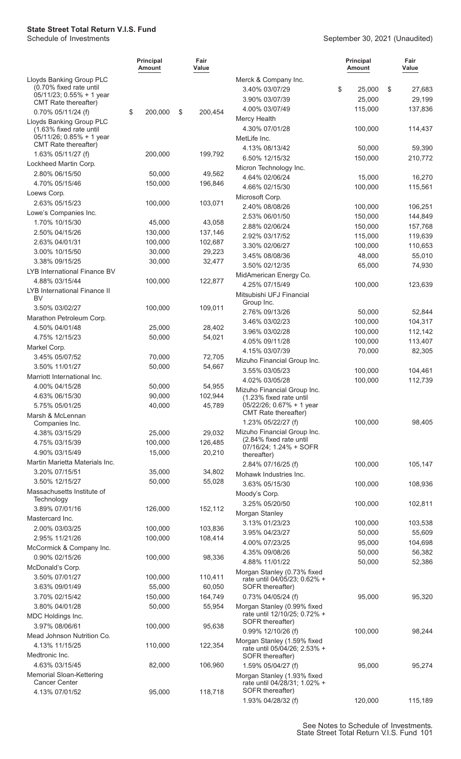# State Street Total Return V.I.S. Fund

Schedule of Investments

September 30, 2021 (Unaudited)

| | Principal Amount | Fair Value |
|---|---|---|
| Lloyds Banking Group PLC (0.70% fixed rate until 05/11/23; 0.55% + 1 year CMT Rate thereafter) | | |
| 0.70% 05/11/24 (f) | $ 200,000 | $ 200,454 |
| Lloyds Banking Group PLC (1.63% fixed rate until 05/11/26; 0.85% + 1 year CMT Rate thereafter) | | |
| 1.63% 05/11/27 (f) | 200,000 | 199,792 |
| Lockheed Martin Corp. | | |
| 2.80% 06/15/50 | 50,000 | 49,562 |
| 4.70% 05/15/46 | 150,000 | 196,846 |
| Loews Corp. | | |
| 2.63% 05/15/23 | 100,000 | 103,071 |
| Lowe's Companies Inc. | | |
| 1.70% 10/15/30 | 45,000 | 43,058 |
| 2.50% 04/15/26 | 130,000 | 137,146 |
| 2.63% 04/01/31 | 100,000 | 102,687 |
| 3.00% 10/15/50 | 30,000 | 29,223 |
| 3.38% 09/15/25 | 30,000 | 32,477 |
| LYB International Finance BV | | |
| 4.88% 03/15/44 | 100,000 | 122,877 |
| LYB International Finance II BV | | |
| 3.50% 03/02/27 | 100,000 | 109,011 |
| Marathon Petroleum Corp. | | |
| 4.50% 04/01/48 | 25,000 | 28,402 |
| 4.75% 12/15/23 | 50,000 | 54,021 |
| Markel Corp. | | |
| 3.45% 05/07/52 | 70,000 | 72,705 |
| 3.50% 11/01/27 | 50,000 | 54,667 |
| Marriott International Inc. | | |
| 4.00% 04/15/28 | 50,000 | 54,955 |
| 4.63% 06/15/30 | 90,000 | 102,944 |
| 5.75% 05/01/25 | 40,000 | 45,789 |
| Marsh & McLennan Companies Inc. | | |
| 4.38% 03/15/29 | 25,000 | 29,032 |
| 4.75% 03/15/39 | 100,000 | 126,485 |
| 4.90% 03/15/49 | 15,000 | 20,210 |
| Martin Marietta Materials Inc. | | |
| 3.20% 07/15/51 | 35,000 | 34,802 |
| 3.50% 12/15/27 | 50,000 | 55,028 |
| Massachusetts Institute of Technology | | |
| 3.89% 07/01/16 | 126,000 | 152,112 |
| Mastercard Inc. | | |
| 2.00% 03/03/25 | 100,000 | 103,836 |
| 2.95% 11/21/26 | 100,000 | 108,414 |
| McCormick & Company Inc. | | |
| 0.90% 02/15/26 | 100,000 | 98,336 |
| McDonald's Corp. | | |
| 3.50% 07/01/27 | 100,000 | 110,411 |
| 3.63% 09/01/49 | 55,000 | 60,050 |
| 3.70% 02/15/42 | 150,000 | 164,749 |
| 3.80% 04/01/28 | 50,000 | 55,954 |
| MDC Holdings Inc. | | |
| 3.97% 08/06/61 | 100,000 | 95,638 |
| Mead Johnson Nutrition Co. | | |
| 4.13% 11/15/25 | 110,000 | 122,354 |
| Medtronic Inc. | | |
| 4.63% 03/15/45 | 82,000 | 106,960 |
| Memorial Sloan-Kettering Cancer Center | | |
| 4.13% 07/01/52 | 95,000 | 118,718 |
| Merck & Company Inc. | | |
| 3.40% 03/07/29 | $ 25,000 | $ 27,683 |
| 3.90% 03/07/39 | 25,000 | 29,199 |
| 4.00% 03/07/49 | 115,000 | 137,836 |
| Mercy Health | | |
| 4.30% 07/01/28 | 100,000 | 114,437 |
| MetLife Inc. | | |
| 4.13% 08/13/42 | 50,000 | 59,390 |
| 6.50% 12/15/32 | 150,000 | 210,772 |
| Micron Technology Inc. | | |
| 4.64% 02/06/24 | 15,000 | 16,270 |
| 4.66% 02/15/30 | 100,000 | 115,561 |
| Microsoft Corp. | | |
| 2.40% 08/08/26 | 100,000 | 106,251 |
| 2.53% 06/01/50 | 150,000 | 144,849 |
| 2.88% 02/06/24 | 150,000 | 157,768 |
| 2.92% 03/17/52 | 115,000 | 119,639 |
| 3.30% 02/06/27 | 100,000 | 110,653 |
| 3.45% 08/08/36 | 48,000 | 55,010 |
| 3.50% 02/12/35 | 65,000 | 74,930 |
| MidAmerican Energy Co. | | |
| 4.25% 07/15/49 | 100,000 | 123,639 |
| Mitsubishi UFJ Financial Group Inc. | | |
| 2.76% 09/13/26 | 50,000 | 52,844 |
| 3.46% 03/02/23 | 100,000 | 104,317 |
| 3.96% 03/02/28 | 100,000 | 112,142 |
| 4.05% 09/11/28 | 100,000 | 113,407 |
| 4.15% 03/07/39 | 70,000 | 82,305 |
| Mizuho Financial Group Inc. | | |
| 3.55% 03/05/23 | 100,000 | 104,461 |
| 4.02% 03/05/28 | 100,000 | 112,739 |
| Mizuho Financial Group Inc. (1.23% fixed rate until 05/22/26; 0.67% + 1 year CMT Rate thereafter) | | |
| 1.23% 05/22/27 (f) | 100,000 | 98,405 |
| Mizuho Financial Group Inc. (2.84% fixed rate until 07/16/24; 1.24% + SOFR thereafter) | | |
| 2.84% 07/16/25 (f) | 100,000 | 105,147 |
| Mohawk Industries Inc. | | |
| 3.63% 05/15/30 | 100,000 | 108,936 |
| Moody's Corp. | | |
| 3.25% 05/20/50 | 100,000 | 102,811 |
| Morgan Stanley | | |
| 3.13% 01/23/23 | 100,000 | 103,538 |
| 3.95% 04/23/27 | 50,000 | 55,609 |
| 4.00% 07/23/25 | 95,000 | 104,698 |
| 4.35% 09/08/26 | 50,000 | 56,382 |
| 4.88% 11/01/22 | 50,000 | 52,386 |
| Morgan Stanley (0.73% fixed rate until 04/05/23; 0.62% + SOFR thereafter) | | |
| 0.73% 04/05/24 (f) | 95,000 | 95,320 |
| Morgan Stanley (0.99% fixed rate until 12/10/25; 0.72% + SOFR thereafter) | | |
| 0.99% 12/10/26 (f) | 100,000 | 98,244 |
| Morgan Stanley (1.59% fixed rate until 05/04/26; 2.53% + SOFR thereafter) | | |
| 1.59% 05/04/27 (f) | 95,000 | 95,274 |
| Morgan Stanley (1.93% fixed rate until 04/28/31; 1.02% + SOFR thereafter) | | |
| 1.93% 04/28/32 (f) | 120,000 | 115,189 |

See Notes to Schedule of Investments.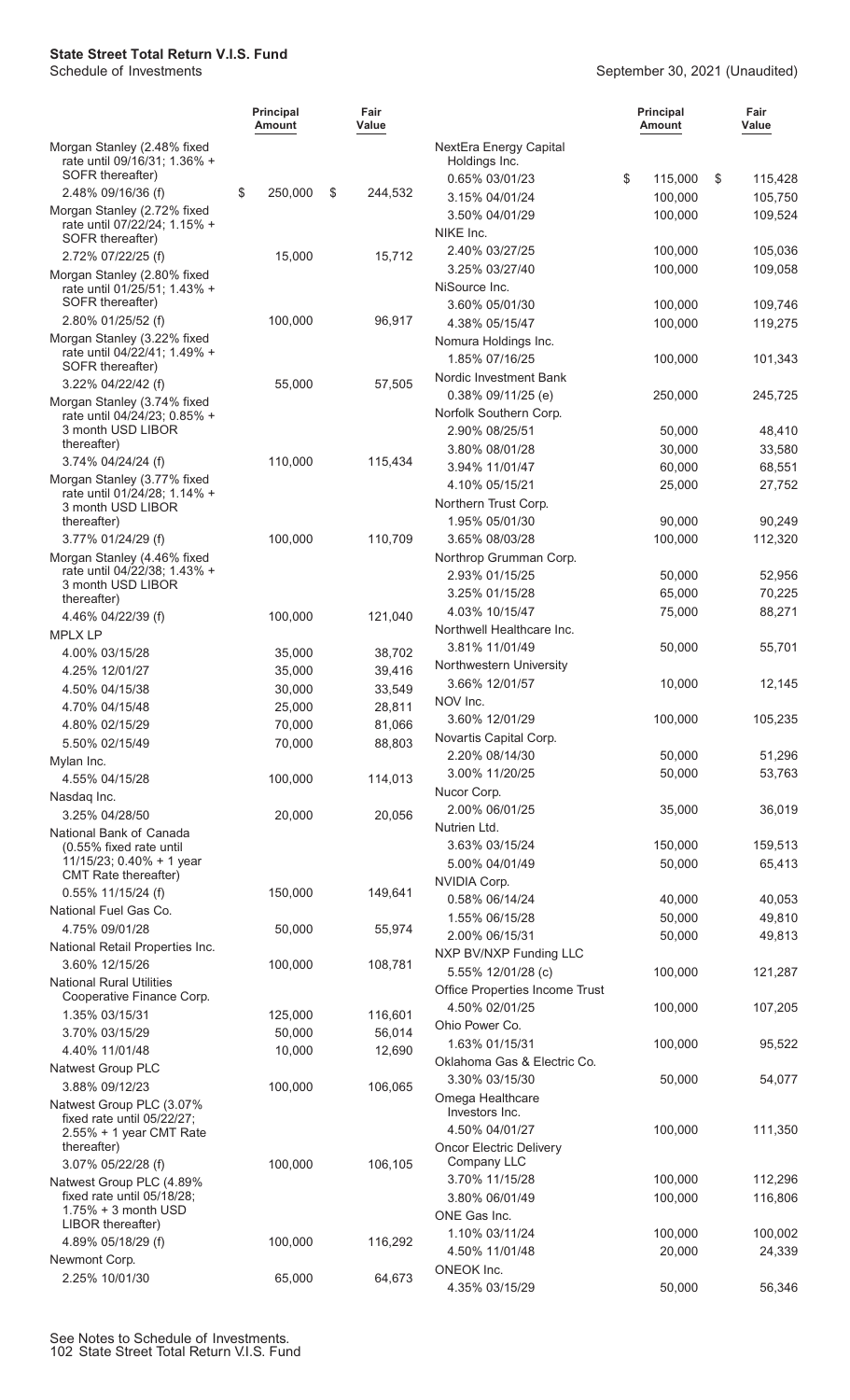**State Street Total Return V.I.S. Fund**
Schedule of Investments

September 30, 2021 (Unaudited)

| | Principal Amount | Fair Value |
|---|---|---|
| Morgan Stanley (2.48% fixed rate until 09/16/31; 1.36% + SOFR thereafter) | | |
| 2.48% 09/16/36 (f) | $ 250,000 | $ 244,532 |
| Morgan Stanley (2.72% fixed rate until 07/22/24; 1.15% + SOFR thereafter) | | |
| 2.72% 07/22/25 (f) | 15,000 | 15,712 |
| Morgan Stanley (2.80% fixed rate until 01/25/51; 1.43% + SOFR thereafter) | | |
| 2.80% 01/25/52 (f) | 100,000 | 96,917 |
| Morgan Stanley (3.22% fixed rate until 04/22/41; 1.49% + SOFR thereafter) | | |
| 3.22% 04/22/42 (f) | 55,000 | 57,505 |
| Morgan Stanley (3.74% fixed rate until 04/24/23; 0.85% + 3 month USD LIBOR thereafter) | | |
| 3.74% 04/24/24 (f) | 110,000 | 115,434 |
| Morgan Stanley (3.77% fixed rate until 01/24/28; 1.14% + 3 month USD LIBOR thereafter) | | |
| 3.77% 01/24/29 (f) | 100,000 | 110,709 |
| Morgan Stanley (4.46% fixed rate until 04/22/38; 1.43% + 3 month USD LIBOR thereafter) | | |
| 4.46% 04/22/39 (f) | 100,000 | 121,040 |
| MPLX LP | | |
| 4.00% 03/15/28 | 35,000 | 38,702 |
| 4.25% 12/01/27 | 35,000 | 39,416 |
| 4.50% 04/15/38 | 30,000 | 33,549 |
| 4.70% 04/15/48 | 25,000 | 28,811 |
| 4.80% 02/15/29 | 70,000 | 81,066 |
| 5.50% 02/15/49 | 70,000 | 88,803 |
| Mylan Inc. | | |
| 4.55% 04/15/28 | 100,000 | 114,013 |
| Nasdaq Inc. | | |
| 3.25% 04/28/50 | 20,000 | 20,056 |
| National Bank of Canada (0.55% fixed rate until 11/15/23; 0.40% + 1 year CMT Rate thereafter) | | |
| 0.55% 11/15/24 (f) | 150,000 | 149,641 |
| National Fuel Gas Co. | | |
| 4.75% 09/01/28 | 50,000 | 55,974 |
| National Retail Properties Inc. | | |
| 3.60% 12/15/26 | 100,000 | 108,781 |
| National Rural Utilities Cooperative Finance Corp. | | |
| 1.35% 03/15/31 | 125,000 | 116,601 |
| 3.70% 03/15/29 | 50,000 | 56,014 |
| 4.40% 11/01/48 | 10,000 | 12,690 |
| Natwest Group PLC | | |
| 3.88% 09/12/23 | 100,000 | 106,065 |
| Natwest Group PLC (3.07% fixed rate until 05/22/27; 2.55% + 1 year CMT Rate thereafter) | | |
| 3.07% 05/22/28 (f) | 100,000 | 106,105 |
| Natwest Group PLC (4.89% fixed rate until 05/18/28; 1.75% + 3 month USD LIBOR thereafter) | | |
| 4.89% 05/18/29 (f) | 100,000 | 116,292 |
| Newmont Corp. | | |
| 2.25% 10/01/30 | 65,000 | 64,673 |
| NextEra Energy Capital Holdings Inc. | | |
| 0.65% 03/01/23 | $ 115,000 | $ 115,428 |
| 3.15% 04/01/24 | 100,000 | 105,750 |
| 3.50% 04/01/29 | 100,000 | 109,524 |
| NIKE Inc. | | |
| 2.40% 03/27/25 | 100,000 | 105,036 |
| 3.25% 03/27/40 | 100,000 | 109,058 |
| NiSource Inc. | | |
| 3.60% 05/01/30 | 100,000 | 109,746 |
| 4.38% 05/15/47 | 100,000 | 119,275 |
| Nomura Holdings Inc. | | |
| 1.85% 07/16/25 | 100,000 | 101,343 |
| Nordic Investment Bank | | |
| 0.38% 09/11/25 (e) | 250,000 | 245,725 |
| Norfolk Southern Corp. | | |
| 2.90% 08/25/51 | 50,000 | 48,410 |
| 3.80% 08/01/28 | 30,000 | 33,580 |
| 3.94% 11/01/47 | 60,000 | 68,551 |
| 4.10% 05/15/21 | 25,000 | 27,752 |
| Northern Trust Corp. | | |
| 1.95% 05/01/30 | 90,000 | 90,249 |
| 3.65% 08/03/28 | 100,000 | 112,320 |
| Northrop Grumman Corp. | | |
| 2.93% 01/15/25 | 50,000 | 52,956 |
| 3.25% 01/15/28 | 65,000 | 70,225 |
| 4.03% 10/15/47 | 75,000 | 88,271 |
| Northwell Healthcare Inc. | | |
| 3.81% 11/01/49 | 50,000 | 55,701 |
| Northwestern University | | |
| 3.66% 12/01/57 | 10,000 | 12,145 |
| NOV Inc. | | |
| 3.60% 12/01/29 | 100,000 | 105,235 |
| Novartis Capital Corp. | | |
| 2.20% 08/14/30 | 50,000 | 51,296 |
| 3.00% 11/20/25 | 50,000 | 53,763 |
| Nucor Corp. | | |
| 2.00% 06/01/25 | 35,000 | 36,019 |
| Nutrien Ltd. | | |
| 3.63% 03/15/24 | 150,000 | 159,513 |
| 5.00% 04/01/49 | 50,000 | 65,413 |
| NVIDIA Corp. | | |
| 0.58% 06/14/24 | 40,000 | 40,053 |
| 1.55% 06/15/28 | 50,000 | 49,810 |
| 2.00% 06/15/31 | 50,000 | 49,813 |
| NXP BV/NXP Funding LLC | | |
| 5.55% 12/01/28 (c) | 100,000 | 121,287 |
| Office Properties Income Trust | | |
| 4.50% 02/01/25 | 100,000 | 107,205 |
| Ohio Power Co. | | |
| 1.63% 01/15/31 | 100,000 | 95,522 |
| Oklahoma Gas & Electric Co. | | |
| 3.30% 03/15/30 | 50,000 | 54,077 |
| Omega Healthcare Investors Inc. | | |
| 4.50% 04/01/27 | 100,000 | 111,350 |
| Oncor Electric Delivery Company LLC | | |
| 3.70% 11/15/28 | 100,000 | 112,296 |
| 3.80% 06/01/49 | 100,000 | 116,806 |
| ONE Gas Inc. | | |
| 1.10% 03/11/24 | 100,000 | 100,002 |
| 4.50% 11/01/48 | 20,000 | 24,339 |
| ONEOK Inc. | | |
| 4.35% 03/15/29 | 50,000 | 56,346 |

See Notes to Schedule of Investments.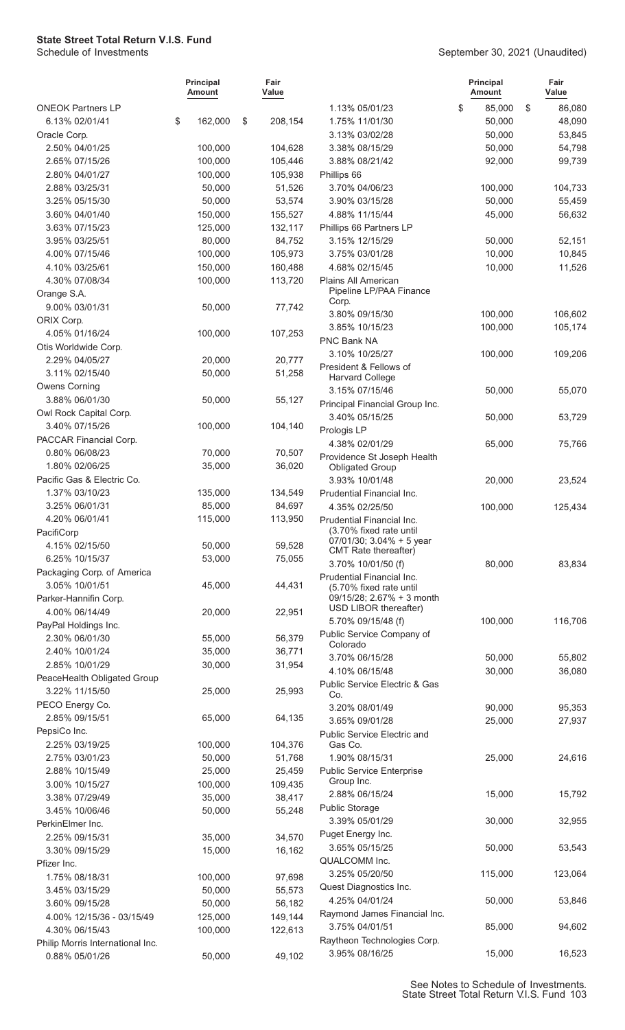**State Street Total Return V.I.S. Fund**
Schedule of Investments

September 30, 2021 (Unaudited)

| | Principal Amount | Fair Value |
|---|---|---|
| ONEOK Partners LP | | |
| 6.13% 02/01/41 | $ 162,000 | $ 208,154 |
| Oracle Corp. | | |
| 2.50% 04/01/25 | 100,000 | 104,628 |
| 2.65% 07/15/26 | 100,000 | 105,446 |
| 2.80% 04/01/27 | 100,000 | 105,938 |
| 2.88% 03/25/31 | 50,000 | 51,526 |
| 3.25% 05/15/30 | 50,000 | 53,574 |
| 3.60% 04/01/40 | 150,000 | 155,527 |
| 3.63% 07/15/23 | 125,000 | 132,117 |
| 3.95% 03/25/51 | 80,000 | 84,752 |
| 4.00% 07/15/46 | 100,000 | 105,973 |
| 4.10% 03/25/61 | 150,000 | 160,488 |
| 4.30% 07/08/34 | 100,000 | 113,720 |
| Orange S.A. | | |
| 9.00% 03/01/31 | 50,000 | 77,742 |
| ORIX Corp. | | |
| 4.05% 01/16/24 | 100,000 | 107,253 |
| Otis Worldwide Corp. | | |
| 2.29% 04/05/27 | 20,000 | 20,777 |
| 3.11% 02/15/40 | 50,000 | 51,258 |
| Owens Corning | | |
| 3.88% 06/01/30 | 50,000 | 55,127 |
| Owl Rock Capital Corp. | | |
| 3.40% 07/15/26 | 100,000 | 104,140 |
| PACCAR Financial Corp. | | |
| 0.80% 06/08/23 | 70,000 | 70,507 |
| 1.80% 02/06/25 | 35,000 | 36,020 |
| Pacific Gas & Electric Co. | | |
| 1.37% 03/10/23 | 135,000 | 134,549 |
| 3.25% 06/01/31 | 85,000 | 84,697 |
| 4.20% 06/01/41 | 115,000 | 113,950 |
| PacifiCorp | | |
| 4.15% 02/15/50 | 50,000 | 59,528 |
| 6.25% 10/15/37 | 53,000 | 75,055 |
| Packaging Corp. of America | | |
| 3.05% 10/01/51 | 45,000 | 44,431 |
| Parker-Hannifin Corp. | | |
| 4.00% 06/14/49 | 20,000 | 22,951 |
| PayPal Holdings Inc. | | |
| 2.30% 06/01/30 | 55,000 | 56,379 |
| 2.40% 10/01/24 | 35,000 | 36,771 |
| 2.85% 10/01/29 | 30,000 | 31,954 |
| PeaceHealth Obligated Group | | |
| 3.22% 11/15/50 | 25,000 | 25,993 |
| PECO Energy Co. | | |
| 2.85% 09/15/51 | 65,000 | 64,135 |
| PepsiCo Inc. | | |
| 2.25% 03/19/25 | 100,000 | 104,376 |
| 2.75% 03/01/23 | 50,000 | 51,768 |
| 2.88% 10/15/49 | 25,000 | 25,459 |
| 3.00% 10/15/27 | 100,000 | 109,435 |
| 3.38% 07/29/49 | 35,000 | 38,417 |
| 3.45% 10/06/46 | 50,000 | 55,248 |
| PerkinElmer Inc. | | |
| 2.25% 09/15/31 | 35,000 | 34,570 |
| 3.30% 09/15/29 | 15,000 | 16,162 |
| Pfizer Inc. | | |
| 1.75% 08/18/31 | 100,000 | 97,698 |
| 3.45% 03/15/29 | 50,000 | 55,573 |
| 3.60% 09/15/28 | 50,000 | 56,182 |
| 4.00% 12/15/36 - 03/15/49 | 125,000 | 149,144 |
| 4.30% 06/15/43 | 100,000 | 122,613 |
| Philip Morris International Inc. | | |
| 0.88% 05/01/26 | 50,000 | 49,102 |
| 1.13% 05/01/23 | $ 85,000 | $ 86,080 |
| 1.75% 11/01/30 | 50,000 | 48,090 |
| 3.13% 03/02/28 | 50,000 | 53,845 |
| 3.38% 08/15/29 | 50,000 | 54,798 |
| 3.88% 08/21/42 | 92,000 | 99,739 |
| Phillips 66 | | |
| 3.70% 04/06/23 | 100,000 | 104,733 |
| 3.90% 03/15/28 | 50,000 | 55,459 |
| 4.88% 11/15/44 | 45,000 | 56,632 |
| Phillips 66 Partners LP | | |
| 3.15% 12/15/29 | 50,000 | 52,151 |
| 3.75% 03/01/28 | 10,000 | 10,845 |
| 4.68% 02/15/45 | 10,000 | 11,526 |
| Plains All American Pipeline LP/PAA Finance Corp. | | |
| 3.80% 09/15/30 | 100,000 | 106,602 |
| 3.85% 10/15/23 | 100,000 | 105,174 |
| PNC Bank NA | | |
| 3.10% 10/25/27 | 100,000 | 109,206 |
| President & Fellows of Harvard College | | |
| 3.15% 07/15/46 | 50,000 | 55,070 |
| Principal Financial Group Inc. | | |
| 3.40% 05/15/25 | 50,000 | 53,729 |
| Prologis LP | | |
| 4.38% 02/01/29 | 65,000 | 75,766 |
| Providence St Joseph Health Obligated Group | | |
| 3.93% 10/01/48 | 20,000 | 23,524 |
| Prudential Financial Inc. | | |
| 4.35% 02/25/50 | 100,000 | 125,434 |
| Prudential Financial Inc. (3.70% fixed rate until 07/01/30; 3.04% + 5 year CMT Rate thereafter) | | |
| 3.70% 10/01/50 (f) | 80,000 | 83,834 |
| Prudential Financial Inc. (5.70% fixed rate until 09/15/28; 2.67% + 3 month USD LIBOR thereafter) | | |
| 5.70% 09/15/48 (f) | 100,000 | 116,706 |
| Public Service Company of Colorado | | |
| 3.70% 06/15/28 | 50,000 | 55,802 |
| 4.10% 06/15/48 | 30,000 | 36,080 |
| Public Service Electric & Gas Co. | | |
| 3.20% 08/01/49 | 90,000 | 95,353 |
| 3.65% 09/01/28 | 25,000 | 27,937 |
| Public Service Electric and Gas Co. | | |
| 1.90% 08/15/31 | 25,000 | 24,616 |
| Public Service Enterprise Group Inc. | | |
| 2.88% 06/15/24 | 15,000 | 15,792 |
| Public Storage | | |
| 3.39% 05/01/29 | 30,000 | 32,955 |
| Puget Energy Inc. | | |
| 3.65% 05/15/25 | 50,000 | 53,543 |
| QUALCOMM Inc. | | |
| 3.25% 05/20/50 | 115,000 | 123,064 |
| Quest Diagnostics Inc. | | |
| 4.25% 04/01/24 | 50,000 | 53,846 |
| Raymond James Financial Inc. | | |
| 3.75% 04/01/51 | 85,000 | 94,602 |
| Raytheon Technologies Corp. | | |
| 3.95% 08/16/25 | 15,000 | 16,523 |

See Notes to Schedule of Investments.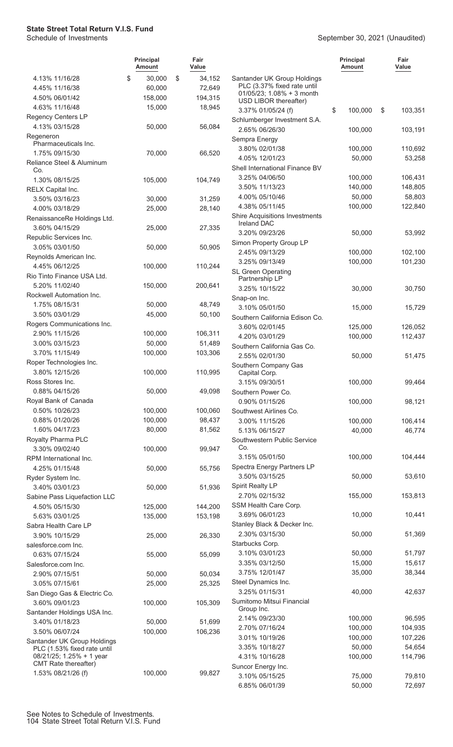# State Street Total Return V.I.S. Fund

Schedule of Investments

September 30, 2021 (Unaudited)

| | Principal Amount | Fair Value |
|---|---|---|
| 4.13% 11/16/28 | $ 30,000 | $ 34,152 |
| 4.45% 11/16/38 | 60,000 | 72,649 |
| 4.50% 06/01/42 | 158,000 | 194,315 |
| 4.63% 11/16/48 | 15,000 | 18,945 |
| Regency Centers LP | | |
| 4.13% 03/15/28 | 50,000 | 56,084 |
| Regeneron Pharmaceuticals Inc. | | |
| 1.75% 09/15/30 | 70,000 | 66,520 |
| Reliance Steel & Aluminum Co. | | |
| 1.30% 08/15/25 | 105,000 | 104,749 |
| RELX Capital Inc. | | |
| 3.50% 03/16/23 | 30,000 | 31,259 |
| 4.00% 03/18/29 | 25,000 | 28,140 |
| RenaissanceRe Holdings Ltd. | | |
| 3.60% 04/15/29 | 25,000 | 27,335 |
| Republic Services Inc. | | |
| 3.05% 03/01/50 | 50,000 | 50,905 |
| Reynolds American Inc. | | |
| 4.45% 06/12/25 | 100,000 | 110,244 |
| Rio Tinto Finance USA Ltd. | | |
| 5.20% 11/02/40 | 150,000 | 200,641 |
| Rockwell Automation Inc. | | |
| 1.75% 08/15/31 | 50,000 | 48,749 |
| 3.50% 03/01/29 | 45,000 | 50,100 |
| Rogers Communications Inc. | | |
| 2.90% 11/15/26 | 100,000 | 106,311 |
| 3.00% 03/15/23 | 50,000 | 51,489 |
| 3.70% 11/15/49 | 100,000 | 103,306 |
| Roper Technologies Inc. | | |
| 3.80% 12/15/26 | 100,000 | 110,995 |
| Ross Stores Inc. | | |
| 0.88% 04/15/26 | 50,000 | 49,098 |
| Royal Bank of Canada | | |
| 0.50% 10/26/23 | 100,000 | 100,060 |
| 0.88% 01/20/26 | 100,000 | 98,437 |
| 1.60% 04/17/23 | 80,000 | 81,562 |
| Royalty Pharma PLC | | |
| 3.30% 09/02/40 | 100,000 | 99,947 |
| RPM International Inc. | | |
| 4.25% 01/15/48 | 50,000 | 55,756 |
| Ryder System Inc. | | |
| 3.40% 03/01/23 | 50,000 | 51,936 |
| Sabine Pass Liquefaction LLC | | |
| 4.50% 05/15/30 | 125,000 | 144,200 |
| 5.63% 03/01/25 | 135,000 | 153,198 |
| Sabra Health Care LP | | |
| 3.90% 10/15/29 | 25,000 | 26,330 |
| salesforce.com Inc. | | |
| 0.63% 07/15/24 | 55,000 | 55,099 |
| Salesforce.com Inc. | | |
| 2.90% 07/15/51 | 50,000 | 50,034 |
| 3.05% 07/15/61 | 25,000 | 25,325 |
| San Diego Gas & Electric Co. | | |
| 3.60% 09/01/23 | 100,000 | 105,309 |
| Santander Holdings USA Inc. | | |
| 3.40% 01/18/23 | 50,000 | 51,699 |
| 3.50% 06/07/24 | 100,000 | 106,236 |
| Santander UK Group Holdings PLC (1.53% fixed rate until 08/21/25; 1.25% + 1 year CMT Rate thereafter) | | |
| 1.53% 08/21/26 (f) | 100,000 | 99,827 |
| Santander UK Group Holdings PLC (3.37% fixed rate until 01/05/23; 1.08% + 3 month USD LIBOR thereafter) | | |
| 3.37% 01/05/24 (f) | $ 100,000 | $ 103,351 |
| Schlumberger Investment S.A. | | |
| 2.65% 06/26/30 | 100,000 | 103,191 |
| Sempra Energy | | |
| 3.80% 02/01/38 | 100,000 | 110,692 |
| 4.05% 12/01/23 | 50,000 | 53,258 |
| Shell International Finance BV | | |
| 3.25% 04/06/50 | 100,000 | 106,431 |
| 3.50% 11/13/23 | 140,000 | 148,805 |
| 4.00% 05/10/46 | 50,000 | 58,803 |
| 4.38% 05/11/45 | 100,000 | 122,840 |
| Shire Acquisitions Investments Ireland DAC | | |
| 3.20% 09/23/26 | 50,000 | 53,992 |
| Simon Property Group LP | | |
| 2.45% 09/13/29 | 100,000 | 102,100 |
| 3.25% 09/13/49 | 100,000 | 101,230 |
| SL Green Operating Partnership LP | | |
| 3.25% 10/15/22 | 30,000 | 30,750 |
| Snap-on Inc. | | |
| 3.10% 05/01/50 | 15,000 | 15,729 |
| Southern California Edison Co. | | |
| 3.60% 02/01/45 | 125,000 | 126,052 |
| 4.20% 03/01/29 | 100,000 | 112,437 |
| Southern California Gas Co. | | |
| 2.55% 02/01/30 | 50,000 | 51,475 |
| Southern Company Gas Capital Corp. | | |
| 3.15% 09/30/51 | 100,000 | 99,464 |
| Southern Power Co. | | |
| 0.90% 01/15/26 | 100,000 | 98,121 |
| Southwest Airlines Co. | | |
| 3.00% 11/15/26 | 100,000 | 106,414 |
| 5.13% 06/15/27 | 40,000 | 46,774 |
| Southwestern Public Service Co. | | |
| 3.15% 05/01/50 | 100,000 | 104,444 |
| Spectra Energy Partners LP | | |
| 3.50% 03/15/25 | 50,000 | 53,610 |
| Spirit Realty LP | | |
| 2.70% 02/15/32 | 155,000 | 153,813 |
| SSM Health Care Corp. | | |
| 3.69% 06/01/23 | 10,000 | 10,441 |
| Stanley Black & Decker Inc. | | |
| 2.30% 03/15/30 | 50,000 | 51,369 |
| Starbucks Corp. | | |
| 3.10% 03/01/23 | 50,000 | 51,797 |
| 3.35% 03/12/50 | 15,000 | 15,617 |
| 3.75% 12/01/47 | 35,000 | 38,344 |
| Steel Dynamics Inc. | | |
| 3.25% 01/15/31 | 40,000 | 42,637 |
| Sumitomo Mitsui Financial Group Inc. | | |
| 2.14% 09/23/30 | 100,000 | 96,595 |
| 2.70% 07/16/24 | 100,000 | 104,935 |
| 3.01% 10/19/26 | 100,000 | 107,226 |
| 3.35% 10/18/27 | 50,000 | 54,654 |
| 4.31% 10/16/28 | 100,000 | 114,796 |
| Suncor Energy Inc. | | |
| 3.10% 05/15/25 | 75,000 | 79,810 |
| 6.85% 06/01/39 | 50,000 | 72,697 |

See Notes to Schedule of Investments.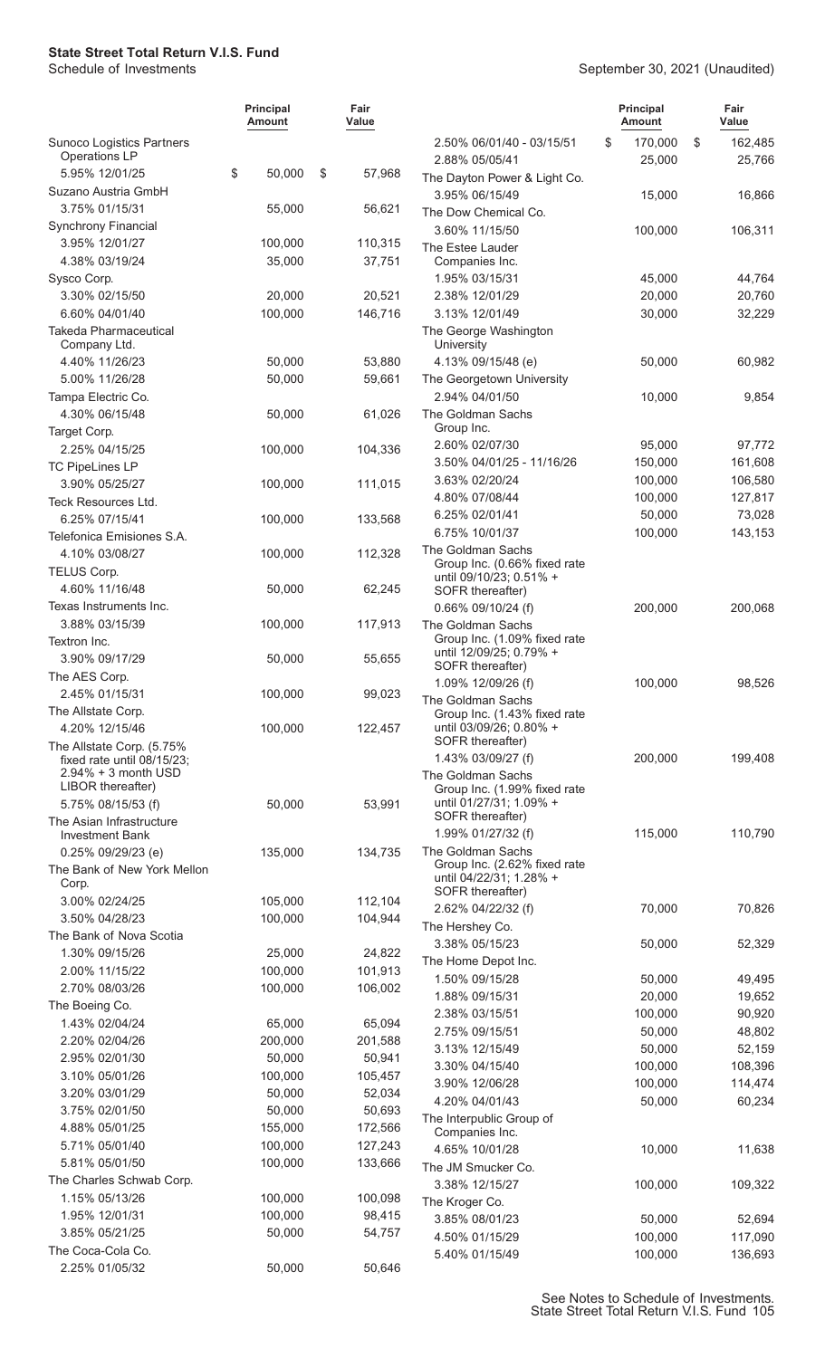**State Street Total Return V.I.S. Fund**
Schedule of Investments

September 30, 2021 (Unaudited)

| | Principal Amount | Fair Value |
|---|---|---|
| Sunoco Logistics Partners Operations LP | | |
| 5.95% 12/01/25 | $ 50,000 | $ 57,968 |
| Suzano Austria GmbH | | |
| 3.75% 01/15/31 | 55,000 | 56,621 |
| Synchrony Financial | | |
| 3.95% 12/01/27 | 100,000 | 110,315 |
| 4.38% 03/19/24 | 35,000 | 37,751 |
| Sysco Corp. | | |
| 3.30% 02/15/50 | 20,000 | 20,521 |
| 6.60% 04/01/40 | 100,000 | 146,716 |
| Takeda Pharmaceutical Company Ltd. | | |
| 4.40% 11/26/23 | 50,000 | 53,880 |
| 5.00% 11/26/28 | 50,000 | 59,661 |
| Tampa Electric Co. | | |
| 4.30% 06/15/48 | 50,000 | 61,026 |
| Target Corp. | | |
| 2.25% 04/15/25 | 100,000 | 104,336 |
| TC PipeLines LP | | |
| 3.90% 05/25/27 | 100,000 | 111,015 |
| Teck Resources Ltd. | | |
| 6.25% 07/15/41 | 100,000 | 133,568 |
| Telefonica Emisiones S.A. | | |
| 4.10% 03/08/27 | 100,000 | 112,328 |
| TELUS Corp. | | |
| 4.60% 11/16/48 | 50,000 | 62,245 |
| Texas Instruments Inc. | | |
| 3.88% 03/15/39 | 100,000 | 117,913 |
| Textron Inc. | | |
| 3.90% 09/17/29 | 50,000 | 55,655 |
| The AES Corp. | | |
| 2.45% 01/15/31 | 100,000 | 99,023 |
| The Allstate Corp. | | |
| 4.20% 12/15/46 | 100,000 | 122,457 |
| The Allstate Corp. (5.75% fixed rate until 08/15/23; 2.94% + 3 month USD LIBOR thereafter) | | |
| 5.75% 08/15/53 (f) | 50,000 | 53,991 |
| The Asian Infrastructure Investment Bank | | |
| 0.25% 09/29/23 (e) | 135,000 | 134,735 |
| The Bank of New York Mellon Corp. | | |
| 3.00% 02/24/25 | 105,000 | 112,104 |
| 3.50% 04/28/23 | 100,000 | 104,944 |
| The Bank of Nova Scotia | | |
| 1.30% 09/15/26 | 25,000 | 24,822 |
| 2.00% 11/15/22 | 100,000 | 101,913 |
| 2.70% 08/03/26 | 100,000 | 106,002 |
| The Boeing Co. | | |
| 1.43% 02/04/24 | 65,000 | 65,094 |
| 2.20% 02/04/26 | 200,000 | 201,588 |
| 2.95% 02/01/30 | 50,000 | 50,941 |
| 3.10% 05/01/26 | 100,000 | 105,457 |
| 3.20% 03/01/29 | 50,000 | 52,034 |
| 3.75% 02/01/50 | 50,000 | 50,693 |
| 4.88% 05/01/25 | 155,000 | 172,566 |
| 5.71% 05/01/40 | 100,000 | 127,243 |
| 5.81% 05/01/50 | 100,000 | 133,666 |
| The Charles Schwab Corp. | | |
| 1.15% 05/13/26 | 100,000 | 100,098 |
| 1.95% 12/01/31 | 100,000 | 98,415 |
| 3.85% 05/21/25 | 50,000 | 54,757 |
| The Coca-Cola Co. | | |
| 2.25% 01/05/32 | 50,000 | 50,646 |
| 2.50% 06/01/40 - 03/15/51 | $ 170,000 | $ 162,485 |
| 2.88% 05/05/41 | 25,000 | 25,766 |
| The Dayton Power & Light Co. | | |
| 3.95% 06/15/49 | 15,000 | 16,866 |
| The Dow Chemical Co. | | |
| 3.60% 11/15/50 | 100,000 | 106,311 |
| The Estee Lauder Companies Inc. | | |
| 1.95% 03/15/31 | 45,000 | 44,764 |
| 2.38% 12/01/29 | 20,000 | 20,760 |
| 3.13% 12/01/49 | 30,000 | 32,229 |
| The George Washington University | | |
| 4.13% 09/15/48 (e) | 50,000 | 60,982 |
| The Georgetown University | | |
| 2.94% 04/01/50 | 10,000 | 9,854 |
| The Goldman Sachs Group Inc. | | |
| 2.60% 02/07/30 | 95,000 | 97,772 |
| 3.50% 04/01/25 - 11/16/26 | 150,000 | 161,608 |
| 3.63% 02/20/24 | 100,000 | 106,580 |
| 4.80% 07/08/44 | 100,000 | 127,817 |
| 6.25% 02/01/41 | 50,000 | 73,028 |
| 6.75% 10/01/37 | 100,000 | 143,153 |
| The Goldman Sachs Group Inc. (0.66% fixed rate until 09/10/23; 0.51% + SOFR thereafter) | | |
| 0.66% 09/10/24 (f) | 200,000 | 200,068 |
| The Goldman Sachs Group Inc. (1.09% fixed rate until 12/09/25; 0.79% + SOFR thereafter) | | |
| 1.09% 12/09/26 (f) | 100,000 | 98,526 |
| The Goldman Sachs Group Inc. (1.43% fixed rate until 03/09/26; 0.80% + SOFR thereafter) | | |
| 1.43% 03/09/27 (f) | 200,000 | 199,408 |
| The Goldman Sachs Group Inc. (1.99% fixed rate until 01/27/31; 1.09% + SOFR thereafter) | | |
| 1.99% 01/27/32 (f) | 115,000 | 110,790 |
| The Goldman Sachs Group Inc. (2.62% fixed rate until 04/22/31; 1.28% + SOFR thereafter) | | |
| 2.62% 04/22/32 (f) | 70,000 | 70,826 |
| The Hershey Co. | | |
| 3.38% 05/15/23 | 50,000 | 52,329 |
| The Home Depot Inc. | | |
| 1.50% 09/15/28 | 50,000 | 49,495 |
| 1.88% 09/15/31 | 20,000 | 19,652 |
| 2.38% 03/15/51 | 100,000 | 90,920 |
| 2.75% 09/15/51 | 50,000 | 48,802 |
| 3.13% 12/15/49 | 50,000 | 52,159 |
| 3.30% 04/15/40 | 100,000 | 108,396 |
| 3.90% 12/06/28 | 100,000 | 114,474 |
| 4.20% 04/01/43 | 50,000 | 60,234 |
| The Interpublic Group of Companies Inc. | | |
| 4.65% 10/01/28 | 10,000 | 11,638 |
| The JM Smucker Co. | | |
| 3.38% 12/15/27 | 100,000 | 109,322 |
| The Kroger Co. | | |
| 3.85% 08/01/23 | 50,000 | 52,694 |
| 4.50% 01/15/29 | 100,000 | 117,090 |
| 5.40% 01/15/49 | 100,000 | 136,693 |

See Notes to Schedule of Investments.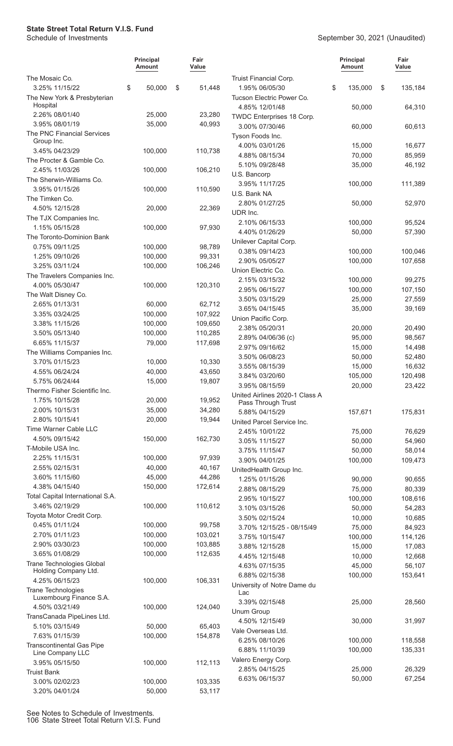| | Principal Amount | Fair Value |
|---|---|---|
| The Mosaic Co. | | |
| 3.25% 11/15/22 | $ 50,000 | $ 51,448 |
| The New York & Presbyterian Hospital | | |
| 2.26% 08/01/40 | 25,000 | 23,280 |
| 3.95% 08/01/19 | 35,000 | 40,993 |
| The PNC Financial Services Group Inc. | | |
| 3.45% 04/23/29 | 100,000 | 110,738 |
| The Procter & Gamble Co. | | |
| 2.45% 11/03/26 | 100,000 | 106,210 |
| The Sherwin-Williams Co. | | |
| 3.95% 01/15/26 | 100,000 | 110,590 |
| The Timken Co. | | |
| 4.50% 12/15/28 | 20,000 | 22,369 |
| The TJX Companies Inc. | | |
| 1.15% 05/15/28 | 100,000 | 97,930 |
| The Toronto-Dominion Bank | | |
| 0.75% 09/11/25 | 100,000 | 98,789 |
| 1.25% 09/10/26 | 100,000 | 99,331 |
| 3.25% 03/11/24 | 100,000 | 106,246 |
| The Travelers Companies Inc. | | |
| 4.00% 05/30/47 | 100,000 | 120,310 |
| The Walt Disney Co. | | |
| 2.65% 01/13/31 | 60,000 | 62,712 |
| 3.35% 03/24/25 | 100,000 | 107,922 |
| 3.38% 11/15/26 | 100,000 | 109,650 |
| 3.50% 05/13/40 | 100,000 | 110,285 |
| 6.65% 11/15/37 | 79,000 | 117,698 |
| The Williams Companies Inc. | | |
| 3.70% 01/15/23 | 10,000 | 10,330 |
| 4.55% 06/24/24 | 40,000 | 43,650 |
| 5.75% 06/24/44 | 15,000 | 19,807 |
| Thermo Fisher Scientific Inc. | | |
| 1.75% 10/15/28 | 20,000 | 19,952 |
| 2.00% 10/15/31 | 35,000 | 34,280 |
| 2.80% 10/15/41 | 20,000 | 19,944 |
| Time Warner Cable LLC | | |
| 4.50% 09/15/42 | 150,000 | 162,730 |
| T-Mobile USA Inc. | | |
| 2.25% 11/15/31 | 100,000 | 97,939 |
| 2.55% 02/15/31 | 40,000 | 40,167 |
| 3.60% 11/15/60 | 45,000 | 44,286 |
| 4.38% 04/15/40 | 150,000 | 172,614 |
| Total Capital International S.A. | | |
| 3.46% 02/19/29 | 100,000 | 110,612 |
| Toyota Motor Credit Corp. | | |
| 0.45% 01/11/24 | 100,000 | 99,758 |
| 2.70% 01/11/23 | 100,000 | 103,021 |
| 2.90% 03/30/23 | 100,000 | 103,885 |
| 3.65% 01/08/29 | 100,000 | 112,635 |
| Trane Technologies Global Holding Company Ltd. | | |
| 4.25% 06/15/23 | 100,000 | 106,331 |
| Trane Technologies Luxembourg Finance S.A. | | |
| 4.50% 03/21/49 | 100,000 | 124,040 |
| TransCanada PipeLines Ltd. | | |
| 5.10% 03/15/49 | 50,000 | 65,403 |
| 7.63% 01/15/39 | 100,000 | 154,878 |
| Transcontinental Gas Pipe Line Company LLC | | |
| 3.95% 05/15/50 | 100,000 | 112,113 |
| Truist Bank | | |
| 3.00% 02/02/23 | 100,000 | 103,335 |
| 3.20% 04/01/24 | 50,000 | 53,117 |
| Truist Financial Corp. | | |
| 1.95% 06/05/30 | $ 135,000 | $ 135,184 |
| Tucson Electric Power Co. | | |
| 4.85% 12/01/48 | 50,000 | 64,310 |
| TWDC Enterprises 18 Corp. | | |
| 3.00% 07/30/46 | 60,000 | 60,613 |
| Tyson Foods Inc. | | |
| 4.00% 03/01/26 | 15,000 | 16,677 |
| 4.88% 08/15/34 | 70,000 | 85,959 |
| 5.10% 09/28/48 | 35,000 | 46,192 |
| U.S. Bancorp | | |
| 3.95% 11/17/25 | 100,000 | 111,389 |
| U.S. Bank NA | | |
| 2.80% 01/27/25 | 50,000 | 52,970 |
| UDR Inc. | | |
| 2.10% 06/15/33 | 100,000 | 95,524 |
| 4.40% 01/26/29 | 50,000 | 57,390 |
| Unilever Capital Corp. | | |
| 0.38% 09/14/23 | 100,000 | 100,046 |
| 2.90% 05/05/27 | 100,000 | 107,658 |
| Union Electric Co. | | |
| 2.15% 03/15/32 | 100,000 | 99,275 |
| 2.95% 06/15/27 | 100,000 | 107,150 |
| 3.50% 03/15/29 | 25,000 | 27,559 |
| 3.65% 04/15/45 | 35,000 | 39,169 |
| Union Pacific Corp. | | |
| 2.38% 05/20/31 | 20,000 | 20,490 |
| 2.89% 04/06/36 (c) | 95,000 | 98,567 |
| 2.97% 09/16/62 | 15,000 | 14,498 |
| 3.50% 06/08/23 | 50,000 | 52,480 |
| 3.55% 08/15/39 | 15,000 | 16,632 |
| 3.84% 03/20/60 | 105,000 | 120,498 |
| 3.95% 08/15/59 | 20,000 | 23,422 |
| United Airlines 2020-1 Class A Pass Through Trust | | |
| 5.88% 04/15/29 | 157,671 | 175,831 |
| United Parcel Service Inc. | | |
| 2.45% 10/01/22 | 75,000 | 76,629 |
| 3.05% 11/15/27 | 50,000 | 54,960 |
| 3.75% 11/15/47 | 50,000 | 58,014 |
| 3.90% 04/01/25 | 100,000 | 109,473 |
| UnitedHealth Group Inc. | | |
| 1.25% 01/15/26 | 90,000 | 90,655 |
| 2.88% 08/15/29 | 75,000 | 80,339 |
| 2.95% 10/15/27 | 100,000 | 108,616 |
| 3.10% 03/15/26 | 50,000 | 54,283 |
| 3.50% 02/15/24 | 10,000 | 10,685 |
| 3.70% 12/15/25 - 08/15/49 | 75,000 | 84,923 |
| 3.75% 10/15/47 | 100,000 | 114,126 |
| 3.88% 12/15/28 | 15,000 | 17,083 |
| 4.45% 12/15/48 | 10,000 | 12,668 |
| 4.63% 07/15/35 | 45,000 | 56,107 |
| 6.88% 02/15/38 | 100,000 | 153,641 |
| University of Notre Dame du Lac | | |
| 3.39% 02/15/48 | 25,000 | 28,560 |
| Unum Group | | |
| 4.50% 12/15/49 | 30,000 | 31,997 |
| Vale Overseas Ltd. | | |
| 6.25% 08/10/26 | 100,000 | 118,558 |
| 6.88% 11/10/39 | 100,000 | 135,331 |
| Valero Energy Corp. | | |
| 2.85% 04/15/25 | 25,000 | 26,329 |
| 6.63% 06/15/37 | 50,000 | 67,254 |

See Notes to Schedule of Investments.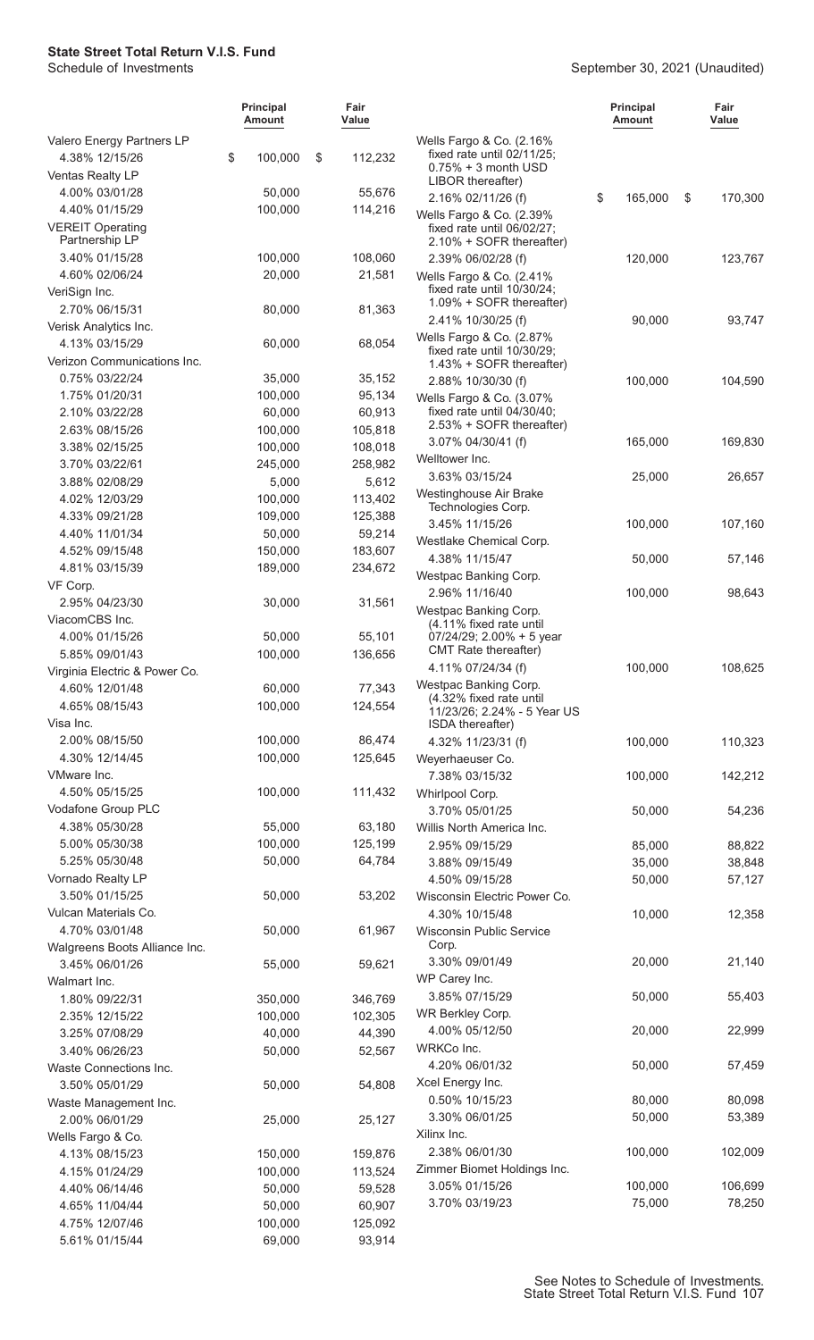| | Principal Amount | Fair Value |
|---|---|---|
| Valero Energy Partners LP | | |
| 4.38% 12/15/26 | $ 100,000 | $ 112,232 |
| Ventas Realty LP | | |
| 4.00% 03/01/28 | 50,000 | 55,676 |
| 4.40% 01/15/29 | 100,000 | 114,216 |
| VEREIT Operating Partnership LP | | |
| 3.40% 01/15/28 | 100,000 | 108,060 |
| 4.60% 02/06/24 | 20,000 | 21,581 |
| VeriSign Inc. | | |
| 2.70% 06/15/31 | 80,000 | 81,363 |
| Verisk Analytics Inc. | | |
| 4.13% 03/15/29 | 60,000 | 68,054 |
| Verizon Communications Inc. | | |
| 0.75% 03/22/24 | 35,000 | 35,152 |
| 1.75% 01/20/31 | 100,000 | 95,134 |
| 2.10% 03/22/28 | 60,000 | 60,913 |
| 2.63% 08/15/26 | 100,000 | 105,818 |
| 3.38% 02/15/25 | 100,000 | 108,018 |
| 3.70% 03/22/61 | 245,000 | 258,982 |
| 3.88% 02/08/29 | 5,000 | 5,612 |
| 4.02% 12/03/29 | 100,000 | 113,402 |
| 4.33% 09/21/28 | 109,000 | 125,388 |
| 4.40% 11/01/34 | 50,000 | 59,214 |
| 4.52% 09/15/48 | 150,000 | 183,607 |
| 4.81% 03/15/39 | 189,000 | 234,672 |
| VF Corp. | | |
| 2.95% 04/23/30 | 30,000 | 31,561 |
| ViacomCBS Inc. | | |
| 4.00% 01/15/26 | 50,000 | 55,101 |
| 5.85% 09/01/43 | 100,000 | 136,656 |
| Virginia Electric & Power Co. | | |
| 4.60% 12/01/48 | 60,000 | 77,343 |
| 4.65% 08/15/43 | 100,000 | 124,554 |
| Visa Inc. | | |
| 2.00% 08/15/50 | 100,000 | 86,474 |
| 4.30% 12/14/45 | 100,000 | 125,645 |
| VMware Inc. | | |
| 4.50% 05/15/25 | 100,000 | 111,432 |
| Vodafone Group PLC | | |
| 4.38% 05/30/28 | 55,000 | 63,180 |
| 5.00% 05/30/38 | 100,000 | 125,199 |
| 5.25% 05/30/48 | 50,000 | 64,784 |
| Vornado Realty LP | | |
| 3.50% 01/15/25 | 50,000 | 53,202 |
| Vulcan Materials Co. | | |
| 4.70% 03/01/48 | 50,000 | 61,967 |
| Walgreens Boots Alliance Inc. | | |
| 3.45% 06/01/26 | 55,000 | 59,621 |
| Walmart Inc. | | |
| 1.80% 09/22/31 | 350,000 | 346,769 |
| 2.35% 12/15/22 | 100,000 | 102,305 |
| 3.25% 07/08/29 | 40,000 | 44,390 |
| 3.40% 06/26/23 | 50,000 | 52,567 |
| Waste Connections Inc. | | |
| 3.50% 05/01/29 | 50,000 | 54,808 |
| Waste Management Inc. | | |
| 2.00% 06/01/29 | 25,000 | 25,127 |
| Wells Fargo & Co. | | |
| 4.13% 08/15/23 | 150,000 | 159,876 |
| 4.15% 01/24/29 | 100,000 | 113,524 |
| 4.40% 06/14/46 | 50,000 | 59,528 |
| 4.65% 11/04/44 | 50,000 | 60,907 |
| 4.75% 12/07/46 | 100,000 | 125,092 |
| 5.61% 01/15/44 | 69,000 | 93,914 |
| Wells Fargo & Co. (2.16% fixed rate until 02/11/25; 0.75% + 3 month USD LIBOR thereafter) | | |
| 2.16% 02/11/26 (f) | $ 165,000 | $ 170,300 |
| Wells Fargo & Co. (2.39% fixed rate until 06/02/27; 2.10% + SOFR thereafter) | | |
| 2.39% 06/02/28 (f) | 120,000 | 123,767 |
| Wells Fargo & Co. (2.41% fixed rate until 10/30/24; 1.09% + SOFR thereafter) | | |
| 2.41% 10/30/25 (f) | 90,000 | 93,747 |
| Wells Fargo & Co. (2.87% fixed rate until 10/30/29; 1.43% + SOFR thereafter) | | |
| 2.88% 10/30/30 (f) | 100,000 | 104,590 |
| Wells Fargo & Co. (3.07% fixed rate until 04/30/40; 2.53% + SOFR thereafter) | | |
| 3.07% 04/30/41 (f) | 165,000 | 169,830 |
| Welltower Inc. | | |
| 3.63% 03/15/24 | 25,000 | 26,657 |
| Westinghouse Air Brake Technologies Corp. | | |
| 3.45% 11/15/26 | 100,000 | 107,160 |
| Westlake Chemical Corp. | | |
| 4.38% 11/15/47 | 50,000 | 57,146 |
| Westpac Banking Corp. | | |
| 2.96% 11/16/40 | 100,000 | 98,643 |
| Westpac Banking Corp. (4.11% fixed rate until 07/24/29; 2.00% + 5 year CMT Rate thereafter) | | |
| 4.11% 07/24/34 (f) | 100,000 | 108,625 |
| Westpac Banking Corp. (4.32% fixed rate until 11/23/26; 2.24% - 5 Year US ISDA thereafter) | | |
| 4.32% 11/23/31 (f) | 100,000 | 110,323 |
| Weyerhaeuser Co. | | |
| 7.38% 03/15/32 | 100,000 | 142,212 |
| Whirlpool Corp. | | |
| 3.70% 05/01/25 | 50,000 | 54,236 |
| Willis North America Inc. | | |
| 2.95% 09/15/29 | 85,000 | 88,822 |
| 3.88% 09/15/49 | 35,000 | 38,848 |
| 4.50% 09/15/28 | 50,000 | 57,127 |
| Wisconsin Electric Power Co. | | |
| 4.30% 10/15/48 | 10,000 | 12,358 |
| Wisconsin Public Service Corp. | | |
| 3.30% 09/01/49 | 20,000 | 21,140 |
| WP Carey Inc. | | |
| 3.85% 07/15/29 | 50,000 | 55,403 |
| WR Berkley Corp. | | |
| 4.00% 05/12/50 | 20,000 | 22,999 |
| WRKCo Inc. | | |
| 4.20% 06/01/32 | 50,000 | 57,459 |
| Xcel Energy Inc. | | |
| 0.50% 10/15/23 | 80,000 | 80,098 |
| 3.30% 06/01/25 | 50,000 | 53,389 |
| Xilinx Inc. | | |
| 2.38% 06/01/30 | 100,000 | 102,009 |
| Zimmer Biomet Holdings Inc. | | |
| 3.05% 01/15/26 | 100,000 | 106,699 |
| 3.70% 03/19/23 | 75,000 | 78,250 |

See Notes to Schedule of Investments.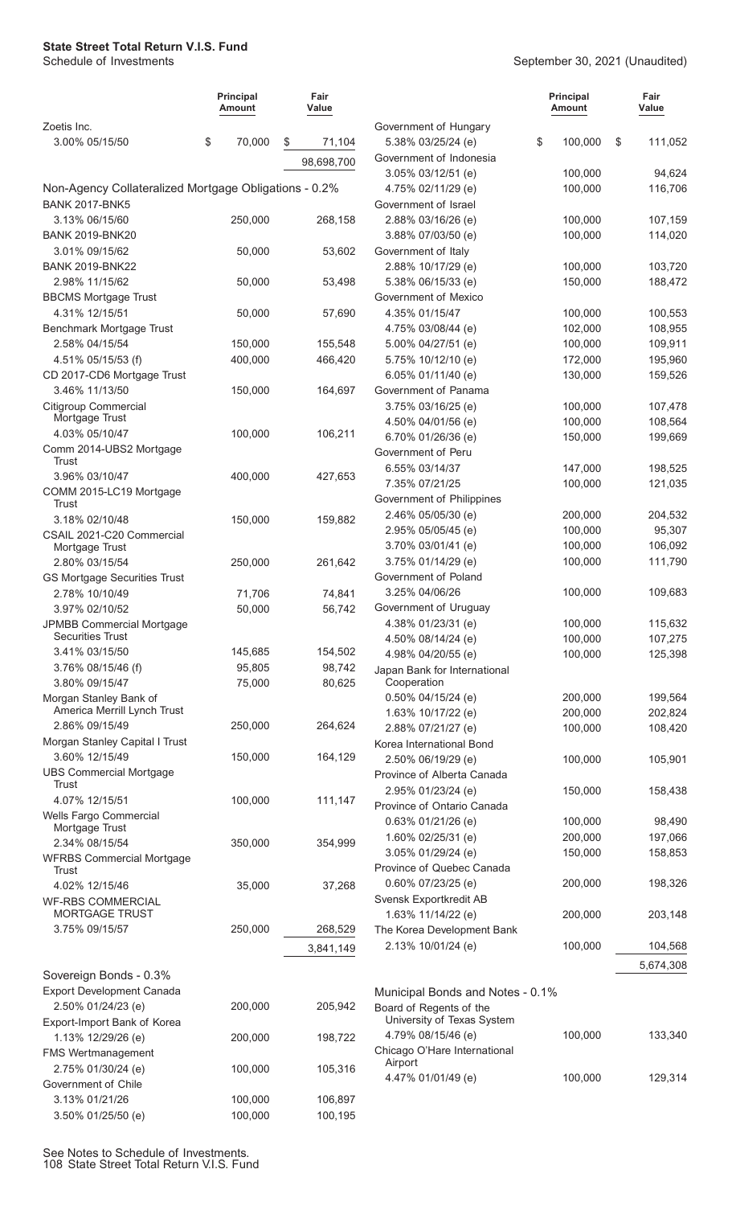**State Street Total Return V.I.S. Fund**
Schedule of Investments

September 30, 2021 (Unaudited)

| | Principal Amount | Fair Value |
|---|---|---|
| Zoetis Inc. | | |
| 3.00% 05/15/50 | $ 70,000 | $ 71,104 |
| | | 98,698,700 |
| **Non-Agency Collateralized Mortgage Obligations - 0.2%** | | |
| BANK 2017-BNK5 | | |
| 3.13% 06/15/60 | 250,000 | 268,158 |
| BANK 2019-BNK20 | | |
| 3.01% 09/15/62 | 50,000 | 53,602 |
| BANK 2019-BNK22 | | |
| 2.98% 11/15/62 | 50,000 | 53,498 |
| BBCMS Mortgage Trust | | |
| 4.31% 12/15/51 | 50,000 | 57,690 |
| Benchmark Mortgage Trust | | |
| 2.58% 04/15/54 | 150,000 | 155,548 |
| 4.51% 05/15/53 (f) | 400,000 | 466,420 |
| CD 2017-CD6 Mortgage Trust | | |
| 3.46% 11/13/50 | 150,000 | 164,697 |
| Citigroup Commercial Mortgage Trust | | |
| 4.03% 05/10/47 | 100,000 | 106,211 |
| Comm 2014-UBS2 Mortgage Trust | | |
| 3.96% 03/10/47 | 400,000 | 427,653 |
| COMM 2015-LC19 Mortgage Trust | | |
| 3.18% 02/10/48 | 150,000 | 159,882 |
| CSAIL 2021-C20 Commercial Mortgage Trust | | |
| 2.80% 03/15/54 | 250,000 | 261,642 |
| GS Mortgage Securities Trust | | |
| 2.78% 10/10/49 | 71,706 | 74,841 |
| 3.97% 02/10/52 | 50,000 | 56,742 |
| JPMBB Commercial Mortgage Securities Trust | | |
| 3.41% 03/15/50 | 145,685 | 154,502 |
| 3.76% 08/15/46 (f) | 95,805 | 98,742 |
| 3.80% 09/15/47 | 75,000 | 80,625 |
| Morgan Stanley Bank of America Merrill Lynch Trust | | |
| 2.86% 09/15/49 | 250,000 | 264,624 |
| Morgan Stanley Capital I Trust | | |
| 3.60% 12/15/49 | 150,000 | 164,129 |
| UBS Commercial Mortgage Trust | | |
| 4.07% 12/15/51 | 100,000 | 111,147 |
| Wells Fargo Commercial Mortgage Trust | | |
| 2.34% 08/15/54 | 350,000 | 354,999 |
| WFRBS Commercial Mortgage Trust | | |
| 4.02% 12/15/46 | 35,000 | 37,268 |
| WF-RBS COMMERCIAL MORTGAGE TRUST | | |
| 3.75% 09/15/57 | 250,000 | 268,529 |
| | | 3,841,149 |
| **Sovereign Bonds - 0.3%** | | |
| Export Development Canada | | |
| 2.50% 01/24/23 (e) | 200,000 | 205,942 |
| Export-Import Bank of Korea | | |
| 1.13% 12/29/26 (e) | 200,000 | 198,722 |
| FMS Wertmanagement | | |
| 2.75% 01/30/24 (e) | 100,000 | 105,316 |
| Government of Chile | | |
| 3.13% 01/21/26 | 100,000 | 106,897 |
| 3.50% 01/25/50 (e) | 100,000 | 100,195 |
| Government of Hungary | | |
| 5.38% 03/25/24 (e) | $ 100,000 | $ 111,052 |
| Government of Indonesia | | |
| 3.05% 03/12/51 (e) | 100,000 | 94,624 |
| 4.75% 02/11/29 (e) | 100,000 | 116,706 |
| Government of Israel | | |
| 2.88% 03/16/26 (e) | 100,000 | 107,159 |
| 3.88% 07/03/50 (e) | 100,000 | 114,020 |
| Government of Italy | | |
| 2.88% 10/17/29 (e) | 100,000 | 103,720 |
| 5.38% 06/15/33 (e) | 150,000 | 188,472 |
| Government of Mexico | | |
| 4.35% 01/15/47 | 100,000 | 100,553 |
| 4.75% 03/08/44 (e) | 102,000 | 108,955 |
| 5.00% 04/27/51 (e) | 100,000 | 109,911 |
| 5.75% 10/12/10 (e) | 172,000 | 195,960 |
| 6.05% 01/11/40 (e) | 130,000 | 159,526 |
| Government of Panama | | |
| 3.75% 03/16/25 (e) | 100,000 | 107,478 |
| 4.50% 04/01/56 (e) | 100,000 | 108,564 |
| 6.70% 01/26/36 (e) | 150,000 | 199,669 |
| Government of Peru | | |
| 6.55% 03/14/37 | 147,000 | 198,525 |
| 7.35% 07/21/25 | 100,000 | 121,035 |
| Government of Philippines | | |
| 2.46% 05/05/30 (e) | 200,000 | 204,532 |
| 2.95% 05/05/45 (e) | 100,000 | 95,307 |
| 3.70% 03/01/41 (e) | 100,000 | 106,092 |
| 3.75% 01/14/29 (e) | 100,000 | 111,790 |
| Government of Poland | | |
| 3.25% 04/06/26 | 100,000 | 109,683 |
| Government of Uruguay | | |
| 4.38% 01/23/31 (e) | 100,000 | 115,632 |
| 4.50% 08/14/24 (e) | 100,000 | 107,275 |
| 4.98% 04/20/55 (e) | 100,000 | 125,398 |
| Japan Bank for International Cooperation | | |
| 0.50% 04/15/24 (e) | 200,000 | 199,564 |
| 1.63% 10/17/22 (e) | 200,000 | 202,824 |
| 2.88% 07/21/27 (e) | 100,000 | 108,420 |
| Korea International Bond | | |
| 2.50% 06/19/29 (e) | 100,000 | 105,901 |
| Province of Alberta Canada | | |
| 2.95% 01/23/24 (e) | 150,000 | 158,438 |
| Province of Ontario Canada | | |
| 0.63% 01/21/26 (e) | 100,000 | 98,490 |
| 1.60% 02/25/31 (e) | 200,000 | 197,066 |
| 3.05% 01/29/24 (e) | 150,000 | 158,853 |
| Province of Quebec Canada | | |
| 0.60% 07/23/25 (e) | 200,000 | 198,326 |
| Svensk Exportkredit AB | | |
| 1.63% 11/14/22 (e) | 200,000 | 203,148 |
| The Korea Development Bank | | |
| 2.13% 10/01/24 (e) | 100,000 | 104,568 |
| | | 5,674,308 |
| **Municipal Bonds and Notes - 0.1%** | | |
| Board of Regents of the University of Texas System | | |
| 4.79% 08/15/46 (e) | 100,000 | 133,340 |
| Chicago O'Hare International Airport | | |
| 4.47% 01/01/49 (e) | 100,000 | 129,314 |

See Notes to Schedule of Investments.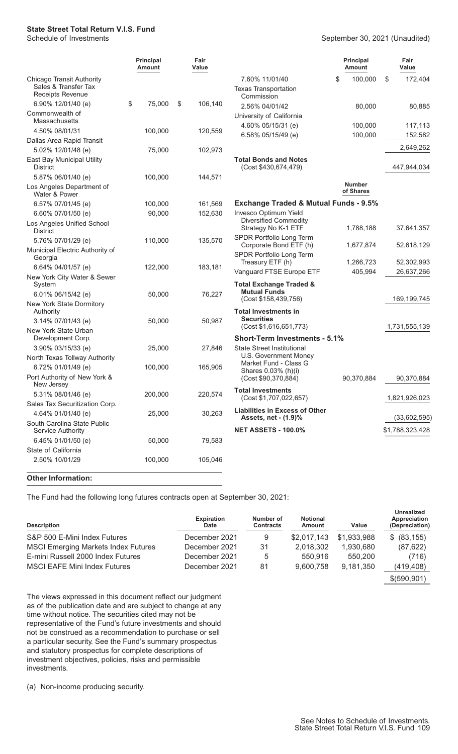# State Street Total Return V.I.S. Fund

Schedule of Investments

September 30, 2021 (Unaudited)

| | Principal Amount | Fair Value |
|---|---|---|
| Chicago Transit Authority Sales & Transfer Tax Receipts Revenue | | |
| 6.90% 12/01/40 (e) | $ 75,000 | $ 106,140 |
| Commonwealth of Massachusetts | | |
| 4.50% 08/01/31 | 100,000 | 120,559 |
| Dallas Area Rapid Transit | | |
| 5.02% 12/01/48 (e) | 75,000 | 102,973 |
| East Bay Municipal Utility District | | |
| 5.87% 06/01/40 (e) | 100,000 | 144,571 |
| Los Angeles Department of Water & Power | | |
| 6.57% 07/01/45 (e) | 100,000 | 161,569 |
| 6.60% 07/01/50 (e) | 90,000 | 152,630 |
| Los Angeles Unified School District | | |
| 5.76% 07/01/29 (e) | 110,000 | 135,570 |
| Municipal Electric Authority of Georgia | | |
| 6.64% 04/01/57 (e) | 122,000 | 183,181 |
| New York City Water & Sewer System | | |
| 6.01% 06/15/42 (e) | 50,000 | 76,227 |
| New York State Dormitory Authority | | |
| 3.14% 07/01/43 (e) | 50,000 | 50,987 |
| New York State Urban Development Corp. | | |
| 3.90% 03/15/33 (e) | 25,000 | 27,846 |
| North Texas Tollway Authority | | |
| 6.72% 01/01/49 (e) | 100,000 | 165,905 |
| Port Authority of New York & New Jersey | | |
| 5.31% 08/01/46 (e) | 200,000 | 220,574 |
| Sales Tax Securitization Corp. | | |
| 4.64% 01/01/40 (e) | 25,000 | 30,263 |
| South Carolina State Public Service Authority | | |
| 6.45% 01/01/50 (e) | 50,000 | 79,583 |
| State of California | | |
| 2.50% 10/01/29 | 100,000 | 105,046 |
| 7.60% 11/01/40 | $ 100,000 | $ 172,404 |
| Texas Transportation Commission | | |
| 2.56% 04/01/42 | 80,000 | 80,885 |
| University of California | | |
| 4.60% 05/15/31 (e) | 100,000 | 117,113 |
| 6.58% 05/15/49 (e) | 100,000 | 152,582 |
| | | 2,649,262 |
| **Total Bonds and Notes** (Cost $430,674,479) | | 447,944,034 |
| | **Number of Shares** | |
| **Exchange Traded & Mutual Funds - 9.5%** | | |
| Invesco Optimum Yield Diversified Commodity Strategy No K-1 ETF | 1,788,188 | 37,641,357 |
| SPDR Portfolio Long Term Corporate Bond ETF (h) | 1,677,874 | 52,618,129 |
| SPDR Portfolio Long Term Treasury ETF (h) | 1,266,723 | 52,302,993 |
| Vanguard FTSE Europe ETF | 405,994 | 26,637,266 |
| **Total Exchange Traded & Mutual Funds** (Cost $158,439,756) | | 169,199,745 |
| **Total Investments in Securities** (Cost $1,616,651,773) | | 1,731,555,139 |
| **Short-Term Investments - 5.1%** | | |
| State Street Institutional U.S. Government Money Market Fund - Class G Shares 0.03% (h)(i) (Cost $90,370,884) | 90,370,884 | 90,370,884 |
| **Total Investments** (Cost $1,707,022,657) | | 1,821,926,023 |
| **Liabilities in Excess of Other Assets, net - (1.9)%** | | (33,602,595) |
| **NET ASSETS - 100.0%** | | $1,788,323,428 |

**Other Information:**

The Fund had the following long futures contracts open at September 30, 2021:

| Description | Expiration Date | Number of Contracts | Notional Amount | Value | Unrealized Appreciation (Depreciation) |
|---|---|---|---|---|---|
| S&P 500 E-Mini Index Futures | December 2021 | 9 | $2,017,143 | $1,933,988 | $ (83,155) |
| MSCI Emerging Markets Index Futures | December 2021 | 31 | 2,018,302 | 1,930,680 | (87,622) |
| E-mini Russell 2000 Index Futures | December 2021 | 5 | 550,916 | 550,200 | (716) |
| MSCI EAFE Mini Index Futures | December 2021 | 81 | 9,600,758 | 9,181,350 | (419,408) |
| | | | | | $(590,901) |

The views expressed in this document reflect our judgment as of the publication date and are subject to change at any time without notice. The securities cited may not be representative of the Fund's future investments and should not be construed as a recommendation to purchase or sell a particular security. See the Fund's summary prospectus and statutory prospectus for complete descriptions of investment objectives, policies, risks and permissible investments.

(a) Non-income producing security.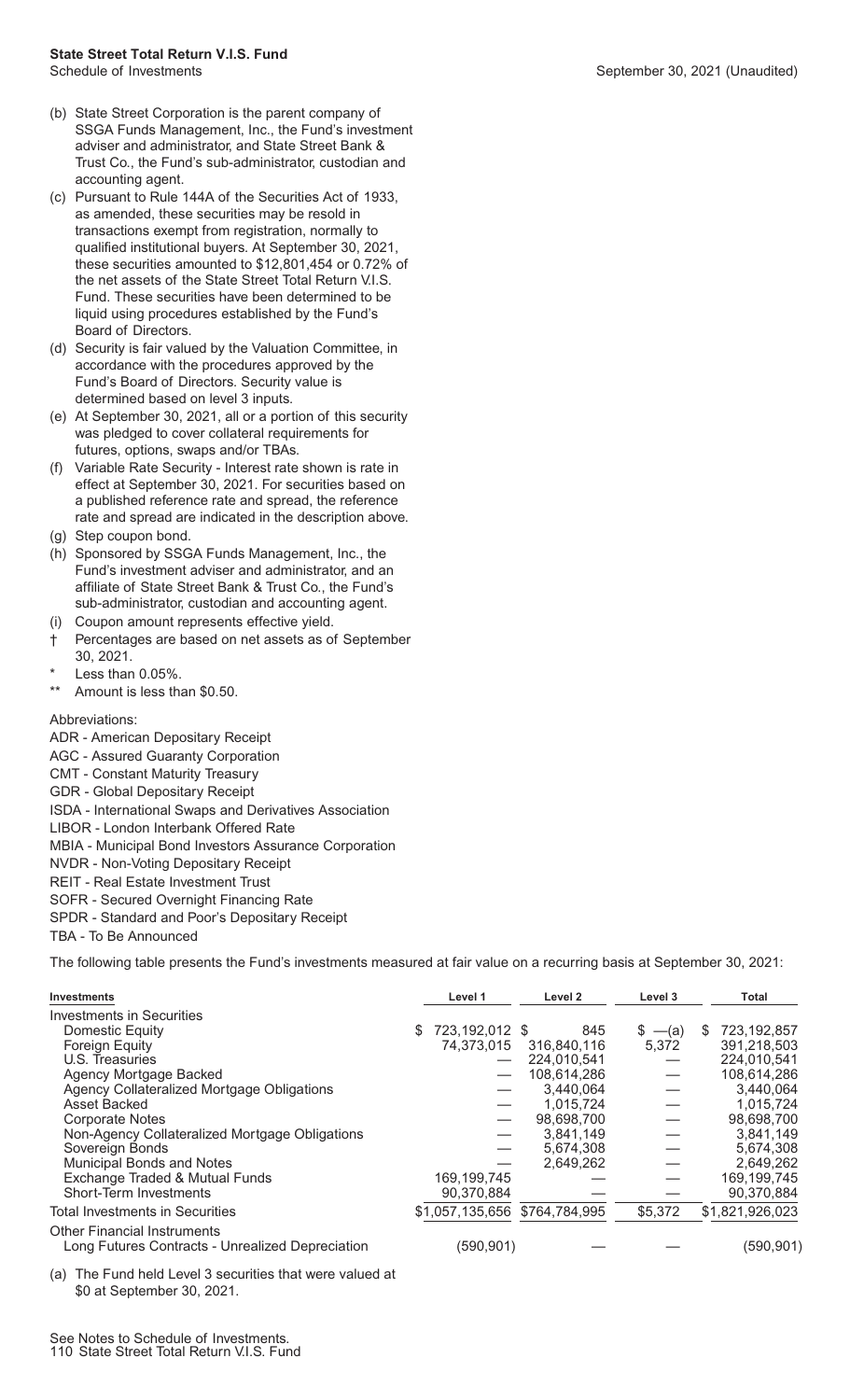(b) State Street Corporation is the parent company of SSGA Funds Management, Inc., the Fund's investment adviser and administrator, and State Street Bank & Trust Co., the Fund's sub-administrator, custodian and accounting agent.

(c) Pursuant to Rule 144A of the Securities Act of 1933, as amended, these securities may be resold in transactions exempt from registration, normally to qualified institutional buyers. At September 30, 2021, these securities amounted to $12,801,454 or 0.72% of the net assets of the State Street Total Return V.I.S. Fund. These securities have been determined to be liquid using procedures established by the Fund's Board of Directors.

(d) Security is fair valued by the Valuation Committee, in accordance with the procedures approved by the Fund's Board of Directors. Security value is determined based on level 3 inputs.

(e) At September 30, 2021, all or a portion of this security was pledged to cover collateral requirements for futures, options, swaps and/or TBAs.

(f) Variable Rate Security - Interest rate shown is rate in effect at September 30, 2021. For securities based on a published reference rate and spread, the reference rate and spread are indicated in the description above.

(g) Step coupon bond.

(h) Sponsored by SSGA Funds Management, Inc., the Fund's investment adviser and administrator, and an affiliate of State Street Bank & Trust Co., the Fund's sub-administrator, custodian and accounting agent.

(i) Coupon amount represents effective yield.

† Percentages are based on net assets as of September 30, 2021.

\* Less than 0.05%.

\*\* Amount is less than $0.50.

Abbreviations:

ADR - American Depositary Receipt
AGC - Assured Guaranty Corporation
CMT - Constant Maturity Treasury
GDR - Global Depositary Receipt
ISDA - International Swaps and Derivatives Association
LIBOR - London Interbank Offered Rate
MBIA - Municipal Bond Investors Assurance Corporation
NVDR - Non-Voting Depositary Receipt
REIT - Real Estate Investment Trust
SOFR - Secured Overnight Financing Rate
SPDR - Standard and Poor's Depositary Receipt
TBA - To Be Announced

The following table presents the Fund's investments measured at fair value on a recurring basis at September 30, 2021:

| Investments | Level 1 | Level 2 | Level 3 | Total |
|---|---|---|---|---|
| Investments in Securities | | | | |
| Domestic Equity | $ 723,192,012 | $ 845 | $ —(a) | $ 723,192,857 |
| Foreign Equity | 74,373,015 | 316,840,116 | 5,372 | 391,218,503 |
| U.S. Treasuries | — | 224,010,541 | — | 224,010,541 |
| Agency Mortgage Backed | — | 108,614,286 | — | 108,614,286 |
| Agency Collateralized Mortgage Obligations | — | 3,440,064 | — | 3,440,064 |
| Asset Backed | — | 1,015,724 | — | 1,015,724 |
| Corporate Notes | — | 98,698,700 | — | 98,698,700 |
| Non-Agency Collateralized Mortgage Obligations | — | 3,841,149 | — | 3,841,149 |
| Sovereign Bonds | — | 5,674,308 | — | 5,674,308 |
| Municipal Bonds and Notes | — | 2,649,262 | — | 2,649,262 |
| Exchange Traded & Mutual Funds | 169,199,745 | — | — | 169,199,745 |
| Short-Term Investments | 90,370,884 | — | — | 90,370,884 |
| Total Investments in Securities | $1,057,135,656 | $764,784,995 | $5,372 | $1,821,926,023 |
| Other Financial Instruments | | | | |
| Long Futures Contracts - Unrealized Depreciation | (590,901) | — | — | (590,901) |

(a) The Fund held Level 3 securities that were valued at $0 at September 30, 2021.

See Notes to Schedule of Investments.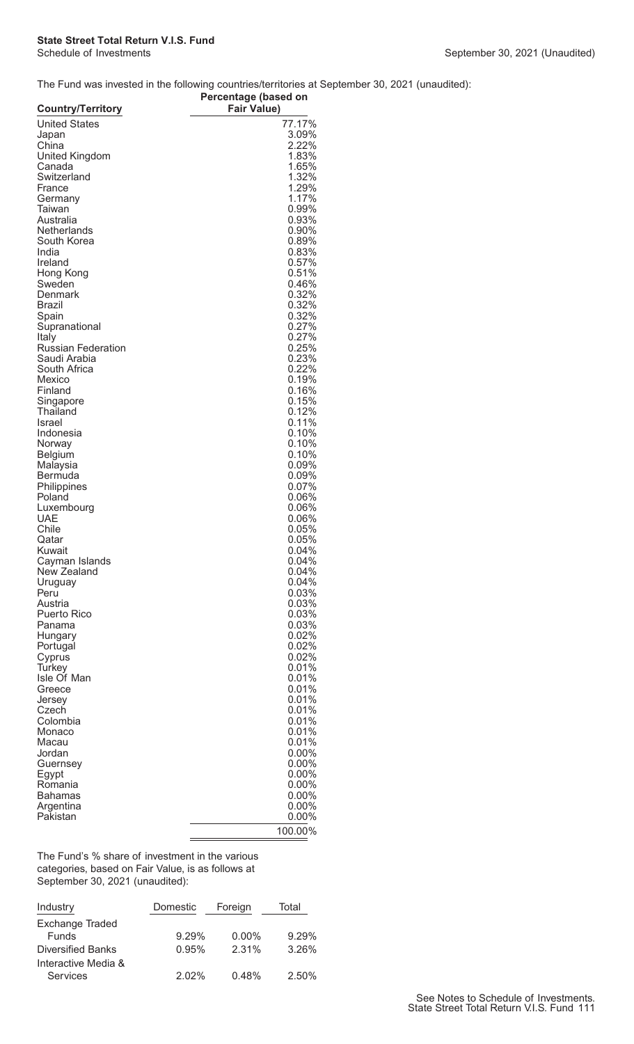**State Street Total Return V.I.S. Fund**
Schedule of Investments

September 30, 2021 (Unaudited)

The Fund was invested in the following countries/territories at September 30, 2021 (unaudited):

| Country/Territory | Percentage (based on Fair Value) |
|---|---|
| United States | 77.17% |
| Japan | 3.09% |
| China | 2.22% |
| United Kingdom | 1.83% |
| Canada | 1.65% |
| Switzerland | 1.32% |
| France | 1.29% |
| Germany | 1.17% |
| Taiwan | 0.99% |
| Australia | 0.93% |
| Netherlands | 0.90% |
| South Korea | 0.89% |
| India | 0.83% |
| Ireland | 0.57% |
| Hong Kong | 0.51% |
| Sweden | 0.46% |
| Denmark | 0.32% |
| Brazil | 0.32% |
| Spain | 0.32% |
| Supranational | 0.27% |
| Italy | 0.27% |
| Russian Federation | 0.25% |
| Saudi Arabia | 0.23% |
| South Africa | 0.22% |
| Mexico | 0.19% |
| Finland | 0.16% |
| Singapore | 0.15% |
| Thailand | 0.12% |
| Israel | 0.11% |
| Indonesia | 0.10% |
| Norway | 0.10% |
| Belgium | 0.10% |
| Malaysia | 0.09% |
| Bermuda | 0.09% |
| Philippines | 0.07% |
| Poland | 0.06% |
| Luxembourg | 0.06% |
| UAE | 0.06% |
| Chile | 0.05% |
| Qatar | 0.05% |
| Kuwait | 0.04% |
| Cayman Islands | 0.04% |
| New Zealand | 0.04% |
| Uruguay | 0.04% |
| Peru | 0.03% |
| Austria | 0.03% |
| Puerto Rico | 0.03% |
| Panama | 0.03% |
| Hungary | 0.02% |
| Portugal | 0.02% |
| Cyprus | 0.02% |
| Turkey | 0.01% |
| Isle Of Man | 0.01% |
| Greece | 0.01% |
| Jersey | 0.01% |
| Czech | 0.01% |
| Colombia | 0.01% |
| Monaco | 0.01% |
| Macau | 0.01% |
| Jordan | 0.00% |
| Guernsey | 0.00% |
| Egypt | 0.00% |
| Romania | 0.00% |
| Bahamas | 0.00% |
| Argentina | 0.00% |
| Pakistan | 0.00% |
| | 100.00% |

The Fund's % share of investment in the various categories, based on Fair Value, is as follows at September 30, 2021 (unaudited):

| Industry | Domestic | Foreign | Total |
|---|---|---|---|
| Exchange Traded Funds | 9.29% | 0.00% | 9.29% |
| Diversified Banks | 0.95% | 2.31% | 3.26% |
| Interactive Media & Services | 2.02% | 0.48% | 2.50% |

See Notes to Schedule of Investments.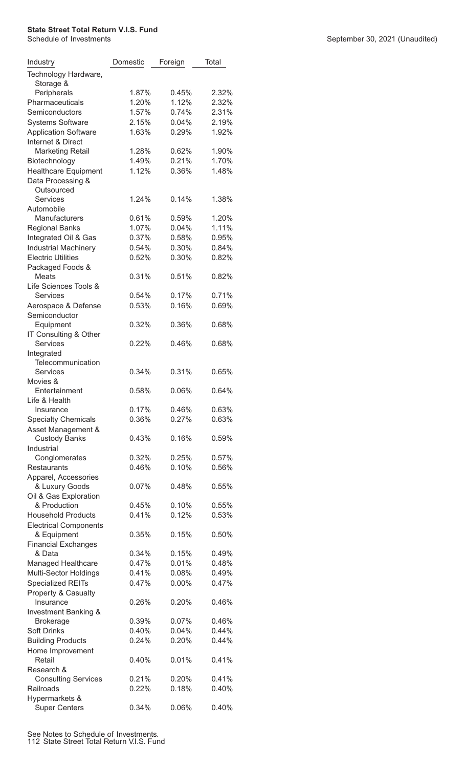**State Street Total Return V.I.S. Fund**

Schedule of Investments

September 30, 2021 (Unaudited)

| Industry | Domestic | Foreign | Total |
|---|---|---|---|
| Technology Hardware, Storage & Peripherals | 1.87% | 0.45% | 2.32% |
| Pharmaceuticals | 1.20% | 1.12% | 2.32% |
| Semiconductors | 1.57% | 0.74% | 2.31% |
| Systems Software | 2.15% | 0.04% | 2.19% |
| Application Software | 1.63% | 0.29% | 1.92% |
| Internet & Direct Marketing Retail | 1.28% | 0.62% | 1.90% |
| Biotechnology | 1.49% | 0.21% | 1.70% |
| Healthcare Equipment | 1.12% | 0.36% | 1.48% |
| Data Processing & Outsourced Services | 1.24% | 0.14% | 1.38% |
| Automobile Manufacturers | 0.61% | 0.59% | 1.20% |
| Regional Banks | 1.07% | 0.04% | 1.11% |
| Integrated Oil & Gas | 0.37% | 0.58% | 0.95% |
| Industrial Machinery | 0.54% | 0.30% | 0.84% |
| Electric Utilities | 0.52% | 0.30% | 0.82% |
| Packaged Foods & Meats | 0.31% | 0.51% | 0.82% |
| Life Sciences Tools & Services | 0.54% | 0.17% | 0.71% |
| Aerospace & Defense | 0.53% | 0.16% | 0.69% |
| Semiconductor Equipment | 0.32% | 0.36% | 0.68% |
| IT Consulting & Other Services | 0.22% | 0.46% | 0.68% |
| Integrated Telecommunication Services | 0.34% | 0.31% | 0.65% |
| Movies & Entertainment | 0.58% | 0.06% | 0.64% |
| Life & Health Insurance | 0.17% | 0.46% | 0.63% |
| Specialty Chemicals | 0.36% | 0.27% | 0.63% |
| Asset Management & Custody Banks | 0.43% | 0.16% | 0.59% |
| Industrial Conglomerates | 0.32% | 0.25% | 0.57% |
| Restaurants | 0.46% | 0.10% | 0.56% |
| Apparel, Accessories & Luxury Goods | 0.07% | 0.48% | 0.55% |
| Oil & Gas Exploration & Production | 0.45% | 0.10% | 0.55% |
| Household Products | 0.41% | 0.12% | 0.53% |
| Electrical Components & Equipment | 0.35% | 0.15% | 0.50% |
| Financial Exchanges & Data | 0.34% | 0.15% | 0.49% |
| Managed Healthcare | 0.47% | 0.01% | 0.48% |
| Multi-Sector Holdings | 0.41% | 0.08% | 0.49% |
| Specialized REITs | 0.47% | 0.00% | 0.47% |
| Property & Casualty Insurance | 0.26% | 0.20% | 0.46% |
| Investment Banking & Brokerage | 0.39% | 0.07% | 0.46% |
| Soft Drinks | 0.40% | 0.04% | 0.44% |
| Building Products | 0.24% | 0.20% | 0.44% |
| Home Improvement Retail | 0.40% | 0.01% | 0.41% |
| Research & Consulting Services | 0.21% | 0.20% | 0.41% |
| Railroads | 0.22% | 0.18% | 0.40% |
| Hypermarkets & Super Centers | 0.34% | 0.06% | 0.40% |

See Notes to Schedule of Investments.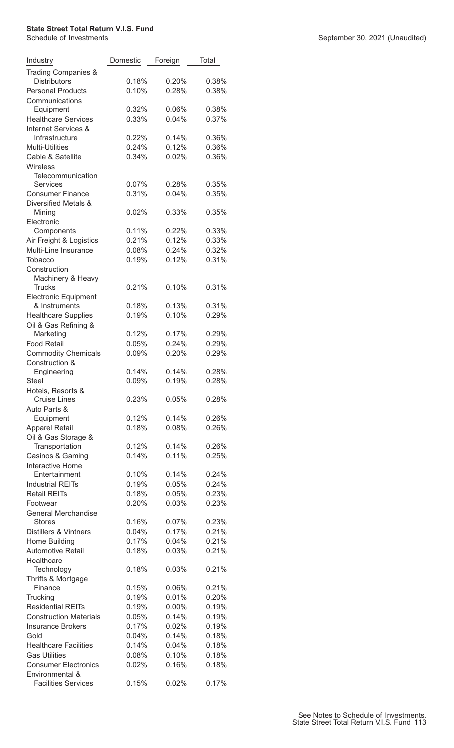# State Street Total Return V.I.S. Fund

Schedule of Investments

September 30, 2021 (Unaudited)

| Industry | Domestic | Foreign | Total |
|---|---|---|---|
| Trading Companies & Distributors | 0.18% | 0.20% | 0.38% |
| Personal Products | 0.10% | 0.28% | 0.38% |
| Communications Equipment | 0.32% | 0.06% | 0.38% |
| Healthcare Services | 0.33% | 0.04% | 0.37% |
| Internet Services & Infrastructure | 0.22% | 0.14% | 0.36% |
| Multi-Utilities | 0.24% | 0.12% | 0.36% |
| Cable & Satellite | 0.34% | 0.02% | 0.36% |
| Wireless Telecommunication Services | 0.07% | 0.28% | 0.35% |
| Consumer Finance | 0.31% | 0.04% | 0.35% |
| Diversified Metals & Mining | 0.02% | 0.33% | 0.35% |
| Electronic Components | 0.11% | 0.22% | 0.33% |
| Air Freight & Logistics | 0.21% | 0.12% | 0.33% |
| Multi-Line Insurance | 0.08% | 0.24% | 0.32% |
| Tobacco | 0.19% | 0.12% | 0.31% |
| Construction Machinery & Heavy Trucks | 0.21% | 0.10% | 0.31% |
| Electronic Equipment & Instruments | 0.18% | 0.13% | 0.31% |
| Healthcare Supplies | 0.19% | 0.10% | 0.29% |
| Oil & Gas Refining & Marketing | 0.12% | 0.17% | 0.29% |
| Food Retail | 0.05% | 0.24% | 0.29% |
| Commodity Chemicals | 0.09% | 0.20% | 0.29% |
| Construction & Engineering | 0.14% | 0.14% | 0.28% |
| Steel | 0.09% | 0.19% | 0.28% |
| Hotels, Resorts & Cruise Lines | 0.23% | 0.05% | 0.28% |
| Auto Parts & Equipment | 0.12% | 0.14% | 0.26% |
| Apparel Retail | 0.18% | 0.08% | 0.26% |
| Oil & Gas Storage & Transportation | 0.12% | 0.14% | 0.26% |
| Casinos & Gaming | 0.14% | 0.11% | 0.25% |
| Interactive Home Entertainment | 0.10% | 0.14% | 0.24% |
| Industrial REITs | 0.19% | 0.05% | 0.24% |
| Retail REITs | 0.18% | 0.05% | 0.23% |
| Footwear | 0.20% | 0.03% | 0.23% |
| General Merchandise Stores | 0.16% | 0.07% | 0.23% |
| Distillers & Vintners | 0.04% | 0.17% | 0.21% |
| Home Building | 0.17% | 0.04% | 0.21% |
| Automotive Retail | 0.18% | 0.03% | 0.21% |
| Healthcare Technology | 0.18% | 0.03% | 0.21% |
| Thrifts & Mortgage Finance | 0.15% | 0.06% | 0.21% |
| Trucking | 0.19% | 0.01% | 0.20% |
| Residential REITs | 0.19% | 0.00% | 0.19% |
| Construction Materials | 0.05% | 0.14% | 0.19% |
| Insurance Brokers | 0.17% | 0.02% | 0.19% |
| Gold | 0.04% | 0.14% | 0.18% |
| Healthcare Facilities | 0.14% | 0.04% | 0.18% |
| Gas Utilities | 0.08% | 0.10% | 0.18% |
| Consumer Electronics | 0.02% | 0.16% | 0.18% |
| Environmental & Facilities Services | 0.15% | 0.02% | 0.17% |

See Notes to Schedule of Investments.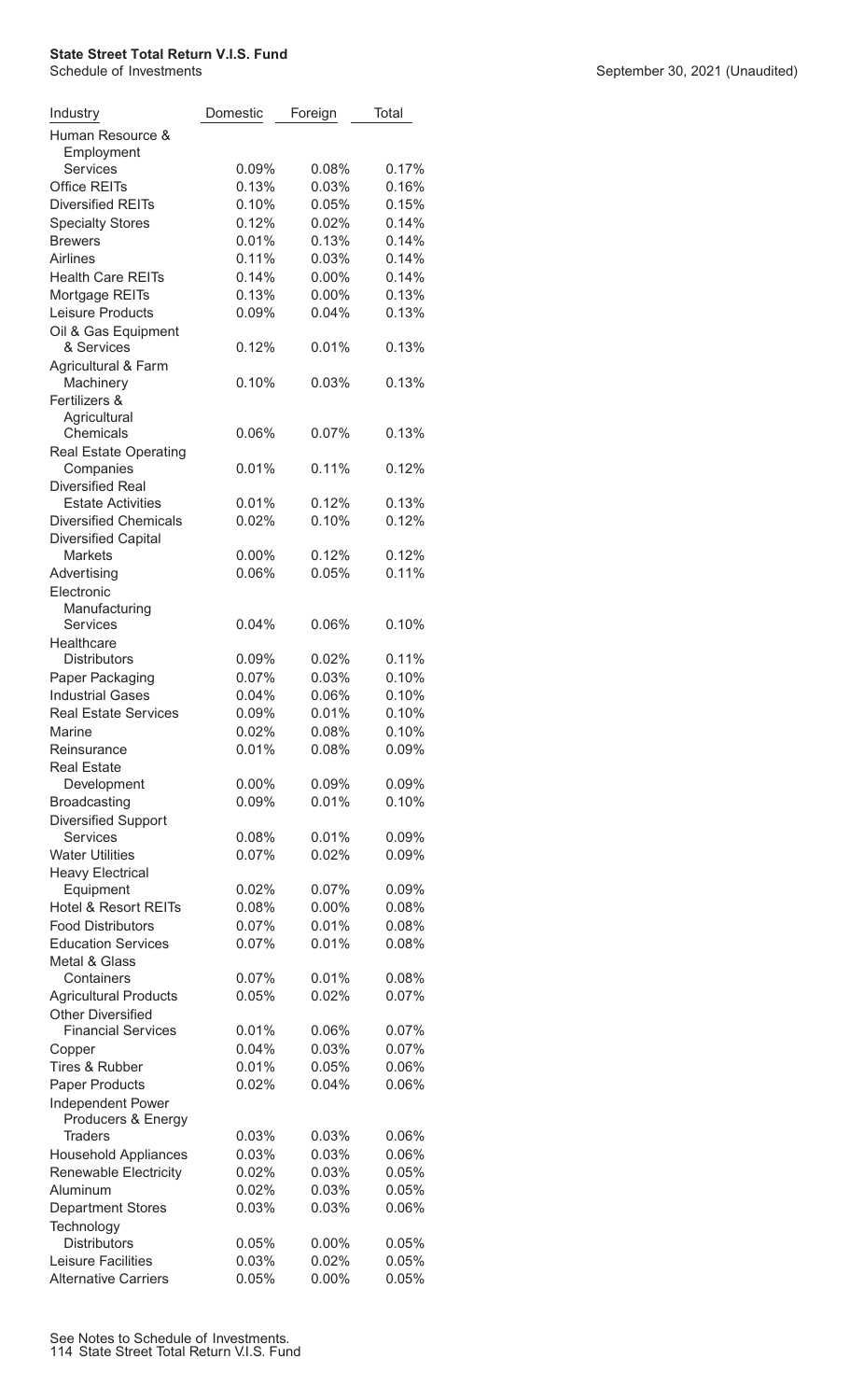**State Street Total Return V.I.S. Fund**

Schedule of Investments

September 30, 2021 (Unaudited)

| Industry | Domestic | Foreign | Total |
|---|---|---|---|
| Human Resource & Employment Services | 0.09% | 0.08% | 0.17% |
| Office REITs | 0.13% | 0.03% | 0.16% |
| Diversified REITs | 0.10% | 0.05% | 0.15% |
| Specialty Stores | 0.12% | 0.02% | 0.14% |
| Brewers | 0.01% | 0.13% | 0.14% |
| Airlines | 0.11% | 0.03% | 0.14% |
| Health Care REITs | 0.14% | 0.00% | 0.14% |
| Mortgage REITs | 0.13% | 0.00% | 0.13% |
| Leisure Products | 0.09% | 0.04% | 0.13% |
| Oil & Gas Equipment & Services | 0.12% | 0.01% | 0.13% |
| Agricultural & Farm Machinery | 0.10% | 0.03% | 0.13% |
| Fertilizers & Agricultural Chemicals | 0.06% | 0.07% | 0.13% |
| Real Estate Operating Companies | 0.01% | 0.11% | 0.12% |
| Diversified Real Estate Activities | 0.01% | 0.12% | 0.13% |
| Diversified Chemicals | 0.02% | 0.10% | 0.12% |
| Diversified Capital Markets | 0.00% | 0.12% | 0.12% |
| Advertising | 0.06% | 0.05% | 0.11% |
| Electronic Manufacturing Services | 0.04% | 0.06% | 0.10% |
| Healthcare Distributors | 0.09% | 0.02% | 0.11% |
| Paper Packaging | 0.07% | 0.03% | 0.10% |
| Industrial Gases | 0.04% | 0.06% | 0.10% |
| Real Estate Services | 0.09% | 0.01% | 0.10% |
| Marine | 0.02% | 0.08% | 0.10% |
| Reinsurance | 0.01% | 0.08% | 0.09% |
| Real Estate Development | 0.00% | 0.09% | 0.09% |
| Broadcasting | 0.09% | 0.01% | 0.10% |
| Diversified Support Services | 0.08% | 0.01% | 0.09% |
| Water Utilities | 0.07% | 0.02% | 0.09% |
| Heavy Electrical Equipment | 0.02% | 0.07% | 0.09% |
| Hotel & Resort REITs | 0.08% | 0.00% | 0.08% |
| Food Distributors | 0.07% | 0.01% | 0.08% |
| Education Services | 0.07% | 0.01% | 0.08% |
| Metal & Glass Containers | 0.07% | 0.01% | 0.08% |
| Agricultural Products | 0.05% | 0.02% | 0.07% |
| Other Diversified Financial Services | 0.01% | 0.06% | 0.07% |
| Copper | 0.04% | 0.03% | 0.07% |
| Tires & Rubber | 0.01% | 0.05% | 0.06% |
| Paper Products | 0.02% | 0.04% | 0.06% |
| Independent Power Producers & Energy Traders | 0.03% | 0.03% | 0.06% |
| Household Appliances | 0.03% | 0.03% | 0.06% |
| Renewable Electricity | 0.02% | 0.03% | 0.05% |
| Aluminum | 0.02% | 0.03% | 0.05% |
| Department Stores | 0.03% | 0.03% | 0.06% |
| Technology Distributors | 0.05% | 0.00% | 0.05% |
| Leisure Facilities | 0.03% | 0.02% | 0.05% |
| Alternative Carriers | 0.05% | 0.00% | 0.05% |

See Notes to Schedule of Investments.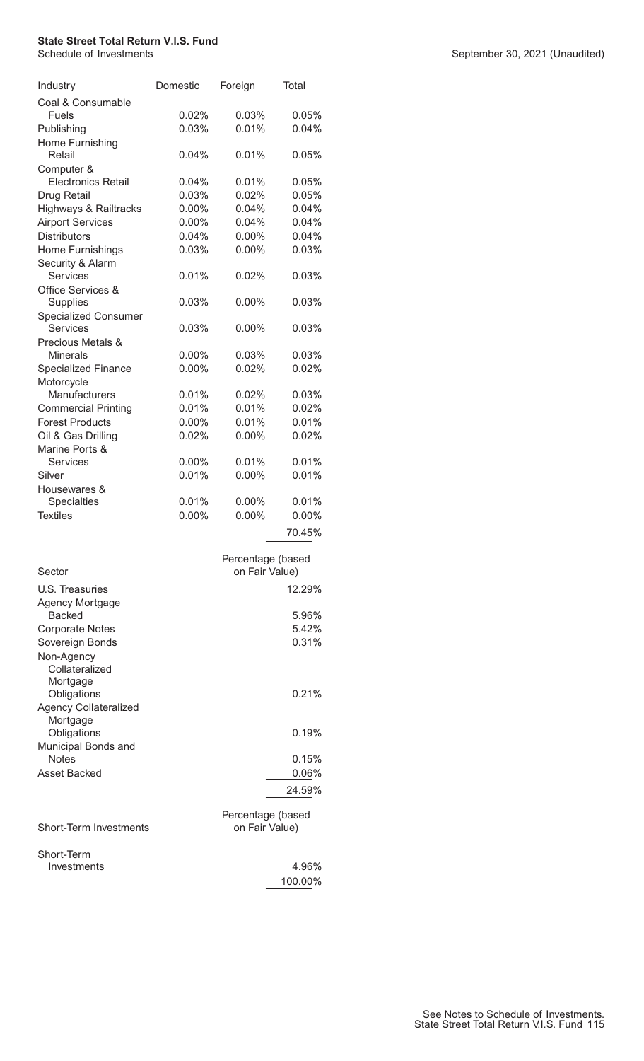**State Street Total Return V.I.S. Fund**

Schedule of Investments

September 30, 2021 (Unaudited)

| Industry | Domestic | Foreign | Total |
|---|---|---|---|
| Coal & Consumable Fuels | 0.02% | 0.03% | 0.05% |
| Publishing | 0.03% | 0.01% | 0.04% |
| Home Furnishing Retail | 0.04% | 0.01% | 0.05% |
| Computer & Electronics Retail | 0.04% | 0.01% | 0.05% |
| Drug Retail | 0.03% | 0.02% | 0.05% |
| Highways & Railtracks | 0.00% | 0.04% | 0.04% |
| Airport Services | 0.00% | 0.04% | 0.04% |
| Distributors | 0.04% | 0.00% | 0.04% |
| Home Furnishings | 0.03% | 0.00% | 0.03% |
| Security & Alarm Services | 0.01% | 0.02% | 0.03% |
| Office Services & Supplies | 0.03% | 0.00% | 0.03% |
| Specialized Consumer Services | 0.03% | 0.00% | 0.03% |
| Precious Metals & Minerals | 0.00% | 0.03% | 0.03% |
| Specialized Finance | 0.00% | 0.02% | 0.02% |
| Motorcycle Manufacturers | 0.01% | 0.02% | 0.03% |
| Commercial Printing | 0.01% | 0.01% | 0.02% |
| Forest Products | 0.00% | 0.01% | 0.01% |
| Oil & Gas Drilling | 0.02% | 0.00% | 0.02% |
| Marine Ports & Services | 0.00% | 0.01% | 0.01% |
| Silver | 0.01% | 0.00% | 0.01% |
| Housewares & Specialties | 0.01% | 0.00% | 0.01% |
| Textiles | 0.00% | 0.00% | 0.00% |
| | | | 70.45% |

| Sector | Percentage (based on Fair Value) |
|---|---|
| U.S. Treasuries | 12.29% |
| Agency Mortgage Backed | 5.96% |
| Corporate Notes | 5.42% |
| Sovereign Bonds | 0.31% |
| Non-Agency Collateralized Mortgage Obligations | 0.21% |
| Agency Collateralized Mortgage Obligations | 0.19% |
| Municipal Bonds and Notes | 0.15% |
| Asset Backed | 0.06% |
| | 24.59% |

| Short-Term Investments | Percentage (based on Fair Value) |
|---|---|
| Short-Term Investments | 4.96% |
| | 100.00% |

See Notes to Schedule of Investments.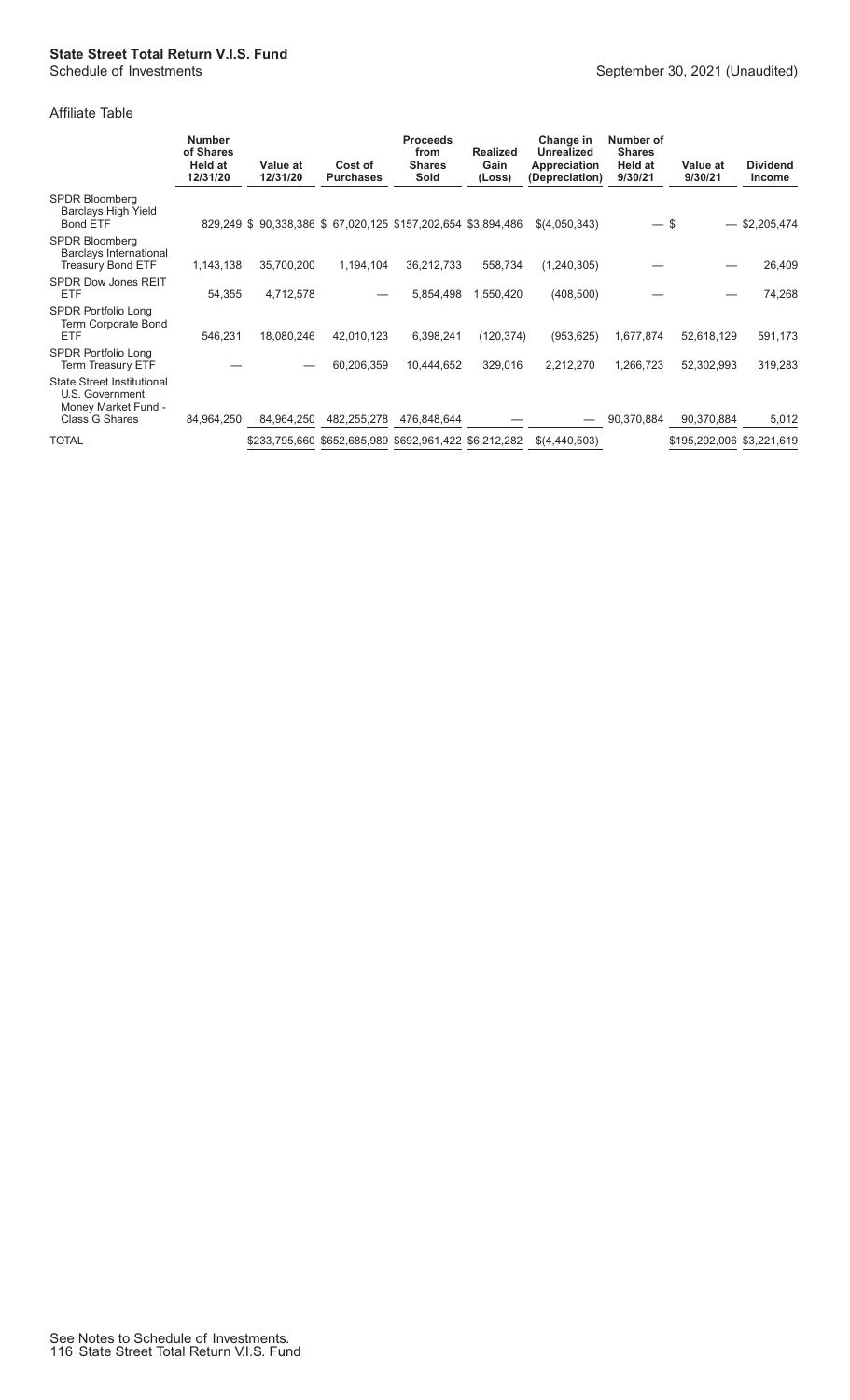**State Street Total Return V.I.S. Fund**
Schedule of Investments

September 30, 2021 (Unaudited)

Affiliate Table

| | Number of Shares Held at 12/31/20 | Value at 12/31/20 | Cost of Purchases | Proceeds from Shares Sold | Realized Gain (Loss) | Change in Unrealized Appreciation (Depreciation) | Number of Shares Held at 9/30/21 | Value at 9/30/21 | Dividend Income |
|---|---|---|---|---|---|---|---|---|---|
| SPDR Bloomberg Barclays High Yield Bond ETF | 829,249 | $ 90,338,386 | $ 67,020,125 | $157,202,654 | $3,894,486 | $(4,050,343) | — | $ — | $2,205,474 |
| SPDR Bloomberg Barclays International Treasury Bond ETF | 1,143,138 | 35,700,200 | 1,194,104 | 36,212,733 | 558,734 | (1,240,305) | — | — | 26,409 |
| SPDR Dow Jones REIT ETF | 54,355 | 4,712,578 | — | 5,854,498 | 1,550,420 | (408,500) | — | — | 74,268 |
| SPDR Portfolio Long Term Corporate Bond ETF | 546,231 | 18,080,246 | 42,010,123 | 6,398,241 | (120,374) | (953,625) | 1,677,874 | 52,618,129 | 591,173 |
| SPDR Portfolio Long Term Treasury ETF | — | — | 60,206,359 | 10,444,652 | 329,016 | 2,212,270 | 1,266,723 | 52,302,993 | 319,283 |
| State Street Institutional U.S. Government Money Market Fund - Class G Shares | 84,964,250 | 84,964,250 | 482,255,278 | 476,848,644 | — | — | 90,370,884 | 90,370,884 | 5,012 |
| TOTAL | | $233,795,660 | $652,685,989 | $692,961,422 | $6,212,282 | $(4,440,503) | | $195,292,006 | $3,221,619 |

See Notes to Schedule of Investments.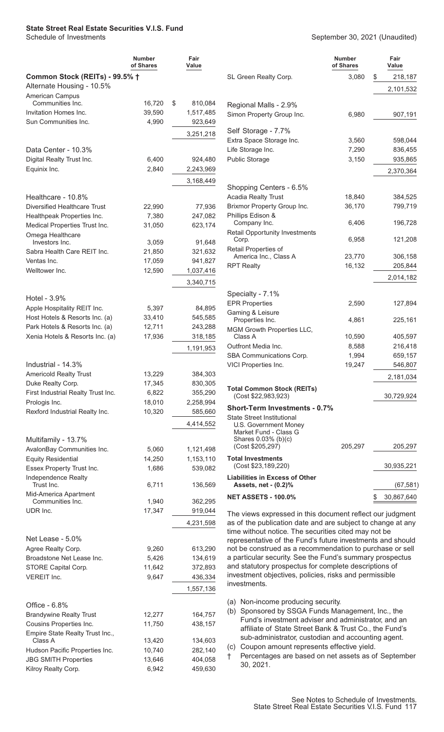# State Street Real Estate Securities V.I.S. Fund

Schedule of Investments

September 30, 2021 (Unaudited)

| | Number of Shares | Fair Value |
|---|---|---|
| **Common Stock (REITs) - 99.5% †** | | |
| Alternate Housing - 10.5% | | |
| American Campus Communities Inc. | 16,720 | $ 810,084 |
| Invitation Homes Inc. | 39,590 | 1,517,485 |
| Sun Communities Inc. | 4,990 | 923,649 |
| | | 3,251,218 |
| Data Center - 10.3% | | |
| Digital Realty Trust Inc. | 6,400 | 924,480 |
| Equinix Inc. | 2,840 | 2,243,969 |
| | | 3,168,449 |
| Healthcare - 10.8% | | |
| Diversified Healthcare Trust | 22,990 | 77,936 |
| Healthpeak Properties Inc. | 7,380 | 247,082 |
| Medical Properties Trust Inc. | 31,050 | 623,174 |
| Omega Healthcare Investors Inc. | 3,059 | 91,648 |
| Sabra Health Care REIT Inc. | 21,850 | 321,632 |
| Ventas Inc. | 17,059 | 941,827 |
| Welltower Inc. | 12,590 | 1,037,416 |
| | | 3,340,715 |
| Hotel - 3.9% | | |
| Apple Hospitality REIT Inc. | 5,397 | 84,895 |
| Host Hotels & Resorts Inc. (a) | 33,410 | 545,585 |
| Park Hotels & Resorts Inc. (a) | 12,711 | 243,288 |
| Xenia Hotels & Resorts Inc. (a) | 17,936 | 318,185 |
| | | 1,191,953 |
| Industrial - 14.3% | | |
| Americold Realty Trust | 13,229 | 384,303 |
| Duke Realty Corp. | 17,345 | 830,305 |
| First Industrial Realty Trust Inc. | 6,822 | 355,290 |
| Prologis Inc. | 18,010 | 2,258,994 |
| Rexford Industrial Realty Inc. | 10,320 | 585,660 |
| | | 4,414,552 |
| Multifamily - 13.7% | | |
| AvalonBay Communities Inc. | 5,060 | 1,121,498 |
| Equity Residential | 14,250 | 1,153,110 |
| Essex Property Trust Inc. | 1,686 | 539,082 |
| Independence Realty Trust Inc. | 6,711 | 136,569 |
| Mid-America Apartment Communities Inc. | 1,940 | 362,295 |
| UDR Inc. | 17,347 | 919,044 |
| | | 4,231,598 |
| Net Lease - 5.0% | | |
| Agree Realty Corp. | 9,260 | 613,290 |
| Broadstone Net Lease Inc. | 5,426 | 134,619 |
| STORE Capital Corp. | 11,642 | 372,893 |
| VEREIT Inc. | 9,647 | 436,334 |
| | | 1,557,136 |
| Office - 6.8% | | |
| Brandywine Realty Trust | 12,277 | 164,757 |
| Cousins Properties Inc. | 11,750 | 438,157 |
| Empire State Realty Trust Inc., Class A | 13,420 | 134,603 |
| Hudson Pacific Properties Inc. | 10,740 | 282,140 |
| JBG SMITH Properties | 13,646 | 404,058 |
| Kilroy Realty Corp. | 6,942 | 459,630 |
| SL Green Realty Corp. | 3,080 | $ 218,187 |
| | | 2,101,532 |
| Regional Malls - 2.9% | | |
| Simon Property Group Inc. | 6,980 | 907,191 |
| Self Storage - 7.7% | | |
| Extra Space Storage Inc. | 3,560 | 598,044 |
| Life Storage Inc. | 7,290 | 836,455 |
| Public Storage | 3,150 | 935,865 |
| | | 2,370,364 |
| Shopping Centers - 6.5% | | |
| Acadia Realty Trust | 18,840 | 384,525 |
| Brixmor Property Group Inc. | 36,170 | 799,719 |
| Phillips Edison & Company Inc. | 6,406 | 196,728 |
| Retail Opportunity Investments Corp. | 6,958 | 121,208 |
| Retail Properties of America Inc., Class A | 23,770 | 306,158 |
| RPT Realty | 16,132 | 205,844 |
| | | 2,014,182 |
| Specialty - 7.1% | | |
| EPR Properties | 2,590 | 127,894 |
| Gaming & Leisure Properties Inc. | 4,861 | 225,161 |
| MGM Growth Properties LLC, Class A | 10,590 | 405,597 |
| Outfront Media Inc. | 8,588 | 216,418 |
| SBA Communications Corp. | 1,994 | 659,157 |
| VICI Properties Inc. | 19,247 | 546,807 |
| | | 2,181,034 |
| **Total Common Stock (REITs)** (Cost $22,983,923) | | 30,729,924 |
| **Short-Term Investments - 0.7%** | | |
| State Street Institutional U.S. Government Money Market Fund - Class G Shares 0.03% (b)(c) (Cost $205,297) | 205,297 | 205,297 |
| **Total Investments** (Cost $23,189,220) | | 30,935,221 |
| **Liabilities in Excess of Other Assets, net - (0.2)%** | | (67,581) |
| **NET ASSETS - 100.0%** | | $ 30,867,640 |

The views expressed in this document reflect our judgment as of the publication date and are subject to change at any time without notice. The securities cited may not be representative of the Fund's future investments and should not be construed as a recommendation to purchase or sell a particular security. See the Fund's summary prospectus and statutory prospectus for complete descriptions of investment objectives, policies, risks and permissible investments.

(a) Non-income producing security.

(b) Sponsored by SSGA Funds Management, Inc., the Fund's investment adviser and administrator, and an affiliate of State Street Bank & Trust Co., the Fund's sub-administrator, custodian and accounting agent.

(c) Coupon amount represents effective yield.

† Percentages are based on net assets as of September 30, 2021.

See Notes to Schedule of Investments.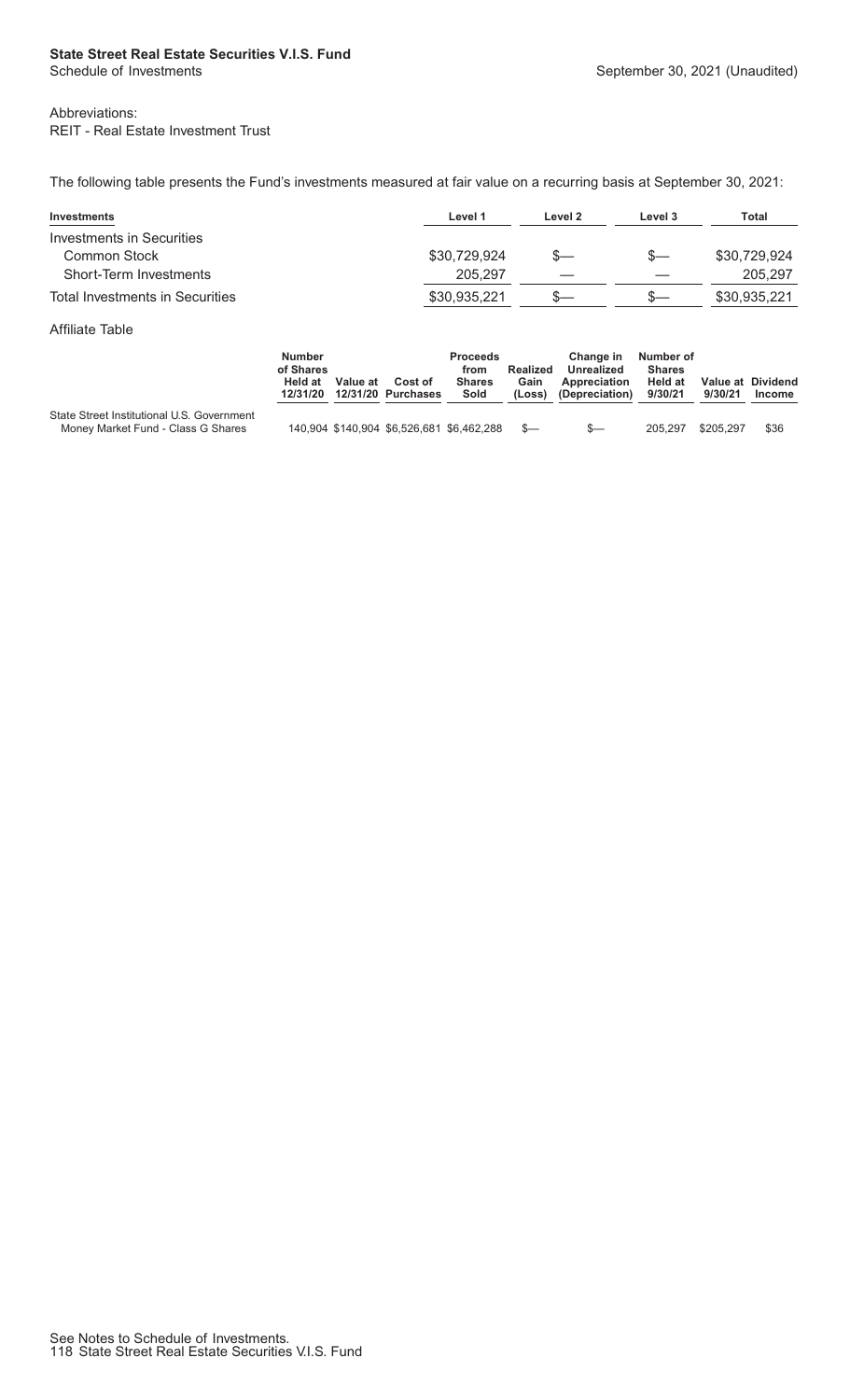Abbreviations:
REIT - Real Estate Investment Trust

The following table presents the Fund's investments measured at fair value on a recurring basis at September 30, 2021:

| Investments | Level 1 | Level 2 | Level 3 | Total |
|---|---|---|---|---|
| Investments in Securities | | | | |
| Common Stock | $30,729,924 | $— | $— | $30,729,924 |
| Short-Term Investments | 205,297 | — | — | 205,297 |
| Total Investments in Securities | $30,935,221 | $— | $— | $30,935,221 |

Affiliate Table

| | Number of Shares Held at 12/31/20 | Value at 12/31/20 | Cost of Purchases | Proceeds from Shares Sold | Realized Gain (Loss) | Change in Unrealized Appreciation (Depreciation) | Number of Shares Held at 9/30/21 | Value at 9/30/21 | Dividend Income |
|---|---|---|---|---|---|---|---|---|---|
| State Street Institutional U.S. Government Money Market Fund - Class G Shares | 140,904 | $140,904 | $6,526,681 | $6,462,288 | $— | $— | 205,297 | $205,297 | $36 |

See Notes to Schedule of Investments.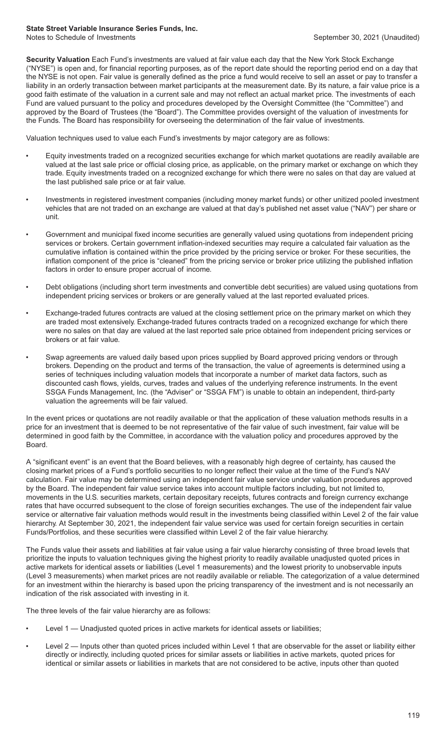**Security Valuation** Each Fund's investments are valued at fair value each day that the New York Stock Exchange ("NYSE") is open and, for financial reporting purposes, as of the report date should the reporting period end on a day that the NYSE is not open. Fair value is generally defined as the price a fund would receive to sell an asset or pay to transfer a liability in an orderly transaction between market participants at the measurement date. By its nature, a fair value price is a good faith estimate of the valuation in a current sale and may not reflect an actual market price. The investments of each Fund are valued pursuant to the policy and procedures developed by the Oversight Committee (the "Committee") and approved by the Board of Trustees (the "Board"). The Committee provides oversight of the valuation of investments for the Funds. The Board has responsibility for overseeing the determination of the fair value of investments.

Valuation techniques used to value each Fund's investments by major category are as follows:

- Equity investments traded on a recognized securities exchange for which market quotations are readily available are valued at the last sale price or official closing price, as applicable, on the primary market or exchange on which they trade. Equity investments traded on a recognized exchange for which there were no sales on that day are valued at the last published sale price or at fair value.
- Investments in registered investment companies (including money market funds) or other unitized pooled investment vehicles that are not traded on an exchange are valued at that day's published net asset value ("NAV") per share or unit.
- Government and municipal fixed income securities are generally valued using quotations from independent pricing services or brokers. Certain government inflation-indexed securities may require a calculated fair valuation as the cumulative inflation is contained within the price provided by the pricing service or broker. For these securities, the inflation component of the price is "cleaned" from the pricing service or broker price utilizing the published inflation factors in order to ensure proper accrual of income.
- Debt obligations (including short term investments and convertible debt securities) are valued using quotations from independent pricing services or brokers or are generally valued at the last reported evaluated prices.
- Exchange-traded futures contracts are valued at the closing settlement price on the primary market on which they are traded most extensively. Exchange-traded futures contracts traded on a recognized exchange for which there were no sales on that day are valued at the last reported sale price obtained from independent pricing services or brokers or at fair value.
- Swap agreements are valued daily based upon prices supplied by Board approved pricing vendors or through brokers. Depending on the product and terms of the transaction, the value of agreements is determined using a series of techniques including valuation models that incorporate a number of market data factors, such as discounted cash flows, yields, curves, trades and values of the underlying reference instruments. In the event SSGA Funds Management, Inc. (the "Adviser" or "SSGA FM") is unable to obtain an independent, third-party valuation the agreements will be fair valued.

In the event prices or quotations are not readily available or that the application of these valuation methods results in a price for an investment that is deemed to be not representative of the fair value of such investment, fair value will be determined in good faith by the Committee, in accordance with the valuation policy and procedures approved by the Board.

A "significant event" is an event that the Board believes, with a reasonably high degree of certainty, has caused the closing market prices of a Fund's portfolio securities to no longer reflect their value at the time of the Fund's NAV calculation. Fair value may be determined using an independent fair value service under valuation procedures approved by the Board. The independent fair value service takes into account multiple factors including, but not limited to, movements in the U.S. securities markets, certain depositary receipts, futures contracts and foreign currency exchange rates that have occurred subsequent to the close of foreign securities exchanges. The use of the independent fair value service or alternative fair valuation methods would result in the investments being classified within Level 2 of the fair value hierarchy. At September 30, 2021, the independent fair value service was used for certain foreign securities in certain Funds/Portfolios, and these securities were classified within Level 2 of the fair value hierarchy.

The Funds value their assets and liabilities at fair value using a fair value hierarchy consisting of three broad levels that prioritize the inputs to valuation techniques giving the highest priority to readily available unadjusted quoted prices in active markets for identical assets or liabilities (Level 1 measurements) and the lowest priority to unobservable inputs (Level 3 measurements) when market prices are not readily available or reliable. The categorization of a value determined for an investment within the hierarchy is based upon the pricing transparency of the investment and is not necessarily an indication of the risk associated with investing in it.

The three levels of the fair value hierarchy are as follows:

- Level 1 — Unadjusted quoted prices in active markets for identical assets or liabilities;
- Level 2 — Inputs other than quoted prices included within Level 1 that are observable for the asset or liability either directly or indirectly, including quoted prices for similar assets or liabilities in active markets, quoted prices for identical or similar assets or liabilities in markets that are not considered to be active, inputs other than quoted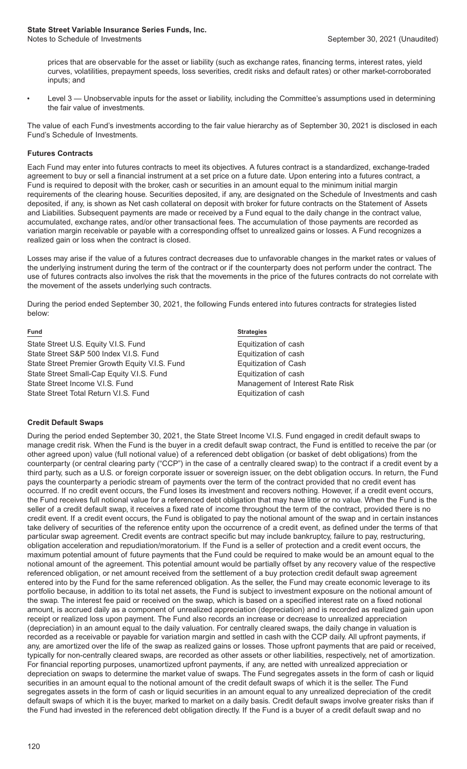prices that are observable for the asset or liability (such as exchange rates, financing terms, interest rates, yield curves, volatilities, prepayment speeds, loss severities, credit risks and default rates) or other market-corroborated inputs; and

- Level 3 — Unobservable inputs for the asset or liability, including the Committee's assumptions used in determining the fair value of investments.

The value of each Fund's investments according to the fair value hierarchy as of September 30, 2021 is disclosed in each Fund's Schedule of Investments.

**Futures Contracts**

Each Fund may enter into futures contracts to meet its objectives. A futures contract is a standardized, exchange-traded agreement to buy or sell a financial instrument at a set price on a future date. Upon entering into a futures contract, a Fund is required to deposit with the broker, cash or securities in an amount equal to the minimum initial margin requirements of the clearing house. Securities deposited, if any, are designated on the Schedule of Investments and cash deposited, if any, is shown as Net cash collateral on deposit with broker for future contracts on the Statement of Assets and Liabilities. Subsequent payments are made or received by a Fund equal to the daily change in the contract value, accumulated, exchange rates, and/or other transactional fees. The accumulation of those payments are recorded as variation margin receivable or payable with a corresponding offset to unrealized gains or losses. A Fund recognizes a realized gain or loss when the contract is closed.

Losses may arise if the value of a futures contract decreases due to unfavorable changes in the market rates or values of the underlying instrument during the term of the contract or if the counterparty does not perform under the contract. The use of futures contracts also involves the risk that the movements in the price of the futures contracts do not correlate with the movement of the assets underlying such contracts.

During the period ended September 30, 2021, the following Funds entered into futures contracts for strategies listed below:

| Fund | Strategies |
|---|---|
| State Street U.S. Equity V.I.S. Fund | Equitization of cash |
| State Street S&P 500 Index V.I.S. Fund | Equitization of cash |
| State Street Premier Growth Equity V.I.S. Fund | Equitization of Cash |
| State Street Small-Cap Equity V.I.S. Fund | Equitization of cash |
| State Street Income V.I.S. Fund | Management of Interest Rate Risk |
| State Street Total Return V.I.S. Fund | Equitization of cash |

**Credit Default Swaps**

During the period ended September 30, 2021, the State Street Income V.I.S. Fund engaged in credit default swaps to manage credit risk. When the Fund is the buyer in a credit default swap contract, the Fund is entitled to receive the par (or other agreed upon) value (full notional value) of a referenced debt obligation (or basket of debt obligations) from the counterparty (or central clearing party ("CCP") in the case of a centrally cleared swap) to the contract if a credit event by a third party, such as a U.S. or foreign corporate issuer or sovereign issuer, on the debt obligation occurs. In return, the Fund pays the counterparty a periodic stream of payments over the term of the contract provided that no credit event has occurred. If no credit event occurs, the Fund loses its investment and recovers nothing. However, if a credit event occurs, the Fund receives full notional value for a referenced debt obligation that may have little or no value. When the Fund is the seller of a credit default swap, it receives a fixed rate of income throughout the term of the contract, provided there is no credit event. If a credit event occurs, the Fund is obligated to pay the notional amount of the swap and in certain instances take delivery of securities of the reference entity upon the occurrence of a credit event, as defined under the terms of that particular swap agreement. Credit events are contract specific but may include bankruptcy, failure to pay, restructuring, obligation acceleration and repudiation/moratorium. If the Fund is a seller of protection and a credit event occurs, the maximum potential amount of future payments that the Fund could be required to make would be an amount equal to the notional amount of the agreement. This potential amount would be partially offset by any recovery value of the respective referenced obligation, or net amount received from the settlement of a buy protection credit default swap agreement entered into by the Fund for the same referenced obligation. As the seller, the Fund may create economic leverage to its portfolio because, in addition to its total net assets, the Fund is subject to investment exposure on the notional amount of the swap. The interest fee paid or received on the swap, which is based on a specified interest rate on a fixed notional amount, is accrued daily as a component of unrealized appreciation (depreciation) and is recorded as realized gain upon receipt or realized loss upon payment. The Fund also records an increase or decrease to unrealized appreciation (depreciation) in an amount equal to the daily valuation. For centrally cleared swaps, the daily change in valuation is recorded as a receivable or payable for variation margin and settled in cash with the CCP daily. All upfront payments, if any, are amortized over the life of the swap as realized gains or losses. Those upfront payments that are paid or received, typically for non-centrally cleared swaps, are recorded as other assets or other liabilities, respectively, net of amortization. For financial reporting purposes, unamortized upfront payments, if any, are netted with unrealized appreciation or depreciation on swaps to determine the market value of swaps. The Fund segregates assets in the form of cash or liquid securities in an amount equal to the notional amount of the credit default swaps of which it is the seller. The Fund segregates assets in the form of cash or liquid securities in an amount equal to any unrealized depreciation of the credit default swaps of which it is the buyer, marked to market on a daily basis. Credit default swaps involve greater risks than if the Fund had invested in the referenced debt obligation directly. If the Fund is a buyer of a credit default swap and no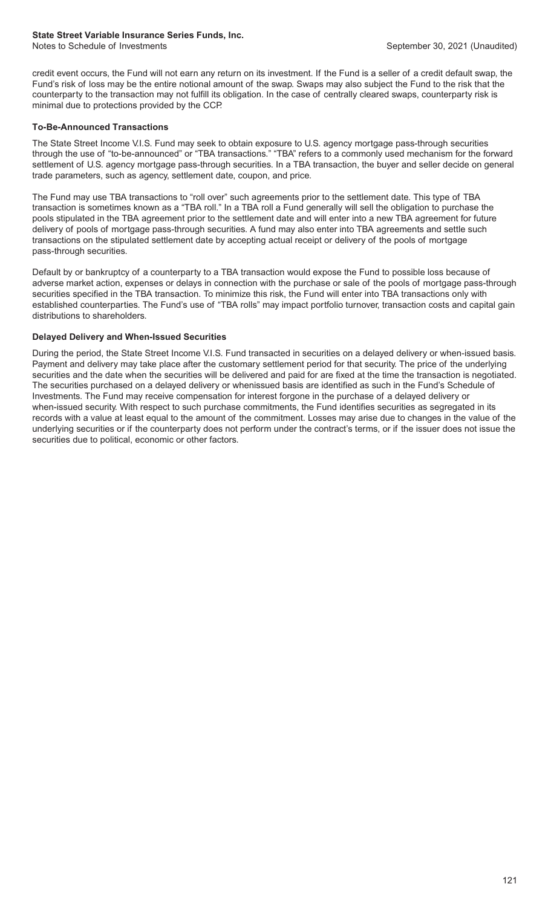credit event occurs, the Fund will not earn any return on its investment. If the Fund is a seller of a credit default swap, the Fund's risk of loss may be the entire notional amount of the swap. Swaps may also subject the Fund to the risk that the counterparty to the transaction may not fulfill its obligation. In the case of centrally cleared swaps, counterparty risk is minimal due to protections provided by the CCP.

**To-Be-Announced Transactions**

The State Street Income V.I.S. Fund may seek to obtain exposure to U.S. agency mortgage pass-through securities through the use of "to-be-announced" or "TBA transactions." "TBA" refers to a commonly used mechanism for the forward settlement of U.S. agency mortgage pass-through securities. In a TBA transaction, the buyer and seller decide on general trade parameters, such as agency, settlement date, coupon, and price.

The Fund may use TBA transactions to "roll over" such agreements prior to the settlement date. This type of TBA transaction is sometimes known as a "TBA roll." In a TBA roll a Fund generally will sell the obligation to purchase the pools stipulated in the TBA agreement prior to the settlement date and will enter into a new TBA agreement for future delivery of pools of mortgage pass-through securities. A fund may also enter into TBA agreements and settle such transactions on the stipulated settlement date by accepting actual receipt or delivery of the pools of mortgage pass-through securities.

Default by or bankruptcy of a counterparty to a TBA transaction would expose the Fund to possible loss because of adverse market action, expenses or delays in connection with the purchase or sale of the pools of mortgage pass-through securities specified in the TBA transaction. To minimize this risk, the Fund will enter into TBA transactions only with established counterparties. The Fund's use of "TBA rolls" may impact portfolio turnover, transaction costs and capital gain distributions to shareholders.

**Delayed Delivery and When-Issued Securities**

During the period, the State Street Income V.I.S. Fund transacted in securities on a delayed delivery or when-issued basis. Payment and delivery may take place after the customary settlement period for that security. The price of the underlying securities and the date when the securities will be delivered and paid for are fixed at the time the transaction is negotiated. The securities purchased on a delayed delivery or whenissued basis are identified as such in the Fund's Schedule of Investments. The Fund may receive compensation for interest forgone in the purchase of a delayed delivery or when-issued security. With respect to such purchase commitments, the Fund identifies securities as segregated in its records with a value at least equal to the amount of the commitment. Losses may arise due to changes in the value of the underlying securities or if the counterparty does not perform under the contract's terms, or if the issuer does not issue the securities due to political, economic or other factors.